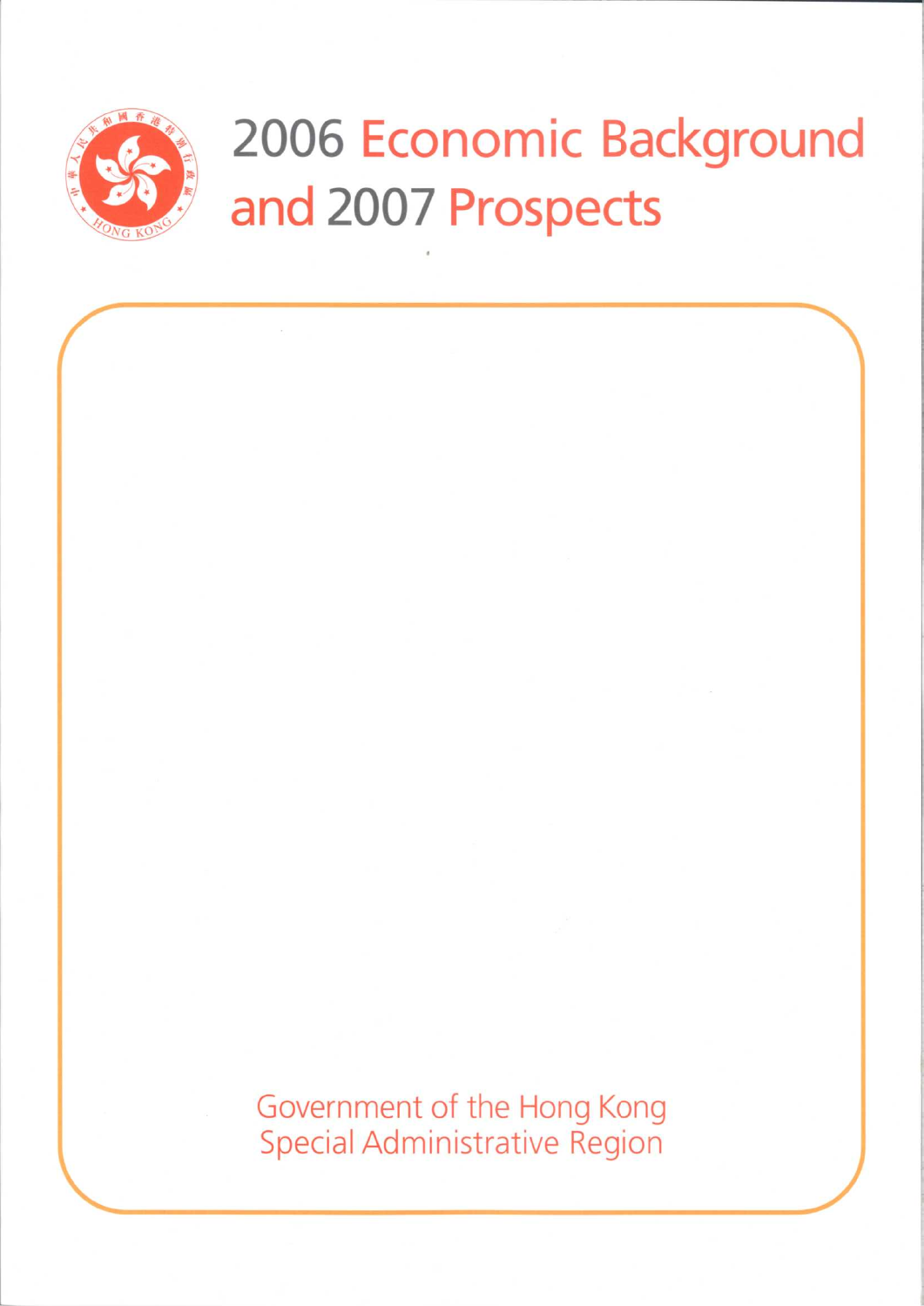# 2006 Economic Background and 2007 Prospects

Government of the Hong Kong Special Administrative Region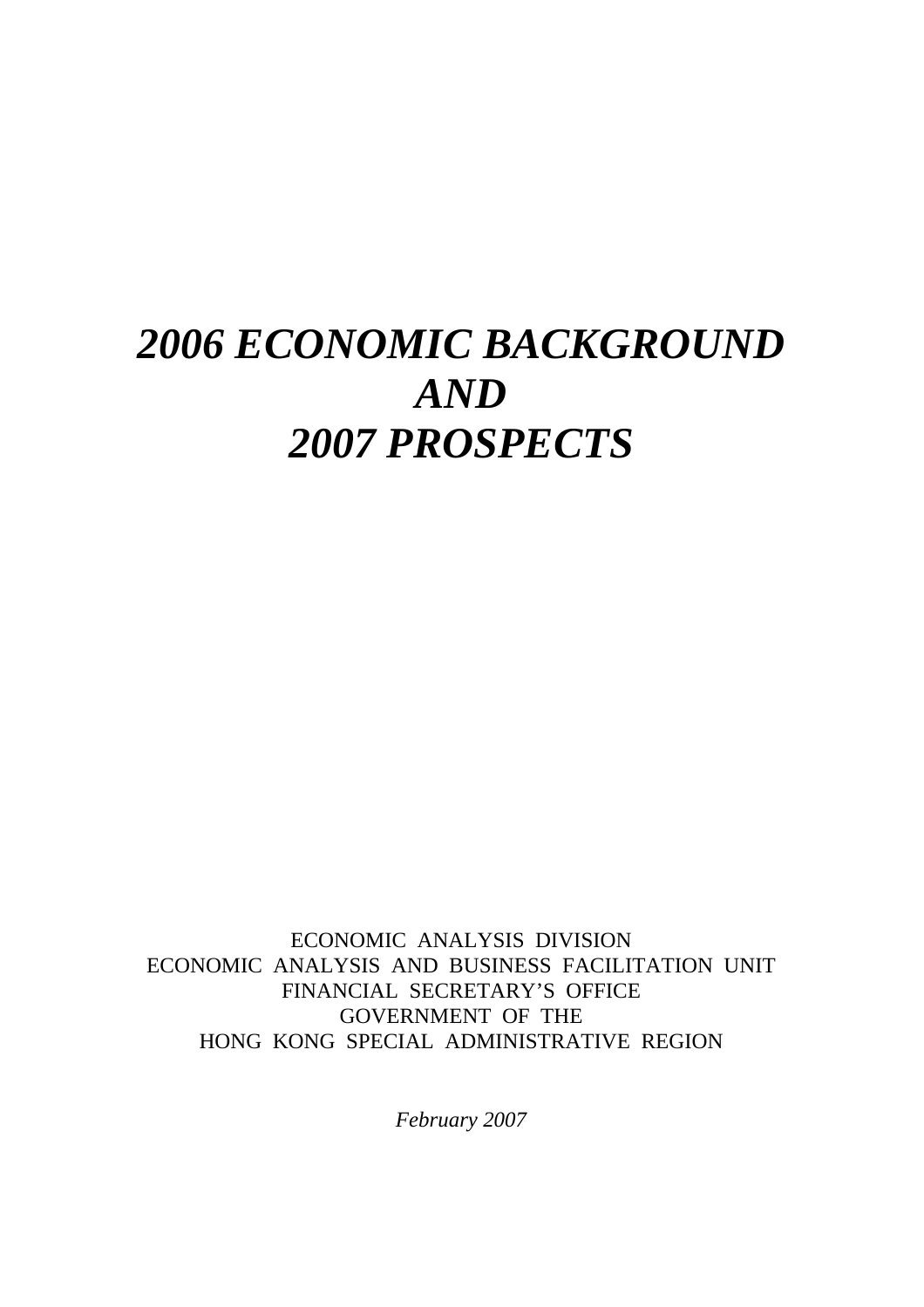# *2006 ECONOMIC BACKGROUND AND 2007 PROSPECTS*

ECONOMIC ANALYSIS DIVISION
ECONOMIC ANALYSIS AND BUSINESS FACILITATION UNIT
FINANCIAL SECRETARY'S OFFICE
GOVERNMENT OF THE
HONG KONG SPECIAL ADMINISTRATIVE REGION

*February 2007*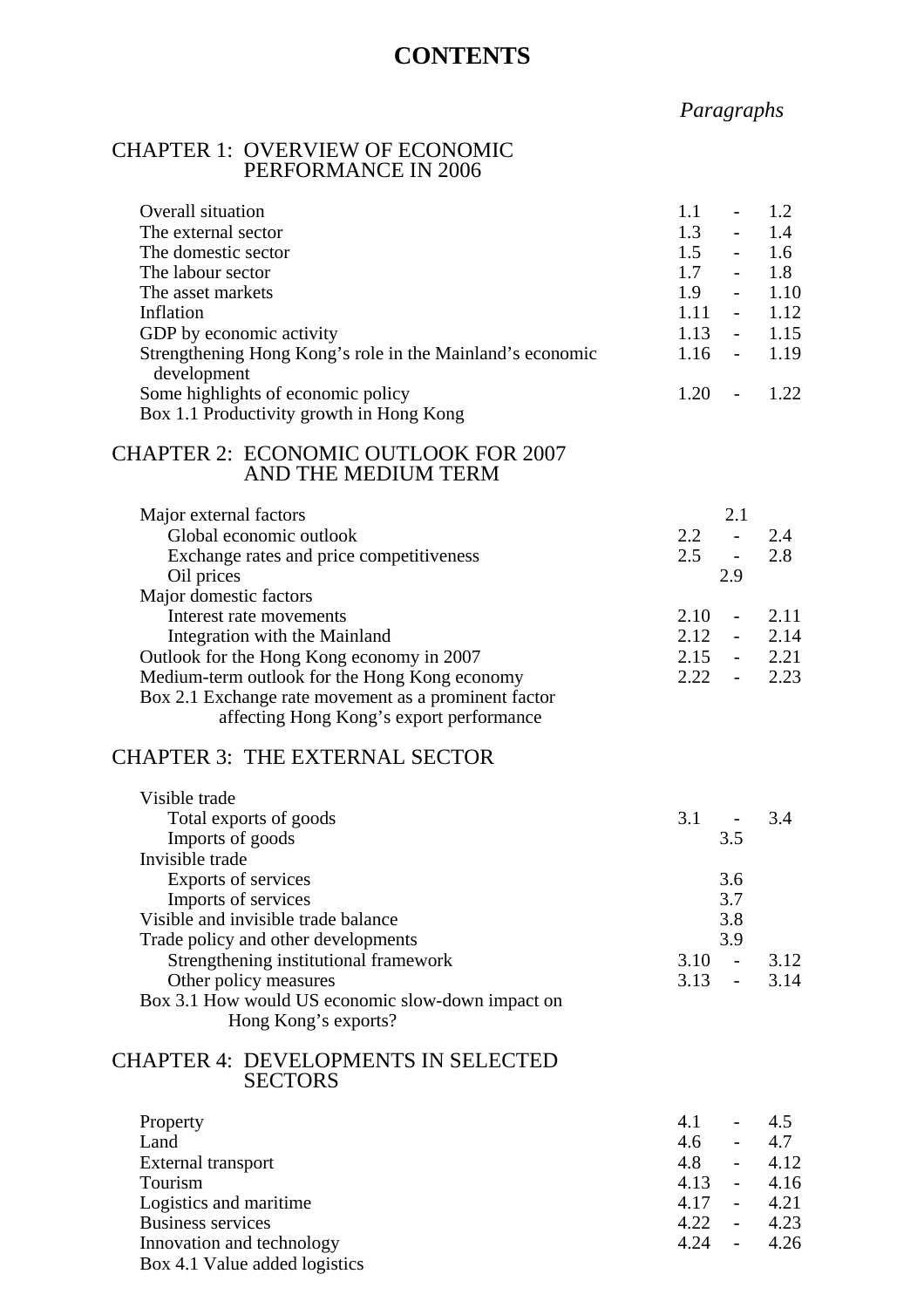# CONTENTS

| | *Paragraphs* |
|---|---|
| **CHAPTER 1: OVERVIEW OF ECONOMIC PERFORMANCE IN 2006** | |
| Overall situation | 1.1 - 1.2 |
| The external sector | 1.3 - 1.4 |
| The domestic sector | 1.5 - 1.6 |
| The labour sector | 1.7 - 1.8 |
| The asset markets | 1.9 - 1.10 |
| Inflation | 1.11 - 1.12 |
| GDP by economic activity | 1.13 - 1.15 |
| Strengthening Hong Kong's role in the Mainland's economic development | 1.16 - 1.19 |
| Some highlights of economic policy | 1.20 - 1.22 |
| Box 1.1 Productivity growth in Hong Kong | |
| **CHAPTER 2: ECONOMIC OUTLOOK FOR 2007 AND THE MEDIUM TERM** | |
| Major external factors | 2.1 |
| Global economic outlook | 2.2 - 2.4 |
| Exchange rates and price competitiveness | 2.5 - 2.8 |
| Oil prices | 2.9 |
| Major domestic factors | |
| Interest rate movements | 2.10 - 2.11 |
| Integration with the Mainland | 2.12 - 2.14 |
| Outlook for the Hong Kong economy in 2007 | 2.15 - 2.21 |
| Medium-term outlook for the Hong Kong economy | 2.22 - 2.23 |
| Box 2.1 Exchange rate movement as a prominent factor affecting Hong Kong's export performance | |
| **CHAPTER 3: THE EXTERNAL SECTOR** | |
| Visible trade | |
| Total exports of goods | 3.1 - 3.4 |
| Imports of goods | 3.5 |
| Invisible trade | |
| Exports of services | 3.6 |
| Imports of services | 3.7 |
| Visible and invisible trade balance | 3.8 |
| Trade policy and other developments | 3.9 |
| Strengthening institutional framework | 3.10 - 3.12 |
| Other policy measures | 3.13 - 3.14 |
| Box 3.1 How would US economic slow-down impact on Hong Kong's exports? | |
| **CHAPTER 4: DEVELOPMENTS IN SELECTED SECTORS** | |
| Property | 4.1 - 4.5 |
| Land | 4.6 - 4.7 |
| External transport | 4.8 - 4.12 |
| Tourism | 4.13 - 4.16 |
| Logistics and maritime | 4.17 - 4.21 |
| Business services | 4.22 - 4.23 |
| Innovation and technology | 4.24 - 4.26 |
| Box 4.1 Value added logistics | |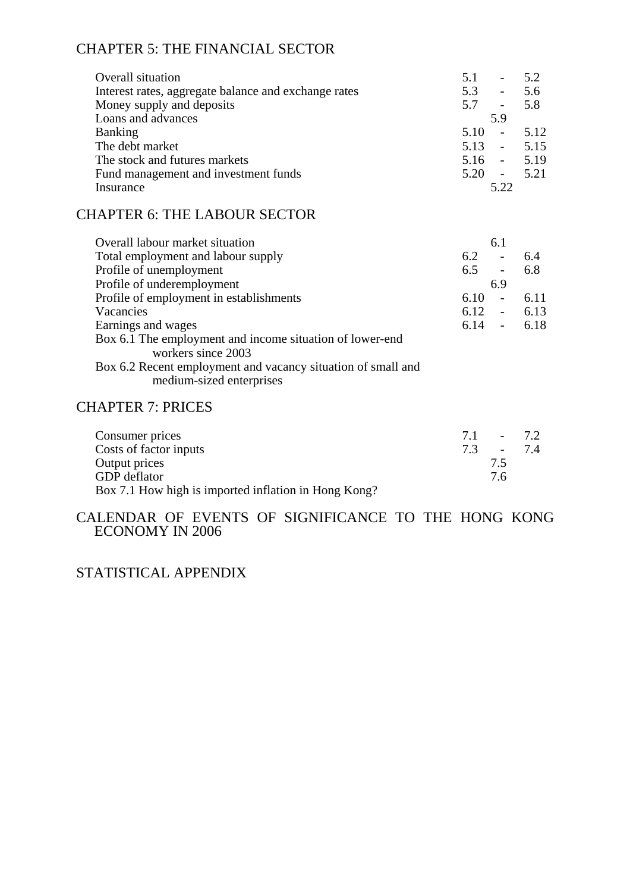## CHAPTER 5: THE FINANCIAL SECTOR

| | |
|---|---|
| Overall situation | 5.1 - 5.2 |
| Interest rates, aggregate balance and exchange rates | 5.3 - 5.6 |
| Money supply and deposits | 5.7 - 5.8 |
| Loans and advances | 5.9 |
| Banking | 5.10 - 5.12 |
| The debt market | 5.13 - 5.15 |
| The stock and futures markets | 5.16 - 5.19 |
| Fund management and investment funds | 5.20 - 5.21 |
| Insurance | 5.22 |

## CHAPTER 6: THE LABOUR SECTOR

| | |
|---|---|
| Overall labour market situation | 6.1 |
| Total employment and labour supply | 6.2 - 6.4 |
| Profile of unemployment | 6.5 - 6.8 |
| Profile of underemployment | 6.9 |
| Profile of employment in establishments | 6.10 - 6.11 |
| Vacancies | 6.12 - 6.13 |
| Earnings and wages | 6.14 - 6.18 |
| Box 6.1 The employment and income situation of lower-end workers since 2003 | |
| Box 6.2 Recent employment and vacancy situation of small and medium-sized enterprises | |

## CHAPTER 7: PRICES

| | |
|---|---|
| Consumer prices | 7.1 - 7.2 |
| Costs of factor inputs | 7.3 - 7.4 |
| Output prices | 7.5 |
| GDP deflator | 7.6 |
| Box 7.1 How high is imported inflation in Hong Kong? | |

## CALENDAR OF EVENTS OF SIGNIFICANCE TO THE HONG KONG ECONOMY IN 2006

## STATISTICAL APPENDIX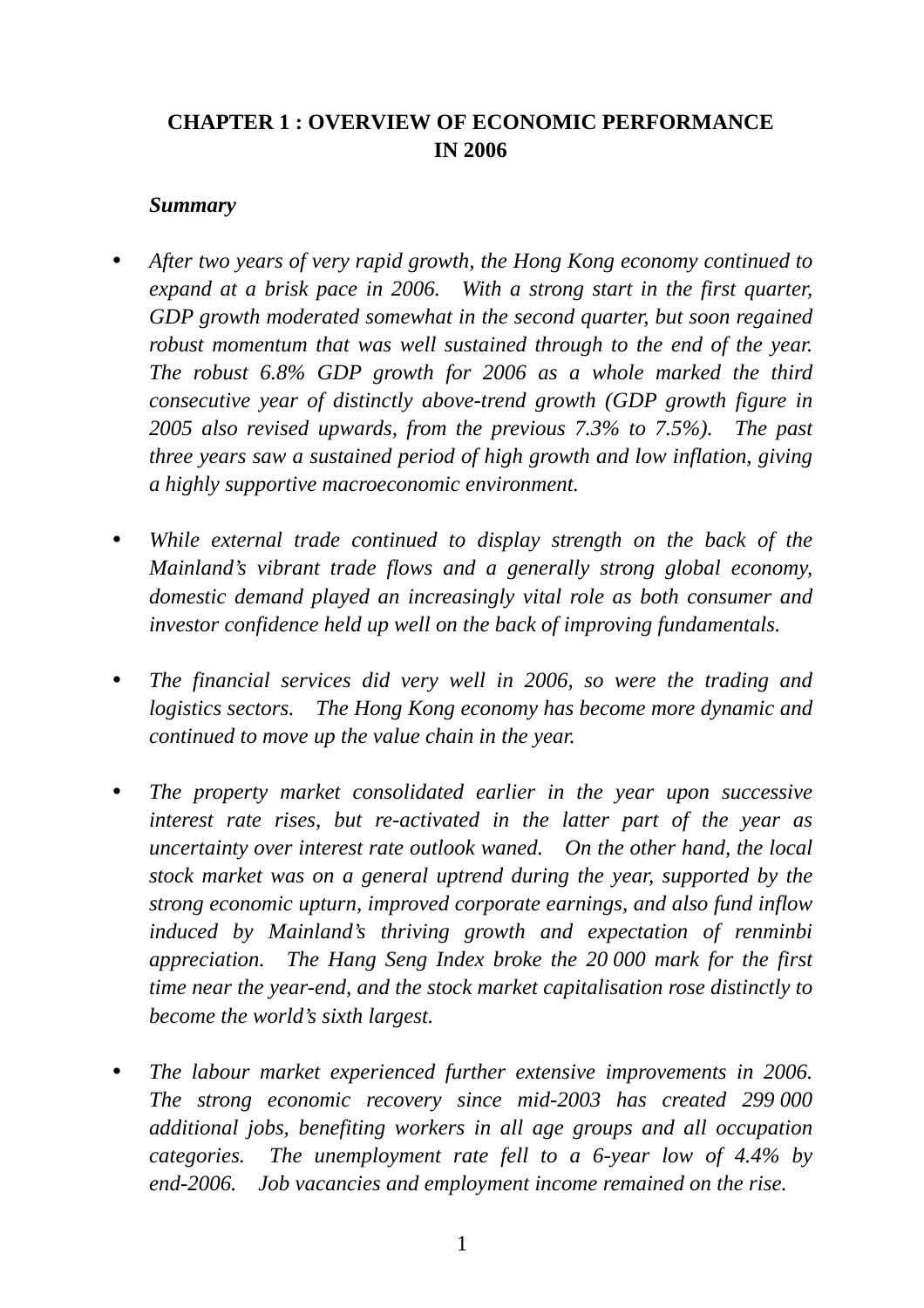# CHAPTER 1 : OVERVIEW OF ECONOMIC PERFORMANCE IN 2006

***Summary***

- *After two years of very rapid growth, the Hong Kong economy continued to expand at a brisk pace in 2006. With a strong start in the first quarter, GDP growth moderated somewhat in the second quarter, but soon regained robust momentum that was well sustained through to the end of the year. The robust 6.8% GDP growth for 2006 as a whole marked the third consecutive year of distinctly above-trend growth (GDP growth figure in 2005 also revised upwards, from the previous 7.3% to 7.5%). The past three years saw a sustained period of high growth and low inflation, giving a highly supportive macroeconomic environment.*

- *While external trade continued to display strength on the back of the Mainland's vibrant trade flows and a generally strong global economy, domestic demand played an increasingly vital role as both consumer and investor confidence held up well on the back of improving fundamentals.*

- *The financial services did very well in 2006, so were the trading and logistics sectors. The Hong Kong economy has become more dynamic and continued to move up the value chain in the year.*

- *The property market consolidated earlier in the year upon successive interest rate rises, but re-activated in the latter part of the year as uncertainty over interest rate outlook waned. On the other hand, the local stock market was on a general uptrend during the year, supported by the strong economic upturn, improved corporate earnings, and also fund inflow induced by Mainland's thriving growth and expectation of renminbi appreciation. The Hang Seng Index broke the 20 000 mark for the first time near the year-end, and the stock market capitalisation rose distinctly to become the world's sixth largest.*

- *The labour market experienced further extensive improvements in 2006. The strong economic recovery since mid-2003 has created 299 000 additional jobs, benefiting workers in all age groups and all occupation categories. The unemployment rate fell to a 6-year low of 4.4% by end-2006. Job vacancies and employment income remained on the rise.*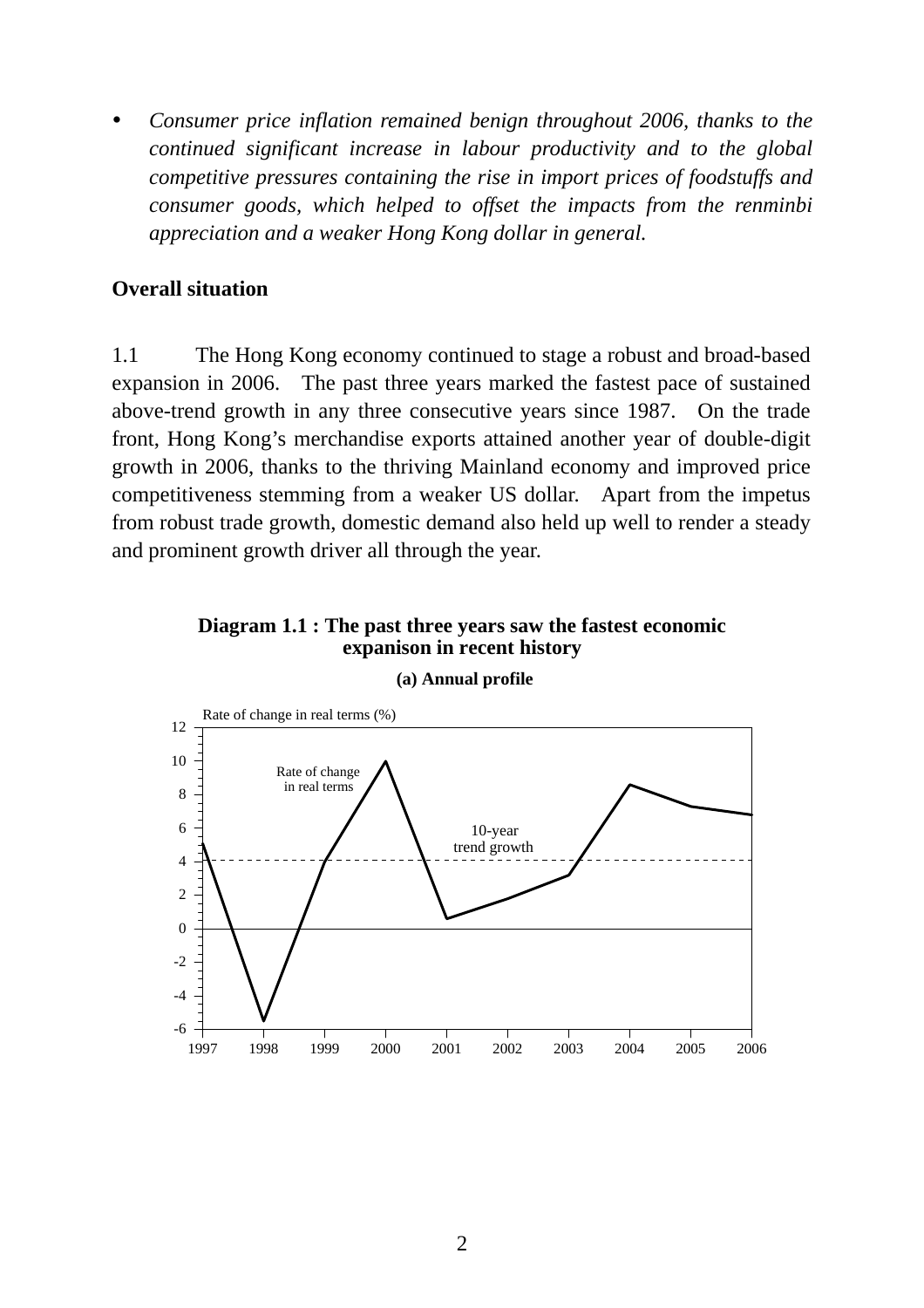- *Consumer price inflation remained benign throughout 2006, thanks to the continued significant increase in labour productivity and to the global competitive pressures containing the rise in import prices of foodstuffs and consumer goods, which helped to offset the impacts from the renminbi appreciation and a weaker Hong Kong dollar in general.*

**Overall situation**

1.1 The Hong Kong economy continued to stage a robust and broad-based expansion in 2006. The past three years marked the fastest pace of sustained above-trend growth in any three consecutive years since 1987. On the trade front, Hong Kong's merchandise exports attained another year of double-digit growth in 2006, thanks to the thriving Mainland economy and improved price competitiveness stemming from a weaker US dollar. Apart from the impetus from robust trade growth, domestic demand also held up well to render a steady and prominent growth driver all through the year.

**Diagram 1.1 : The past three years saw the fastest economic expanison in recent history**

**(a) Annual profile**

Rate of change in real terms (%)

12
10
8
6
4
2
0
-2
-4
-6

Rate of change in real terms

10-year trend growth

1997 1998 1999 2000 2001 2002 2003 2004 2005 2006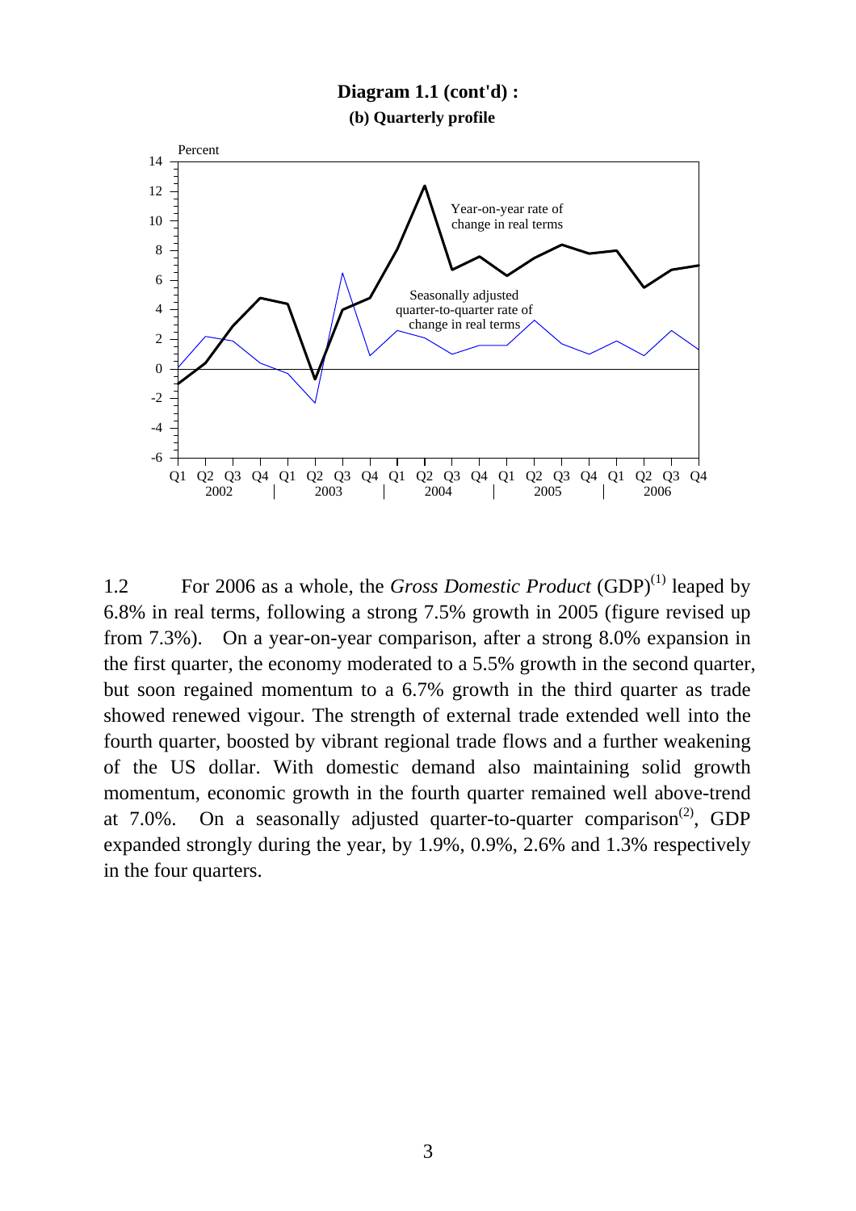**Diagram 1.1 (cont'd) :**
**(b) Quarterly profile**

1.2 For 2006 as a whole, the *Gross Domestic Product* (GDP)[(1)] leaped by 6.8% in real terms, following a strong 7.5% growth in 2005 (figure revised up from 7.3%). On a year-on-year comparison, after a strong 8.0% expansion in the first quarter, the economy moderated to a 5.5% growth in the second quarter, but soon regained momentum to a 6.7% growth in the third quarter as trade showed renewed vigour. The strength of external trade extended well into the fourth quarter, boosted by vibrant regional trade flows and a further weakening of the US dollar. With domestic demand also maintaining solid growth momentum, economic growth in the fourth quarter remained well above-trend at 7.0%. On a seasonally adjusted quarter-to-quarter comparison[(2)], GDP expanded strongly during the year, by 1.9%, 0.9%, 2.6% and 1.3% respectively in the four quarters.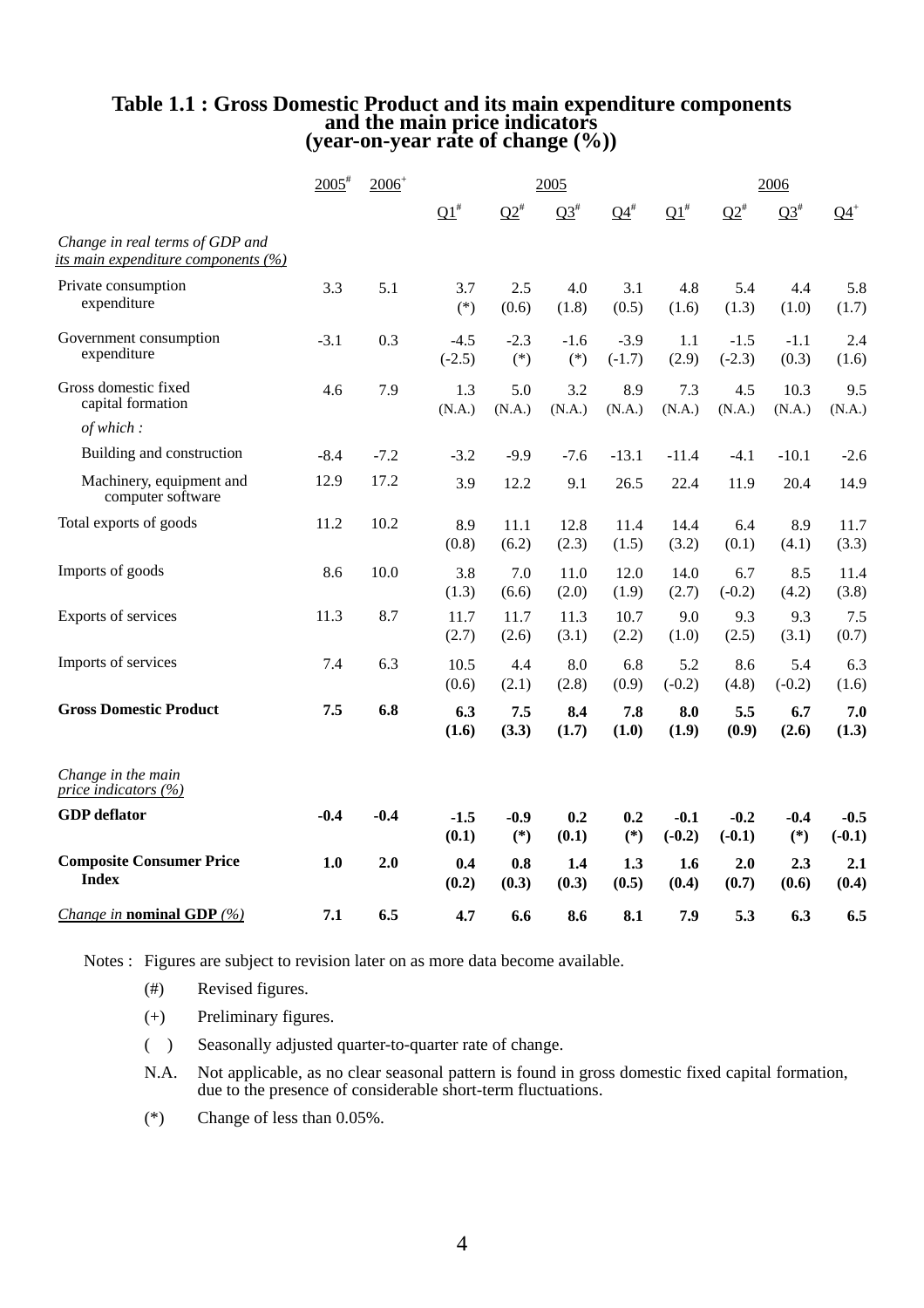# Table 1.1 : Gross Domestic Product and its main expenditure components and the main price indicators (year-on-year rate of change (%))

| | 2005[#] | 2006[+] | 2005 | | | | 2006 | | | |
|---|---|---|---|---|---|---|---|---|---|---|
| | | | Q1[#] | Q2[#] | Q3[#] | Q4[#] | Q1[#] | Q2[#] | Q3[#] | Q4[+] |
| *Change in real terms of GDP and its main expenditure components (%)* | | | | | | | | | | |
| Private consumption expenditure | 3.3 | 5.1 | 3.7 (*) | 2.5 (0.6) | 4.0 (1.8) | 3.1 (0.5) | 4.8 (1.6) | 5.4 (1.3) | 4.4 (1.0) | 5.8 (1.7) |
| Government consumption expenditure | -3.1 | 0.3 | -4.5 (-2.5) | -2.3 (*) | -1.6 (*) | -3.9 (-1.7) | 1.1 (2.9) | -1.5 (-2.3) | -1.1 (0.3) | 2.4 (1.6) |
| Gross domestic fixed capital formation | 4.6 | 7.9 | 1.3 (N.A.) | 5.0 (N.A.) | 3.2 (N.A.) | 8.9 (N.A.) | 7.3 (N.A.) | 4.5 (N.A.) | 10.3 (N.A.) | 9.5 (N.A.) |
| *of which :* | | | | | | | | | | |
| Building and construction | -8.4 | -7.2 | -3.2 | -9.9 | -7.6 | -13.1 | -11.4 | -4.1 | -10.1 | -2.6 |
| Machinery, equipment and computer software | 12.9 | 17.2 | 3.9 | 12.2 | 9.1 | 26.5 | 22.4 | 11.9 | 20.4 | 14.9 |
| Total exports of goods | 11.2 | 10.2 | 8.9 (0.8) | 11.1 (6.2) | 12.8 (2.3) | 11.4 (1.5) | 14.4 (3.2) | 6.4 (0.1) | 8.9 (4.1) | 11.7 (3.3) |
| Imports of goods | 8.6 | 10.0 | 3.8 (1.3) | 7.0 (6.6) | 11.0 (2.0) | 12.0 (1.9) | 14.0 (2.7) | 6.7 (-0.2) | 8.5 (4.2) | 11.4 (3.8) |
| Exports of services | 11.3 | 8.7 | 11.7 (2.7) | 11.7 (2.6) | 11.3 (3.1) | 10.7 (2.2) | 9.0 (1.0) | 9.3 (2.5) | 9.3 (3.1) | 7.5 (0.7) |
| Imports of services | 7.4 | 6.3 | 10.5 (0.6) | 4.4 (2.1) | 8.0 (2.8) | 6.8 (0.9) | 5.2 (-0.2) | 8.6 (4.8) | 5.4 (-0.2) | 6.3 (1.6) |
| **Gross Domestic Product** | **7.5** | **6.8** | **6.3 (1.6)** | **7.5 (3.3)** | **8.4 (1.7)** | **7.8 (1.0)** | **8.0 (1.9)** | **5.5 (0.9)** | **6.7 (2.6)** | **7.0 (1.3)** |
| *Change in the main price indicators (%)* | | | | | | | | | | |
| **GDP deflator** | **-0.4** | **-0.4** | **-1.5 (0.1)** | **-0.9 (*)** | **0.2 (0.1)** | **0.2 (*)** | **-0.1 (-0.2)** | **-0.2 (-0.1)** | **-0.4 (*)** | **-0.5 (-0.1)** |
| **Composite Consumer Price Index** | **1.0** | **2.0** | **0.4 (0.2)** | **0.8 (0.3)** | **1.4 (0.3)** | **1.3 (0.5)** | **1.6 (0.4)** | **2.0 (0.7)** | **2.3 (0.6)** | **2.1 (0.4)** |
| *Change in* **nominal GDP** *(%)* | **7.1** | **6.5** | **4.7** | **6.6** | **8.6** | **8.1** | **7.9** | **5.3** | **6.3** | **6.5** |

Notes : Figures are subject to revision later on as more data become available.

(#) Revised figures.

(+) Preliminary figures.

( ) Seasonally adjusted quarter-to-quarter rate of change.

N.A. Not applicable, as no clear seasonal pattern is found in gross domestic fixed capital formation, due to the presence of considerable short-term fluctuations.

(*) Change of less than 0.05%.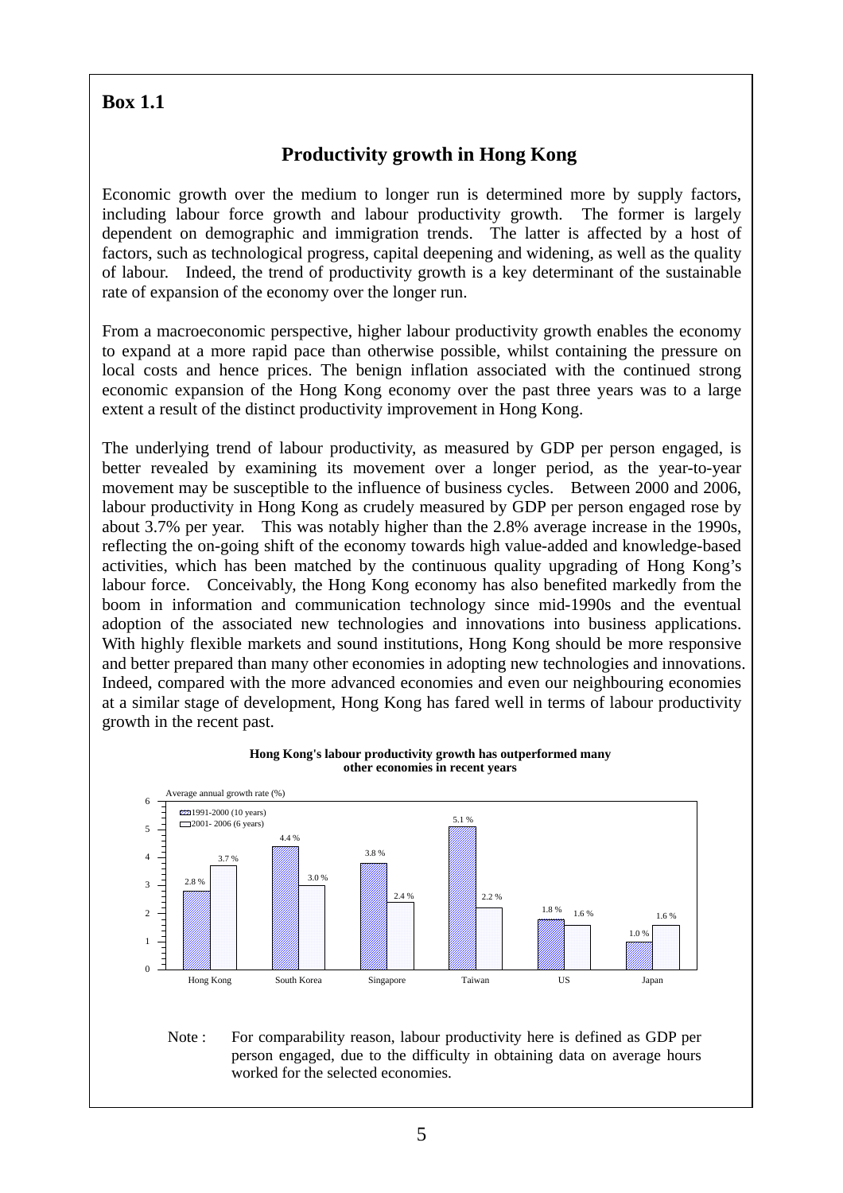## Box 1.1

### Productivity growth in Hong Kong

Economic growth over the medium to longer run is determined more by supply factors, including labour force growth and labour productivity growth. The former is largely dependent on demographic and immigration trends. The latter is affected by a host of factors, such as technological progress, capital deepening and widening, as well as the quality of labour. Indeed, the trend of productivity growth is a key determinant of the sustainable rate of expansion of the economy over the longer run.

From a macroeconomic perspective, higher labour productivity growth enables the economy to expand at a more rapid pace than otherwise possible, whilst containing the pressure on local costs and hence prices. The benign inflation associated with the continued strong economic expansion of the Hong Kong economy over the past three years was to a large extent a result of the distinct productivity improvement in Hong Kong.

The underlying trend of labour productivity, as measured by GDP per person engaged, is better revealed by examining its movement over a longer period, as the year-to-year movement may be susceptible to the influence of business cycles. Between 2000 and 2006, labour productivity in Hong Kong as crudely measured by GDP per person engaged rose by about 3.7% per year. This was notably higher than the 2.8% average increase in the 1990s, reflecting the on-going shift of the economy towards high value-added and knowledge-based activities, which has been matched by the continuous quality upgrading of Hong Kong's labour force. Conceivably, the Hong Kong economy has also benefited markedly from the boom in information and communication technology since mid-1990s and the eventual adoption of the associated new technologies and innovations into business applications. With highly flexible markets and sound institutions, Hong Kong should be more responsive and better prepared than many other economies in adopting new technologies and innovations. Indeed, compared with the more advanced economies and even our neighbouring economies at a similar stage of development, Hong Kong has fared well in terms of labour productivity growth in the recent past.

**Hong Kong's labour productivity growth has outperformed many other economies in recent years**

Average annual growth rate (%)

| | 1991-2000 (10 years) | 2001- 2006 (6 years) |
|---|---|---|
| Hong Kong | 2.8 % | 3.7 % |
| South Korea | 4.4 % | 3.0 % |
| Singapore | 3.8 % | 2.4 % |
| Taiwan | 5.1 % | 2.2 % |
| US | 1.8 % | 1.6 % |
| Japan | 1.0 % | 1.6 % |

Note : For comparability reason, labour productivity here is defined as GDP per person engaged, due to the difficulty in obtaining data on average hours worked for the selected economies.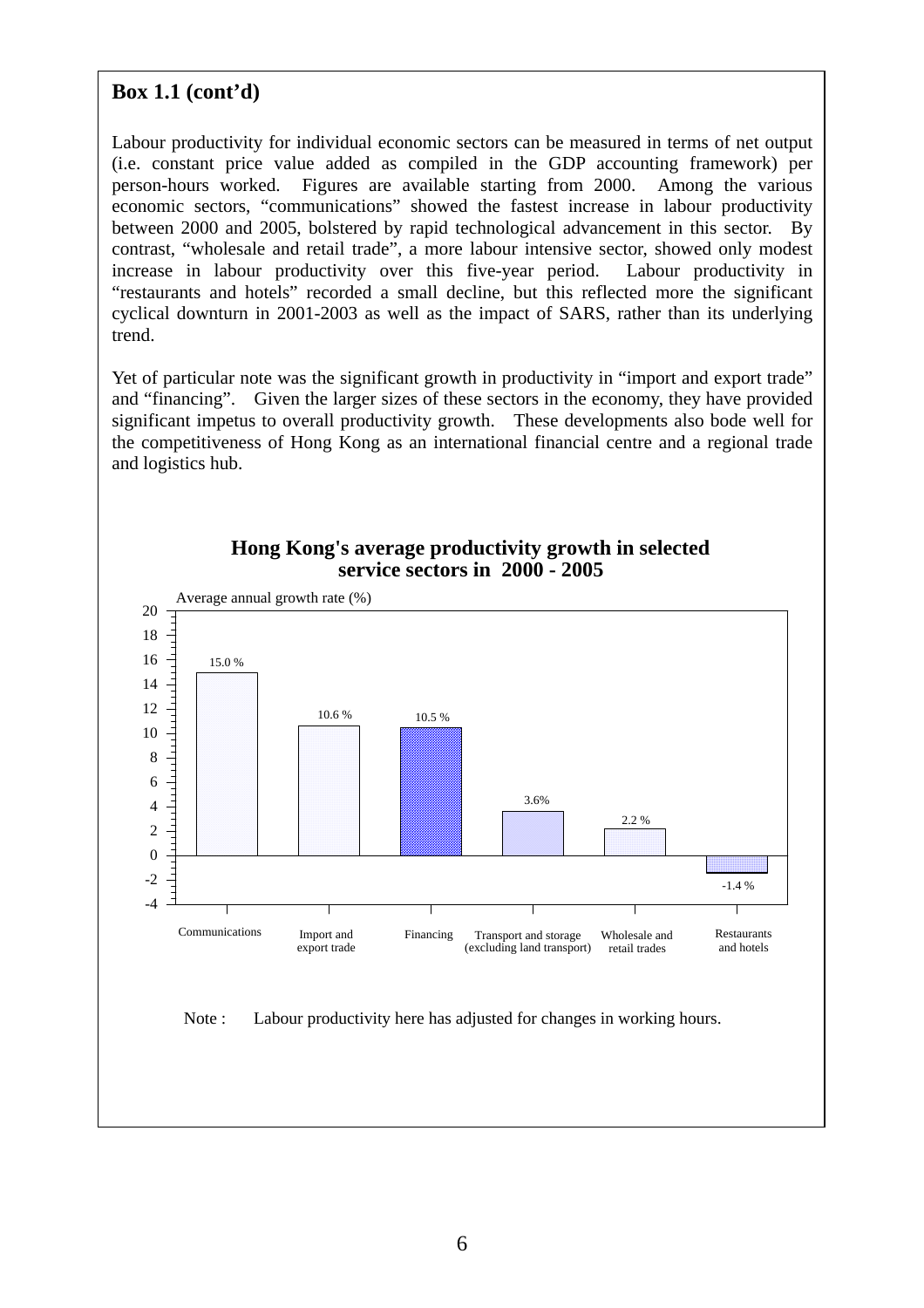## Box 1.1 (cont'd)

Labour productivity for individual economic sectors can be measured in terms of net output (i.e. constant price value added as compiled in the GDP accounting framework) per person-hours worked. Figures are available starting from 2000. Among the various economic sectors, "communications" showed the fastest increase in labour productivity between 2000 and 2005, bolstered by rapid technological advancement in this sector. By contrast, "wholesale and retail trade", a more labour intensive sector, showed only modest increase in labour productivity over this five-year period. Labour productivity in "restaurants and hotels" recorded a small decline, but this reflected more the significant cyclical downturn in 2001-2003 as well as the impact of SARS, rather than its underlying trend.

Yet of particular note was the significant growth in productivity in "import and export trade" and "financing". Given the larger sizes of these sectors in the economy, they have provided significant impetus to overall productivity growth. These developments also bode well for the competitiveness of Hong Kong as an international financial centre and a regional trade and logistics hub.

**Hong Kong's average productivity growth in selected service sectors in 2000 - 2005**

Average annual growth rate (%)

| Sector | Average annual growth rate (%) |
|---|---|
| Communications | 15.0 % |
| Import and export trade | 10.6 % |
| Financing | 10.5 % |
| Transport and storage (excluding land transport) | 3.6% |
| Wholesale and retail trades | 2.2 % |
| Restaurants and hotels | -1.4 % |

Note : Labour productivity here has adjusted for changes in working hours.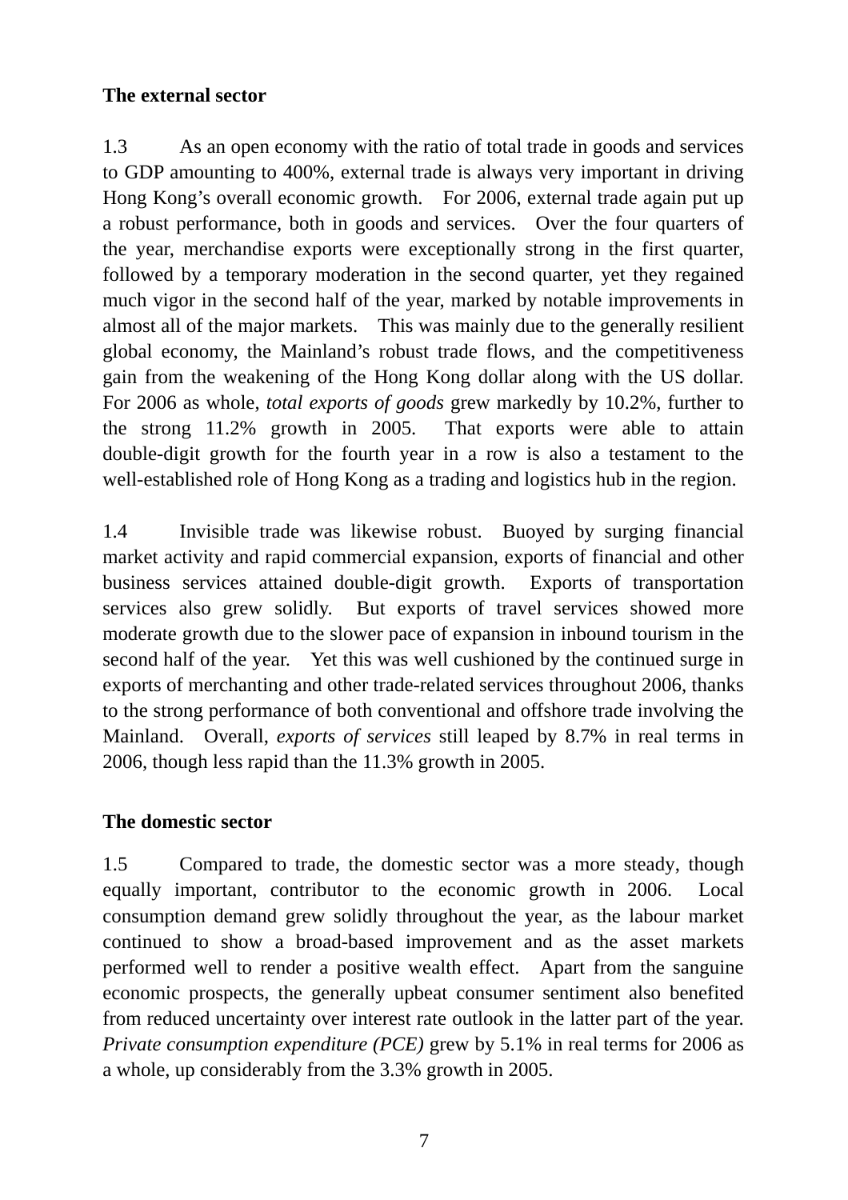**The external sector**

1.3 As an open economy with the ratio of total trade in goods and services to GDP amounting to 400%, external trade is always very important in driving Hong Kong's overall economic growth. For 2006, external trade again put up a robust performance, both in goods and services. Over the four quarters of the year, merchandise exports were exceptionally strong in the first quarter, followed by a temporary moderation in the second quarter, yet they regained much vigor in the second half of the year, marked by notable improvements in almost all of the major markets. This was mainly due to the generally resilient global economy, the Mainland's robust trade flows, and the competitiveness gain from the weakening of the Hong Kong dollar along with the US dollar. For 2006 as whole, *total exports of goods* grew markedly by 10.2%, further to the strong 11.2% growth in 2005. That exports were able to attain double-digit growth for the fourth year in a row is also a testament to the well-established role of Hong Kong as a trading and logistics hub in the region.

1.4 Invisible trade was likewise robust. Buoyed by surging financial market activity and rapid commercial expansion, exports of financial and other business services attained double-digit growth. Exports of transportation services also grew solidly. But exports of travel services showed more moderate growth due to the slower pace of expansion in inbound tourism in the second half of the year. Yet this was well cushioned by the continued surge in exports of merchanting and other trade-related services throughout 2006, thanks to the strong performance of both conventional and offshore trade involving the Mainland. Overall, *exports of services* still leaped by 8.7% in real terms in 2006, though less rapid than the 11.3% growth in 2005.

**The domestic sector**

1.5 Compared to trade, the domestic sector was a more steady, though equally important, contributor to the economic growth in 2006. Local consumption demand grew solidly throughout the year, as the labour market continued to show a broad-based improvement and as the asset markets performed well to render a positive wealth effect. Apart from the sanguine economic prospects, the generally upbeat consumer sentiment also benefited from reduced uncertainty over interest rate outlook in the latter part of the year. *Private consumption expenditure (PCE)* grew by 5.1% in real terms for 2006 as a whole, up considerably from the 3.3% growth in 2005.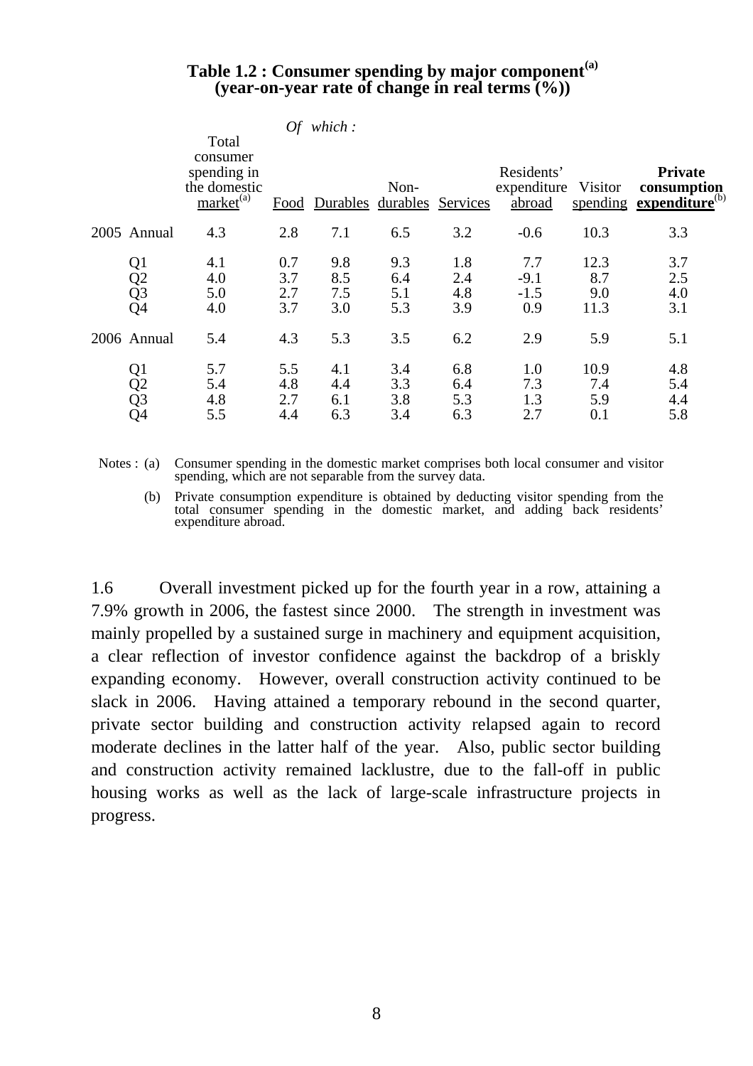**Table 1.2 : Consumer spending by major component[(a)]**
**(year-on-year rate of change in real terms (%))**

| | Total consumer spending in the domestic market[(a)] | *Of which :* Food | Durables | Non-durables | Services | Residents' expenditure abroad | Visitor spending | **Private consumption expenditure**[(b)] |
|---|---|---|---|---|---|---|---|---|
| 2005 Annual | 4.3 | 2.8 | 7.1 | 6.5 | 3.2 | -0.6 | 10.3 | 3.3 |
| Q1 | 4.1 | 0.7 | 9.8 | 9.3 | 1.8 | 7.7 | 12.3 | 3.7 |
| Q2 | 4.0 | 3.7 | 8.5 | 6.4 | 2.4 | -9.1 | 8.7 | 2.5 |
| Q3 | 5.0 | 2.7 | 7.5 | 5.1 | 4.8 | -1.5 | 9.0 | 4.0 |
| Q4 | 4.0 | 3.7 | 3.0 | 5.3 | 3.9 | 0.9 | 11.3 | 3.1 |
| 2006 Annual | 5.4 | 4.3 | 5.3 | 3.5 | 6.2 | 2.9 | 5.9 | 5.1 |
| Q1 | 5.7 | 5.5 | 4.1 | 3.4 | 6.8 | 1.0 | 10.9 | 4.8 |
| Q2 | 5.4 | 4.8 | 4.4 | 3.3 | 6.4 | 7.3 | 7.4 | 5.4 |
| Q3 | 4.8 | 2.7 | 6.1 | 3.8 | 5.3 | 1.3 | 5.9 | 4.4 |
| Q4 | 5.5 | 4.4 | 6.3 | 3.4 | 6.3 | 2.7 | 0.1 | 5.8 |

Notes : (a) Consumer spending in the domestic market comprises both local consumer and visitor spending, which are not separable from the survey data.

(b) Private consumption expenditure is obtained by deducting visitor spending from the total consumer spending in the domestic market, and adding back residents' expenditure abroad.

1.6 Overall investment picked up for the fourth year in a row, attaining a 7.9% growth in 2006, the fastest since 2000. The strength in investment was mainly propelled by a sustained surge in machinery and equipment acquisition, a clear reflection of investor confidence against the backdrop of a briskly expanding economy. However, overall construction activity continued to be slack in 2006. Having attained a temporary rebound in the second quarter, private sector building and construction activity relapsed again to record moderate declines in the latter half of the year. Also, public sector building and construction activity remained lacklustre, due to the fall-off in public housing works as well as the lack of large-scale infrastructure projects in progress.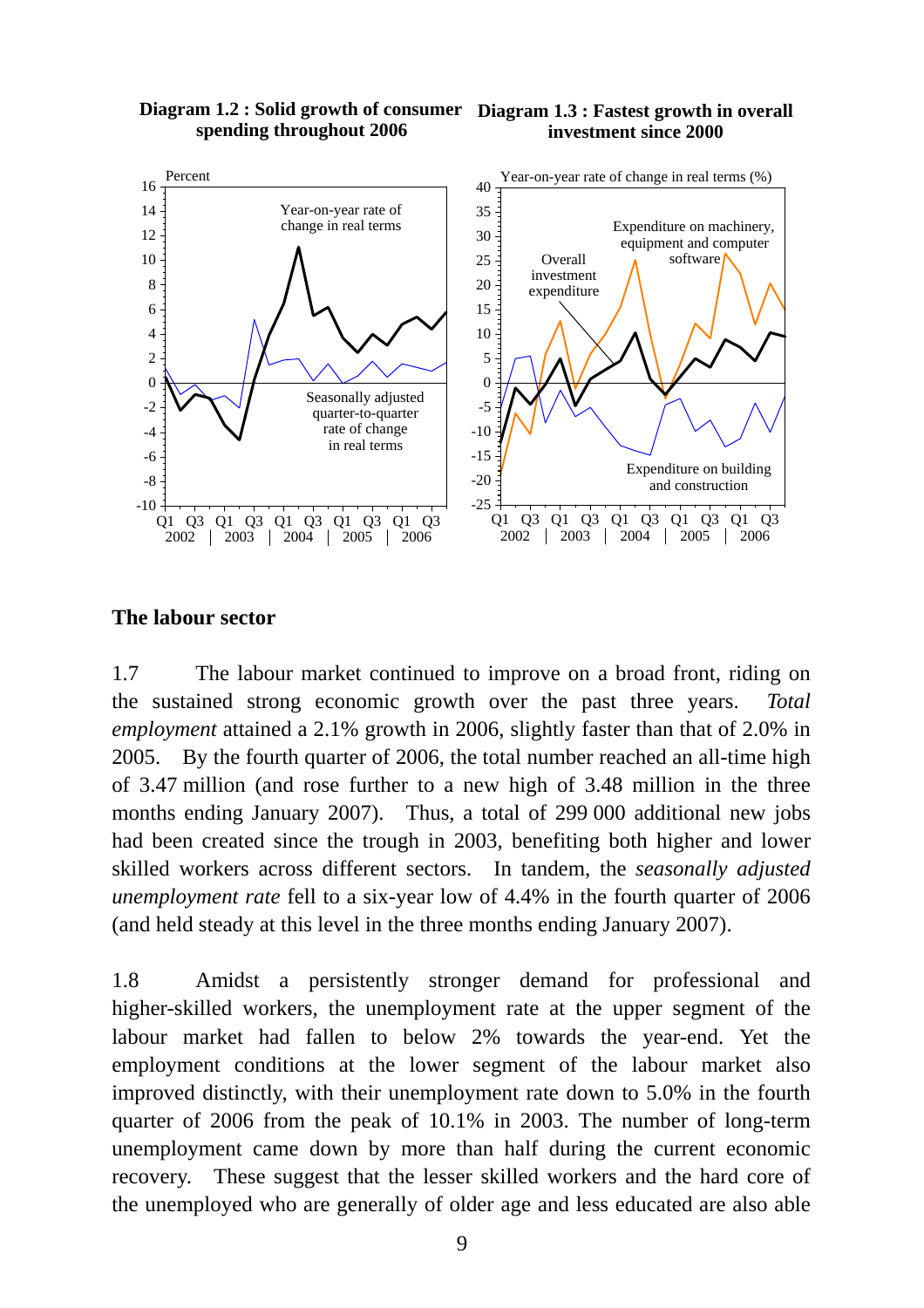**Diagram 1.2 : Solid growth of consumer spending throughout 2006**

**Diagram 1.3 : Fastest growth in overall investment since 2000**

## The labour sector

1.7 The labour market continued to improve on a broad front, riding on the sustained strong economic growth over the past three years. *Total employment* attained a 2.1% growth in 2006, slightly faster than that of 2.0% in 2005. By the fourth quarter of 2006, the total number reached an all-time high of 3.47 million (and rose further to a new high of 3.48 million in the three months ending January 2007). Thus, a total of 299 000 additional new jobs had been created since the trough in 2003, benefiting both higher and lower skilled workers across different sectors. In tandem, the *seasonally adjusted unemployment rate* fell to a six-year low of 4.4% in the fourth quarter of 2006 (and held steady at this level in the three months ending January 2007).

1.8 Amidst a persistently stronger demand for professional and higher-skilled workers, the unemployment rate at the upper segment of the labour market had fallen to below 2% towards the year-end. Yet the employment conditions at the lower segment of the labour market also improved distinctly, with their unemployment rate down to 5.0% in the fourth quarter of 2006 from the peak of 10.1% in 2003. The number of long-term unemployment came down by more than half during the current economic recovery. These suggest that the lesser skilled workers and the hard core of the unemployed who are generally of older age and less educated are also able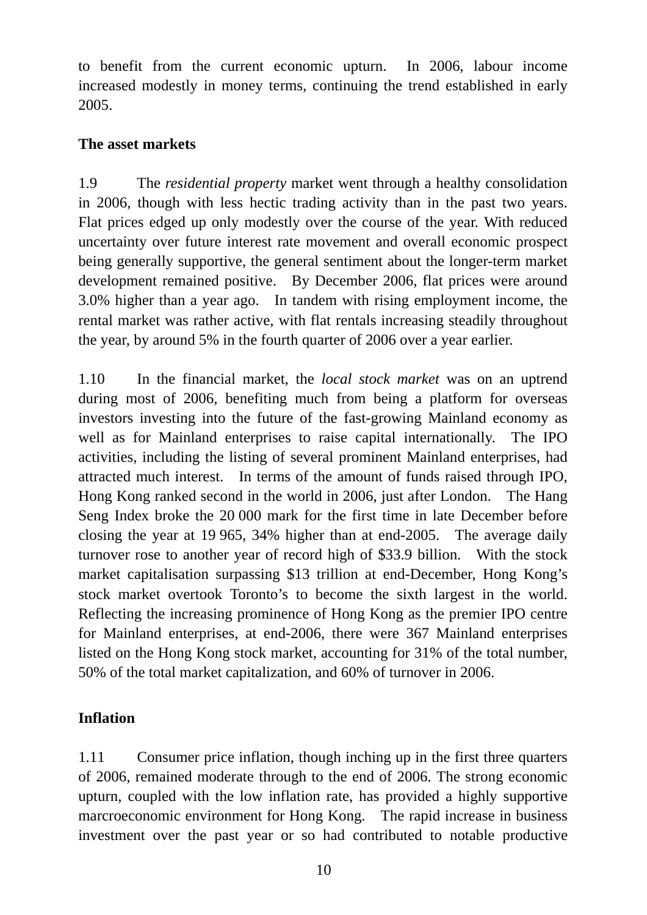to benefit from the current economic upturn. In 2006, labour income increased modestly in money terms, continuing the trend established in early 2005.

**The asset markets**

1.9 The *residential property* market went through a healthy consolidation in 2006, though with less hectic trading activity than in the past two years. Flat prices edged up only modestly over the course of the year. With reduced uncertainty over future interest rate movement and overall economic prospect being generally supportive, the general sentiment about the longer-term market development remained positive. By December 2006, flat prices were around 3.0% higher than a year ago. In tandem with rising employment income, the rental market was rather active, with flat rentals increasing steadily throughout the year, by around 5% in the fourth quarter of 2006 over a year earlier.

1.10 In the financial market, the *local stock market* was on an uptrend during most of 2006, benefiting much from being a platform for overseas investors investing into the future of the fast-growing Mainland economy as well as for Mainland enterprises to raise capital internationally. The IPO activities, including the listing of several prominent Mainland enterprises, had attracted much interest. In terms of the amount of funds raised through IPO, Hong Kong ranked second in the world in 2006, just after London. The Hang Seng Index broke the 20 000 mark for the first time in late December before closing the year at 19 965, 34% higher than at end-2005. The average daily turnover rose to another year of record high of $33.9 billion. With the stock market capitalisation surpassing $13 trillion at end-December, Hong Kong's stock market overtook Toronto's to become the sixth largest in the world. Reflecting the increasing prominence of Hong Kong as the premier IPO centre for Mainland enterprises, at end-2006, there were 367 Mainland enterprises listed on the Hong Kong stock market, accounting for 31% of the total number, 50% of the total market capitalization, and 60% of turnover in 2006.

**Inflation**

1.11 Consumer price inflation, though inching up in the first three quarters of 2006, remained moderate through to the end of 2006. The strong economic upturn, coupled with the low inflation rate, has provided a highly supportive marcroeconomic environment for Hong Kong. The rapid increase in business investment over the past year or so had contributed to notable productive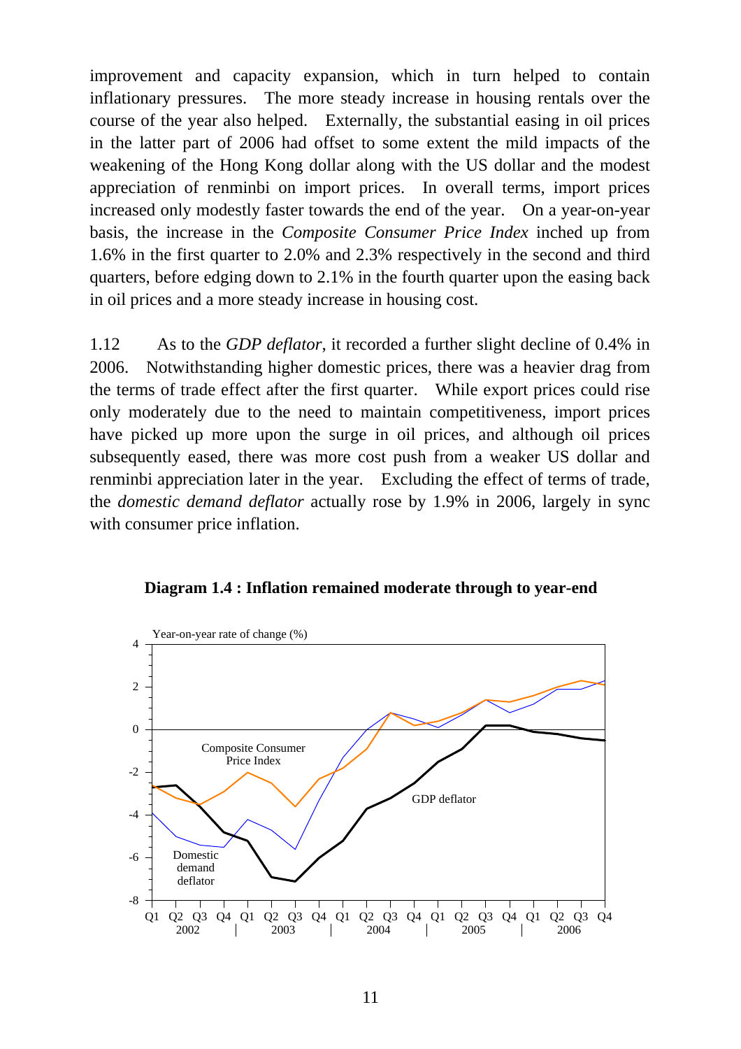improvement and capacity expansion, which in turn helped to contain inflationary pressures. The more steady increase in housing rentals over the course of the year also helped. Externally, the substantial easing in oil prices in the latter part of 2006 had offset to some extent the mild impacts of the weakening of the Hong Kong dollar along with the US dollar and the modest appreciation of renminbi on import prices. In overall terms, import prices increased only modestly faster towards the end of the year. On a year-on-year basis, the increase in the *Composite Consumer Price Index* inched up from 1.6% in the first quarter to 2.0% and 2.3% respectively in the second and third quarters, before edging down to 2.1% in the fourth quarter upon the easing back in oil prices and a more steady increase in housing cost.

1.12 As to the *GDP deflator*, it recorded a further slight decline of 0.4% in 2006. Notwithstanding higher domestic prices, there was a heavier drag from the terms of trade effect after the first quarter. While export prices could rise only moderately due to the need to maintain competitiveness, import prices have picked up more upon the surge in oil prices, and although oil prices subsequently eased, there was more cost push from a weaker US dollar and renminbi appreciation later in the year. Excluding the effect of terms of trade, the *domestic demand deflator* actually rose by 1.9% in 2006, largely in sync with consumer price inflation.

**Diagram 1.4 : Inflation remained moderate through to year-end**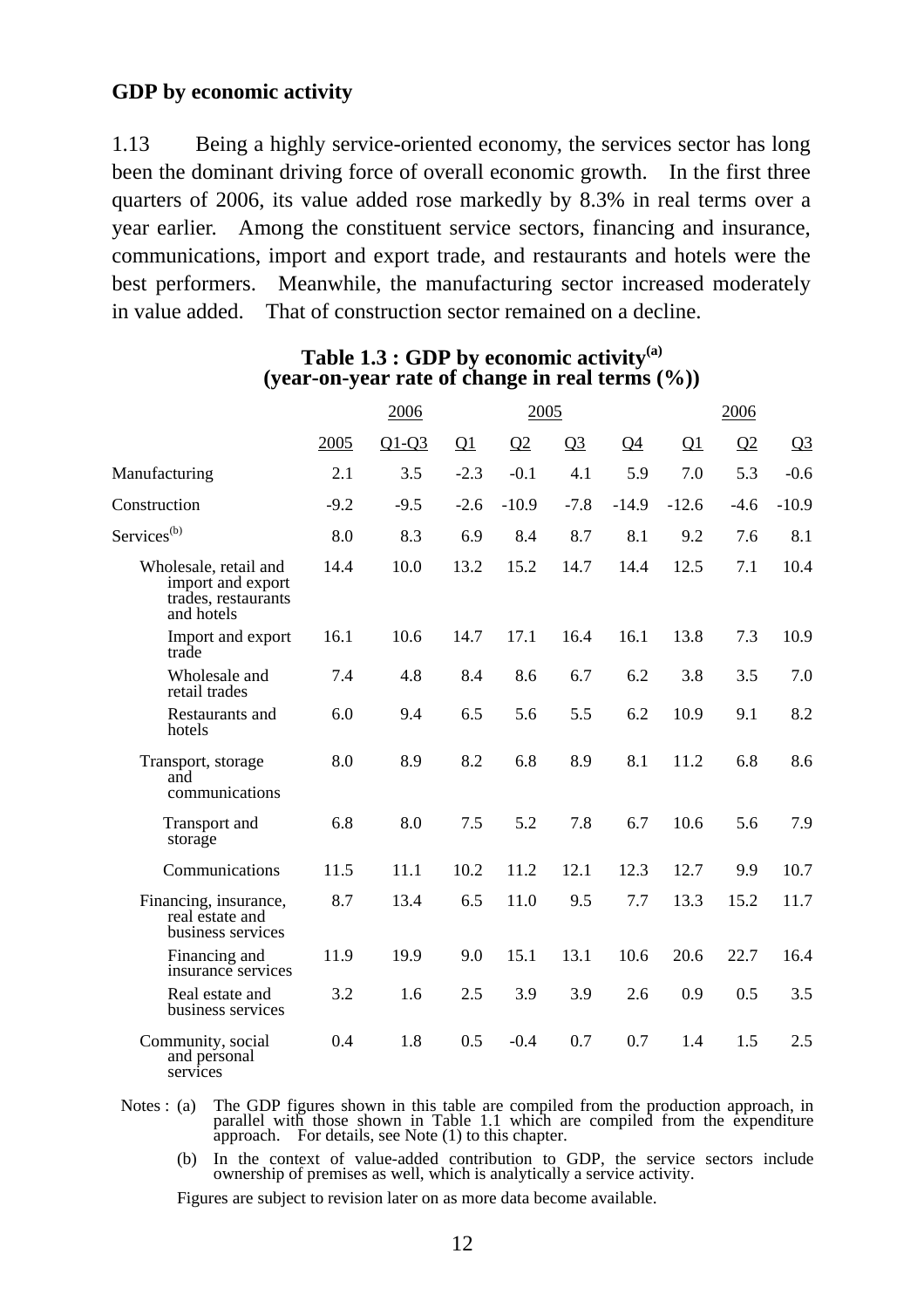**GDP by economic activity**

1.13 Being a highly service-oriented economy, the services sector has long been the dominant driving force of overall economic growth. In the first three quarters of 2006, its value added rose markedly by 8.3% in real terms over a year earlier. Among the constituent service sectors, financing and insurance, communications, import and export trade, and restaurants and hotels were the best performers. Meanwhile, the manufacturing sector increased moderately in value added. That of construction sector remained on a decline.

**Table 1.3 : GDP by economic activity[(a)]**
**(year-on-year rate of change in real terms (%))**

| | | 2006 | 2005 | | | | 2006 | | |
|---|---|---|---|---|---|---|---|---|---|
| | 2005 | Q1-Q3 | Q1 | Q2 | Q3 | Q4 | Q1 | Q2 | Q3 |
| Manufacturing | 2.1 | 3.5 | -2.3 | -0.1 | 4.1 | 5.9 | 7.0 | 5.3 | -0.6 |
| Construction | -9.2 | -9.5 | -2.6 | -10.9 | -7.8 | -14.9 | -12.6 | -4.6 | -10.9 |
| Services[(b)] | 8.0 | 8.3 | 6.9 | 8.4 | 8.7 | 8.1 | 9.2 | 7.6 | 8.1 |
| Wholesale, retail and import and export trades, restaurants and hotels | 14.4 | 10.0 | 13.2 | 15.2 | 14.7 | 14.4 | 12.5 | 7.1 | 10.4 |
| Import and export trade | 16.1 | 10.6 | 14.7 | 17.1 | 16.4 | 16.1 | 13.8 | 7.3 | 10.9 |
| Wholesale and retail trades | 7.4 | 4.8 | 8.4 | 8.6 | 6.7 | 6.2 | 3.8 | 3.5 | 7.0 |
| Restaurants and hotels | 6.0 | 9.4 | 6.5 | 5.6 | 5.5 | 6.2 | 10.9 | 9.1 | 8.2 |
| Transport, storage and communications | 8.0 | 8.9 | 8.2 | 6.8 | 8.9 | 8.1 | 11.2 | 6.8 | 8.6 |
| Transport and storage | 6.8 | 8.0 | 7.5 | 5.2 | 7.8 | 6.7 | 10.6 | 5.6 | 7.9 |
| Communications | 11.5 | 11.1 | 10.2 | 11.2 | 12.1 | 12.3 | 12.7 | 9.9 | 10.7 |
| Financing, insurance, real estate and business services | 8.7 | 13.4 | 6.5 | 11.0 | 9.5 | 7.7 | 13.3 | 15.2 | 11.7 |
| Financing and insurance services | 11.9 | 19.9 | 9.0 | 15.1 | 13.1 | 10.6 | 20.6 | 22.7 | 16.4 |
| Real estate and business services | 3.2 | 1.6 | 2.5 | 3.9 | 3.9 | 2.6 | 0.9 | 0.5 | 3.5 |
| Community, social and personal services | 0.4 | 1.8 | 0.5 | -0.4 | 0.7 | 0.7 | 1.4 | 1.5 | 2.5 |

Notes : (a) The GDP figures shown in this table are compiled from the production approach, in parallel with those shown in Table 1.1 which are compiled from the expenditure approach. For details, see Note (1) to this chapter.

(b) In the context of value-added contribution to GDP, the service sectors include ownership of premises as well, which is analytically a service activity.

Figures are subject to revision later on as more data become available.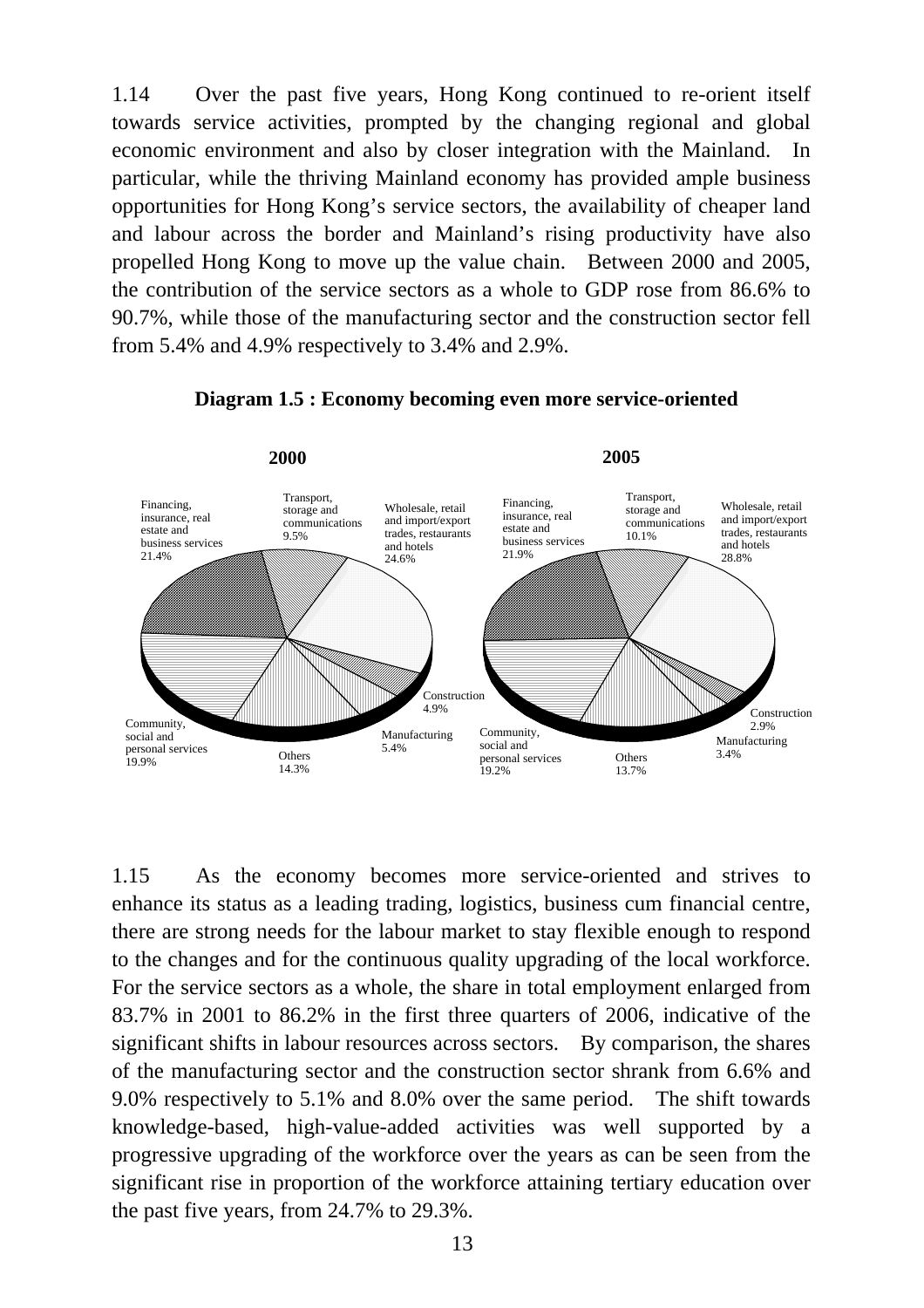1.14 Over the past five years, Hong Kong continued to re-orient itself towards service activities, prompted by the changing regional and global economic environment and also by closer integration with the Mainland. In particular, while the thriving Mainland economy has provided ample business opportunities for Hong Kong's service sectors, the availability of cheaper land and labour across the border and Mainland's rising productivity have also propelled Hong Kong to move up the value chain. Between 2000 and 2005, the contribution of the service sectors as a whole to GDP rose from 86.6% to 90.7%, while those of the manufacturing sector and the construction sector fell from 5.4% and 4.9% respectively to 3.4% and 2.9%.

**Diagram 1.5 : Economy becoming even more service-oriented**

**2000**

Financing, insurance, real estate and business services 21.4%
Transport, storage and communications 9.5%
Wholesale, retail and import/export trades, restaurants and hotels 24.6%
Construction 4.9%
Manufacturing 5.4%
Others 14.3%
Community, social and personal services 19.9%

**2005**

Financing, insurance, real estate and business services 21.9%
Transport, storage and communications 10.1%
Wholesale, retail and import/export trades, restaurants and hotels 28.8%
Construction 2.9%
Manufacturing 3.4%
Others 13.7%
Community, social and personal services 19.2%

1.15 As the economy becomes more service-oriented and strives to enhance its status as a leading trading, logistics, business cum financial centre, there are strong needs for the labour market to stay flexible enough to respond to the changes and for the continuous quality upgrading of the local workforce. For the service sectors as a whole, the share in total employment enlarged from 83.7% in 2001 to 86.2% in the first three quarters of 2006, indicative of the significant shifts in labour resources across sectors. By comparison, the shares of the manufacturing sector and the construction sector shrank from 6.6% and 9.0% respectively to 5.1% and 8.0% over the same period. The shift towards knowledge-based, high-value-added activities was well supported by a progressive upgrading of the workforce over the years as can be seen from the significant rise in proportion of the workforce attaining tertiary education over the past five years, from 24.7% to 29.3%.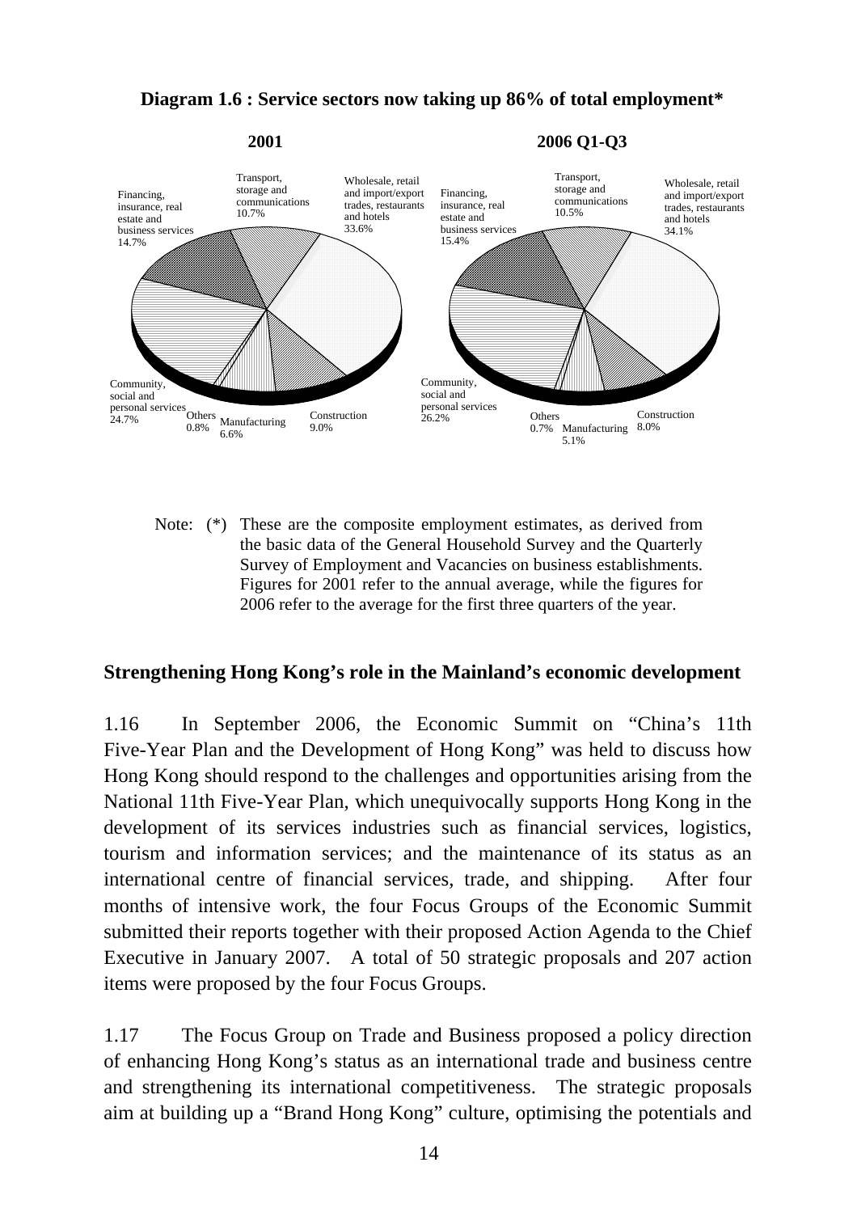**Diagram 1.6 : Service sectors now taking up 86% of total employment***

**2001**

| Sector | Share |
|---|---|
| Financing, insurance, real estate and business services | 14.7% |
| Transport, storage and communications | 10.7% |
| Wholesale, retail and import/export trades, restaurants and hotels | 33.6% |
| Construction | 9.0% |
| Manufacturing | 6.6% |
| Others | 0.8% |
| Community, social and personal services | 24.7% |

**2006 Q1-Q3**

| Sector | Share |
|---|---|
| Financing, insurance, real estate and business services | 15.4% |
| Transport, storage and communications | 10.5% |
| Wholesale, retail and import/export trades, restaurants and hotels | 34.1% |
| Construction | 8.0% |
| Manufacturing | 5.1% |
| Others | 0.7% |
| Community, social and personal services | 26.2% |

Note: (*) These are the composite employment estimates, as derived from the basic data of the General Household Survey and the Quarterly Survey of Employment and Vacancies on business establishments. Figures for 2001 refer to the annual average, while the figures for 2006 refer to the average for the first three quarters of the year.

## Strengthening Hong Kong's role in the Mainland's economic development

1.16 In September 2006, the Economic Summit on "China's 11th Five-Year Plan and the Development of Hong Kong" was held to discuss how Hong Kong should respond to the challenges and opportunities arising from the National 11th Five-Year Plan, which unequivocally supports Hong Kong in the development of its services industries such as financial services, logistics, tourism and information services; and the maintenance of its status as an international centre of financial services, trade, and shipping. After four months of intensive work, the four Focus Groups of the Economic Summit submitted their reports together with their proposed Action Agenda to the Chief Executive in January 2007. A total of 50 strategic proposals and 207 action items were proposed by the four Focus Groups.

1.17 The Focus Group on Trade and Business proposed a policy direction of enhancing Hong Kong's status as an international trade and business centre and strengthening its international competitiveness. The strategic proposals aim at building up a "Brand Hong Kong" culture, optimising the potentials and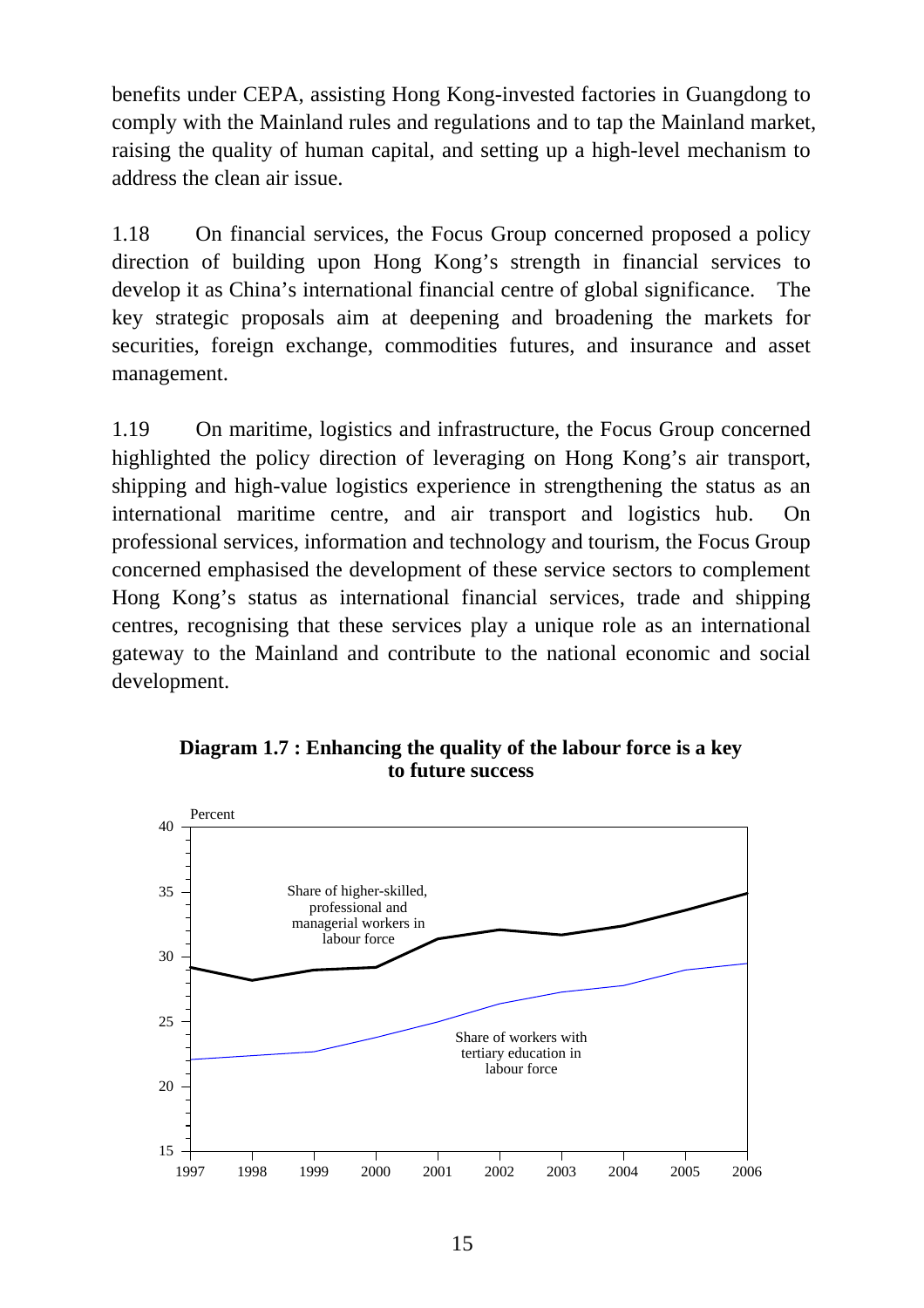benefits under CEPA, assisting Hong Kong-invested factories in Guangdong to comply with the Mainland rules and regulations and to tap the Mainland market, raising the quality of human capital, and setting up a high-level mechanism to address the clean air issue.

1.18 On financial services, the Focus Group concerned proposed a policy direction of building upon Hong Kong's strength in financial services to develop it as China's international financial centre of global significance. The key strategic proposals aim at deepening and broadening the markets for securities, foreign exchange, commodities futures, and insurance and asset management.

1.19 On maritime, logistics and infrastructure, the Focus Group concerned highlighted the policy direction of leveraging on Hong Kong's air transport, shipping and high-value logistics experience in strengthening the status as an international maritime centre, and air transport and logistics hub. On professional services, information and technology and tourism, the Focus Group concerned emphasised the development of these service sectors to complement Hong Kong's status as international financial services, trade and shipping centres, recognising that these services play a unique role as an international gateway to the Mainland and contribute to the national economic and social development.

**Diagram 1.7 : Enhancing the quality of the labour force is a key to future success**

Percent

Share of higher-skilled, professional and managerial workers in labour force

Share of workers with tertiary education in labour force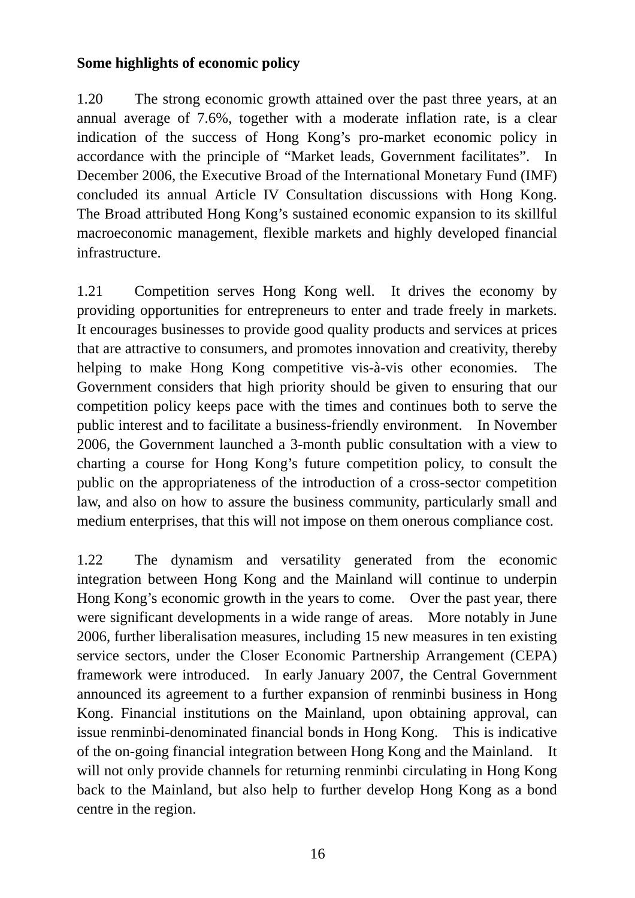**Some highlights of economic policy**

1.20 The strong economic growth attained over the past three years, at an annual average of 7.6%, together with a moderate inflation rate, is a clear indication of the success of Hong Kong's pro-market economic policy in accordance with the principle of "Market leads, Government facilitates". In December 2006, the Executive Broad of the International Monetary Fund (IMF) concluded its annual Article IV Consultation discussions with Hong Kong. The Broad attributed Hong Kong's sustained economic expansion to its skillful macroeconomic management, flexible markets and highly developed financial infrastructure.

1.21 Competition serves Hong Kong well. It drives the economy by providing opportunities for entrepreneurs to enter and trade freely in markets. It encourages businesses to provide good quality products and services at prices that are attractive to consumers, and promotes innovation and creativity, thereby helping to make Hong Kong competitive vis-à-vis other economies. The Government considers that high priority should be given to ensuring that our competition policy keeps pace with the times and continues both to serve the public interest and to facilitate a business-friendly environment. In November 2006, the Government launched a 3-month public consultation with a view to charting a course for Hong Kong's future competition policy, to consult the public on the appropriateness of the introduction of a cross-sector competition law, and also on how to assure the business community, particularly small and medium enterprises, that this will not impose on them onerous compliance cost.

1.22 The dynamism and versatility generated from the economic integration between Hong Kong and the Mainland will continue to underpin Hong Kong's economic growth in the years to come. Over the past year, there were significant developments in a wide range of areas. More notably in June 2006, further liberalisation measures, including 15 new measures in ten existing service sectors, under the Closer Economic Partnership Arrangement (CEPA) framework were introduced. In early January 2007, the Central Government announced its agreement to a further expansion of renminbi business in Hong Kong. Financial institutions on the Mainland, upon obtaining approval, can issue renminbi-denominated financial bonds in Hong Kong. This is indicative of the on-going financial integration between Hong Kong and the Mainland. It will not only provide channels for returning renminbi circulating in Hong Kong back to the Mainland, but also help to further develop Hong Kong as a bond centre in the region.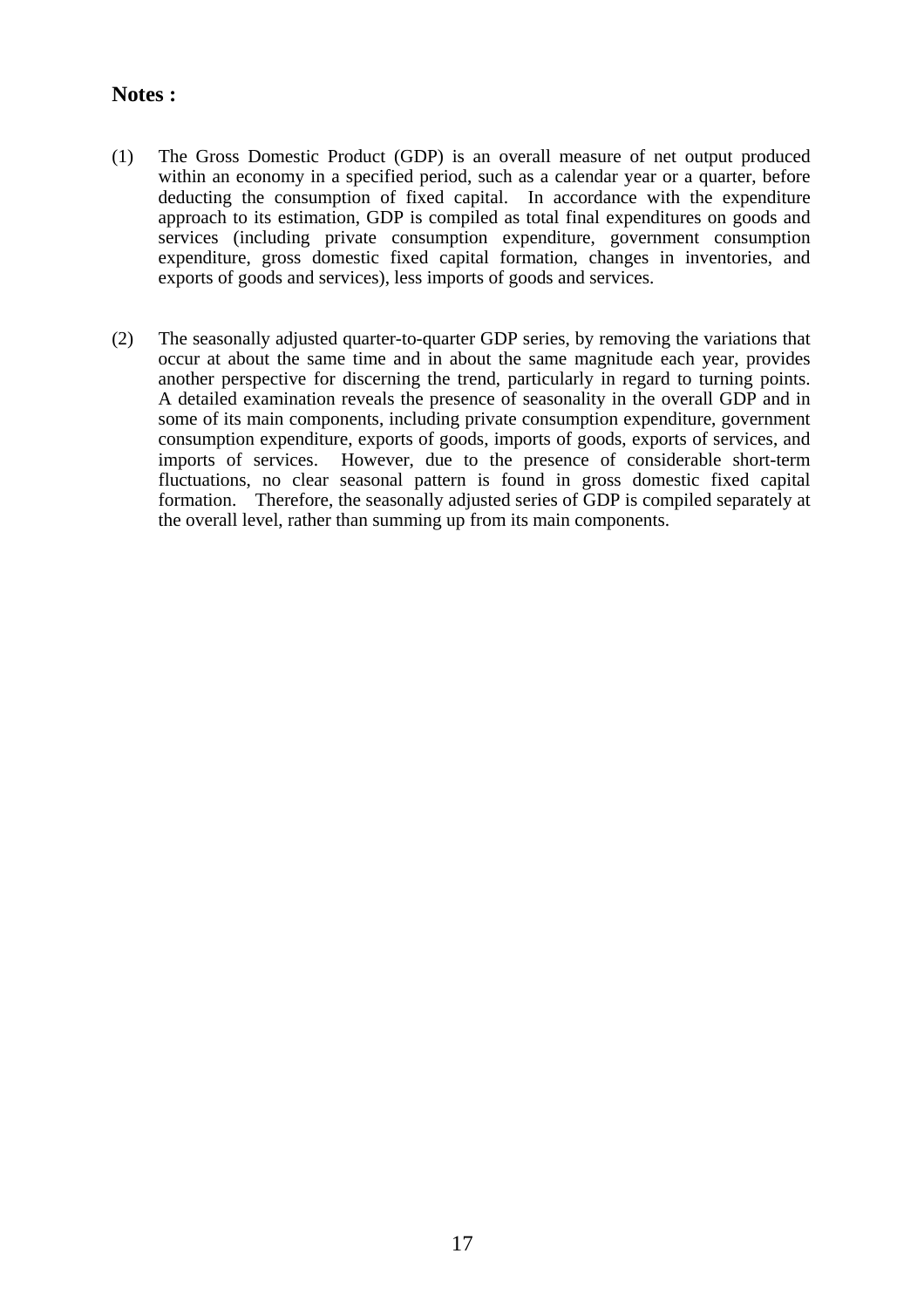## Notes :

(1) The Gross Domestic Product (GDP) is an overall measure of net output produced within an economy in a specified period, such as a calendar year or a quarter, before deducting the consumption of fixed capital. In accordance with the expenditure approach to its estimation, GDP is compiled as total final expenditures on goods and services (including private consumption expenditure, government consumption expenditure, gross domestic fixed capital formation, changes in inventories, and exports of goods and services), less imports of goods and services.

(2) The seasonally adjusted quarter-to-quarter GDP series, by removing the variations that occur at about the same time and in about the same magnitude each year, provides another perspective for discerning the trend, particularly in regard to turning points. A detailed examination reveals the presence of seasonality in the overall GDP and in some of its main components, including private consumption expenditure, government consumption expenditure, exports of goods, imports of goods, exports of services, and imports of services. However, due to the presence of considerable short-term fluctuations, no clear seasonal pattern is found in gross domestic fixed capital formation. Therefore, the seasonally adjusted series of GDP is compiled separately at the overall level, rather than summing up from its main components.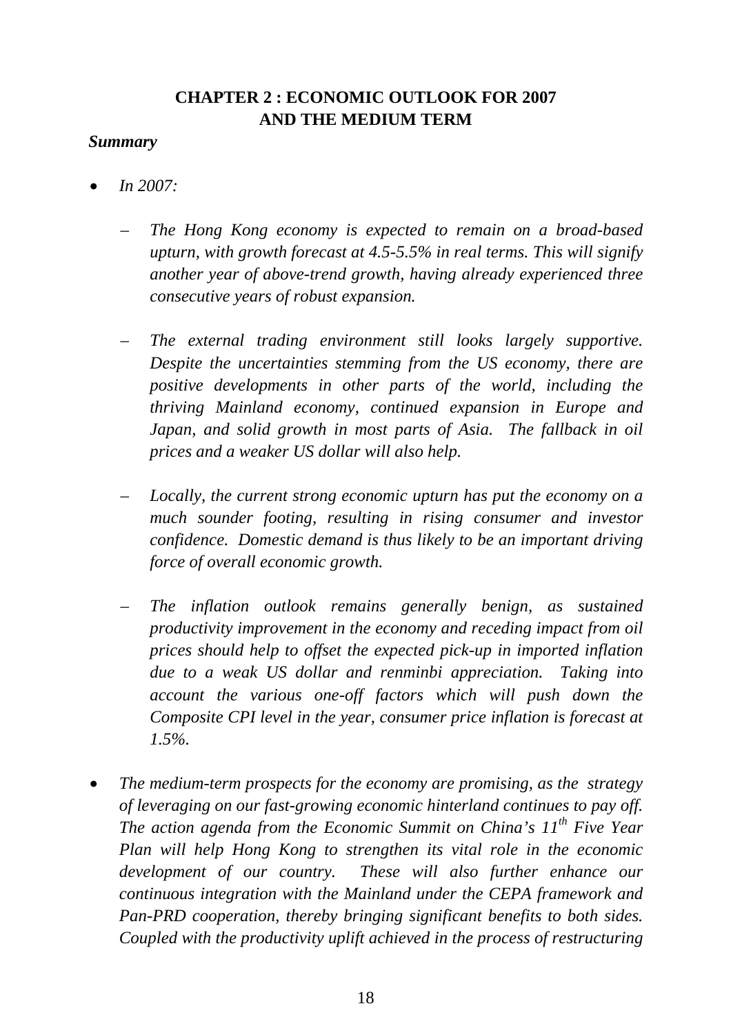# CHAPTER 2 : ECONOMIC OUTLOOK FOR 2007 AND THE MEDIUM TERM

***Summary***

- *In 2007:*

  - *The Hong Kong economy is expected to remain on a broad-based upturn, with growth forecast at 4.5-5.5% in real terms. This will signify another year of above-trend growth, having already experienced three consecutive years of robust expansion.*

  - *The external trading environment still looks largely supportive. Despite the uncertainties stemming from the US economy, there are positive developments in other parts of the world, including the thriving Mainland economy, continued expansion in Europe and Japan, and solid growth in most parts of Asia. The fallback in oil prices and a weaker US dollar will also help.*

  - *Locally, the current strong economic upturn has put the economy on a much sounder footing, resulting in rising consumer and investor confidence. Domestic demand is thus likely to be an important driving force of overall economic growth.*

  - *The inflation outlook remains generally benign, as sustained productivity improvement in the economy and receding impact from oil prices should help to offset the expected pick-up in imported inflation due to a weak US dollar and renminbi appreciation. Taking into account the various one-off factors which will push down the Composite CPI level in the year, consumer price inflation is forecast at 1.5%.*

- *The medium-term prospects for the economy are promising, as the strategy of leveraging on our fast-growing economic hinterland continues to pay off. The action agenda from the Economic Summit on China's 11th Five Year Plan will help Hong Kong to strengthen its vital role in the economic development of our country. These will also further enhance our continuous integration with the Mainland under the CEPA framework and Pan-PRD cooperation, thereby bringing significant benefits to both sides. Coupled with the productivity uplift achieved in the process of restructuring*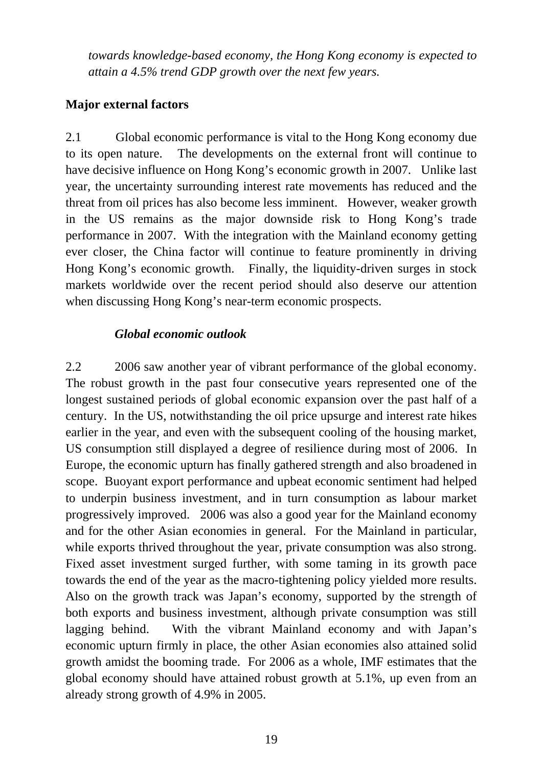*towards knowledge-based economy, the Hong Kong economy is expected to attain a 4.5% trend GDP growth over the next few years.*

**Major external factors**

2.1 Global economic performance is vital to the Hong Kong economy due to its open nature. The developments on the external front will continue to have decisive influence on Hong Kong's economic growth in 2007. Unlike last year, the uncertainty surrounding interest rate movements has reduced and the threat from oil prices has also become less imminent. However, weaker growth in the US remains as the major downside risk to Hong Kong's trade performance in 2007. With the integration with the Mainland economy getting ever closer, the China factor will continue to feature prominently in driving Hong Kong's economic growth. Finally, the liquidity-driven surges in stock markets worldwide over the recent period should also deserve our attention when discussing Hong Kong's near-term economic prospects.

***Global economic outlook***

2.2 2006 saw another year of vibrant performance of the global economy. The robust growth in the past four consecutive years represented one of the longest sustained periods of global economic expansion over the past half of a century. In the US, notwithstanding the oil price upsurge and interest rate hikes earlier in the year, and even with the subsequent cooling of the housing market, US consumption still displayed a degree of resilience during most of 2006. In Europe, the economic upturn has finally gathered strength and also broadened in scope. Buoyant export performance and upbeat economic sentiment had helped to underpin business investment, and in turn consumption as labour market progressively improved. 2006 was also a good year for the Mainland economy and for the other Asian economies in general. For the Mainland in particular, while exports thrived throughout the year, private consumption was also strong. Fixed asset investment surged further, with some taming in its growth pace towards the end of the year as the macro-tightening policy yielded more results. Also on the growth track was Japan's economy, supported by the strength of both exports and business investment, although private consumption was still lagging behind. With the vibrant Mainland economy and with Japan's economic upturn firmly in place, the other Asian economies also attained solid growth amidst the booming trade. For 2006 as a whole, IMF estimates that the global economy should have attained robust growth at 5.1%, up even from an already strong growth of 4.9% in 2005.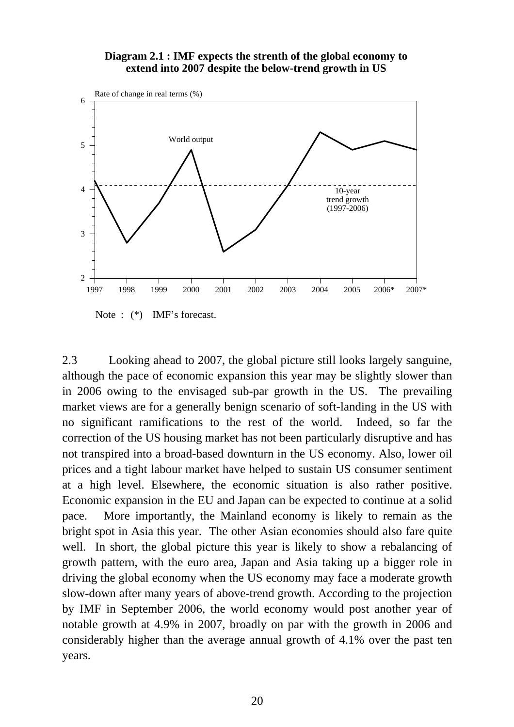**Diagram 2.1 : IMF expects the strenth of the global economy to extend into 2007 despite the below-trend growth in US**

Note : (*) IMF's forecast.

2.3 Looking ahead to 2007, the global picture still looks largely sanguine, although the pace of economic expansion this year may be slightly slower than in 2006 owing to the envisaged sub-par growth in the US. The prevailing market views are for a generally benign scenario of soft-landing in the US with no significant ramifications to the rest of the world. Indeed, so far the correction of the US housing market has not been particularly disruptive and has not transpired into a broad-based downturn in the US economy. Also, lower oil prices and a tight labour market have helped to sustain US consumer sentiment at a high level. Elsewhere, the economic situation is also rather positive. Economic expansion in the EU and Japan can be expected to continue at a solid pace. More importantly, the Mainland economy is likely to remain as the bright spot in Asia this year. The other Asian economies should also fare quite well. In short, the global picture this year is likely to show a rebalancing of growth pattern, with the euro area, Japan and Asia taking up a bigger role in driving the global economy when the US economy may face a moderate growth slow-down after many years of above-trend growth. According to the projection by IMF in September 2006, the world economy would post another year of notable growth at 4.9% in 2007, broadly on par with the growth in 2006 and considerably higher than the average annual growth of 4.1% over the past ten years.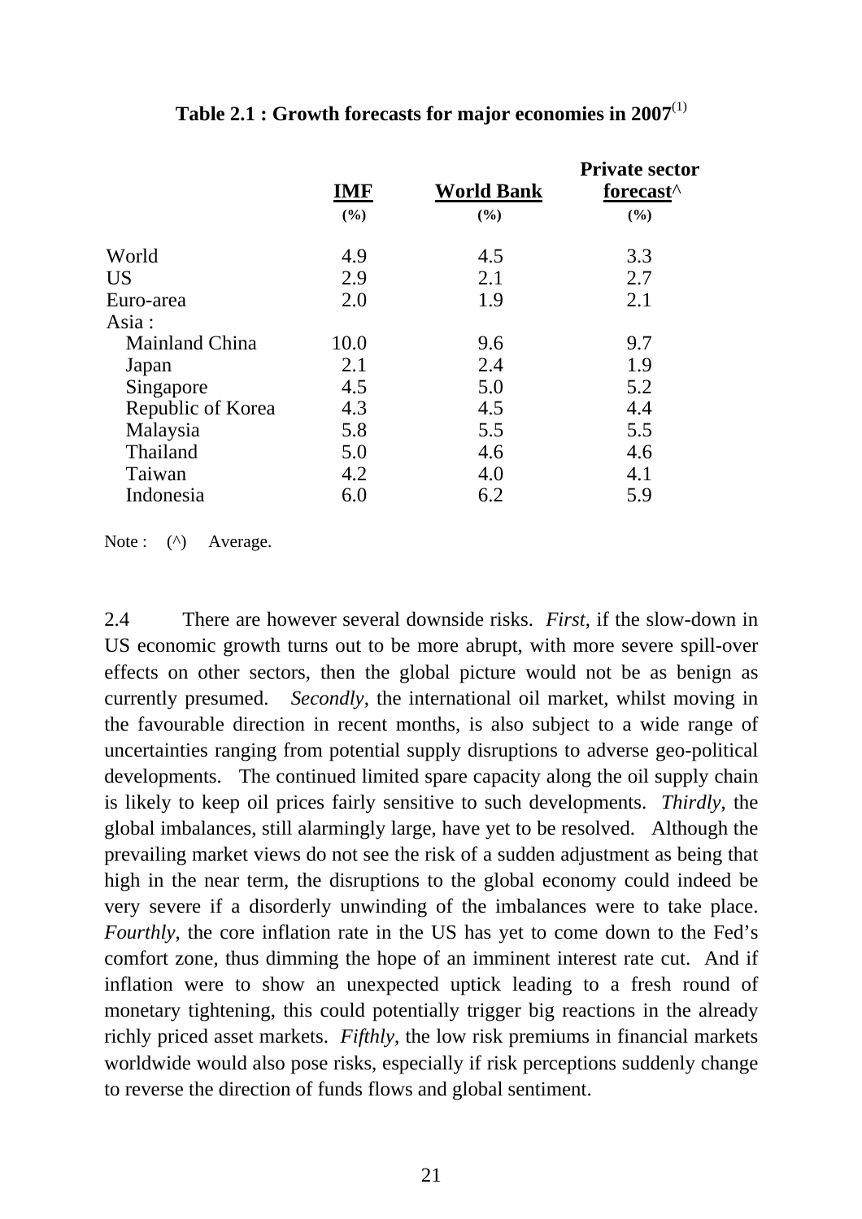**Table 2.1 : Growth forecasts for major economies in 2007**[(1)]

| | IMF (%) | World Bank (%) | Private sector forecast^ (%) |
|---|---|---|---|
| World | 4.9 | 4.5 | 3.3 |
| US | 2.9 | 2.1 | 2.7 |
| Euro-area | 2.0 | 1.9 | 2.1 |
| Asia : | | | |
| Mainland China | 10.0 | 9.6 | 9.7 |
| Japan | 2.1 | 2.4 | 1.9 |
| Singapore | 4.5 | 5.0 | 5.2 |
| Republic of Korea | 4.3 | 4.5 | 4.4 |
| Malaysia | 5.8 | 5.5 | 5.5 |
| Thailand | 5.0 | 4.6 | 4.6 |
| Taiwan | 4.2 | 4.0 | 4.1 |
| Indonesia | 6.0 | 6.2 | 5.9 |

Note : (^) Average.

2.4 There are however several downside risks. *First*, if the slow-down in US economic growth turns out to be more abrupt, with more severe spill-over effects on other sectors, then the global picture would not be as benign as currently presumed. *Secondly*, the international oil market, whilst moving in the favourable direction in recent months, is also subject to a wide range of uncertainties ranging from potential supply disruptions to adverse geo-political developments. The continued limited spare capacity along the oil supply chain is likely to keep oil prices fairly sensitive to such developments. *Thirdly*, the global imbalances, still alarmingly large, have yet to be resolved. Although the prevailing market views do not see the risk of a sudden adjustment as being that high in the near term, the disruptions to the global economy could indeed be very severe if a disorderly unwinding of the imbalances were to take place. *Fourthly*, the core inflation rate in the US has yet to come down to the Fed's comfort zone, thus dimming the hope of an imminent interest rate cut. And if inflation were to show an unexpected uptick leading to a fresh round of monetary tightening, this could potentially trigger big reactions in the already richly priced asset markets. *Fifthly*, the low risk premiums in financial markets worldwide would also pose risks, especially if risk perceptions suddenly change to reverse the direction of funds flows and global sentiment.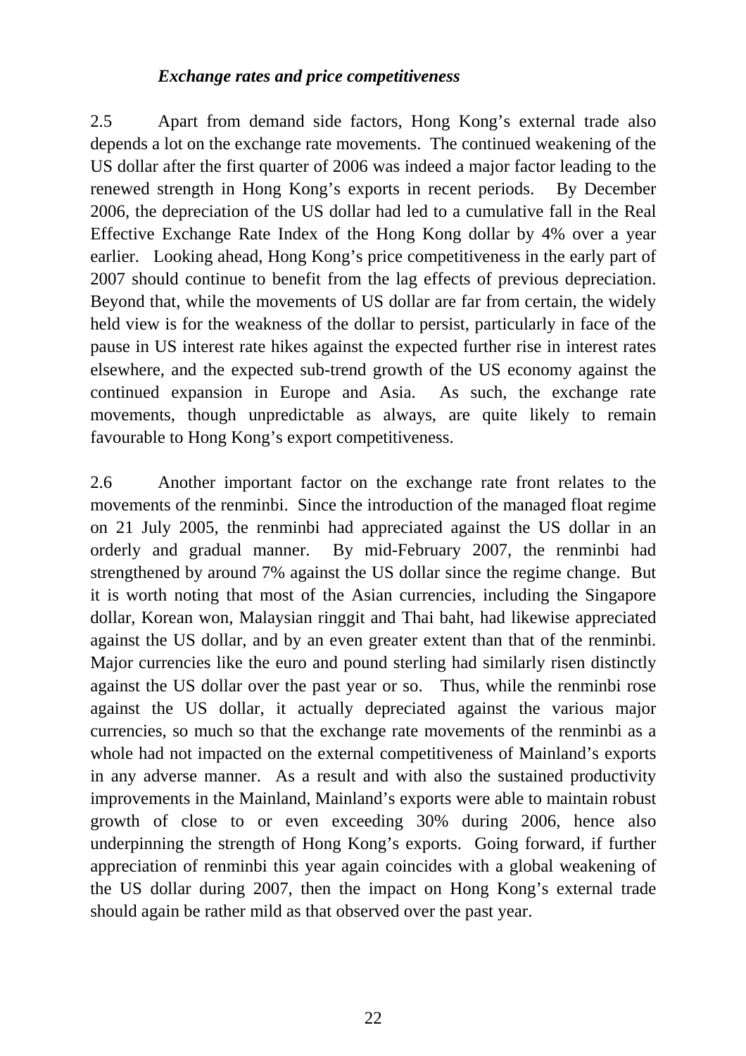*Exchange rates and price competitiveness*

2.5 Apart from demand side factors, Hong Kong's external trade also depends a lot on the exchange rate movements. The continued weakening of the US dollar after the first quarter of 2006 was indeed a major factor leading to the renewed strength in Hong Kong's exports in recent periods. By December 2006, the depreciation of the US dollar had led to a cumulative fall in the Real Effective Exchange Rate Index of the Hong Kong dollar by 4% over a year earlier. Looking ahead, Hong Kong's price competitiveness in the early part of 2007 should continue to benefit from the lag effects of previous depreciation. Beyond that, while the movements of US dollar are far from certain, the widely held view is for the weakness of the dollar to persist, particularly in face of the pause in US interest rate hikes against the expected further rise in interest rates elsewhere, and the expected sub-trend growth of the US economy against the continued expansion in Europe and Asia. As such, the exchange rate movements, though unpredictable as always, are quite likely to remain favourable to Hong Kong's export competitiveness.

2.6 Another important factor on the exchange rate front relates to the movements of the renminbi. Since the introduction of the managed float regime on 21 July 2005, the renminbi had appreciated against the US dollar in an orderly and gradual manner. By mid-February 2007, the renminbi had strengthened by around 7% against the US dollar since the regime change. But it is worth noting that most of the Asian currencies, including the Singapore dollar, Korean won, Malaysian ringgit and Thai baht, had likewise appreciated against the US dollar, and by an even greater extent than that of the renminbi. Major currencies like the euro and pound sterling had similarly risen distinctly against the US dollar over the past year or so. Thus, while the renminbi rose against the US dollar, it actually depreciated against the various major currencies, so much so that the exchange rate movements of the renminbi as a whole had not impacted on the external competitiveness of Mainland's exports in any adverse manner. As a result and with also the sustained productivity improvements in the Mainland, Mainland's exports were able to maintain robust growth of close to or even exceeding 30% during 2006, hence also underpinning the strength of Hong Kong's exports. Going forward, if further appreciation of renminbi this year again coincides with a global weakening of the US dollar during 2007, then the impact on Hong Kong's external trade should again be rather mild as that observed over the past year.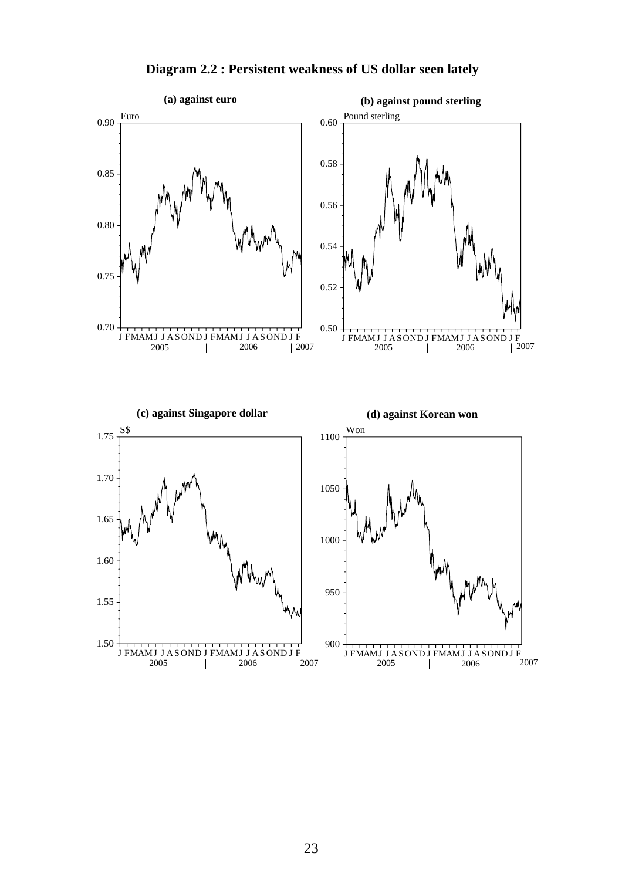# Diagram 2.2 : Persistent weakness of US dollar seen lately

**(a) against euro**

**(b) against pound sterling**

**(c) against Singapore dollar**

**(d) against Korean won**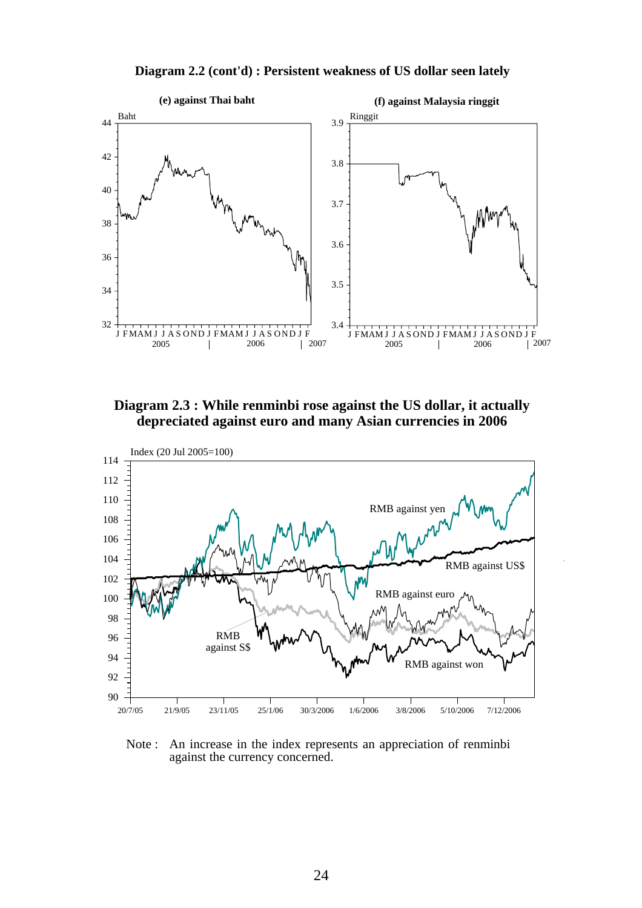**Diagram 2.2 (cont'd) : Persistent weakness of US dollar seen lately**

**(e) against Thai baht**

**(f) against Malaysia ringgit**

**Diagram 2.3 : While renminbi rose against the US dollar, it actually depreciated against euro and many Asian currencies in 2006**

Note : An increase in the index represents an appreciation of renminbi against the currency concerned.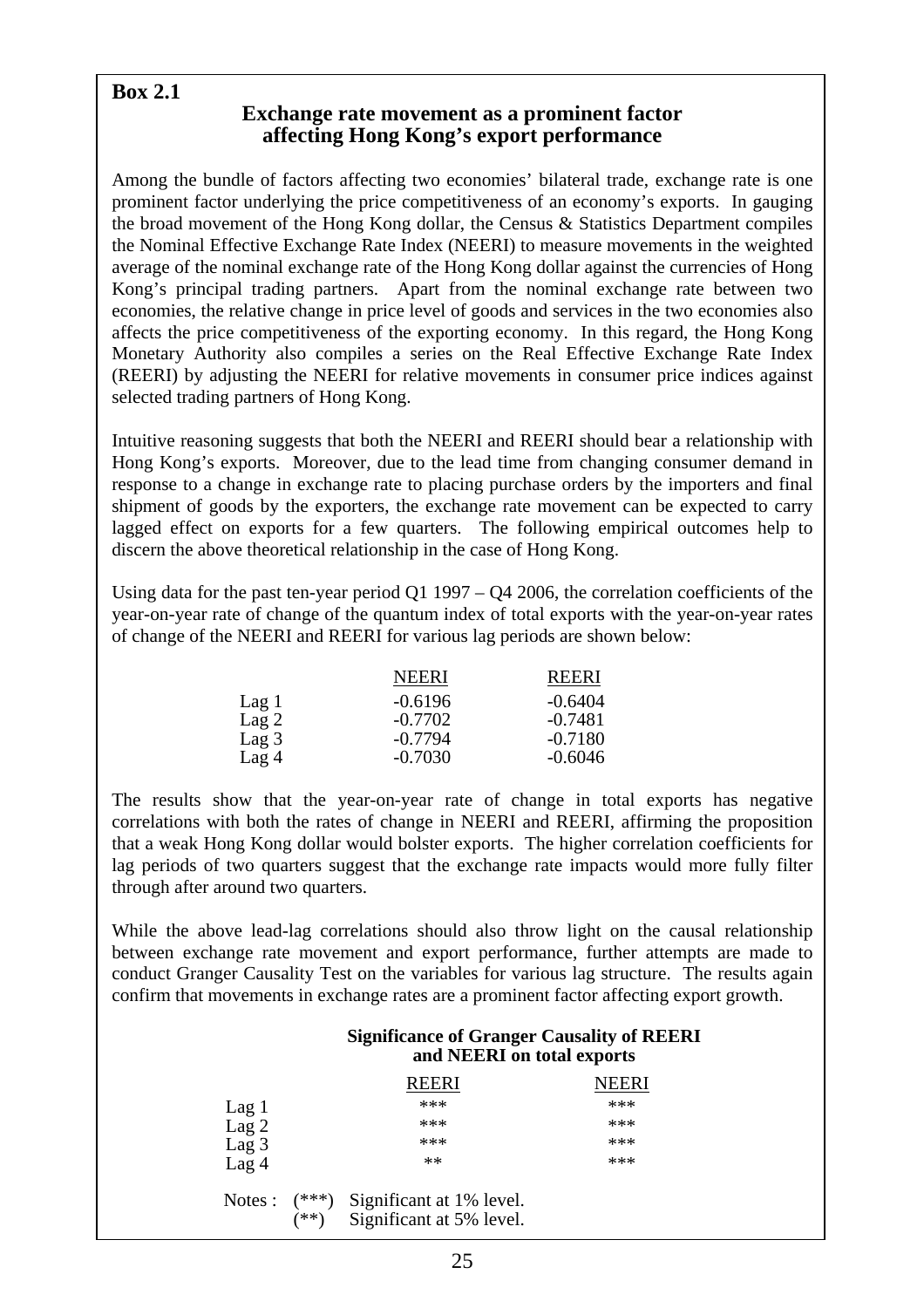**Box 2.1**

## Exchange rate movement as a prominent factor affecting Hong Kong's export performance

Among the bundle of factors affecting two economies' bilateral trade, exchange rate is one prominent factor underlying the price competitiveness of an economy's exports. In gauging the broad movement of the Hong Kong dollar, the Census & Statistics Department compiles the Nominal Effective Exchange Rate Index (NEERI) to measure movements in the weighted average of the nominal exchange rate of the Hong Kong dollar against the currencies of Hong Kong's principal trading partners. Apart from the nominal exchange rate between two economies, the relative change in price level of goods and services in the two economies also affects the price competitiveness of the exporting economy. In this regard, the Hong Kong Monetary Authority also compiles a series on the Real Effective Exchange Rate Index (REERI) by adjusting the NEERI for relative movements in consumer price indices against selected trading partners of Hong Kong.

Intuitive reasoning suggests that both the NEERI and REERI should bear a relationship with Hong Kong's exports. Moreover, due to the lead time from changing consumer demand in response to a change in exchange rate to placing purchase orders by the importers and final shipment of goods by the exporters, the exchange rate movement can be expected to carry lagged effect on exports for a few quarters. The following empirical outcomes help to discern the above theoretical relationship in the case of Hong Kong.

Using data for the past ten-year period Q1 1997 – Q4 2006, the correlation coefficients of the year-on-year rate of change of the quantum index of total exports with the year-on-year rates of change of the NEERI and REERI for various lag periods are shown below:

| | NEERI | REERI |
|---|---|---|
| Lag 1 | -0.6196 | -0.6404 |
| Lag 2 | -0.7702 | -0.7481 |
| Lag 3 | -0.7794 | -0.7180 |
| Lag 4 | -0.7030 | -0.6046 |

The results show that the year-on-year rate of change in total exports has negative correlations with both the rates of change in NEERI and REERI, affirming the proposition that a weak Hong Kong dollar would bolster exports. The higher correlation coefficients for lag periods of two quarters suggest that the exchange rate impacts would more fully filter through after around two quarters.

While the above lead-lag correlations should also throw light on the causal relationship between exchange rate movement and export performance, further attempts are made to conduct Granger Causality Test on the variables for various lag structure. The results again confirm that movements in exchange rates are a prominent factor affecting export growth.

**Significance of Granger Causality of REERI and NEERI on total exports**

| | REERI | NEERI |
|---|---|---|
| Lag 1 | *** | *** |
| Lag 2 | *** | *** |
| Lag 3 | *** | *** |
| Lag 4 | ** | *** |

Notes : (***) Significant at 1% level.
(**) Significant at 5% level.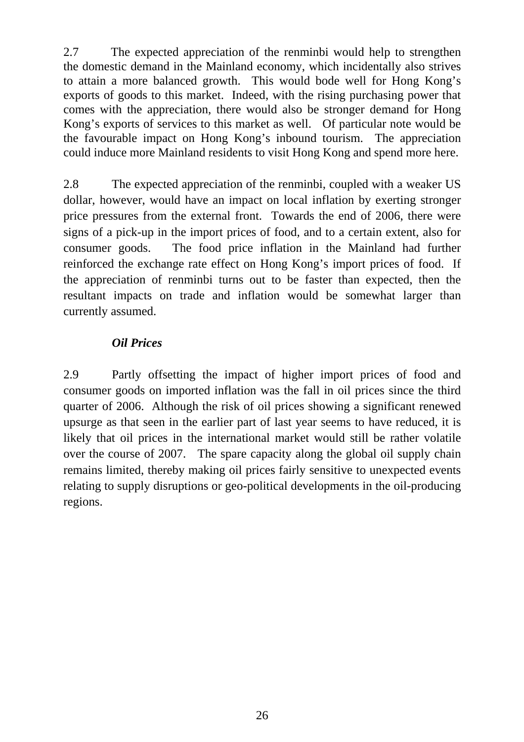2.7 The expected appreciation of the renminbi would help to strengthen the domestic demand in the Mainland economy, which incidentally also strives to attain a more balanced growth. This would bode well for Hong Kong's exports of goods to this market. Indeed, with the rising purchasing power that comes with the appreciation, there would also be stronger demand for Hong Kong's exports of services to this market as well. Of particular note would be the favourable impact on Hong Kong's inbound tourism. The appreciation could induce more Mainland residents to visit Hong Kong and spend more here.

2.8 The expected appreciation of the renminbi, coupled with a weaker US dollar, however, would have an impact on local inflation by exerting stronger price pressures from the external front. Towards the end of 2006, there were signs of a pick-up in the import prices of food, and to a certain extent, also for consumer goods. The food price inflation in the Mainland had further reinforced the exchange rate effect on Hong Kong's import prices of food. If the appreciation of renminbi turns out to be faster than expected, then the resultant impacts on trade and inflation would be somewhat larger than currently assumed.

***Oil Prices***

2.9 Partly offsetting the impact of higher import prices of food and consumer goods on imported inflation was the fall in oil prices since the third quarter of 2006. Although the risk of oil prices showing a significant renewed upsurge as that seen in the earlier part of last year seems to have reduced, it is likely that oil prices in the international market would still be rather volatile over the course of 2007. The spare capacity along the global oil supply chain remains limited, thereby making oil prices fairly sensitive to unexpected events relating to supply disruptions or geo-political developments in the oil-producing regions.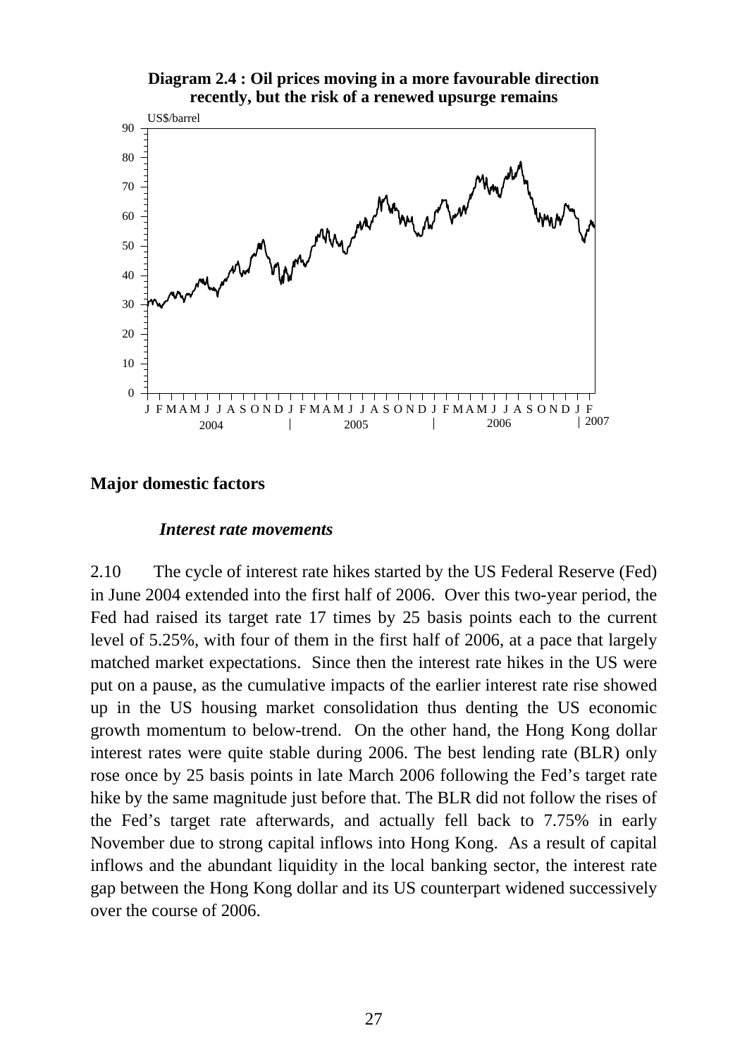**Diagram 2.4 : Oil prices moving in a more favourable direction recently, but the risk of a renewed upsurge remains**

## Major domestic factors

### *Interest rate movements*

2.10 The cycle of interest rate hikes started by the US Federal Reserve (Fed) in June 2004 extended into the first half of 2006. Over this two-year period, the Fed had raised its target rate 17 times by 25 basis points each to the current level of 5.25%, with four of them in the first half of 2006, at a pace that largely matched market expectations. Since then the interest rate hikes in the US were put on a pause, as the cumulative impacts of the earlier interest rate rise showed up in the US housing market consolidation thus denting the US economic growth momentum to below-trend. On the other hand, the Hong Kong dollar interest rates were quite stable during 2006. The best lending rate (BLR) only rose once by 25 basis points in late March 2006 following the Fed's target rate hike by the same magnitude just before that. The BLR did not follow the rises of the Fed's target rate afterwards, and actually fell back to 7.75% in early November due to strong capital inflows into Hong Kong. As a result of capital inflows and the abundant liquidity in the local banking sector, the interest rate gap between the Hong Kong dollar and its US counterpart widened successively over the course of 2006.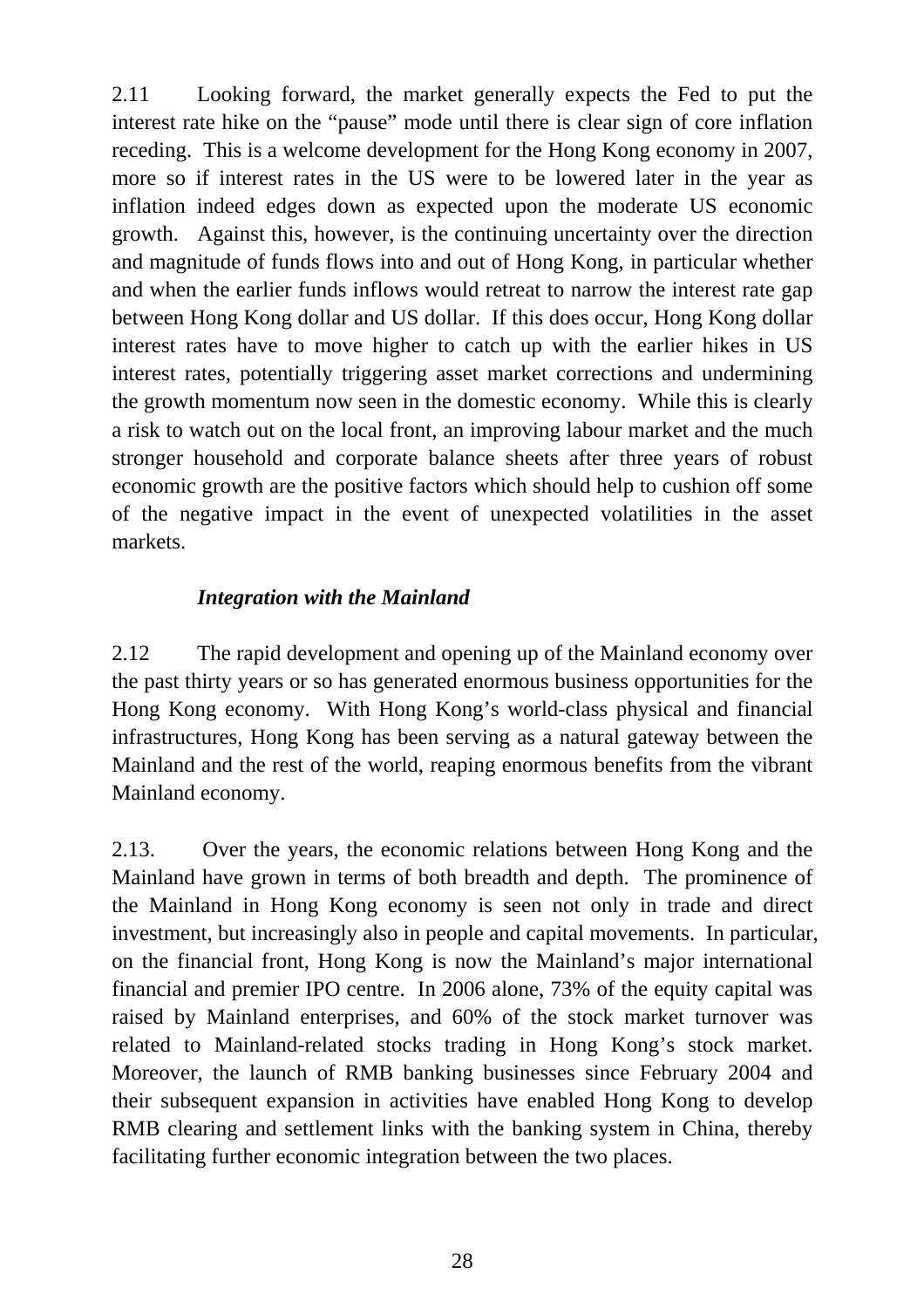2.11 Looking forward, the market generally expects the Fed to put the interest rate hike on the "pause" mode until there is clear sign of core inflation receding. This is a welcome development for the Hong Kong economy in 2007, more so if interest rates in the US were to be lowered later in the year as inflation indeed edges down as expected upon the moderate US economic growth. Against this, however, is the continuing uncertainty over the direction and magnitude of funds flows into and out of Hong Kong, in particular whether and when the earlier funds inflows would retreat to narrow the interest rate gap between Hong Kong dollar and US dollar. If this does occur, Hong Kong dollar interest rates have to move higher to catch up with the earlier hikes in US interest rates, potentially triggering asset market corrections and undermining the growth momentum now seen in the domestic economy. While this is clearly a risk to watch out on the local front, an improving labour market and the much stronger household and corporate balance sheets after three years of robust economic growth are the positive factors which should help to cushion off some of the negative impact in the event of unexpected volatilities in the asset markets.

### *Integration with the Mainland*

2.12 The rapid development and opening up of the Mainland economy over the past thirty years or so has generated enormous business opportunities for the Hong Kong economy. With Hong Kong's world-class physical and financial infrastructures, Hong Kong has been serving as a natural gateway between the Mainland and the rest of the world, reaping enormous benefits from the vibrant Mainland economy.

2.13. Over the years, the economic relations between Hong Kong and the Mainland have grown in terms of both breadth and depth. The prominence of the Mainland in Hong Kong economy is seen not only in trade and direct investment, but increasingly also in people and capital movements. In particular, on the financial front, Hong Kong is now the Mainland's major international financial and premier IPO centre. In 2006 alone, 73% of the equity capital was raised by Mainland enterprises, and 60% of the stock market turnover was related to Mainland-related stocks trading in Hong Kong's stock market. Moreover, the launch of RMB banking businesses since February 2004 and their subsequent expansion in activities have enabled Hong Kong to develop RMB clearing and settlement links with the banking system in China, thereby facilitating further economic integration between the two places.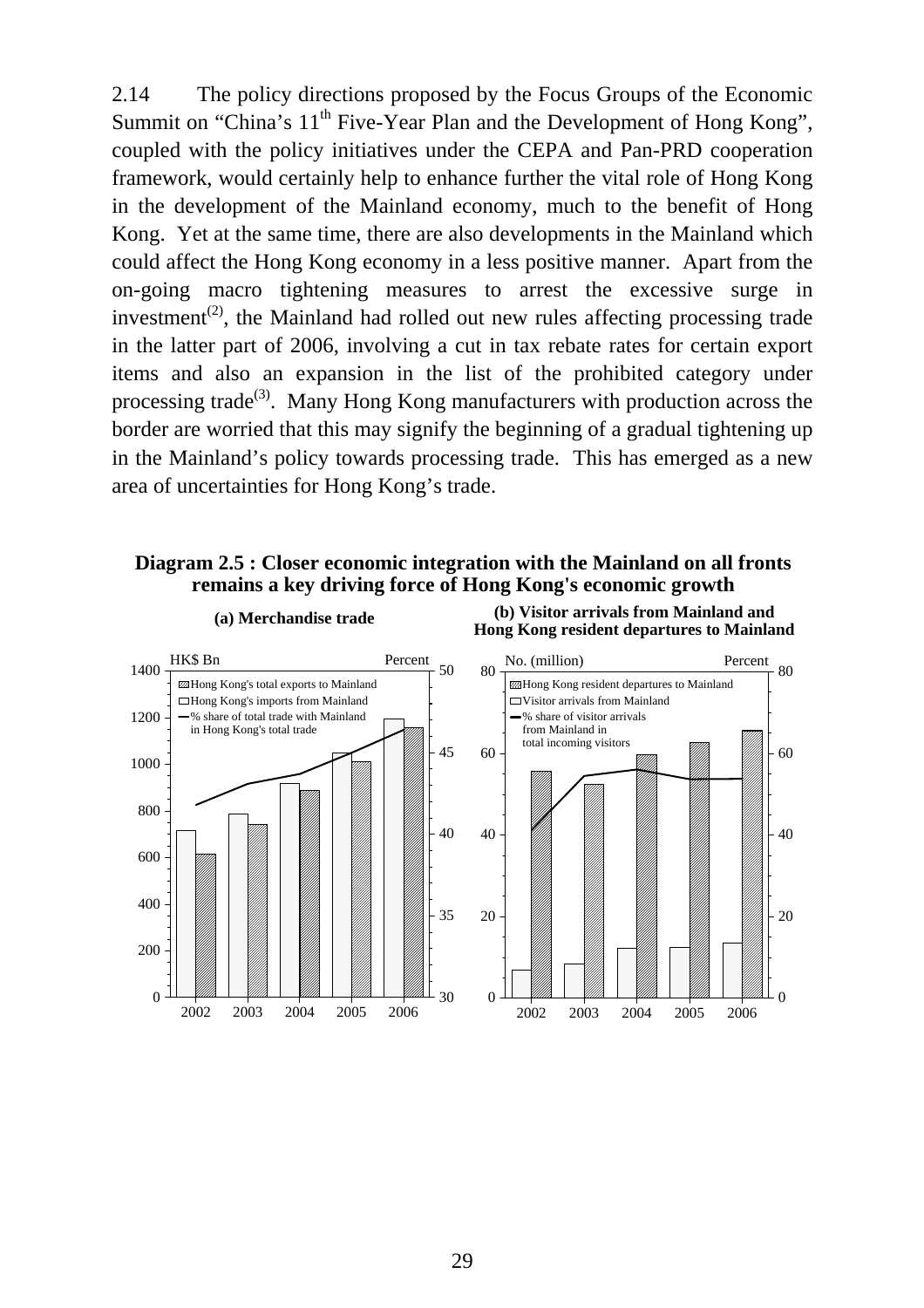2.14 The policy directions proposed by the Focus Groups of the Economic Summit on "China's 11th Five-Year Plan and the Development of Hong Kong", coupled with the policy initiatives under the CEPA and Pan-PRD cooperation framework, would certainly help to enhance further the vital role of Hong Kong in the development of the Mainland economy, much to the benefit of Hong Kong. Yet at the same time, there are also developments in the Mainland which could affect the Hong Kong economy in a less positive manner. Apart from the on-going macro tightening measures to arrest the excessive surge in investment(2), the Mainland had rolled out new rules affecting processing trade in the latter part of 2006, involving a cut in tax rebate rates for certain export items and also an expansion in the list of the prohibited category under processing trade(3). Many Hong Kong manufacturers with production across the border are worried that this may signify the beginning of a gradual tightening up in the Mainland's policy towards processing trade. This has emerged as a new area of uncertainties for Hong Kong's trade.

**Diagram 2.5 : Closer economic integration with the Mainland on all fronts remains a key driving force of Hong Kong's economic growth**

**(a) Merchandise trade**

**(b) Visitor arrivals from Mainland and Hong Kong resident departures to Mainland**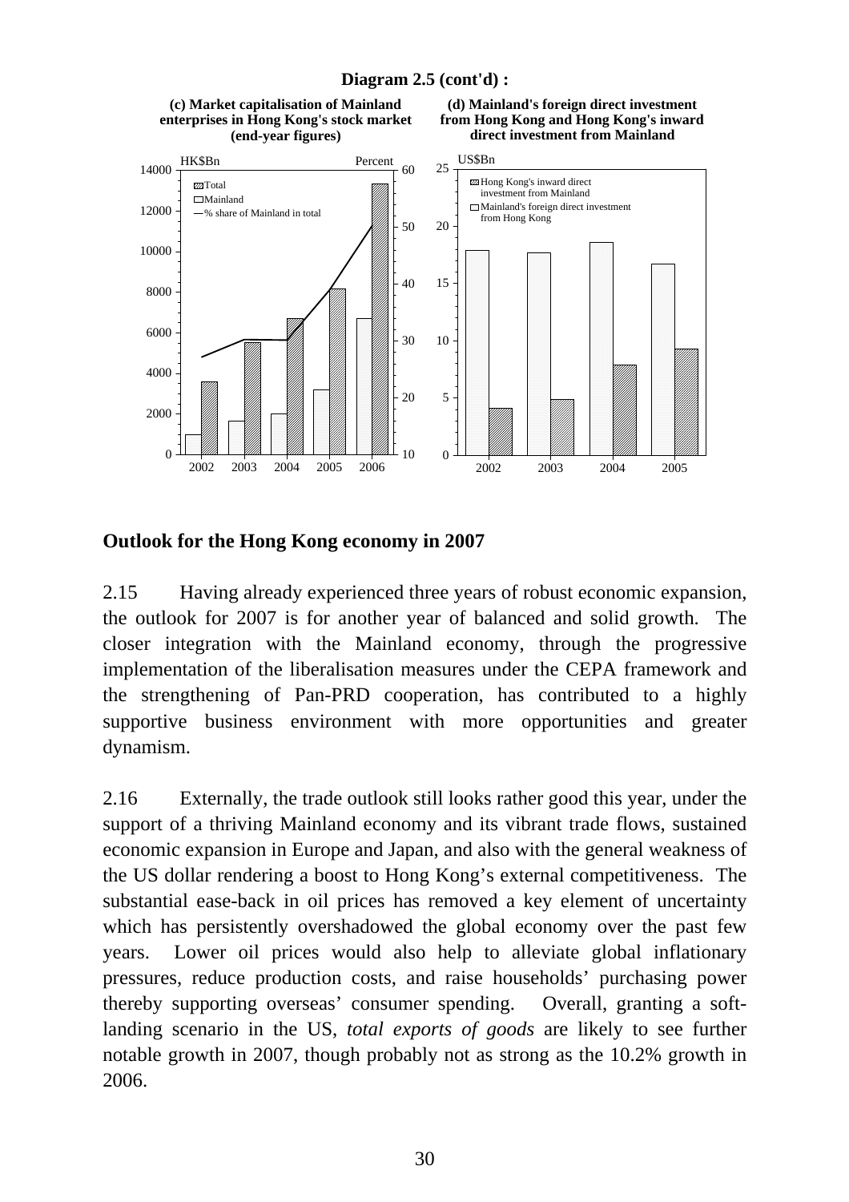**Diagram 2.5 (cont'd) :**

**(c) Market capitalisation of Mainland enterprises in Hong Kong's stock market (end-year figures)**

**(d) Mainland's foreign direct investment from Hong Kong and Hong Kong's inward direct investment from Mainland**

## Outlook for the Hong Kong economy in 2007

2.15 Having already experienced three years of robust economic expansion, the outlook for 2007 is for another year of balanced and solid growth. The closer integration with the Mainland economy, through the progressive implementation of the liberalisation measures under the CEPA framework and the strengthening of Pan-PRD cooperation, has contributed to a highly supportive business environment with more opportunities and greater dynamism.

2.16 Externally, the trade outlook still looks rather good this year, under the support of a thriving Mainland economy and its vibrant trade flows, sustained economic expansion in Europe and Japan, and also with the general weakness of the US dollar rendering a boost to Hong Kong's external competitiveness. The substantial ease-back in oil prices has removed a key element of uncertainty which has persistently overshadowed the global economy over the past few years. Lower oil prices would also help to alleviate global inflationary pressures, reduce production costs, and raise households' purchasing power thereby supporting overseas' consumer spending. Overall, granting a soft-landing scenario in the US, *total exports of goods* are likely to see further notable growth in 2007, though probably not as strong as the 10.2% growth in 2006.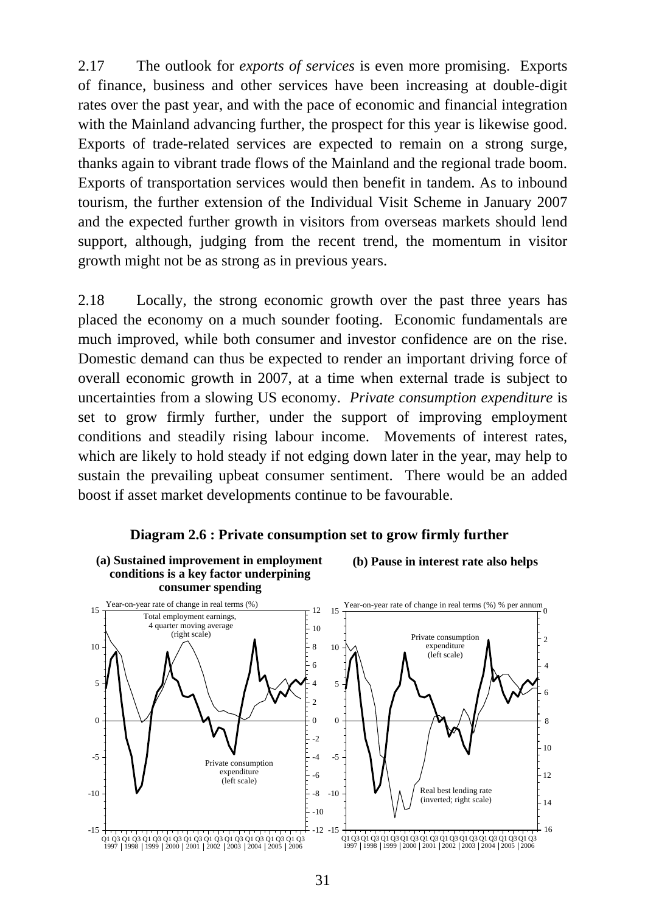2.17 The outlook for *exports of services* is even more promising. Exports of finance, business and other services have been increasing at double-digit rates over the past year, and with the pace of economic and financial integration with the Mainland advancing further, the prospect for this year is likewise good. Exports of trade-related services are expected to remain on a strong surge, thanks again to vibrant trade flows of the Mainland and the regional trade boom. Exports of transportation services would then benefit in tandem. As to inbound tourism, the further extension of the Individual Visit Scheme in January 2007 and the expected further growth in visitors from overseas markets should lend support, although, judging from the recent trend, the momentum in visitor growth might not be as strong as in previous years.

2.18 Locally, the strong economic growth over the past three years has placed the economy on a much sounder footing. Economic fundamentals are much improved, while both consumer and investor confidence are on the rise. Domestic demand can thus be expected to render an important driving force of overall economic growth in 2007, at a time when external trade is subject to uncertainties from a slowing US economy. *Private consumption expenditure* is set to grow firmly further, under the support of improving employment conditions and steadily rising labour income. Movements of interest rates, which are likely to hold steady if not edging down later in the year, may help to sustain the prevailing upbeat consumer sentiment. There would be an added boost if asset market developments continue to be favourable.

**Diagram 2.6 : Private consumption set to grow firmly further**

**(a) Sustained improvement in employment conditions is a key factor underpining consumer spending**

**(b) Pause in interest rate also helps**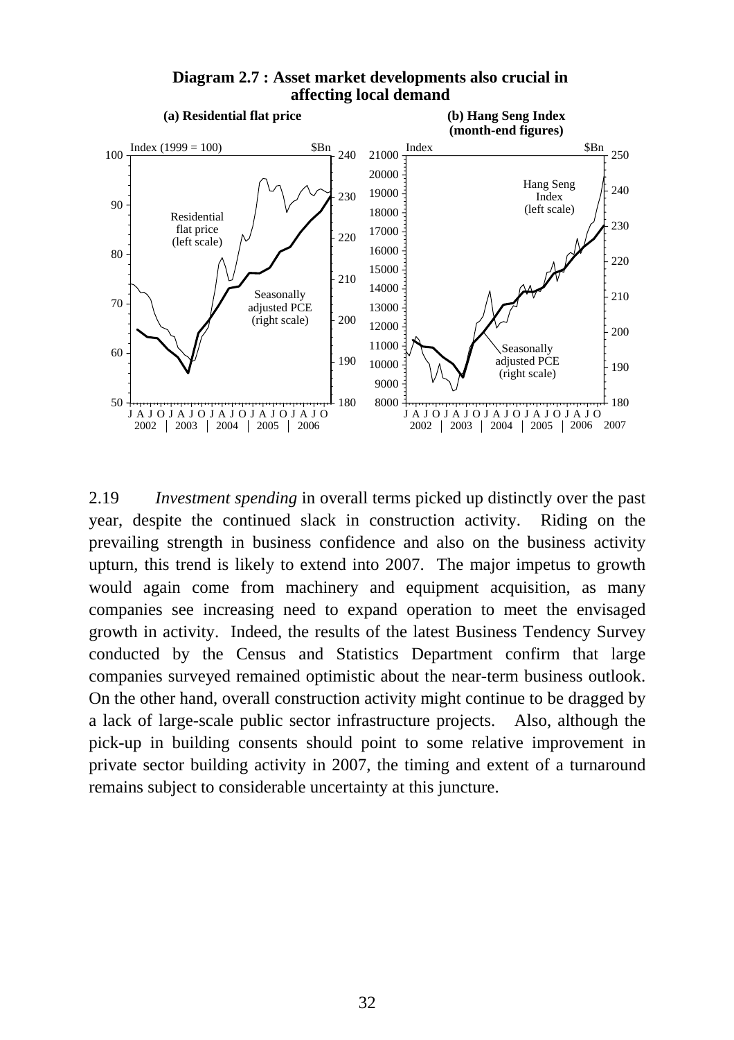**Diagram 2.7 : Asset market developments also crucial in affecting local demand**

**(a) Residential flat price**

**(b) Hang Seng Index (month-end figures)**

2.19 *Investment spending* in overall terms picked up distinctly over the past year, despite the continued slack in construction activity. Riding on the prevailing strength in business confidence and also on the business activity upturn, this trend is likely to extend into 2007. The major impetus to growth would again come from machinery and equipment acquisition, as many companies see increasing need to expand operation to meet the envisaged growth in activity. Indeed, the results of the latest Business Tendency Survey conducted by the Census and Statistics Department confirm that large companies surveyed remained optimistic about the near-term business outlook. On the other hand, overall construction activity might continue to be dragged by a lack of large-scale public sector infrastructure projects. Also, although the pick-up in building consents should point to some relative improvement in private sector building activity in 2007, the timing and extent of a turnaround remains subject to considerable uncertainty at this juncture.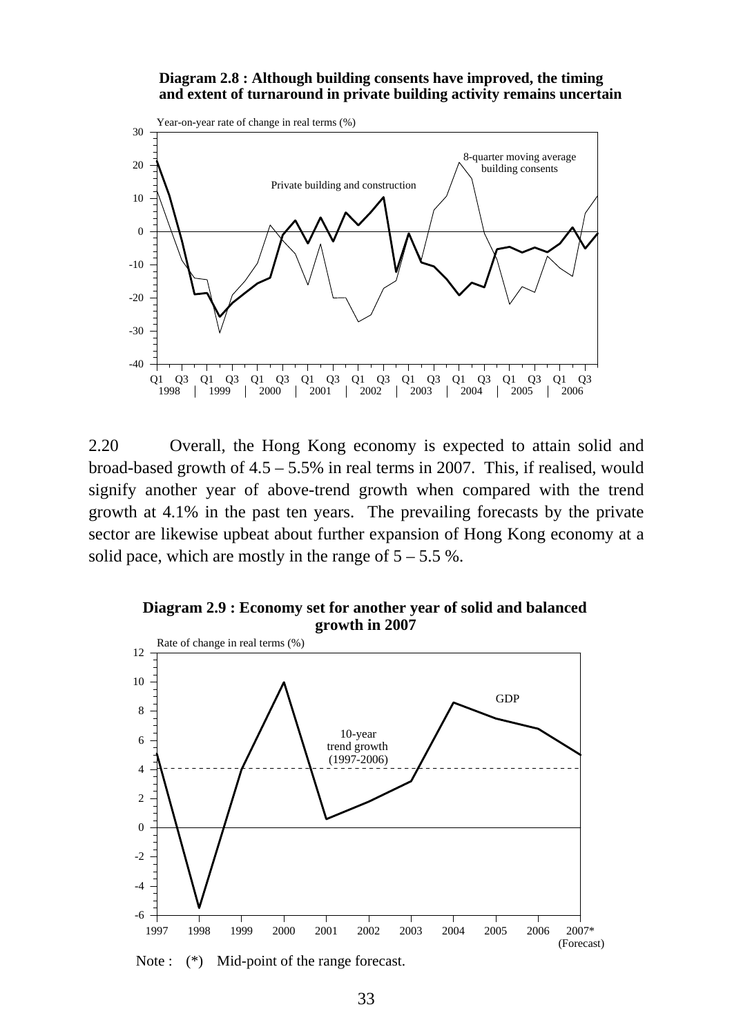**Diagram 2.8 : Although building consents have improved, the timing and extent of turnaround in private building activity remains uncertain**

2.20 Overall, the Hong Kong economy is expected to attain solid and broad-based growth of 4.5 – 5.5% in real terms in 2007. This, if realised, would signify another year of above-trend growth when compared with the trend growth at 4.1% in the past ten years. The prevailing forecasts by the private sector are likewise upbeat about further expansion of Hong Kong economy at a solid pace, which are mostly in the range of 5 – 5.5 %.

**Diagram 2.9 : Economy set for another year of solid and balanced growth in 2007**

Note : (*) Mid-point of the range forecast.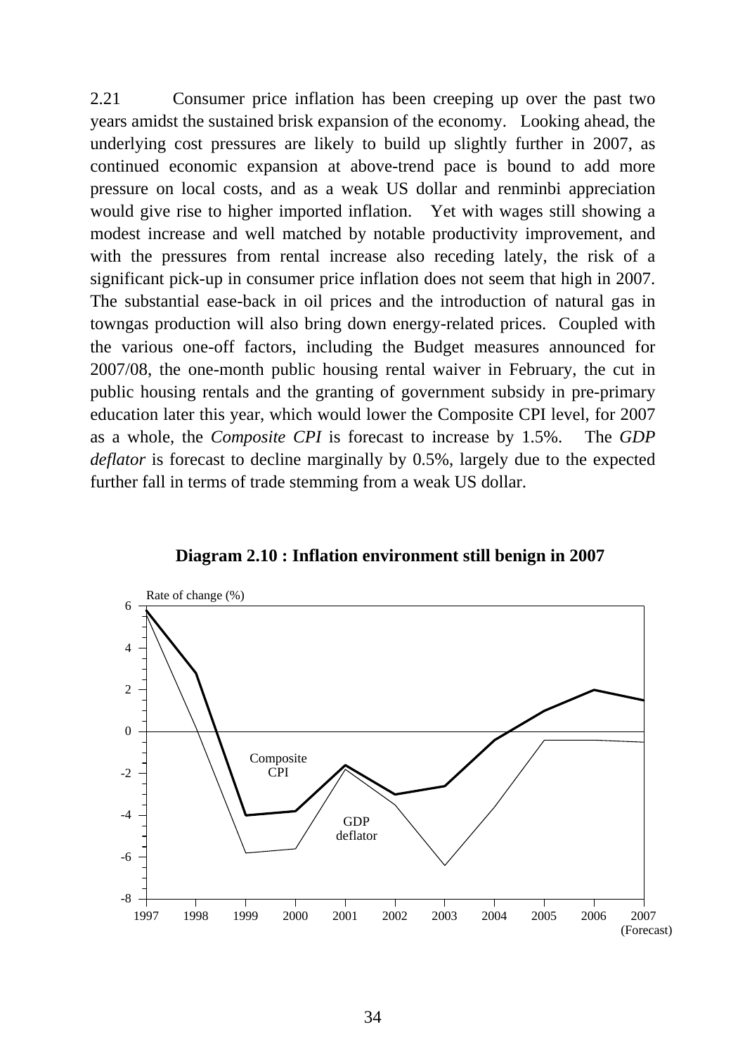2.21 Consumer price inflation has been creeping up over the past two years amidst the sustained brisk expansion of the economy. Looking ahead, the underlying cost pressures are likely to build up slightly further in 2007, as continued economic expansion at above-trend pace is bound to add more pressure on local costs, and as a weak US dollar and renminbi appreciation would give rise to higher imported inflation. Yet with wages still showing a modest increase and well matched by notable productivity improvement, and with the pressures from rental increase also receding lately, the risk of a significant pick-up in consumer price inflation does not seem that high in 2007. The substantial ease-back in oil prices and the introduction of natural gas in towngas production will also bring down energy-related prices. Coupled with the various one-off factors, including the Budget measures announced for 2007/08, the one-month public housing rental waiver in February, the cut in public housing rentals and the granting of government subsidy in pre-primary education later this year, which would lower the Composite CPI level, for 2007 as a whole, the *Composite CPI* is forecast to increase by 1.5%. The *GDP deflator* is forecast to decline marginally by 0.5%, largely due to the expected further fall in terms of trade stemming from a weak US dollar.

**Diagram 2.10 : Inflation environment still benign in 2007**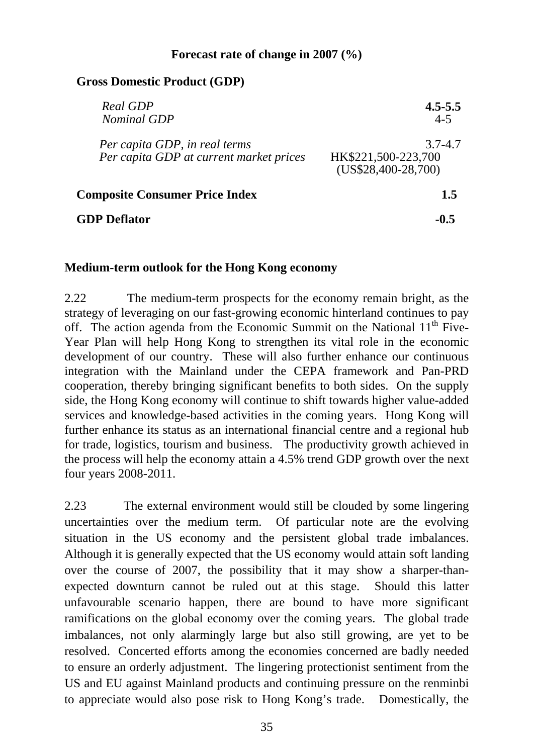**Forecast rate of change in 2007 (%)**

| | |
|---|---|
| **Gross Domestic Product (GDP)** | |
| *Real GDP* | **4.5-5.5** |
| *Nominal GDP* | 4-5 |
| *Per capita GDP, in real terms* | 3.7-4.7 |
| *Per capita GDP at current market prices* | HK$221,500-223,700 (US$28,400-28,700) |
| **Composite Consumer Price Index** | **1.5** |
| **GDP Deflator** | **-0.5** |

**Medium-term outlook for the Hong Kong economy**

2.22 The medium-term prospects for the economy remain bright, as the strategy of leveraging on our fast-growing economic hinterland continues to pay off. The action agenda from the Economic Summit on the National 11th Five-Year Plan will help Hong Kong to strengthen its vital role in the economic development of our country. These will also further enhance our continuous integration with the Mainland under the CEPA framework and Pan-PRD cooperation, thereby bringing significant benefits to both sides. On the supply side, the Hong Kong economy will continue to shift towards higher value-added services and knowledge-based activities in the coming years. Hong Kong will further enhance its status as an international financial centre and a regional hub for trade, logistics, tourism and business. The productivity growth achieved in the process will help the economy attain a 4.5% trend GDP growth over the next four years 2008-2011.

2.23 The external environment would still be clouded by some lingering uncertainties over the medium term. Of particular note are the evolving situation in the US economy and the persistent global trade imbalances. Although it is generally expected that the US economy would attain soft landing over the course of 2007, the possibility that it may show a sharper-than-expected downturn cannot be ruled out at this stage. Should this latter unfavourable scenario happen, there are bound to have more significant ramifications on the global economy over the coming years. The global trade imbalances, not only alarmingly large but also still growing, are yet to be resolved. Concerted efforts among the economies concerned are badly needed to ensure an orderly adjustment. The lingering protectionist sentiment from the US and EU against Mainland products and continuing pressure on the renminbi to appreciate would also pose risk to Hong Kong's trade. Domestically, the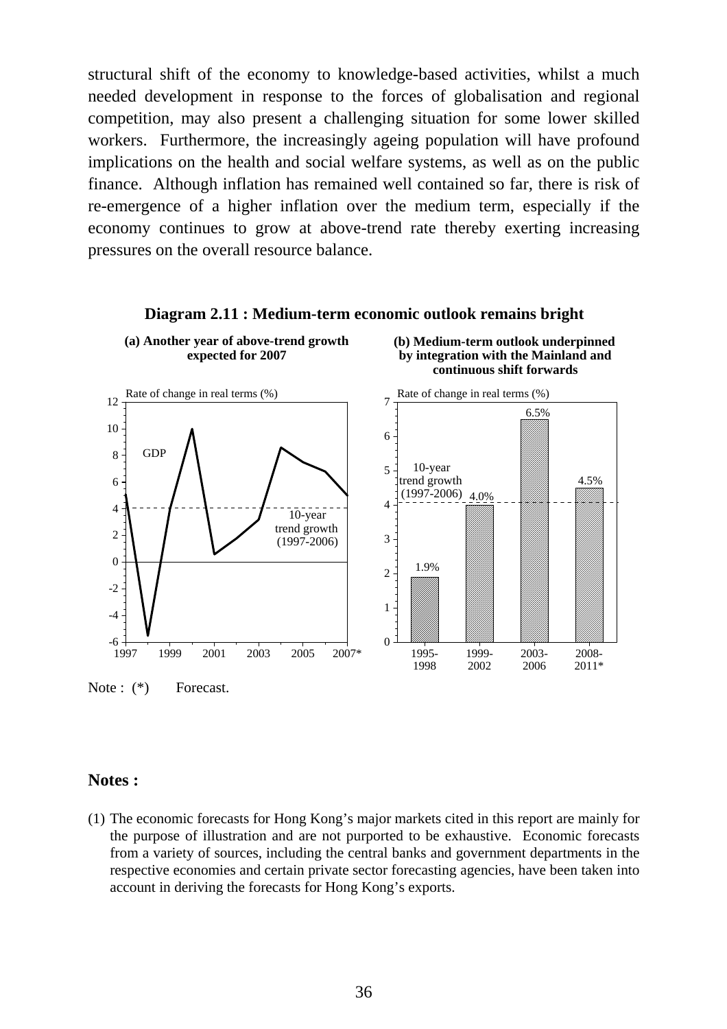structural shift of the economy to knowledge-based activities, whilst a much needed development in response to the forces of globalisation and regional competition, may also present a challenging situation for some lower skilled workers. Furthermore, the increasingly ageing population will have profound implications on the health and social welfare systems, as well as on the public finance. Although inflation has remained well contained so far, there is risk of re-emergence of a higher inflation over the medium term, especially if the economy continues to grow at above-trend rate thereby exerting increasing pressures on the overall resource balance.

**Diagram 2.11 : Medium-term economic outlook remains bright**

**(a) Another year of above-trend growth expected for 2007**

**(b) Medium-term outlook underpinned by integration with the Mainland and continuous shift forwards**

Note : (*) Forecast.

## Notes :

(1) The economic forecasts for Hong Kong's major markets cited in this report are mainly for the purpose of illustration and are not purported to be exhaustive. Economic forecasts from a variety of sources, including the central banks and government departments in the respective economies and certain private sector forecasting agencies, have been taken into account in deriving the forecasts for Hong Kong's exports.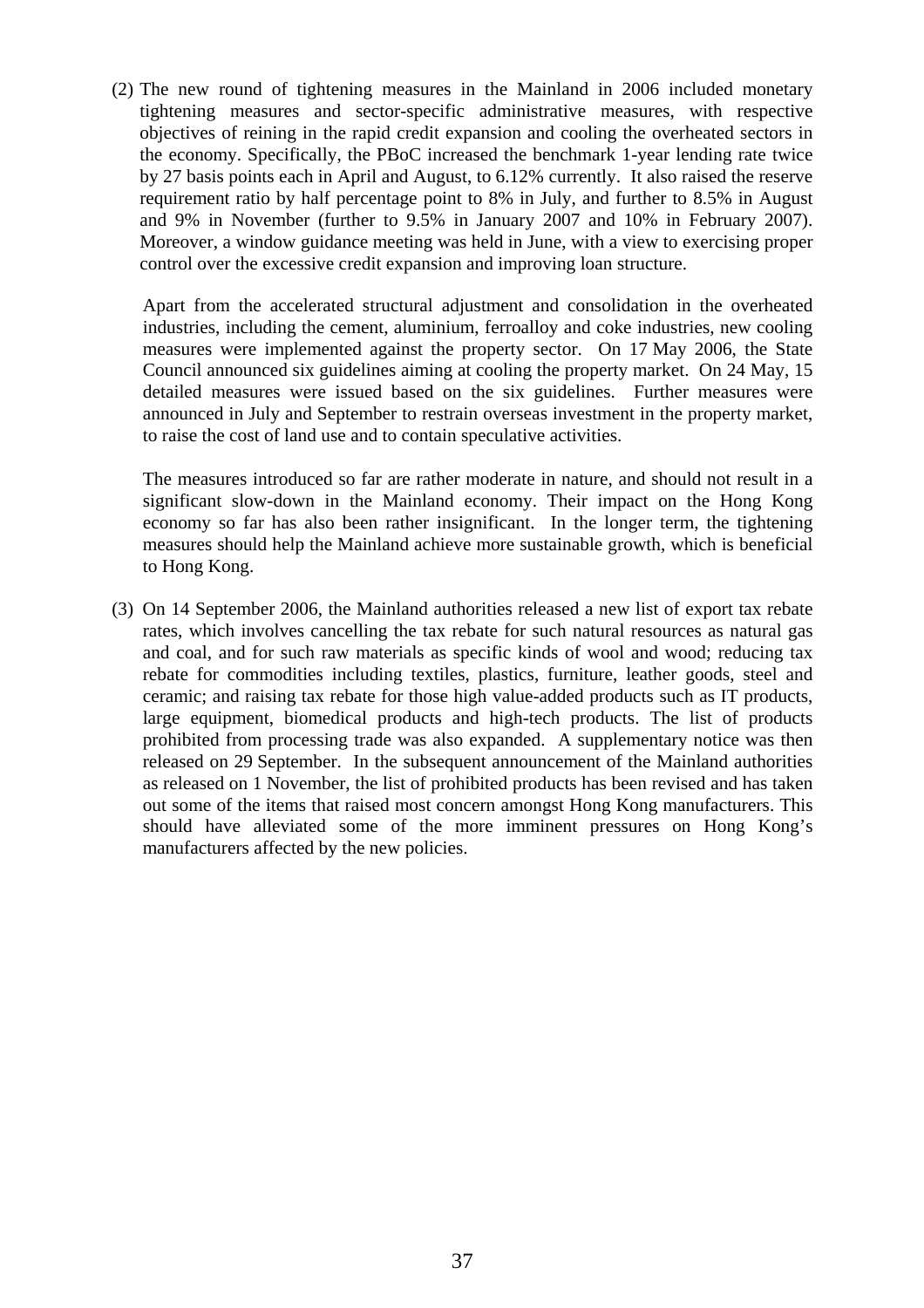(2) The new round of tightening measures in the Mainland in 2006 included monetary tightening measures and sector-specific administrative measures, with respective objectives of reining in the rapid credit expansion and cooling the overheated sectors in the economy. Specifically, the PBoC increased the benchmark 1-year lending rate twice by 27 basis points each in April and August, to 6.12% currently. It also raised the reserve requirement ratio by half percentage point to 8% in July, and further to 8.5% in August and 9% in November (further to 9.5% in January 2007 and 10% in February 2007). Moreover, a window guidance meeting was held in June, with a view to exercising proper control over the excessive credit expansion and improving loan structure.

    Apart from the accelerated structural adjustment and consolidation in the overheated industries, including the cement, aluminium, ferroalloy and coke industries, new cooling measures were implemented against the property sector. On 17 May 2006, the State Council announced six guidelines aiming at cooling the property market. On 24 May, 15 detailed measures were issued based on the six guidelines. Further measures were announced in July and September to restrain overseas investment in the property market, to raise the cost of land use and to contain speculative activities.

    The measures introduced so far are rather moderate in nature, and should not result in a significant slow-down in the Mainland economy. Their impact on the Hong Kong economy so far has also been rather insignificant. In the longer term, the tightening measures should help the Mainland achieve more sustainable growth, which is beneficial to Hong Kong.

(3) On 14 September 2006, the Mainland authorities released a new list of export tax rebate rates, which involves cancelling the tax rebate for such natural resources as natural gas and coal, and for such raw materials as specific kinds of wool and wood; reducing tax rebate for commodities including textiles, plastics, furniture, leather goods, steel and ceramic; and raising tax rebate for those high value-added products such as IT products, large equipment, biomedical products and high-tech products. The list of products prohibited from processing trade was also expanded. A supplementary notice was then released on 29 September. In the subsequent announcement of the Mainland authorities as released on 1 November, the list of prohibited products has been revised and has taken out some of the items that raised most concern amongst Hong Kong manufacturers. This should have alleviated some of the more imminent pressures on Hong Kong's manufacturers affected by the new policies.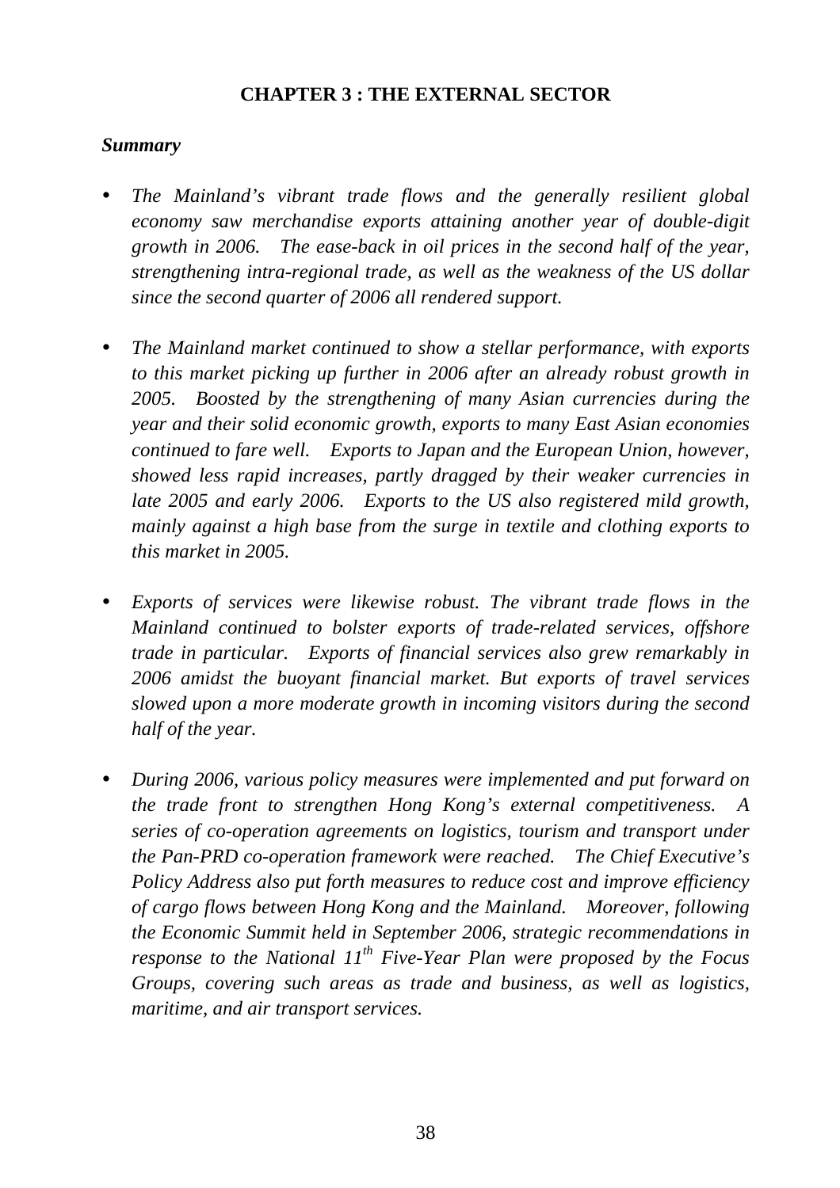# CHAPTER 3 : THE EXTERNAL SECTOR

***Summary***

- *The Mainland's vibrant trade flows and the generally resilient global economy saw merchandise exports attaining another year of double-digit growth in 2006. The ease-back in oil prices in the second half of the year, strengthening intra-regional trade, as well as the weakness of the US dollar since the second quarter of 2006 all rendered support.*

- *The Mainland market continued to show a stellar performance, with exports to this market picking up further in 2006 after an already robust growth in 2005. Boosted by the strengthening of many Asian currencies during the year and their solid economic growth, exports to many East Asian economies continued to fare well. Exports to Japan and the European Union, however, showed less rapid increases, partly dragged by their weaker currencies in late 2005 and early 2006. Exports to the US also registered mild growth, mainly against a high base from the surge in textile and clothing exports to this market in 2005.*

- *Exports of services were likewise robust. The vibrant trade flows in the Mainland continued to bolster exports of trade-related services, offshore trade in particular. Exports of financial services also grew remarkably in 2006 amidst the buoyant financial market. But exports of travel services slowed upon a more moderate growth in incoming visitors during the second half of the year.*

- *During 2006, various policy measures were implemented and put forward on the trade front to strengthen Hong Kong's external competitiveness. A series of co-operation agreements on logistics, tourism and transport under the Pan-PRD co-operation framework were reached. The Chief Executive's Policy Address also put forth measures to reduce cost and improve efficiency of cargo flows between Hong Kong and the Mainland. Moreover, following the Economic Summit held in September 2006, strategic recommendations in response to the National 11th Five-Year Plan were proposed by the Focus Groups, covering such areas as trade and business, as well as logistics, maritime, and air transport services.*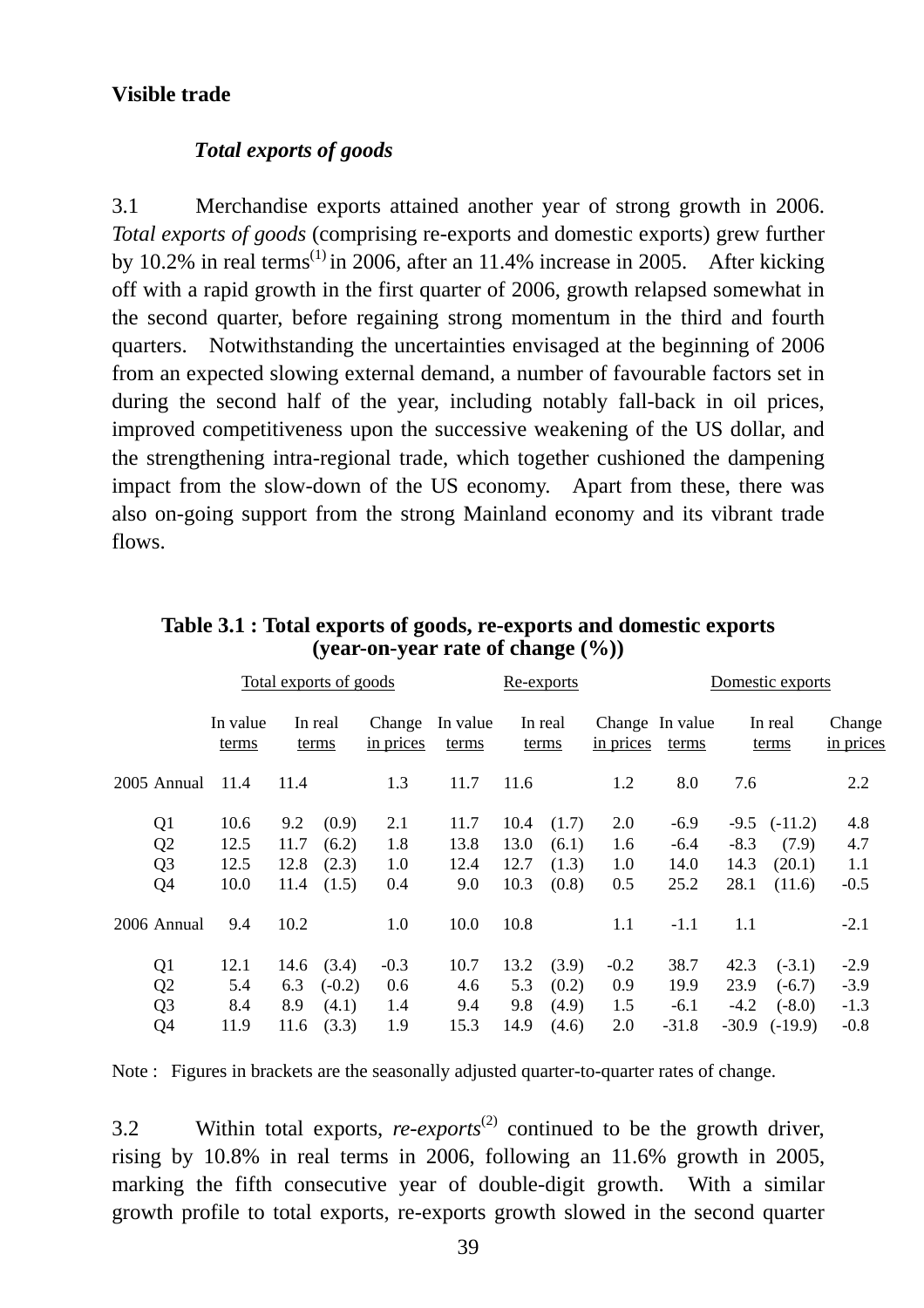## Visible trade

### *Total exports of goods*

3.1 Merchandise exports attained another year of strong growth in 2006. *Total exports of goods* (comprising re-exports and domestic exports) grew further by 10.2% in real terms[(1)] in 2006, after an 11.4% increase in 2005. After kicking off with a rapid growth in the first quarter of 2006, growth relapsed somewhat in the second quarter, before regaining strong momentum in the third and fourth quarters. Notwithstanding the uncertainties envisaged at the beginning of 2006 from an expected slowing external demand, a number of favourable factors set in during the second half of the year, including notably fall-back in oil prices, improved competitiveness upon the successive weakening of the US dollar, and the strengthening intra-regional trade, which together cushioned the dampening impact from the slow-down of the US economy. Apart from these, there was also on-going support from the strong Mainland economy and its vibrant trade flows.

**Table 3.1 : Total exports of goods, re-exports and domestic exports (year-on-year rate of change (%))**

| | Total exports of goods | | | | Re-exports | | | | Domestic exports | | | |
|---|---|---|---|---|---|---|---|---|---|---|---|---|
| | In value terms | In real terms | | Change in prices | In value terms | In real terms | | Change in prices | In value terms | In real terms | | Change in prices |
| 2005 Annual | 11.4 | 11.4 | | 1.3 | 11.7 | 11.6 | | 1.2 | 8.0 | 7.6 | | 2.2 |
| Q1 | 10.6 | 9.2 | (0.9) | 2.1 | 11.7 | 10.4 | (1.7) | 2.0 | -6.9 | -9.5 | (-11.2) | 4.8 |
| Q2 | 12.5 | 11.7 | (6.2) | 1.8 | 13.8 | 13.0 | (6.1) | 1.6 | -6.4 | -8.3 | (7.9) | 4.7 |
| Q3 | 12.5 | 12.8 | (2.3) | 1.0 | 12.4 | 12.7 | (1.3) | 1.0 | 14.0 | 14.3 | (20.1) | 1.1 |
| Q4 | 10.0 | 11.4 | (1.5) | 0.4 | 9.0 | 10.3 | (0.8) | 0.5 | 25.2 | 28.1 | (11.6) | -0.5 |
| 2006 Annual | 9.4 | 10.2 | | 1.0 | 10.0 | 10.8 | | 1.1 | -1.1 | 1.1 | | -2.1 |
| Q1 | 12.1 | 14.6 | (3.4) | -0.3 | 10.7 | 13.2 | (3.9) | -0.2 | 38.7 | 42.3 | (-3.1) | -2.9 |
| Q2 | 5.4 | 6.3 | (-0.2) | 0.6 | 4.6 | 5.3 | (0.2) | 0.9 | 19.9 | 23.9 | (-6.7) | -3.9 |
| Q3 | 8.4 | 8.9 | (4.1) | 1.4 | 9.4 | 9.8 | (4.9) | 1.5 | -6.1 | -4.2 | (-8.0) | -1.3 |
| Q4 | 11.9 | 11.6 | (3.3) | 1.9 | 15.3 | 14.9 | (4.6) | 2.0 | -31.8 | -30.9 | (-19.9) | -0.8 |

Note : Figures in brackets are the seasonally adjusted quarter-to-quarter rates of change.

3.2 Within total exports, *re-exports*[(2)] continued to be the growth driver, rising by 10.8% in real terms in 2006, following an 11.6% growth in 2005, marking the fifth consecutive year of double-digit growth. With a similar growth profile to total exports, re-exports growth slowed in the second quarter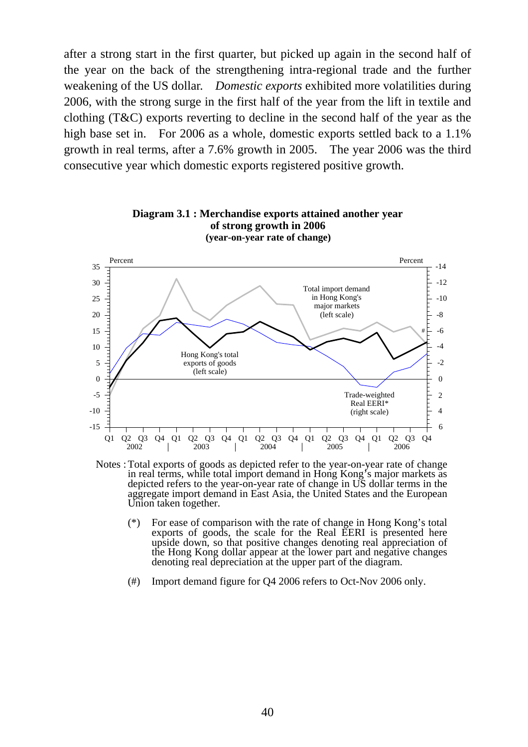after a strong start in the first quarter, but picked up again in the second half of the year on the back of the strengthening intra-regional trade and the further weakening of the US dollar. *Domestic exports* exhibited more volatilities during 2006, with the strong surge in the first half of the year from the lift in textile and clothing (T&C) exports reverting to decline in the second half of the year as the high base set in. For 2006 as a whole, domestic exports settled back to a 1.1% growth in real terms, after a 7.6% growth in 2005. The year 2006 was the third consecutive year which domestic exports registered positive growth.

**Diagram 3.1 : Merchandise exports attained another year of strong growth in 2006**
**(year-on-year rate of change)**

Notes : Total exports of goods as depicted refer to the year-on-year rate of change in real terms, while total import demand in Hong Kong's major markets as depicted refers to the year-on-year rate of change in US dollar terms in the aggregate import demand in East Asia, the United States and the European Union taken together.

(*) For ease of comparison with the rate of change in Hong Kong's total exports of goods, the scale for the Real EERI is presented here upside down, so that positive changes denoting real appreciation of the Hong Kong dollar appear at the lower part and negative changes denoting real depreciation at the upper part of the diagram.

(#) Import demand figure for Q4 2006 refers to Oct-Nov 2006 only.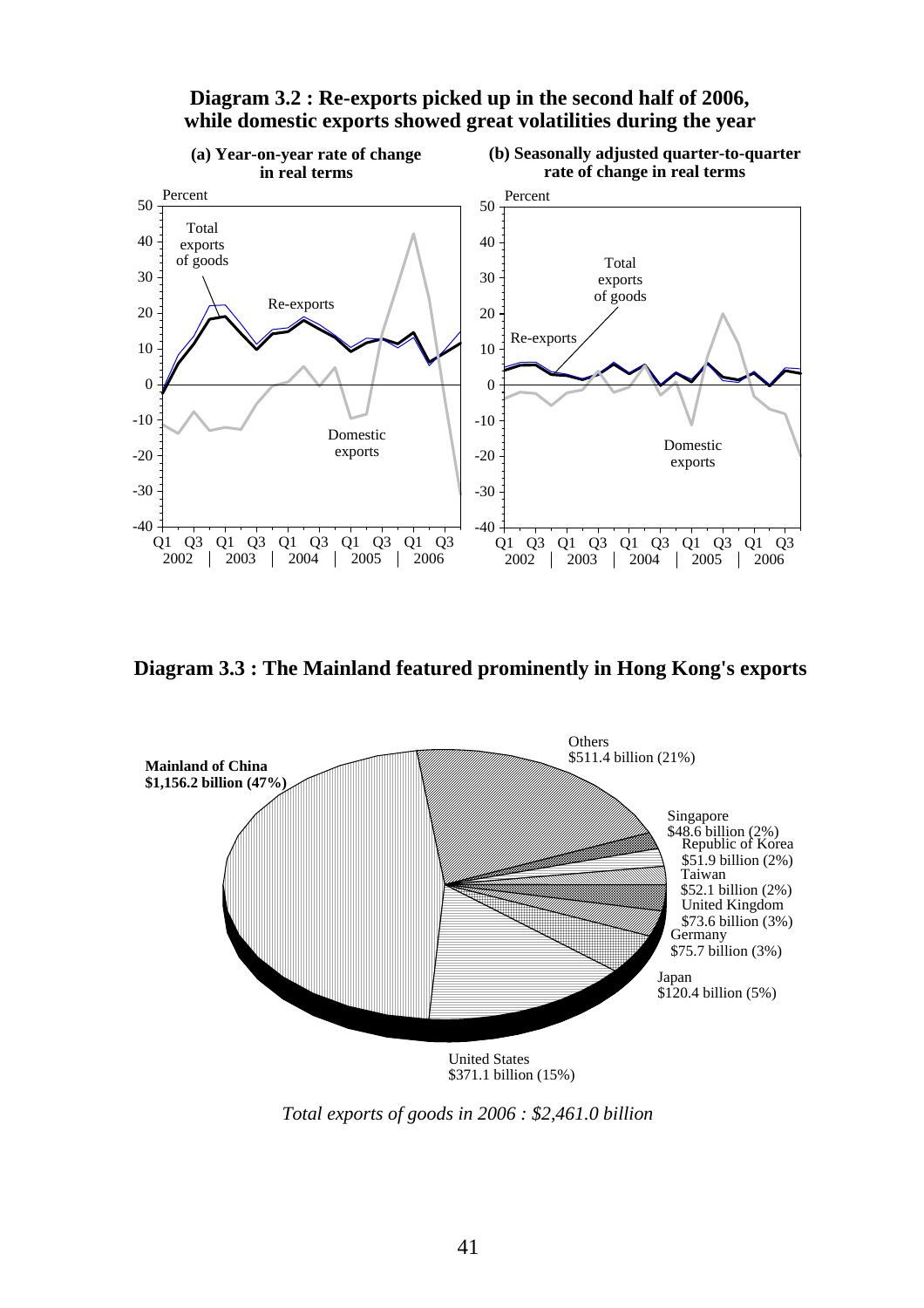**Diagram 3.2 : Re-exports picked up in the second half of 2006, while domestic exports showed great volatilities during the year**

**(a) Year-on-year rate of change in real terms**

Percent

Total exports of goods

Re-exports

Domestic exports

Q1 Q3 Q1 Q3 Q1 Q3 Q1 Q3 Q1 Q3
2002 | 2003 | 2004 | 2005 | 2006

**(b) Seasonally adjusted quarter-to-quarter rate of change in real terms**

Percent

Total exports of goods

Re-exports

Domestic exports

Q1 Q3 Q1 Q3 Q1 Q3 Q1 Q3 Q1 Q3
2002 | 2003 | 2004 | 2005 | 2006

**Diagram 3.3 : The Mainland featured prominently in Hong Kong's exports**

**Mainland of China**
**$1,156.2 billion (47%)**

Others
$511.4 billion (21%)

Singapore
$48.6 billion (2%)

Republic of Korea
$51.9 billion (2%)

Taiwan
$52.1 billion (2%)

United Kingdom
$73.6 billion (3%)

Germany
$75.7 billion (3%)

Japan
$120.4 billion (5%)

United States
$371.1 billion (15%)

*Total exports of goods in 2006 : $2,461.0 billion*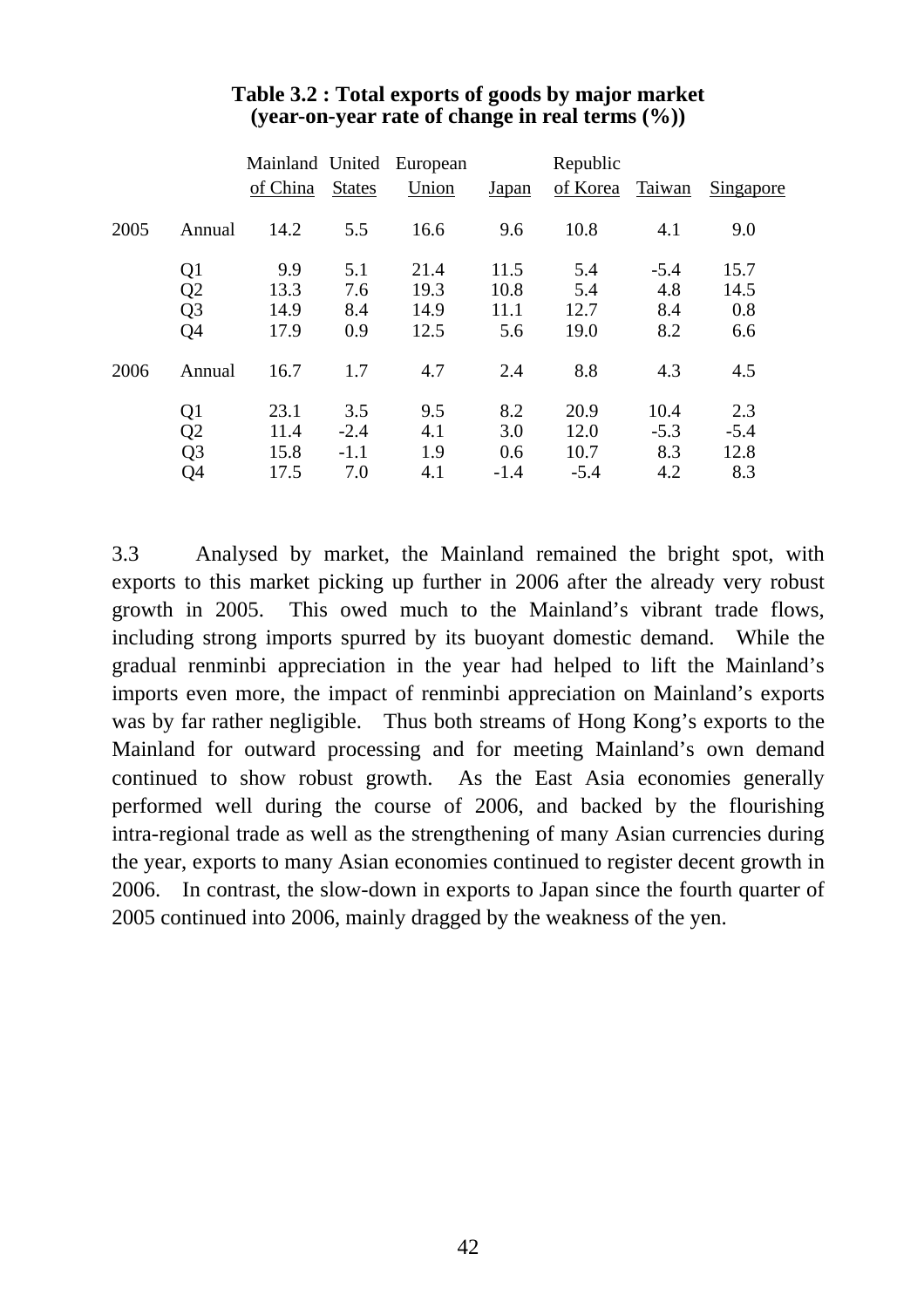**Table 3.2 : Total exports of goods by major market (year-on-year rate of change in real terms (%))**

| | | Mainland of China | United States | European Union | Japan | Republic of Korea | Taiwan | Singapore |
|---|---|---|---|---|---|---|---|---|
| 2005 | Annual | 14.2 | 5.5 | 16.6 | 9.6 | 10.8 | 4.1 | 9.0 |
| | Q1 | 9.9 | 5.1 | 21.4 | 11.5 | 5.4 | -5.4 | 15.7 |
| | Q2 | 13.3 | 7.6 | 19.3 | 10.8 | 5.4 | 4.8 | 14.5 |
| | Q3 | 14.9 | 8.4 | 14.9 | 11.1 | 12.7 | 8.4 | 0.8 |
| | Q4 | 17.9 | 0.9 | 12.5 | 5.6 | 19.0 | 8.2 | 6.6 |
| 2006 | Annual | 16.7 | 1.7 | 4.7 | 2.4 | 8.8 | 4.3 | 4.5 |
| | Q1 | 23.1 | 3.5 | 9.5 | 8.2 | 20.9 | 10.4 | 2.3 |
| | Q2 | 11.4 | -2.4 | 4.1 | 3.0 | 12.0 | -5.3 | -5.4 |
| | Q3 | 15.8 | -1.1 | 1.9 | 0.6 | 10.7 | 8.3 | 12.8 |
| | Q4 | 17.5 | 7.0 | 4.1 | -1.4 | -5.4 | 4.2 | 8.3 |

3.3 Analysed by market, the Mainland remained the bright spot, with exports to this market picking up further in 2006 after the already very robust growth in 2005. This owed much to the Mainland's vibrant trade flows, including strong imports spurred by its buoyant domestic demand. While the gradual renminbi appreciation in the year had helped to lift the Mainland's imports even more, the impact of renminbi appreciation on Mainland's exports was by far rather negligible. Thus both streams of Hong Kong's exports to the Mainland for outward processing and for meeting Mainland's own demand continued to show robust growth. As the East Asia economies generally performed well during the course of 2006, and backed by the flourishing intra-regional trade as well as the strengthening of many Asian currencies during the year, exports to many Asian economies continued to register decent growth in 2006. In contrast, the slow-down in exports to Japan since the fourth quarter of 2005 continued into 2006, mainly dragged by the weakness of the yen.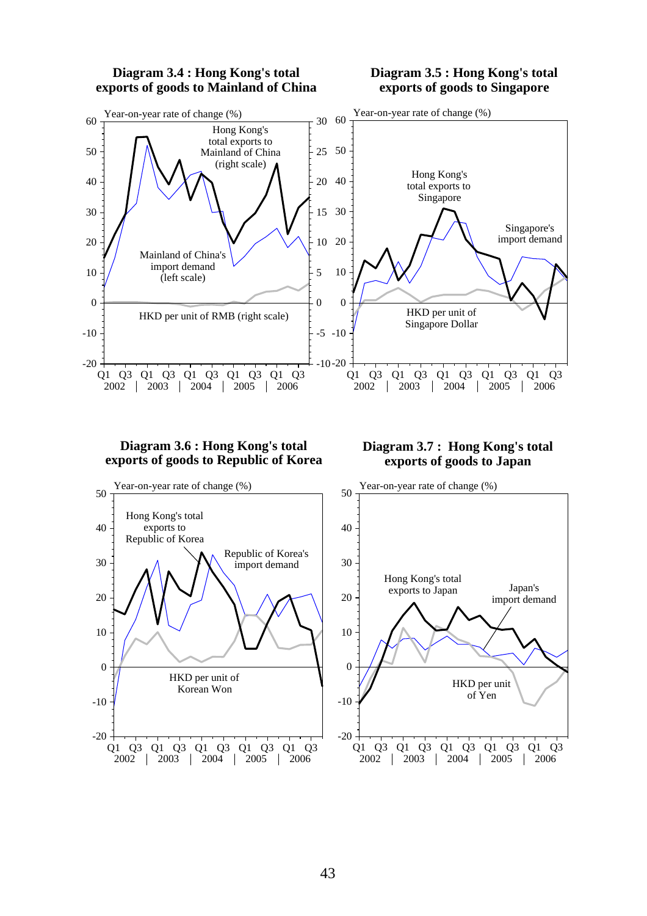**Diagram 3.4 : Hong Kong's total exports of goods to Mainland of China**

Year-on-year rate of change (%)

Hong Kong's total exports to Mainland of China (right scale)

Mainland of China's import demand (left scale)

HKD per unit of RMB (right scale)

Q1 Q3 Q1 Q3 Q1 Q3 Q1 Q3 Q1 Q3
2002 | 2003 | 2004 | 2005 | 2006

**Diagram 3.5 : Hong Kong's total exports of goods to Singapore**

Year-on-year rate of change (%)

Hong Kong's total exports to Singapore

Singapore's import demand

HKD per unit of Singapore Dollar

Q1 Q3 Q1 Q3 Q1 Q3 Q1 Q3 Q1 Q3
2002 | 2003 | 2004 | 2005 | 2006

**Diagram 3.6 : Hong Kong's total exports of goods to Republic of Korea**

Year-on-year rate of change (%)

Hong Kong's total exports to Republic of Korea

Republic of Korea's import demand

HKD per unit of Korean Won

Q1 Q3 Q1 Q3 Q1 Q3 Q1 Q3 Q1 Q3
2002 | 2003 | 2004 | 2005 | 2006

**Diagram 3.7 : Hong Kong's total exports of goods to Japan**

Year-on-year rate of change (%)

Hong Kong's total exports to Japan

Japan's import demand

HKD per unit of Yen

Q1 Q3 Q1 Q3 Q1 Q3 Q1 Q3 Q1 Q3
2002 | 2003 | 2004 | 2005 | 2006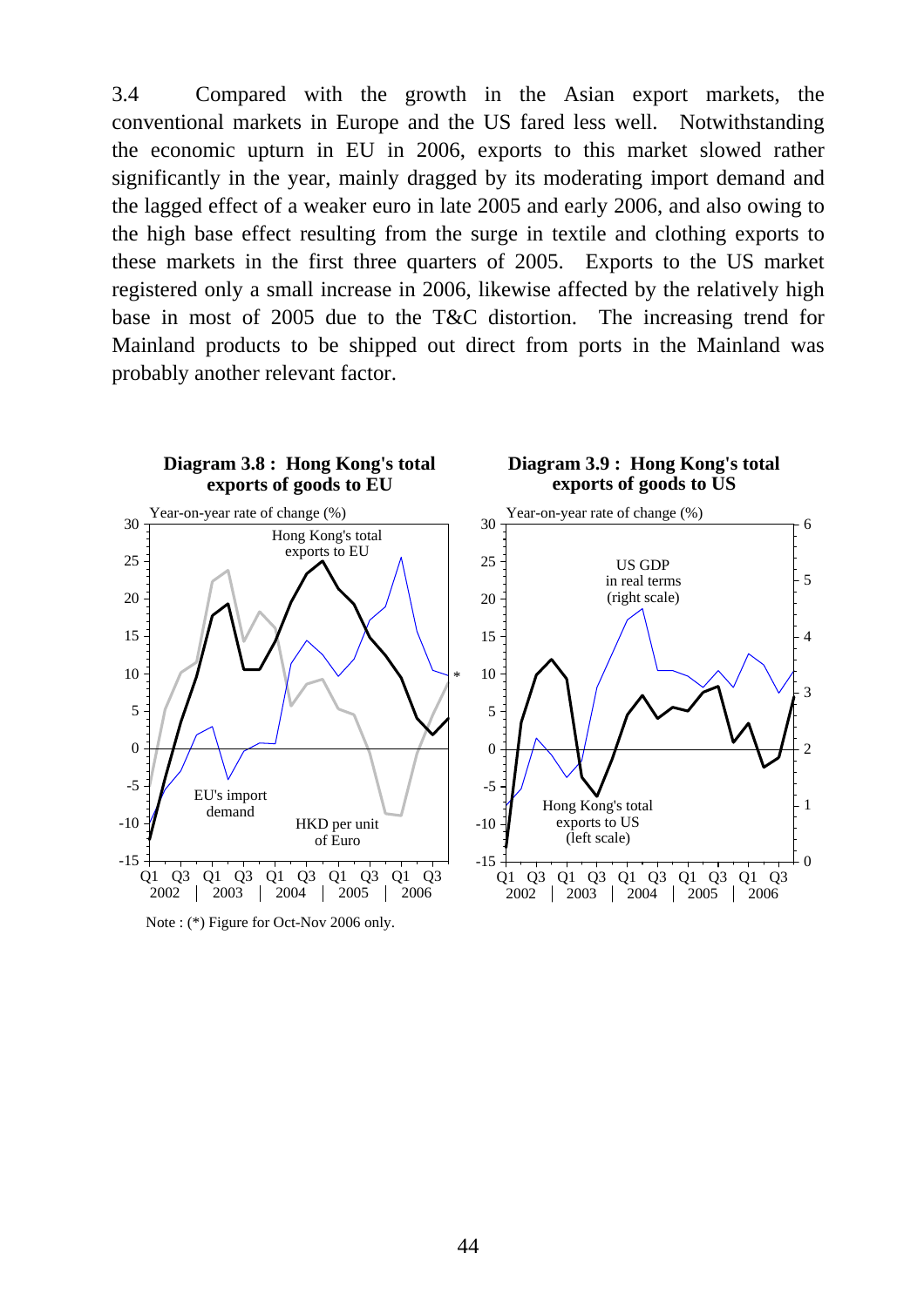3.4 Compared with the growth in the Asian export markets, the conventional markets in Europe and the US fared less well. Notwithstanding the economic upturn in EU in 2006, exports to this market slowed rather significantly in the year, mainly dragged by its moderating import demand and the lagged effect of a weaker euro in late 2005 and early 2006, and also owing to the high base effect resulting from the surge in textile and clothing exports to these markets in the first three quarters of 2005. Exports to the US market registered only a small increase in 2006, likewise affected by the relatively high base in most of 2005 due to the T&C distortion. The increasing trend for Mainland products to be shipped out direct from ports in the Mainland was probably another relevant factor.

**Diagram 3.8 : Hong Kong's total exports of goods to EU**

Year-on-year rate of change (%)

Hong Kong's total exports to EU

EU's import demand

HKD per unit of Euro

Q1 Q3 Q1 Q3 Q1 Q3 Q1 Q3 Q1 Q3
2002 | 2003 | 2004 | 2005 | 2006

Note : (*) Figure for Oct-Nov 2006 only.

**Diagram 3.9 : Hong Kong's total exports of goods to US**

Year-on-year rate of change (%)

US GDP in real terms (right scale)

Hong Kong's total exports to US (left scale)

Q1 Q3 Q1 Q3 Q1 Q3 Q1 Q3 Q1 Q3
2002 | 2003 | 2004 | 2005 | 2006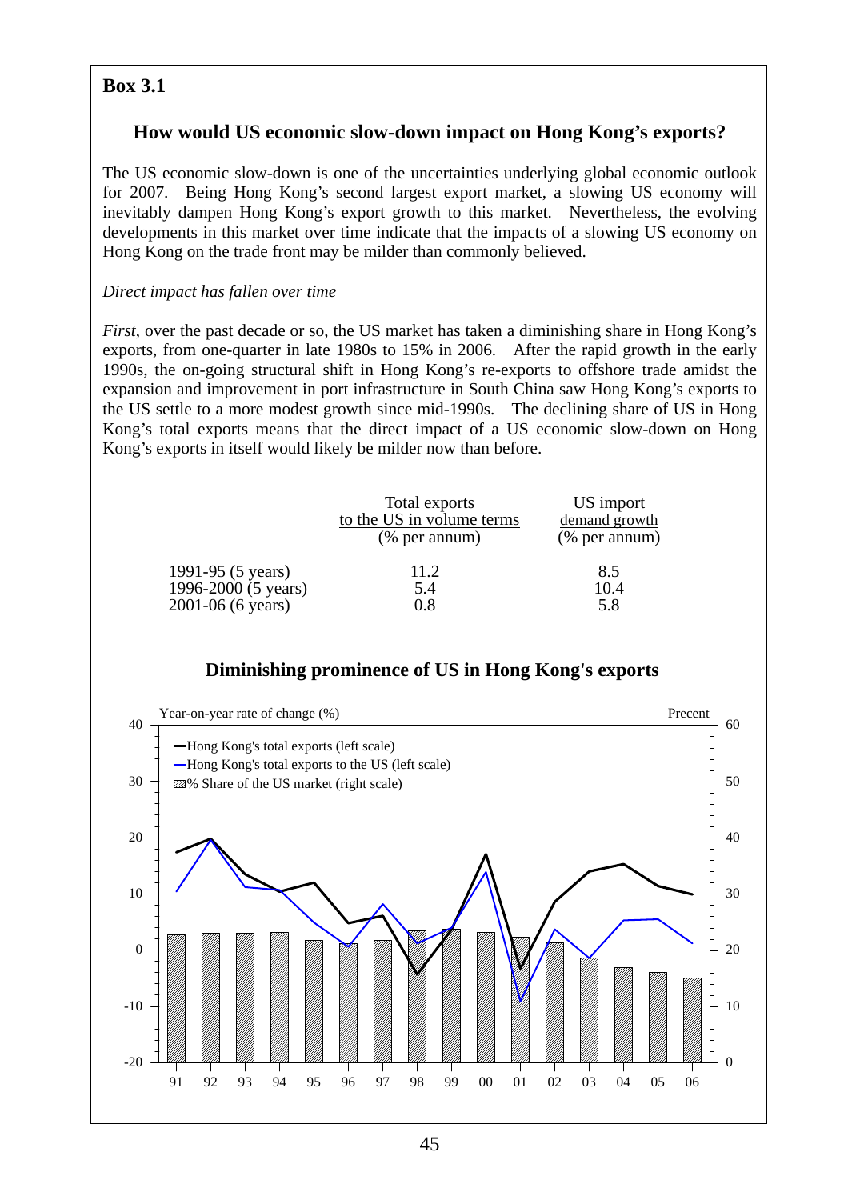**Box 3.1**

### How would US economic slow-down impact on Hong Kong's exports?

The US economic slow-down is one of the uncertainties underlying global economic outlook for 2007. Being Hong Kong's second largest export market, a slowing US economy will inevitably dampen Hong Kong's export growth to this market. Nevertheless, the evolving developments in this market over time indicate that the impacts of a slowing US economy on Hong Kong on the trade front may be milder than commonly believed.

*Direct impact has fallen over time*

*First*, over the past decade or so, the US market has taken a diminishing share in Hong Kong's exports, from one-quarter in late 1980s to 15% in 2006. After the rapid growth in the early 1990s, the on-going structural shift in Hong Kong's re-exports to offshore trade amidst the expansion and improvement in port infrastructure in South China saw Hong Kong's exports to the US settle to a more modest growth since mid-1990s. The declining share of US in Hong Kong's total exports means that the direct impact of a US economic slow-down on Hong Kong's exports in itself would likely be milder now than before.

| | Total exports to the US in volume terms (% per annum) | US import demand growth (% per annum) |
|---|---|---|
| 1991-95 (5 years) | 11.2 | 8.5 |
| 1996-2000 (5 years) | 5.4 | 10.4 |
| 2001-06 (6 years) | 0.8 | 5.8 |

**Diminishing prominence of US in Hong Kong's exports**

Year-on-year rate of change (%) — Precent

- Hong Kong's total exports (left scale)
- Hong Kong's total exports to the US (left scale)
- % Share of the US market (right scale)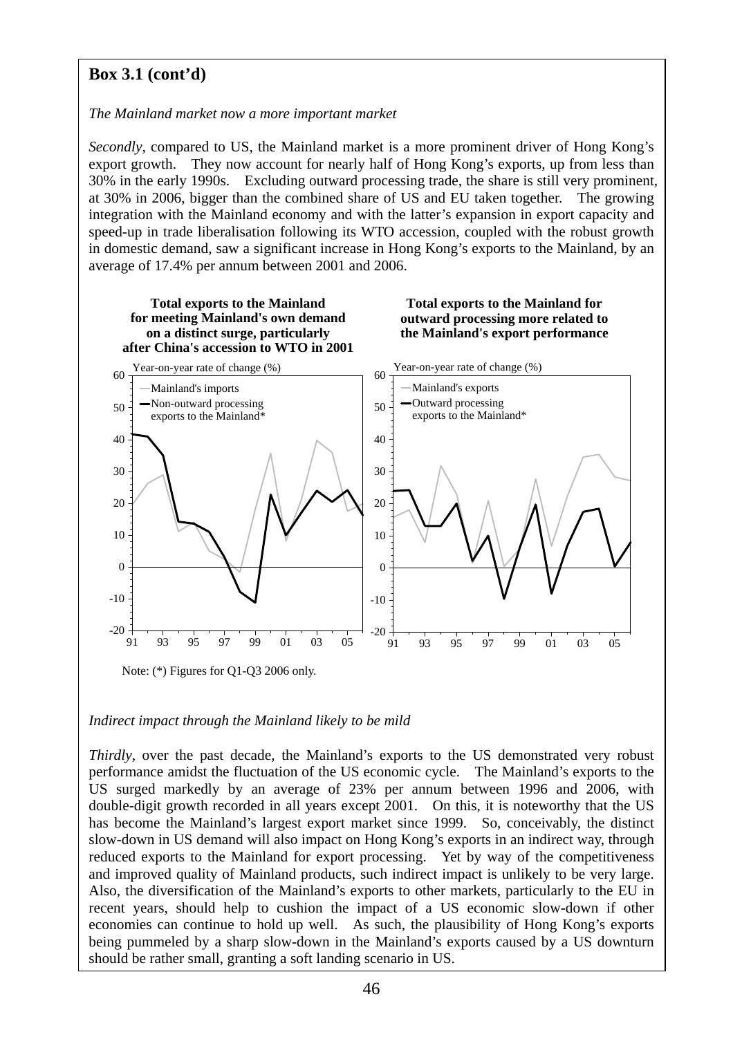## Box 3.1 (cont'd)

*The Mainland market now a more important market*

*Secondly*, compared to US, the Mainland market is a more prominent driver of Hong Kong's export growth. They now account for nearly half of Hong Kong's exports, up from less than 30% in the early 1990s. Excluding outward processing trade, the share is still very prominent, at 30% in 2006, bigger than the combined share of US and EU taken together. The growing integration with the Mainland economy and with the latter's expansion in export capacity and speed-up in trade liberalisation following its WTO accession, coupled with the robust growth in domestic demand, saw a significant increase in Hong Kong's exports to the Mainland, by an average of 17.4% per annum between 2001 and 2006.

**Total exports to the Mainland for meeting Mainland's own demand on a distinct surge, particularly after China's accession to WTO in 2001**

Year-on-year rate of change (%)

— Mainland's imports
— Non-outward processing exports to the Mainland*

**Total exports to the Mainland for outward processing more related to the Mainland's export performance**

Year-on-year rate of change (%)

— Mainland's exports
— Outward processing exports to the Mainland*

Note: (*) Figures for Q1-Q3 2006 only.

*Indirect impact through the Mainland likely to be mild*

*Thirdly*, over the past decade, the Mainland's exports to the US demonstrated very robust performance amidst the fluctuation of the US economic cycle. The Mainland's exports to the US surged markedly by an average of 23% per annum between 1996 and 2006, with double-digit growth recorded in all years except 2001. On this, it is noteworthy that the US has become the Mainland's largest export market since 1999. So, conceivably, the distinct slow-down in US demand will also impact on Hong Kong's exports in an indirect way, through reduced exports to the Mainland for export processing. Yet by way of the competitiveness and improved quality of Mainland products, such indirect impact is unlikely to be very large. Also, the diversification of the Mainland's exports to other markets, particularly to the EU in recent years, should help to cushion the impact of a US economic slow-down if other economies can continue to hold up well. As such, the plausibility of Hong Kong's exports being pummeled by a sharp slow-down in the Mainland's exports caused by a US downturn should be rather small, granting a soft landing scenario in US.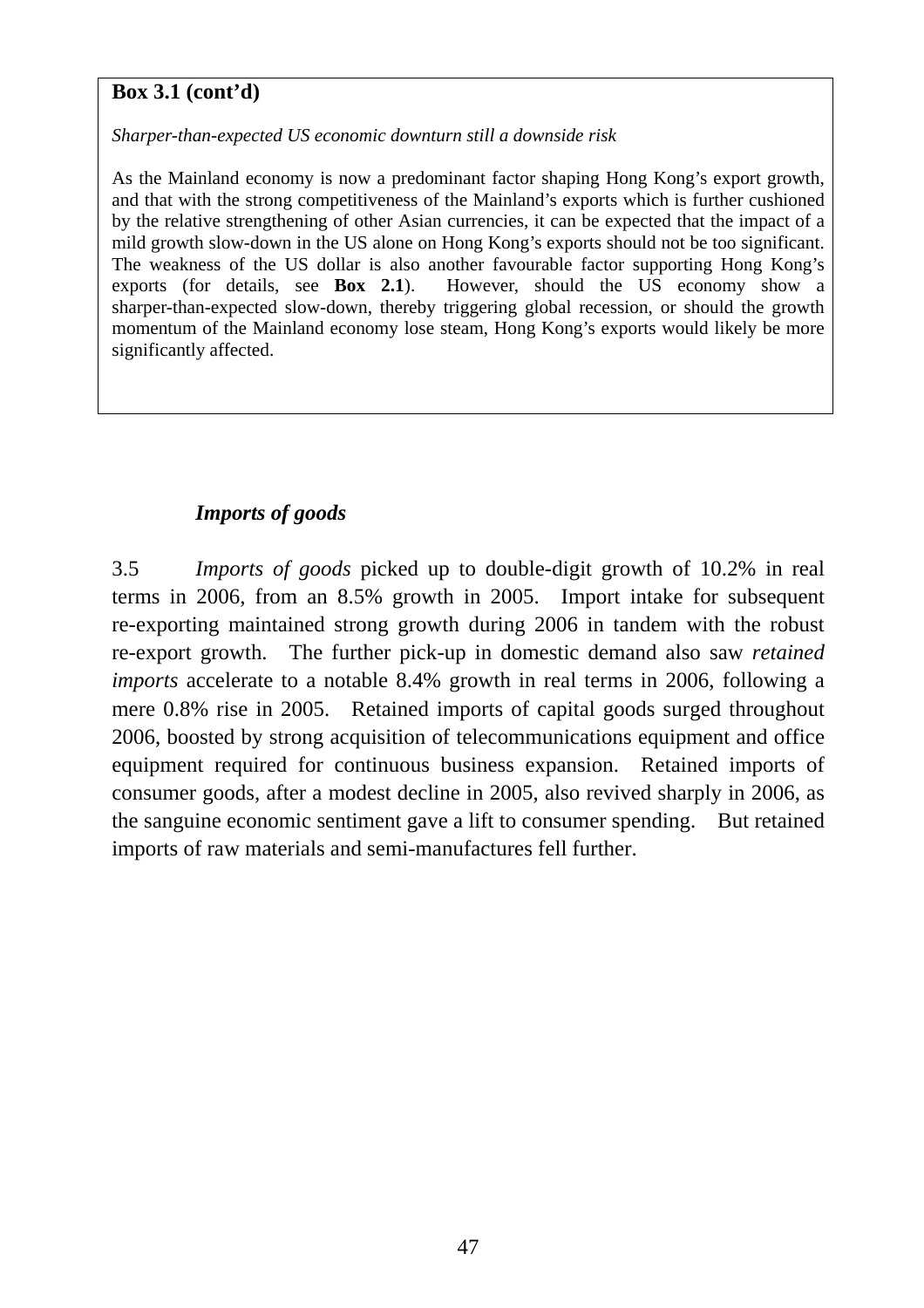**Box 3.1 (cont'd)**

*Sharper-than-expected US economic downturn still a downside risk*

As the Mainland economy is now a predominant factor shaping Hong Kong's export growth, and that with the strong competitiveness of the Mainland's exports which is further cushioned by the relative strengthening of other Asian currencies, it can be expected that the impact of a mild growth slow-down in the US alone on Hong Kong's exports should not be too significant. The weakness of the US dollar is also another favourable factor supporting Hong Kong's exports (for details, see **Box 2.1**). However, should the US economy show a sharper-than-expected slow-down, thereby triggering global recession, or should the growth momentum of the Mainland economy lose steam, Hong Kong's exports would likely be more significantly affected.

### *Imports of goods*

3.5 *Imports of goods* picked up to double-digit growth of 10.2% in real terms in 2006, from an 8.5% growth in 2005. Import intake for subsequent re-exporting maintained strong growth during 2006 in tandem with the robust re-export growth. The further pick-up in domestic demand also saw *retained imports* accelerate to a notable 8.4% growth in real terms in 2006, following a mere 0.8% rise in 2005. Retained imports of capital goods surged throughout 2006, boosted by strong acquisition of telecommunications equipment and office equipment required for continuous business expansion. Retained imports of consumer goods, after a modest decline in 2005, also revived sharply in 2006, as the sanguine economic sentiment gave a lift to consumer spending. But retained imports of raw materials and semi-manufactures fell further.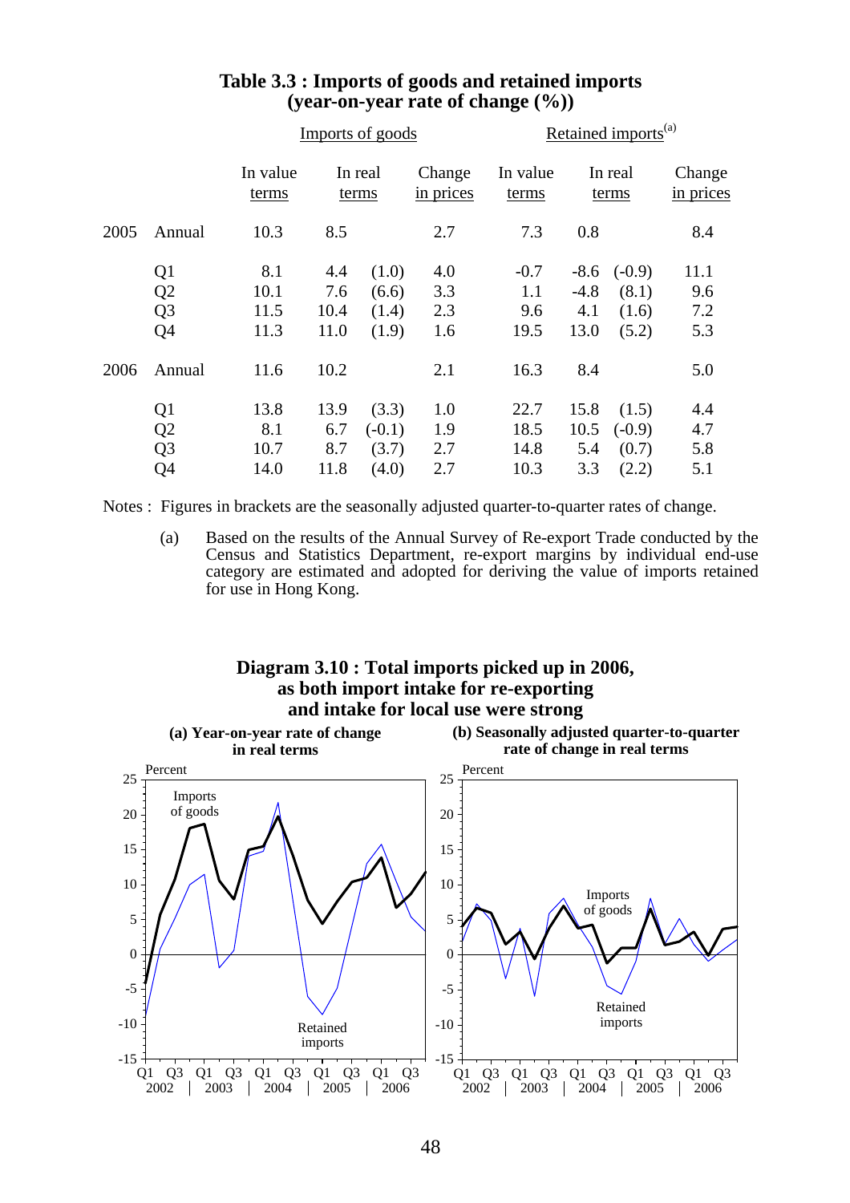**Table 3.3 : Imports of goods and retained imports (year-on-year rate of change (%))**

| | | Imports of goods | | | | Retained imports[(a)] | | | |
|---|---|---|---|---|---|---|---|---|---|
| | | In value terms | In real terms | | Change in prices | In value terms | In real terms | | Change in prices |
| 2005 | Annual | 10.3 | 8.5 | | 2.7 | 7.3 | 0.8 | | 8.4 |
| | Q1 | 8.1 | 4.4 | (1.0) | 4.0 | -0.7 | -8.6 | (-0.9) | 11.1 |
| | Q2 | 10.1 | 7.6 | (6.6) | 3.3 | 1.1 | -4.8 | (8.1) | 9.6 |
| | Q3 | 11.5 | 10.4 | (1.4) | 2.3 | 9.6 | 4.1 | (1.6) | 7.2 |
| | Q4 | 11.3 | 11.0 | (1.9) | 1.6 | 19.5 | 13.0 | (5.2) | 5.3 |
| 2006 | Annual | 11.6 | 10.2 | | 2.1 | 16.3 | 8.4 | | 5.0 |
| | Q1 | 13.8 | 13.9 | (3.3) | 1.0 | 22.7 | 15.8 | (1.5) | 4.4 |
| | Q2 | 8.1 | 6.7 | (-0.1) | 1.9 | 18.5 | 10.5 | (-0.9) | 4.7 |
| | Q3 | 10.7 | 8.7 | (3.7) | 2.7 | 14.8 | 5.4 | (0.7) | 5.8 |
| | Q4 | 14.0 | 11.8 | (4.0) | 2.7 | 10.3 | 3.3 | (2.2) | 5.1 |

Notes : Figures in brackets are the seasonally adjusted quarter-to-quarter rates of change.

(a) Based on the results of the Annual Survey of Re-export Trade conducted by the Census and Statistics Department, re-export margins by individual end-use category are estimated and adopted for deriving the value of imports retained for use in Hong Kong.

**Diagram 3.10 : Total imports picked up in 2006, as both import intake for re-exporting and intake for local use were strong**

(a) Year-on-year rate of change in real terms

(b) Seasonally adjusted quarter-to-quarter rate of change in real terms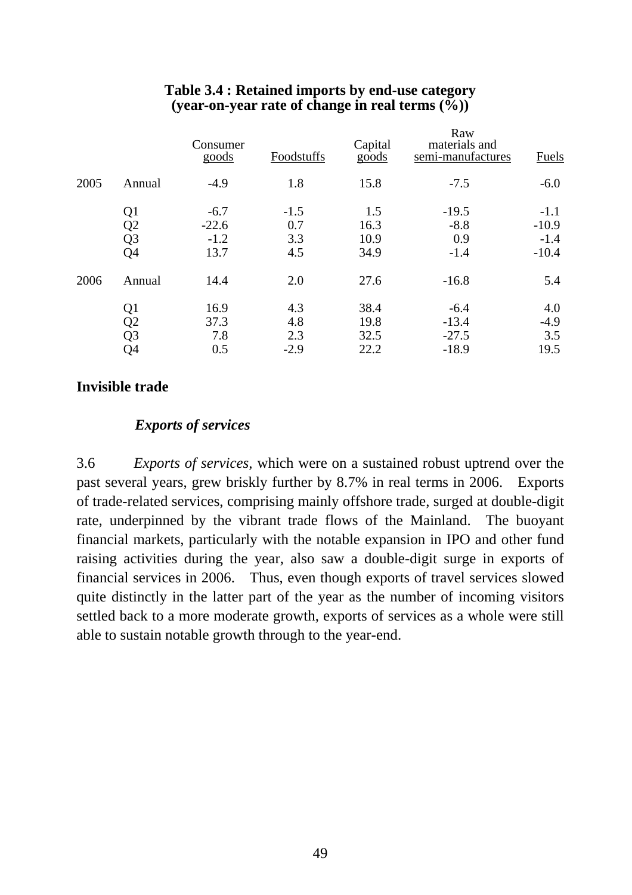**Table 3.4 : Retained imports by end-use category (year-on-year rate of change in real terms (%))**

| | | Consumer goods | Foodstuffs | Capital goods | Raw materials and semi-manufactures | Fuels |
|---|---|---|---|---|---|---|
| 2005 | Annual | -4.9 | 1.8 | 15.8 | -7.5 | -6.0 |
| | Q1 | -6.7 | -1.5 | 1.5 | -19.5 | -1.1 |
| | Q2 | -22.6 | 0.7 | 16.3 | -8.8 | -10.9 |
| | Q3 | -1.2 | 3.3 | 10.9 | 0.9 | -1.4 |
| | Q4 | 13.7 | 4.5 | 34.9 | -1.4 | -10.4 |
| 2006 | Annual | 14.4 | 2.0 | 27.6 | -16.8 | 5.4 |
| | Q1 | 16.9 | 4.3 | 38.4 | -6.4 | 4.0 |
| | Q2 | 37.3 | 4.8 | 19.8 | -13.4 | -4.9 |
| | Q3 | 7.8 | 2.3 | 32.5 | -27.5 | 3.5 |
| | Q4 | 0.5 | -2.9 | 22.2 | -18.9 | 19.5 |

## Invisible trade

### *Exports of services*

3.6 *Exports of services*, which were on a sustained robust uptrend over the past several years, grew briskly further by 8.7% in real terms in 2006. Exports of trade-related services, comprising mainly offshore trade, surged at double-digit rate, underpinned by the vibrant trade flows of the Mainland. The buoyant financial markets, particularly with the notable expansion in IPO and other fund raising activities during the year, also saw a double-digit surge in exports of financial services in 2006. Thus, even though exports of travel services slowed quite distinctly in the latter part of the year as the number of incoming visitors settled back to a more moderate growth, exports of services as a whole were still able to sustain notable growth through to the year-end.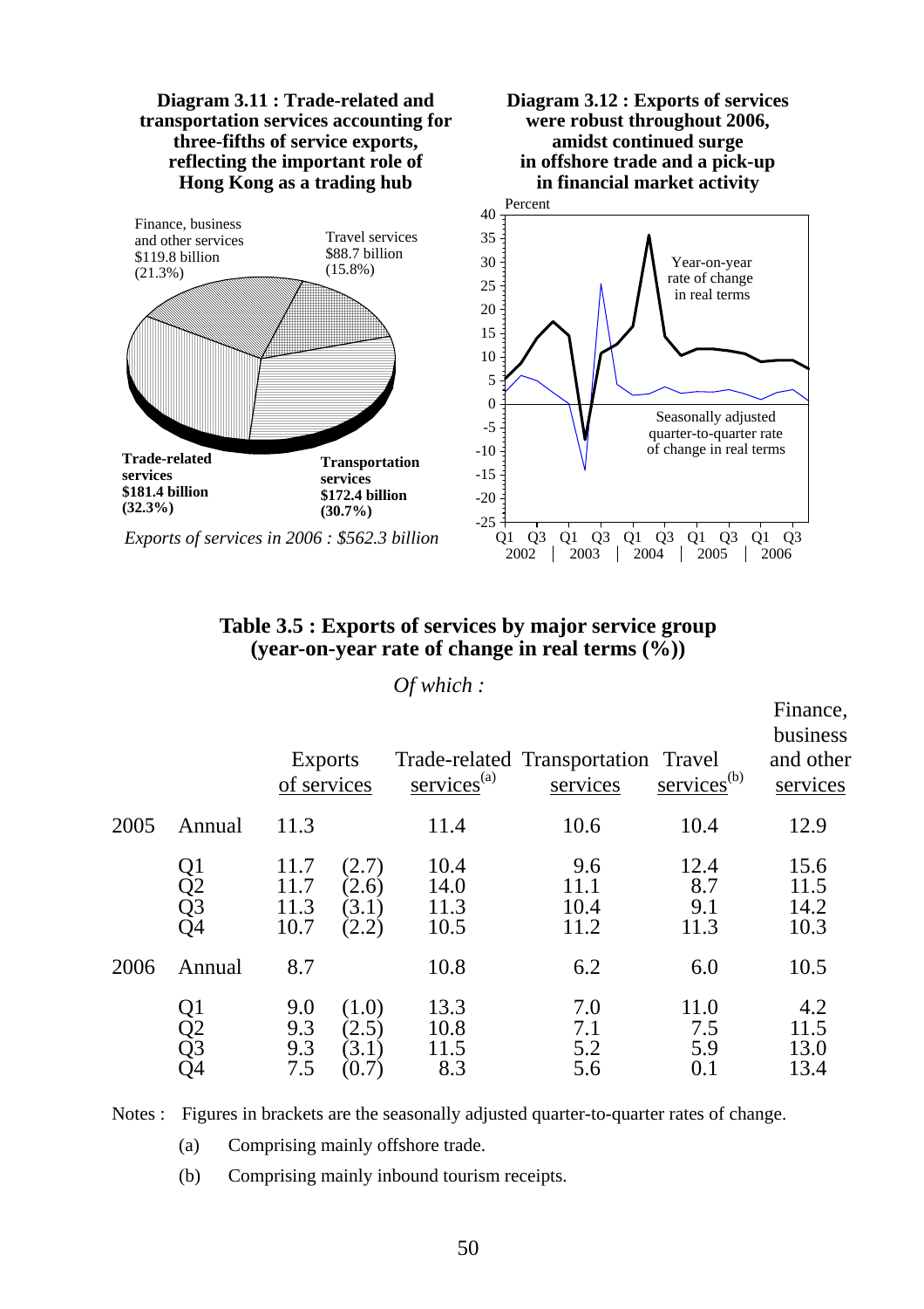**Diagram 3.11 : Trade-related and transportation services accounting for three-fifths of service exports, reflecting the important role of Hong Kong as a trading hub**

Finance, business and other services $119.8 billion (21.3%)

Travel services $88.7 billion (15.8%)

**Trade-related services $181.4 billion (32.3%)**

**Transportation services $172.4 billion (30.7%)**

*Exports of services in 2006 : $562.3 billion*

**Diagram 3.12 : Exports of services were robust throughout 2006, amidst continued surge in offshore trade and a pick-up in financial market activity**

Percent

Year-on-year rate of change in real terms

Seasonally adjusted quarter-to-quarter rate of change in real terms

Q1 Q3 Q1 Q3 Q1 Q3 Q1 Q3 Q1 Q3
2002 2003 2004 2005 2006

## Table 3.5 : Exports of services by major service group (year-on-year rate of change in real terms (%))

*Of which :*

| | | Exports of services | | Trade-related services[(a)] | Transportation services | Travel services[(b)] | Finance, business and other services |
|---|---|---|---|---|---|---|---|
| 2005 | Annual | 11.3 | | 11.4 | 10.6 | 10.4 | 12.9 |
| | Q1 | 11.7 | (2.7) | 10.4 | 9.6 | 12.4 | 15.6 |
| | Q2 | 11.7 | (2.6) | 14.0 | 11.1 | 8.7 | 11.5 |
| | Q3 | 11.3 | (3.1) | 11.3 | 10.4 | 9.1 | 14.2 |
| | Q4 | 10.7 | (2.2) | 10.5 | 11.2 | 11.3 | 10.3 |
| 2006 | Annual | 8.7 | | 10.8 | 6.2 | 6.0 | 10.5 |
| | Q1 | 9.0 | (1.0) | 13.3 | 7.0 | 11.0 | 4.2 |
| | Q2 | 9.3 | (2.5) | 10.8 | 7.1 | 7.5 | 11.5 |
| | Q3 | 9.3 | (3.1) | 11.5 | 5.2 | 5.9 | 13.0 |
| | Q4 | 7.5 | (0.7) | 8.3 | 5.6 | 0.1 | 13.4 |

Notes : Figures in brackets are the seasonally adjusted quarter-to-quarter rates of change.

(a) Comprising mainly offshore trade.

(b) Comprising mainly inbound tourism receipts.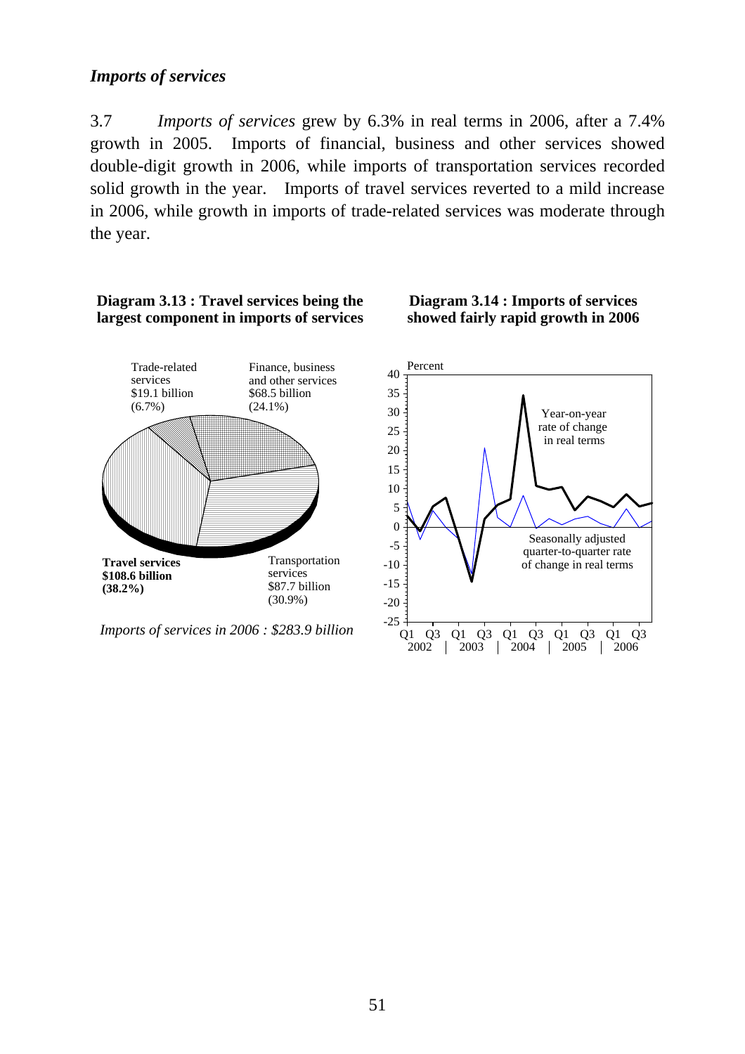### *Imports of services*

3.7 *Imports of services* grew by 6.3% in real terms in 2006, after a 7.4% growth in 2005. Imports of financial, business and other services showed double-digit growth in 2006, while imports of transportation services recorded solid growth in the year. Imports of travel services reverted to a mild increase in 2006, while growth in imports of trade-related services was moderate through the year.

**Diagram 3.13 : Travel services being the largest component in imports of services**

Trade-related services $19.1 billion (6.7%)

Finance, business and other services $68.5 billion (24.1%)

**Travel services $108.6 billion (38.2%)**

Transportation services $87.7 billion (30.9%)

*Imports of services in 2006 : $283.9 billion*

**Diagram 3.14 : Imports of services showed fairly rapid growth in 2006**

Percent

Year-on-year rate of change in real terms

Seasonally adjusted quarter-to-quarter rate of change in real terms

Q1 Q3 Q1 Q3 Q1 Q3 Q1 Q3 Q1 Q3
2002 | 2003 | 2004 | 2005 | 2006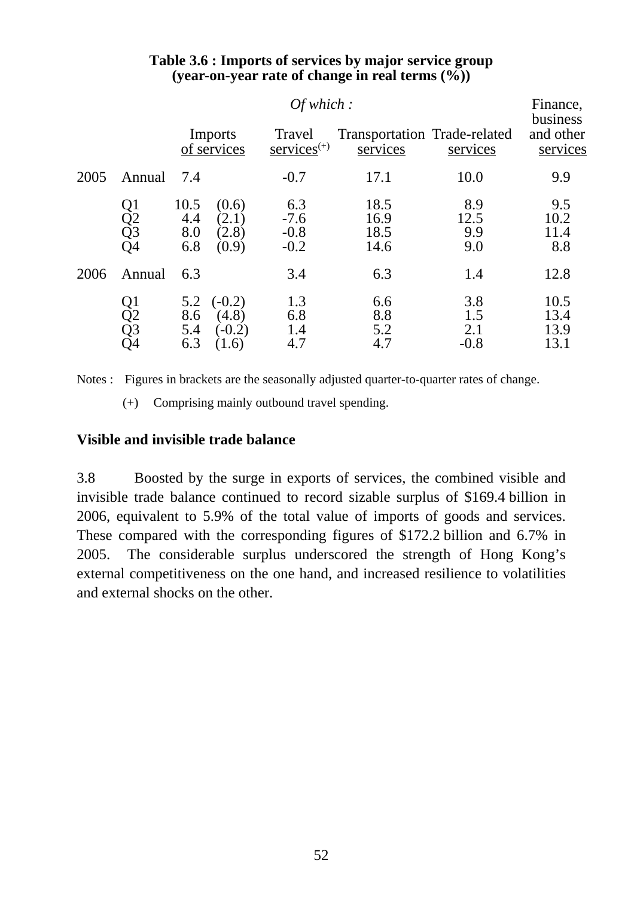**Table 3.6 : Imports of services by major service group (year-on-year rate of change in real terms (%))**

| | | Imports of services | | *Of which :* Travel services(+) | Transportation services | Trade-related services | Finance, business and other services |
|---|---|---|---|---|---|---|---|
| 2005 | Annual | 7.4 | | -0.7 | 17.1 | 10.0 | 9.9 |
| | Q1 | 10.5 | (0.6) | 6.3 | 18.5 | 8.9 | 9.5 |
| | Q2 | 4.4 | (2.1) | -7.6 | 16.9 | 12.5 | 10.2 |
| | Q3 | 8.0 | (2.8) | -0.8 | 18.5 | 9.9 | 11.4 |
| | Q4 | 6.8 | (0.9) | -0.2 | 14.6 | 9.0 | 8.8 |
| 2006 | Annual | 6.3 | | 3.4 | 6.3 | 1.4 | 12.8 |
| | Q1 | 5.2 | (-0.2) | 1.3 | 6.6 | 3.8 | 10.5 |
| | Q2 | 8.6 | (4.8) | 6.8 | 8.8 | 1.5 | 13.4 |
| | Q3 | 5.4 | (-0.2) | 1.4 | 5.2 | 2.1 | 13.9 |
| | Q4 | 6.3 | (1.6) | 4.7 | 4.7 | -0.8 | 13.1 |

Notes : Figures in brackets are the seasonally adjusted quarter-to-quarter rates of change.

(+) Comprising mainly outbound travel spending.

**Visible and invisible trade balance**

3.8 Boosted by the surge in exports of services, the combined visible and invisible trade balance continued to record sizable surplus of $169.4 billion in 2006, equivalent to 5.9% of the total value of imports of goods and services. These compared with the corresponding figures of $172.2 billion and 6.7% in 2005. The considerable surplus underscored the strength of Hong Kong's external competitiveness on the one hand, and increased resilience to volatilities and external shocks on the other.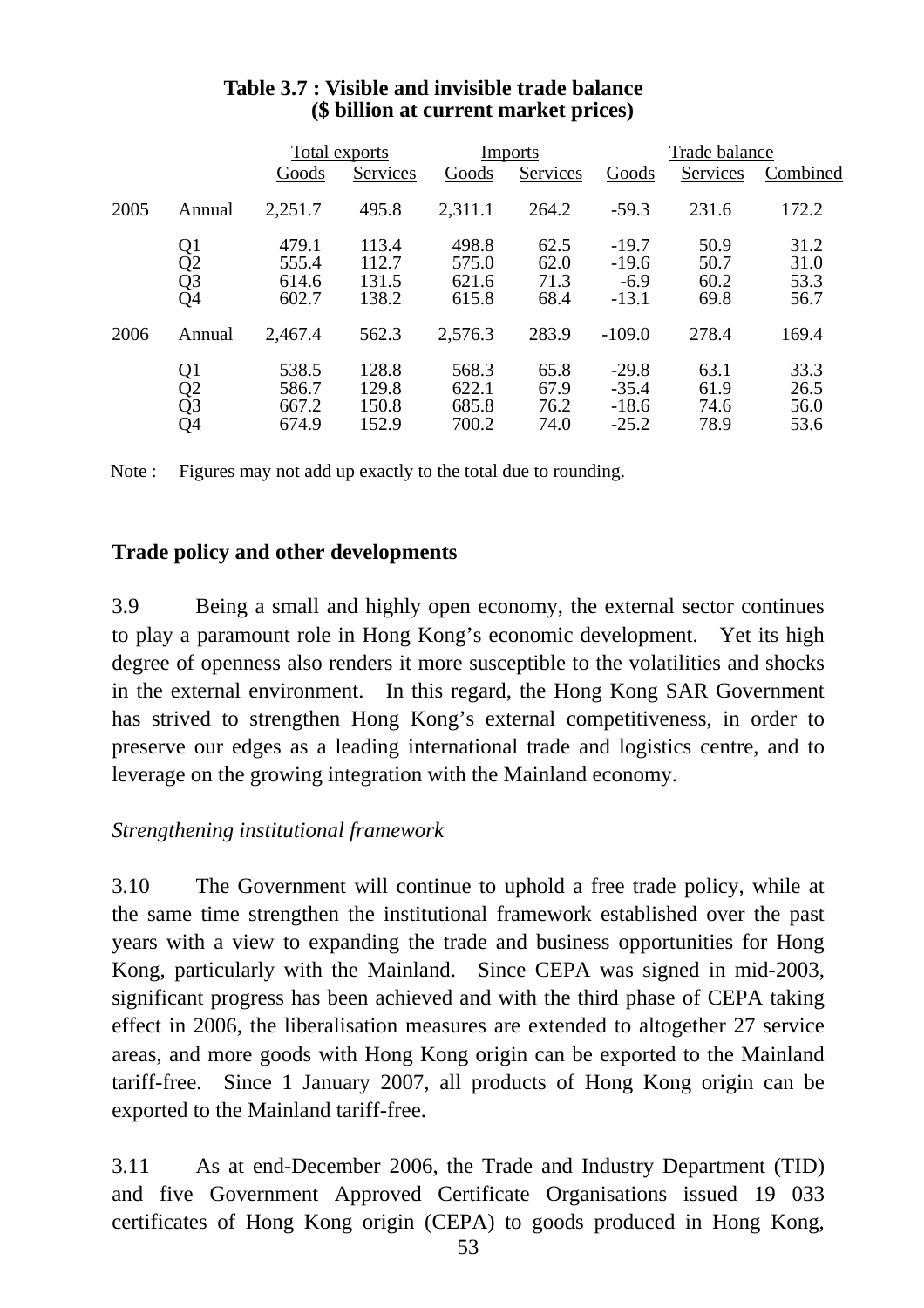**Table 3.7 : Visible and invisible trade balance**
**($ billion at current market prices)**

| | | Total exports | | Imports | | Trade balance | | |
|---|---|---|---|---|---|---|---|---|
| | | Goods | Services | Goods | Services | Goods | Services | Combined |
| 2005 | Annual | 2,251.7 | 495.8 | 2,311.1 | 264.2 | -59.3 | 231.6 | 172.2 |
| | Q1 | 479.1 | 113.4 | 498.8 | 62.5 | -19.7 | 50.9 | 31.2 |
| | Q2 | 555.4 | 112.7 | 575.0 | 62.0 | -19.6 | 50.7 | 31.0 |
| | Q3 | 614.6 | 131.5 | 621.6 | 71.3 | -6.9 | 60.2 | 53.3 |
| | Q4 | 602.7 | 138.2 | 615.8 | 68.4 | -13.1 | 69.8 | 56.7 |
| 2006 | Annual | 2,467.4 | 562.3 | 2,576.3 | 283.9 | -109.0 | 278.4 | 169.4 |
| | Q1 | 538.5 | 128.8 | 568.3 | 65.8 | -29.8 | 63.1 | 33.3 |
| | Q2 | 586.7 | 129.8 | 622.1 | 67.9 | -35.4 | 61.9 | 26.5 |
| | Q3 | 667.2 | 150.8 | 685.8 | 76.2 | -18.6 | 74.6 | 56.0 |
| | Q4 | 674.9 | 152.9 | 700.2 | 74.0 | -25.2 | 78.9 | 53.6 |

Note : Figures may not add up exactly to the total due to rounding.

## Trade policy and other developments

3.9 Being a small and highly open economy, the external sector continues to play a paramount role in Hong Kong's economic development. Yet its high degree of openness also renders it more susceptible to the volatilities and shocks in the external environment. In this regard, the Hong Kong SAR Government has strived to strengthen Hong Kong's external competitiveness, in order to preserve our edges as a leading international trade and logistics centre, and to leverage on the growing integration with the Mainland economy.

*Strengthening institutional framework*

3.10 The Government will continue to uphold a free trade policy, while at the same time strengthen the institutional framework established over the past years with a view to expanding the trade and business opportunities for Hong Kong, particularly with the Mainland. Since CEPA was signed in mid-2003, significant progress has been achieved and with the third phase of CEPA taking effect in 2006, the liberalisation measures are extended to altogether 27 service areas, and more goods with Hong Kong origin can be exported to the Mainland tariff-free. Since 1 January 2007, all products of Hong Kong origin can be exported to the Mainland tariff-free.

3.11 As at end-December 2006, the Trade and Industry Department (TID) and five Government Approved Certificate Organisations issued 19 033 certificates of Hong Kong origin (CEPA) to goods produced in Hong Kong,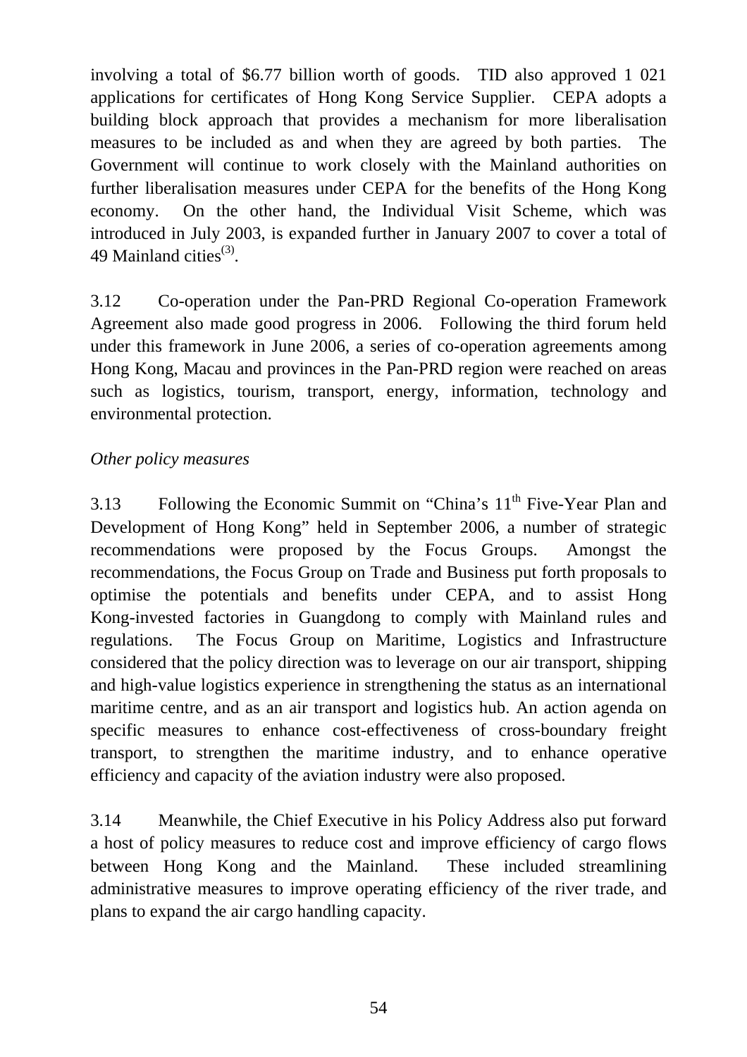involving a total of $6.77 billion worth of goods. TID also approved 1 021 applications for certificates of Hong Kong Service Supplier. CEPA adopts a building block approach that provides a mechanism for more liberalisation measures to be included as and when they are agreed by both parties. The Government will continue to work closely with the Mainland authorities on further liberalisation measures under CEPA for the benefits of the Hong Kong economy. On the other hand, the Individual Visit Scheme, which was introduced in July 2003, is expanded further in January 2007 to cover a total of 49 Mainland cities[(3)].

3.12 Co-operation under the Pan-PRD Regional Co-operation Framework Agreement also made good progress in 2006. Following the third forum held under this framework in June 2006, a series of co-operation agreements among Hong Kong, Macau and provinces in the Pan-PRD region were reached on areas such as logistics, tourism, transport, energy, information, technology and environmental protection.

*Other policy measures*

3.13 Following the Economic Summit on "China's 11th Five-Year Plan and Development of Hong Kong" held in September 2006, a number of strategic recommendations were proposed by the Focus Groups. Amongst the recommendations, the Focus Group on Trade and Business put forth proposals to optimise the potentials and benefits under CEPA, and to assist Hong Kong-invested factories in Guangdong to comply with Mainland rules and regulations. The Focus Group on Maritime, Logistics and Infrastructure considered that the policy direction was to leverage on our air transport, shipping and high-value logistics experience in strengthening the status as an international maritime centre, and as an air transport and logistics hub. An action agenda on specific measures to enhance cost-effectiveness of cross-boundary freight transport, to strengthen the maritime industry, and to enhance operative efficiency and capacity of the aviation industry were also proposed.

3.14 Meanwhile, the Chief Executive in his Policy Address also put forward a host of policy measures to reduce cost and improve efficiency of cargo flows between Hong Kong and the Mainland. These included streamlining administrative measures to improve operating efficiency of the river trade, and plans to expand the air cargo handling capacity.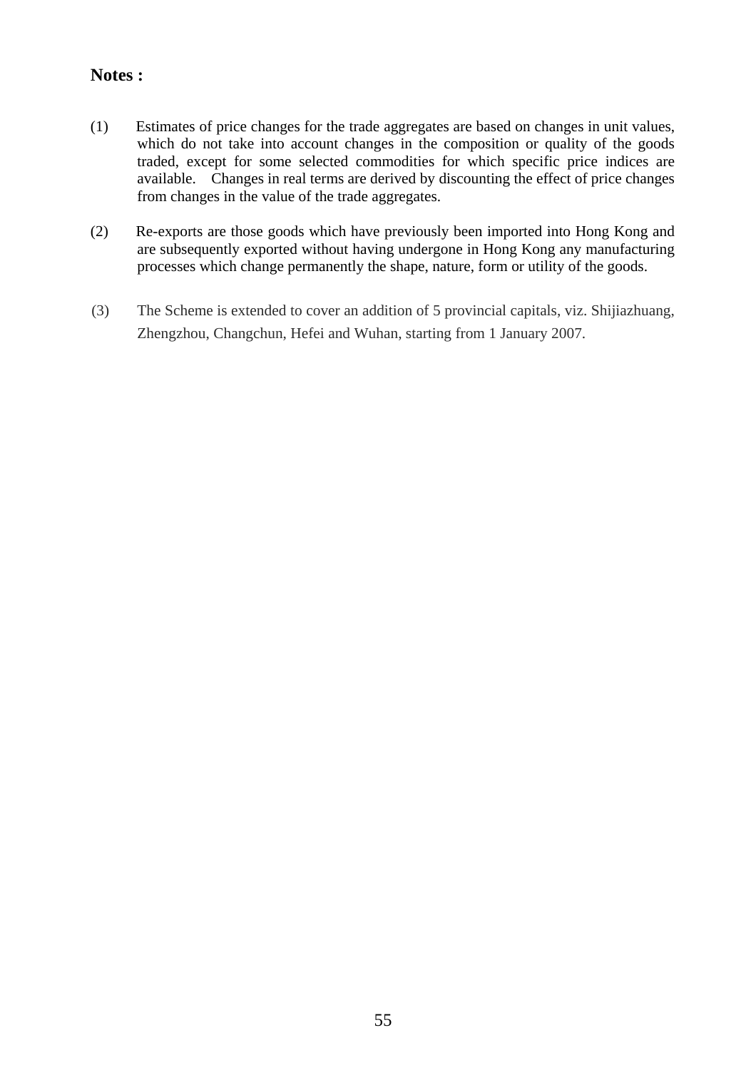**Notes :**

(1) Estimates of price changes for the trade aggregates are based on changes in unit values, which do not take into account changes in the composition or quality of the goods traded, except for some selected commodities for which specific price indices are available. Changes in real terms are derived by discounting the effect of price changes from changes in the value of the trade aggregates.

(2) Re-exports are those goods which have previously been imported into Hong Kong and are subsequently exported without having undergone in Hong Kong any manufacturing processes which change permanently the shape, nature, form or utility of the goods.

(3) The Scheme is extended to cover an addition of 5 provincial capitals, viz. Shijiazhuang, Zhengzhou, Changchun, Hefei and Wuhan, starting from 1 January 2007.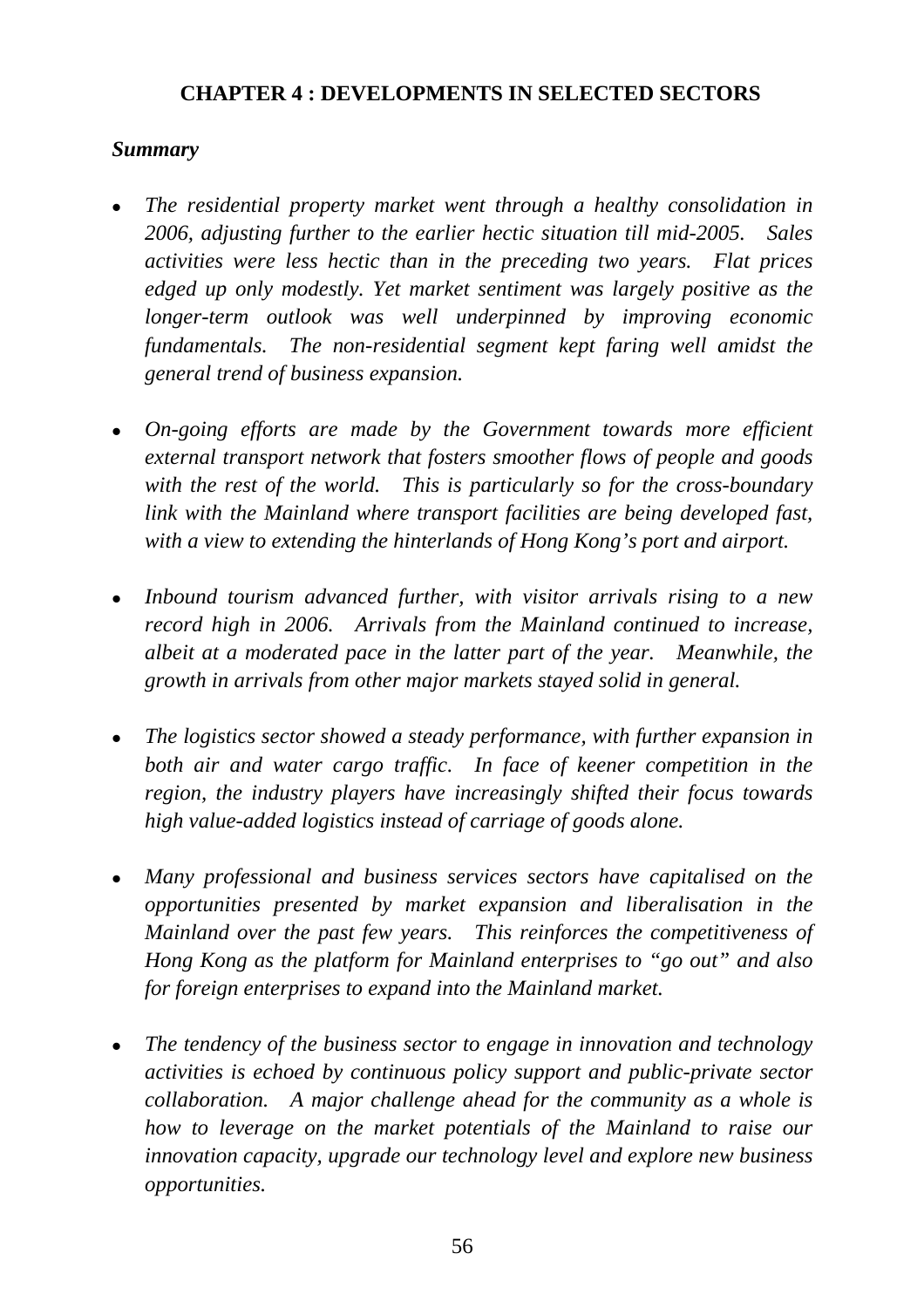# CHAPTER 4 : DEVELOPMENTS IN SELECTED SECTORS

***Summary***

- *The residential property market went through a healthy consolidation in 2006, adjusting further to the earlier hectic situation till mid-2005. Sales activities were less hectic than in the preceding two years. Flat prices edged up only modestly. Yet market sentiment was largely positive as the longer-term outlook was well underpinned by improving economic fundamentals. The non-residential segment kept faring well amidst the general trend of business expansion.*

- *On-going efforts are made by the Government towards more efficient external transport network that fosters smoother flows of people and goods with the rest of the world. This is particularly so for the cross-boundary link with the Mainland where transport facilities are being developed fast, with a view to extending the hinterlands of Hong Kong's port and airport.*

- *Inbound tourism advanced further, with visitor arrivals rising to a new record high in 2006. Arrivals from the Mainland continued to increase, albeit at a moderated pace in the latter part of the year. Meanwhile, the growth in arrivals from other major markets stayed solid in general.*

- *The logistics sector showed a steady performance, with further expansion in both air and water cargo traffic. In face of keener competition in the region, the industry players have increasingly shifted their focus towards high value-added logistics instead of carriage of goods alone.*

- *Many professional and business services sectors have capitalised on the opportunities presented by market expansion and liberalisation in the Mainland over the past few years. This reinforces the competitiveness of Hong Kong as the platform for Mainland enterprises to "go out" and also for foreign enterprises to expand into the Mainland market.*

- *The tendency of the business sector to engage in innovation and technology activities is echoed by continuous policy support and public-private sector collaboration. A major challenge ahead for the community as a whole is how to leverage on the market potentials of the Mainland to raise our innovation capacity, upgrade our technology level and explore new business opportunities.*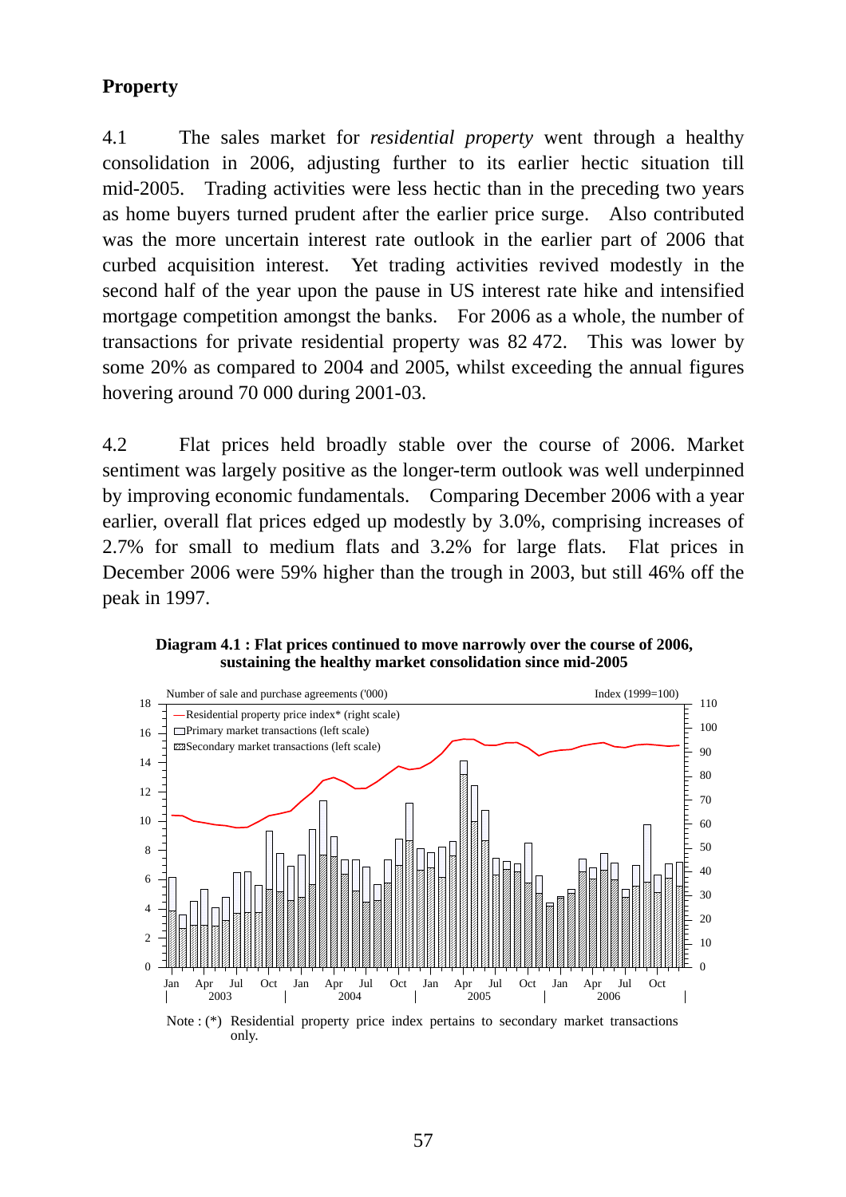## Property

4.1 The sales market for *residential property* went through a healthy consolidation in 2006, adjusting further to its earlier hectic situation till mid-2005. Trading activities were less hectic than in the preceding two years as home buyers turned prudent after the earlier price surge. Also contributed was the more uncertain interest rate outlook in the earlier part of 2006 that curbed acquisition interest. Yet trading activities revived modestly in the second half of the year upon the pause in US interest rate hike and intensified mortgage competition amongst the banks. For 2006 as a whole, the number of transactions for private residential property was 82 472. This was lower by some 20% as compared to 2004 and 2005, whilst exceeding the annual figures hovering around 70 000 during 2001-03.

4.2 Flat prices held broadly stable over the course of 2006. Market sentiment was largely positive as the longer-term outlook was well underpinned by improving economic fundamentals. Comparing December 2006 with a year earlier, overall flat prices edged up modestly by 3.0%, comprising increases of 2.7% for small to medium flats and 3.2% for large flats. Flat prices in December 2006 were 59% higher than the trough in 2003, but still 46% off the peak in 1997.

**Diagram 4.1 : Flat prices continued to move narrowly over the course of 2006, sustaining the healthy market consolidation since mid-2005**

Note : (*) Residential property price index pertains to secondary market transactions only.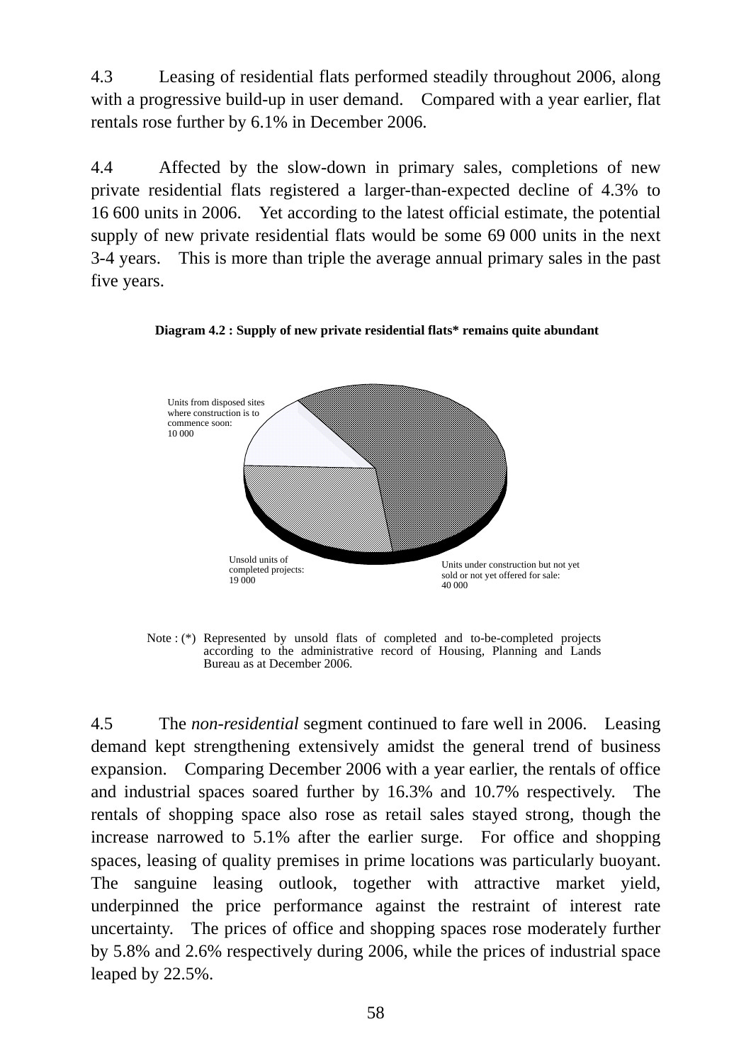4.3 Leasing of residential flats performed steadily throughout 2006, along with a progressive build-up in user demand. Compared with a year earlier, flat rentals rose further by 6.1% in December 2006.

4.4 Affected by the slow-down in primary sales, completions of new private residential flats registered a larger-than-expected decline of 4.3% to 16 600 units in 2006. Yet according to the latest official estimate, the potential supply of new private residential flats would be some 69 000 units in the next 3-4 years. This is more than triple the average annual primary sales in the past five years.

**Diagram 4.2 : Supply of new private residential flats* remains quite abundant**

Units from disposed sites where construction is to commence soon: 10 000

Unsold units of completed projects: 19 000

Units under construction but not yet sold or not yet offered for sale: 40 000

Note : (*) Represented by unsold flats of completed and to-be-completed projects according to the administrative record of Housing, Planning and Lands Bureau as at December 2006.

4.5 The *non-residential* segment continued to fare well in 2006. Leasing demand kept strengthening extensively amidst the general trend of business expansion. Comparing December 2006 with a year earlier, the rentals of office and industrial spaces soared further by 16.3% and 10.7% respectively. The rentals of shopping space also rose as retail sales stayed strong, though the increase narrowed to 5.1% after the earlier surge. For office and shopping spaces, leasing of quality premises in prime locations was particularly buoyant. The sanguine leasing outlook, together with attractive market yield, underpinned the price performance against the restraint of interest rate uncertainty. The prices of office and shopping spaces rose moderately further by 5.8% and 2.6% respectively during 2006, while the prices of industrial space leaped by 22.5%.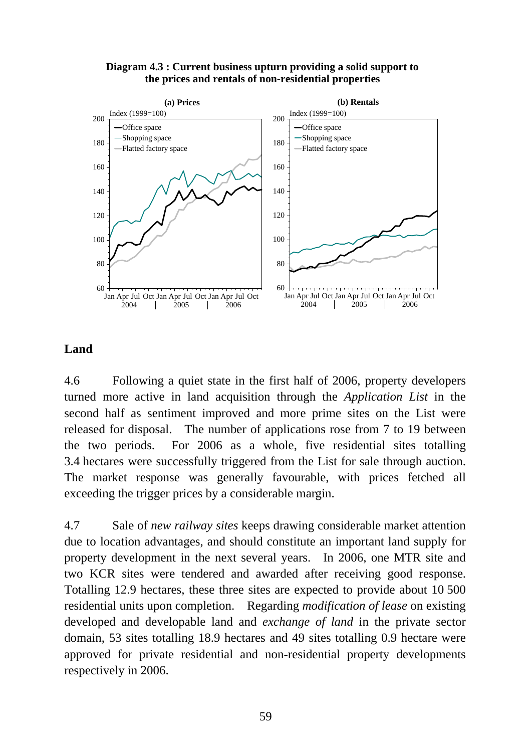**Diagram 4.3 : Current business upturn providing a solid support to the prices and rentals of non-residential properties**

## Land

4.6 Following a quiet state in the first half of 2006, property developers turned more active in land acquisition through the *Application List* in the second half as sentiment improved and more prime sites on the List were released for disposal. The number of applications rose from 7 to 19 between the two periods. For 2006 as a whole, five residential sites totalling 3.4 hectares were successfully triggered from the List for sale through auction. The market response was generally favourable, with prices fetched all exceeding the trigger prices by a considerable margin.

4.7 Sale of *new railway sites* keeps drawing considerable market attention due to location advantages, and should constitute an important land supply for property development in the next several years. In 2006, one MTR site and two KCR sites were tendered and awarded after receiving good response. Totalling 12.9 hectares, these three sites are expected to provide about 10 500 residential units upon completion. Regarding *modification of lease* on existing developed and developable land and *exchange of land* in the private sector domain, 53 sites totalling 18.9 hectares and 49 sites totalling 0.9 hectare were approved for private residential and non-residential property developments respectively in 2006.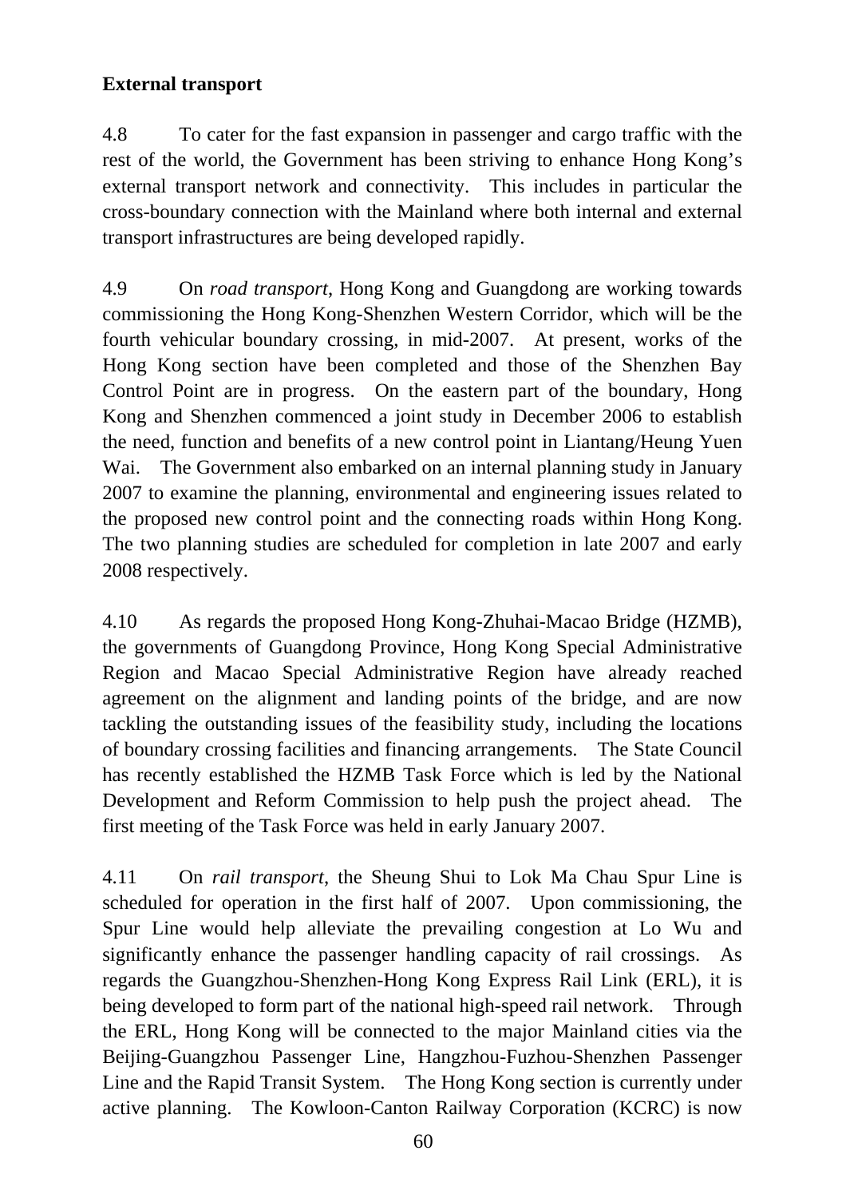**External transport**

4.8 To cater for the fast expansion in passenger and cargo traffic with the rest of the world, the Government has been striving to enhance Hong Kong's external transport network and connectivity. This includes in particular the cross-boundary connection with the Mainland where both internal and external transport infrastructures are being developed rapidly.

4.9 On *road transport*, Hong Kong and Guangdong are working towards commissioning the Hong Kong-Shenzhen Western Corridor, which will be the fourth vehicular boundary crossing, in mid-2007. At present, works of the Hong Kong section have been completed and those of the Shenzhen Bay Control Point are in progress. On the eastern part of the boundary, Hong Kong and Shenzhen commenced a joint study in December 2006 to establish the need, function and benefits of a new control point in Liantang/Heung Yuen Wai. The Government also embarked on an internal planning study in January 2007 to examine the planning, environmental and engineering issues related to the proposed new control point and the connecting roads within Hong Kong. The two planning studies are scheduled for completion in late 2007 and early 2008 respectively.

4.10 As regards the proposed Hong Kong-Zhuhai-Macao Bridge (HZMB), the governments of Guangdong Province, Hong Kong Special Administrative Region and Macao Special Administrative Region have already reached agreement on the alignment and landing points of the bridge, and are now tackling the outstanding issues of the feasibility study, including the locations of boundary crossing facilities and financing arrangements. The State Council has recently established the HZMB Task Force which is led by the National Development and Reform Commission to help push the project ahead. The first meeting of the Task Force was held in early January 2007.

4.11 On *rail transport*, the Sheung Shui to Lok Ma Chau Spur Line is scheduled for operation in the first half of 2007. Upon commissioning, the Spur Line would help alleviate the prevailing congestion at Lo Wu and significantly enhance the passenger handling capacity of rail crossings. As regards the Guangzhou-Shenzhen-Hong Kong Express Rail Link (ERL), it is being developed to form part of the national high-speed rail network. Through the ERL, Hong Kong will be connected to the major Mainland cities via the Beijing-Guangzhou Passenger Line, Hangzhou-Fuzhou-Shenzhen Passenger Line and the Rapid Transit System. The Hong Kong section is currently under active planning. The Kowloon-Canton Railway Corporation (KCRC) is now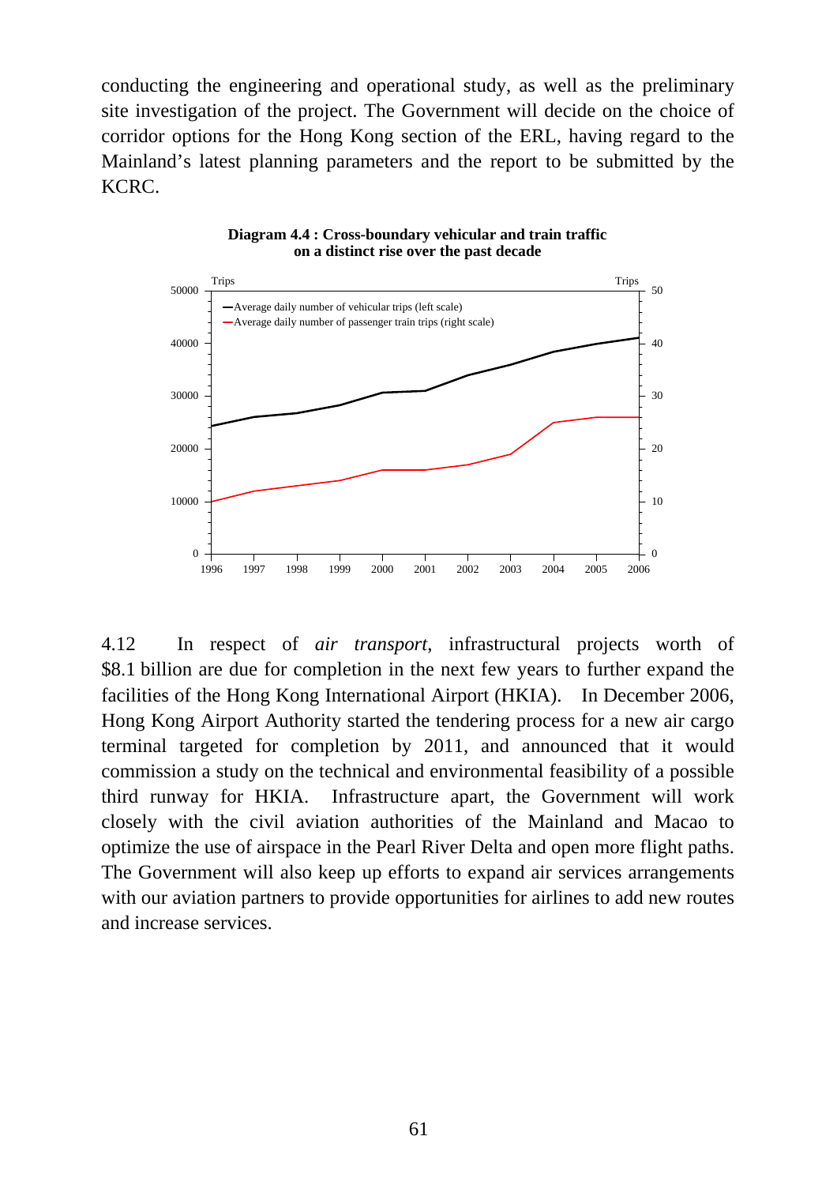conducting the engineering and operational study, as well as the preliminary site investigation of the project. The Government will decide on the choice of corridor options for the Hong Kong section of the ERL, having regard to the Mainland's latest planning parameters and the report to be submitted by the KCRC.

**Diagram 4.4 : Cross-boundary vehicular and train traffic on a distinct rise over the past decade**

4.12 In respect of *air transport*, infrastructural projects worth of $8.1 billion are due for completion in the next few years to further expand the facilities of the Hong Kong International Airport (HKIA). In December 2006, Hong Kong Airport Authority started the tendering process for a new air cargo terminal targeted for completion by 2011, and announced that it would commission a study on the technical and environmental feasibility of a possible third runway for HKIA. Infrastructure apart, the Government will work closely with the civil aviation authorities of the Mainland and Macao to optimize the use of airspace in the Pearl River Delta and open more flight paths. The Government will also keep up efforts to expand air services arrangements with our aviation partners to provide opportunities for airlines to add new routes and increase services.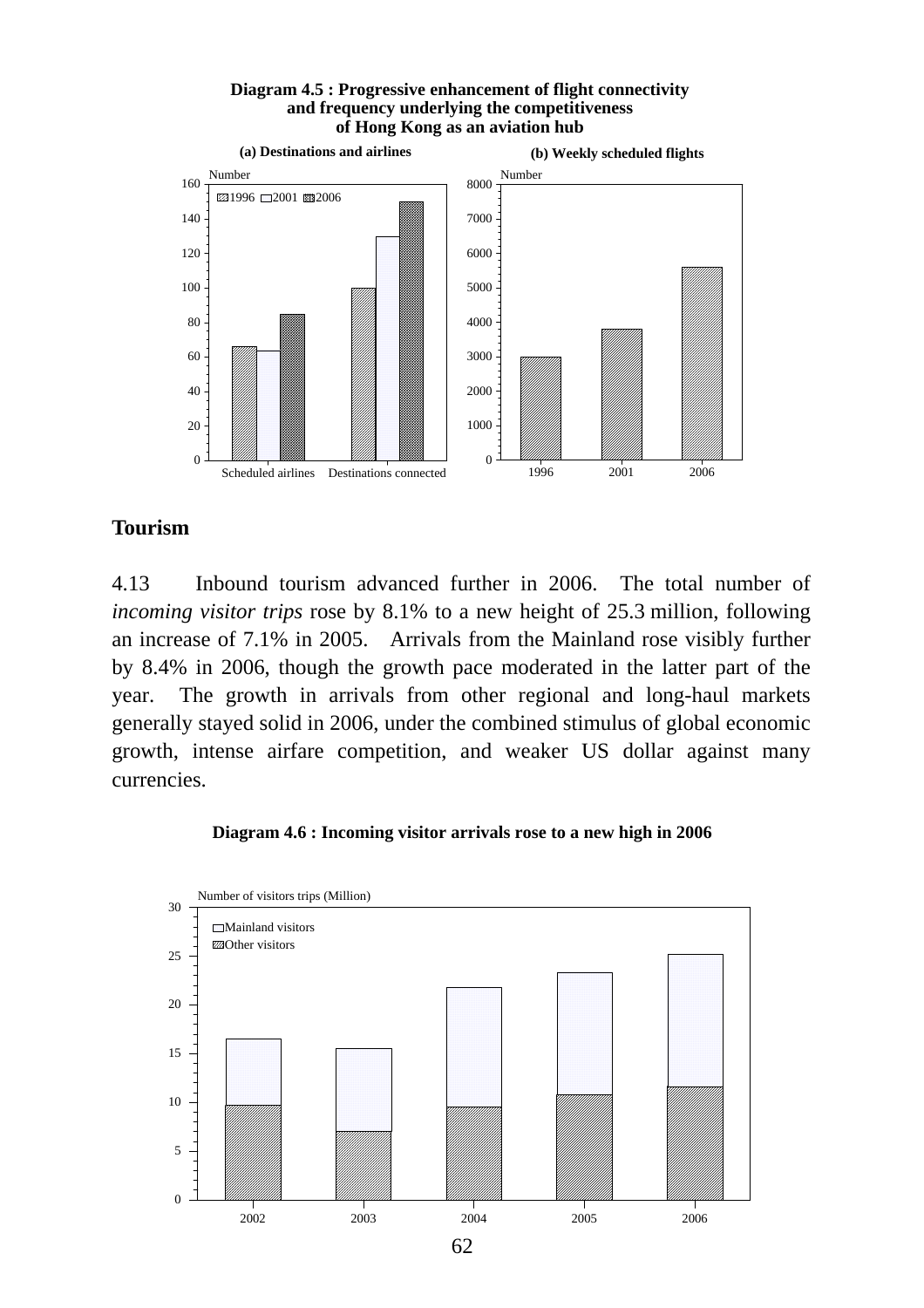**Diagram 4.5 : Progressive enhancement of flight connectivity and frequency underlying the competitiveness of Hong Kong as an aviation hub**

**(a) Destinations and airlines**

**(b) Weekly scheduled flights**

## Tourism

4.13 Inbound tourism advanced further in 2006. The total number of *incoming visitor trips* rose by 8.1% to a new height of 25.3 million, following an increase of 7.1% in 2005. Arrivals from the Mainland rose visibly further by 8.4% in 2006, though the growth pace moderated in the latter part of the year. The growth in arrivals from other regional and long-haul markets generally stayed solid in 2006, under the combined stimulus of global economic growth, intense airfare competition, and weaker US dollar against many currencies.

**Diagram 4.6 : Incoming visitor arrivals rose to a new high in 2006**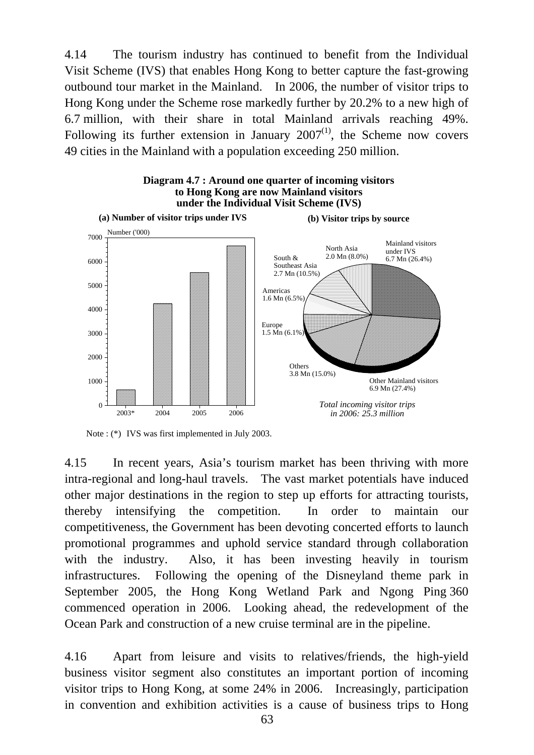4.14 The tourism industry has continued to benefit from the Individual Visit Scheme (IVS) that enables Hong Kong to better capture the fast-growing outbound tour market in the Mainland. In 2006, the number of visitor trips to Hong Kong under the Scheme rose markedly further by 20.2% to a new high of 6.7 million, with their share in total Mainland arrivals reaching 49%. Following its further extension in January 2007(1), the Scheme now covers 49 cities in the Mainland with a population exceeding 250 million.

**Diagram 4.7 : Around one quarter of incoming visitors to Hong Kong are now Mainland visitors under the Individual Visit Scheme (IVS)**

**(a) Number of visitor trips under IVS**

Number ('000)

2003*, 2004, 2005, 2006

**(b) Visitor trips by source**

- Mainland visitors under IVS 6.7 Mn (26.4%)
- Other Mainland visitors 6.9 Mn (27.4%)
- Others 3.8 Mn (15.0%)
- Europe 1.5 Mn (6.1%)
- Americas 1.6 Mn (6.5%)
- South & Southeast Asia 2.7 Mn (10.5%)
- North Asia 2.0 Mn (8.0%)

*Total incoming visitor trips in 2006: 25.3 million*

Note : (*) IVS was first implemented in July 2003.

4.15 In recent years, Asia's tourism market has been thriving with more intra-regional and long-haul travels. The vast market potentials have induced other major destinations in the region to step up efforts for attracting tourists, thereby intensifying the competition. In order to maintain our competitiveness, the Government has been devoting concerted efforts to launch promotional programmes and uphold service standard through collaboration with the industry. Also, it has been investing heavily in tourism infrastructures. Following the opening of the Disneyland theme park in September 2005, the Hong Kong Wetland Park and Ngong Ping 360 commenced operation in 2006. Looking ahead, the redevelopment of the Ocean Park and construction of a new cruise terminal are in the pipeline.

4.16 Apart from leisure and visits to relatives/friends, the high-yield business visitor segment also constitutes an important portion of incoming visitor trips to Hong Kong, at some 24% in 2006. Increasingly, participation in convention and exhibition activities is a cause of business trips to Hong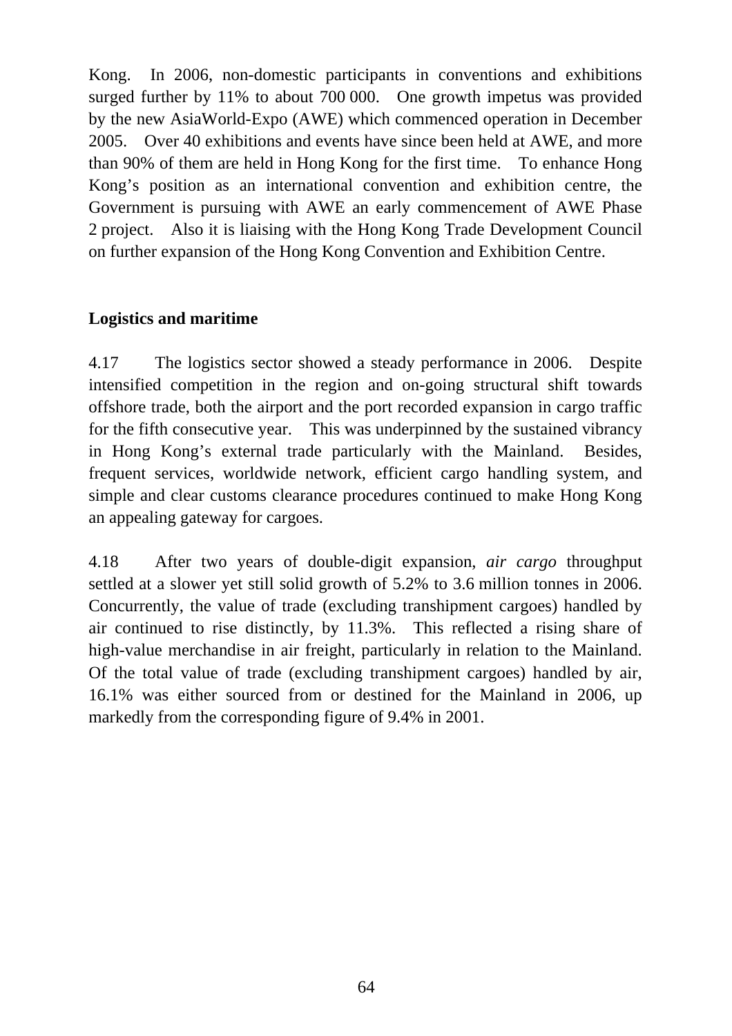Kong. In 2006, non-domestic participants in conventions and exhibitions surged further by 11% to about 700 000. One growth impetus was provided by the new AsiaWorld-Expo (AWE) which commenced operation in December 2005. Over 40 exhibitions and events have since been held at AWE, and more than 90% of them are held in Hong Kong for the first time. To enhance Hong Kong's position as an international convention and exhibition centre, the Government is pursuing with AWE an early commencement of AWE Phase 2 project. Also it is liaising with the Hong Kong Trade Development Council on further expansion of the Hong Kong Convention and Exhibition Centre.

**Logistics and maritime**

4.17 The logistics sector showed a steady performance in 2006. Despite intensified competition in the region and on-going structural shift towards offshore trade, both the airport and the port recorded expansion in cargo traffic for the fifth consecutive year. This was underpinned by the sustained vibrancy in Hong Kong's external trade particularly with the Mainland. Besides, frequent services, worldwide network, efficient cargo handling system, and simple and clear customs clearance procedures continued to make Hong Kong an appealing gateway for cargoes.

4.18 After two years of double-digit expansion, *air cargo* throughput settled at a slower yet still solid growth of 5.2% to 3.6 million tonnes in 2006. Concurrently, the value of trade (excluding transhipment cargoes) handled by air continued to rise distinctly, by 11.3%. This reflected a rising share of high-value merchandise in air freight, particularly in relation to the Mainland. Of the total value of trade (excluding transhipment cargoes) handled by air, 16.1% was either sourced from or destined for the Mainland in 2006, up markedly from the corresponding figure of 9.4% in 2001.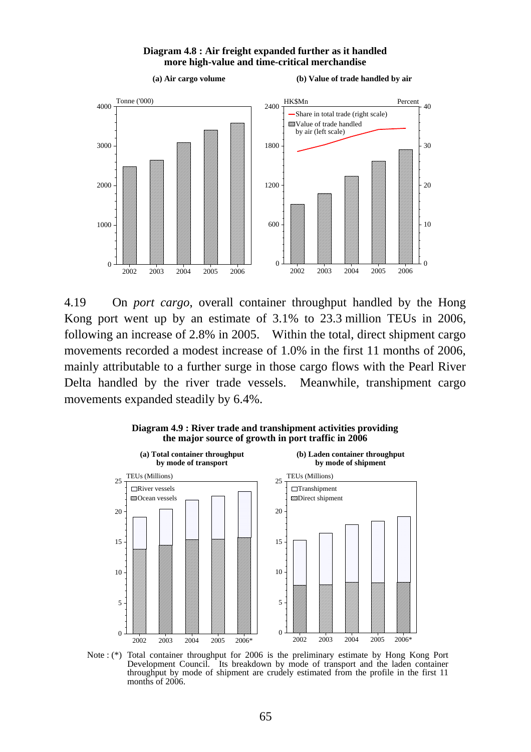**Diagram 4.8 : Air freight expanded further as it handled more high-value and time-critical merchandise**

(a) Air cargo volume

(b) Value of trade handled by air

4.19 On *port cargo*, overall container throughput handled by the Hong Kong port went up by an estimate of 3.1% to 23.3 million TEUs in 2006, following an increase of 2.8% in 2005. Within the total, direct shipment cargo movements recorded a modest increase of 1.0% in the first 11 months of 2006, mainly attributable to a further surge in those cargo flows with the Pearl River Delta handled by the river trade vessels. Meanwhile, transhipment cargo movements expanded steadily by 6.4%.

**Diagram 4.9 : River trade and transhipment activities providing the major source of growth in port traffic in 2006**

(a) Total container throughput by mode of transport

(b) Laden container throughput by mode of shipment

Note : (*) Total container throughput for 2006 is the preliminary estimate by Hong Kong Port Development Council. Its breakdown by mode of transport and the laden container throughput by mode of shipment are crudely estimated from the profile in the first 11 months of 2006.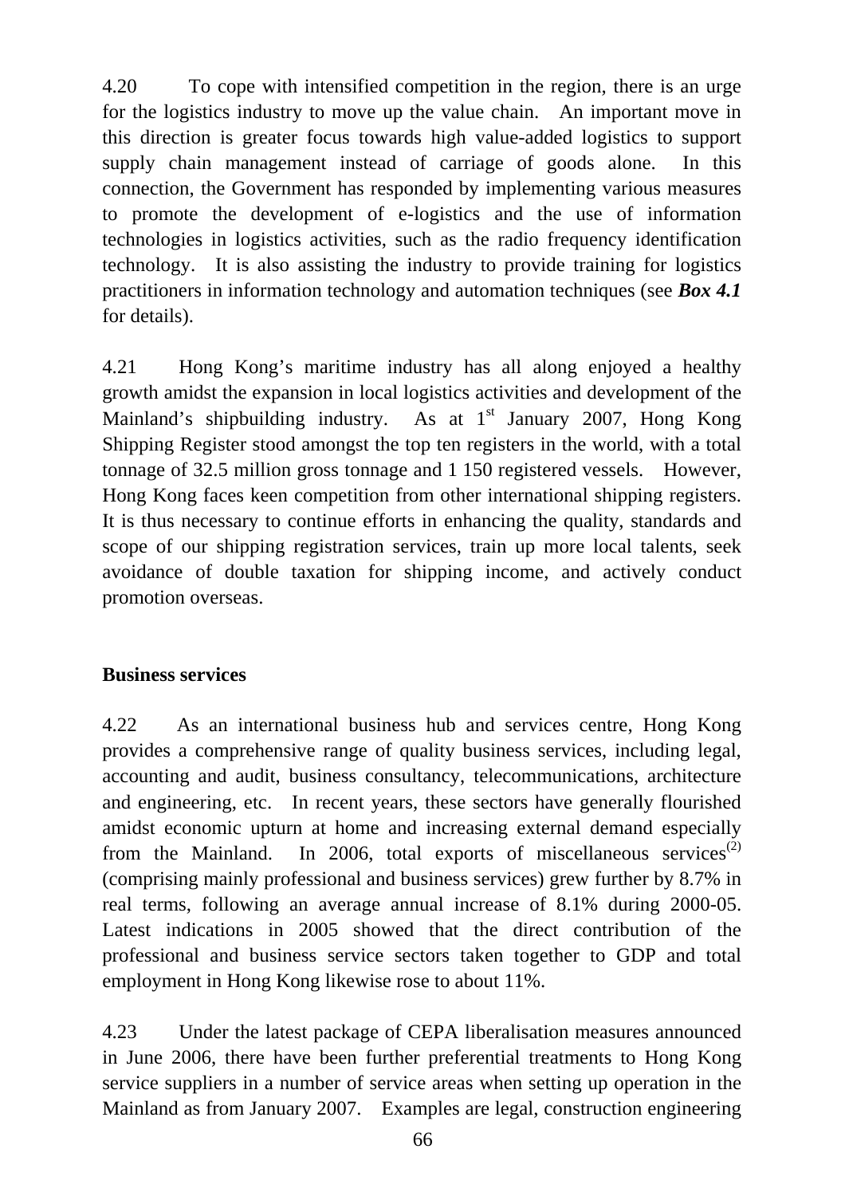4.20 To cope with intensified competition in the region, there is an urge for the logistics industry to move up the value chain. An important move in this direction is greater focus towards high value-added logistics to support supply chain management instead of carriage of goods alone. In this connection, the Government has responded by implementing various measures to promote the development of e-logistics and the use of information technologies in logistics activities, such as the radio frequency identification technology. It is also assisting the industry to provide training for logistics practitioners in information technology and automation techniques (see ***Box 4.1*** for details).

4.21 Hong Kong's maritime industry has all along enjoyed a healthy growth amidst the expansion in local logistics activities and development of the Mainland's shipbuilding industry. As at 1st January 2007, Hong Kong Shipping Register stood amongst the top ten registers in the world, with a total tonnage of 32.5 million gross tonnage and 1 150 registered vessels. However, Hong Kong faces keen competition from other international shipping registers. It is thus necessary to continue efforts in enhancing the quality, standards and scope of our shipping registration services, train up more local talents, seek avoidance of double taxation for shipping income, and actively conduct promotion overseas.

**Business services**

4.22 As an international business hub and services centre, Hong Kong provides a comprehensive range of quality business services, including legal, accounting and audit, business consultancy, telecommunications, architecture and engineering, etc. In recent years, these sectors have generally flourished amidst economic upturn at home and increasing external demand especially from the Mainland. In 2006, total exports of miscellaneous services(2) (comprising mainly professional and business services) grew further by 8.7% in real terms, following an average annual increase of 8.1% during 2000-05. Latest indications in 2005 showed that the direct contribution of the professional and business service sectors taken together to GDP and total employment in Hong Kong likewise rose to about 11%.

4.23 Under the latest package of CEPA liberalisation measures announced in June 2006, there have been further preferential treatments to Hong Kong service suppliers in a number of service areas when setting up operation in the Mainland as from January 2007. Examples are legal, construction engineering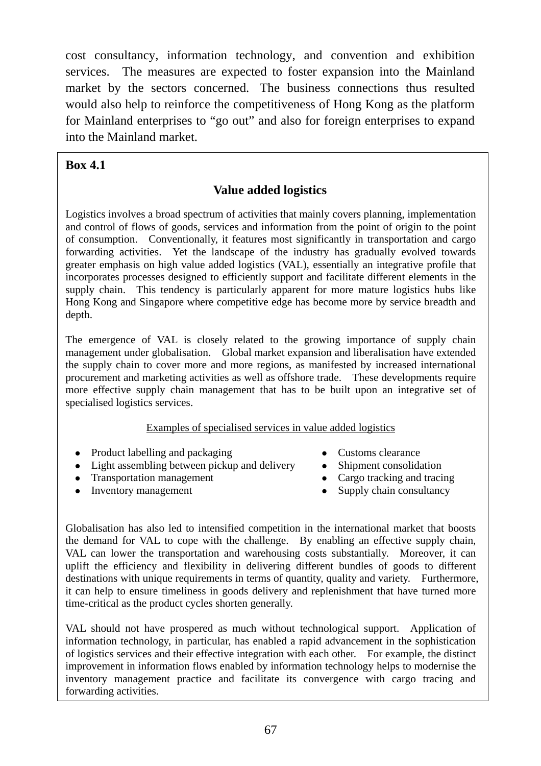cost consultancy, information technology, and convention and exhibition services. The measures are expected to foster expansion into the Mainland market by the sectors concerned. The business connections thus resulted would also help to reinforce the competitiveness of Hong Kong as the platform for Mainland enterprises to "go out" and also for foreign enterprises to expand into the Mainland market.

**Box 4.1**

### Value added logistics

Logistics involves a broad spectrum of activities that mainly covers planning, implementation and control of flows of goods, services and information from the point of origin to the point of consumption. Conventionally, it features most significantly in transportation and cargo forwarding activities. Yet the landscape of the industry has gradually evolved towards greater emphasis on high value added logistics (VAL), essentially an integrative profile that incorporates processes designed to efficiently support and facilitate different elements in the supply chain. This tendency is particularly apparent for more mature logistics hubs like Hong Kong and Singapore where competitive edge has become more by service breadth and depth.

The emergence of VAL is closely related to the growing importance of supply chain management under globalisation. Global market expansion and liberalisation have extended the supply chain to cover more and more regions, as manifested by increased international procurement and marketing activities as well as offshore trade. These developments require more effective supply chain management that has to be built upon an integrative set of specialised logistics services.

Examples of specialised services in value added logistics

- Product labelling and packaging
- Light assembling between pickup and delivery
- Transportation management
- Inventory management
- Customs clearance
- Shipment consolidation
- Cargo tracking and tracing
- Supply chain consultancy

Globalisation has also led to intensified competition in the international market that boosts the demand for VAL to cope with the challenge. By enabling an effective supply chain, VAL can lower the transportation and warehousing costs substantially. Moreover, it can uplift the efficiency and flexibility in delivering different bundles of goods to different destinations with unique requirements in terms of quantity, quality and variety. Furthermore, it can help to ensure timeliness in goods delivery and replenishment that have turned more time-critical as the product cycles shorten generally.

VAL should not have prospered as much without technological support. Application of information technology, in particular, has enabled a rapid advancement in the sophistication of logistics services and their effective integration with each other. For example, the distinct improvement in information flows enabled by information technology helps to modernise the inventory management practice and facilitate its convergence with cargo tracing and forwarding activities.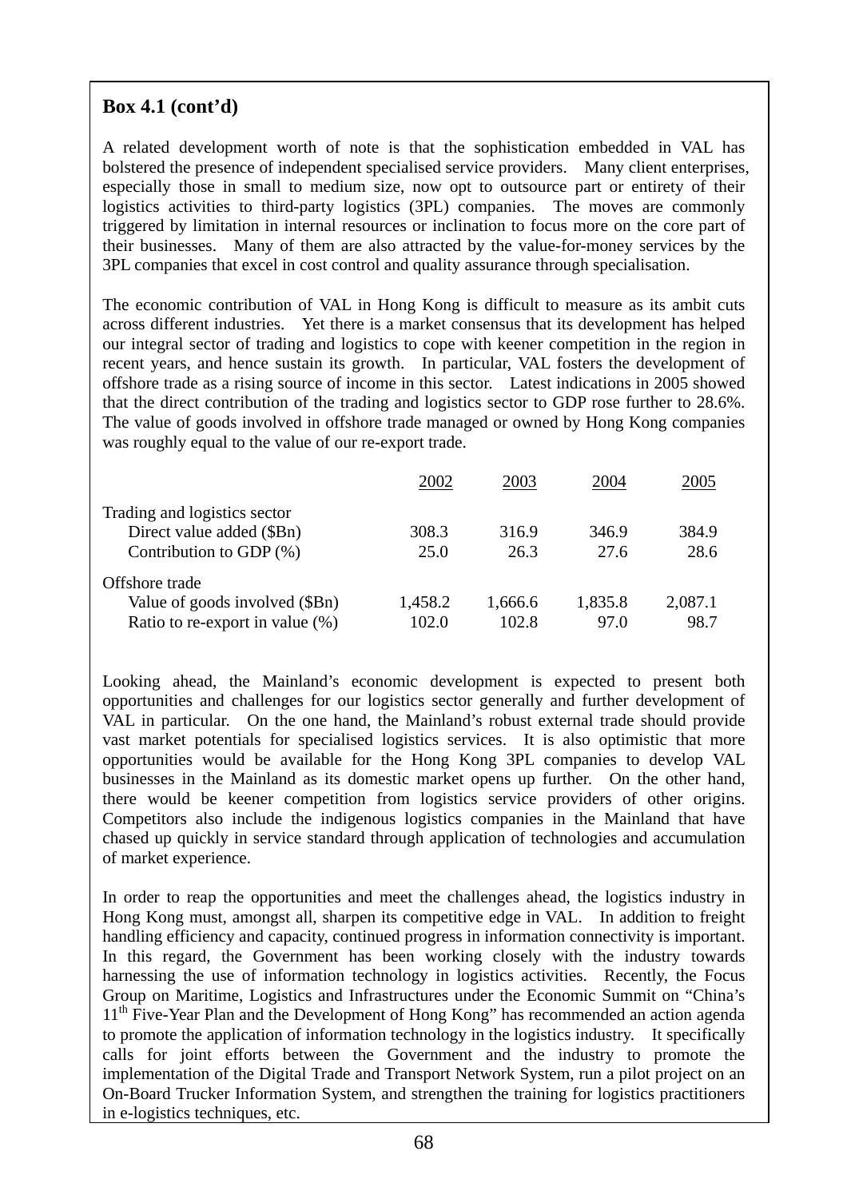**Box 4.1 (cont'd)**

A related development worth of note is that the sophistication embedded in VAL has bolstered the presence of independent specialised service providers. Many client enterprises, especially those in small to medium size, now opt to outsource part or entirety of their logistics activities to third-party logistics (3PL) companies. The moves are commonly triggered by limitation in internal resources or inclination to focus more on the core part of their businesses. Many of them are also attracted by the value-for-money services by the 3PL companies that excel in cost control and quality assurance through specialisation.

The economic contribution of VAL in Hong Kong is difficult to measure as its ambit cuts across different industries. Yet there is a market consensus that its development has helped our integral sector of trading and logistics to cope with keener competition in the region in recent years, and hence sustain its growth. In particular, VAL fosters the development of offshore trade as a rising source of income in this sector. Latest indications in 2005 showed that the direct contribution of the trading and logistics sector to GDP rose further to 28.6%. The value of goods involved in offshore trade managed or owned by Hong Kong companies was roughly equal to the value of our re-export trade.

| | 2002 | 2003 | 2004 | 2005 |
|---|---|---|---|---|
| Trading and logistics sector | | | | |
| Direct value added ($Bn) | 308.3 | 316.9 | 346.9 | 384.9 |
| Contribution to GDP (%) | 25.0 | 26.3 | 27.6 | 28.6 |
| Offshore trade | | | | |
| Value of goods involved ($Bn) | 1,458.2 | 1,666.6 | 1,835.8 | 2,087.1 |
| Ratio to re-export in value (%) | 102.0 | 102.8 | 97.0 | 98.7 |

Looking ahead, the Mainland's economic development is expected to present both opportunities and challenges for our logistics sector generally and further development of VAL in particular. On the one hand, the Mainland's robust external trade should provide vast market potentials for specialised logistics services. It is also optimistic that more opportunities would be available for the Hong Kong 3PL companies to develop VAL businesses in the Mainland as its domestic market opens up further. On the other hand, there would be keener competition from logistics service providers of other origins. Competitors also include the indigenous logistics companies in the Mainland that have chased up quickly in service standard through application of technologies and accumulation of market experience.

In order to reap the opportunities and meet the challenges ahead, the logistics industry in Hong Kong must, amongst all, sharpen its competitive edge in VAL. In addition to freight handling efficiency and capacity, continued progress in information connectivity is important. In this regard, the Government has been working closely with the industry towards harnessing the use of information technology in logistics activities. Recently, the Focus Group on Maritime, Logistics and Infrastructures under the Economic Summit on "China's 11th Five-Year Plan and the Development of Hong Kong" has recommended an action agenda to promote the application of information technology in the logistics industry. It specifically calls for joint efforts between the Government and the industry to promote the implementation of the Digital Trade and Transport Network System, run a pilot project on an On-Board Trucker Information System, and strengthen the training for logistics practitioners in e-logistics techniques, etc.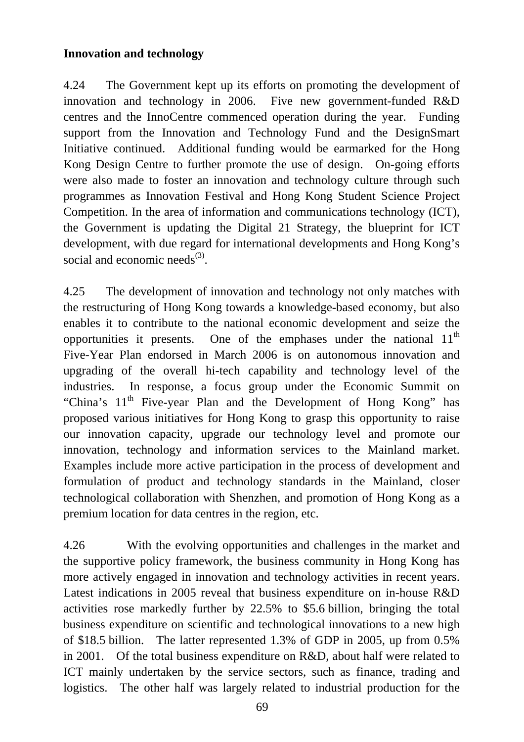**Innovation and technology**

4.24 The Government kept up its efforts on promoting the development of innovation and technology in 2006. Five new government-funded R&D centres and the InnoCentre commenced operation during the year. Funding support from the Innovation and Technology Fund and the DesignSmart Initiative continued. Additional funding would be earmarked for the Hong Kong Design Centre to further promote the use of design. On-going efforts were also made to foster an innovation and technology culture through such programmes as Innovation Festival and Hong Kong Student Science Project Competition. In the area of information and communications technology (ICT), the Government is updating the Digital 21 Strategy, the blueprint for ICT development, with due regard for international developments and Hong Kong's social and economic needs[(3)].

4.25 The development of innovation and technology not only matches with the restructuring of Hong Kong towards a knowledge-based economy, but also enables it to contribute to the national economic development and seize the opportunities it presents. One of the emphases under the national 11th Five-Year Plan endorsed in March 2006 is on autonomous innovation and upgrading of the overall hi-tech capability and technology level of the industries. In response, a focus group under the Economic Summit on "China's 11th Five-year Plan and the Development of Hong Kong" has proposed various initiatives for Hong Kong to grasp this opportunity to raise our innovation capacity, upgrade our technology level and promote our innovation, technology and information services to the Mainland market. Examples include more active participation in the process of development and formulation of product and technology standards in the Mainland, closer technological collaboration with Shenzhen, and promotion of Hong Kong as a premium location for data centres in the region, etc.

4.26 With the evolving opportunities and challenges in the market and the supportive policy framework, the business community in Hong Kong has more actively engaged in innovation and technology activities in recent years. Latest indications in 2005 reveal that business expenditure on in-house R&D activities rose markedly further by 22.5% to $5.6 billion, bringing the total business expenditure on scientific and technological innovations to a new high of $18.5 billion. The latter represented 1.3% of GDP in 2005, up from 0.5% in 2001. Of the total business expenditure on R&D, about half were related to ICT mainly undertaken by the service sectors, such as finance, trading and logistics. The other half was largely related to industrial production for the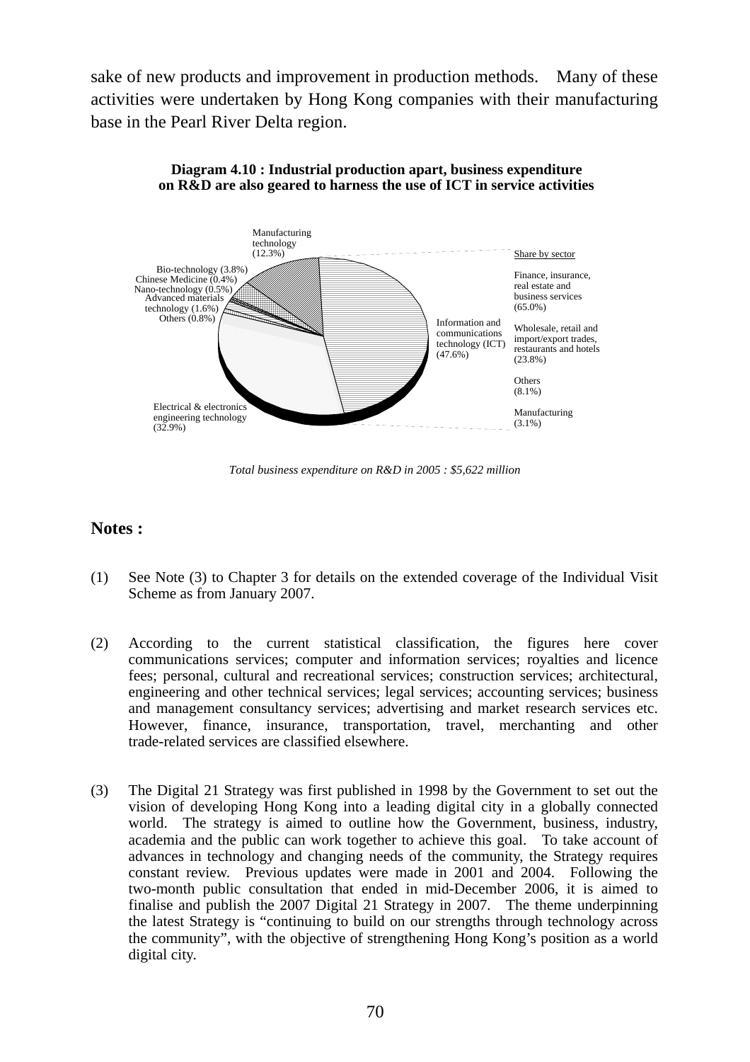sake of new products and improvement in production methods. Many of these activities were undertaken by Hong Kong companies with their manufacturing base in the Pearl River Delta region.

**Diagram 4.10 : Industrial production apart, business expenditure on R&D are also geared to harness the use of ICT in service activities**

Manufacturing technology (12.3%)

Bio-technology (3.8%)

Chinese Medicine (0.4%)

Nano-technology (0.5%)

Advanced materials technology (1.6%)

Others (0.8%)

Information and communications technology (ICT) (47.6%)

Electrical & electronics engineering technology (32.9%)

Share by sector

Finance, insurance, real estate and business services (65.0%)

Wholesale, retail and import/export trades, restaurants and hotels (23.8%)

Others (8.1%)

Manufacturing (3.1%)

*Total business expenditure on R&D in 2005 : $5,622 million*

## Notes :

(1) See Note (3) to Chapter 3 for details on the extended coverage of the Individual Visit Scheme as from January 2007.

(2) According to the current statistical classification, the figures here cover communications services; computer and information services; royalties and licence fees; personal, cultural and recreational services; construction services; architectural, engineering and other technical services; legal services; accounting services; business and management consultancy services; advertising and market research services etc. However, finance, insurance, transportation, travel, merchanting and other trade-related services are classified elsewhere.

(3) The Digital 21 Strategy was first published in 1998 by the Government to set out the vision of developing Hong Kong into a leading digital city in a globally connected world. The strategy is aimed to outline how the Government, business, industry, academia and the public can work together to achieve this goal. To take account of advances in technology and changing needs of the community, the Strategy requires constant review. Previous updates were made in 2001 and 2004. Following the two-month public consultation that ended in mid-December 2006, it is aimed to finalise and publish the 2007 Digital 21 Strategy in 2007. The theme underpinning the latest Strategy is "continuing to build on our strengths through technology across the community", with the objective of strengthening Hong Kong's position as a world digital city.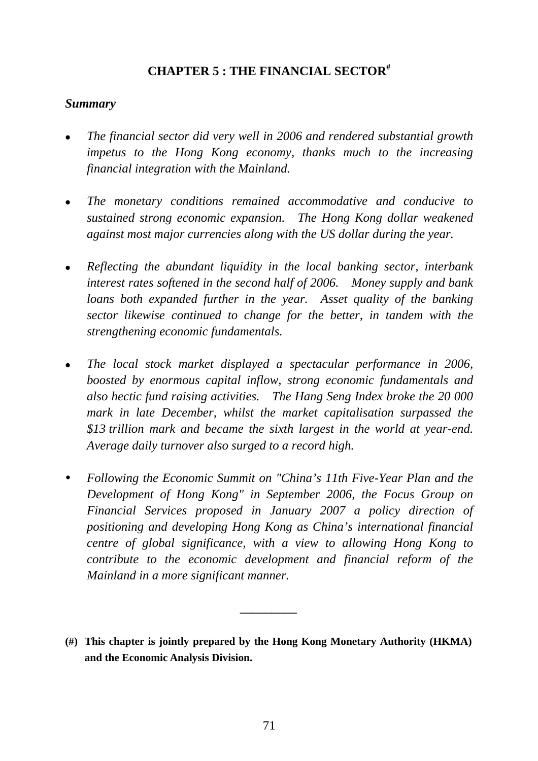# CHAPTER 5 : THE FINANCIAL SECTOR[#]

***Summary***

- *The financial sector did very well in 2006 and rendered substantial growth impetus to the Hong Kong economy, thanks much to the increasing financial integration with the Mainland.*

- *The monetary conditions remained accommodative and conducive to sustained strong economic expansion. The Hong Kong dollar weakened against most major currencies along with the US dollar during the year.*

- *Reflecting the abundant liquidity in the local banking sector, interbank interest rates softened in the second half of 2006. Money supply and bank loans both expanded further in the year. Asset quality of the banking sector likewise continued to change for the better, in tandem with the strengthening economic fundamentals.*

- *The local stock market displayed a spectacular performance in 2006, boosted by enormous capital inflow, strong economic fundamentals and also hectic fund raising activities. The Hang Seng Index broke the 20 000 mark in late December, whilst the market capitalisation surpassed the $13 trillion mark and became the sixth largest in the world at year-end. Average daily turnover also surged to a record high.*

- *Following the Economic Summit on "China's 11th Five-Year Plan and the Development of Hong Kong" in September 2006, the Focus Group on Financial Services proposed in January 2007 a policy direction of positioning and developing Hong Kong as China's international financial centre of global significance, with a view to allowing Hong Kong to contribute to the economic development and financial reform of the Mainland in a more significant manner.*

---

**(#) This chapter is jointly prepared by the Hong Kong Monetary Authority (HKMA) and the Economic Analysis Division.**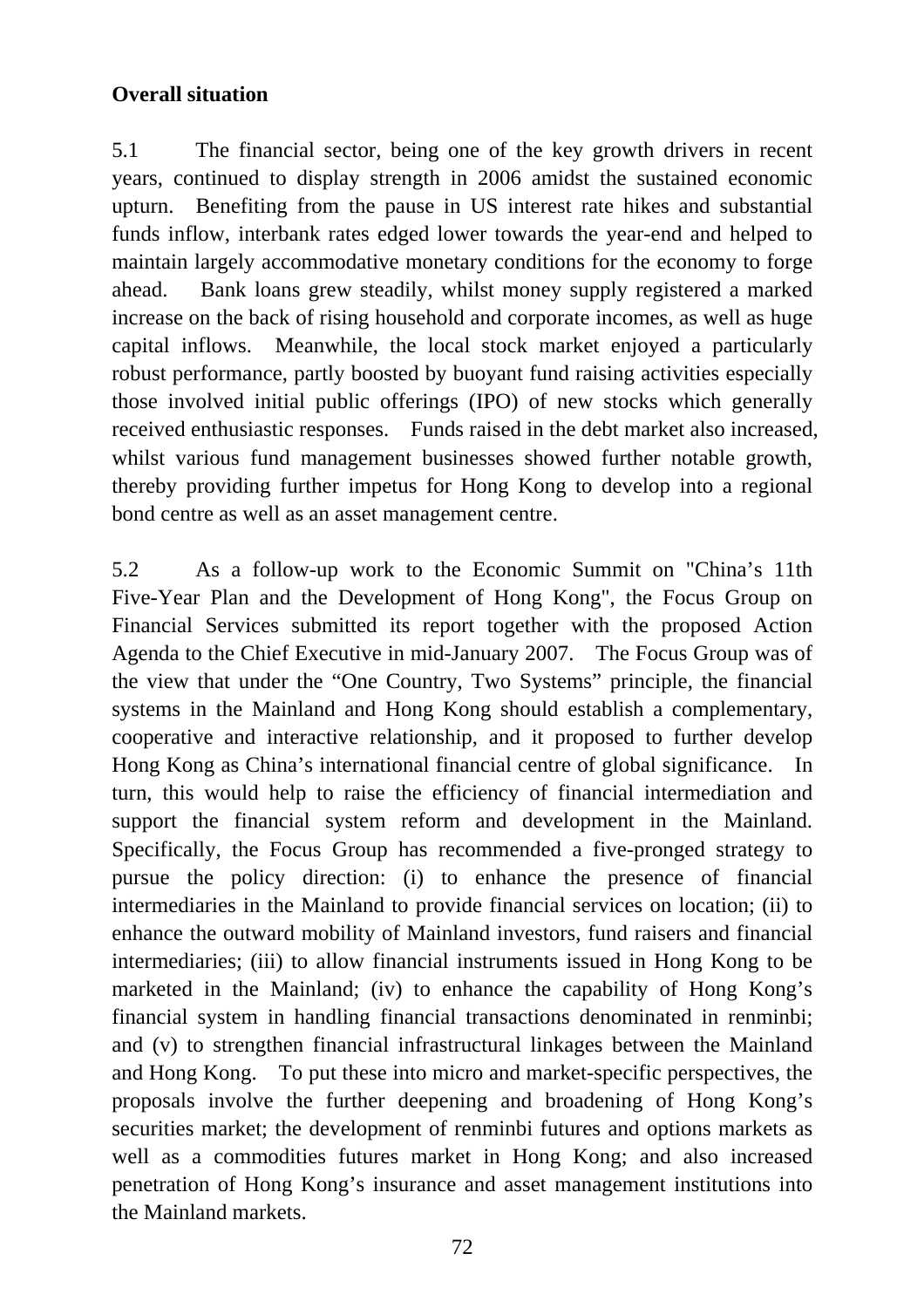**Overall situation**

5.1 The financial sector, being one of the key growth drivers in recent years, continued to display strength in 2006 amidst the sustained economic upturn. Benefiting from the pause in US interest rate hikes and substantial funds inflow, interbank rates edged lower towards the year-end and helped to maintain largely accommodative monetary conditions for the economy to forge ahead. Bank loans grew steadily, whilst money supply registered a marked increase on the back of rising household and corporate incomes, as well as huge capital inflows. Meanwhile, the local stock market enjoyed a particularly robust performance, partly boosted by buoyant fund raising activities especially those involved initial public offerings (IPO) of new stocks which generally received enthusiastic responses. Funds raised in the debt market also increased, whilst various fund management businesses showed further notable growth, thereby providing further impetus for Hong Kong to develop into a regional bond centre as well as an asset management centre.

5.2 As a follow-up work to the Economic Summit on "China's 11th Five-Year Plan and the Development of Hong Kong", the Focus Group on Financial Services submitted its report together with the proposed Action Agenda to the Chief Executive in mid-January 2007. The Focus Group was of the view that under the "One Country, Two Systems" principle, the financial systems in the Mainland and Hong Kong should establish a complementary, cooperative and interactive relationship, and it proposed to further develop Hong Kong as China's international financial centre of global significance. In turn, this would help to raise the efficiency of financial intermediation and support the financial system reform and development in the Mainland. Specifically, the Focus Group has recommended a five-pronged strategy to pursue the policy direction: (i) to enhance the presence of financial intermediaries in the Mainland to provide financial services on location; (ii) to enhance the outward mobility of Mainland investors, fund raisers and financial intermediaries; (iii) to allow financial instruments issued in Hong Kong to be marketed in the Mainland; (iv) to enhance the capability of Hong Kong's financial system in handling financial transactions denominated in renminbi; and (v) to strengthen financial infrastructural linkages between the Mainland and Hong Kong. To put these into micro and market-specific perspectives, the proposals involve the further deepening and broadening of Hong Kong's securities market; the development of renminbi futures and options markets as well as a commodities futures market in Hong Kong; and also increased penetration of Hong Kong's insurance and asset management institutions into the Mainland markets.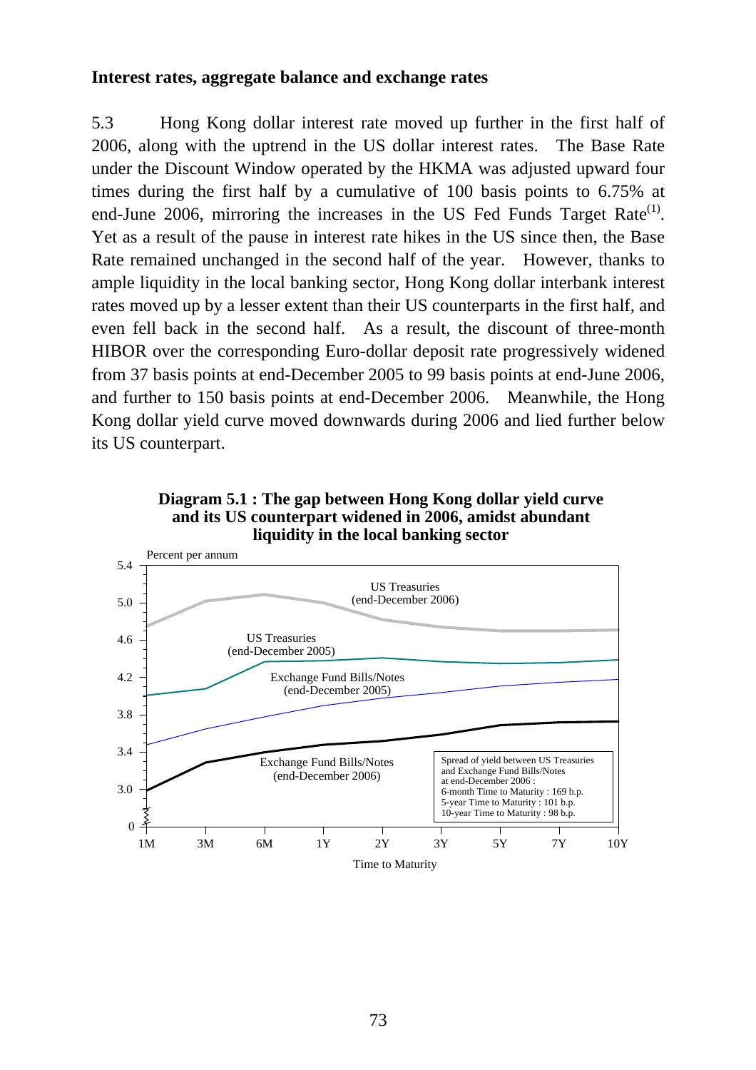**Interest rates, aggregate balance and exchange rates**

5.3 Hong Kong dollar interest rate moved up further in the first half of 2006, along with the uptrend in the US dollar interest rates. The Base Rate under the Discount Window operated by the HKMA was adjusted upward four times during the first half by a cumulative of 100 basis points to 6.75% at end-June 2006, mirroring the increases in the US Fed Funds Target Rate(1). Yet as a result of the pause in interest rate hikes in the US since then, the Base Rate remained unchanged in the second half of the year. However, thanks to ample liquidity in the local banking sector, Hong Kong dollar interbank interest rates moved up by a lesser extent than their US counterparts in the first half, and even fell back in the second half. As a result, the discount of three-month HIBOR over the corresponding Euro-dollar deposit rate progressively widened from 37 basis points at end-December 2005 to 99 basis points at end-June 2006, and further to 150 basis points at end-December 2006. Meanwhile, the Hong Kong dollar yield curve moved downwards during 2006 and lied further below its US counterpart.

**Diagram 5.1 : The gap between Hong Kong dollar yield curve and its US counterpart widened in 2006, amidst abundant liquidity in the local banking sector**

Percent per annum

US Treasuries (end-December 2006)

US Treasuries (end-December 2005)

Exchange Fund Bills/Notes (end-December 2005)

Exchange Fund Bills/Notes (end-December 2006)

Spread of yield between US Treasuries and Exchange Fund Bills/Notes at end-December 2006 :
6-month Time to Maturity : 169 b.p.
5-year Time to Maturity : 101 b.p.
10-year Time to Maturity : 98 b.p.

Time to Maturity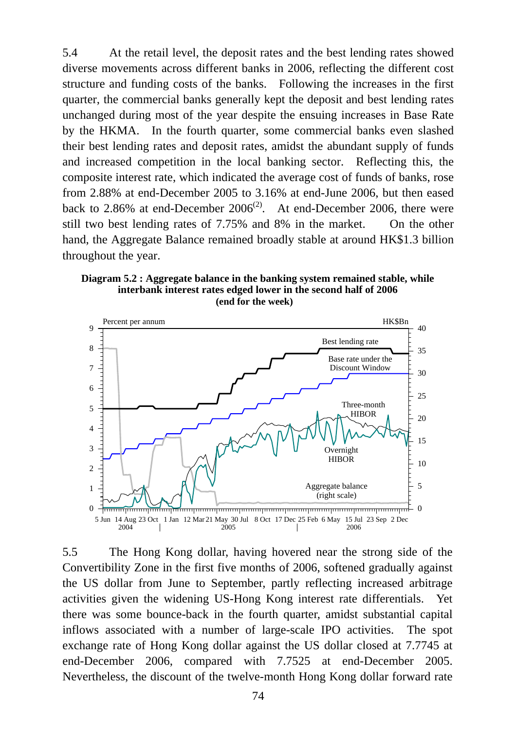5.4 At the retail level, the deposit rates and the best lending rates showed diverse movements across different banks in 2006, reflecting the different cost structure and funding costs of the banks. Following the increases in the first quarter, the commercial banks generally kept the deposit and best lending rates unchanged during most of the year despite the ensuing increases in Base Rate by the HKMA. In the fourth quarter, some commercial banks even slashed their best lending rates and deposit rates, amidst the abundant supply of funds and increased competition in the local banking sector. Reflecting this, the composite interest rate, which indicated the average cost of funds of banks, rose from 2.88% at end-December 2005 to 3.16% at end-June 2006, but then eased back to 2.86% at end-December 2006[(2)]. At end-December 2006, there were still two best lending rates of 7.75% and 8% in the market. On the other hand, the Aggregate Balance remained broadly stable at around HK$1.3 billion throughout the year.

**Diagram 5.2 : Aggregate balance in the banking system remained stable, while interbank interest rates edged lower in the second half of 2006**
**(end for the week)**

Percent per annum | HK$Bn

Best lending rate
Base rate under the Discount Window
Three-month HIBOR
Overnight HIBOR
Aggregate balance (right scale)

5 Jun 14 Aug 23 Oct 1 Jan 12 Mar 21 May 30 Jul 8 Oct 17 Dec 25 Feb 6 May 15 Jul 23 Sep 2 Dec
2004 2005 2006

5.5 The Hong Kong dollar, having hovered near the strong side of the Convertibility Zone in the first five months of 2006, softened gradually against the US dollar from June to September, partly reflecting increased arbitrage activities given the widening US-Hong Kong interest rate differentials. Yet there was some bounce-back in the fourth quarter, amidst substantial capital inflows associated with a number of large-scale IPO activities. The spot exchange rate of Hong Kong dollar against the US dollar closed at 7.7745 at end-December 2006, compared with 7.7525 at end-December 2005. Nevertheless, the discount of the twelve-month Hong Kong dollar forward rate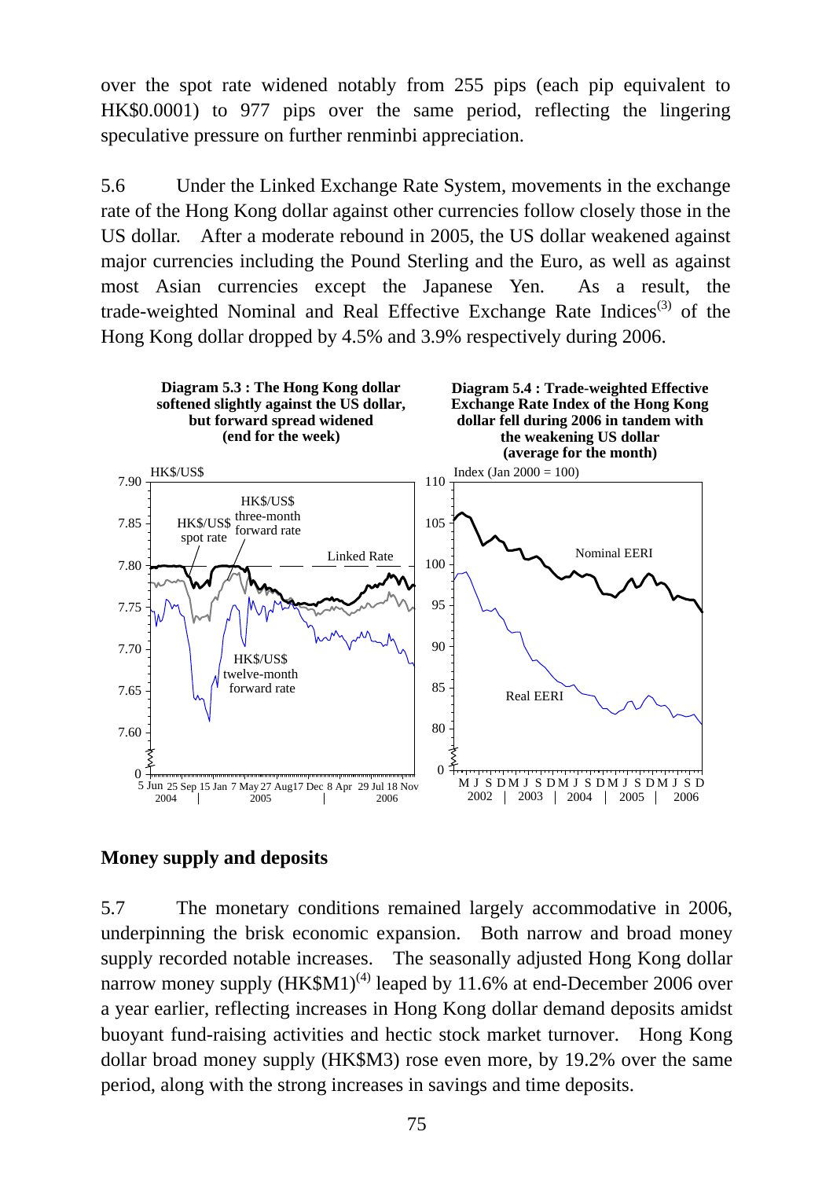over the spot rate widened notably from 255 pips (each pip equivalent to HK$0.0001) to 977 pips over the same period, reflecting the lingering speculative pressure on further renminbi appreciation.

5.6 Under the Linked Exchange Rate System, movements in the exchange rate of the Hong Kong dollar against other currencies follow closely those in the US dollar. After a moderate rebound in 2005, the US dollar weakened against major currencies including the Pound Sterling and the Euro, as well as against most Asian currencies except the Japanese Yen. As a result, the trade-weighted Nominal and Real Effective Exchange Rate Indices(3) of the Hong Kong dollar dropped by 4.5% and 3.9% respectively during 2006.

**Diagram 5.3 : The Hong Kong dollar softened slightly against the US dollar, but forward spread widened (end for the week)**

**Diagram 5.4 : Trade-weighted Effective Exchange Rate Index of the Hong Kong dollar fell during 2006 in tandem with the weakening US dollar (average for the month)**

## Money supply and deposits

5.7 The monetary conditions remained largely accommodative in 2006, underpinning the brisk economic expansion. Both narrow and broad money supply recorded notable increases. The seasonally adjusted Hong Kong dollar narrow money supply (HK$M1)(4) leaped by 11.6% at end-December 2006 over a year earlier, reflecting increases in Hong Kong dollar demand deposits amidst buoyant fund-raising activities and hectic stock market turnover. Hong Kong dollar broad money supply (HK$M3) rose even more, by 19.2% over the same period, along with the strong increases in savings and time deposits.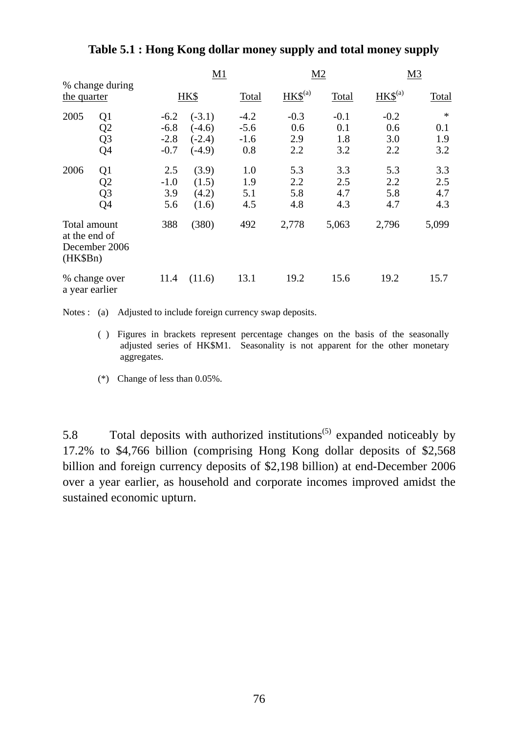**Table 5.1 : Hong Kong dollar money supply and total money supply**

| % change during the quarter | | M1 | | | M2 | | M3 | |
|---|---|---|---|---|---|---|---|---|
| | | HK$ | | Total | HK$[(a)] | Total | HK$[(a)] | Total |
| 2005 | Q1 | -6.2 | (-3.1) | -4.2 | -0.3 | -0.1 | -0.2 | * |
| | Q2 | -6.8 | (-4.6) | -5.6 | 0.6 | 0.1 | 0.6 | 0.1 |
| | Q3 | -2.8 | (-2.4) | -1.6 | 2.9 | 1.8 | 3.0 | 1.9 |
| | Q4 | -0.7 | (-4.9) | 0.8 | 2.2 | 3.2 | 2.2 | 3.2 |
| 2006 | Q1 | 2.5 | (3.9) | 1.0 | 5.3 | 3.3 | 5.3 | 3.3 |
| | Q2 | -1.0 | (1.5) | 1.9 | 2.2 | 2.5 | 2.2 | 2.5 |
| | Q3 | 3.9 | (4.2) | 5.1 | 5.8 | 4.7 | 5.8 | 4.7 |
| | Q4 | 5.6 | (1.6) | 4.5 | 4.8 | 4.3 | 4.7 | 4.3 |
| Total amount at the end of December 2006 (HK$Bn) | | 388 | (380) | 492 | 2,778 | 5,063 | 2,796 | 5,099 |
| % change over a year earlier | | 11.4 | (11.6) | 13.1 | 19.2 | 15.6 | 19.2 | 15.7 |

Notes : (a) Adjusted to include foreign currency swap deposits.

( ) Figures in brackets represent percentage changes on the basis of the seasonally adjusted series of HK$M1. Seasonality is not apparent for the other monetary aggregates.

(*) Change of less than 0.05%.

5.8 Total deposits with authorized institutions[(5)] expanded noticeably by 17.2% to $4,766 billion (comprising Hong Kong dollar deposits of $2,568 billion and foreign currency deposits of $2,198 billion) at end-December 2006 over a year earlier, as household and corporate incomes improved amidst the sustained economic upturn.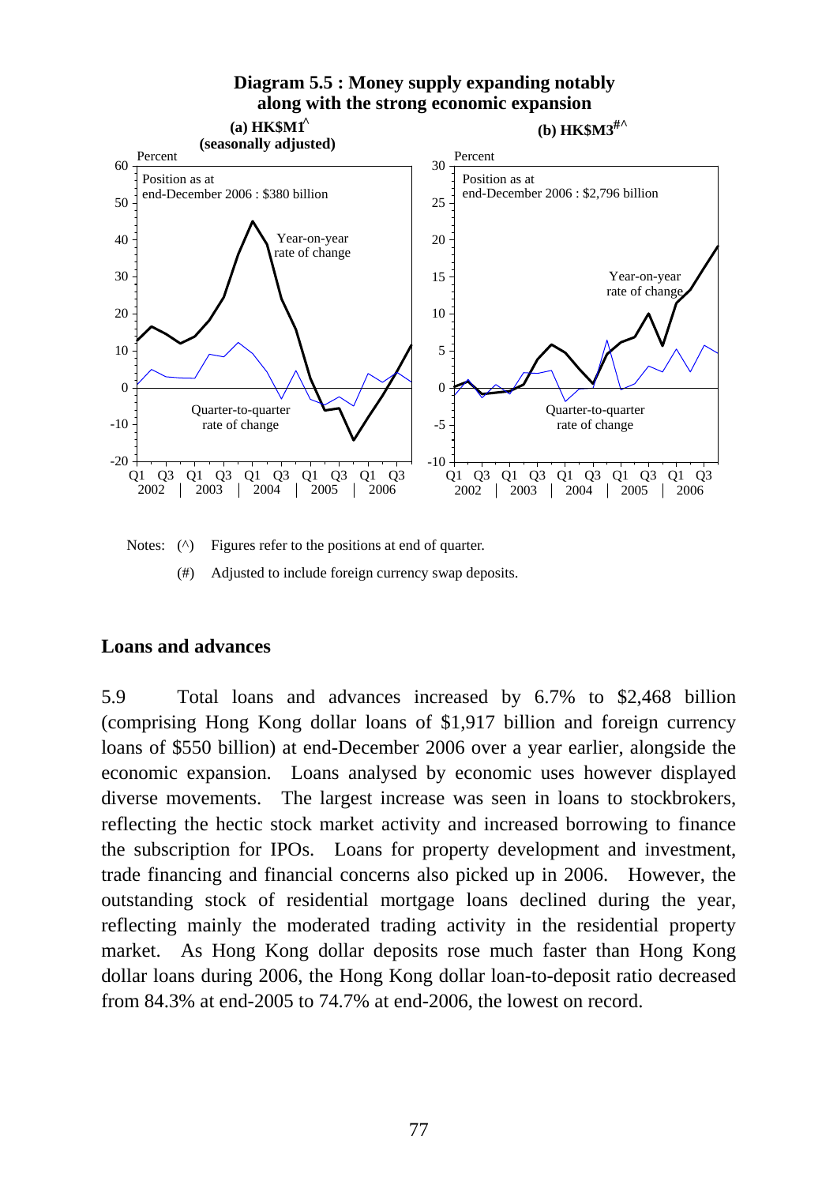**Diagram 5.5 : Money supply expanding notably along with the strong economic expansion**

**(a) HK$M1^ (seasonally adjusted)**

Position as at end-December 2006 : $380 billion

**(b) HK$M3#^**

Position as at end-December 2006 : $2,796 billion

Notes: (^) Figures refer to the positions at end of quarter.

(#) Adjusted to include foreign currency swap deposits.

## Loans and advances

5.9 Total loans and advances increased by 6.7% to $2,468 billion (comprising Hong Kong dollar loans of $1,917 billion and foreign currency loans of $550 billion) at end-December 2006 over a year earlier, alongside the economic expansion. Loans analysed by economic uses however displayed diverse movements. The largest increase was seen in loans to stockbrokers, reflecting the hectic stock market activity and increased borrowing to finance the subscription for IPOs. Loans for property development and investment, trade financing and financial concerns also picked up in 2006. However, the outstanding stock of residential mortgage loans declined during the year, reflecting mainly the moderated trading activity in the residential property market. As Hong Kong dollar deposits rose much faster than Hong Kong dollar loans during 2006, the Hong Kong dollar loan-to-deposit ratio decreased from 84.3% at end-2005 to 74.7% at end-2006, the lowest on record.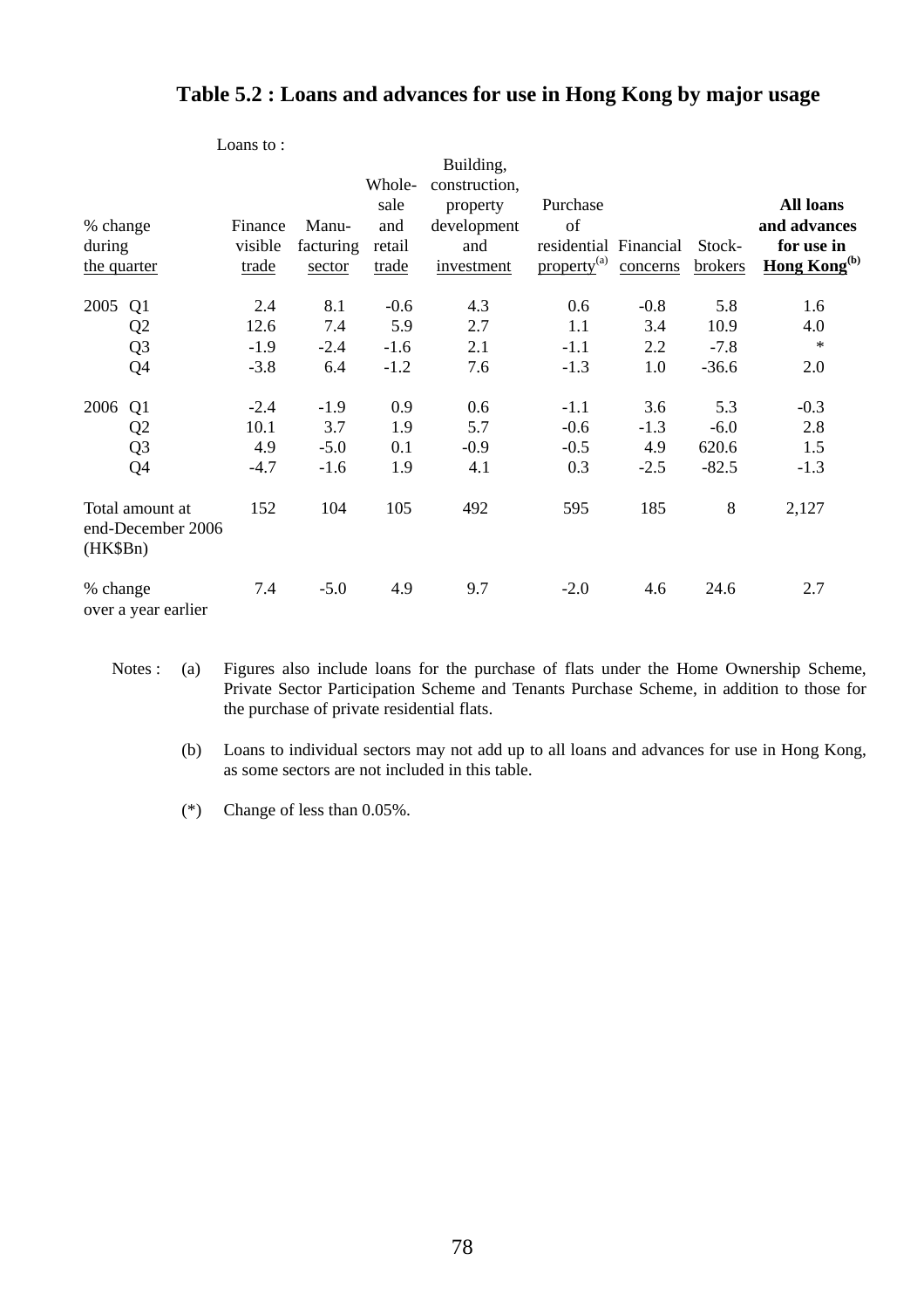# Table 5.2 : Loans and advances for use in Hong Kong by major usage

| % change during the quarter | Loans to : Finance visible trade | Manu-facturing sector | Whole-sale and retail trade | Building, construction, property development and investment | Purchase of residential property[(a)] | Financial concerns | Stock-brokers | **All loans and advances for use in Hong Kong[(b)]** |
|---|---|---|---|---|---|---|---|---|
| 2005 Q1 | 2.4 | 8.1 | -0.6 | 4.3 | 0.6 | -0.8 | 5.8 | 1.6 |
| Q2 | 12.6 | 7.4 | 5.9 | 2.7 | 1.1 | 3.4 | 10.9 | 4.0 |
| Q3 | -1.9 | -2.4 | -1.6 | 2.1 | -1.1 | 2.2 | -7.8 | * |
| Q4 | -3.8 | 6.4 | -1.2 | 7.6 | -1.3 | 1.0 | -36.6 | 2.0 |
| 2006 Q1 | -2.4 | -1.9 | 0.9 | 0.6 | -1.1 | 3.6 | 5.3 | -0.3 |
| Q2 | 10.1 | 3.7 | 1.9 | 5.7 | -0.6 | -1.3 | -6.0 | 2.8 |
| Q3 | 4.9 | -5.0 | 0.1 | -0.9 | -0.5 | 4.9 | 620.6 | 1.5 |
| Q4 | -4.7 | -1.6 | 1.9 | 4.1 | 0.3 | -2.5 | -82.5 | -1.3 |
| Total amount at end-December 2006 (HK$Bn) | 152 | 104 | 105 | 492 | 595 | 185 | 8 | 2,127 |
| % change over a year earlier | 7.4 | -5.0 | 4.9 | 9.7 | -2.0 | 4.6 | 24.6 | 2.7 |

Notes : (a) Figures also include loans for the purchase of flats under the Home Ownership Scheme, Private Sector Participation Scheme and Tenants Purchase Scheme, in addition to those for the purchase of private residential flats.

(b) Loans to individual sectors may not add up to all loans and advances for use in Hong Kong, as some sectors are not included in this table.

(*) Change of less than 0.05%.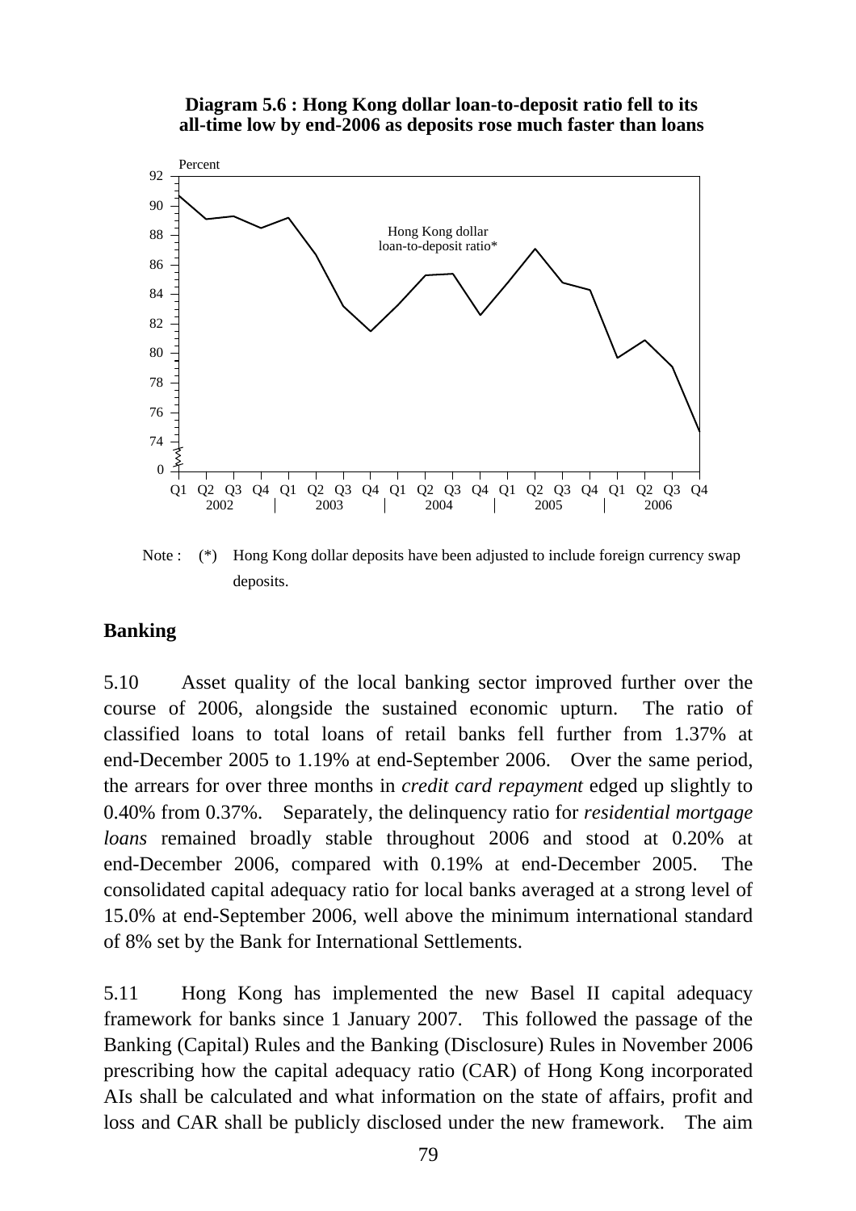**Diagram 5.6 : Hong Kong dollar loan-to-deposit ratio fell to its all-time low by end-2006 as deposits rose much faster than loans**

Note : (*) Hong Kong dollar deposits have been adjusted to include foreign currency swap deposits.

## Banking

5.10 Asset quality of the local banking sector improved further over the course of 2006, alongside the sustained economic upturn. The ratio of classified loans to total loans of retail banks fell further from 1.37% at end-December 2005 to 1.19% at end-September 2006. Over the same period, the arrears for over three months in *credit card repayment* edged up slightly to 0.40% from 0.37%. Separately, the delinquency ratio for *residential mortgage loans* remained broadly stable throughout 2006 and stood at 0.20% at end-December 2006, compared with 0.19% at end-December 2005. The consolidated capital adequacy ratio for local banks averaged at a strong level of 15.0% at end-September 2006, well above the minimum international standard of 8% set by the Bank for International Settlements.

5.11 Hong Kong has implemented the new Basel II capital adequacy framework for banks since 1 January 2007. This followed the passage of the Banking (Capital) Rules and the Banking (Disclosure) Rules in November 2006 prescribing how the capital adequacy ratio (CAR) of Hong Kong incorporated AIs shall be calculated and what information on the state of affairs, profit and loss and CAR shall be publicly disclosed under the new framework. The aim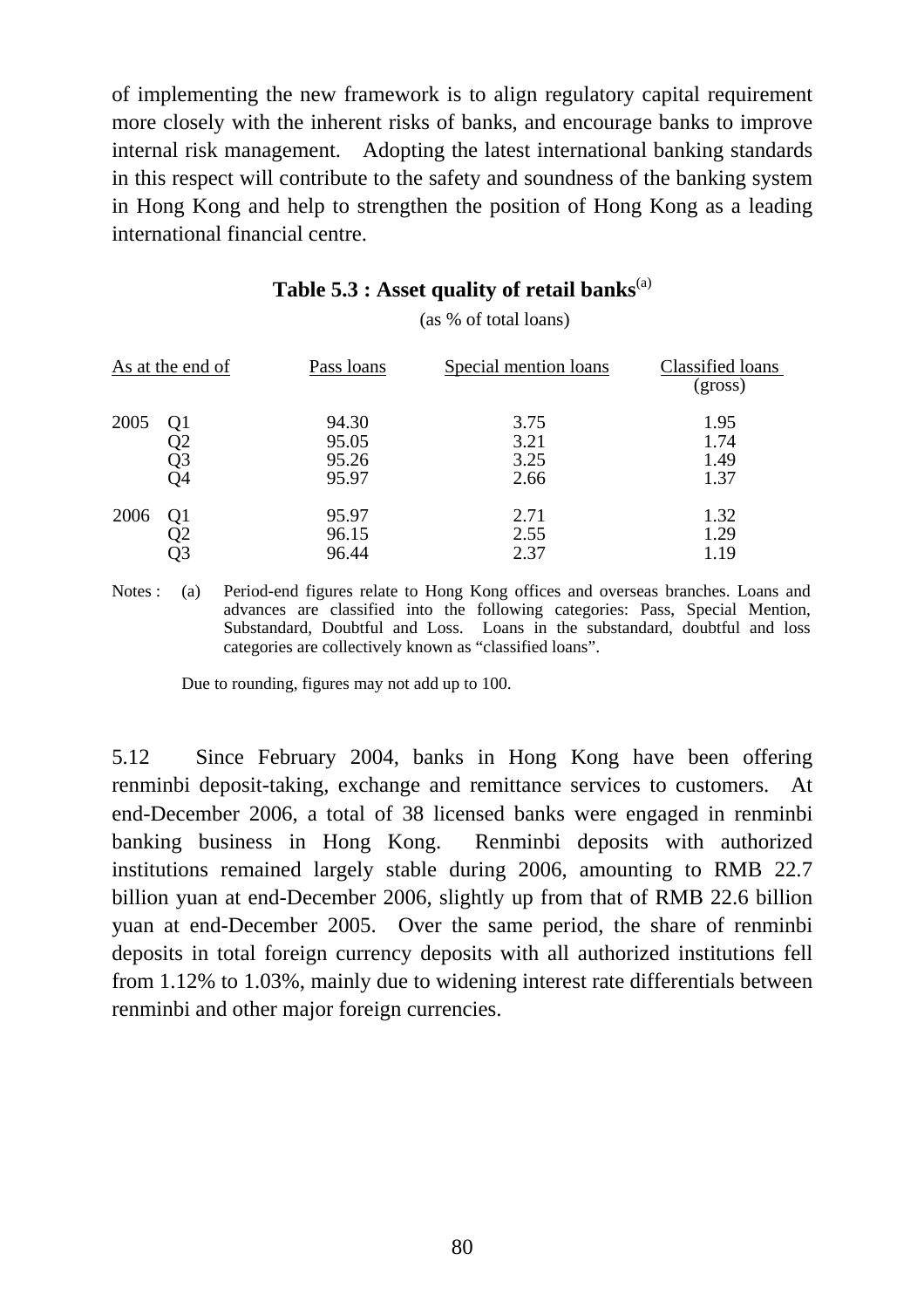of implementing the new framework is to align regulatory capital requirement more closely with the inherent risks of banks, and encourage banks to improve internal risk management. Adopting the latest international banking standards in this respect will contribute to the safety and soundness of the banking system in Hong Kong and help to strengthen the position of Hong Kong as a leading international financial centre.

**Table 5.3 : Asset quality of retail banks**[(a)]

(as % of total loans)

| As at the end of | | Pass loans | Special mention loans | Classified loans (gross) |
|---|---|---|---|---|
| 2005 | Q1 | 94.30 | 3.75 | 1.95 |
| | Q2 | 95.05 | 3.21 | 1.74 |
| | Q3 | 95.26 | 3.25 | 1.49 |
| | Q4 | 95.97 | 2.66 | 1.37 |
| 2006 | Q1 | 95.97 | 2.71 | 1.32 |
| | Q2 | 96.15 | 2.55 | 1.29 |
| | Q3 | 96.44 | 2.37 | 1.19 |

Notes : (a) Period-end figures relate to Hong Kong offices and overseas branches. Loans and advances are classified into the following categories: Pass, Special Mention, Substandard, Doubtful and Loss. Loans in the substandard, doubtful and loss categories are collectively known as "classified loans".

Due to rounding, figures may not add up to 100.

5.12 Since February 2004, banks in Hong Kong have been offering renminbi deposit-taking, exchange and remittance services to customers. At end-December 2006, a total of 38 licensed banks were engaged in renminbi banking business in Hong Kong. Renminbi deposits with authorized institutions remained largely stable during 2006, amounting to RMB 22.7 billion yuan at end-December 2006, slightly up from that of RMB 22.6 billion yuan at end-December 2005. Over the same period, the share of renminbi deposits in total foreign currency deposits with all authorized institutions fell from 1.12% to 1.03%, mainly due to widening interest rate differentials between renminbi and other major foreign currencies.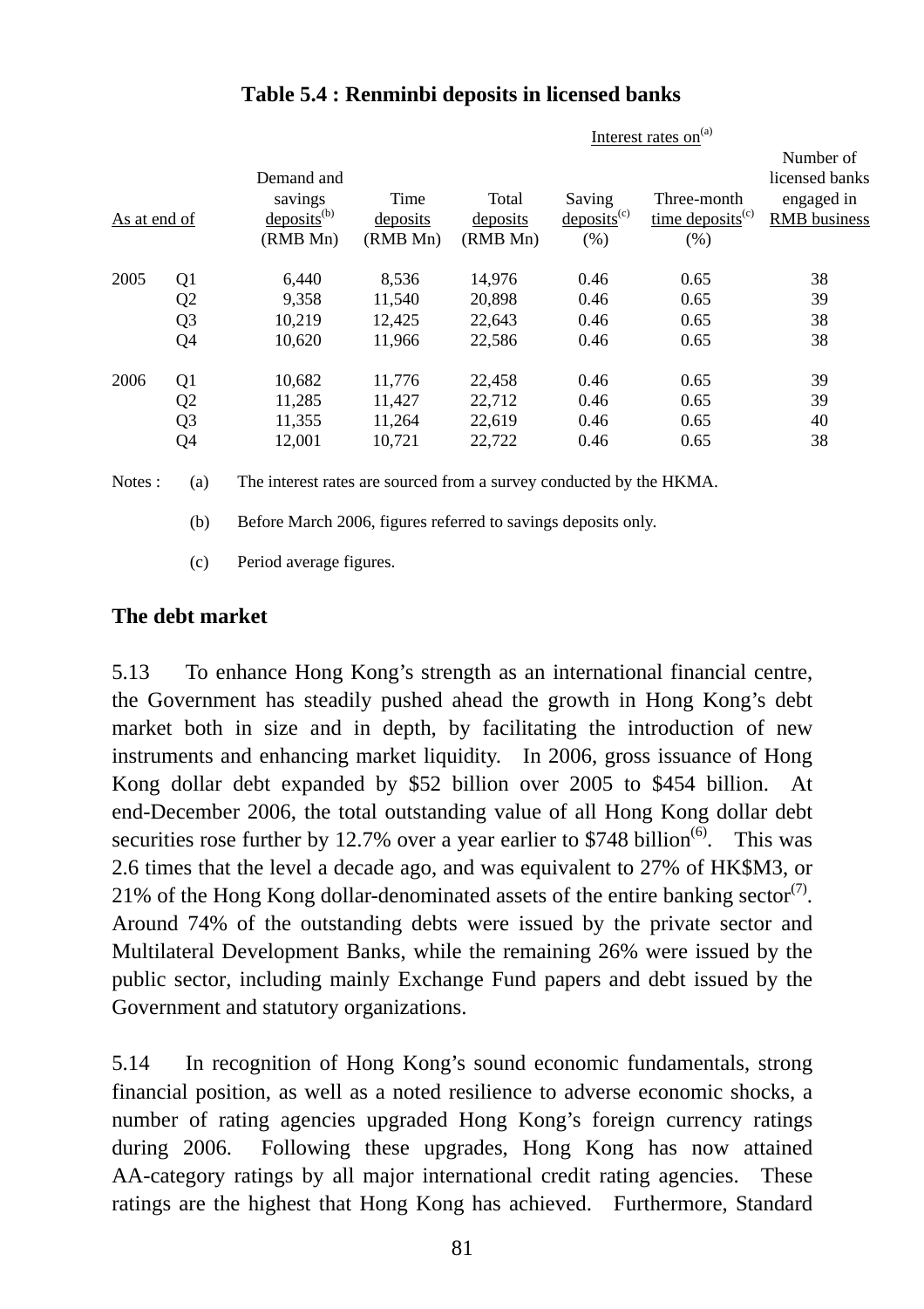**Table 5.4 : Renminbi deposits in licensed banks**

| As at end of | | Demand and savings deposits[(b)] (RMB Mn) | Time deposits (RMB Mn) | Total deposits (RMB Mn) | Interest rates on[(a)] Saving deposits[(c)] (%) | Interest rates on[(a)] Three-month time deposits[(c)] (%) | Number of licensed banks engaged in RMB business |
|---|---|---|---|---|---|---|---|
| 2005 | Q1 | 6,440 | 8,536 | 14,976 | 0.46 | 0.65 | 38 |
| | Q2 | 9,358 | 11,540 | 20,898 | 0.46 | 0.65 | 39 |
| | Q3 | 10,219 | 12,425 | 22,643 | 0.46 | 0.65 | 38 |
| | Q4 | 10,620 | 11,966 | 22,586 | 0.46 | 0.65 | 38 |
| 2006 | Q1 | 10,682 | 11,776 | 22,458 | 0.46 | 0.65 | 39 |
| | Q2 | 11,285 | 11,427 | 22,712 | 0.46 | 0.65 | 39 |
| | Q3 | 11,355 | 11,264 | 22,619 | 0.46 | 0.65 | 40 |
| | Q4 | 12,001 | 10,721 | 22,722 | 0.46 | 0.65 | 38 |

Notes : (a) The interest rates are sourced from a survey conducted by the HKMA.

(b) Before March 2006, figures referred to savings deposits only.

(c) Period average figures.

## The debt market

5.13 To enhance Hong Kong's strength as an international financial centre, the Government has steadily pushed ahead the growth in Hong Kong's debt market both in size and in depth, by facilitating the introduction of new instruments and enhancing market liquidity. In 2006, gross issuance of Hong Kong dollar debt expanded by $52 billion over 2005 to $454 billion. At end-December 2006, the total outstanding value of all Hong Kong dollar debt securities rose further by 12.7% over a year earlier to $748 billion[(6)]. This was 2.6 times that the level a decade ago, and was equivalent to 27% of HK$M3, or 21% of the Hong Kong dollar-denominated assets of the entire banking sector[(7)]. Around 74% of the outstanding debts were issued by the private sector and Multilateral Development Banks, while the remaining 26% were issued by the public sector, including mainly Exchange Fund papers and debt issued by the Government and statutory organizations.

5.14 In recognition of Hong Kong's sound economic fundamentals, strong financial position, as well as a noted resilience to adverse economic shocks, a number of rating agencies upgraded Hong Kong's foreign currency ratings during 2006. Following these upgrades, Hong Kong has now attained AA-category ratings by all major international credit rating agencies. These ratings are the highest that Hong Kong has achieved. Furthermore, Standard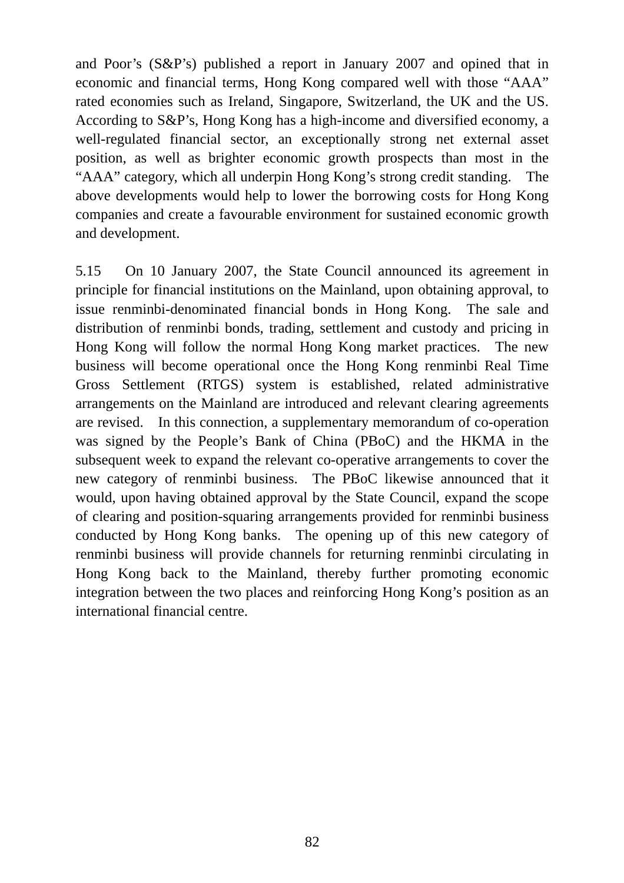and Poor's (S&P's) published a report in January 2007 and opined that in economic and financial terms, Hong Kong compared well with those "AAA" rated economies such as Ireland, Singapore, Switzerland, the UK and the US. According to S&P's, Hong Kong has a high-income and diversified economy, a well-regulated financial sector, an exceptionally strong net external asset position, as well as brighter economic growth prospects than most in the "AAA" category, which all underpin Hong Kong's strong credit standing. The above developments would help to lower the borrowing costs for Hong Kong companies and create a favourable environment for sustained economic growth and development.

5.15 On 10 January 2007, the State Council announced its agreement in principle for financial institutions on the Mainland, upon obtaining approval, to issue renminbi-denominated financial bonds in Hong Kong. The sale and distribution of renminbi bonds, trading, settlement and custody and pricing in Hong Kong will follow the normal Hong Kong market practices. The new business will become operational once the Hong Kong renminbi Real Time Gross Settlement (RTGS) system is established, related administrative arrangements on the Mainland are introduced and relevant clearing agreements are revised. In this connection, a supplementary memorandum of co-operation was signed by the People's Bank of China (PBoC) and the HKMA in the subsequent week to expand the relevant co-operative arrangements to cover the new category of renminbi business. The PBoC likewise announced that it would, upon having obtained approval by the State Council, expand the scope of clearing and position-squaring arrangements provided for renminbi business conducted by Hong Kong banks. The opening up of this new category of renminbi business will provide channels for returning renminbi circulating in Hong Kong back to the Mainland, thereby further promoting economic integration between the two places and reinforcing Hong Kong's position as an international financial centre.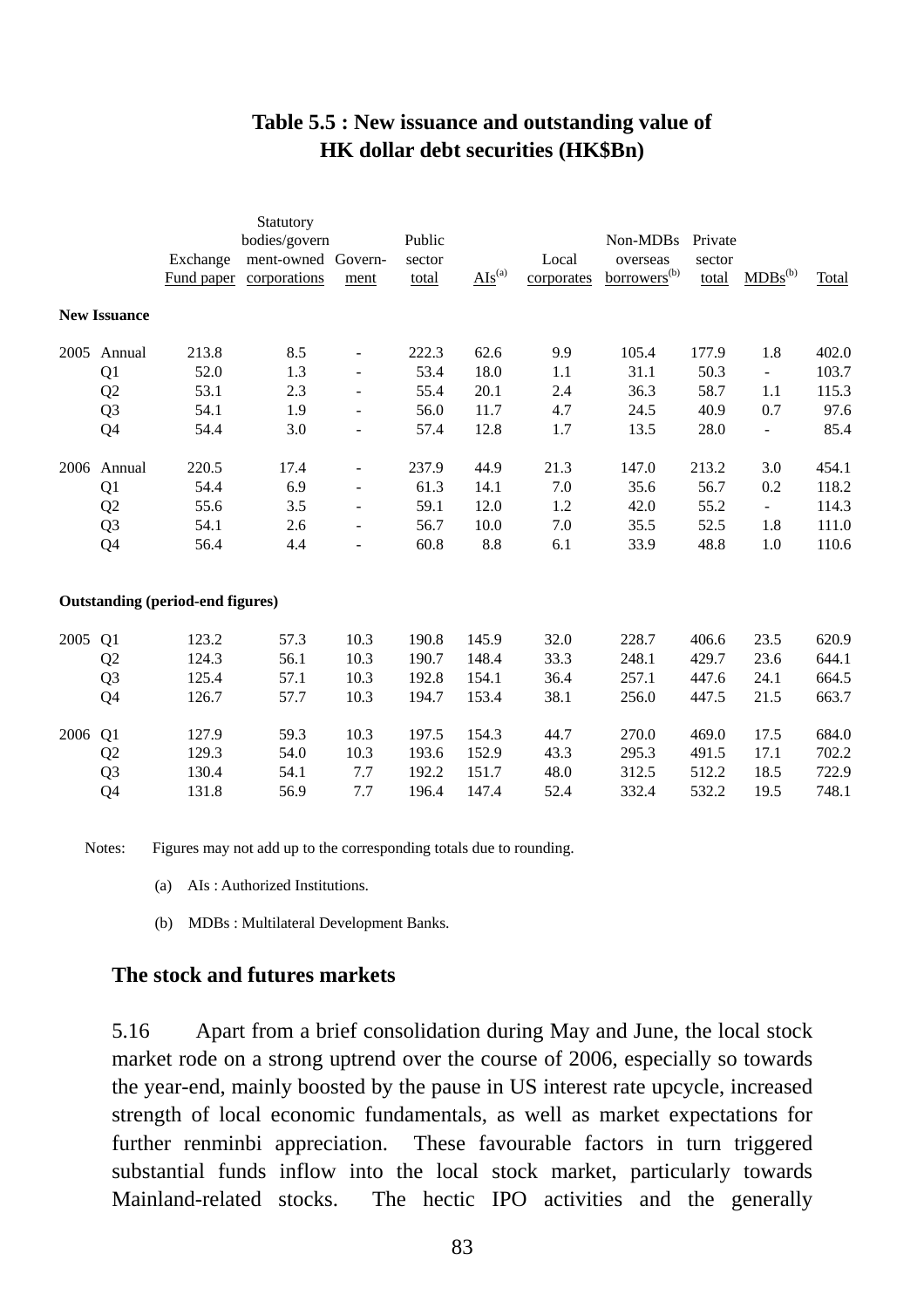**Table 5.5 : New issuance and outstanding value of HK dollar debt securities (HK$Bn)**

| | | Exchange Fund paper | Statutory bodies/government-owned corporations | Government | Public sector total | AIs[(a)] | Local corporates | Non-MDBs overseas borrowers[(b)] | Private sector total | MDBs[(b)] | Total |
|---|---|---|---|---|---|---|---|---|---|---|---|
| **New Issuance** | | | | | | | | | | | |
| 2005 | Annual | 213.8 | 8.5 | - | 222.3 | 62.6 | 9.9 | 105.4 | 177.9 | 1.8 | 402.0 |
| | Q1 | 52.0 | 1.3 | - | 53.4 | 18.0 | 1.1 | 31.1 | 50.3 | - | 103.7 |
| | Q2 | 53.1 | 2.3 | - | 55.4 | 20.1 | 2.4 | 36.3 | 58.7 | 1.1 | 115.3 |
| | Q3 | 54.1 | 1.9 | - | 56.0 | 11.7 | 4.7 | 24.5 | 40.9 | 0.7 | 97.6 |
| | Q4 | 54.4 | 3.0 | - | 57.4 | 12.8 | 1.7 | 13.5 | 28.0 | - | 85.4 |
| 2006 | Annual | 220.5 | 17.4 | - | 237.9 | 44.9 | 21.3 | 147.0 | 213.2 | 3.0 | 454.1 |
| | Q1 | 54.4 | 6.9 | - | 61.3 | 14.1 | 7.0 | 35.6 | 56.7 | 0.2 | 118.2 |
| | Q2 | 55.6 | 3.5 | - | 59.1 | 12.0 | 1.2 | 42.0 | 55.2 | - | 114.3 |
| | Q3 | 54.1 | 2.6 | - | 56.7 | 10.0 | 7.0 | 35.5 | 52.5 | 1.8 | 111.0 |
| | Q4 | 56.4 | 4.4 | - | 60.8 | 8.8 | 6.1 | 33.9 | 48.8 | 1.0 | 110.6 |
| **Outstanding (period-end figures)** | | | | | | | | | | | |
| 2005 | Q1 | 123.2 | 57.3 | 10.3 | 190.8 | 145.9 | 32.0 | 228.7 | 406.6 | 23.5 | 620.9 |
| | Q2 | 124.3 | 56.1 | 10.3 | 190.7 | 148.4 | 33.3 | 248.1 | 429.7 | 23.6 | 644.1 |
| | Q3 | 125.4 | 57.1 | 10.3 | 192.8 | 154.1 | 36.4 | 257.1 | 447.6 | 24.1 | 664.5 |
| | Q4 | 126.7 | 57.7 | 10.3 | 194.7 | 153.4 | 38.1 | 256.0 | 447.5 | 21.5 | 663.7 |
| 2006 | Q1 | 127.9 | 59.3 | 10.3 | 197.5 | 154.3 | 44.7 | 270.0 | 469.0 | 17.5 | 684.0 |
| | Q2 | 129.3 | 54.0 | 10.3 | 193.6 | 152.9 | 43.3 | 295.3 | 491.5 | 17.1 | 702.2 |
| | Q3 | 130.4 | 54.1 | 7.7 | 192.2 | 151.7 | 48.0 | 312.5 | 512.2 | 18.5 | 722.9 |
| | Q4 | 131.8 | 56.9 | 7.7 | 196.4 | 147.4 | 52.4 | 332.4 | 532.2 | 19.5 | 748.1 |

Notes: Figures may not add up to the corresponding totals due to rounding.

(a) AIs : Authorized Institutions.

(b) MDBs : Multilateral Development Banks.

### The stock and futures markets

5.16 Apart from a brief consolidation during May and June, the local stock market rode on a strong uptrend over the course of 2006, especially so towards the year-end, mainly boosted by the pause in US interest rate upcycle, increased strength of local economic fundamentals, as well as market expectations for further renminbi appreciation. These favourable factors in turn triggered substantial funds inflow into the local stock market, particularly towards Mainland-related stocks. The hectic IPO activities and the generally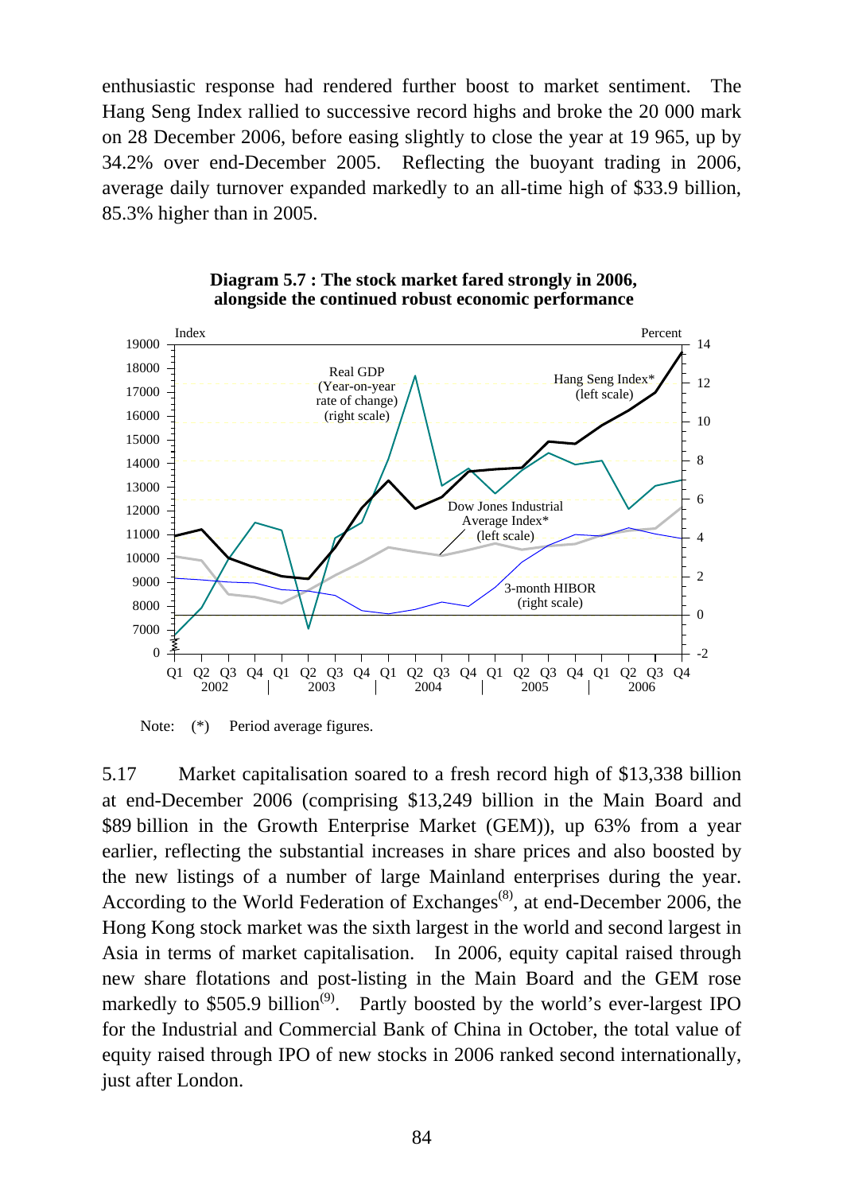enthusiastic response had rendered further boost to market sentiment. The Hang Seng Index rallied to successive record highs and broke the 20 000 mark on 28 December 2006, before easing slightly to close the year at 19 965, up by 34.2% over end-December 2005. Reflecting the buoyant trading in 2006, average daily turnover expanded markedly to an all-time high of $33.9 billion, 85.3% higher than in 2005.

**Diagram 5.7 : The stock market fared strongly in 2006, alongside the continued robust economic performance**

Note: (*) Period average figures.

5.17 Market capitalisation soared to a fresh record high of $13,338 billion at end-December 2006 (comprising $13,249 billion in the Main Board and $89 billion in the Growth Enterprise Market (GEM)), up 63% from a year earlier, reflecting the substantial increases in share prices and also boosted by the new listings of a number of large Mainland enterprises during the year. According to the World Federation of Exchanges[(8)], at end-December 2006, the Hong Kong stock market was the sixth largest in the world and second largest in Asia in terms of market capitalisation. In 2006, equity capital raised through new share flotations and post-listing in the Main Board and the GEM rose markedly to $505.9 billion[(9)]. Partly boosted by the world's ever-largest IPO for the Industrial and Commercial Bank of China in October, the total value of equity raised through IPO of new stocks in 2006 ranked second internationally, just after London.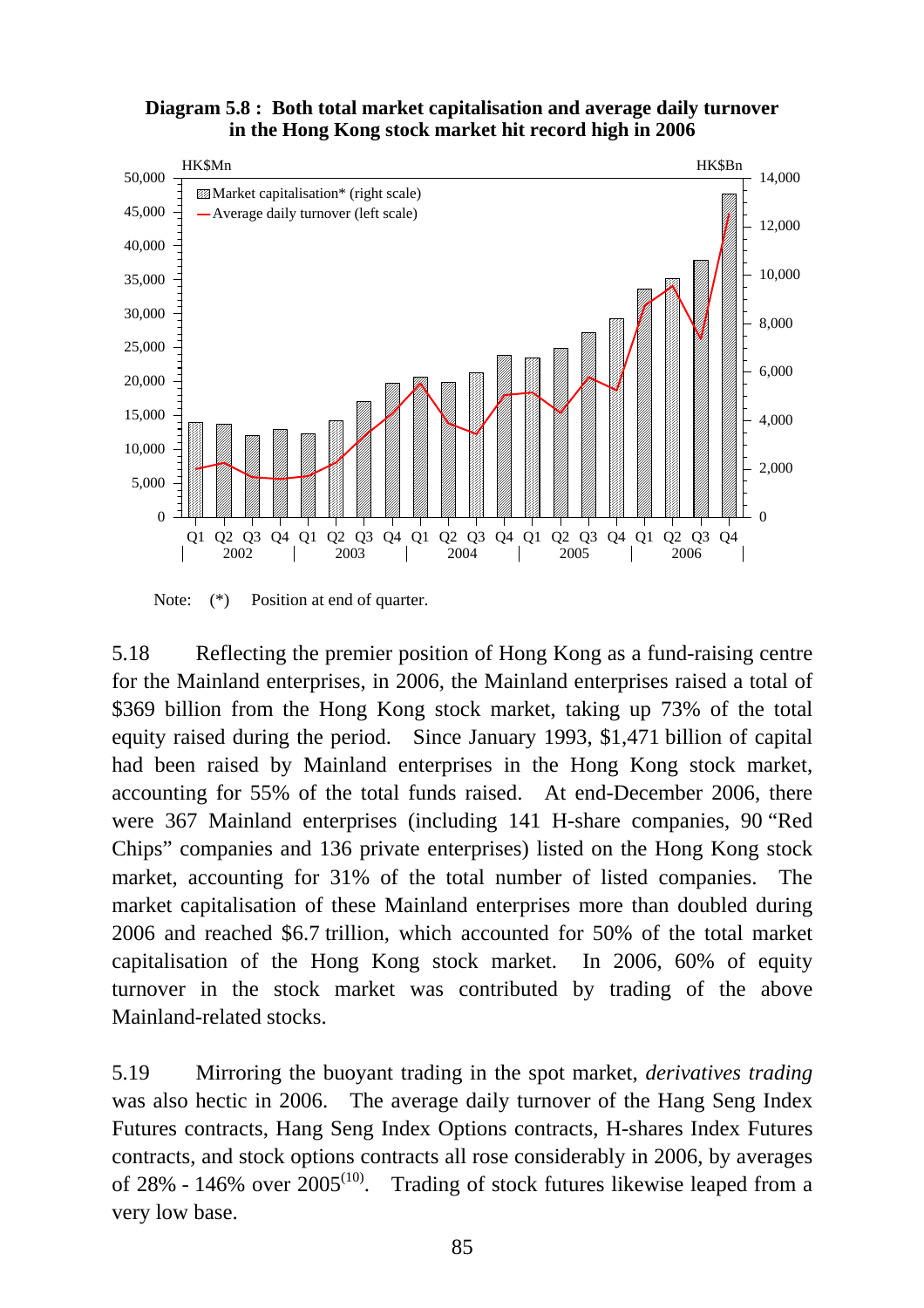**Diagram 5.8 : Both total market capitalisation and average daily turnover in the Hong Kong stock market hit record high in 2006**

Note: (*) Position at end of quarter.

5.18 Reflecting the premier position of Hong Kong as a fund-raising centre for the Mainland enterprises, in 2006, the Mainland enterprises raised a total of \$369 billion from the Hong Kong stock market, taking up 73% of the total equity raised during the period. Since January 1993, \$1,471 billion of capital had been raised by Mainland enterprises in the Hong Kong stock market, accounting for 55% of the total funds raised. At end-December 2006, there were 367 Mainland enterprises (including 141 H-share companies, 90 "Red Chips" companies and 136 private enterprises) listed on the Hong Kong stock market, accounting for 31% of the total number of listed companies. The market capitalisation of these Mainland enterprises more than doubled during 2006 and reached \$6.7 trillion, which accounted for 50% of the total market capitalisation of the Hong Kong stock market. In 2006, 60% of equity turnover in the stock market was contributed by trading of the above Mainland-related stocks.

5.19 Mirroring the buoyant trading in the spot market, *derivatives trading* was also hectic in 2006. The average daily turnover of the Hang Seng Index Futures contracts, Hang Seng Index Options contracts, H-shares Index Futures contracts, and stock options contracts all rose considerably in 2006, by averages of 28% - 146% over 2005[10]. Trading of stock futures likewise leaped from a very low base.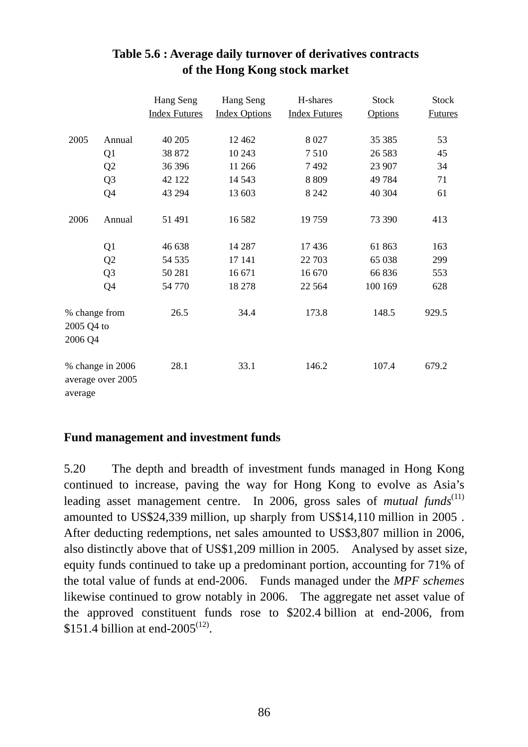**Table 5.6 : Average daily turnover of derivatives contracts of the Hong Kong stock market**

| | | Hang Seng Index Futures | Hang Seng Index Options | H-shares Index Futures | Stock Options | Stock Futures |
|---|---|---|---|---|---|---|
| 2005 | Annual | 40 205 | 12 462 | 8 027 | 35 385 | 53 |
| | Q1 | 38 872 | 10 243 | 7 510 | 26 583 | 45 |
| | Q2 | 36 396 | 11 266 | 7 492 | 23 907 | 34 |
| | Q3 | 42 122 | 14 543 | 8 809 | 49 784 | 71 |
| | Q4 | 43 294 | 13 603 | 8 242 | 40 304 | 61 |
| 2006 | Annual | 51 491 | 16 582 | 19 759 | 73 390 | 413 |
| | Q1 | 46 638 | 14 287 | 17 436 | 61 863 | 163 |
| | Q2 | 54 535 | 17 141 | 22 703 | 65 038 | 299 |
| | Q3 | 50 281 | 16 671 | 16 670 | 66 836 | 553 |
| | Q4 | 54 770 | 18 278 | 22 564 | 100 169 | 628 |
| % change from 2005 Q4 to 2006 Q4 | | 26.5 | 34.4 | 173.8 | 148.5 | 929.5 |
| % change in 2006 average over 2005 average | | 28.1 | 33.1 | 146.2 | 107.4 | 679.2 |

## Fund management and investment funds

5.20 The depth and breadth of investment funds managed in Hong Kong continued to increase, paving the way for Hong Kong to evolve as Asia's leading asset management centre. In 2006, gross sales of *mutual funds*(11) amounted to US$24,339 million, up sharply from US$14,110 million in 2005 . After deducting redemptions, net sales amounted to US$3,807 million in 2006, also distinctly above that of US$1,209 million in 2005. Analysed by asset size, equity funds continued to take up a predominant portion, accounting for 71% of the total value of funds at end-2006. Funds managed under the *MPF schemes* likewise continued to grow notably in 2006. The aggregate net asset value of the approved constituent funds rose to $202.4 billion at end-2006, from $151.4 billion at end-2005(12).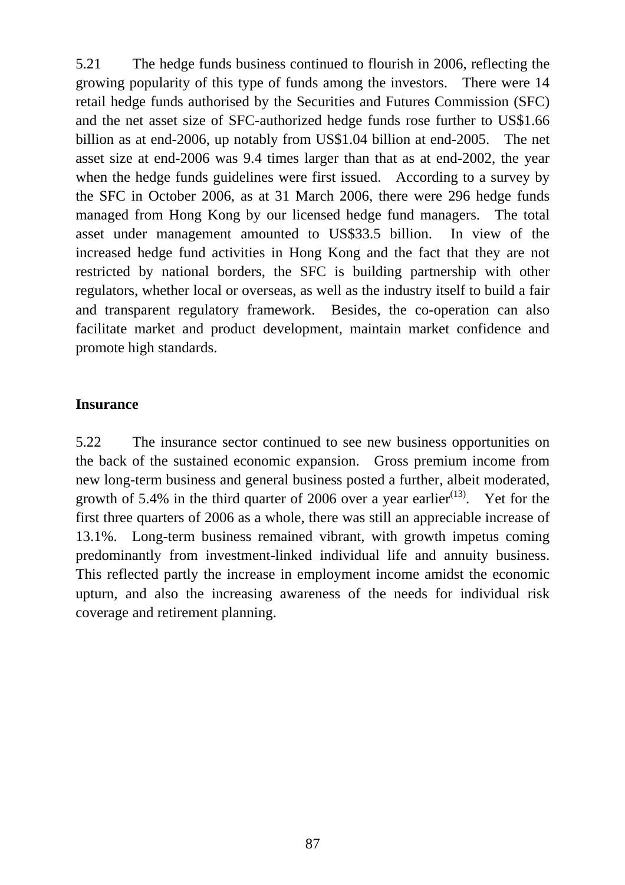5.21 The hedge funds business continued to flourish in 2006, reflecting the growing popularity of this type of funds among the investors. There were 14 retail hedge funds authorised by the Securities and Futures Commission (SFC) and the net asset size of SFC-authorized hedge funds rose further to US$1.66 billion as at end-2006, up notably from US$1.04 billion at end-2005. The net asset size at end-2006 was 9.4 times larger than that as at end-2002, the year when the hedge funds guidelines were first issued. According to a survey by the SFC in October 2006, as at 31 March 2006, there were 296 hedge funds managed from Hong Kong by our licensed hedge fund managers. The total asset under management amounted to US$33.5 billion. In view of the increased hedge fund activities in Hong Kong and the fact that they are not restricted by national borders, the SFC is building partnership with other regulators, whether local or overseas, as well as the industry itself to build a fair and transparent regulatory framework. Besides, the co-operation can also facilitate market and product development, maintain market confidence and promote high standards.

**Insurance**

5.22 The insurance sector continued to see new business opportunities on the back of the sustained economic expansion. Gross premium income from new long-term business and general business posted a further, albeit moderated, growth of 5.4% in the third quarter of 2006 over a year earlier[(13)]. Yet for the first three quarters of 2006 as a whole, there was still an appreciable increase of 13.1%. Long-term business remained vibrant, with growth impetus coming predominantly from investment-linked individual life and annuity business. This reflected partly the increase in employment income amidst the economic upturn, and also the increasing awareness of the needs for individual risk coverage and retirement planning.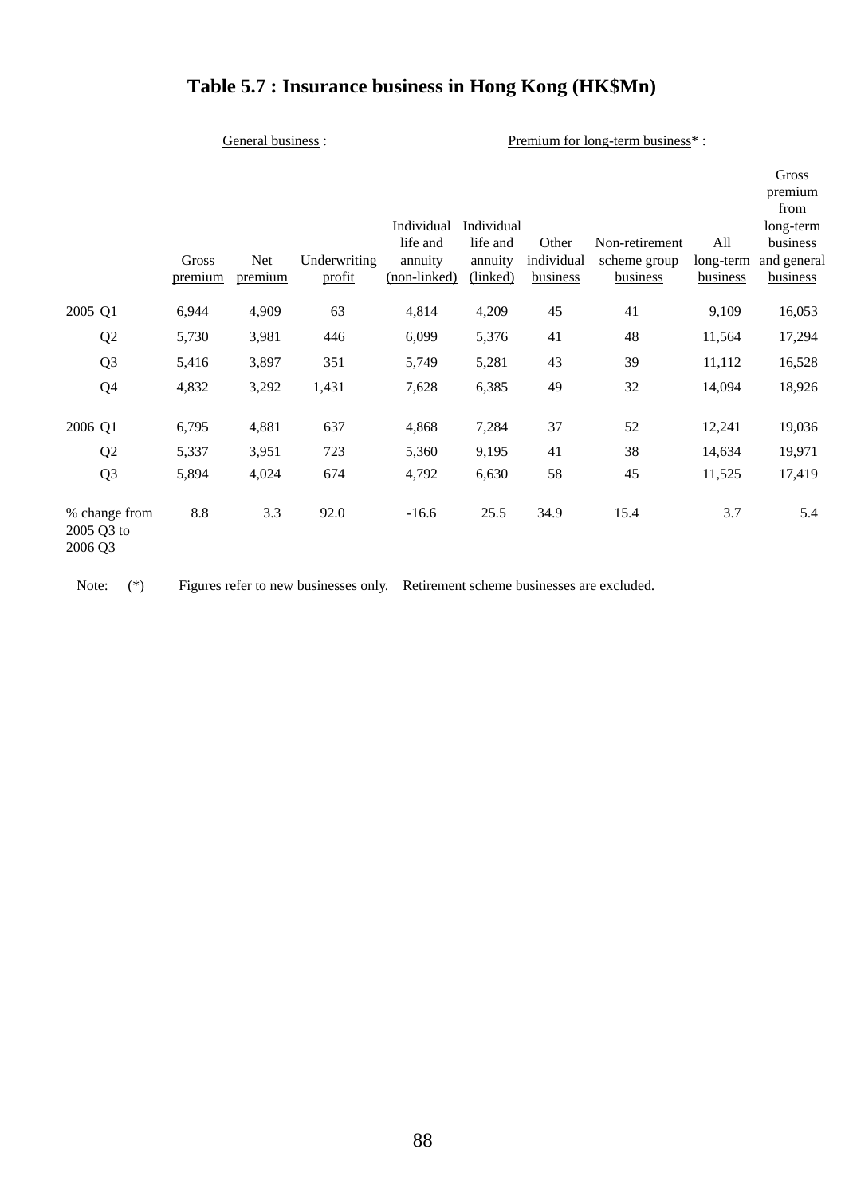# Table 5.7 : Insurance business in Hong Kong (HK$Mn)

| | General business : | | | Premium for long-term business* : | | | | | |
|---|---|---|---|---|---|---|---|---|---|
| | Gross premium | Net premium | Underwriting profit | Individual life and annuity (non-linked) | Individual life and annuity (linked) | Other individual business | Non-retirement scheme group business | All long-term business | Gross premium from long-term business and general business |
| 2005 Q1 | 6,944 | 4,909 | 63 | 4,814 | 4,209 | 45 | 41 | 9,109 | 16,053 |
| Q2 | 5,730 | 3,981 | 446 | 6,099 | 5,376 | 41 | 48 | 11,564 | 17,294 |
| Q3 | 5,416 | 3,897 | 351 | 5,749 | 5,281 | 43 | 39 | 11,112 | 16,528 |
| Q4 | 4,832 | 3,292 | 1,431 | 7,628 | 6,385 | 49 | 32 | 14,094 | 18,926 |
| 2006 Q1 | 6,795 | 4,881 | 637 | 4,868 | 7,284 | 37 | 52 | 12,241 | 19,036 |
| Q2 | 5,337 | 3,951 | 723 | 5,360 | 9,195 | 41 | 38 | 14,634 | 19,971 |
| Q3 | 5,894 | 4,024 | 674 | 4,792 | 6,630 | 58 | 45 | 11,525 | 17,419 |
| % change from 2005 Q3 to 2006 Q3 | 8.8 | 3.3 | 92.0 | -16.6 | 25.5 | 34.9 | 15.4 | 3.7 | 5.4 |

Note: (*) Figures refer to new businesses only. Retirement scheme businesses are excluded.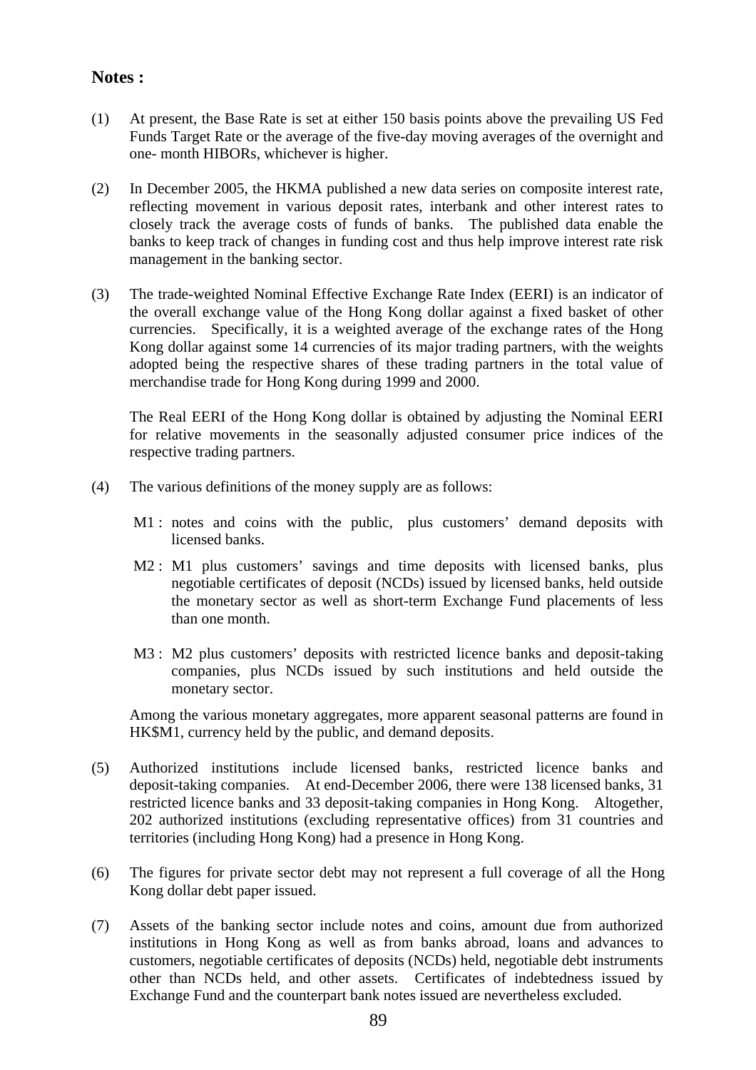## Notes :

(1) At present, the Base Rate is set at either 150 basis points above the prevailing US Fed Funds Target Rate or the average of the five-day moving averages of the overnight and one- month HIBORs, whichever is higher.

(2) In December 2005, the HKMA published a new data series on composite interest rate, reflecting movement in various deposit rates, interbank and other interest rates to closely track the average costs of funds of banks. The published data enable the banks to keep track of changes in funding cost and thus help improve interest rate risk management in the banking sector.

(3) The trade-weighted Nominal Effective Exchange Rate Index (EERI) is an indicator of the overall exchange value of the Hong Kong dollar against a fixed basket of other currencies. Specifically, it is a weighted average of the exchange rates of the Hong Kong dollar against some 14 currencies of its major trading partners, with the weights adopted being the respective shares of these trading partners in the total value of merchandise trade for Hong Kong during 1999 and 2000.

The Real EERI of the Hong Kong dollar is obtained by adjusting the Nominal EERI for relative movements in the seasonally adjusted consumer price indices of the respective trading partners.

(4) The various definitions of the money supply are as follows:

M1 : notes and coins with the public, plus customers' demand deposits with licensed banks.

M2 : M1 plus customers' savings and time deposits with licensed banks, plus negotiable certificates of deposit (NCDs) issued by licensed banks, held outside the monetary sector as well as short-term Exchange Fund placements of less than one month.

M3 : M2 plus customers' deposits with restricted licence banks and deposit-taking companies, plus NCDs issued by such institutions and held outside the monetary sector.

Among the various monetary aggregates, more apparent seasonal patterns are found in HK$M1, currency held by the public, and demand deposits.

(5) Authorized institutions include licensed banks, restricted licence banks and deposit-taking companies. At end-December 2006, there were 138 licensed banks, 31 restricted licence banks and 33 deposit-taking companies in Hong Kong. Altogether, 202 authorized institutions (excluding representative offices) from 31 countries and territories (including Hong Kong) had a presence in Hong Kong.

(6) The figures for private sector debt may not represent a full coverage of all the Hong Kong dollar debt paper issued.

(7) Assets of the banking sector include notes and coins, amount due from authorized institutions in Hong Kong as well as from banks abroad, loans and advances to customers, negotiable certificates of deposits (NCDs) held, negotiable debt instruments other than NCDs held, and other assets. Certificates of indebtedness issued by Exchange Fund and the counterpart bank notes issued are nevertheless excluded.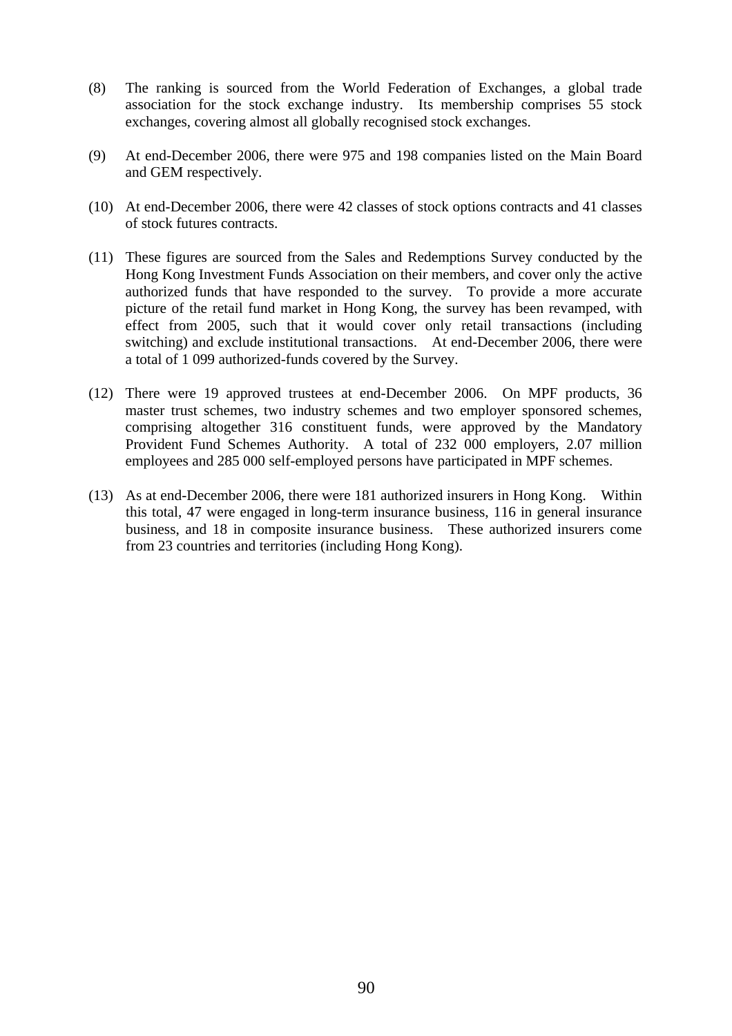(8) The ranking is sourced from the World Federation of Exchanges, a global trade association for the stock exchange industry. Its membership comprises 55 stock exchanges, covering almost all globally recognised stock exchanges.

(9) At end-December 2006, there were 975 and 198 companies listed on the Main Board and GEM respectively.

(10) At end-December 2006, there were 42 classes of stock options contracts and 41 classes of stock futures contracts.

(11) These figures are sourced from the Sales and Redemptions Survey conducted by the Hong Kong Investment Funds Association on their members, and cover only the active authorized funds that have responded to the survey. To provide a more accurate picture of the retail fund market in Hong Kong, the survey has been revamped, with effect from 2005, such that it would cover only retail transactions (including switching) and exclude institutional transactions. At end-December 2006, there were a total of 1 099 authorized-funds covered by the Survey.

(12) There were 19 approved trustees at end-December 2006. On MPF products, 36 master trust schemes, two industry schemes and two employer sponsored schemes, comprising altogether 316 constituent funds, were approved by the Mandatory Provident Fund Schemes Authority. A total of 232 000 employers, 2.07 million employees and 285 000 self-employed persons have participated in MPF schemes.

(13) As at end-December 2006, there were 181 authorized insurers in Hong Kong. Within this total, 47 were engaged in long-term insurance business, 116 in general insurance business, and 18 in composite insurance business. These authorized insurers come from 23 countries and territories (including Hong Kong).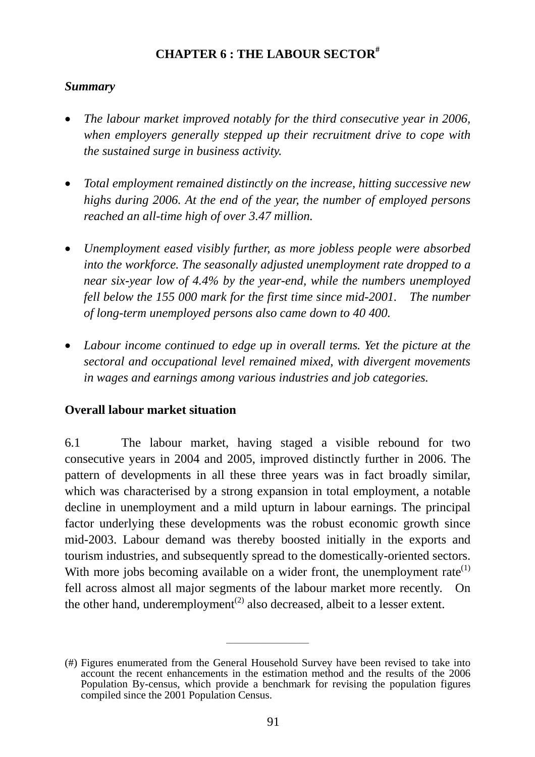# CHAPTER 6 : THE LABOUR SECTOR[#]

***Summary***

- *The labour market improved notably for the third consecutive year in 2006, when employers generally stepped up their recruitment drive to cope with the sustained surge in business activity.*

- *Total employment remained distinctly on the increase, hitting successive new highs during 2006. At the end of the year, the number of employed persons reached an all-time high of over 3.47 million.*

- *Unemployment eased visibly further, as more jobless people were absorbed into the workforce. The seasonally adjusted unemployment rate dropped to a near six-year low of 4.4% by the year-end, while the numbers unemployed fell below the 155 000 mark for the first time since mid-2001. The number of long-term unemployed persons also came down to 40 400.*

- *Labour income continued to edge up in overall terms. Yet the picture at the sectoral and occupational level remained mixed, with divergent movements in wages and earnings among various industries and job categories.*

## Overall labour market situation

6.1 The labour market, having staged a visible rebound for two consecutive years in 2004 and 2005, improved distinctly further in 2006. The pattern of developments in all these three years was in fact broadly similar, which was characterised by a strong expansion in total employment, a notable decline in unemployment and a mild upturn in labour earnings. The principal factor underlying these developments was the robust economic growth since mid-2003. Labour demand was thereby boosted initially in the exports and tourism industries, and subsequently spread to the domestically-oriented sectors. With more jobs becoming available on a wider front, the unemployment rate[(1)] fell across almost all major segments of the labour market more recently. On the other hand, underemployment[(2)] also decreased, albeit to a lesser extent.

---

(#) Figures enumerated from the General Household Survey have been revised to take into account the recent enhancements in the estimation method and the results of the 2006 Population By-census, which provide a benchmark for revising the population figures compiled since the 2001 Population Census.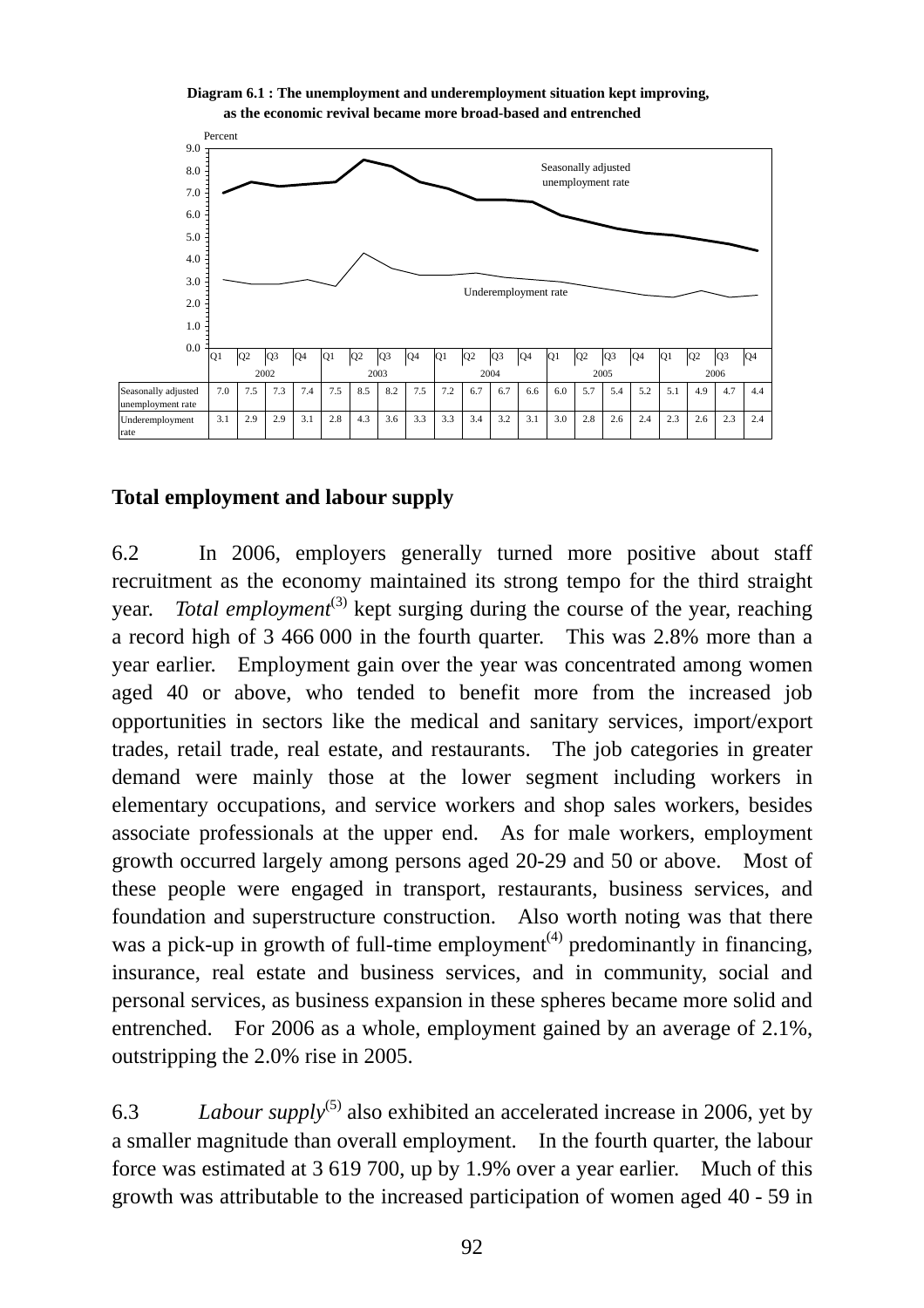**Diagram 6.1 : The unemployment and underemployment situation kept improving, as the economic revival became more broad-based and entrenched**

| | 2002 | | | | 2003 | | | | 2004 | | | | 2005 | | | | 2006 | | | |
|---|---|---|---|---|---|---|---|---|---|---|---|---|---|---|---|---|---|---|---|---|
| | Q1 | Q2 | Q3 | Q4 | Q1 | Q2 | Q3 | Q4 | Q1 | Q2 | Q3 | Q4 | Q1 | Q2 | Q3 | Q4 | Q1 | Q2 | Q3 | Q4 |
| Seasonally adjusted unemployment rate | 7.0 | 7.5 | 7.3 | 7.4 | 7.5 | 8.5 | 8.2 | 7.5 | 7.2 | 6.7 | 6.7 | 6.6 | 6.0 | 5.7 | 5.4 | 5.2 | 5.1 | 4.9 | 4.7 | 4.4 |
| Underemployment rate | 3.1 | 2.9 | 2.9 | 3.1 | 2.8 | 4.3 | 3.6 | 3.3 | 3.3 | 3.4 | 3.2 | 3.1 | 3.0 | 2.8 | 2.6 | 2.4 | 2.3 | 2.6 | 2.3 | 2.4 |

## Total employment and labour supply

6.2 In 2006, employers generally turned more positive about staff recruitment as the economy maintained its strong tempo for the third straight year. *Total employment*[3] kept surging during the course of the year, reaching a record high of 3 466 000 in the fourth quarter. This was 2.8% more than a year earlier. Employment gain over the year was concentrated among women aged 40 or above, who tended to benefit more from the increased job opportunities in sectors like the medical and sanitary services, import/export trades, retail trade, real estate, and restaurants. The job categories in greater demand were mainly those at the lower segment including workers in elementary occupations, and service workers and shop sales workers, besides associate professionals at the upper end. As for male workers, employment growth occurred largely among persons aged 20-29 and 50 or above. Most of these people were engaged in transport, restaurants, business services, and foundation and superstructure construction. Also worth noting was that there was a pick-up in growth of full-time employment[4] predominantly in financing, insurance, real estate and business services, and in community, social and personal services, as business expansion in these spheres became more solid and entrenched. For 2006 as a whole, employment gained by an average of 2.1%, outstripping the 2.0% rise in 2005.

6.3 *Labour supply*[5] also exhibited an accelerated increase in 2006, yet by a smaller magnitude than overall employment. In the fourth quarter, the labour force was estimated at 3 619 700, up by 1.9% over a year earlier. Much of this growth was attributable to the increased participation of women aged 40 - 59 in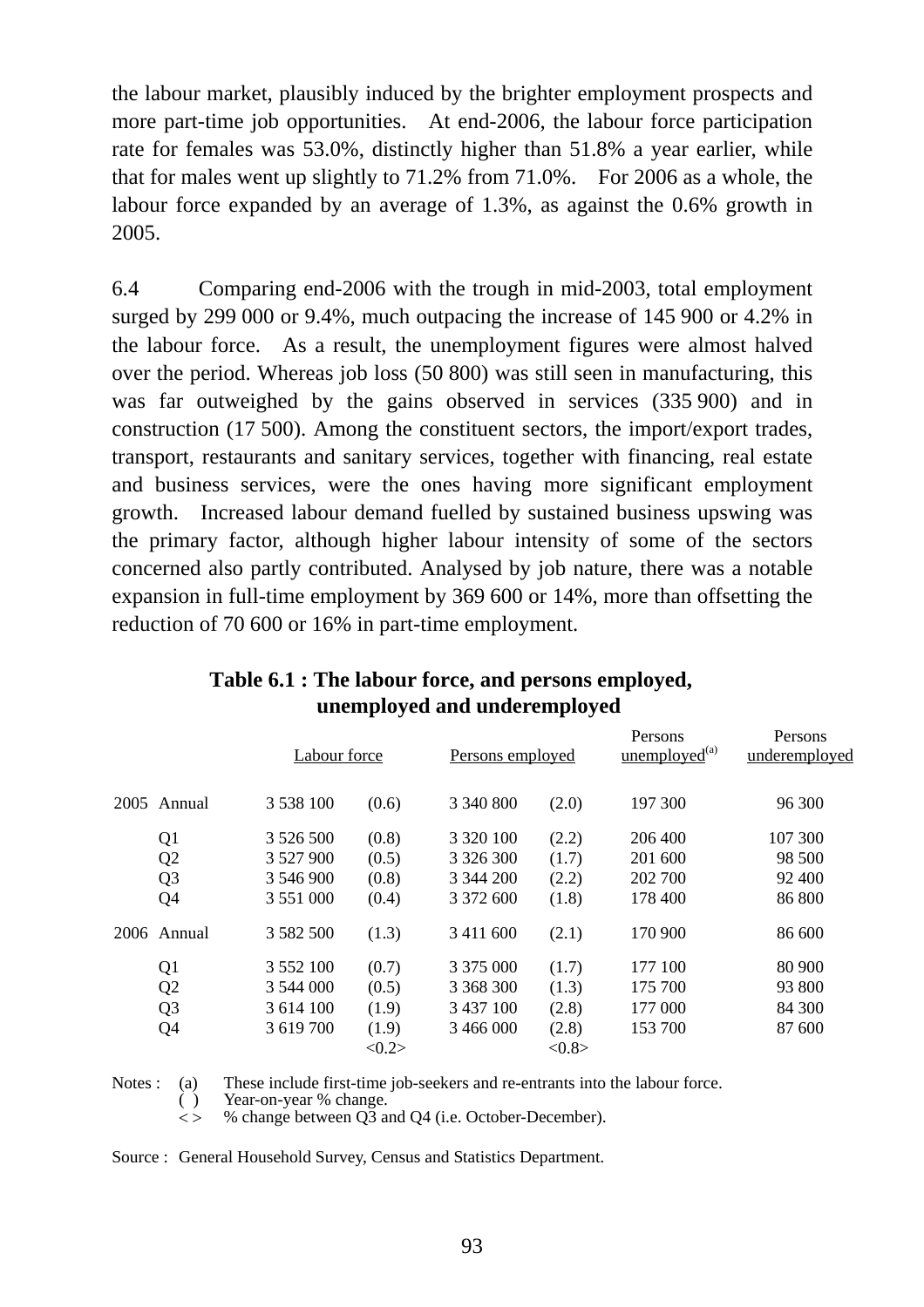the labour market, plausibly induced by the brighter employment prospects and more part-time job opportunities. At end-2006, the labour force participation rate for females was 53.0%, distinctly higher than 51.8% a year earlier, while that for males went up slightly to 71.2% from 71.0%. For 2006 as a whole, the labour force expanded by an average of 1.3%, as against the 0.6% growth in 2005.

6.4 Comparing end-2006 with the trough in mid-2003, total employment surged by 299 000 or 9.4%, much outpacing the increase of 145 900 or 4.2% in the labour force. As a result, the unemployment figures were almost halved over the period. Whereas job loss (50 800) was still seen in manufacturing, this was far outweighed by the gains observed in services (335 900) and in construction (17 500). Among the constituent sectors, the import/export trades, transport, restaurants and sanitary services, together with financing, real estate and business services, were the ones having more significant employment growth. Increased labour demand fuelled by sustained business upswing was the primary factor, although higher labour intensity of some of the sectors concerned also partly contributed. Analysed by job nature, there was a notable expansion in full-time employment by 369 600 or 14%, more than offsetting the reduction of 70 600 or 16% in part-time employment.

**Table 6.1 : The labour force, and persons employed, unemployed and underemployed**

| | | Labour force | | Persons employed | | Persons unemployed[(a)] | Persons underemployed |
|---|---|---|---|---|---|---|---|
| 2005 | Annual | 3 538 100 | (0.6) | 3 340 800 | (2.0) | 197 300 | 96 300 |
| | Q1 | 3 526 500 | (0.8) | 3 320 100 | (2.2) | 206 400 | 107 300 |
| | Q2 | 3 527 900 | (0.5) | 3 326 300 | (1.7) | 201 600 | 98 500 |
| | Q3 | 3 546 900 | (0.8) | 3 344 200 | (2.2) | 202 700 | 92 400 |
| | Q4 | 3 551 000 | (0.4) | 3 372 600 | (1.8) | 178 400 | 86 800 |
| 2006 | Annual | 3 582 500 | (1.3) | 3 411 600 | (2.1) | 170 900 | 86 600 |
| | Q1 | 3 552 100 | (0.7) | 3 375 000 | (1.7) | 177 100 | 80 900 |
| | Q2 | 3 544 000 | (0.5) | 3 368 300 | (1.3) | 175 700 | 93 800 |
| | Q3 | 3 614 100 | (1.9) | 3 437 100 | (2.8) | 177 000 | 84 300 |
| | Q4 | 3 619 700 | (1.9) <0.2> | 3 466 000 | (2.8) <0.8> | 153 700 | 87 600 |

Notes : (a) These include first-time job-seekers and re-entrants into the labour force.
( ) Year-on-year % change.
< > % change between Q3 and Q4 (i.e. October-December).

Source : General Household Survey, Census and Statistics Department.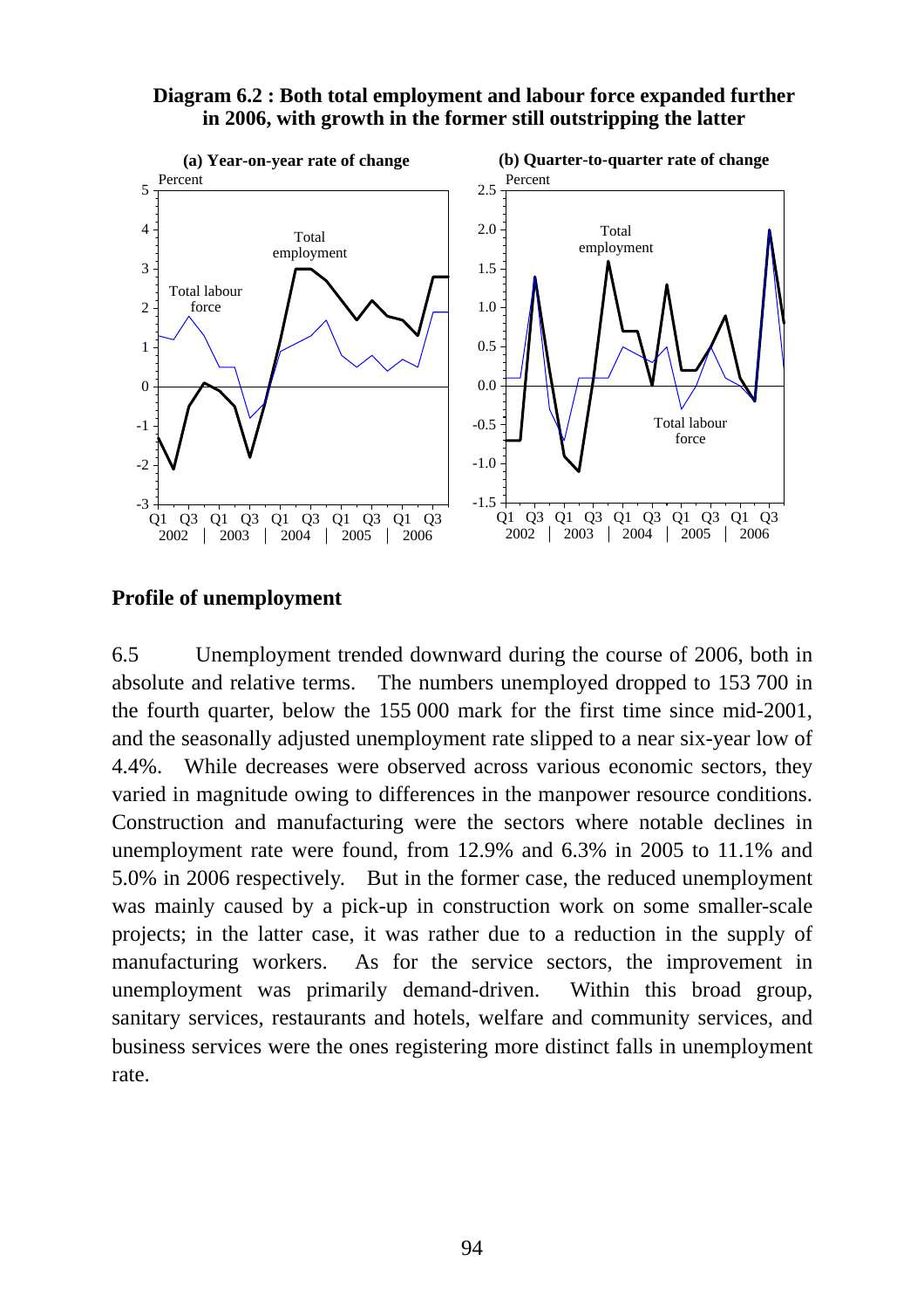**Diagram 6.2 : Both total employment and labour force expanded further in 2006, with growth in the former still outstripping the latter**

## Profile of unemployment

6.5 Unemployment trended downward during the course of 2006, both in absolute and relative terms. The numbers unemployed dropped to 153 700 in the fourth quarter, below the 155 000 mark for the first time since mid-2001, and the seasonally adjusted unemployment rate slipped to a near six-year low of 4.4%. While decreases were observed across various economic sectors, they varied in magnitude owing to differences in the manpower resource conditions. Construction and manufacturing were the sectors where notable declines in unemployment rate were found, from 12.9% and 6.3% in 2005 to 11.1% and 5.0% in 2006 respectively. But in the former case, the reduced unemployment was mainly caused by a pick-up in construction work on some smaller-scale projects; in the latter case, it was rather due to a reduction in the supply of manufacturing workers. As for the service sectors, the improvement in unemployment was primarily demand-driven. Within this broad group, sanitary services, restaurants and hotels, welfare and community services, and business services were the ones registering more distinct falls in unemployment rate.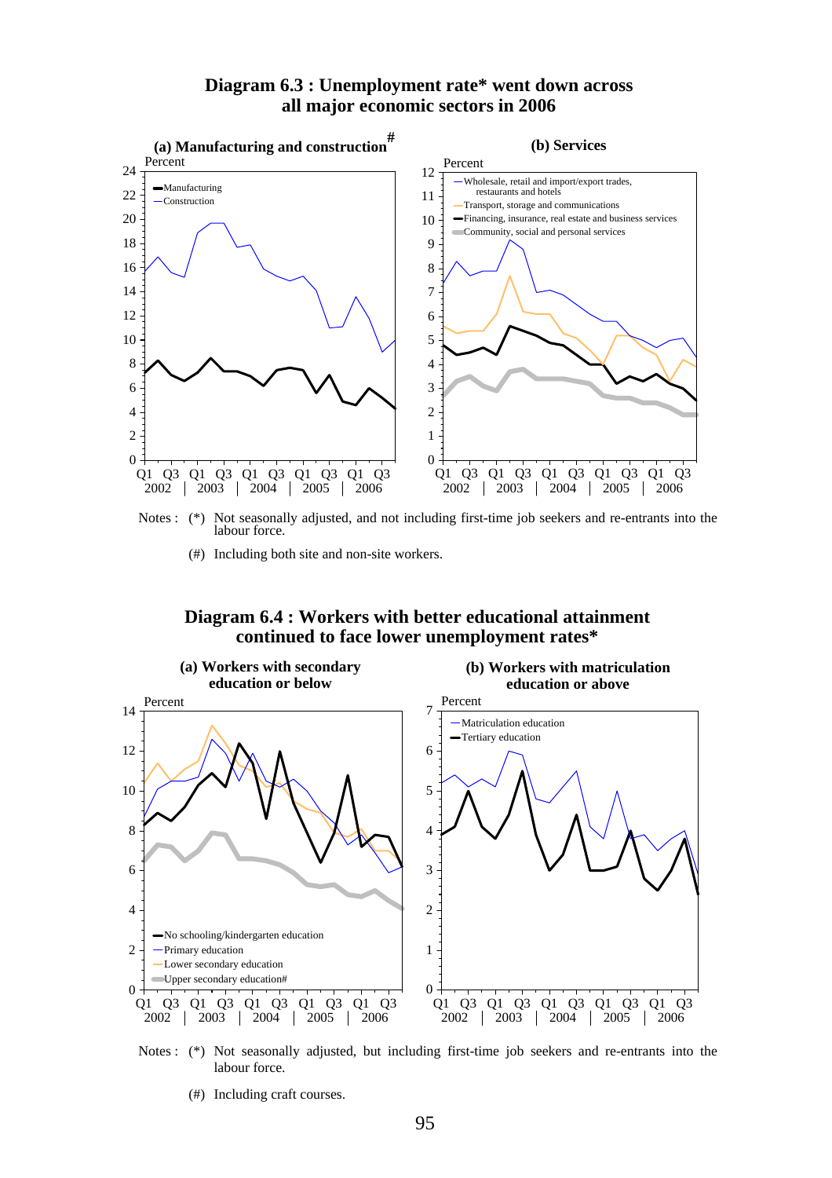**Diagram 6.3 : Unemployment rate* went down across all major economic sectors in 2006**

(a) Manufacturing and construction#

(b) Services

Notes : (*) Not seasonally adjusted, and not including first-time job seekers and re-entrants into the labour force.

(#) Including both site and non-site workers.

**Diagram 6.4 : Workers with better educational attainment continued to face lower unemployment rates***

(a) Workers with secondary education or below

(b) Workers with matriculation education or above

Notes : (*) Not seasonally adjusted, but including first-time job seekers and re-entrants into the labour force.

(#) Including craft courses.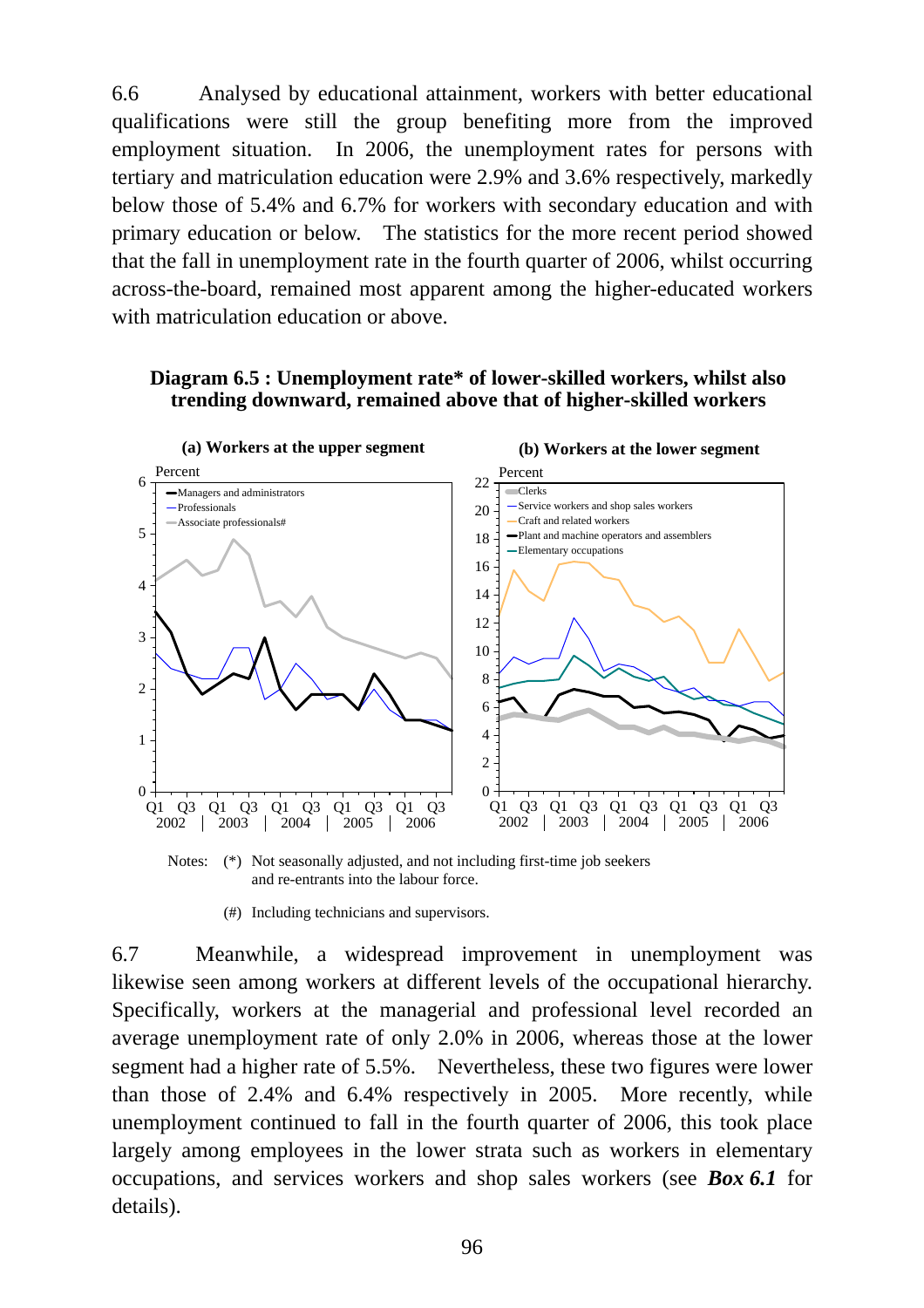6.6 Analysed by educational attainment, workers with better educational qualifications were still the group benefiting more from the improved employment situation. In 2006, the unemployment rates for persons with tertiary and matriculation education were 2.9% and 3.6% respectively, markedly below those of 5.4% and 6.7% for workers with secondary education and with primary education or below. The statistics for the more recent period showed that the fall in unemployment rate in the fourth quarter of 2006, whilst occurring across-the-board, remained most apparent among the higher-educated workers with matriculation education or above.

**Diagram 6.5 : Unemployment rate* of lower-skilled workers, whilst also trending downward, remained above that of higher-skilled workers**

**(a) Workers at the upper segment**

**(b) Workers at the lower segment**

Notes: (*) Not seasonally adjusted, and not including first-time job seekers and re-entrants into the labour force.

(#) Including technicians and supervisors.

6.7 Meanwhile, a widespread improvement in unemployment was likewise seen among workers at different levels of the occupational hierarchy. Specifically, workers at the managerial and professional level recorded an average unemployment rate of only 2.0% in 2006, whereas those at the lower segment had a higher rate of 5.5%. Nevertheless, these two figures were lower than those of 2.4% and 6.4% respectively in 2005. More recently, while unemployment continued to fall in the fourth quarter of 2006, this took place largely among employees in the lower strata such as workers in elementary occupations, and services workers and shop sales workers (see ***Box 6.1*** for details).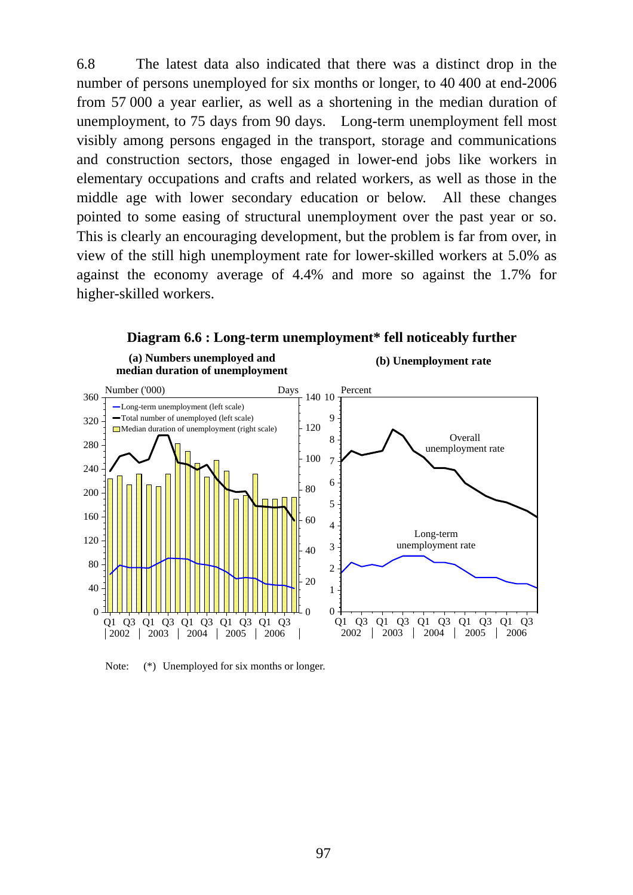6.8 The latest data also indicated that there was a distinct drop in the number of persons unemployed for six months or longer, to 40 400 at end-2006 from 57 000 a year earlier, as well as a shortening in the median duration of unemployment, to 75 days from 90 days. Long-term unemployment fell most visibly among persons engaged in the transport, storage and communications and construction sectors, those engaged in lower-end jobs like workers in elementary occupations and crafts and related workers, as well as those in the middle age with lower secondary education or below. All these changes pointed to some easing of structural unemployment over the past year or so. This is clearly an encouraging development, but the problem is far from over, in view of the still high unemployment rate for lower-skilled workers at 5.0% as against the economy average of 4.4% and more so against the 1.7% for higher-skilled workers.

**Diagram 6.6 : Long-term unemployment* fell noticeably further**

**(a) Numbers unemployed and median duration of unemployment**

**(b) Unemployment rate**

Note: (*) Unemployed for six months or longer.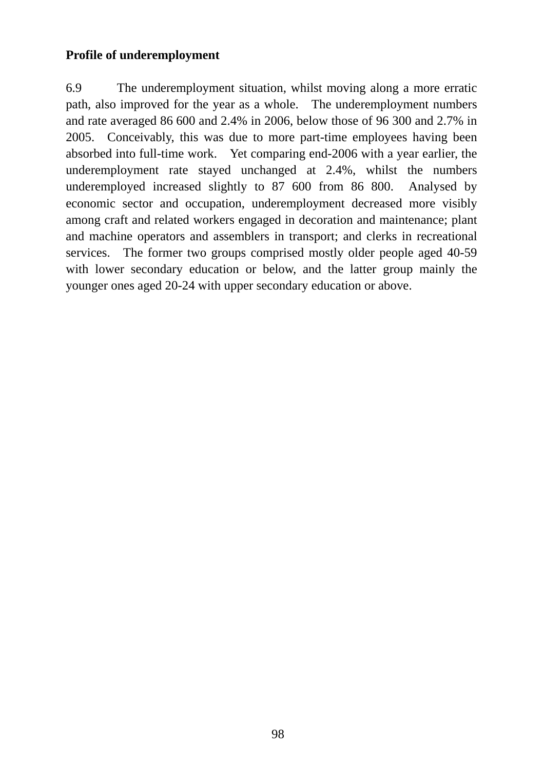**Profile of underemployment**

6.9 The underemployment situation, whilst moving along a more erratic path, also improved for the year as a whole. The underemployment numbers and rate averaged 86 600 and 2.4% in 2006, below those of 96 300 and 2.7% in 2005. Conceivably, this was due to more part-time employees having been absorbed into full-time work. Yet comparing end-2006 with a year earlier, the underemployment rate stayed unchanged at 2.4%, whilst the numbers underemployed increased slightly to 87 600 from 86 800. Analysed by economic sector and occupation, underemployment decreased more visibly among craft and related workers engaged in decoration and maintenance; plant and machine operators and assemblers in transport; and clerks in recreational services. The former two groups comprised mostly older people aged 40-59 with lower secondary education or below, and the latter group mainly the younger ones aged 20-24 with upper secondary education or above.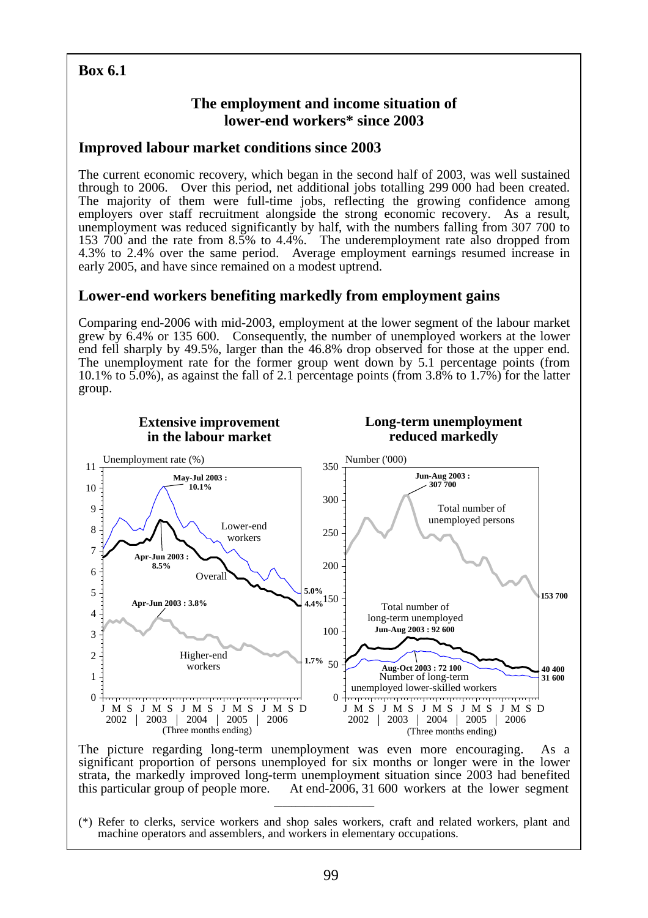**Box 6.1**

## The employment and income situation of lower-end workers* since 2003

### Improved labour market conditions since 2003

The current economic recovery, which began in the second half of 2003, was well sustained through to 2006. Over this period, net additional jobs totalling 299 000 had been created. The majority of them were full-time jobs, reflecting the growing confidence among employers over staff recruitment alongside the strong economic recovery. As a result, unemployment was reduced significantly by half, with the numbers falling from 307 700 to 153 700 and the rate from 8.5% to 4.4%. The underemployment rate also dropped from 4.3% to 2.4% over the same period. Average employment earnings resumed increase in early 2005, and have since remained on a modest uptrend.

### Lower-end workers benefiting markedly from employment gains

Comparing end-2006 with mid-2003, employment at the lower segment of the labour market grew by 6.4% or 135 600. Consequently, the number of unemployed workers at the lower end fell sharply by 49.5%, larger than the 46.8% drop observed for those at the upper end. The unemployment rate for the former group went down by 5.1 percentage points (from 10.1% to 5.0%), as against the fall of 2.1 percentage points (from 3.8% to 1.7%) for the latter group.

**Extensive improvement in the labour market**

**Long-term unemployment reduced markedly**

The picture regarding long-term unemployment was even more encouraging. As a significant proportion of persons unemployed for six months or longer were in the lower strata, the markedly improved long-term unemployment situation since 2003 had benefited this particular group of people more. At end-2006, 31 600 workers at the lower segment

---

(*) Refer to clerks, service workers and shop sales workers, craft and related workers, plant and machine operators and assemblers, and workers in elementary occupations.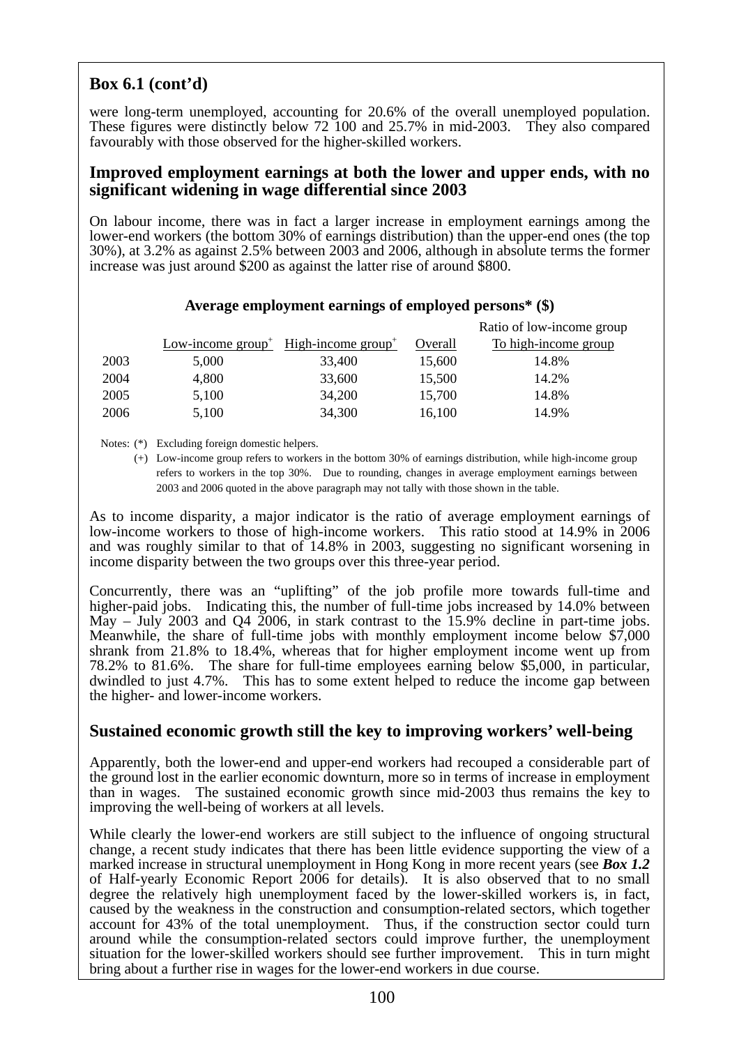## Box 6.1 (cont'd)

were long-term unemployed, accounting for 20.6% of the overall unemployed population. These figures were distinctly below 72 100 and 25.7% in mid-2003. They also compared favourably with those observed for the higher-skilled workers.

### Improved employment earnings at both the lower and upper ends, with no significant widening in wage differential since 2003

On labour income, there was in fact a larger increase in employment earnings among the lower-end workers (the bottom 30% of earnings distribution) than the upper-end ones (the top 30%), at 3.2% as against 2.5% between 2003 and 2006, although in absolute terms the former increase was just around \$200 as against the latter rise of around \$800.

**Average employment earnings of employed persons* (\$)**

| | Low-income group+ | High-income group+ | Overall | Ratio of low-income group To high-income group |
|---|---|---|---|---|
| 2003 | 5,000 | 33,400 | 15,600 | 14.8% |
| 2004 | 4,800 | 33,600 | 15,500 | 14.2% |
| 2005 | 5,100 | 34,200 | 15,700 | 14.8% |
| 2006 | 5,100 | 34,300 | 16,100 | 14.9% |

Notes: (*) Excluding foreign domestic helpers.

(+) Low-income group refers to workers in the bottom 30% of earnings distribution, while high-income group refers to workers in the top 30%. Due to rounding, changes in average employment earnings between 2003 and 2006 quoted in the above paragraph may not tally with those shown in the table.

As to income disparity, a major indicator is the ratio of average employment earnings of low-income workers to those of high-income workers. This ratio stood at 14.9% in 2006 and was roughly similar to that of 14.8% in 2003, suggesting no significant worsening in income disparity between the two groups over this three-year period.

Concurrently, there was an "uplifting" of the job profile more towards full-time and higher-paid jobs. Indicating this, the number of full-time jobs increased by 14.0% between May – July 2003 and Q4 2006, in stark contrast to the 15.9% decline in part-time jobs. Meanwhile, the share of full-time jobs with monthly employment income below \$7,000 shrank from 21.8% to 18.4%, whereas that for higher employment income went up from 78.2% to 81.6%. The share for full-time employees earning below \$5,000, in particular, dwindled to just 4.7%. This has to some extent helped to reduce the income gap between the higher- and lower-income workers.

### Sustained economic growth still the key to improving workers' well-being

Apparently, both the lower-end and upper-end workers had recouped a considerable part of the ground lost in the earlier economic downturn, more so in terms of increase in employment than in wages. The sustained economic growth since mid-2003 thus remains the key to improving the well-being of workers at all levels.

While clearly the lower-end workers are still subject to the influence of ongoing structural change, a recent study indicates that there has been little evidence supporting the view of a marked increase in structural unemployment in Hong Kong in more recent years (see ***Box 1.2*** of Half-yearly Economic Report 2006 for details). It is also observed that to no small degree the relatively high unemployment faced by the lower-skilled workers is, in fact, caused by the weakness in the construction and consumption-related sectors, which together account for 43% of the total unemployment. Thus, if the construction sector could turn around while the consumption-related sectors could improve further, the unemployment situation for the lower-skilled workers should see further improvement. This in turn might bring about a further rise in wages for the lower-end workers in due course.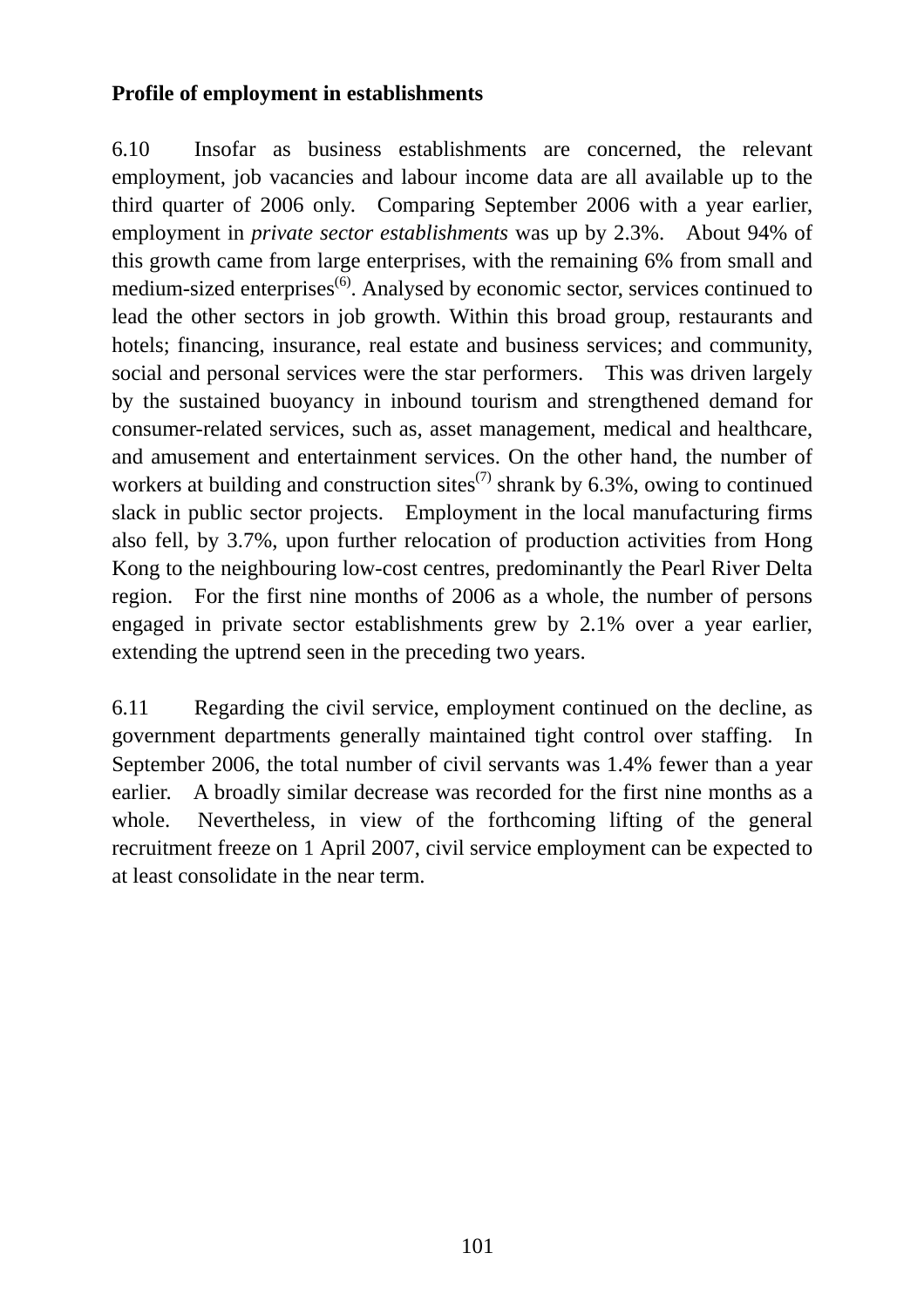**Profile of employment in establishments**

6.10 Insofar as business establishments are concerned, the relevant employment, job vacancies and labour income data are all available up to the third quarter of 2006 only. Comparing September 2006 with a year earlier, employment in *private sector establishments* was up by 2.3%. About 94% of this growth came from large enterprises, with the remaining 6% from small and medium-sized enterprises[6]. Analysed by economic sector, services continued to lead the other sectors in job growth. Within this broad group, restaurants and hotels; financing, insurance, real estate and business services; and community, social and personal services were the star performers. This was driven largely by the sustained buoyancy in inbound tourism and strengthened demand for consumer-related services, such as, asset management, medical and healthcare, and amusement and entertainment services. On the other hand, the number of workers at building and construction sites[7] shrank by 6.3%, owing to continued slack in public sector projects. Employment in the local manufacturing firms also fell, by 3.7%, upon further relocation of production activities from Hong Kong to the neighbouring low-cost centres, predominantly the Pearl River Delta region. For the first nine months of 2006 as a whole, the number of persons engaged in private sector establishments grew by 2.1% over a year earlier, extending the uptrend seen in the preceding two years.

6.11 Regarding the civil service, employment continued on the decline, as government departments generally maintained tight control over staffing. In September 2006, the total number of civil servants was 1.4% fewer than a year earlier. A broadly similar decrease was recorded for the first nine months as a whole. Nevertheless, in view of the forthcoming lifting of the general recruitment freeze on 1 April 2007, civil service employment can be expected to at least consolidate in the near term.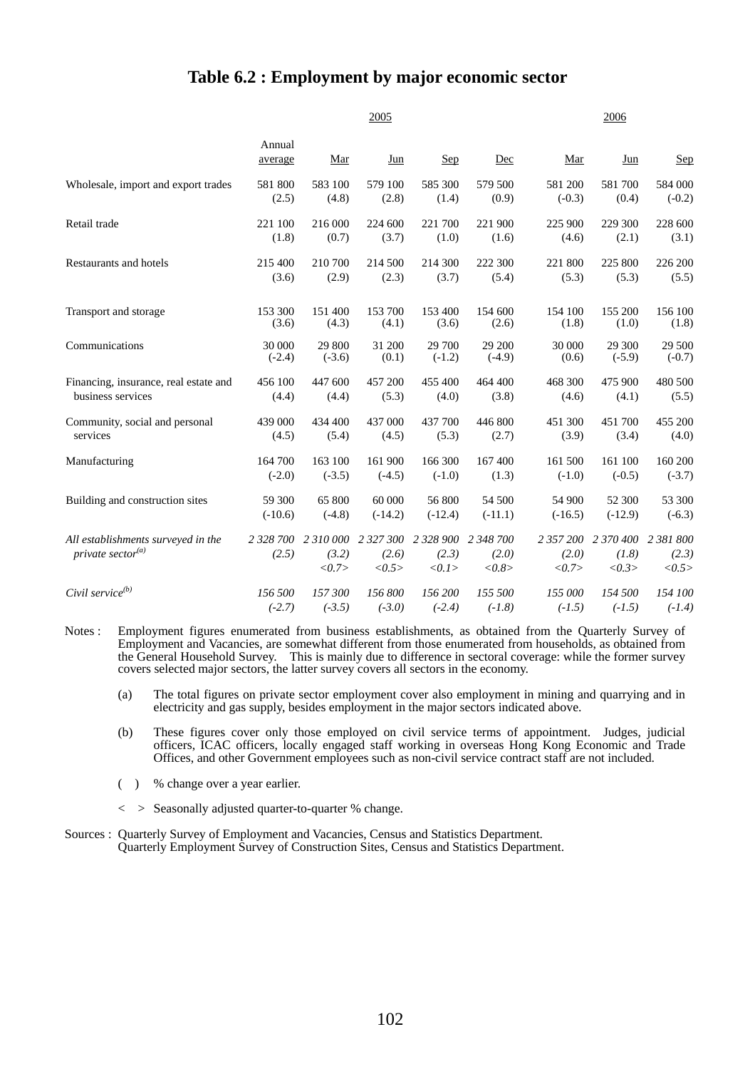# Table 6.2 : Employment by major economic sector

| | 2005 | | | | | 2006 | | |
|---|---|---|---|---|---|---|---|---|
| | Annual average | Mar | Jun | Sep | Dec | Mar | Jun | Sep |
| Wholesale, import and export trades | 581 800 (2.5) | 583 100 (4.8) | 579 100 (2.8) | 585 300 (1.4) | 579 500 (0.9) | 581 200 (-0.3) | 581 700 (0.4) | 584 000 (-0.2) |
| Retail trade | 221 100 (1.8) | 216 000 (0.7) | 224 600 (3.7) | 221 700 (1.0) | 221 900 (1.6) | 225 900 (4.6) | 229 300 (2.1) | 228 600 (3.1) |
| Restaurants and hotels | 215 400 (3.6) | 210 700 (2.9) | 214 500 (2.3) | 214 300 (3.7) | 222 300 (5.4) | 221 800 (5.3) | 225 800 (5.3) | 226 200 (5.5) |
| Transport and storage | 153 300 (3.6) | 151 400 (4.3) | 153 700 (4.1) | 153 400 (3.6) | 154 600 (2.6) | 154 100 (1.8) | 155 200 (1.0) | 156 100 (1.8) |
| Communications | 30 000 (-2.4) | 29 800 (-3.6) | 31 200 (0.1) | 29 700 (-1.2) | 29 200 (-4.9) | 30 000 (0.6) | 29 300 (-5.9) | 29 500 (-0.7) |
| Financing, insurance, real estate and business services | 456 100 (4.4) | 447 600 (4.4) | 457 200 (5.3) | 455 400 (4.0) | 464 400 (3.8) | 468 300 (4.6) | 475 900 (4.1) | 480 500 (5.5) |
| Community, social and personal services | 439 000 (4.5) | 434 400 (5.4) | 437 000 (4.5) | 437 700 (5.3) | 446 800 (2.7) | 451 300 (3.9) | 451 700 (3.4) | 455 200 (4.0) |
| Manufacturing | 164 700 (-2.0) | 163 100 (-3.5) | 161 900 (-4.5) | 166 300 (-1.0) | 167 400 (1.3) | 161 500 (-1.0) | 161 100 (-0.5) | 160 200 (-3.7) |
| Building and construction sites | 59 300 (-10.6) | 65 800 (-4.8) | 60 000 (-14.2) | 56 800 (-12.4) | 54 500 (-11.1) | 54 900 (-16.5) | 52 300 (-12.9) | 53 300 (-6.3) |
| *All establishments surveyed in the private sector[(a)]* | *2 328 700 (2.5)* | *2 310 000 (3.2) <0.7>* | *2 327 300 (2.6) <0.5>* | *2 328 900 (2.3) <0.1>* | *2 348 700 (2.0) <0.8>* | *2 357 200 (2.0) <0.7>* | *2 370 400 (1.8) <0.3>* | *2 381 800 (2.3) <0.5>* |
| *Civil service[(b)]* | *156 500 (-2.7)* | *157 300 (-3.5)* | *156 800 (-3.0)* | *156 200 (-2.4)* | *155 500 (-1.8)* | *155 000 (-1.5)* | *154 500 (-1.5)* | *154 100 (-1.4)* |

Notes : Employment figures enumerated from business establishments, as obtained from the Quarterly Survey of Employment and Vacancies, are somewhat different from those enumerated from households, as obtained from the General Household Survey. This is mainly due to difference in sectoral coverage: while the former survey covers selected major sectors, the latter survey covers all sectors in the economy.

(a) The total figures on private sector employment cover also employment in mining and quarrying and in electricity and gas supply, besides employment in the major sectors indicated above.

(b) These figures cover only those employed on civil service terms of appointment. Judges, judicial officers, ICAC officers, locally engaged staff working in overseas Hong Kong Economic and Trade Offices, and other Government employees such as non-civil service contract staff are not included.

( ) % change over a year earlier.

< > Seasonally adjusted quarter-to-quarter % change.

Sources : Quarterly Survey of Employment and Vacancies, Census and Statistics Department.
Quarterly Employment Survey of Construction Sites, Census and Statistics Department.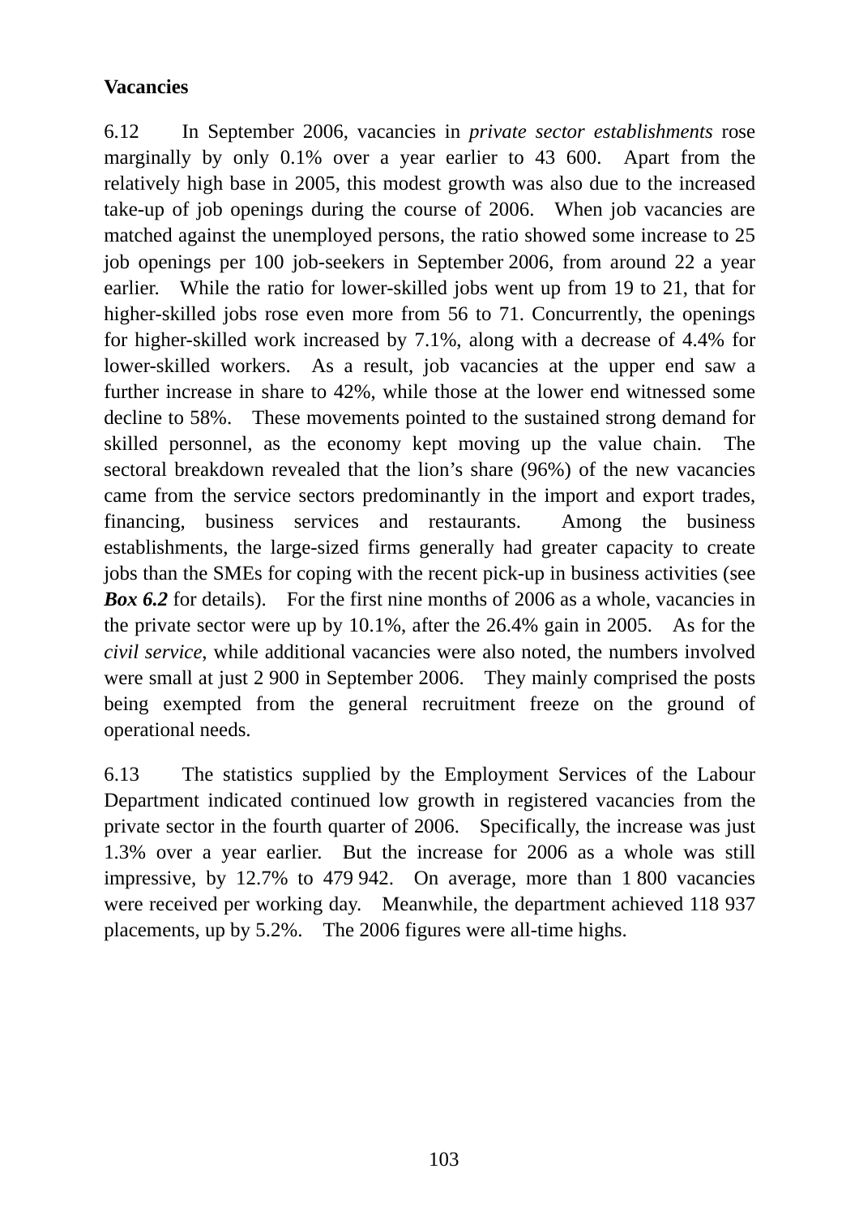**Vacancies**

6.12 In September 2006, vacancies in *private sector establishments* rose marginally by only 0.1% over a year earlier to 43 600. Apart from the relatively high base in 2005, this modest growth was also due to the increased take-up of job openings during the course of 2006. When job vacancies are matched against the unemployed persons, the ratio showed some increase to 25 job openings per 100 job-seekers in September 2006, from around 22 a year earlier. While the ratio for lower-skilled jobs went up from 19 to 21, that for higher-skilled jobs rose even more from 56 to 71. Concurrently, the openings for higher-skilled work increased by 7.1%, along with a decrease of 4.4% for lower-skilled workers. As a result, job vacancies at the upper end saw a further increase in share to 42%, while those at the lower end witnessed some decline to 58%. These movements pointed to the sustained strong demand for skilled personnel, as the economy kept moving up the value chain. The sectoral breakdown revealed that the lion's share (96%) of the new vacancies came from the service sectors predominantly in the import and export trades, financing, business services and restaurants. Among the business establishments, the large-sized firms generally had greater capacity to create jobs than the SMEs for coping with the recent pick-up in business activities (see ***Box 6.2*** for details). For the first nine months of 2006 as a whole, vacancies in the private sector were up by 10.1%, after the 26.4% gain in 2005. As for the *civil service*, while additional vacancies were also noted, the numbers involved were small at just 2 900 in September 2006. They mainly comprised the posts being exempted from the general recruitment freeze on the ground of operational needs.

6.13 The statistics supplied by the Employment Services of the Labour Department indicated continued low growth in registered vacancies from the private sector in the fourth quarter of 2006. Specifically, the increase was just 1.3% over a year earlier. But the increase for 2006 as a whole was still impressive, by 12.7% to 479 942. On average, more than 1 800 vacancies were received per working day. Meanwhile, the department achieved 118 937 placements, up by 5.2%. The 2006 figures were all-time highs.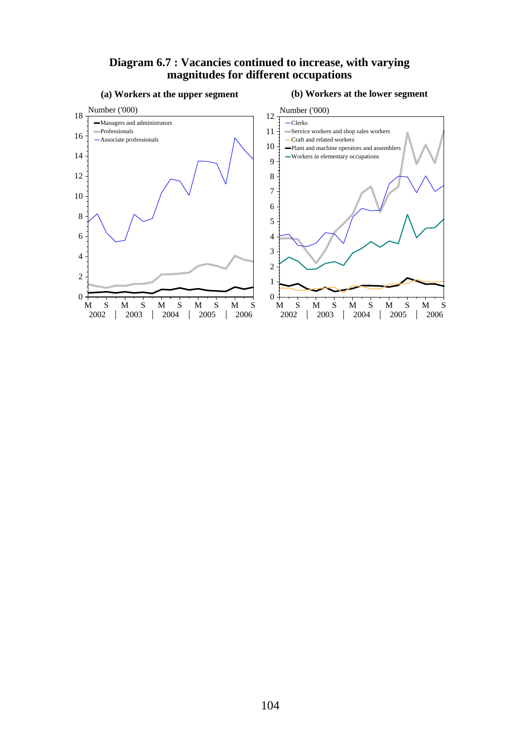**Diagram 6.7 : Vacancies continued to increase, with varying magnitudes for different occupations**

**(a) Workers at the upper segment**

Number ('000)

- Managers and administrators
- Professionals
- Associate professionals

M S M S M S M S M S
2002 | 2003 | 2004 | 2005 | 2006

**(b) Workers at the lower segment**

Number ('000)

- Clerks
- Service workers and shop sales workers
- Craft and related workers
- Plant and machine operators and assemblers
- Workers in elementary occupations

M S M S M S M S M S
2002 | 2003 | 2004 | 2005 | 2006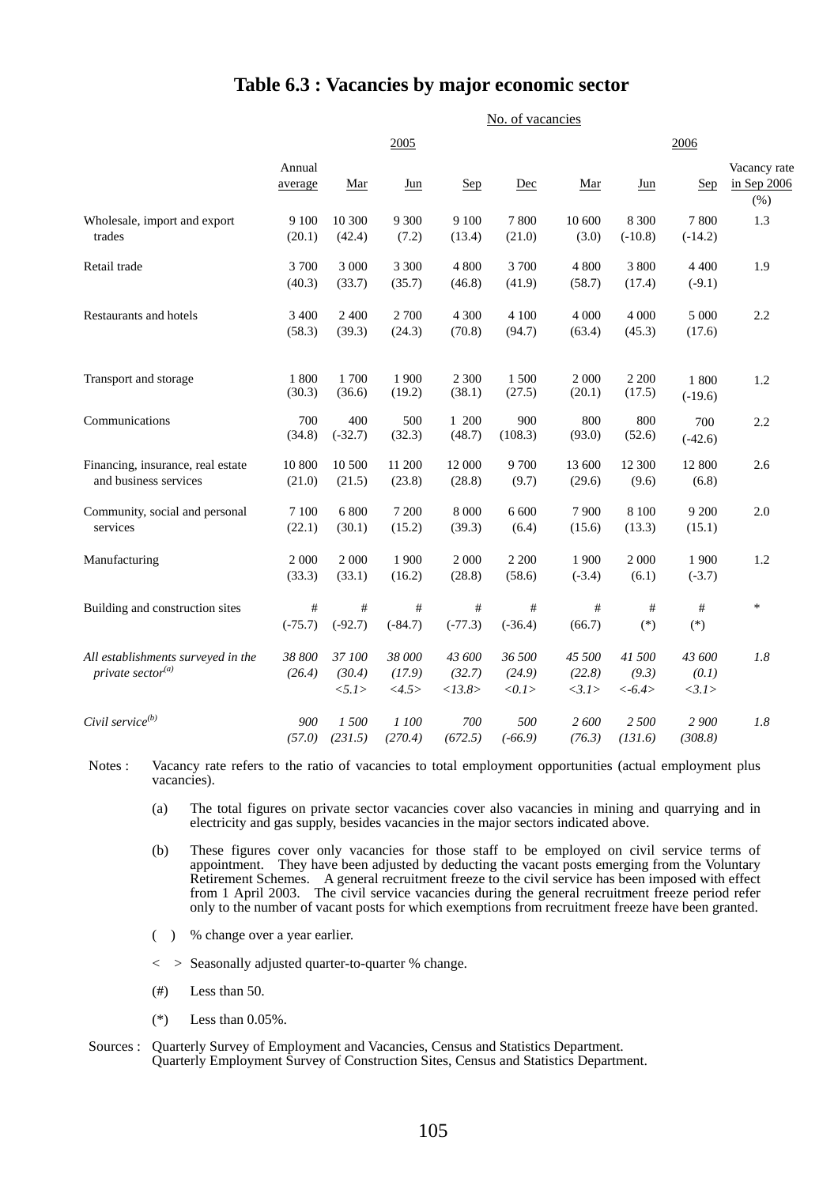# Table 6.3 : Vacancies by major economic sector

| | No. of vacancies | | | | | | | | |
|---|---|---|---|---|---|---|---|---|---|
| | 2005 | | | | | 2006 | | | |
| | Annual average | Mar | Jun | Sep | Dec | Mar | Jun | Sep | Vacancy rate in Sep 2006 (%) |
| Wholesale, import and export trades | 9 100 (20.1) | 10 300 (42.4) | 9 300 (7.2) | 9 100 (13.4) | 7 800 (21.0) | 10 600 (3.0) | 8 300 (-10.8) | 7 800 (-14.2) | 1.3 |
| Retail trade | 3 700 (40.3) | 3 000 (33.7) | 3 300 (35.7) | 4 800 (46.8) | 3 700 (41.9) | 4 800 (58.7) | 3 800 (17.4) | 4 400 (-9.1) | 1.9 |
| Restaurants and hotels | 3 400 (58.3) | 2 400 (39.3) | 2 700 (24.3) | 4 300 (70.8) | 4 100 (94.7) | 4 000 (63.4) | 4 000 (45.3) | 5 000 (17.6) | 2.2 |
| Transport and storage | 1 800 (30.3) | 1 700 (36.6) | 1 900 (19.2) | 2 300 (38.1) | 1 500 (27.5) | 2 000 (20.1) | 2 200 (17.5) | 1 800 (-19.6) | 1.2 |
| Communications | 700 (34.8) | 400 (-32.7) | 500 (32.3) | 1 200 (48.7) | 900 (108.3) | 800 (93.0) | 800 (52.6) | 700 (-42.6) | 2.2 |
| Financing, insurance, real estate and business services | 10 800 (21.0) | 10 500 (21.5) | 11 200 (23.8) | 12 000 (28.8) | 9 700 (9.7) | 13 600 (29.6) | 12 300 (9.6) | 12 800 (6.8) | 2.6 |
| Community, social and personal services | 7 100 (22.1) | 6 800 (30.1) | 7 200 (15.2) | 8 000 (39.3) | 6 600 (6.4) | 7 900 (15.6) | 8 100 (13.3) | 9 200 (15.1) | 2.0 |
| Manufacturing | 2 000 (33.3) | 2 000 (33.1) | 1 900 (16.2) | 2 000 (28.8) | 2 200 (58.6) | 1 900 (-3.4) | 2 000 (6.1) | 1 900 (-3.7) | 1.2 |
| Building and construction sites | # (-75.7) | # (-92.7) | # (-84.7) | # (-77.3) | # (-36.4) | # (66.7) | # (*) | # (*) | * |
| *All establishments surveyed in the private sector[(a)]* | *38 800 (26.4)* | *37 100 (30.4) <5.1>* | *38 000 (17.9) <4.5>* | *43 600 (32.7) <13.8>* | *36 500 (24.9) <0.1>* | *45 500 (22.8) <3.1>* | *41 500 (9.3) <-6.4>* | *43 600 (0.1) <3.1>* | *1.8* |
| *Civil service[(b)]* | *900 (57.0)* | *1 500 (231.5)* | *1 100 (270.4)* | *700 (672.5)* | *500 (-66.9)* | *2 600 (76.3)* | *2 500 (131.6)* | *2 900 (308.8)* | *1.8* |

Notes : Vacancy rate refers to the ratio of vacancies to total employment opportunities (actual employment plus vacancies).

(a) The total figures on private sector vacancies cover also vacancies in mining and quarrying and in electricity and gas supply, besides vacancies in the major sectors indicated above.

(b) These figures cover only vacancies for those staff to be employed on civil service terms of appointment. They have been adjusted by deducting the vacant posts emerging from the Voluntary Retirement Schemes. A general recruitment freeze to the civil service has been imposed with effect from 1 April 2003. The civil service vacancies during the general recruitment freeze period refer only to the number of vacant posts for which exemptions from recruitment freeze have been granted.

( ) % change over a year earlier.

< > Seasonally adjusted quarter-to-quarter % change.

(#) Less than 50.

(*) Less than 0.05%.

Sources : Quarterly Survey of Employment and Vacancies, Census and Statistics Department.
Quarterly Employment Survey of Construction Sites, Census and Statistics Department.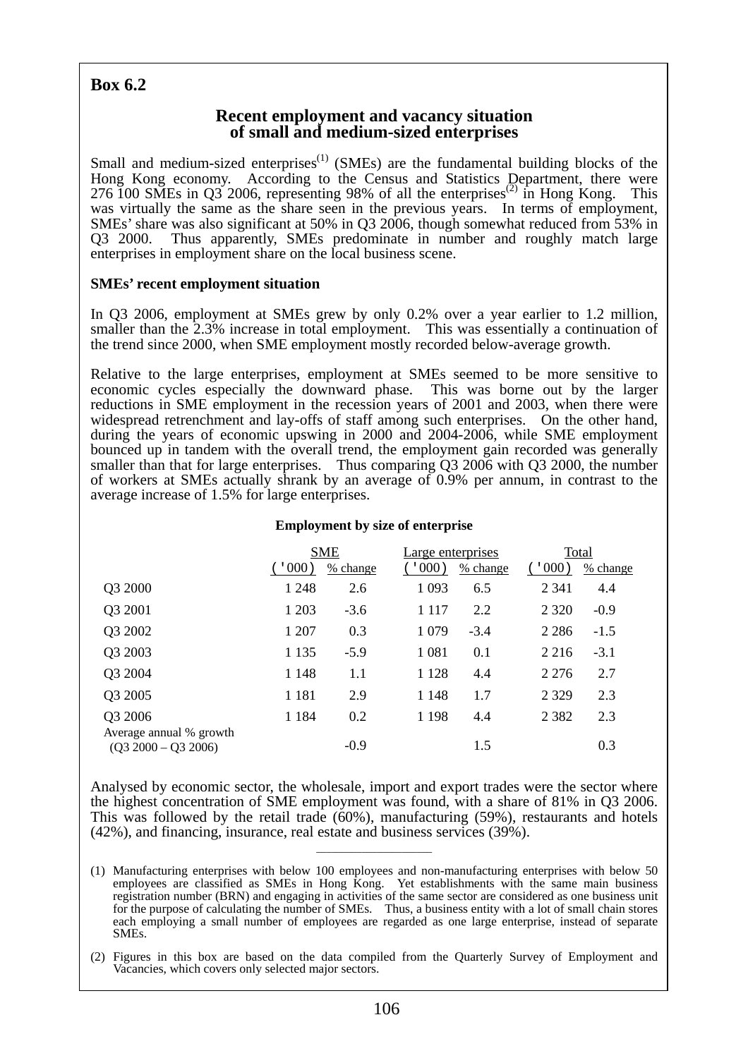## Box 6.2

### Recent employment and vacancy situation of small and medium-sized enterprises

Small and medium-sized enterprises[1] (SMEs) are the fundamental building blocks of the Hong Kong economy. According to the Census and Statistics Department, there were 276 100 SMEs in Q3 2006, representing 98% of all the enterprises[2] in Hong Kong. This was virtually the same as the share seen in the previous years. In terms of employment, SMEs' share was also significant at 50% in Q3 2006, though somewhat reduced from 53% in Q3 2000. Thus apparently, SMEs predominate in number and roughly match large enterprises in employment share on the local business scene.

**SMEs' recent employment situation**

In Q3 2006, employment at SMEs grew by only 0.2% over a year earlier to 1.2 million, smaller than the 2.3% increase in total employment. This was essentially a continuation of the trend since 2000, when SME employment mostly recorded below-average growth.

Relative to the large enterprises, employment at SMEs seemed to be more sensitive to economic cycles especially the downward phase. This was borne out by the larger reductions in SME employment in the recession years of 2001 and 2003, when there were widespread retrenchment and lay-offs of staff among such enterprises. On the other hand, during the years of economic upswing in 2000 and 2004-2006, while SME employment bounced up in tandem with the overall trend, the employment gain recorded was generally smaller than that for large enterprises. Thus comparing Q3 2006 with Q3 2000, the number of workers at SMEs actually shrank by an average of 0.9% per annum, in contrast to the average increase of 1.5% for large enterprises.

**Employment by size of enterprise**

| | SME | | Large enterprises | | Total | |
|---|---|---|---|---|---|---|
| | ('000) | % change | ('000) | % change | ('000) | % change |
| Q3 2000 | 1 248 | 2.6 | 1 093 | 6.5 | 2 341 | 4.4 |
| Q3 2001 | 1 203 | -3.6 | 1 117 | 2.2 | 2 320 | -0.9 |
| Q3 2002 | 1 207 | 0.3 | 1 079 | -3.4 | 2 286 | -1.5 |
| Q3 2003 | 1 135 | -5.9 | 1 081 | 0.1 | 2 216 | -3.1 |
| Q3 2004 | 1 148 | 1.1 | 1 128 | 4.4 | 2 276 | 2.7 |
| Q3 2005 | 1 181 | 2.9 | 1 148 | 1.7 | 2 329 | 2.3 |
| Q3 2006 | 1 184 | 0.2 | 1 198 | 4.4 | 2 382 | 2.3 |
| Average annual % growth (Q3 2000 – Q3 2006) | | -0.9 | | 1.5 | | 0.3 |

Analysed by economic sector, the wholesale, import and export trades were the sector where the highest concentration of SME employment was found, with a share of 81% in Q3 2006. This was followed by the retail trade (60%), manufacturing (59%), restaurants and hotels (42%), and financing, insurance, real estate and business services (39%).

---

(1) Manufacturing enterprises with below 100 employees and non-manufacturing enterprises with below 50 employees are classified as SMEs in Hong Kong. Yet establishments with the same main business registration number (BRN) and engaging in activities of the same sector are considered as one business unit for the purpose of calculating the number of SMEs. Thus, a business entity with a lot of small chain stores each employing a small number of employees are regarded as one large enterprise, instead of separate SMEs.

(2) Figures in this box are based on the data compiled from the Quarterly Survey of Employment and Vacancies, which covers only selected major sectors.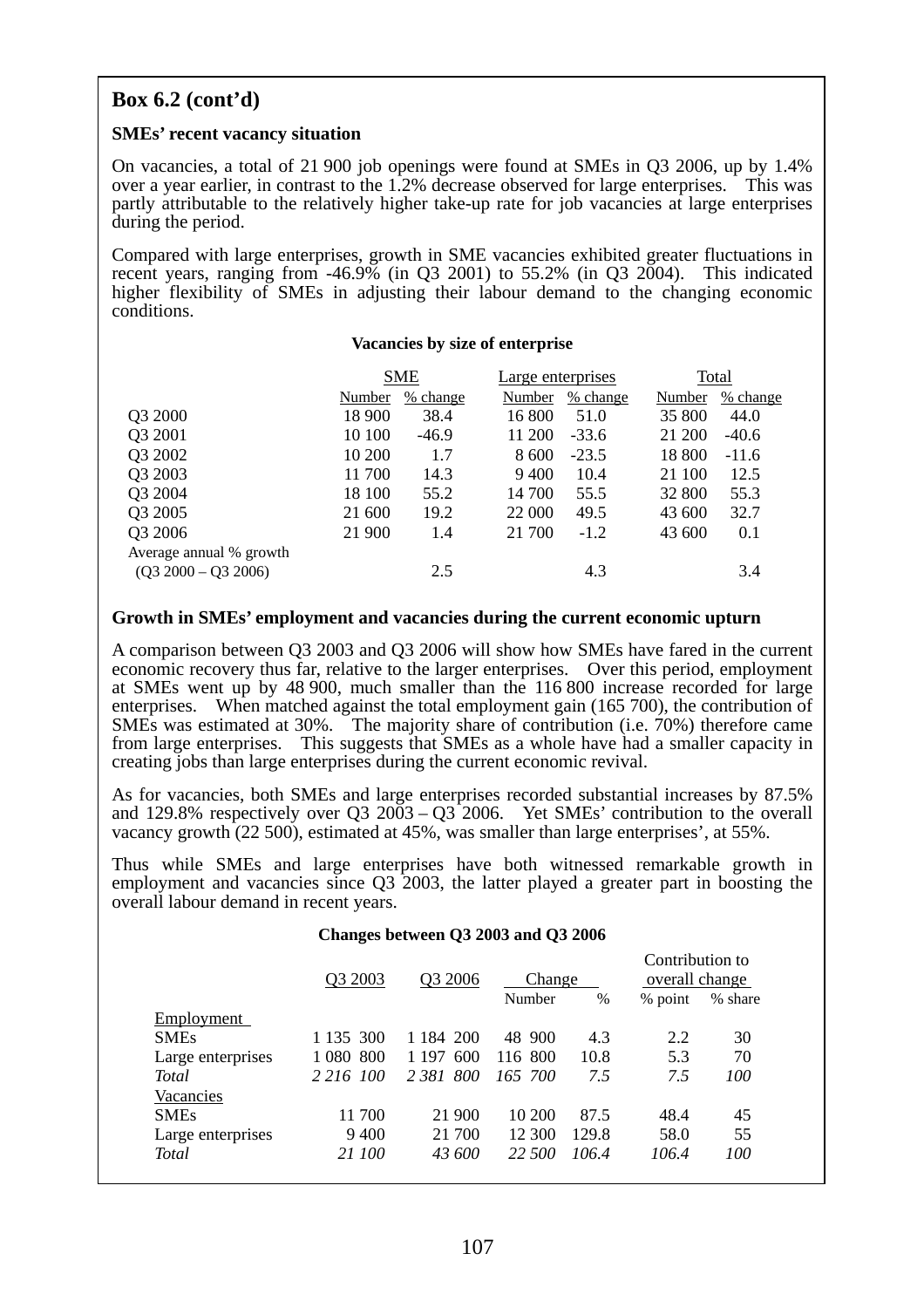## Box 6.2 (cont'd)

**SMEs' recent vacancy situation**

On vacancies, a total of 21 900 job openings were found at SMEs in Q3 2006, up by 1.4% over a year earlier, in contrast to the 1.2% decrease observed for large enterprises. This was partly attributable to the relatively higher take-up rate for job vacancies at large enterprises during the period.

Compared with large enterprises, growth in SME vacancies exhibited greater fluctuations in recent years, ranging from -46.9% (in Q3 2001) to 55.2% (in Q3 2004). This indicated higher flexibility of SMEs in adjusting their labour demand to the changing economic conditions.

**Vacancies by size of enterprise**

| | SME | | Large enterprises | | Total | |
|---|---|---|---|---|---|---|
| | Number | % change | Number | % change | Number | % change |
| Q3 2000 | 18 900 | 38.4 | 16 800 | 51.0 | 35 800 | 44.0 |
| Q3 2001 | 10 100 | -46.9 | 11 200 | -33.6 | 21 200 | -40.6 |
| Q3 2002 | 10 200 | 1.7 | 8 600 | -23.5 | 18 800 | -11.6 |
| Q3 2003 | 11 700 | 14.3 | 9 400 | 10.4 | 21 100 | 12.5 |
| Q3 2004 | 18 100 | 55.2 | 14 700 | 55.5 | 32 800 | 55.3 |
| Q3 2005 | 21 600 | 19.2 | 22 000 | 49.5 | 43 600 | 32.7 |
| Q3 2006 | 21 900 | 1.4 | 21 700 | -1.2 | 43 600 | 0.1 |
| Average annual % growth (Q3 2000 – Q3 2006) | | 2.5 | | 4.3 | | 3.4 |

**Growth in SMEs' employment and vacancies during the current economic upturn**

A comparison between Q3 2003 and Q3 2006 will show how SMEs have fared in the current economic recovery thus far, relative to the larger enterprises. Over this period, employment at SMEs went up by 48 900, much smaller than the 116 800 increase recorded for large enterprises. When matched against the total employment gain (165 700), the contribution of SMEs was estimated at 30%. The majority share of contribution (i.e. 70%) therefore came from large enterprises. This suggests that SMEs as a whole have had a smaller capacity in creating jobs than large enterprises during the current economic revival.

As for vacancies, both SMEs and large enterprises recorded substantial increases by 87.5% and 129.8% respectively over Q3 2003 – Q3 2006. Yet SMEs' contribution to the overall vacancy growth (22 500), estimated at 45%, was smaller than large enterprises', at 55%.

Thus while SMEs and large enterprises have both witnessed remarkable growth in employment and vacancies since Q3 2003, the latter played a greater part in boosting the overall labour demand in recent years.

**Changes between Q3 2003 and Q3 2006**

| | Q3 2003 | Q3 2006 | Change | | Contribution to overall change | |
|---|---|---|---|---|---|---|
| | | | Number | % | % point | % share |
| Employment | | | | | | |
| SMEs | 1 135 300 | 1 184 200 | 48 900 | 4.3 | 2.2 | 30 |
| Large enterprises | 1 080 800 | 1 197 600 | 116 800 | 10.8 | 5.3 | 70 |
| *Total* | *2 216 100* | *2 381 800* | *165 700* | *7.5* | *7.5* | *100* |
| Vacancies | | | | | | |
| SMEs | 11 700 | 21 900 | 10 200 | 87.5 | 48.4 | 45 |
| Large enterprises | 9 400 | 21 700 | 12 300 | 129.8 | 58.0 | 55 |
| *Total* | *21 100* | *43 600* | *22 500* | *106.4* | *106.4* | *100* |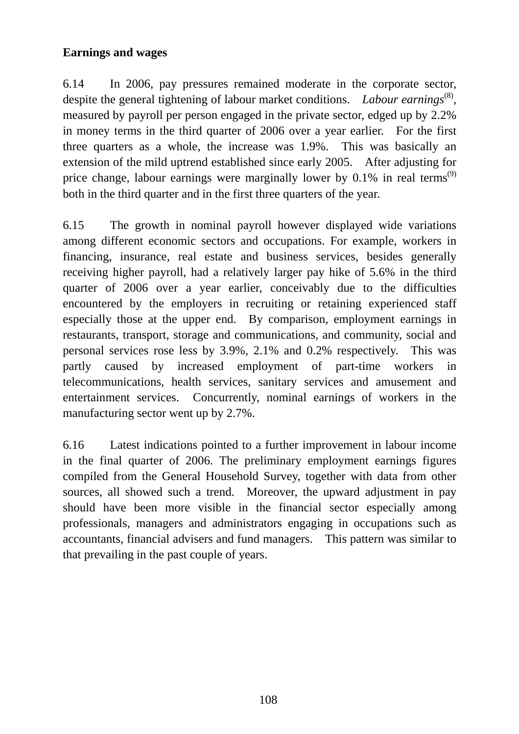**Earnings and wages**

6.14 In 2006, pay pressures remained moderate in the corporate sector, despite the general tightening of labour market conditions. *Labour earnings*[(8)], measured by payroll per person engaged in the private sector, edged up by 2.2% in money terms in the third quarter of 2006 over a year earlier. For the first three quarters as a whole, the increase was 1.9%. This was basically an extension of the mild uptrend established since early 2005. After adjusting for price change, labour earnings were marginally lower by 0.1% in real terms[(9)] both in the third quarter and in the first three quarters of the year.

6.15 The growth in nominal payroll however displayed wide variations among different economic sectors and occupations. For example, workers in financing, insurance, real estate and business services, besides generally receiving higher payroll, had a relatively larger pay hike of 5.6% in the third quarter of 2006 over a year earlier, conceivably due to the difficulties encountered by the employers in recruiting or retaining experienced staff especially those at the upper end. By comparison, employment earnings in restaurants, transport, storage and communications, and community, social and personal services rose less by 3.9%, 2.1% and 0.2% respectively. This was partly caused by increased employment of part-time workers in telecommunications, health services, sanitary services and amusement and entertainment services. Concurrently, nominal earnings of workers in the manufacturing sector went up by 2.7%.

6.16 Latest indications pointed to a further improvement in labour income in the final quarter of 2006. The preliminary employment earnings figures compiled from the General Household Survey, together with data from other sources, all showed such a trend. Moreover, the upward adjustment in pay should have been more visible in the financial sector especially among professionals, managers and administrators engaging in occupations such as accountants, financial advisers and fund managers. This pattern was similar to that prevailing in the past couple of years.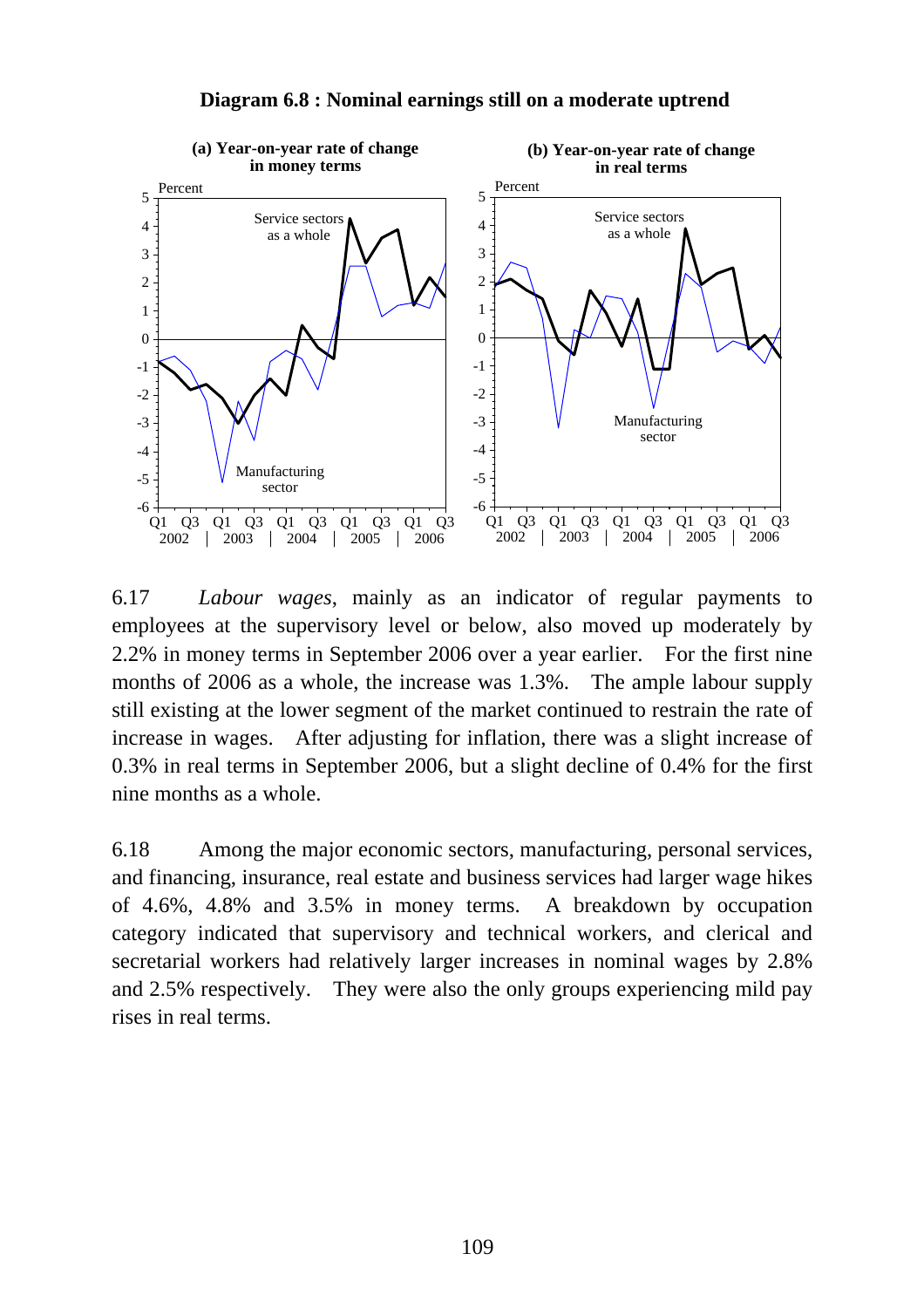**Diagram 6.8 : Nominal earnings still on a moderate uptrend**

**(a) Year-on-year rate of change in money terms**

**(b) Year-on-year rate of change in real terms**

6.17 *Labour wages*, mainly as an indicator of regular payments to employees at the supervisory level or below, also moved up moderately by 2.2% in money terms in September 2006 over a year earlier. For the first nine months of 2006 as a whole, the increase was 1.3%. The ample labour supply still existing at the lower segment of the market continued to restrain the rate of increase in wages. After adjusting for inflation, there was a slight increase of 0.3% in real terms in September 2006, but a slight decline of 0.4% for the first nine months as a whole.

6.18 Among the major economic sectors, manufacturing, personal services, and financing, insurance, real estate and business services had larger wage hikes of 4.6%, 4.8% and 3.5% in money terms. A breakdown by occupation category indicated that supervisory and technical workers, and clerical and secretarial workers had relatively larger increases in nominal wages by 2.8% and 2.5% respectively. They were also the only groups experiencing mild pay rises in real terms.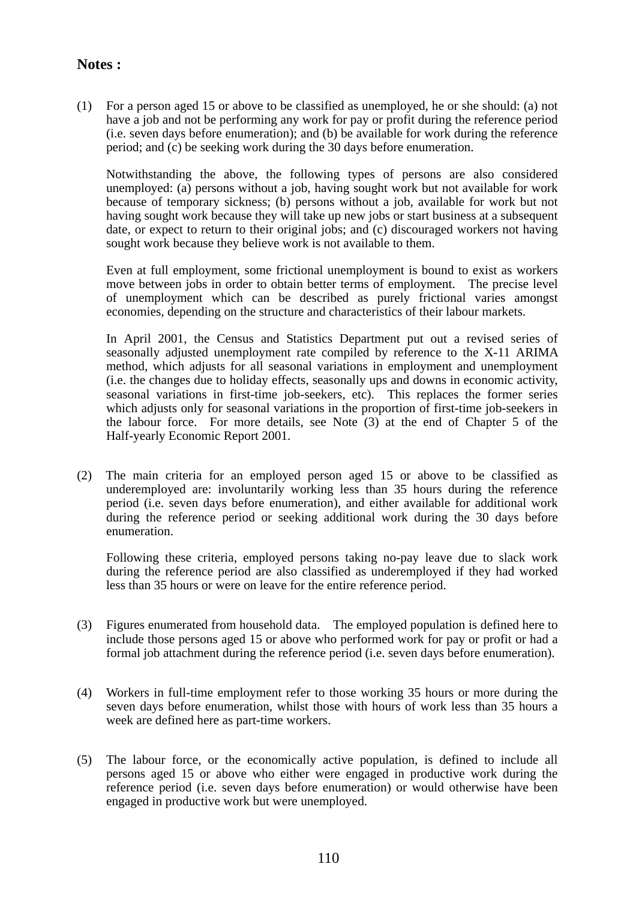## Notes :

(1) For a person aged 15 or above to be classified as unemployed, he or she should: (a) not have a job and not be performing any work for pay or profit during the reference period (i.e. seven days before enumeration); and (b) be available for work during the reference period; and (c) be seeking work during the 30 days before enumeration.

Notwithstanding the above, the following types of persons are also considered unemployed: (a) persons without a job, having sought work but not available for work because of temporary sickness; (b) persons without a job, available for work but not having sought work because they will take up new jobs or start business at a subsequent date, or expect to return to their original jobs; and (c) discouraged workers not having sought work because they believe work is not available to them.

Even at full employment, some frictional unemployment is bound to exist as workers move between jobs in order to obtain better terms of employment. The precise level of unemployment which can be described as purely frictional varies amongst economies, depending on the structure and characteristics of their labour markets.

In April 2001, the Census and Statistics Department put out a revised series of seasonally adjusted unemployment rate compiled by reference to the X-11 ARIMA method, which adjusts for all seasonal variations in employment and unemployment (i.e. the changes due to holiday effects, seasonally ups and downs in economic activity, seasonal variations in first-time job-seekers, etc). This replaces the former series which adjusts only for seasonal variations in the proportion of first-time job-seekers in the labour force. For more details, see Note (3) at the end of Chapter 5 of the Half-yearly Economic Report 2001.

(2) The main criteria for an employed person aged 15 or above to be classified as underemployed are: involuntarily working less than 35 hours during the reference period (i.e. seven days before enumeration), and either available for additional work during the reference period or seeking additional work during the 30 days before enumeration.

Following these criteria, employed persons taking no-pay leave due to slack work during the reference period are also classified as underemployed if they had worked less than 35 hours or were on leave for the entire reference period.

(3) Figures enumerated from household data. The employed population is defined here to include those persons aged 15 or above who performed work for pay or profit or had a formal job attachment during the reference period (i.e. seven days before enumeration).

(4) Workers in full-time employment refer to those working 35 hours or more during the seven days before enumeration, whilst those with hours of work less than 35 hours a week are defined here as part-time workers.

(5) The labour force, or the economically active population, is defined to include all persons aged 15 or above who either were engaged in productive work during the reference period (i.e. seven days before enumeration) or would otherwise have been engaged in productive work but were unemployed.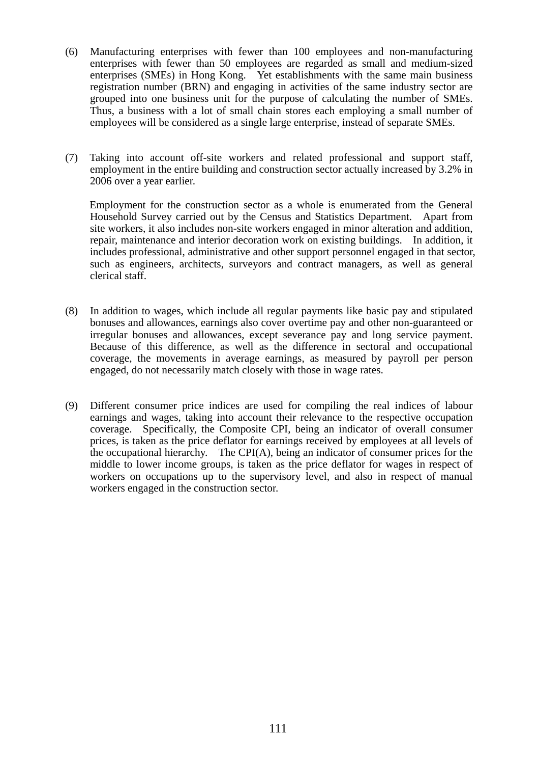(6) Manufacturing enterprises with fewer than 100 employees and non-manufacturing enterprises with fewer than 50 employees are regarded as small and medium-sized enterprises (SMEs) in Hong Kong. Yet establishments with the same main business registration number (BRN) and engaging in activities of the same industry sector are grouped into one business unit for the purpose of calculating the number of SMEs. Thus, a business with a lot of small chain stores each employing a small number of employees will be considered as a single large enterprise, instead of separate SMEs.

(7) Taking into account off-site workers and related professional and support staff, employment in the entire building and construction sector actually increased by 3.2% in 2006 over a year earlier.

Employment for the construction sector as a whole is enumerated from the General Household Survey carried out by the Census and Statistics Department. Apart from site workers, it also includes non-site workers engaged in minor alteration and addition, repair, maintenance and interior decoration work on existing buildings. In addition, it includes professional, administrative and other support personnel engaged in that sector, such as engineers, architects, surveyors and contract managers, as well as general clerical staff.

(8) In addition to wages, which include all regular payments like basic pay and stipulated bonuses and allowances, earnings also cover overtime pay and other non-guaranteed or irregular bonuses and allowances, except severance pay and long service payment. Because of this difference, as well as the difference in sectoral and occupational coverage, the movements in average earnings, as measured by payroll per person engaged, do not necessarily match closely with those in wage rates.

(9) Different consumer price indices are used for compiling the real indices of labour earnings and wages, taking into account their relevance to the respective occupation coverage. Specifically, the Composite CPI, being an indicator of overall consumer prices, is taken as the price deflator for earnings received by employees at all levels of the occupational hierarchy. The CPI(A), being an indicator of consumer prices for the middle to lower income groups, is taken as the price deflator for wages in respect of workers on occupations up to the supervisory level, and also in respect of manual workers engaged in the construction sector.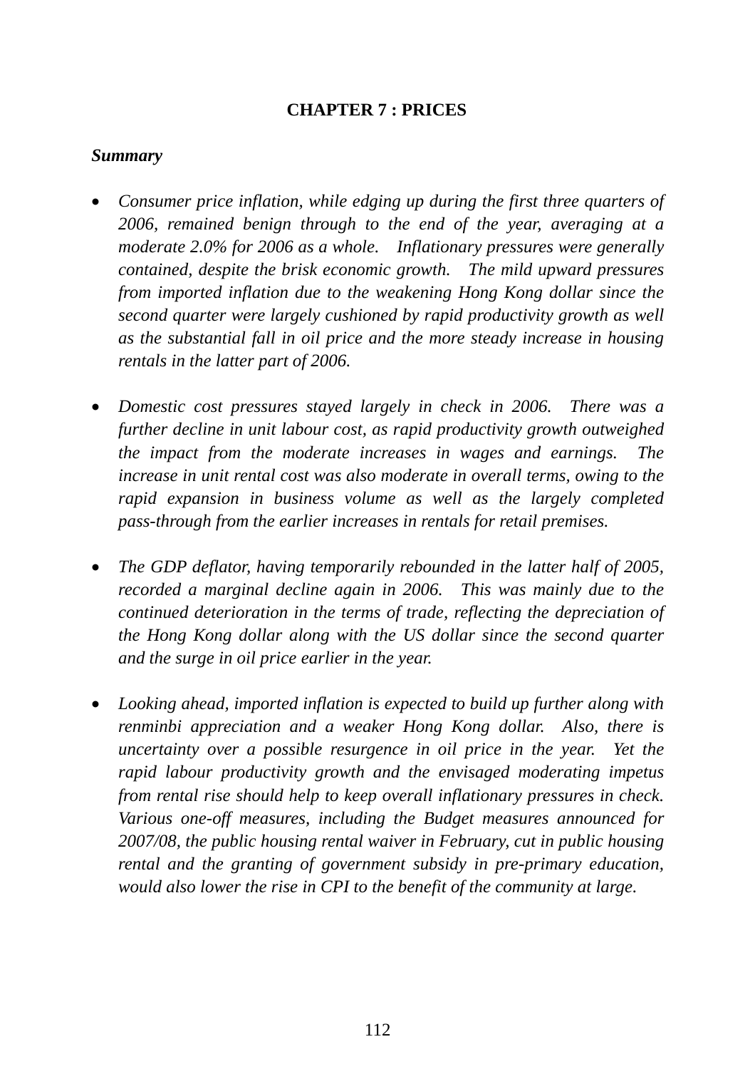# CHAPTER 7 : PRICES

***Summary***

- *Consumer price inflation, while edging up during the first three quarters of 2006, remained benign through to the end of the year, averaging at a moderate 2.0% for 2006 as a whole. Inflationary pressures were generally contained, despite the brisk economic growth. The mild upward pressures from imported inflation due to the weakening Hong Kong dollar since the second quarter were largely cushioned by rapid productivity growth as well as the substantial fall in oil price and the more steady increase in housing rentals in the latter part of 2006.*

- *Domestic cost pressures stayed largely in check in 2006. There was a further decline in unit labour cost, as rapid productivity growth outweighed the impact from the moderate increases in wages and earnings. The increase in unit rental cost was also moderate in overall terms, owing to the rapid expansion in business volume as well as the largely completed pass-through from the earlier increases in rentals for retail premises.*

- *The GDP deflator, having temporarily rebounded in the latter half of 2005, recorded a marginal decline again in 2006. This was mainly due to the continued deterioration in the terms of trade, reflecting the depreciation of the Hong Kong dollar along with the US dollar since the second quarter and the surge in oil price earlier in the year.*

- *Looking ahead, imported inflation is expected to build up further along with renminbi appreciation and a weaker Hong Kong dollar. Also, there is uncertainty over a possible resurgence in oil price in the year. Yet the rapid labour productivity growth and the envisaged moderating impetus from rental rise should help to keep overall inflationary pressures in check. Various one-off measures, including the Budget measures announced for 2007/08, the public housing rental waiver in February, cut in public housing rental and the granting of government subsidy in pre-primary education, would also lower the rise in CPI to the benefit of the community at large.*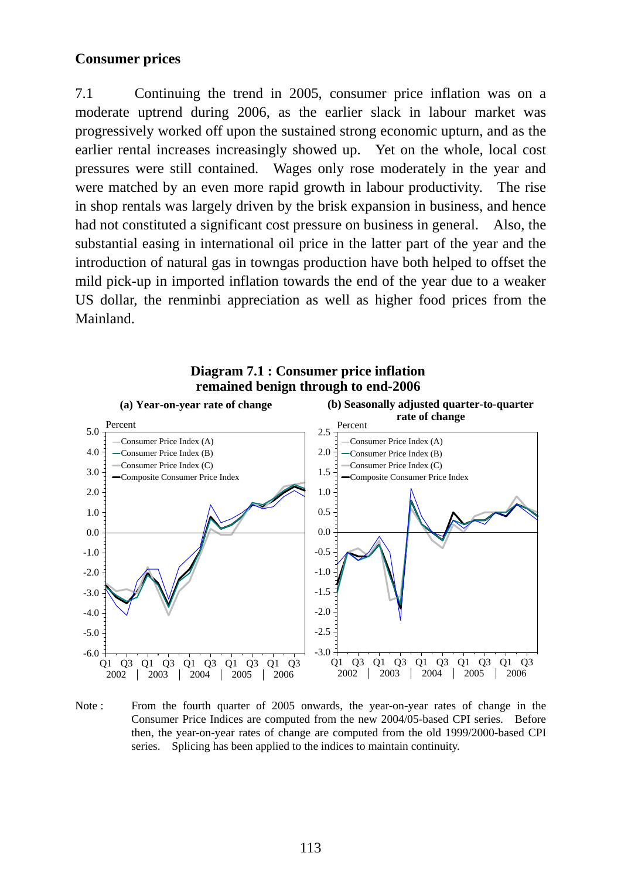## Consumer prices

7.1 Continuing the trend in 2005, consumer price inflation was on a moderate uptrend during 2006, as the earlier slack in labour market was progressively worked off upon the sustained strong economic upturn, and as the earlier rental increases increasingly showed up. Yet on the whole, local cost pressures were still contained. Wages only rose moderately in the year and were matched by an even more rapid growth in labour productivity. The rise in shop rentals was largely driven by the brisk expansion in business, and hence had not constituted a significant cost pressure on business in general. Also, the substantial easing in international oil price in the latter part of the year and the introduction of natural gas in towngas production have both helped to offset the mild pick-up in imported inflation towards the end of the year due to a weaker US dollar, the renminbi appreciation as well as higher food prices from the Mainland.

**Diagram 7.1 : Consumer price inflation remained benign through to end-2006**

**(a) Year-on-year rate of change**

**(b) Seasonally adjusted quarter-to-quarter rate of change**

Note : From the fourth quarter of 2005 onwards, the year-on-year rates of change in the Consumer Price Indices are computed from the new 2004/05-based CPI series. Before then, the year-on-year rates of change are computed from the old 1999/2000-based CPI series. Splicing has been applied to the indices to maintain continuity.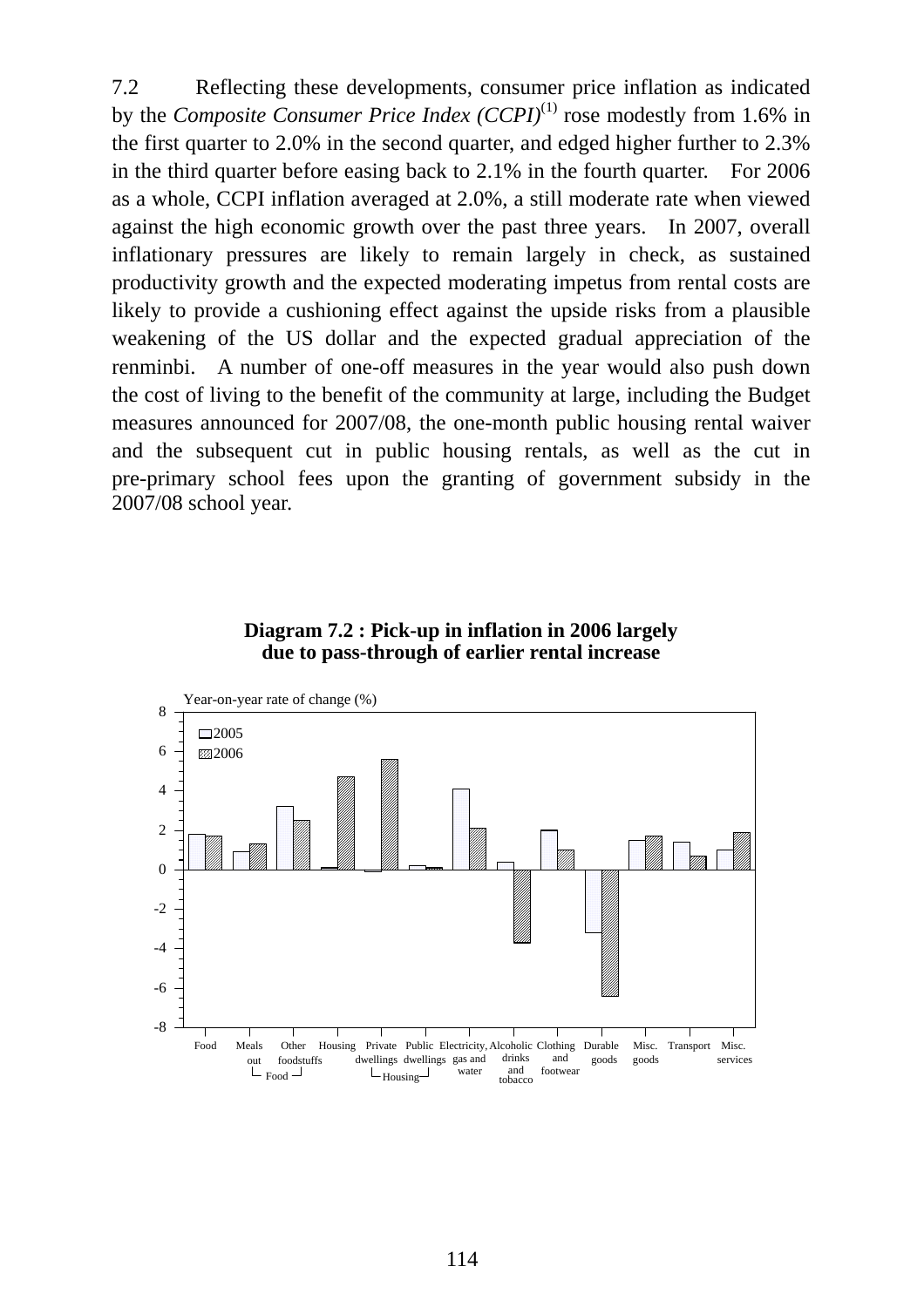7.2 Reflecting these developments, consumer price inflation as indicated by the *Composite Consumer Price Index (CCPI)*[(1)] rose modestly from 1.6% in the first quarter to 2.0% in the second quarter, and edged higher further to 2.3% in the third quarter before easing back to 2.1% in the fourth quarter. For 2006 as a whole, CCPI inflation averaged at 2.0%, a still moderate rate when viewed against the high economic growth over the past three years. In 2007, overall inflationary pressures are likely to remain largely in check, as sustained productivity growth and the expected moderating impetus from rental costs are likely to provide a cushioning effect against the upside risks from a plausible weakening of the US dollar and the expected gradual appreciation of the renminbi. A number of one-off measures in the year would also push down the cost of living to the benefit of the community at large, including the Budget measures announced for 2007/08, the one-month public housing rental waiver and the subsequent cut in public housing rentals, as well as the cut in pre-primary school fees upon the granting of government subsidy in the 2007/08 school year.

**Diagram 7.2 : Pick-up in inflation in 2006 largely due to pass-through of earlier rental increase**

Year-on-year rate of change (%)

Legend: 2005, 2006

Categories: Food; Meals out, Other foodstuffs (Food); Housing; Private dwellings, Public dwellings (Housing); Electricity, gas and water; Alcoholic drinks and tobacco; Clothing and footwear; Durable goods; Misc. goods; Transport; Misc. services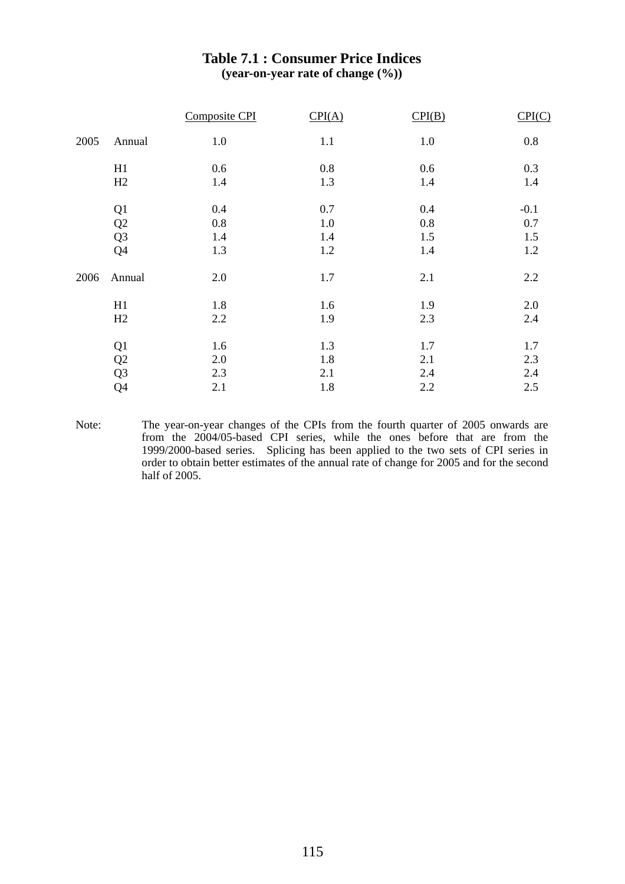## Table 7.1 : Consumer Price Indices
**(year-on-year rate of change (%))**

| | | Composite CPI | CPI(A) | CPI(B) | CPI(C) |
|---|---|---|---|---|---|
| 2005 | Annual | 1.0 | 1.1 | 1.0 | 0.8 |
| | H1 | 0.6 | 0.8 | 0.6 | 0.3 |
| | H2 | 1.4 | 1.3 | 1.4 | 1.4 |
| | Q1 | 0.4 | 0.7 | 0.4 | -0.1 |
| | Q2 | 0.8 | 1.0 | 0.8 | 0.7 |
| | Q3 | 1.4 | 1.4 | 1.5 | 1.5 |
| | Q4 | 1.3 | 1.2 | 1.4 | 1.2 |
| 2006 | Annual | 2.0 | 1.7 | 2.1 | 2.2 |
| | H1 | 1.8 | 1.6 | 1.9 | 2.0 |
| | H2 | 2.2 | 1.9 | 2.3 | 2.4 |
| | Q1 | 1.6 | 1.3 | 1.7 | 1.7 |
| | Q2 | 2.0 | 1.8 | 2.1 | 2.3 |
| | Q3 | 2.3 | 2.1 | 2.4 | 2.4 |
| | Q4 | 2.1 | 1.8 | 2.2 | 2.5 |

Note: The year-on-year changes of the CPIs from the fourth quarter of 2005 onwards are from the 2004/05-based CPI series, while the ones before that are from the 1999/2000-based series. Splicing has been applied to the two sets of CPI series in order to obtain better estimates of the annual rate of change for 2005 and for the second half of 2005.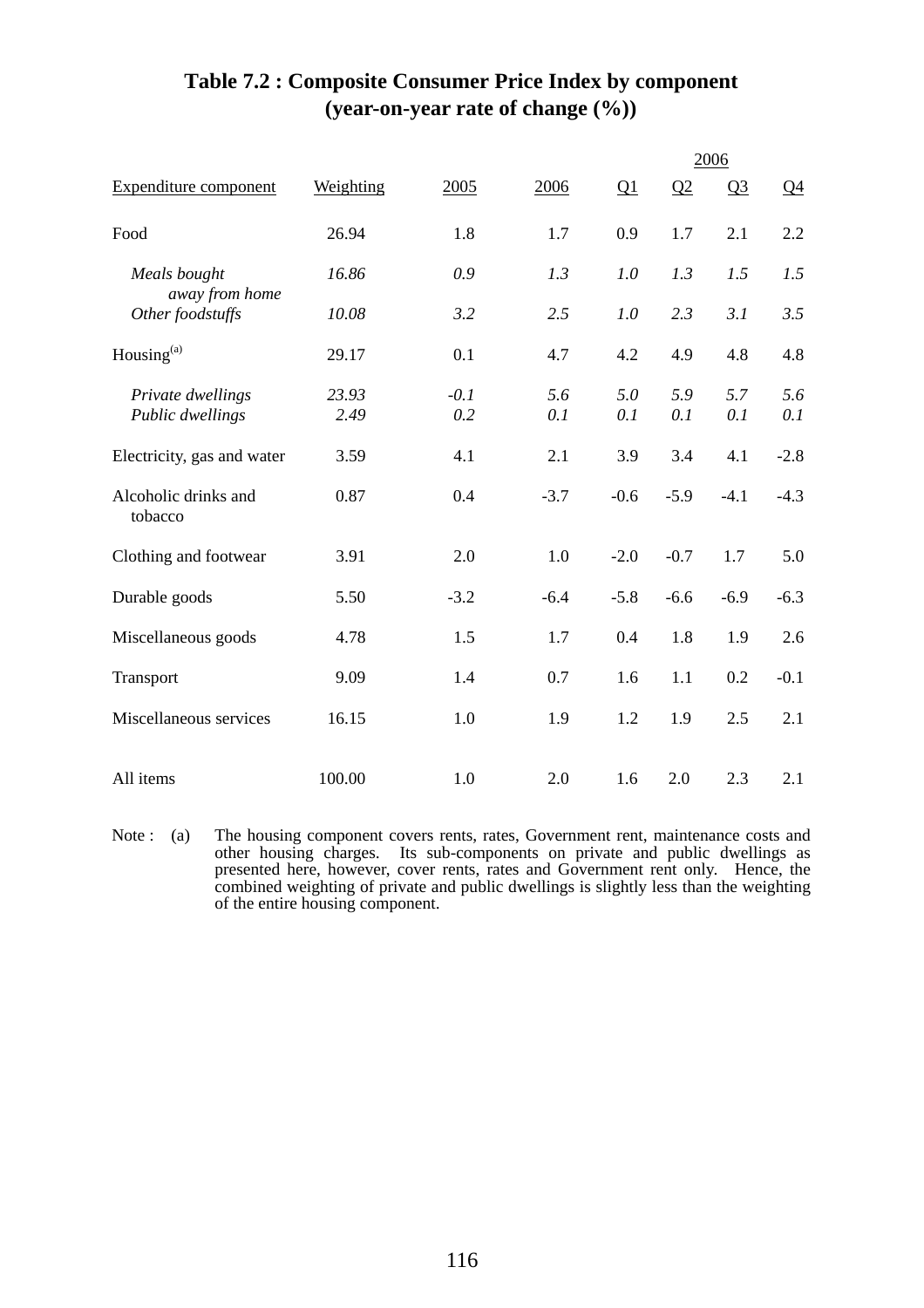# Table 7.2 : Composite Consumer Price Index by component (year-on-year rate of change (%))

| Expenditure component | Weighting | 2005 | 2006 | 2006 Q1 | Q2 | Q3 | Q4 |
|---|---|---|---|---|---|---|---|
| Food | 26.94 | 1.8 | 1.7 | 0.9 | 1.7 | 2.1 | 2.2 |
| *Meals bought away from home* | *16.86* | *0.9* | *1.3* | *1.0* | *1.3* | *1.5* | *1.5* |
| *Other foodstuffs* | *10.08* | *3.2* | *2.5* | *1.0* | *2.3* | *3.1* | *3.5* |
| Housing[(a)] | 29.17 | 0.1 | 4.7 | 4.2 | 4.9 | 4.8 | 4.8 |
| *Private dwellings* | *23.93* | *-0.1* | *5.6* | *5.0* | *5.9* | *5.7* | *5.6* |
| *Public dwellings* | *2.49* | *0.2* | *0.1* | *0.1* | *0.1* | *0.1* | *0.1* |
| Electricity, gas and water | 3.59 | 4.1 | 2.1 | 3.9 | 3.4 | 4.1 | -2.8 |
| Alcoholic drinks and tobacco | 0.87 | 0.4 | -3.7 | -0.6 | -5.9 | -4.1 | -4.3 |
| Clothing and footwear | 3.91 | 2.0 | 1.0 | -2.0 | -0.7 | 1.7 | 5.0 |
| Durable goods | 5.50 | -3.2 | -6.4 | -5.8 | -6.6 | -6.9 | -6.3 |
| Miscellaneous goods | 4.78 | 1.5 | 1.7 | 0.4 | 1.8 | 1.9 | 2.6 |
| Transport | 9.09 | 1.4 | 0.7 | 1.6 | 1.1 | 0.2 | -0.1 |
| Miscellaneous services | 16.15 | 1.0 | 1.9 | 1.2 | 1.9 | 2.5 | 2.1 |
| All items | 100.00 | 1.0 | 2.0 | 1.6 | 2.0 | 2.3 | 2.1 |

Note : (a) The housing component covers rents, rates, Government rent, maintenance costs and other housing charges. Its sub-components on private and public dwellings as presented here, however, cover rents, rates and Government rent only. Hence, the combined weighting of private and public dwellings is slightly less than the weighting of the entire housing component.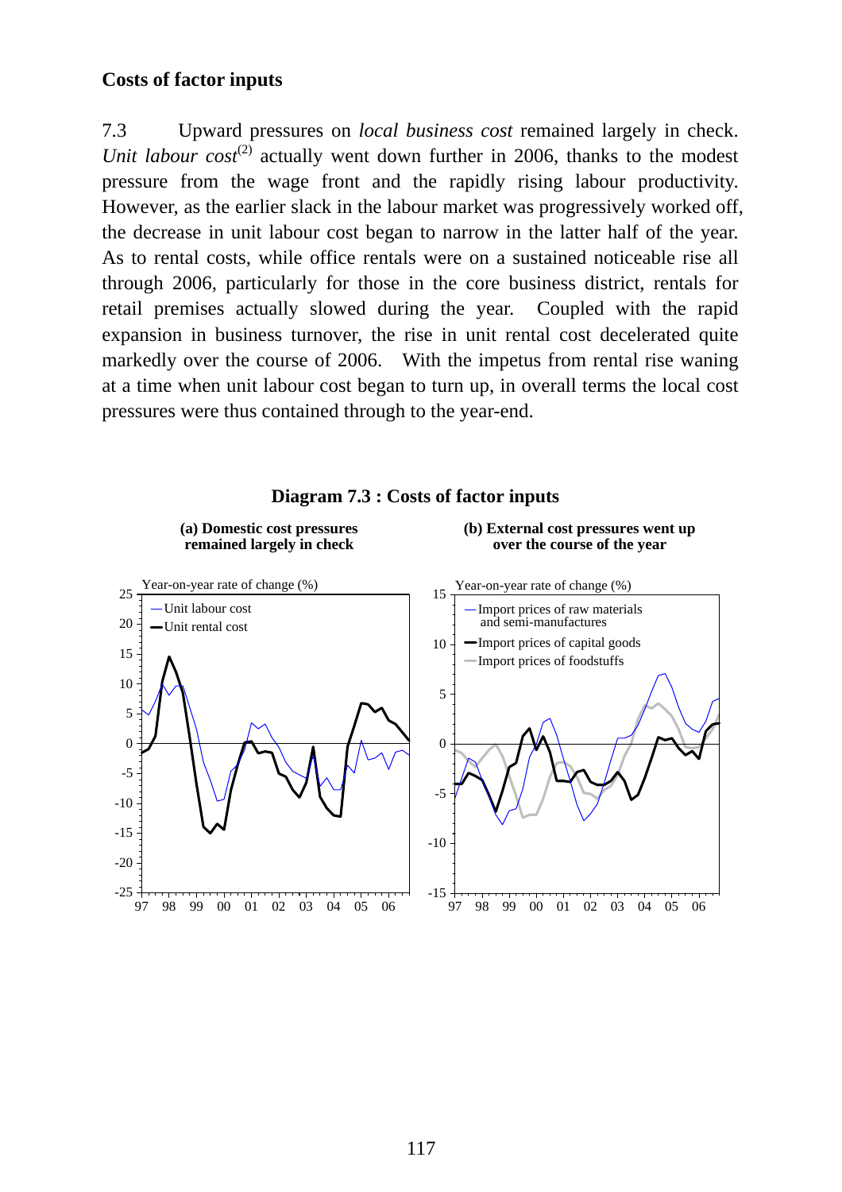### Costs of factor inputs

7.3 Upward pressures on *local business cost* remained largely in check. *Unit labour cost*[2] actually went down further in 2006, thanks to the modest pressure from the wage front and the rapidly rising labour productivity. However, as the earlier slack in the labour market was progressively worked off, the decrease in unit labour cost began to narrow in the latter half of the year. As to rental costs, while office rentals were on a sustained noticeable rise all through 2006, particularly for those in the core business district, rentals for retail premises actually slowed during the year. Coupled with the rapid expansion in business turnover, the rise in unit rental cost decelerated quite markedly over the course of 2006. With the impetus from rental rise waning at a time when unit labour cost began to turn up, in overall terms the local cost pressures were thus contained through to the year-end.

**Diagram 7.3 : Costs of factor inputs**

**(a) Domestic cost pressures remained largely in check**

**(b) External cost pressures went up over the course of the year**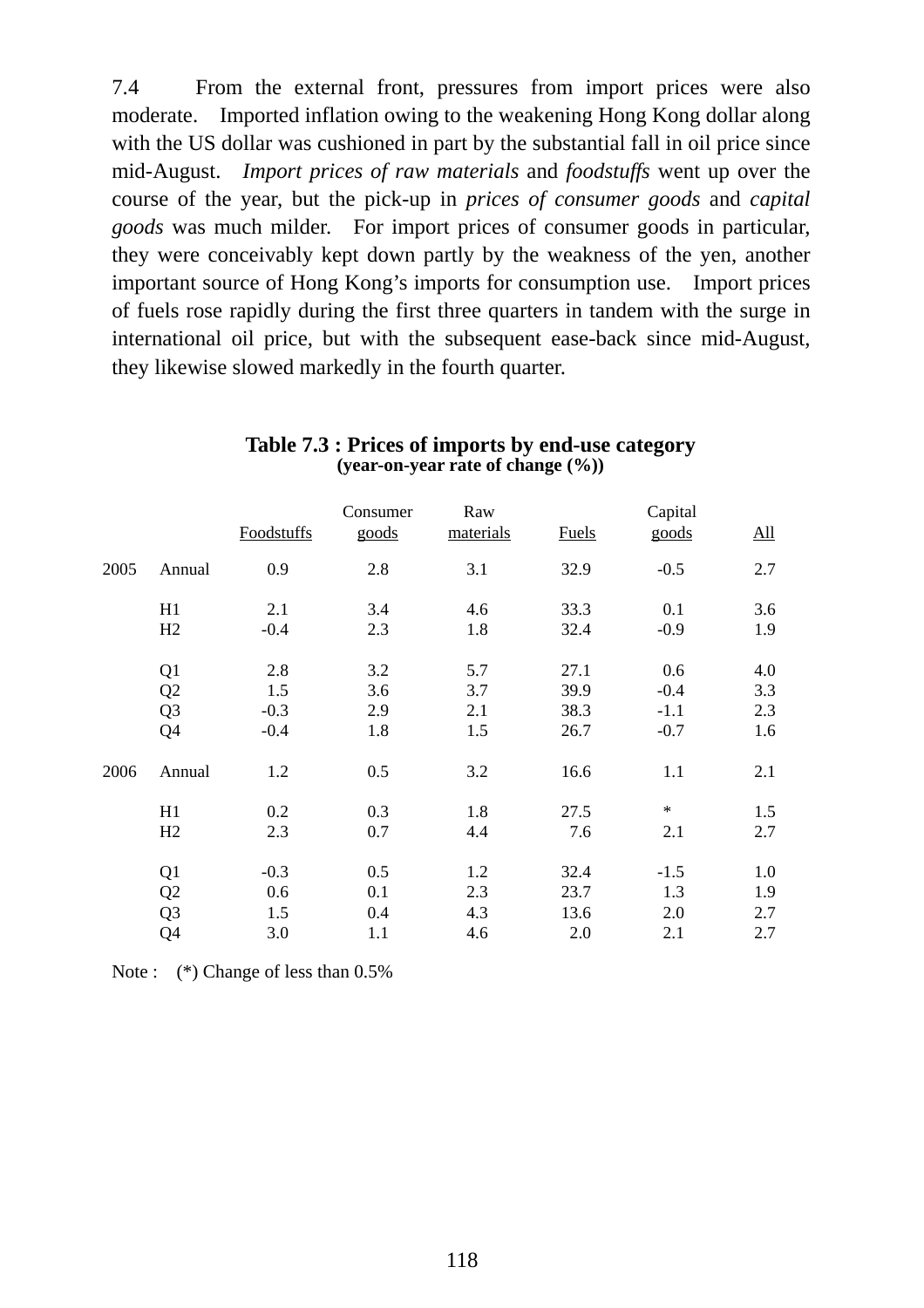7.4 From the external front, pressures from import prices were also moderate. Imported inflation owing to the weakening Hong Kong dollar along with the US dollar was cushioned in part by the substantial fall in oil price since mid-August. *Import prices of raw materials* and *foodstuffs* went up over the course of the year, but the pick-up in *prices of consumer goods* and *capital goods* was much milder. For import prices of consumer goods in particular, they were conceivably kept down partly by the weakness of the yen, another important source of Hong Kong's imports for consumption use. Import prices of fuels rose rapidly during the first three quarters in tandem with the surge in international oil price, but with the subsequent ease-back since mid-August, they likewise slowed markedly in the fourth quarter.

**Table 7.3 : Prices of imports by end-use category**
**(year-on-year rate of change (%))**

| | | Foodstuffs | Consumer goods | Raw materials | Fuels | Capital goods | All |
|---|---|---|---|---|---|---|---|
| 2005 | Annual | 0.9 | 2.8 | 3.1 | 32.9 | -0.5 | 2.7 |
| | H1 | 2.1 | 3.4 | 4.6 | 33.3 | 0.1 | 3.6 |
| | H2 | -0.4 | 2.3 | 1.8 | 32.4 | -0.9 | 1.9 |
| | Q1 | 2.8 | 3.2 | 5.7 | 27.1 | 0.6 | 4.0 |
| | Q2 | 1.5 | 3.6 | 3.7 | 39.9 | -0.4 | 3.3 |
| | Q3 | -0.3 | 2.9 | 2.1 | 38.3 | -1.1 | 2.3 |
| | Q4 | -0.4 | 1.8 | 1.5 | 26.7 | -0.7 | 1.6 |
| 2006 | Annual | 1.2 | 0.5 | 3.2 | 16.6 | 1.1 | 2.1 |
| | H1 | 0.2 | 0.3 | 1.8 | 27.5 | * | 1.5 |
| | H2 | 2.3 | 0.7 | 4.4 | 7.6 | 2.1 | 2.7 |
| | Q1 | -0.3 | 0.5 | 1.2 | 32.4 | -1.5 | 1.0 |
| | Q2 | 0.6 | 0.1 | 2.3 | 23.7 | 1.3 | 1.9 |
| | Q3 | 1.5 | 0.4 | 4.3 | 13.6 | 2.0 | 2.7 |
| | Q4 | 3.0 | 1.1 | 4.6 | 2.0 | 2.1 | 2.7 |

Note : (*) Change of less than 0.5%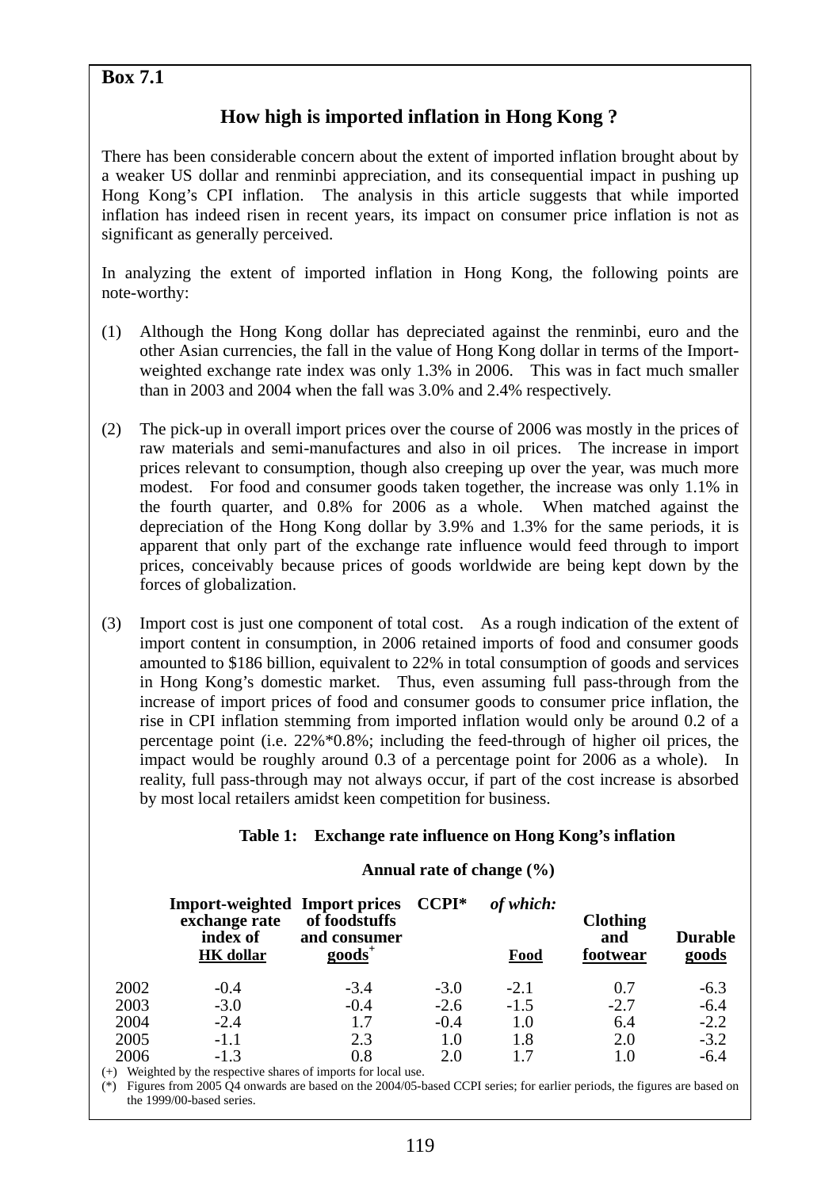**Box 7.1**

## How high is imported inflation in Hong Kong ?

There has been considerable concern about the extent of imported inflation brought about by a weaker US dollar and renminbi appreciation, and its consequential impact in pushing up Hong Kong's CPI inflation. The analysis in this article suggests that while imported inflation has indeed risen in recent years, its impact on consumer price inflation is not as significant as generally perceived.

In analyzing the extent of imported inflation in Hong Kong, the following points are note-worthy:

(1) Although the Hong Kong dollar has depreciated against the renminbi, euro and the other Asian currencies, the fall in the value of Hong Kong dollar in terms of the Import-weighted exchange rate index was only 1.3% in 2006. This was in fact much smaller than in 2003 and 2004 when the fall was 3.0% and 2.4% respectively.

(2) The pick-up in overall import prices over the course of 2006 was mostly in the prices of raw materials and semi-manufactures and also in oil prices. The increase in import prices relevant to consumption, though also creeping up over the year, was much more modest. For food and consumer goods taken together, the increase was only 1.1% in the fourth quarter, and 0.8% for 2006 as a whole. When matched against the depreciation of the Hong Kong dollar by 3.9% and 1.3% for the same periods, it is apparent that only part of the exchange rate influence would feed through to import prices, conceivably because prices of goods worldwide are being kept down by the forces of globalization.

(3) Import cost is just one component of total cost. As a rough indication of the extent of import content in consumption, in 2006 retained imports of food and consumer goods amounted to $186 billion, equivalent to 22% in total consumption of goods and services in Hong Kong's domestic market. Thus, even assuming full pass-through from the increase of import prices of food and consumer goods to consumer price inflation, the rise in CPI inflation stemming from imported inflation would only be around 0.2 of a percentage point (i.e. 22%*0.8%; including the feed-through of higher oil prices, the impact would be roughly around 0.3 of a percentage point for 2006 as a whole). In reality, full pass-through may not always occur, if part of the cost increase is absorbed by most local retailers amidst keen competition for business.

**Table 1: Exchange rate influence on Hong Kong's inflation**

**Annual rate of change (%)**

| | Import-weighted exchange rate index of HK dollar | Import prices of foodstuffs and consumer goods[+] | CCPI* | *of which:* Food | Clothing and footwear | Durable goods |
|---|---|---|---|---|---|---|
| 2002 | -0.4 | -3.4 | -3.0 | -2.1 | 0.7 | -6.3 |
| 2003 | -3.0 | -0.4 | -2.6 | -1.5 | -2.7 | -6.4 |
| 2004 | -2.4 | 1.7 | -0.4 | 1.0 | 6.4 | -2.2 |
| 2005 | -1.1 | 2.3 | 1.0 | 1.8 | 2.0 | -3.2 |
| 2006 | -1.3 | 0.8 | 2.0 | 1.7 | 1.0 | -6.4 |

(+) Weighted by the respective shares of imports for local use.

(*) Figures from 2005 Q4 onwards are based on the 2004/05-based CCPI series; for earlier periods, the figures are based on the 1999/00-based series.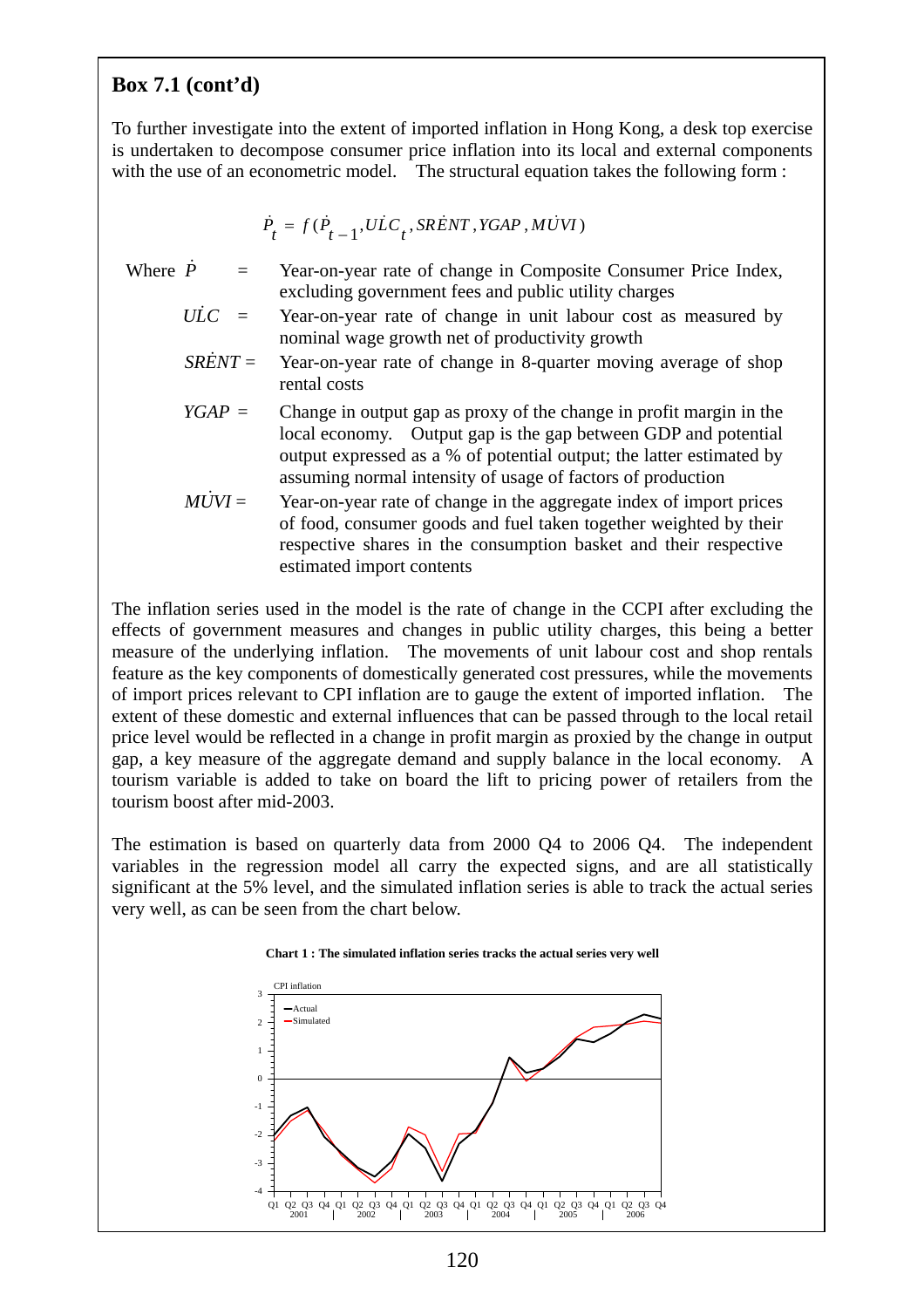## Box 7.1 (cont'd)

To further investigate into the extent of imported inflation in Hong Kong, a desk top exercise is undertaken to decompose consumer price inflation into its local and external components with the use of an econometric model. The structural equation takes the following form :

$$\dot{P}_t = f(\dot{P}_{t-1}, U\dot{L}C_t, SR\dot{E}NT, YGAP, M\dot{U}VI)$$

Where $\dot{P}$ = Year-on-year rate of change in Composite Consumer Price Index, excluding government fees and public utility charges

$U\dot{L}C$ = Year-on-year rate of change in unit labour cost as measured by nominal wage growth net of productivity growth

$SR\dot{E}NT$ = Year-on-year rate of change in 8-quarter moving average of shop rental costs

$YGAP$ = Change in output gap as proxy of the change in profit margin in the local economy. Output gap is the gap between GDP and potential output expressed as a % of potential output; the latter estimated by assuming normal intensity of usage of factors of production

$M\dot{U}VI$ = Year-on-year rate of change in the aggregate index of import prices of food, consumer goods and fuel taken together weighted by their respective shares in the consumption basket and their respective estimated import contents

The inflation series used in the model is the rate of change in the CCPI after excluding the effects of government measures and changes in public utility charges, this being a better measure of the underlying inflation. The movements of unit labour cost and shop rentals feature as the key components of domestically generated cost pressures, while the movements of import prices relevant to CPI inflation are to gauge the extent of imported inflation. The extent of these domestic and external influences that can be passed through to the local retail price level would be reflected in a change in profit margin as proxied by the change in output gap, a key measure of the aggregate demand and supply balance in the local economy. A tourism variable is added to take on board the lift to pricing power of retailers from the tourism boost after mid-2003.

The estimation is based on quarterly data from 2000 Q4 to 2006 Q4. The independent variables in the regression model all carry the expected signs, and are all statistically significant at the 5% level, and the simulated inflation series is able to track the actual series very well, as can be seen from the chart below.

**Chart 1 : The simulated inflation series tracks the actual series very well**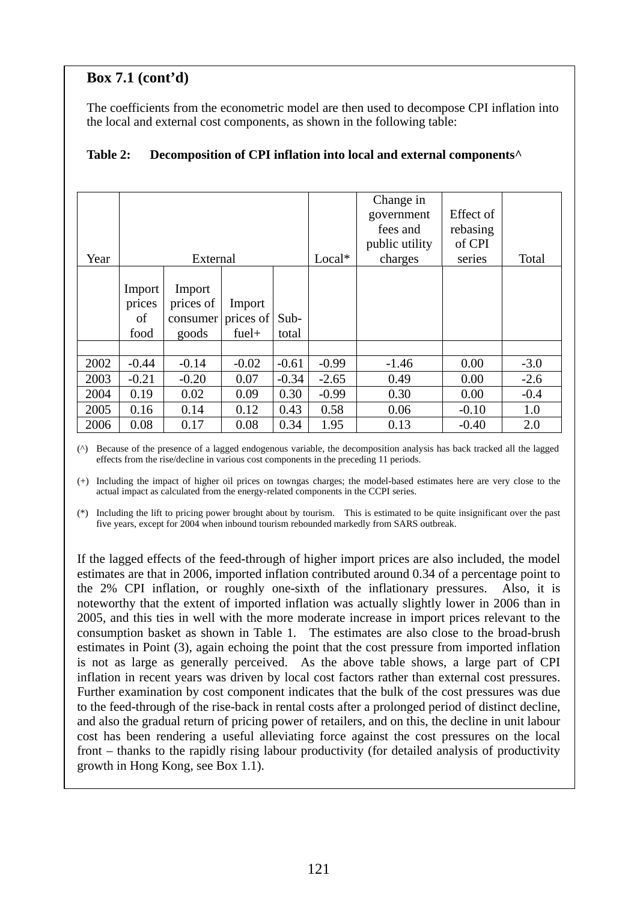**Box 7.1 (cont'd)**

The coefficients from the econometric model are then used to decompose CPI inflation into the local and external cost components, as shown in the following table:

**Table 2: Decomposition of CPI inflation into local and external components^**

| Year | External | | | | Local* | Change in government fees and public utility charges | Effect of rebasing of CPI series | Total |
|---|---|---|---|---|---|---|---|---|
| | Import prices of food | Import prices of consumer goods | Import prices of fuel+ | Sub-total | | | | |
| 2002 | -0.44 | -0.14 | -0.02 | -0.61 | -0.99 | -1.46 | 0.00 | -3.0 |
| 2003 | -0.21 | -0.20 | 0.07 | -0.34 | -2.65 | 0.49 | 0.00 | -2.6 |
| 2004 | 0.19 | 0.02 | 0.09 | 0.30 | -0.99 | 0.30 | 0.00 | -0.4 |
| 2005 | 0.16 | 0.14 | 0.12 | 0.43 | 0.58 | 0.06 | -0.10 | 1.0 |
| 2006 | 0.08 | 0.17 | 0.08 | 0.34 | 1.95 | 0.13 | -0.40 | 2.0 |

(^) Because of the presence of a lagged endogenous variable, the decomposition analysis has back tracked all the lagged effects from the rise/decline in various cost components in the preceding 11 periods.

(+) Including the impact of higher oil prices on towngas charges; the model-based estimates here are very close to the actual impact as calculated from the energy-related components in the CCPI series.

(*) Including the lift to pricing power brought about by tourism. This is estimated to be quite insignificant over the past five years, except for 2004 when inbound tourism rebounded markedly from SARS outbreak.

If the lagged effects of the feed-through of higher import prices are also included, the model estimates are that in 2006, imported inflation contributed around 0.34 of a percentage point to the 2% CPI inflation, or roughly one-sixth of the inflationary pressures. Also, it is noteworthy that the extent of imported inflation was actually slightly lower in 2006 than in 2005, and this ties in well with the more moderate increase in import prices relevant to the consumption basket as shown in Table 1. The estimates are also close to the broad-brush estimates in Point (3), again echoing the point that the cost pressure from imported inflation is not as large as generally perceived. As the above table shows, a large part of CPI inflation in recent years was driven by local cost factors rather than external cost pressures. Further examination by cost component indicates that the bulk of the cost pressures was due to the feed-through of the rise-back in rental costs after a prolonged period of distinct decline, and also the gradual return of pricing power of retailers, and on this, the decline in unit labour cost has been rendering a useful alleviating force against the cost pressures on the local front – thanks to the rapidly rising labour productivity (for detailed analysis of productivity growth in Hong Kong, see Box 1.1).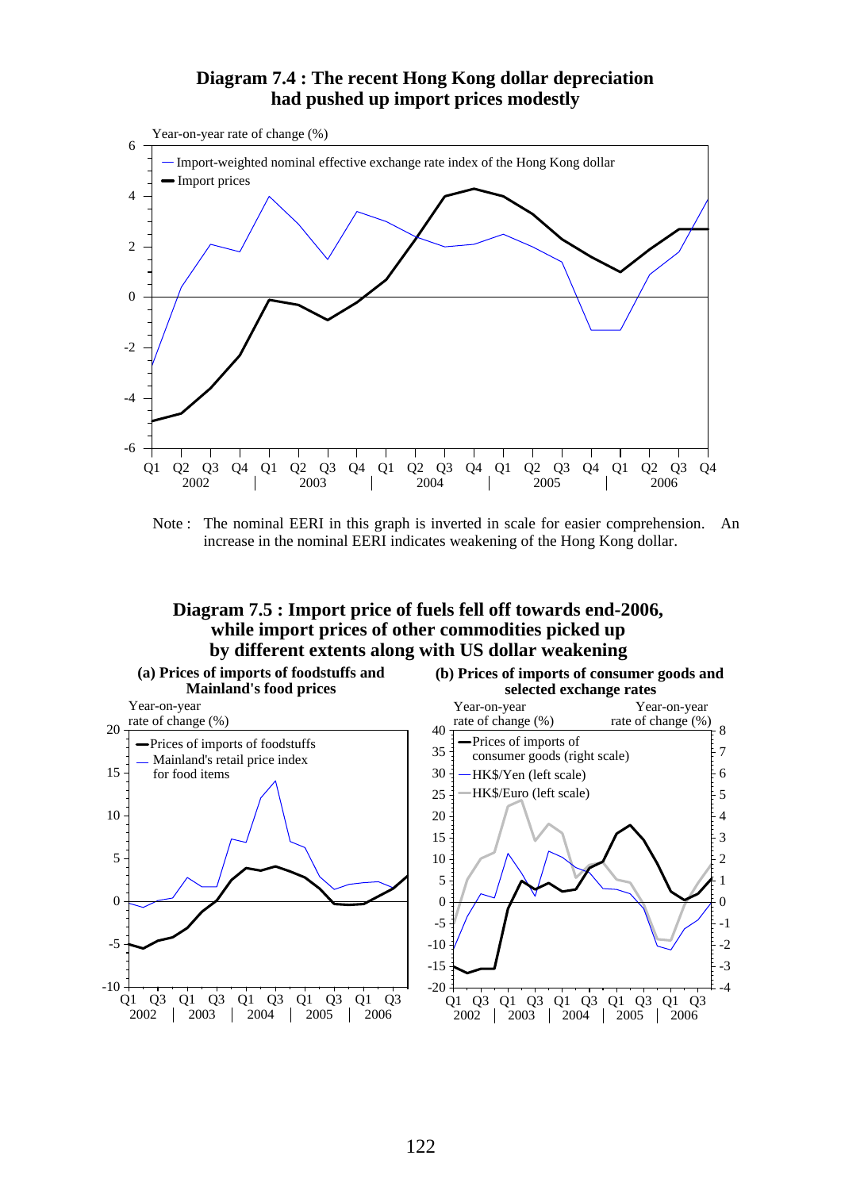**Diagram 7.4 : The recent Hong Kong dollar depreciation had pushed up import prices modestly**

Note : The nominal EERI in this graph is inverted in scale for easier comprehension. An increase in the nominal EERI indicates weakening of the Hong Kong dollar.

**Diagram 7.5 : Import price of fuels fell off towards end-2006, while import prices of other commodities picked up by different extents along with US dollar weakening**

**(a) Prices of imports of foodstuffs and Mainland's food prices**

**(b) Prices of imports of consumer goods and selected exchange rates**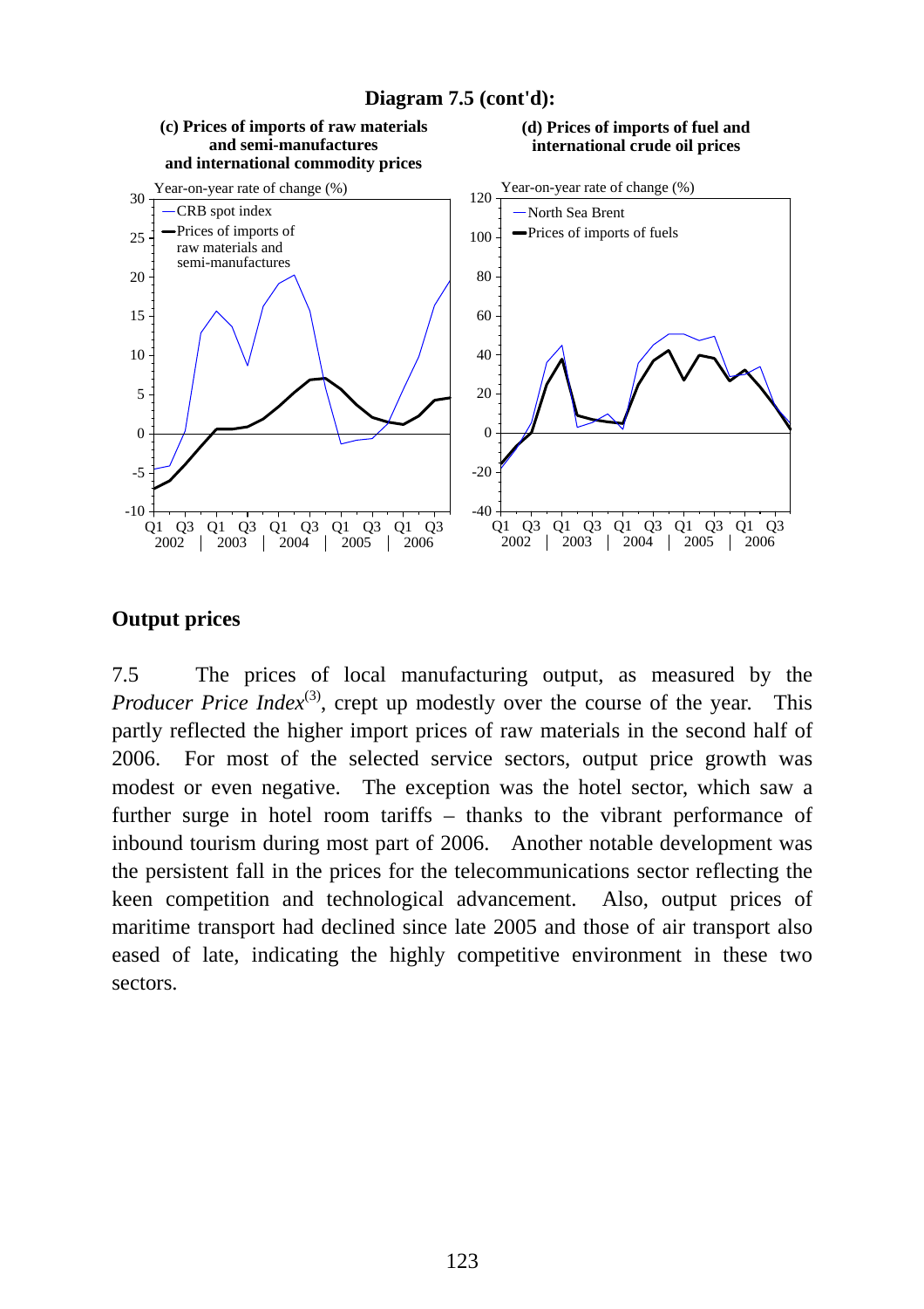**Diagram 7.5 (cont'd):**

**(c) Prices of imports of raw materials and semi-manufactures and international commodity prices**

**(d) Prices of imports of fuel and international crude oil prices**

## Output prices

7.5 The prices of local manufacturing output, as measured by the *Producer Price Index*[(3)], crept up modestly over the course of the year. This partly reflected the higher import prices of raw materials in the second half of 2006. For most of the selected service sectors, output price growth was modest or even negative. The exception was the hotel sector, which saw a further surge in hotel room tariffs – thanks to the vibrant performance of inbound tourism during most part of 2006. Another notable development was the persistent fall in the prices for the telecommunications sector reflecting the keen competition and technological advancement. Also, output prices of maritime transport had declined since late 2005 and those of air transport also eased of late, indicating the highly competitive environment in these two sectors.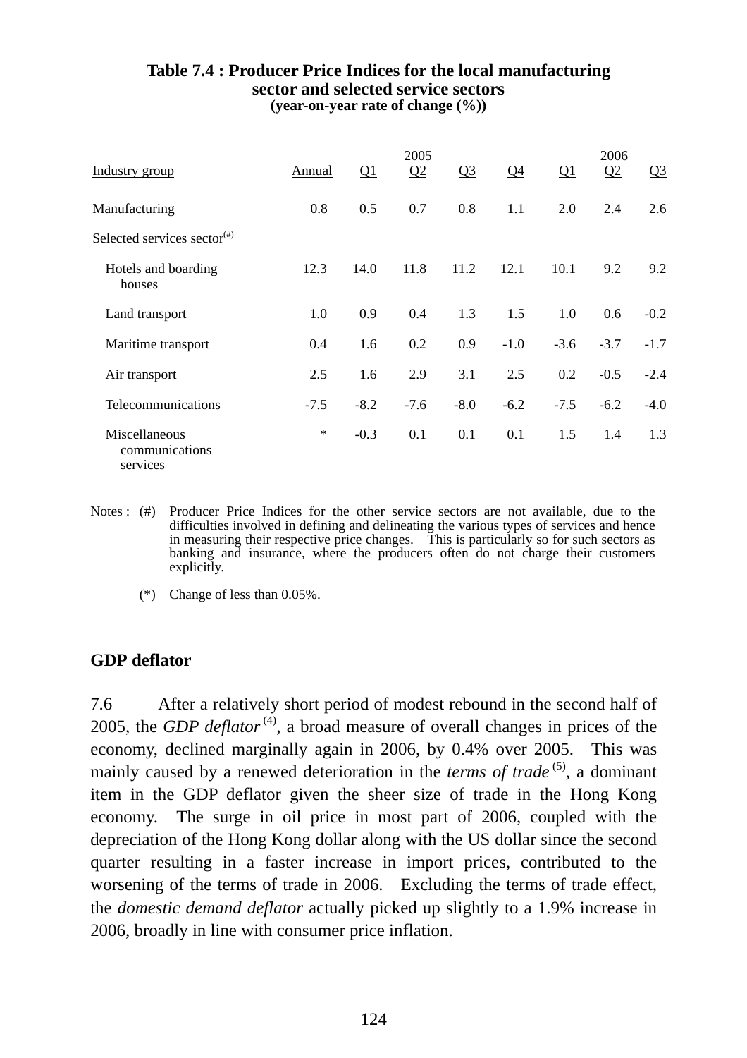**Table 7.4 : Producer Price Indices for the local manufacturing sector and selected service sectors**
**(year-on-year rate of change (%))**

| Industry group | 2005 Annual | 2005 Q1 | 2005 Q2 | 2005 Q3 | 2005 Q4 | 2006 Q1 | 2006 Q2 | 2006 Q3 |
|---|---|---|---|---|---|---|---|---|
| Manufacturing | 0.8 | 0.5 | 0.7 | 0.8 | 1.1 | 2.0 | 2.4 | 2.6 |
| Selected services sector(#) | | | | | | | | |
| Hotels and boarding houses | 12.3 | 14.0 | 11.8 | 11.2 | 12.1 | 10.1 | 9.2 | 9.2 |
| Land transport | 1.0 | 0.9 | 0.4 | 1.3 | 1.5 | 1.0 | 0.6 | -0.2 |
| Maritime transport | 0.4 | 1.6 | 0.2 | 0.9 | -1.0 | -3.6 | -3.7 | -1.7 |
| Air transport | 2.5 | 1.6 | 2.9 | 3.1 | 2.5 | 0.2 | -0.5 | -2.4 |
| Telecommunications | -7.5 | -8.2 | -7.6 | -8.0 | -6.2 | -7.5 | -6.2 | -4.0 |
| Miscellaneous communications services | * | -0.3 | 0.1 | 0.1 | 0.1 | 1.5 | 1.4 | 1.3 |

Notes : (#) Producer Price Indices for the other service sectors are not available, due to the difficulties involved in defining and delineating the various types of services and hence in measuring their respective price changes. This is particularly so for such sectors as banking and insurance, where the producers often do not charge their customers explicitly.

(*) Change of less than 0.05%.

## GDP deflator

7.6 After a relatively short period of modest rebound in the second half of 2005, the *GDP deflator* (4), a broad measure of overall changes in prices of the economy, declined marginally again in 2006, by 0.4% over 2005. This was mainly caused by a renewed deterioration in the *terms of trade* (5), a dominant item in the GDP deflator given the sheer size of trade in the Hong Kong economy. The surge in oil price in most part of 2006, coupled with the depreciation of the Hong Kong dollar along with the US dollar since the second quarter resulting in a faster increase in import prices, contributed to the worsening of the terms of trade in 2006. Excluding the terms of trade effect, the *domestic demand deflator* actually picked up slightly to a 1.9% increase in 2006, broadly in line with consumer price inflation.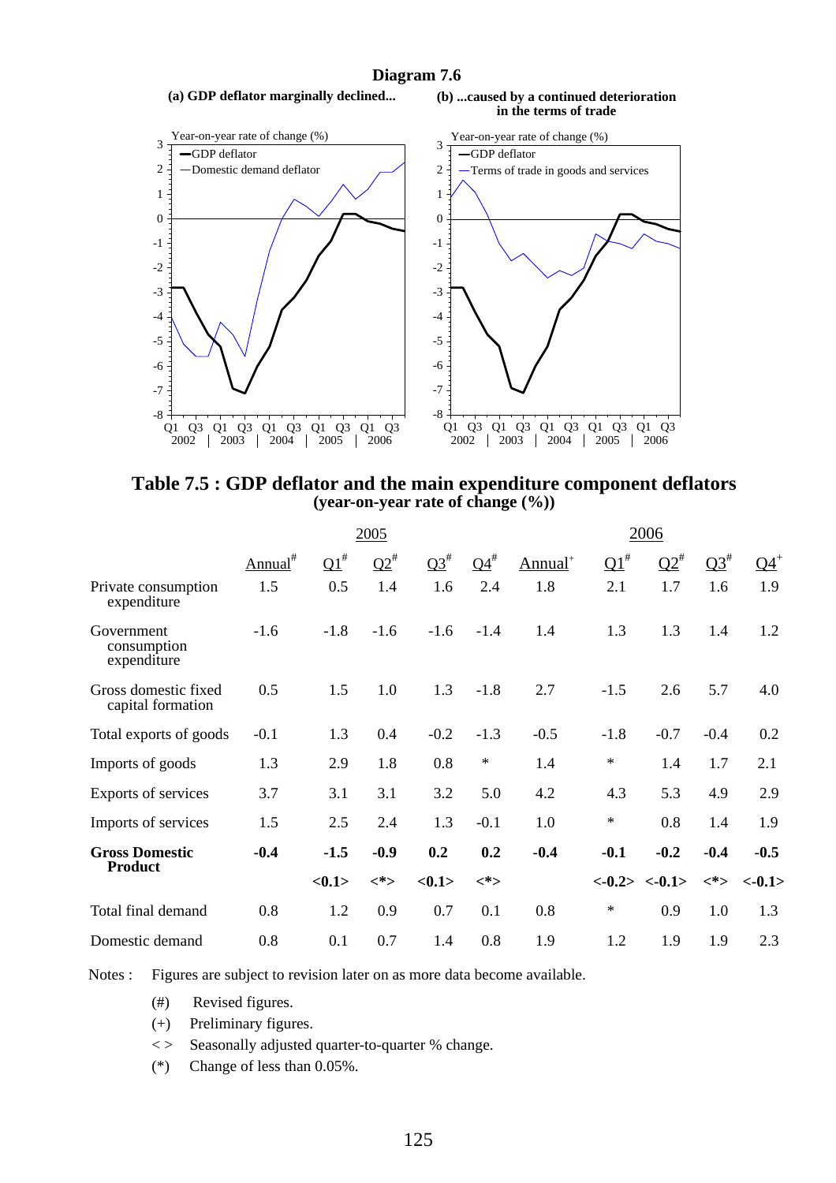**Diagram 7.6**

**(a) GDP deflator marginally declined...**

**(b) ...caused by a continued deterioration in the terms of trade**

## Table 7.5 : GDP deflator and the main expenditure component deflators

**(year-on-year rate of change (%))**

| | 2005 | | | | | 2006 | | | |
|---|---|---|---|---|---|---|---|---|---|
| | Annual# | Q1# | Q2# | Q3# | Q4# | Annual+ | Q1# | Q2# | Q3# | Q4+ |
| Private consumption expenditure | 1.5 | 0.5 | 1.4 | 1.6 | 2.4 | 1.8 | 2.1 | 1.7 | 1.6 | 1.9 |
| Government consumption expenditure | -1.6 | -1.8 | -1.6 | -1.6 | -1.4 | 1.4 | 1.3 | 1.3 | 1.4 | 1.2 |
| Gross domestic fixed capital formation | 0.5 | 1.5 | 1.0 | 1.3 | -1.8 | 2.7 | -1.5 | 2.6 | 5.7 | 4.0 |
| Total exports of goods | -0.1 | 1.3 | 0.4 | -0.2 | -1.3 | -0.5 | -1.8 | -0.7 | -0.4 | 0.2 |
| Imports of goods | 1.3 | 2.9 | 1.8 | 0.8 | * | 1.4 | * | 1.4 | 1.7 | 2.1 |
| Exports of services | 3.7 | 3.1 | 3.1 | 3.2 | 5.0 | 4.2 | 4.3 | 5.3 | 4.9 | 2.9 |
| Imports of services | 1.5 | 2.5 | 2.4 | 1.3 | -0.1 | 1.0 | * | 0.8 | 1.4 | 1.9 |
| **Gross Domestic Product** | **-0.4** | **-1.5** | **-0.9** | **0.2** | **0.2** | **-0.4** | **-0.1** | **-0.2** | **-0.4** | **-0.5** |
| | | **<0.1>** | **<*>** | **<0.1>** | **<*>** | | **<-0.2>** | **<-0.1>** | **<*>** | **<-0.1>** |
| Total final demand | 0.8 | 1.2 | 0.9 | 0.7 | 0.1 | 0.8 | * | 0.9 | 1.0 | 1.3 |
| Domestic demand | 0.8 | 0.1 | 0.7 | 1.4 | 0.8 | 1.9 | 1.2 | 1.9 | 1.9 | 2.3 |

Notes : Figures are subject to revision later on as more data become available.

(#) Revised figures.

(+) Preliminary figures.

< > Seasonally adjusted quarter-to-quarter % change.

(*) Change of less than 0.05%.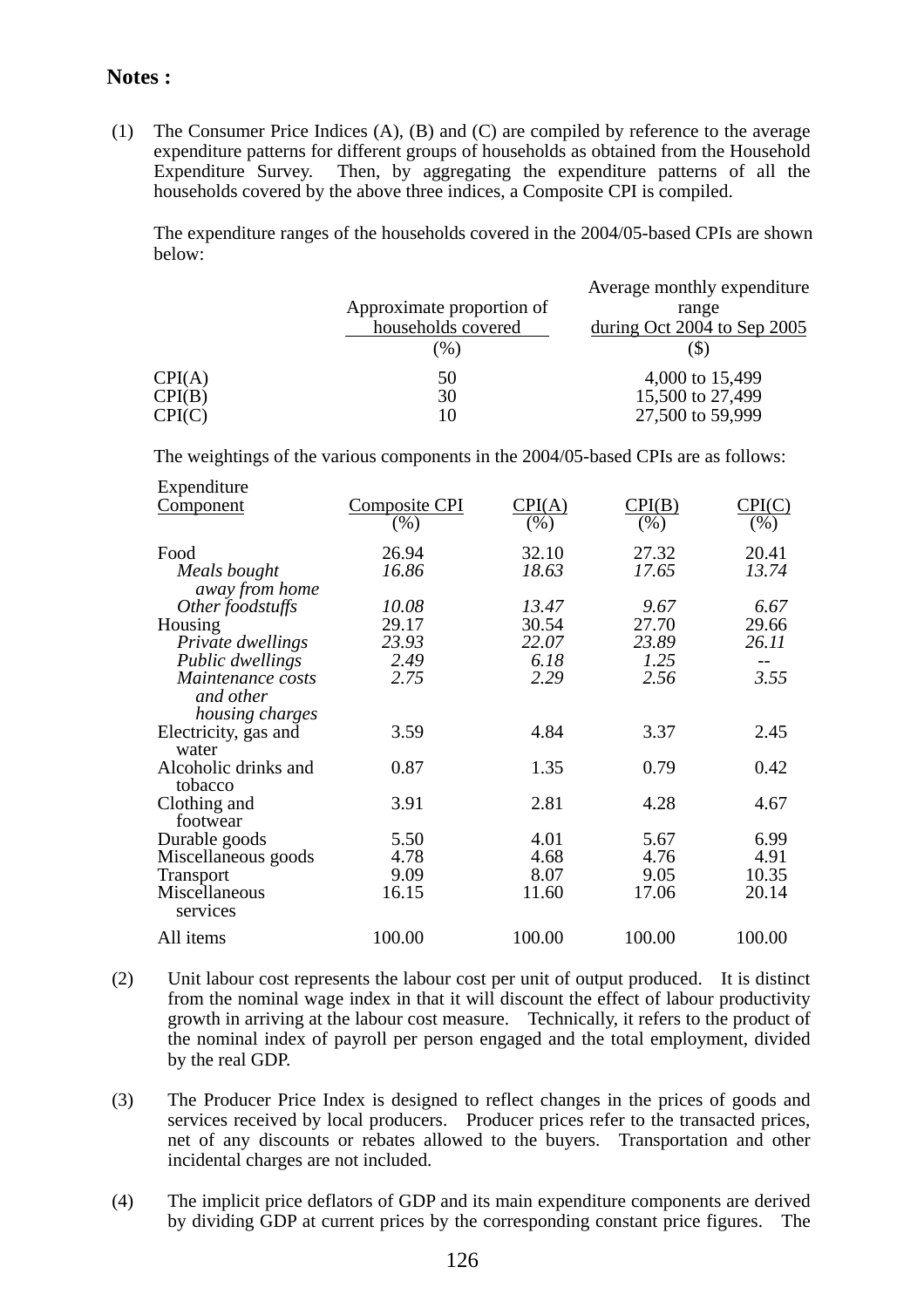**Notes :**

(1) The Consumer Price Indices (A), (B) and (C) are compiled by reference to the average expenditure patterns for different groups of households as obtained from the Household Expenditure Survey. Then, by aggregating the expenditure patterns of all the households covered by the above three indices, a Composite CPI is compiled.

The expenditure ranges of the households covered in the 2004/05-based CPIs are shown below:

| | Approximate proportion of households covered (%) | Average monthly expenditure range during Oct 2004 to Sep 2005 ($) |
|---|---|---|
| CPI(A) | 50 | 4,000 to 15,499 |
| CPI(B) | 30 | 15,500 to 27,499 |
| CPI(C) | 10 | 27,500 to 59,999 |

The weightings of the various components in the 2004/05-based CPIs are as follows:

| Expenditure Component | Composite CPI (%) | CPI(A) (%) | CPI(B) (%) | CPI(C) (%) |
|---|---|---|---|---|
| Food | 26.94 | 32.10 | 27.32 | 20.41 |
| *Meals bought away from home* | *16.86* | *18.63* | *17.65* | *13.74* |
| *Other foodstuffs* | *10.08* | *13.47* | *9.67* | *6.67* |
| Housing | 29.17 | 30.54 | 27.70 | 29.66 |
| *Private dwellings* | *23.93* | *22.07* | *23.89* | *26.11* |
| *Public dwellings* | *2.49* | *6.18* | *1.25* | -- |
| *Maintenance costs and other housing charges* | *2.75* | *2.29* | *2.56* | *3.55* |
| Electricity, gas and water | 3.59 | 4.84 | 3.37 | 2.45 |
| Alcoholic drinks and tobacco | 0.87 | 1.35 | 0.79 | 0.42 |
| Clothing and footwear | 3.91 | 2.81 | 4.28 | 4.67 |
| Durable goods | 5.50 | 4.01 | 5.67 | 6.99 |
| Miscellaneous goods | 4.78 | 4.68 | 4.76 | 4.91 |
| Transport | 9.09 | 8.07 | 9.05 | 10.35 |
| Miscellaneous services | 16.15 | 11.60 | 17.06 | 20.14 |
| All items | 100.00 | 100.00 | 100.00 | 100.00 |

(2) Unit labour cost represents the labour cost per unit of output produced. It is distinct from the nominal wage index in that it will discount the effect of labour productivity growth in arriving at the labour cost measure. Technically, it refers to the product of the nominal index of payroll per person engaged and the total employment, divided by the real GDP.

(3) The Producer Price Index is designed to reflect changes in the prices of goods and services received by local producers. Producer prices refer to the transacted prices, net of any discounts or rebates allowed to the buyers. Transportation and other incidental charges are not included.

(4) The implicit price deflators of GDP and its main expenditure components are derived by dividing GDP at current prices by the corresponding constant price figures. The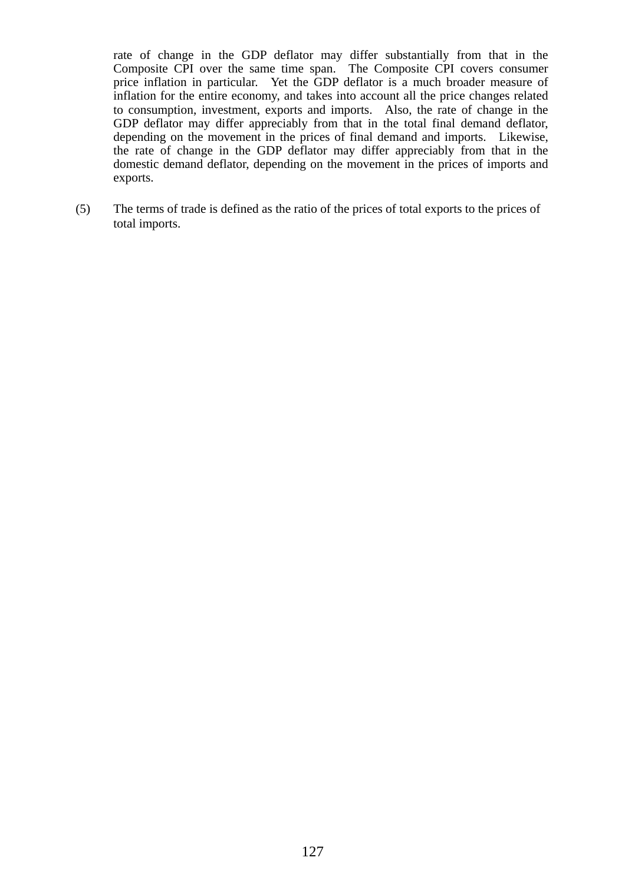rate of change in the GDP deflator may differ substantially from that in the Composite CPI over the same time span. The Composite CPI covers consumer price inflation in particular. Yet the GDP deflator is a much broader measure of inflation for the entire economy, and takes into account all the price changes related to consumption, investment, exports and imports. Also, the rate of change in the GDP deflator may differ appreciably from that in the total final demand deflator, depending on the movement in the prices of final demand and imports. Likewise, the rate of change in the GDP deflator may differ appreciably from that in the domestic demand deflator, depending on the movement in the prices of imports and exports.

(5) The terms of trade is defined as the ratio of the prices of total exports to the prices of total imports.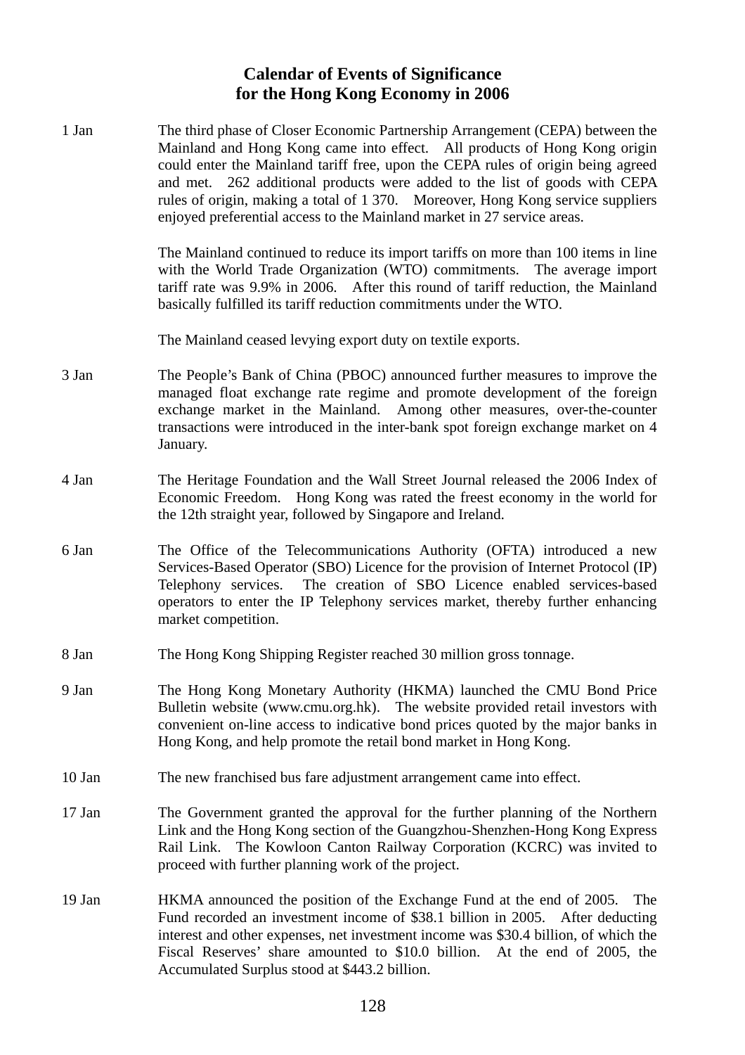# Calendar of Events of Significance for the Hong Kong Economy in 2006

| | |
|---|---|
| 1 Jan | The third phase of Closer Economic Partnership Arrangement (CEPA) between the Mainland and Hong Kong came into effect. All products of Hong Kong origin could enter the Mainland tariff free, upon the CEPA rules of origin being agreed and met. 262 additional products were added to the list of goods with CEPA rules of origin, making a total of 1 370. Moreover, Hong Kong service suppliers enjoyed preferential access to the Mainland market in 27 service areas.<br><br>The Mainland continued to reduce its import tariffs on more than 100 items in line with the World Trade Organization (WTO) commitments. The average import tariff rate was 9.9% in 2006. After this round of tariff reduction, the Mainland basically fulfilled its tariff reduction commitments under the WTO.<br><br>The Mainland ceased levying export duty on textile exports. |
| 3 Jan | The People's Bank of China (PBOC) announced further measures to improve the managed float exchange rate regime and promote development of the foreign exchange market in the Mainland. Among other measures, over-the-counter transactions were introduced in the inter-bank spot foreign exchange market on 4 January. |
| 4 Jan | The Heritage Foundation and the Wall Street Journal released the 2006 Index of Economic Freedom. Hong Kong was rated the freest economy in the world for the 12th straight year, followed by Singapore and Ireland. |
| 6 Jan | The Office of the Telecommunications Authority (OFTA) introduced a new Services-Based Operator (SBO) Licence for the provision of Internet Protocol (IP) Telephony services. The creation of SBO Licence enabled services-based operators to enter the IP Telephony services market, thereby further enhancing market competition. |
| 8 Jan | The Hong Kong Shipping Register reached 30 million gross tonnage. |
| 9 Jan | The Hong Kong Monetary Authority (HKMA) launched the CMU Bond Price Bulletin website (www.cmu.org.hk). The website provided retail investors with convenient on-line access to indicative bond prices quoted by the major banks in Hong Kong, and help promote the retail bond market in Hong Kong. |
| 10 Jan | The new franchised bus fare adjustment arrangement came into effect. |
| 17 Jan | The Government granted the approval for the further planning of the Northern Link and the Hong Kong section of the Guangzhou-Shenzhen-Hong Kong Express Rail Link. The Kowloon Canton Railway Corporation (KCRC) was invited to proceed with further planning work of the project. |
| 19 Jan | HKMA announced the position of the Exchange Fund at the end of 2005. The Fund recorded an investment income of $38.1 billion in 2005. After deducting interest and other expenses, net investment income was $30.4 billion, of which the Fiscal Reserves' share amounted to $10.0 billion. At the end of 2005, the Accumulated Surplus stood at $443.2 billion. |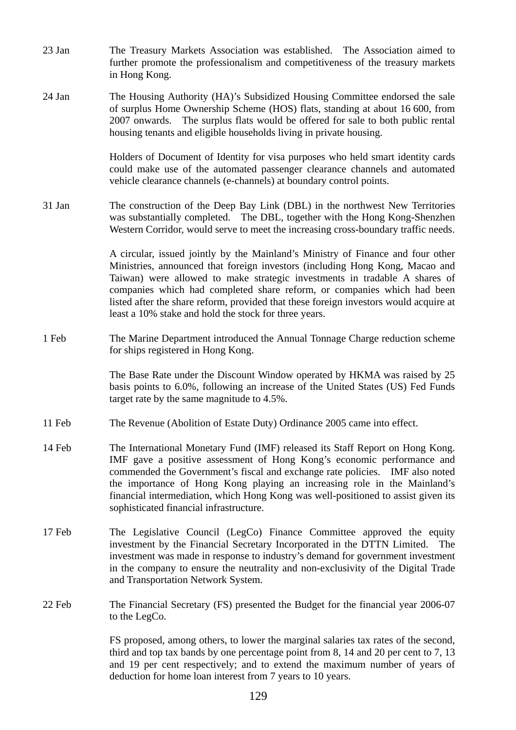| | |
|---|---|
| 23 Jan | The Treasury Markets Association was established. The Association aimed to further promote the professionalism and competitiveness of the treasury markets in Hong Kong. |
| 24 Jan | The Housing Authority (HA)'s Subsidized Housing Committee endorsed the sale of surplus Home Ownership Scheme (HOS) flats, standing at about 16 600, from 2007 onwards. The surplus flats would be offered for sale to both public rental housing tenants and eligible households living in private housing. |
| | Holders of Document of Identity for visa purposes who held smart identity cards could make use of the automated passenger clearance channels and automated vehicle clearance channels (e-channels) at boundary control points. |
| 31 Jan | The construction of the Deep Bay Link (DBL) in the northwest New Territories was substantially completed. The DBL, together with the Hong Kong-Shenzhen Western Corridor, would serve to meet the increasing cross-boundary traffic needs. |
| | A circular, issued jointly by the Mainland's Ministry of Finance and four other Ministries, announced that foreign investors (including Hong Kong, Macao and Taiwan) were allowed to make strategic investments in tradable A shares of companies which had completed share reform, or companies which had been listed after the share reform, provided that these foreign investors would acquire at least a 10% stake and hold the stock for three years. |
| 1 Feb | The Marine Department introduced the Annual Tonnage Charge reduction scheme for ships registered in Hong Kong. |
| | The Base Rate under the Discount Window operated by HKMA was raised by 25 basis points to 6.0%, following an increase of the United States (US) Fed Funds target rate by the same magnitude to 4.5%. |
| 11 Feb | The Revenue (Abolition of Estate Duty) Ordinance 2005 came into effect. |
| 14 Feb | The International Monetary Fund (IMF) released its Staff Report on Hong Kong. IMF gave a positive assessment of Hong Kong's economic performance and commended the Government's fiscal and exchange rate policies. IMF also noted the importance of Hong Kong playing an increasing role in the Mainland's financial intermediation, which Hong Kong was well-positioned to assist given its sophisticated financial infrastructure. |
| 17 Feb | The Legislative Council (LegCo) Finance Committee approved the equity investment by the Financial Secretary Incorporated in the DTTN Limited. The investment was made in response to industry's demand for government investment in the company to ensure the neutrality and non-exclusivity of the Digital Trade and Transportation Network System. |
| 22 Feb | The Financial Secretary (FS) presented the Budget for the financial year 2006-07 to the LegCo. |
| | FS proposed, among others, to lower the marginal salaries tax rates of the second, third and top tax bands by one percentage point from 8, 14 and 20 per cent to 7, 13 and 19 per cent respectively; and to extend the maximum number of years of deduction for home loan interest from 7 years to 10 years. |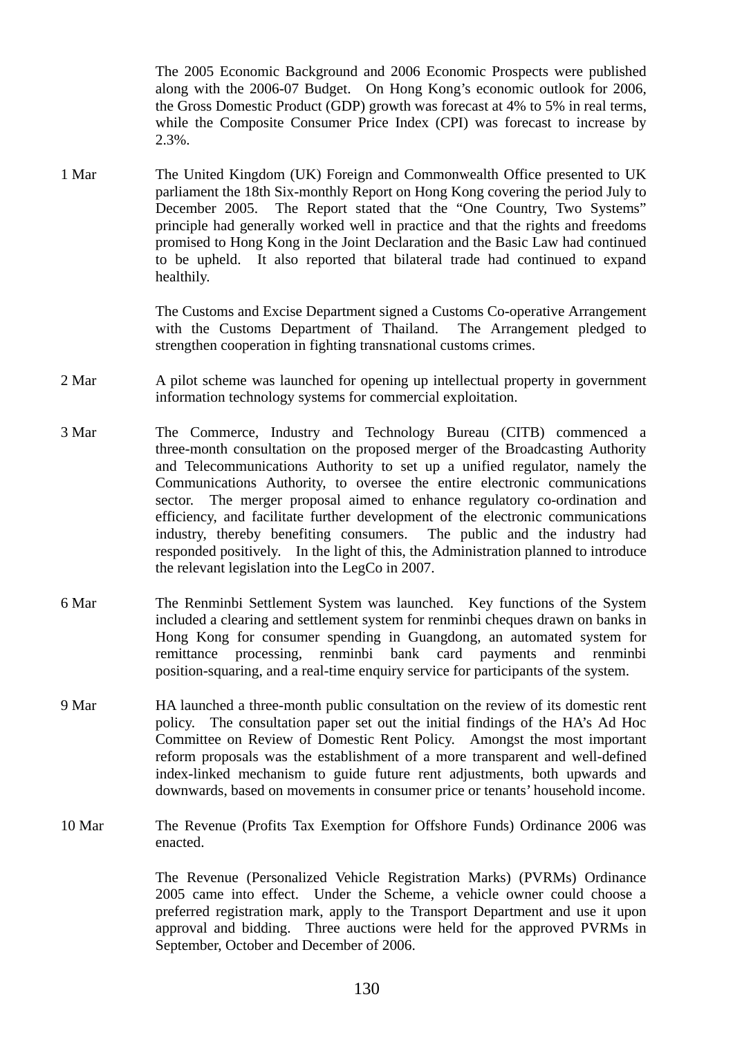The 2005 Economic Background and 2006 Economic Prospects were published along with the 2006-07 Budget. On Hong Kong's economic outlook for 2006, the Gross Domestic Product (GDP) growth was forecast at 4% to 5% in real terms, while the Composite Consumer Price Index (CPI) was forecast to increase by 2.3%.

1 Mar — The United Kingdom (UK) Foreign and Commonwealth Office presented to UK parliament the 18th Six-monthly Report on Hong Kong covering the period July to December 2005. The Report stated that the "One Country, Two Systems" principle had generally worked well in practice and that the rights and freedoms promised to Hong Kong in the Joint Declaration and the Basic Law had continued to be upheld. It also reported that bilateral trade had continued to expand healthily.

The Customs and Excise Department signed a Customs Co-operative Arrangement with the Customs Department of Thailand. The Arrangement pledged to strengthen cooperation in fighting transnational customs crimes.

2 Mar — A pilot scheme was launched for opening up intellectual property in government information technology systems for commercial exploitation.

3 Mar — The Commerce, Industry and Technology Bureau (CITB) commenced a three-month consultation on the proposed merger of the Broadcasting Authority and Telecommunications Authority to set up a unified regulator, namely the Communications Authority, to oversee the entire electronic communications sector. The merger proposal aimed to enhance regulatory co-ordination and efficiency, and facilitate further development of the electronic communications industry, thereby benefiting consumers. The public and the industry had responded positively. In the light of this, the Administration planned to introduce the relevant legislation into the LegCo in 2007.

6 Mar — The Renminbi Settlement System was launched. Key functions of the System included a clearing and settlement system for renminbi cheques drawn on banks in Hong Kong for consumer spending in Guangdong, an automated system for remittance processing, renminbi bank card payments and renminbi position-squaring, and a real-time enquiry service for participants of the system.

9 Mar — HA launched a three-month public consultation on the review of its domestic rent policy. The consultation paper set out the initial findings of the HA's Ad Hoc Committee on Review of Domestic Rent Policy. Amongst the most important reform proposals was the establishment of a more transparent and well-defined index-linked mechanism to guide future rent adjustments, both upwards and downwards, based on movements in consumer price or tenants' household income.

10 Mar — The Revenue (Profits Tax Exemption for Offshore Funds) Ordinance 2006 was enacted.

The Revenue (Personalized Vehicle Registration Marks) (PVRMs) Ordinance 2005 came into effect. Under the Scheme, a vehicle owner could choose a preferred registration mark, apply to the Transport Department and use it upon approval and bidding. Three auctions were held for the approved PVRMs in September, October and December of 2006.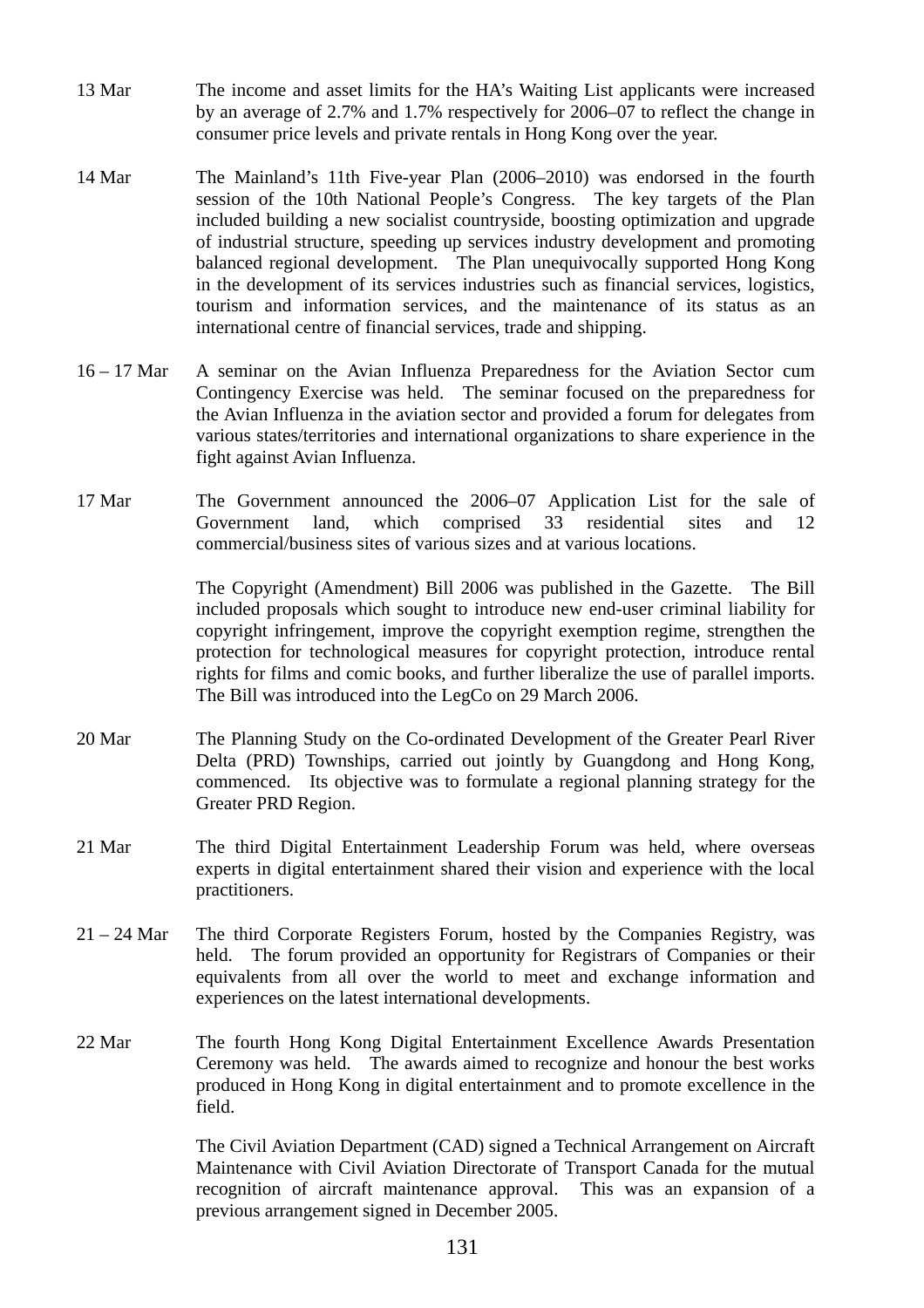13 Mar The income and asset limits for the HA's Waiting List applicants were increased by an average of 2.7% and 1.7% respectively for 2006–07 to reflect the change in consumer price levels and private rentals in Hong Kong over the year.

14 Mar The Mainland's 11th Five-year Plan (2006–2010) was endorsed in the fourth session of the 10th National People's Congress. The key targets of the Plan included building a new socialist countryside, boosting optimization and upgrade of industrial structure, speeding up services industry development and promoting balanced regional development. The Plan unequivocally supported Hong Kong in the development of its services industries such as financial services, logistics, tourism and information services, and the maintenance of its status as an international centre of financial services, trade and shipping.

16 – 17 Mar A seminar on the Avian Influenza Preparedness for the Aviation Sector cum Contingency Exercise was held. The seminar focused on the preparedness for the Avian Influenza in the aviation sector and provided a forum for delegates from various states/territories and international organizations to share experience in the fight against Avian Influenza.

17 Mar The Government announced the 2006–07 Application List for the sale of Government land, which comprised 33 residential sites and 12 commercial/business sites of various sizes and at various locations.

The Copyright (Amendment) Bill 2006 was published in the Gazette. The Bill included proposals which sought to introduce new end-user criminal liability for copyright infringement, improve the copyright exemption regime, strengthen the protection for technological measures for copyright protection, introduce rental rights for films and comic books, and further liberalize the use of parallel imports. The Bill was introduced into the LegCo on 29 March 2006.

20 Mar The Planning Study on the Co-ordinated Development of the Greater Pearl River Delta (PRD) Townships, carried out jointly by Guangdong and Hong Kong, commenced. Its objective was to formulate a regional planning strategy for the Greater PRD Region.

21 Mar The third Digital Entertainment Leadership Forum was held, where overseas experts in digital entertainment shared their vision and experience with the local practitioners.

21 – 24 Mar The third Corporate Registers Forum, hosted by the Companies Registry, was held. The forum provided an opportunity for Registrars of Companies or their equivalents from all over the world to meet and exchange information and experiences on the latest international developments.

22 Mar The fourth Hong Kong Digital Entertainment Excellence Awards Presentation Ceremony was held. The awards aimed to recognize and honour the best works produced in Hong Kong in digital entertainment and to promote excellence in the field.

The Civil Aviation Department (CAD) signed a Technical Arrangement on Aircraft Maintenance with Civil Aviation Directorate of Transport Canada for the mutual recognition of aircraft maintenance approval. This was an expansion of a previous arrangement signed in December 2005.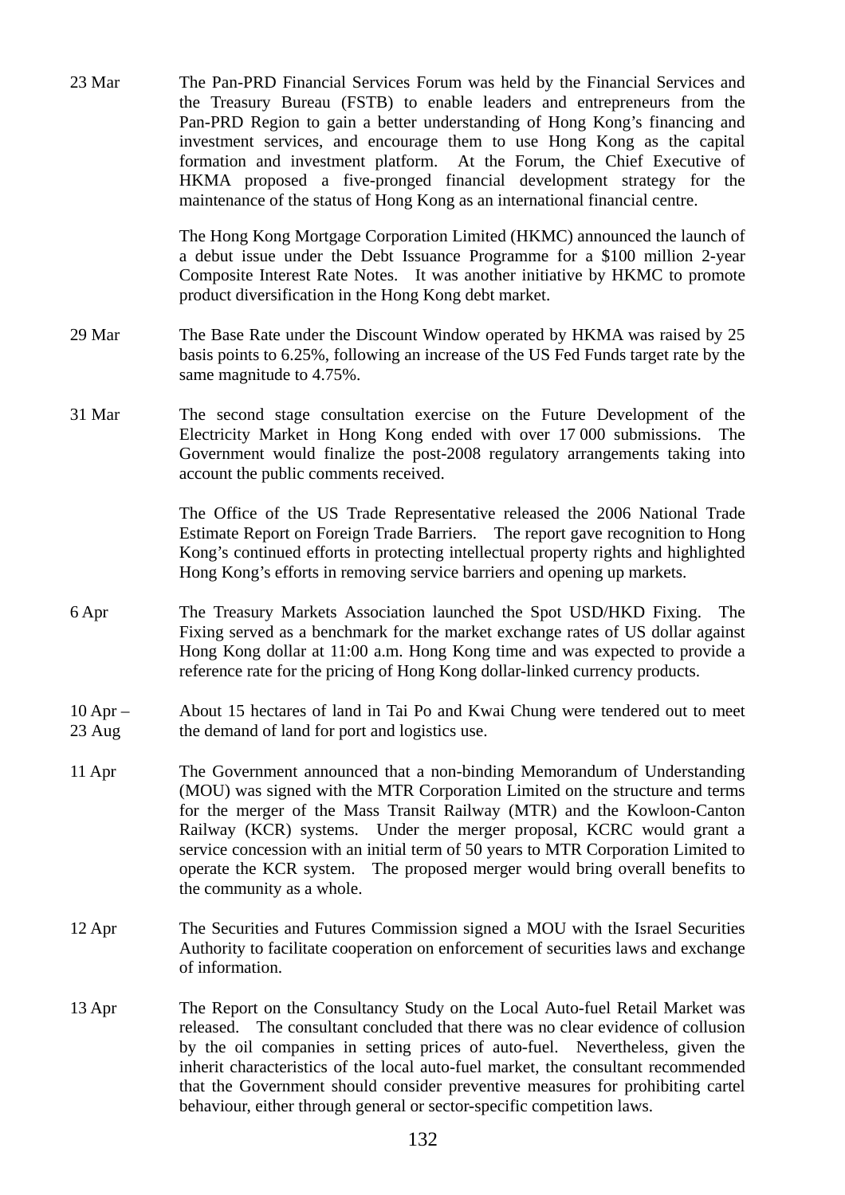| | |
|---|---|
| 23 Mar | The Pan-PRD Financial Services Forum was held by the Financial Services and the Treasury Bureau (FSTB) to enable leaders and entrepreneurs from the Pan-PRD Region to gain a better understanding of Hong Kong's financing and investment services, and encourage them to use Hong Kong as the capital formation and investment platform. At the Forum, the Chief Executive of HKMA proposed a five-pronged financial development strategy for the maintenance of the status of Hong Kong as an international financial centre. |
| | The Hong Kong Mortgage Corporation Limited (HKMC) announced the launch of a debut issue under the Debt Issuance Programme for a \$100 million 2-year Composite Interest Rate Notes. It was another initiative by HKMC to promote product diversification in the Hong Kong debt market. |
| 29 Mar | The Base Rate under the Discount Window operated by HKMA was raised by 25 basis points to 6.25%, following an increase of the US Fed Funds target rate by the same magnitude to 4.75%. |
| 31 Mar | The second stage consultation exercise on the Future Development of the Electricity Market in Hong Kong ended with over 17 000 submissions. The Government would finalize the post-2008 regulatory arrangements taking into account the public comments received. |
| | The Office of the US Trade Representative released the 2006 National Trade Estimate Report on Foreign Trade Barriers. The report gave recognition to Hong Kong's continued efforts in protecting intellectual property rights and highlighted Hong Kong's efforts in removing service barriers and opening up markets. |
| 6 Apr | The Treasury Markets Association launched the Spot USD/HKD Fixing. The Fixing served as a benchmark for the market exchange rates of US dollar against Hong Kong dollar at 11:00 a.m. Hong Kong time and was expected to provide a reference rate for the pricing of Hong Kong dollar-linked currency products. |
| 10 Apr – 23 Aug | About 15 hectares of land in Tai Po and Kwai Chung were tendered out to meet the demand of land for port and logistics use. |
| 11 Apr | The Government announced that a non-binding Memorandum of Understanding (MOU) was signed with the MTR Corporation Limited on the structure and terms for the merger of the Mass Transit Railway (MTR) and the Kowloon-Canton Railway (KCR) systems. Under the merger proposal, KCRC would grant a service concession with an initial term of 50 years to MTR Corporation Limited to operate the KCR system. The proposed merger would bring overall benefits to the community as a whole. |
| 12 Apr | The Securities and Futures Commission signed a MOU with the Israel Securities Authority to facilitate cooperation on enforcement of securities laws and exchange of information. |
| 13 Apr | The Report on the Consultancy Study on the Local Auto-fuel Retail Market was released. The consultant concluded that there was no clear evidence of collusion by the oil companies in setting prices of auto-fuel. Nevertheless, given the inherit characteristics of the local auto-fuel market, the consultant recommended that the Government should consider preventive measures for prohibiting cartel behaviour, either through general or sector-specific competition laws. |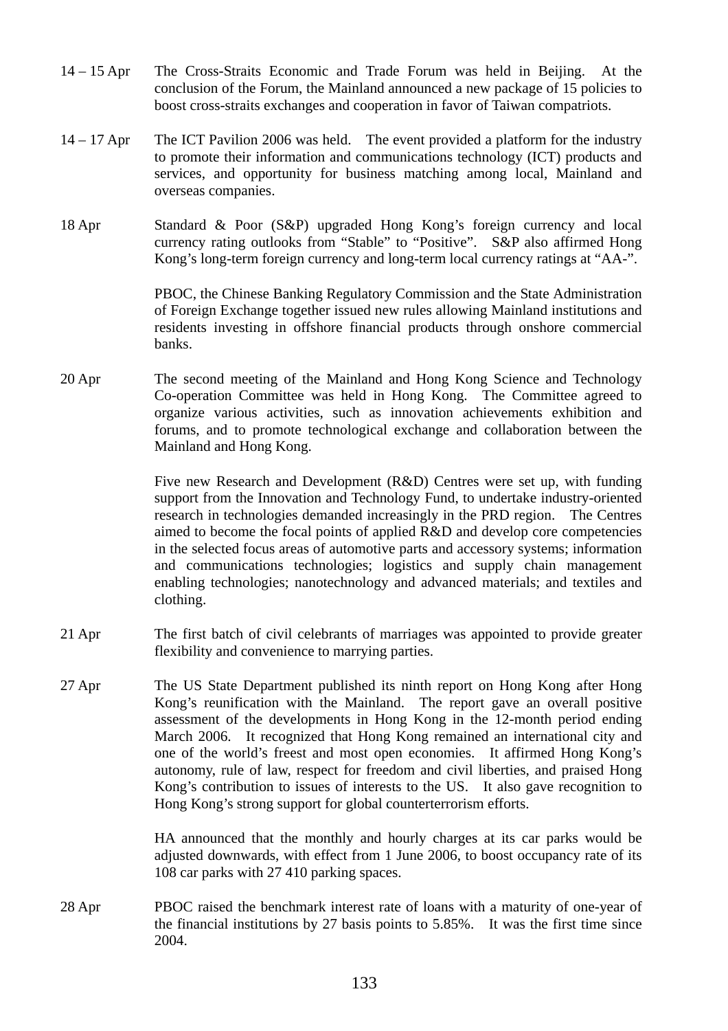| | |
|---|---|
| 14 – 15 Apr | The Cross-Straits Economic and Trade Forum was held in Beijing. At the conclusion of the Forum, the Mainland announced a new package of 15 policies to boost cross-straits exchanges and cooperation in favor of Taiwan compatriots. |
| 14 – 17 Apr | The ICT Pavilion 2006 was held. The event provided a platform for the industry to promote their information and communications technology (ICT) products and services, and opportunity for business matching among local, Mainland and overseas companies. |
| 18 Apr | Standard & Poor (S&P) upgraded Hong Kong's foreign currency and local currency rating outlooks from "Stable" to "Positive". S&P also affirmed Hong Kong's long-term foreign currency and long-term local currency ratings at "AA-". |
| | PBOC, the Chinese Banking Regulatory Commission and the State Administration of Foreign Exchange together issued new rules allowing Mainland institutions and residents investing in offshore financial products through onshore commercial banks. |
| 20 Apr | The second meeting of the Mainland and Hong Kong Science and Technology Co-operation Committee was held in Hong Kong. The Committee agreed to organize various activities, such as innovation achievements exhibition and forums, and to promote technological exchange and collaboration between the Mainland and Hong Kong. |
| | Five new Research and Development (R&D) Centres were set up, with funding support from the Innovation and Technology Fund, to undertake industry-oriented research in technologies demanded increasingly in the PRD region. The Centres aimed to become the focal points of applied R&D and develop core competencies in the selected focus areas of automotive parts and accessory systems; information and communications technologies; logistics and supply chain management enabling technologies; nanotechnology and advanced materials; and textiles and clothing. |
| 21 Apr | The first batch of civil celebrants of marriages was appointed to provide greater flexibility and convenience to marrying parties. |
| 27 Apr | The US State Department published its ninth report on Hong Kong after Hong Kong's reunification with the Mainland. The report gave an overall positive assessment of the developments in Hong Kong in the 12-month period ending March 2006. It recognized that Hong Kong remained an international city and one of the world's freest and most open economies. It affirmed Hong Kong's autonomy, rule of law, respect for freedom and civil liberties, and praised Hong Kong's contribution to issues of interests to the US. It also gave recognition to Hong Kong's strong support for global counterterrorism efforts. |
| | HA announced that the monthly and hourly charges at its car parks would be adjusted downwards, with effect from 1 June 2006, to boost occupancy rate of its 108 car parks with 27 410 parking spaces. |
| 28 Apr | PBOC raised the benchmark interest rate of loans with a maturity of one-year of the financial institutions by 27 basis points to 5.85%. It was the first time since 2004. |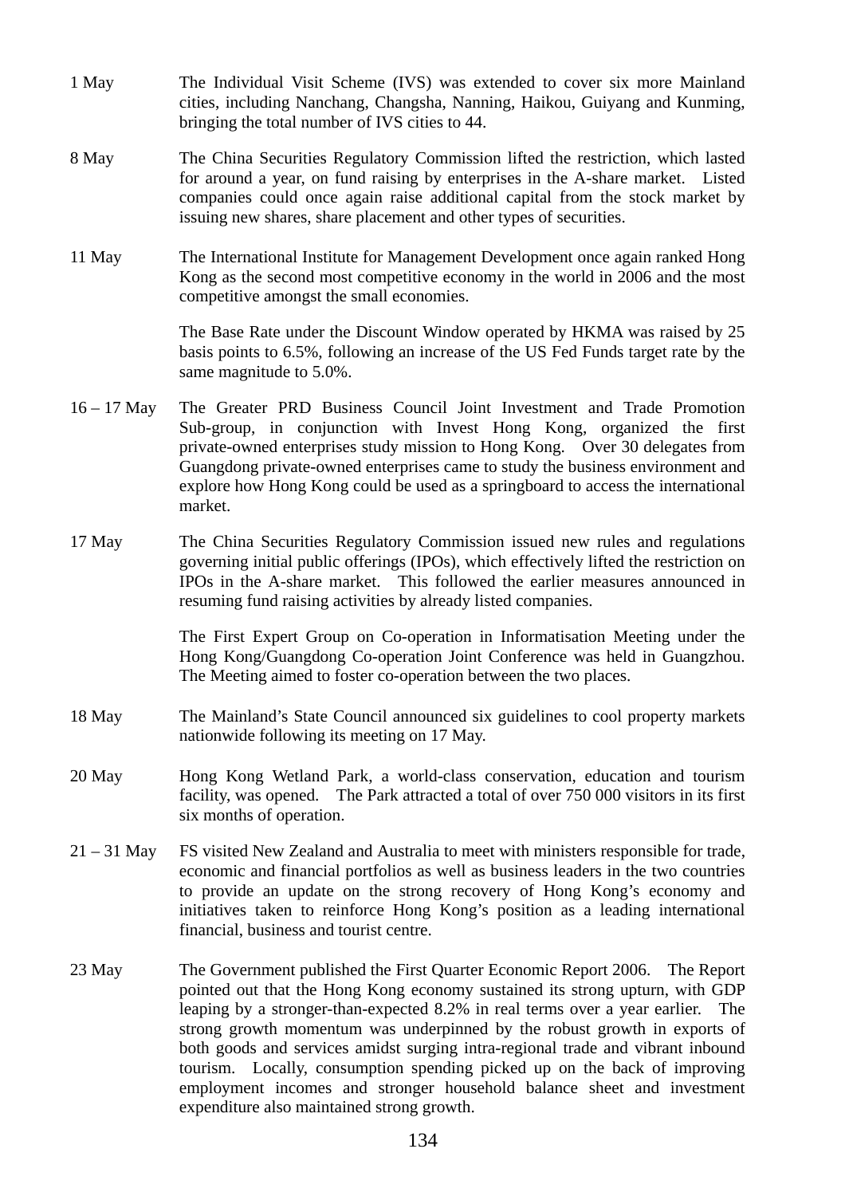1 May The Individual Visit Scheme (IVS) was extended to cover six more Mainland cities, including Nanchang, Changsha, Nanning, Haikou, Guiyang and Kunming, bringing the total number of IVS cities to 44.

8 May The China Securities Regulatory Commission lifted the restriction, which lasted for around a year, on fund raising by enterprises in the A-share market. Listed companies could once again raise additional capital from the stock market by issuing new shares, share placement and other types of securities.

11 May The International Institute for Management Development once again ranked Hong Kong as the second most competitive economy in the world in 2006 and the most competitive amongst the small economies.

The Base Rate under the Discount Window operated by HKMA was raised by 25 basis points to 6.5%, following an increase of the US Fed Funds target rate by the same magnitude to 5.0%.

16 – 17 May The Greater PRD Business Council Joint Investment and Trade Promotion Sub-group, in conjunction with Invest Hong Kong, organized the first private-owned enterprises study mission to Hong Kong. Over 30 delegates from Guangdong private-owned enterprises came to study the business environment and explore how Hong Kong could be used as a springboard to access the international market.

17 May The China Securities Regulatory Commission issued new rules and regulations governing initial public offerings (IPOs), which effectively lifted the restriction on IPOs in the A-share market. This followed the earlier measures announced in resuming fund raising activities by already listed companies.

The First Expert Group on Co-operation in Informatisation Meeting under the Hong Kong/Guangdong Co-operation Joint Conference was held in Guangzhou. The Meeting aimed to foster co-operation between the two places.

18 May The Mainland's State Council announced six guidelines to cool property markets nationwide following its meeting on 17 May.

20 May Hong Kong Wetland Park, a world-class conservation, education and tourism facility, was opened. The Park attracted a total of over 750 000 visitors in its first six months of operation.

21 – 31 May FS visited New Zealand and Australia to meet with ministers responsible for trade, economic and financial portfolios as well as business leaders in the two countries to provide an update on the strong recovery of Hong Kong's economy and initiatives taken to reinforce Hong Kong's position as a leading international financial, business and tourist centre.

23 May The Government published the First Quarter Economic Report 2006. The Report pointed out that the Hong Kong economy sustained its strong upturn, with GDP leaping by a stronger-than-expected 8.2% in real terms over a year earlier. The strong growth momentum was underpinned by the robust growth in exports of both goods and services amidst surging intra-regional trade and vibrant inbound tourism. Locally, consumption spending picked up on the back of improving employment incomes and stronger household balance sheet and investment expenditure also maintained strong growth.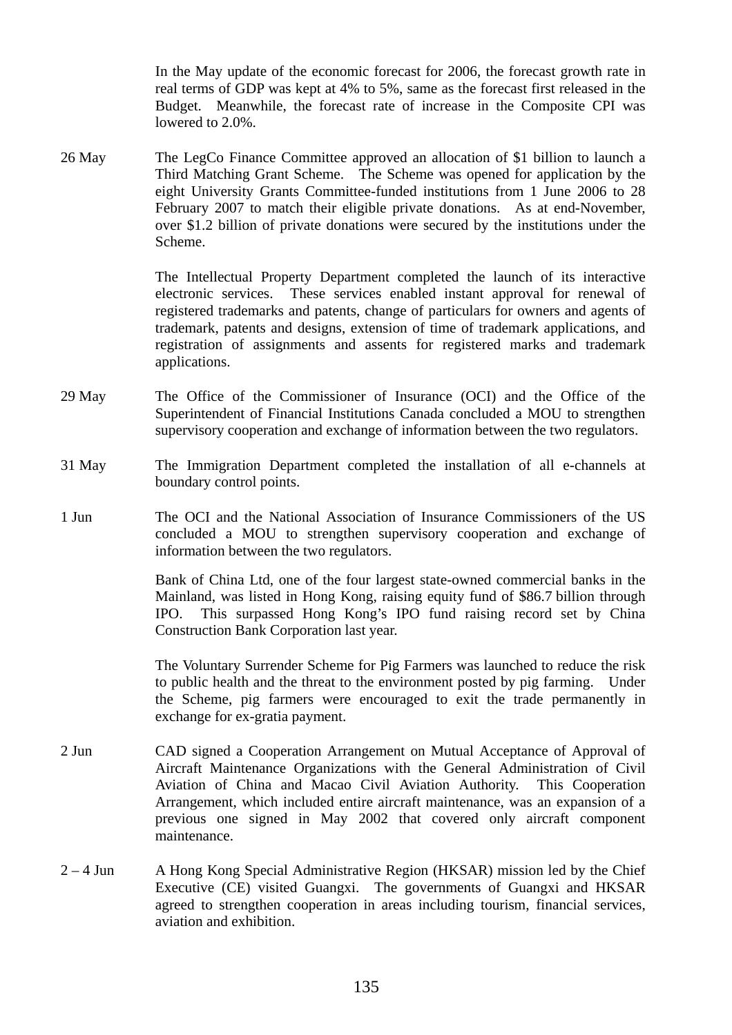In the May update of the economic forecast for 2006, the forecast growth rate in real terms of GDP was kept at 4% to 5%, same as the forecast first released in the Budget. Meanwhile, the forecast rate of increase in the Composite CPI was lowered to 2.0%.

26 May The LegCo Finance Committee approved an allocation of $1 billion to launch a Third Matching Grant Scheme. The Scheme was opened for application by the eight University Grants Committee-funded institutions from 1 June 2006 to 28 February 2007 to match their eligible private donations. As at end-November, over $1.2 billion of private donations were secured by the institutions under the Scheme.

The Intellectual Property Department completed the launch of its interactive electronic services. These services enabled instant approval for renewal of registered trademarks and patents, change of particulars for owners and agents of trademark, patents and designs, extension of time of trademark applications, and registration of assignments and assents for registered marks and trademark applications.

29 May The Office of the Commissioner of Insurance (OCI) and the Office of the Superintendent of Financial Institutions Canada concluded a MOU to strengthen supervisory cooperation and exchange of information between the two regulators.

31 May The Immigration Department completed the installation of all e-channels at boundary control points.

1 Jun The OCI and the National Association of Insurance Commissioners of the US concluded a MOU to strengthen supervisory cooperation and exchange of information between the two regulators.

Bank of China Ltd, one of the four largest state-owned commercial banks in the Mainland, was listed in Hong Kong, raising equity fund of $86.7 billion through IPO. This surpassed Hong Kong's IPO fund raising record set by China Construction Bank Corporation last year.

The Voluntary Surrender Scheme for Pig Farmers was launched to reduce the risk to public health and the threat to the environment posted by pig farming. Under the Scheme, pig farmers were encouraged to exit the trade permanently in exchange for ex-gratia payment.

2 Jun CAD signed a Cooperation Arrangement on Mutual Acceptance of Approval of Aircraft Maintenance Organizations with the General Administration of Civil Aviation of China and Macao Civil Aviation Authority. This Cooperation Arrangement, which included entire aircraft maintenance, was an expansion of a previous one signed in May 2002 that covered only aircraft component maintenance.

2 – 4 Jun A Hong Kong Special Administrative Region (HKSAR) mission led by the Chief Executive (CE) visited Guangxi. The governments of Guangxi and HKSAR agreed to strengthen cooperation in areas including tourism, financial services, aviation and exhibition.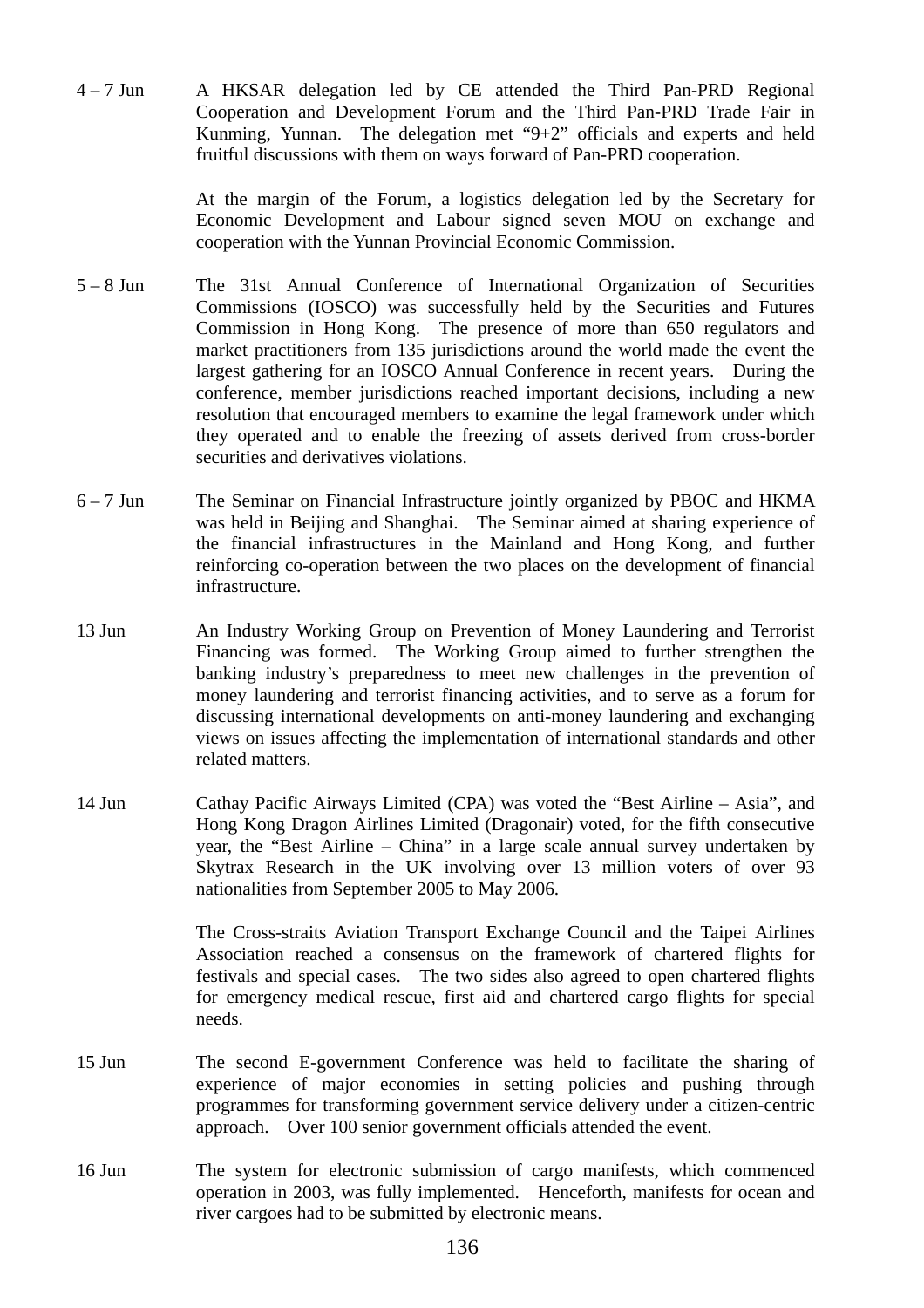4 – 7 Jun A HKSAR delegation led by CE attended the Third Pan-PRD Regional Cooperation and Development Forum and the Third Pan-PRD Trade Fair in Kunming, Yunnan. The delegation met "9+2" officials and experts and held fruitful discussions with them on ways forward of Pan-PRD cooperation.

At the margin of the Forum, a logistics delegation led by the Secretary for Economic Development and Labour signed seven MOU on exchange and cooperation with the Yunnan Provincial Economic Commission.

5 – 8 Jun The 31st Annual Conference of International Organization of Securities Commissions (IOSCO) was successfully held by the Securities and Futures Commission in Hong Kong. The presence of more than 650 regulators and market practitioners from 135 jurisdictions around the world made the event the largest gathering for an IOSCO Annual Conference in recent years. During the conference, member jurisdictions reached important decisions, including a new resolution that encouraged members to examine the legal framework under which they operated and to enable the freezing of assets derived from cross-border securities and derivatives violations.

6 – 7 Jun The Seminar on Financial Infrastructure jointly organized by PBOC and HKMA was held in Beijing and Shanghai. The Seminar aimed at sharing experience of the financial infrastructures in the Mainland and Hong Kong, and further reinforcing co-operation between the two places on the development of financial infrastructure.

13 Jun An Industry Working Group on Prevention of Money Laundering and Terrorist Financing was formed. The Working Group aimed to further strengthen the banking industry's preparedness to meet new challenges in the prevention of money laundering and terrorist financing activities, and to serve as a forum for discussing international developments on anti-money laundering and exchanging views on issues affecting the implementation of international standards and other related matters.

14 Jun Cathay Pacific Airways Limited (CPA) was voted the "Best Airline – Asia", and Hong Kong Dragon Airlines Limited (Dragonair) voted, for the fifth consecutive year, the "Best Airline – China" in a large scale annual survey undertaken by Skytrax Research in the UK involving over 13 million voters of over 93 nationalities from September 2005 to May 2006.

The Cross-straits Aviation Transport Exchange Council and the Taipei Airlines Association reached a consensus on the framework of chartered flights for festivals and special cases. The two sides also agreed to open chartered flights for emergency medical rescue, first aid and chartered cargo flights for special needs.

15 Jun The second E-government Conference was held to facilitate the sharing of experience of major economies in setting policies and pushing through programmes for transforming government service delivery under a citizen-centric approach. Over 100 senior government officials attended the event.

16 Jun The system for electronic submission of cargo manifests, which commenced operation in 2003, was fully implemented. Henceforth, manifests for ocean and river cargoes had to be submitted by electronic means.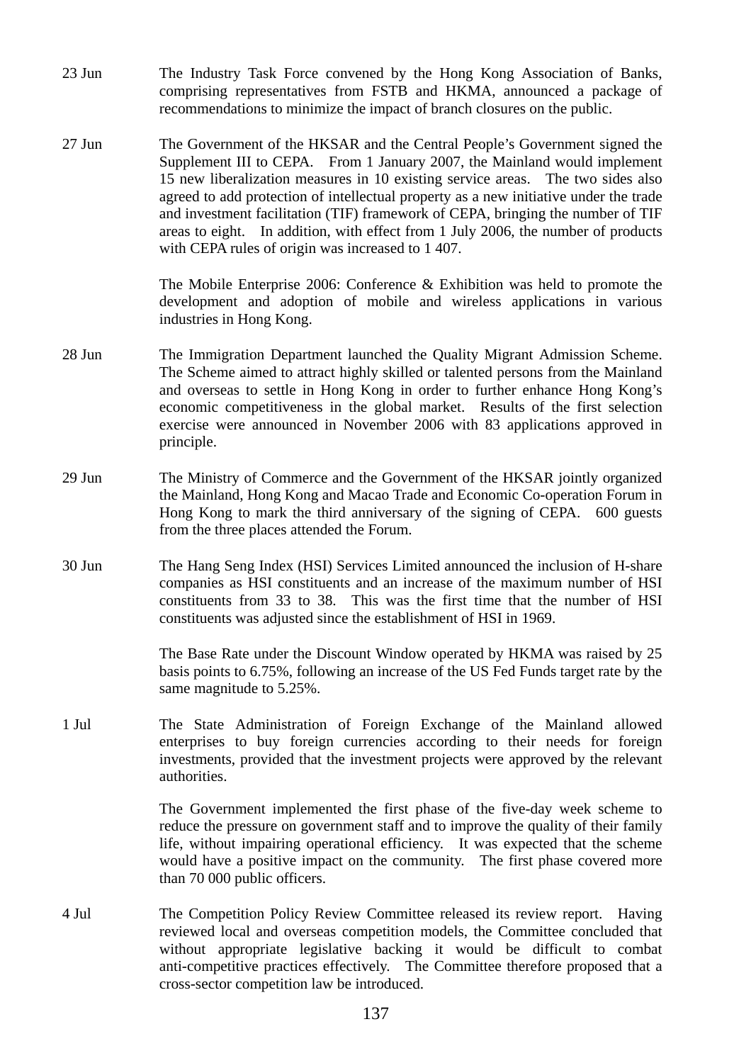23 Jun The Industry Task Force convened by the Hong Kong Association of Banks, comprising representatives from FSTB and HKMA, announced a package of recommendations to minimize the impact of branch closures on the public.

27 Jun The Government of the HKSAR and the Central People's Government signed the Supplement III to CEPA. From 1 January 2007, the Mainland would implement 15 new liberalization measures in 10 existing service areas. The two sides also agreed to add protection of intellectual property as a new initiative under the trade and investment facilitation (TIF) framework of CEPA, bringing the number of TIF areas to eight. In addition, with effect from 1 July 2006, the number of products with CEPA rules of origin was increased to 1 407.

The Mobile Enterprise 2006: Conference & Exhibition was held to promote the development and adoption of mobile and wireless applications in various industries in Hong Kong.

28 Jun The Immigration Department launched the Quality Migrant Admission Scheme. The Scheme aimed to attract highly skilled or talented persons from the Mainland and overseas to settle in Hong Kong in order to further enhance Hong Kong's economic competitiveness in the global market. Results of the first selection exercise were announced in November 2006 with 83 applications approved in principle.

29 Jun The Ministry of Commerce and the Government of the HKSAR jointly organized the Mainland, Hong Kong and Macao Trade and Economic Co-operation Forum in Hong Kong to mark the third anniversary of the signing of CEPA. 600 guests from the three places attended the Forum.

30 Jun The Hang Seng Index (HSI) Services Limited announced the inclusion of H-share companies as HSI constituents and an increase of the maximum number of HSI constituents from 33 to 38. This was the first time that the number of HSI constituents was adjusted since the establishment of HSI in 1969.

The Base Rate under the Discount Window operated by HKMA was raised by 25 basis points to 6.75%, following an increase of the US Fed Funds target rate by the same magnitude to 5.25%.

1 Jul The State Administration of Foreign Exchange of the Mainland allowed enterprises to buy foreign currencies according to their needs for foreign investments, provided that the investment projects were approved by the relevant authorities.

The Government implemented the first phase of the five-day week scheme to reduce the pressure on government staff and to improve the quality of their family life, without impairing operational efficiency. It was expected that the scheme would have a positive impact on the community. The first phase covered more than 70 000 public officers.

4 Jul The Competition Policy Review Committee released its review report. Having reviewed local and overseas competition models, the Committee concluded that without appropriate legislative backing it would be difficult to combat anti-competitive practices effectively. The Committee therefore proposed that a cross-sector competition law be introduced.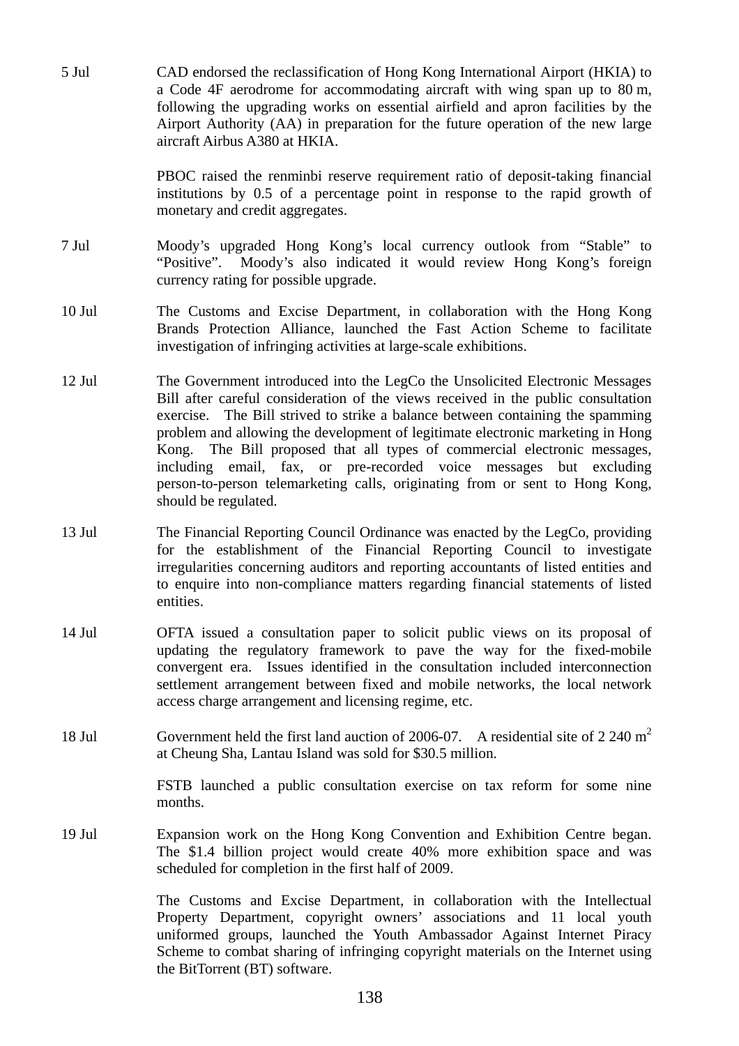5 Jul — CAD endorsed the reclassification of Hong Kong International Airport (HKIA) to a Code 4F aerodrome for accommodating aircraft with wing span up to 80 m, following the upgrading works on essential airfield and apron facilities by the Airport Authority (AA) in preparation for the future operation of the new large aircraft Airbus A380 at HKIA.

PBOC raised the renminbi reserve requirement ratio of deposit-taking financial institutions by 0.5 of a percentage point in response to the rapid growth of monetary and credit aggregates.

7 Jul — Moody's upgraded Hong Kong's local currency outlook from "Stable" to "Positive". Moody's also indicated it would review Hong Kong's foreign currency rating for possible upgrade.

10 Jul — The Customs and Excise Department, in collaboration with the Hong Kong Brands Protection Alliance, launched the Fast Action Scheme to facilitate investigation of infringing activities at large-scale exhibitions.

12 Jul — The Government introduced into the LegCo the Unsolicited Electronic Messages Bill after careful consideration of the views received in the public consultation exercise. The Bill strived to strike a balance between containing the spamming problem and allowing the development of legitimate electronic marketing in Hong Kong. The Bill proposed that all types of commercial electronic messages, including email, fax, or pre-recorded voice messages but excluding person-to-person telemarketing calls, originating from or sent to Hong Kong, should be regulated.

13 Jul — The Financial Reporting Council Ordinance was enacted by the LegCo, providing for the establishment of the Financial Reporting Council to investigate irregularities concerning auditors and reporting accountants of listed entities and to enquire into non-compliance matters regarding financial statements of listed entities.

14 Jul — OFTA issued a consultation paper to solicit public views on its proposal of updating the regulatory framework to pave the way for the fixed-mobile convergent era. Issues identified in the consultation included interconnection settlement arrangement between fixed and mobile networks, the local network access charge arrangement and licensing regime, etc.

18 Jul — Government held the first land auction of 2006-07. A residential site of 2 240 $m^2$ at Cheung Sha, Lantau Island was sold for $30.5 million.

FSTB launched a public consultation exercise on tax reform for some nine months.

19 Jul — Expansion work on the Hong Kong Convention and Exhibition Centre began. The $1.4 billion project would create 40% more exhibition space and was scheduled for completion in the first half of 2009.

The Customs and Excise Department, in collaboration with the Intellectual Property Department, copyright owners' associations and 11 local youth uniformed groups, launched the Youth Ambassador Against Internet Piracy Scheme to combat sharing of infringing copyright materials on the Internet using the BitTorrent (BT) software.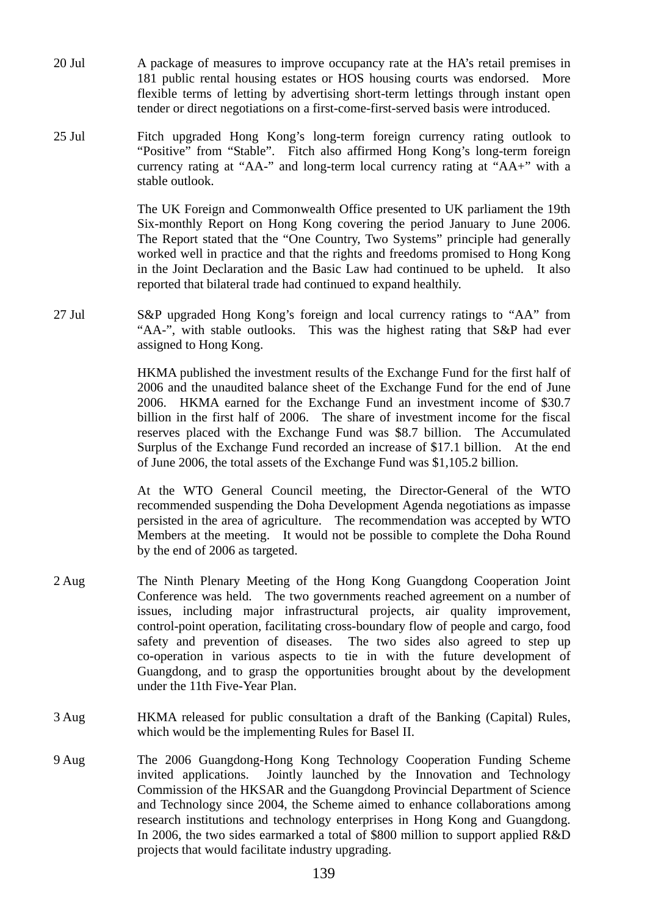20 Jul A package of measures to improve occupancy rate at the HA's retail premises in 181 public rental housing estates or HOS housing courts was endorsed. More flexible terms of letting by advertising short-term lettings through instant open tender or direct negotiations on a first-come-first-served basis were introduced.

25 Jul Fitch upgraded Hong Kong's long-term foreign currency rating outlook to "Positive" from "Stable". Fitch also affirmed Hong Kong's long-term foreign currency rating at "AA-" and long-term local currency rating at "AA+" with a stable outlook.

The UK Foreign and Commonwealth Office presented to UK parliament the 19th Six-monthly Report on Hong Kong covering the period January to June 2006. The Report stated that the "One Country, Two Systems" principle had generally worked well in practice and that the rights and freedoms promised to Hong Kong in the Joint Declaration and the Basic Law had continued to be upheld. It also reported that bilateral trade had continued to expand healthily.

27 Jul S&P upgraded Hong Kong's foreign and local currency ratings to "AA" from "AA-", with stable outlooks. This was the highest rating that S&P had ever assigned to Hong Kong.

HKMA published the investment results of the Exchange Fund for the first half of 2006 and the unaudited balance sheet of the Exchange Fund for the end of June 2006. HKMA earned for the Exchange Fund an investment income of $30.7 billion in the first half of 2006. The share of investment income for the fiscal reserves placed with the Exchange Fund was $8.7 billion. The Accumulated Surplus of the Exchange Fund recorded an increase of $17.1 billion. At the end of June 2006, the total assets of the Exchange Fund was $1,105.2 billion.

At the WTO General Council meeting, the Director-General of the WTO recommended suspending the Doha Development Agenda negotiations as impasse persisted in the area of agriculture. The recommendation was accepted by WTO Members at the meeting. It would not be possible to complete the Doha Round by the end of 2006 as targeted.

2 Aug The Ninth Plenary Meeting of the Hong Kong Guangdong Cooperation Joint Conference was held. The two governments reached agreement on a number of issues, including major infrastructural projects, air quality improvement, control-point operation, facilitating cross-boundary flow of people and cargo, food safety and prevention of diseases. The two sides also agreed to step up co-operation in various aspects to tie in with the future development of Guangdong, and to grasp the opportunities brought about by the development under the 11th Five-Year Plan.

3 Aug HKMA released for public consultation a draft of the Banking (Capital) Rules, which would be the implementing Rules for Basel II.

9 Aug The 2006 Guangdong-Hong Kong Technology Cooperation Funding Scheme invited applications. Jointly launched by the Innovation and Technology Commission of the HKSAR and the Guangdong Provincial Department of Science and Technology since 2004, the Scheme aimed to enhance collaborations among research institutions and technology enterprises in Hong Kong and Guangdong. In 2006, the two sides earmarked a total of $800 million to support applied R&D projects that would facilitate industry upgrading.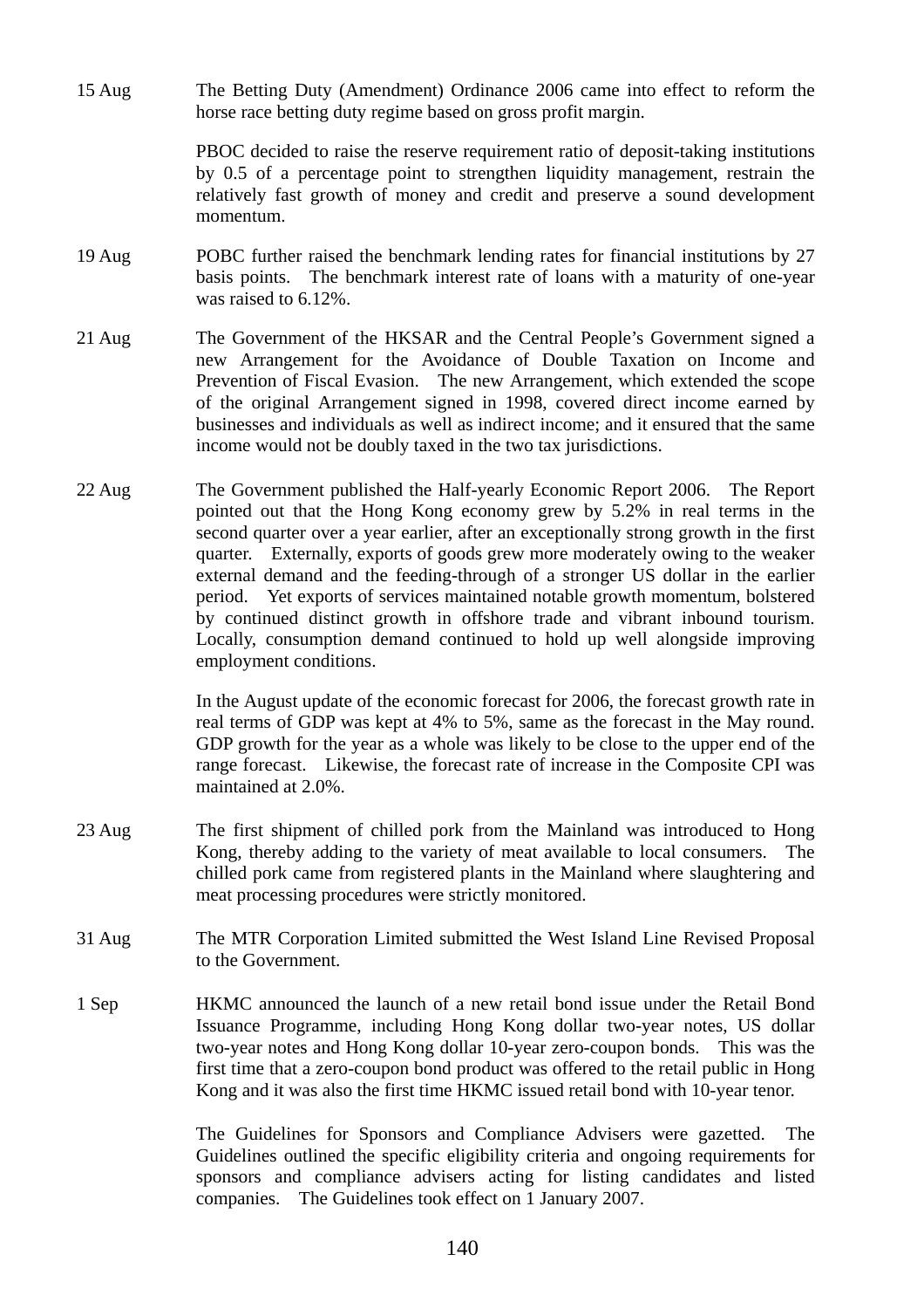| | |
|---|---|
| 15 Aug | The Betting Duty (Amendment) Ordinance 2006 came into effect to reform the horse race betting duty regime based on gross profit margin. |
| | PBOC decided to raise the reserve requirement ratio of deposit-taking institutions by 0.5 of a percentage point to strengthen liquidity management, restrain the relatively fast growth of money and credit and preserve a sound development momentum. |
| 19 Aug | POBC further raised the benchmark lending rates for financial institutions by 27 basis points. The benchmark interest rate of loans with a maturity of one-year was raised to 6.12%. |
| 21 Aug | The Government of the HKSAR and the Central People's Government signed a new Arrangement for the Avoidance of Double Taxation on Income and Prevention of Fiscal Evasion. The new Arrangement, which extended the scope of the original Arrangement signed in 1998, covered direct income earned by businesses and individuals as well as indirect income; and it ensured that the same income would not be doubly taxed in the two tax jurisdictions. |
| 22 Aug | The Government published the Half-yearly Economic Report 2006. The Report pointed out that the Hong Kong economy grew by 5.2% in real terms in the second quarter over a year earlier, after an exceptionally strong growth in the first quarter. Externally, exports of goods grew more moderately owing to the weaker external demand and the feeding-through of a stronger US dollar in the earlier period. Yet exports of services maintained notable growth momentum, bolstered by continued distinct growth in offshore trade and vibrant inbound tourism. Locally, consumption demand continued to hold up well alongside improving employment conditions. |
| | In the August update of the economic forecast for 2006, the forecast growth rate in real terms of GDP was kept at 4% to 5%, same as the forecast in the May round. GDP growth for the year as a whole was likely to be close to the upper end of the range forecast. Likewise, the forecast rate of increase in the Composite CPI was maintained at 2.0%. |
| 23 Aug | The first shipment of chilled pork from the Mainland was introduced to Hong Kong, thereby adding to the variety of meat available to local consumers. The chilled pork came from registered plants in the Mainland where slaughtering and meat processing procedures were strictly monitored. |
| 31 Aug | The MTR Corporation Limited submitted the West Island Line Revised Proposal to the Government. |
| 1 Sep | HKMC announced the launch of a new retail bond issue under the Retail Bond Issuance Programme, including Hong Kong dollar two-year notes, US dollar two-year notes and Hong Kong dollar 10-year zero-coupon bonds. This was the first time that a zero-coupon bond product was offered to the retail public in Hong Kong and it was also the first time HKMC issued retail bond with 10-year tenor. |
| | The Guidelines for Sponsors and Compliance Advisers were gazetted. The Guidelines outlined the specific eligibility criteria and ongoing requirements for sponsors and compliance advisers acting for listing candidates and listed companies. The Guidelines took effect on 1 January 2007. |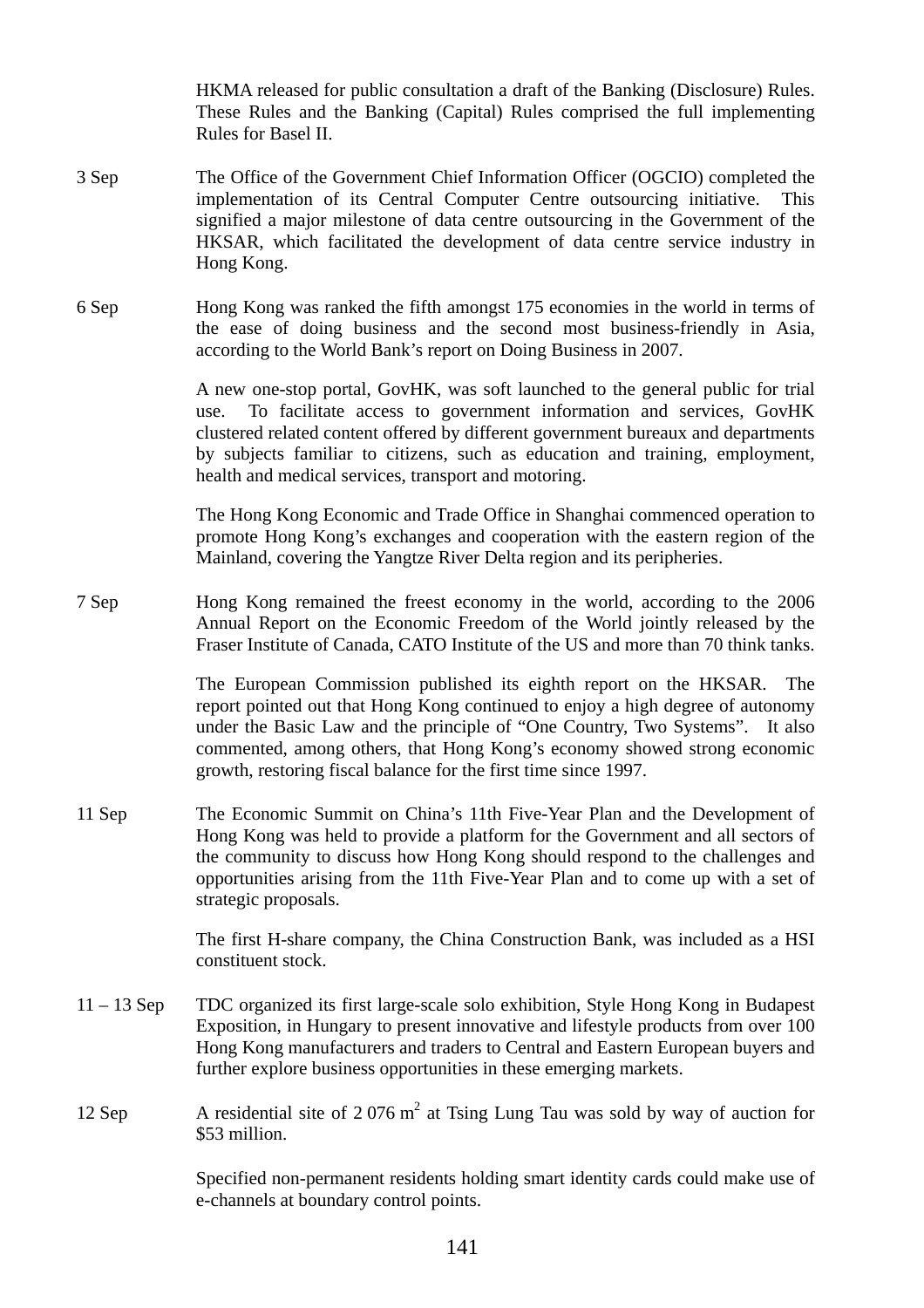HKMA released for public consultation a draft of the Banking (Disclosure) Rules. These Rules and the Banking (Capital) Rules comprised the full implementing Rules for Basel II.

| | |
|---|---|
| 3 Sep | The Office of the Government Chief Information Officer (OGCIO) completed the implementation of its Central Computer Centre outsourcing initiative. This signified a major milestone of data centre outsourcing in the Government of the HKSAR, which facilitated the development of data centre service industry in Hong Kong. |
| 6 Sep | Hong Kong was ranked the fifth amongst 175 economies in the world in terms of the ease of doing business and the second most business-friendly in Asia, according to the World Bank's report on Doing Business in 2007. |
| | A new one-stop portal, GovHK, was soft launched to the general public for trial use. To facilitate access to government information and services, GovHK clustered related content offered by different government bureaux and departments by subjects familiar to citizens, such as education and training, employment, health and medical services, transport and motoring. |
| | The Hong Kong Economic and Trade Office in Shanghai commenced operation to promote Hong Kong's exchanges and cooperation with the eastern region of the Mainland, covering the Yangtze River Delta region and its peripheries. |
| 7 Sep | Hong Kong remained the freest economy in the world, according to the 2006 Annual Report on the Economic Freedom of the World jointly released by the Fraser Institute of Canada, CATO Institute of the US and more than 70 think tanks. |
| | The European Commission published its eighth report on the HKSAR. The report pointed out that Hong Kong continued to enjoy a high degree of autonomy under the Basic Law and the principle of "One Country, Two Systems". It also commented, among others, that Hong Kong's economy showed strong economic growth, restoring fiscal balance for the first time since 1997. |
| 11 Sep | The Economic Summit on China's 11th Five-Year Plan and the Development of Hong Kong was held to provide a platform for the Government and all sectors of the community to discuss how Hong Kong should respond to the challenges and opportunities arising from the 11th Five-Year Plan and to come up with a set of strategic proposals. |
| | The first H-share company, the China Construction Bank, was included as a HSI constituent stock. |
| 11 – 13 Sep | TDC organized its first large-scale solo exhibition, Style Hong Kong in Budapest Exposition, in Hungary to present innovative and lifestyle products from over 100 Hong Kong manufacturers and traders to Central and Eastern European buyers and further explore business opportunities in these emerging markets. |
| 12 Sep | A residential site of 2 076 $m^2$ at Tsing Lung Tau was sold by way of auction for $53 million. |
| | Specified non-permanent residents holding smart identity cards could make use of e-channels at boundary control points. |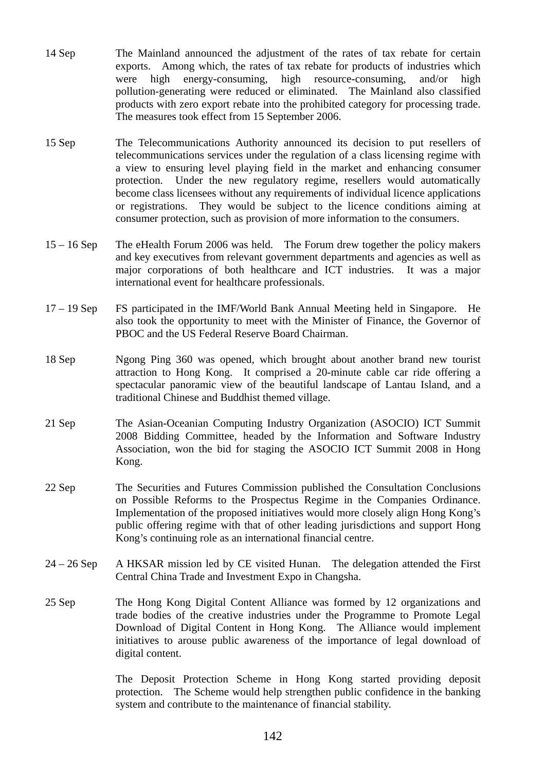| | |
|---|---|
| 14 Sep | The Mainland announced the adjustment of the rates of tax rebate for certain exports. Among which, the rates of tax rebate for products of industries which were high energy-consuming, high resource-consuming, and/or high pollution-generating were reduced or eliminated. The Mainland also classified products with zero export rebate into the prohibited category for processing trade. The measures took effect from 15 September 2006. |
| 15 Sep | The Telecommunications Authority announced its decision to put resellers of telecommunications services under the regulation of a class licensing regime with a view to ensuring level playing field in the market and enhancing consumer protection. Under the new regulatory regime, resellers would automatically become class licensees without any requirements of individual licence applications or registrations. They would be subject to the licence conditions aiming at consumer protection, such as provision of more information to the consumers. |
| 15 – 16 Sep | The eHealth Forum 2006 was held. The Forum drew together the policy makers and key executives from relevant government departments and agencies as well as major corporations of both healthcare and ICT industries. It was a major international event for healthcare professionals. |
| 17 – 19 Sep | FS participated in the IMF/World Bank Annual Meeting held in Singapore. He also took the opportunity to meet with the Minister of Finance, the Governor of PBOC and the US Federal Reserve Board Chairman. |
| 18 Sep | Ngong Ping 360 was opened, which brought about another brand new tourist attraction to Hong Kong. It comprised a 20-minute cable car ride offering a spectacular panoramic view of the beautiful landscape of Lantau Island, and a traditional Chinese and Buddhist themed village. |
| 21 Sep | The Asian-Oceanian Computing Industry Organization (ASOCIO) ICT Summit 2008 Bidding Committee, headed by the Information and Software Industry Association, won the bid for staging the ASOCIO ICT Summit 2008 in Hong Kong. |
| 22 Sep | The Securities and Futures Commission published the Consultation Conclusions on Possible Reforms to the Prospectus Regime in the Companies Ordinance. Implementation of the proposed initiatives would more closely align Hong Kong's public offering regime with that of other leading jurisdictions and support Hong Kong's continuing role as an international financial centre. |
| 24 – 26 Sep | A HKSAR mission led by CE visited Hunan. The delegation attended the First Central China Trade and Investment Expo in Changsha. |
| 25 Sep | The Hong Kong Digital Content Alliance was formed by 12 organizations and trade bodies of the creative industries under the Programme to Promote Legal Download of Digital Content in Hong Kong. The Alliance would implement initiatives to arouse public awareness of the importance of legal download of digital content. |
| | The Deposit Protection Scheme in Hong Kong started providing deposit protection. The Scheme would help strengthen public confidence in the banking system and contribute to the maintenance of financial stability. |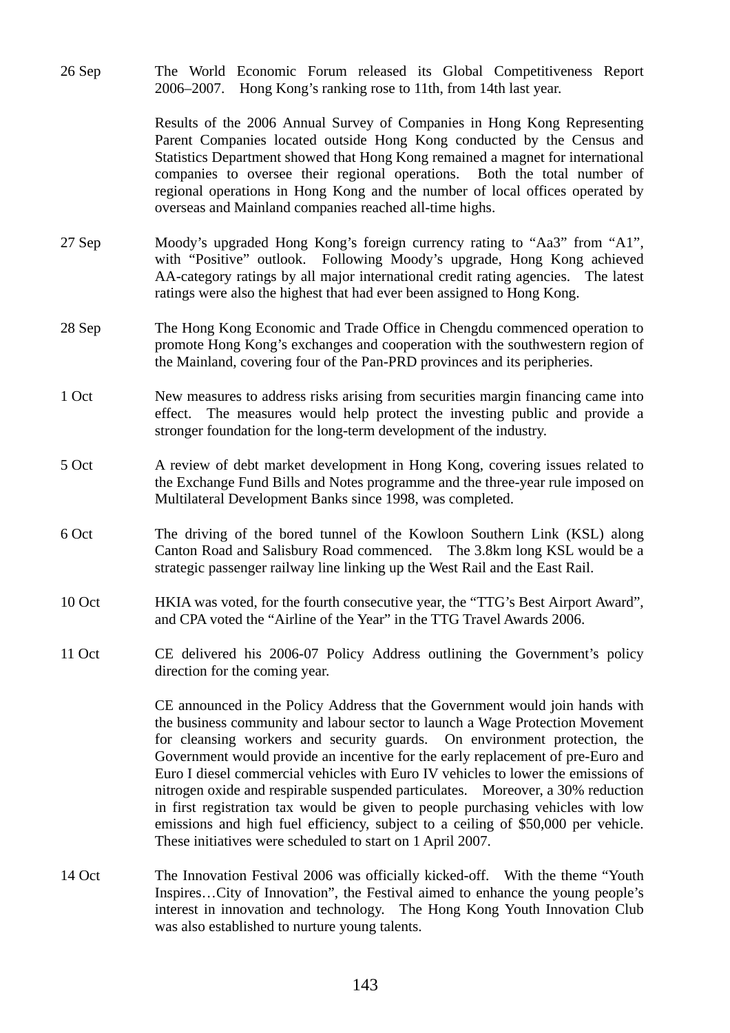| | |
|---|---|
| 26 Sep | The World Economic Forum released its Global Competitiveness Report 2006–2007. Hong Kong's ranking rose to 11th, from 14th last year. |
| | Results of the 2006 Annual Survey of Companies in Hong Kong Representing Parent Companies located outside Hong Kong conducted by the Census and Statistics Department showed that Hong Kong remained a magnet for international companies to oversee their regional operations. Both the total number of regional operations in Hong Kong and the number of local offices operated by overseas and Mainland companies reached all-time highs. |
| 27 Sep | Moody's upgraded Hong Kong's foreign currency rating to "Aa3" from "A1", with "Positive" outlook. Following Moody's upgrade, Hong Kong achieved AA-category ratings by all major international credit rating agencies. The latest ratings were also the highest that had ever been assigned to Hong Kong. |
| 28 Sep | The Hong Kong Economic and Trade Office in Chengdu commenced operation to promote Hong Kong's exchanges and cooperation with the southwestern region of the Mainland, covering four of the Pan-PRD provinces and its peripheries. |
| 1 Oct | New measures to address risks arising from securities margin financing came into effect. The measures would help protect the investing public and provide a stronger foundation for the long-term development of the industry. |
| 5 Oct | A review of debt market development in Hong Kong, covering issues related to the Exchange Fund Bills and Notes programme and the three-year rule imposed on Multilateral Development Banks since 1998, was completed. |
| 6 Oct | The driving of the bored tunnel of the Kowloon Southern Link (KSL) along Canton Road and Salisbury Road commenced. The 3.8km long KSL would be a strategic passenger railway line linking up the West Rail and the East Rail. |
| 10 Oct | HKIA was voted, for the fourth consecutive year, the "TTG's Best Airport Award", and CPA voted the "Airline of the Year" in the TTG Travel Awards 2006. |
| 11 Oct | CE delivered his 2006-07 Policy Address outlining the Government's policy direction for the coming year. |
| | CE announced in the Policy Address that the Government would join hands with the business community and labour sector to launch a Wage Protection Movement for cleansing workers and security guards. On environment protection, the Government would provide an incentive for the early replacement of pre-Euro and Euro I diesel commercial vehicles with Euro IV vehicles to lower the emissions of nitrogen oxide and respirable suspended particulates. Moreover, a 30% reduction in first registration tax would be given to people purchasing vehicles with low emissions and high fuel efficiency, subject to a ceiling of $50,000 per vehicle. These initiatives were scheduled to start on 1 April 2007. |
| 14 Oct | The Innovation Festival 2006 was officially kicked-off. With the theme "Youth Inspires…City of Innovation", the Festival aimed to enhance the young people's interest in innovation and technology. The Hong Kong Youth Innovation Club was also established to nurture young talents. |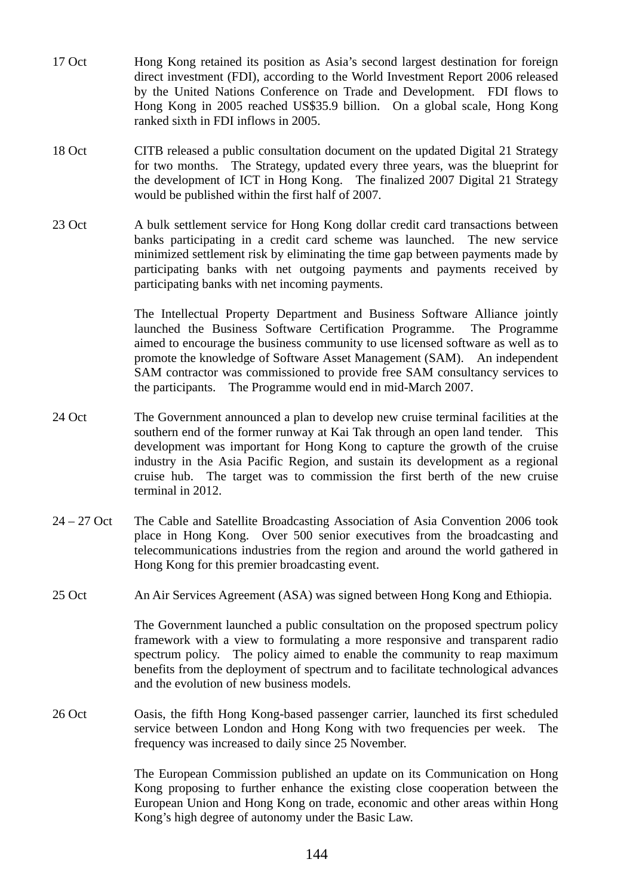17 Oct — Hong Kong retained its position as Asia's second largest destination for foreign direct investment (FDI), according to the World Investment Report 2006 released by the United Nations Conference on Trade and Development. FDI flows to Hong Kong in 2005 reached US$35.9 billion. On a global scale, Hong Kong ranked sixth in FDI inflows in 2005.

18 Oct — CITB released a public consultation document on the updated Digital 21 Strategy for two months. The Strategy, updated every three years, was the blueprint for the development of ICT in Hong Kong. The finalized 2007 Digital 21 Strategy would be published within the first half of 2007.

23 Oct — A bulk settlement service for Hong Kong dollar credit card transactions between banks participating in a credit card scheme was launched. The new service minimized settlement risk by eliminating the time gap between payments made by participating banks with net outgoing payments and payments received by participating banks with net incoming payments.

The Intellectual Property Department and Business Software Alliance jointly launched the Business Software Certification Programme. The Programme aimed to encourage the business community to use licensed software as well as to promote the knowledge of Software Asset Management (SAM). An independent SAM contractor was commissioned to provide free SAM consultancy services to the participants. The Programme would end in mid-March 2007.

24 Oct — The Government announced a plan to develop new cruise terminal facilities at the southern end of the former runway at Kai Tak through an open land tender. This development was important for Hong Kong to capture the growth of the cruise industry in the Asia Pacific Region, and sustain its development as a regional cruise hub. The target was to commission the first berth of the new cruise terminal in 2012.

24 – 27 Oct — The Cable and Satellite Broadcasting Association of Asia Convention 2006 took place in Hong Kong. Over 500 senior executives from the broadcasting and telecommunications industries from the region and around the world gathered in Hong Kong for this premier broadcasting event.

25 Oct — An Air Services Agreement (ASA) was signed between Hong Kong and Ethiopia.

The Government launched a public consultation on the proposed spectrum policy framework with a view to formulating a more responsive and transparent radio spectrum policy. The policy aimed to enable the community to reap maximum benefits from the deployment of spectrum and to facilitate technological advances and the evolution of new business models.

26 Oct — Oasis, the fifth Hong Kong-based passenger carrier, launched its first scheduled service between London and Hong Kong with two frequencies per week. The frequency was increased to daily since 25 November.

The European Commission published an update on its Communication on Hong Kong proposing to further enhance the existing close cooperation between the European Union and Hong Kong on trade, economic and other areas within Hong Kong's high degree of autonomy under the Basic Law.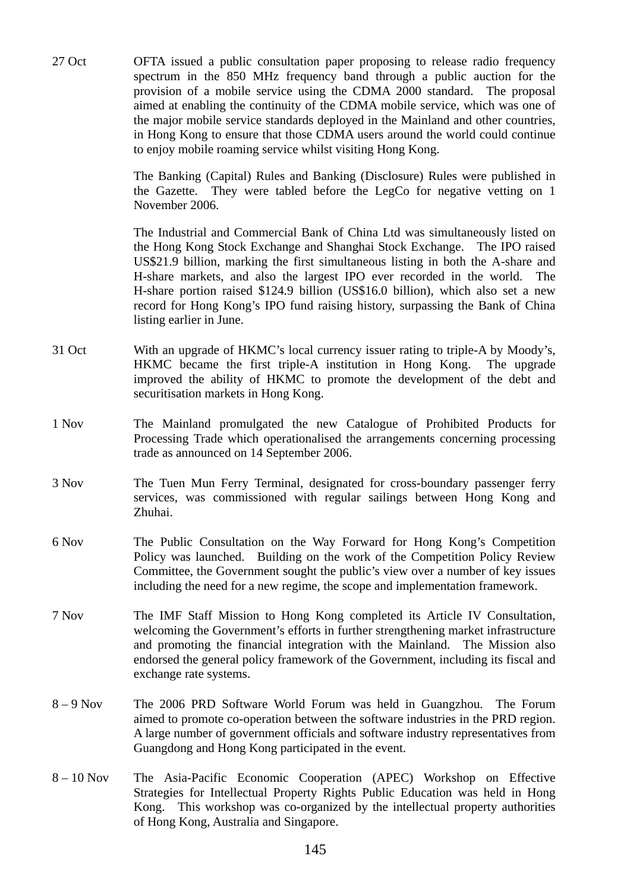| | |
|---|---|
| 27 Oct | OFTA issued a public consultation paper proposing to release radio frequency spectrum in the 850 MHz frequency band through a public auction for the provision of a mobile service using the CDMA 2000 standard. The proposal aimed at enabling the continuity of the CDMA mobile service, which was one of the major mobile service standards deployed in the Mainland and other countries, in Hong Kong to ensure that those CDMA users around the world could continue to enjoy mobile roaming service whilst visiting Hong Kong. |
| | The Banking (Capital) Rules and Banking (Disclosure) Rules were published in the Gazette. They were tabled before the LegCo for negative vetting on 1 November 2006. |
| | The Industrial and Commercial Bank of China Ltd was simultaneously listed on the Hong Kong Stock Exchange and Shanghai Stock Exchange. The IPO raised US$21.9 billion, marking the first simultaneous listing in both the A-share and H-share markets, and also the largest IPO ever recorded in the world. The H-share portion raised $124.9 billion (US$16.0 billion), which also set a new record for Hong Kong's IPO fund raising history, surpassing the Bank of China listing earlier in June. |
| 31 Oct | With an upgrade of HKMC's local currency issuer rating to triple-A by Moody's, HKMC became the first triple-A institution in Hong Kong. The upgrade improved the ability of HKMC to promote the development of the debt and securitisation markets in Hong Kong. |
| 1 Nov | The Mainland promulgated the new Catalogue of Prohibited Products for Processing Trade which operationalised the arrangements concerning processing trade as announced on 14 September 2006. |
| 3 Nov | The Tuen Mun Ferry Terminal, designated for cross-boundary passenger ferry services, was commissioned with regular sailings between Hong Kong and Zhuhai. |
| 6 Nov | The Public Consultation on the Way Forward for Hong Kong's Competition Policy was launched. Building on the work of the Competition Policy Review Committee, the Government sought the public's view over a number of key issues including the need for a new regime, the scope and implementation framework. |
| 7 Nov | The IMF Staff Mission to Hong Kong completed its Article IV Consultation, welcoming the Government's efforts in further strengthening market infrastructure and promoting the financial integration with the Mainland. The Mission also endorsed the general policy framework of the Government, including its fiscal and exchange rate systems. |
| 8 – 9 Nov | The 2006 PRD Software World Forum was held in Guangzhou. The Forum aimed to promote co-operation between the software industries in the PRD region. A large number of government officials and software industry representatives from Guangdong and Hong Kong participated in the event. |
| 8 – 10 Nov | The Asia-Pacific Economic Cooperation (APEC) Workshop on Effective Strategies for Intellectual Property Rights Public Education was held in Hong Kong. This workshop was co-organized by the intellectual property authorities of Hong Kong, Australia and Singapore. |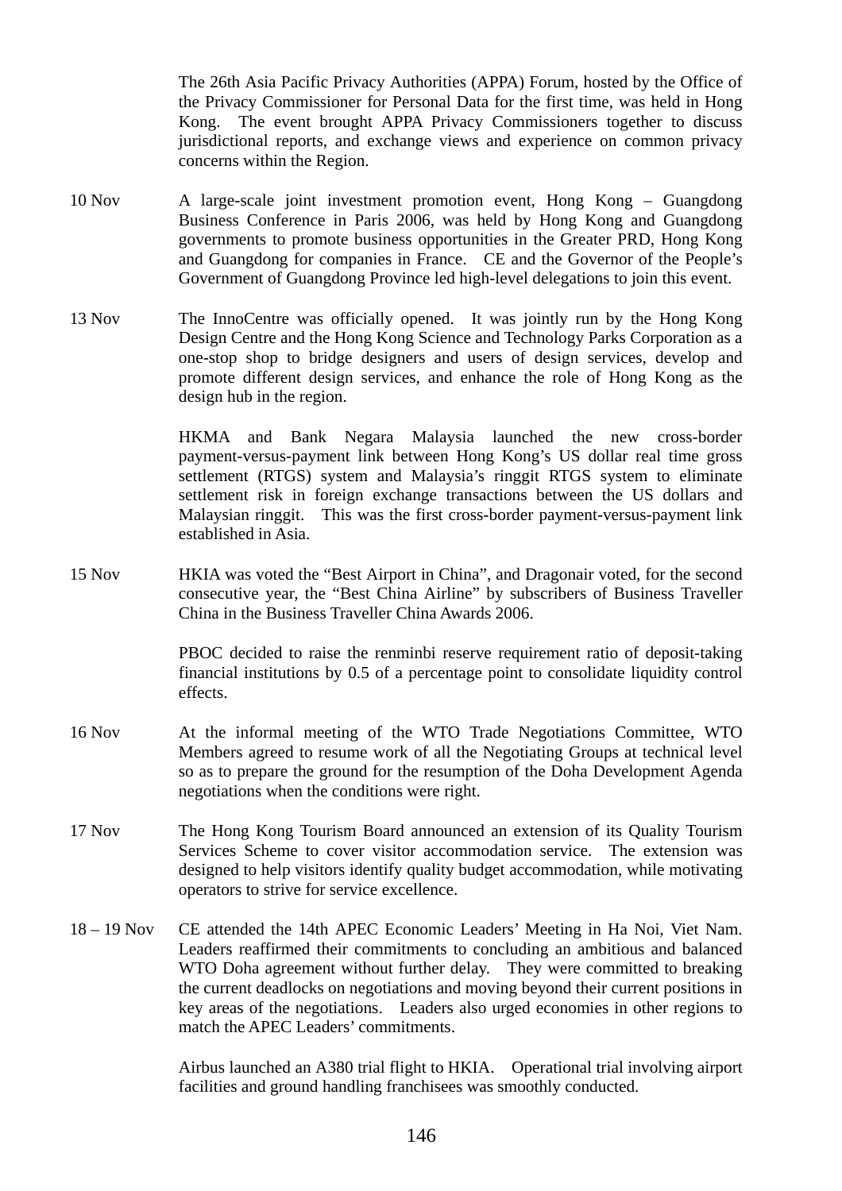The 26th Asia Pacific Privacy Authorities (APPA) Forum, hosted by the Office of the Privacy Commissioner for Personal Data for the first time, was held in Hong Kong. The event brought APPA Privacy Commissioners together to discuss jurisdictional reports, and exchange views and experience on common privacy concerns within the Region.

10 Nov A large-scale joint investment promotion event, Hong Kong – Guangdong Business Conference in Paris 2006, was held by Hong Kong and Guangdong governments to promote business opportunities in the Greater PRD, Hong Kong and Guangdong for companies in France. CE and the Governor of the People's Government of Guangdong Province led high-level delegations to join this event.

13 Nov The InnoCentre was officially opened. It was jointly run by the Hong Kong Design Centre and the Hong Kong Science and Technology Parks Corporation as a one-stop shop to bridge designers and users of design services, develop and promote different design services, and enhance the role of Hong Kong as the design hub in the region.

HKMA and Bank Negara Malaysia launched the new cross-border payment-versus-payment link between Hong Kong's US dollar real time gross settlement (RTGS) system and Malaysia's ringgit RTGS system to eliminate settlement risk in foreign exchange transactions between the US dollars and Malaysian ringgit. This was the first cross-border payment-versus-payment link established in Asia.

15 Nov HKIA was voted the "Best Airport in China", and Dragonair voted, for the second consecutive year, the "Best China Airline" by subscribers of Business Traveller China in the Business Traveller China Awards 2006.

PBOC decided to raise the renminbi reserve requirement ratio of deposit-taking financial institutions by 0.5 of a percentage point to consolidate liquidity control effects.

16 Nov At the informal meeting of the WTO Trade Negotiations Committee, WTO Members agreed to resume work of all the Negotiating Groups at technical level so as to prepare the ground for the resumption of the Doha Development Agenda negotiations when the conditions were right.

17 Nov The Hong Kong Tourism Board announced an extension of its Quality Tourism Services Scheme to cover visitor accommodation service. The extension was designed to help visitors identify quality budget accommodation, while motivating operators to strive for service excellence.

18 – 19 Nov CE attended the 14th APEC Economic Leaders' Meeting in Ha Noi, Viet Nam. Leaders reaffirmed their commitments to concluding an ambitious and balanced WTO Doha agreement without further delay. They were committed to breaking the current deadlocks on negotiations and moving beyond their current positions in key areas of the negotiations. Leaders also urged economies in other regions to match the APEC Leaders' commitments.

Airbus launched an A380 trial flight to HKIA. Operational trial involving airport facilities and ground handling franchisees was smoothly conducted.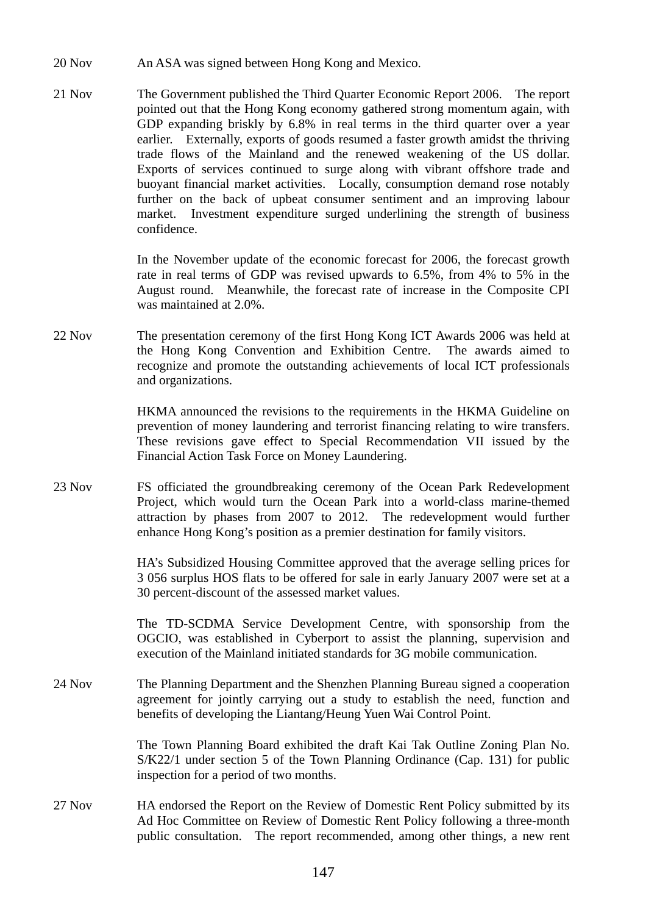20 Nov An ASA was signed between Hong Kong and Mexico.

21 Nov The Government published the Third Quarter Economic Report 2006. The report pointed out that the Hong Kong economy gathered strong momentum again, with GDP expanding briskly by 6.8% in real terms in the third quarter over a year earlier. Externally, exports of goods resumed a faster growth amidst the thriving trade flows of the Mainland and the renewed weakening of the US dollar. Exports of services continued to surge along with vibrant offshore trade and buoyant financial market activities. Locally, consumption demand rose notably further on the back of upbeat consumer sentiment and an improving labour market. Investment expenditure surged underlining the strength of business confidence.

In the November update of the economic forecast for 2006, the forecast growth rate in real terms of GDP was revised upwards to 6.5%, from 4% to 5% in the August round. Meanwhile, the forecast rate of increase in the Composite CPI was maintained at 2.0%.

22 Nov The presentation ceremony of the first Hong Kong ICT Awards 2006 was held at the Hong Kong Convention and Exhibition Centre. The awards aimed to recognize and promote the outstanding achievements of local ICT professionals and organizations.

HKMA announced the revisions to the requirements in the HKMA Guideline on prevention of money laundering and terrorist financing relating to wire transfers. These revisions gave effect to Special Recommendation VII issued by the Financial Action Task Force on Money Laundering.

23 Nov FS officiated the groundbreaking ceremony of the Ocean Park Redevelopment Project, which would turn the Ocean Park into a world-class marine-themed attraction by phases from 2007 to 2012. The redevelopment would further enhance Hong Kong's position as a premier destination for family visitors.

HA's Subsidized Housing Committee approved that the average selling prices for 3 056 surplus HOS flats to be offered for sale in early January 2007 were set at a 30 percent-discount of the assessed market values.

The TD-SCDMA Service Development Centre, with sponsorship from the OGCIO, was established in Cyberport to assist the planning, supervision and execution of the Mainland initiated standards for 3G mobile communication.

24 Nov The Planning Department and the Shenzhen Planning Bureau signed a cooperation agreement for jointly carrying out a study to establish the need, function and benefits of developing the Liantang/Heung Yuen Wai Control Point.

The Town Planning Board exhibited the draft Kai Tak Outline Zoning Plan No. S/K22/1 under section 5 of the Town Planning Ordinance (Cap. 131) for public inspection for a period of two months.

27 Nov HA endorsed the Report on the Review of Domestic Rent Policy submitted by its Ad Hoc Committee on Review of Domestic Rent Policy following a three-month public consultation. The report recommended, among other things, a new rent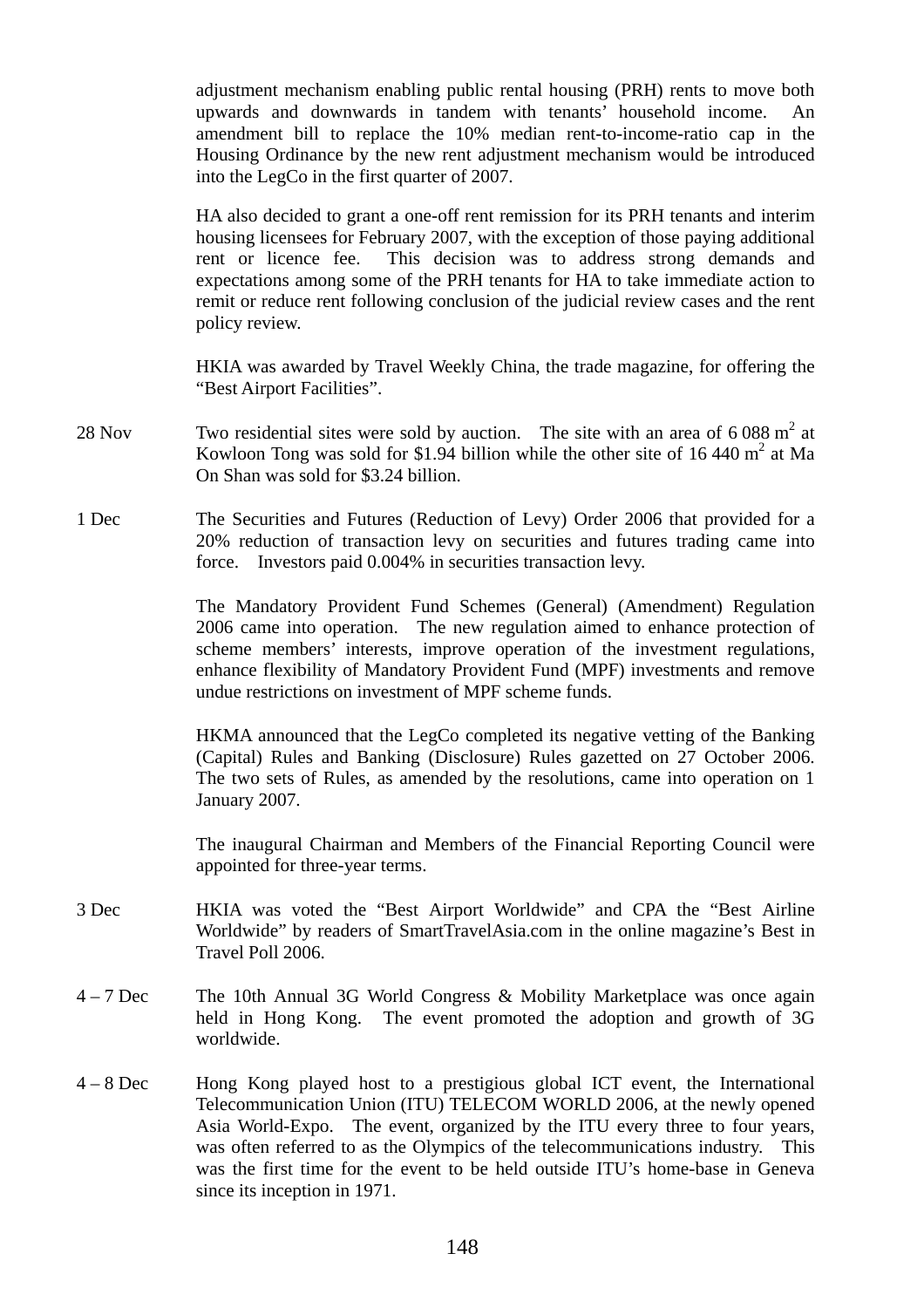adjustment mechanism enabling public rental housing (PRH) rents to move both upwards and downwards in tandem with tenants' household income. An amendment bill to replace the 10% median rent-to-income-ratio cap in the Housing Ordinance by the new rent adjustment mechanism would be introduced into the LegCo in the first quarter of 2007.

HA also decided to grant a one-off rent remission for its PRH tenants and interim housing licensees for February 2007, with the exception of those paying additional rent or licence fee. This decision was to address strong demands and expectations among some of the PRH tenants for HA to take immediate action to remit or reduce rent following conclusion of the judicial review cases and the rent policy review.

HKIA was awarded by Travel Weekly China, the trade magazine, for offering the "Best Airport Facilities".

28 Nov — Two residential sites were sold by auction. The site with an area of 6 088 $m^2$ at Kowloon Tong was sold for $1.94 billion while the other site of 16 440 $m^2$ at Ma On Shan was sold for $3.24 billion.

1 Dec — The Securities and Futures (Reduction of Levy) Order 2006 that provided for a 20% reduction of transaction levy on securities and futures trading came into force. Investors paid 0.004% in securities transaction levy.

The Mandatory Provident Fund Schemes (General) (Amendment) Regulation 2006 came into operation. The new regulation aimed to enhance protection of scheme members' interests, improve operation of the investment regulations, enhance flexibility of Mandatory Provident Fund (MPF) investments and remove undue restrictions on investment of MPF scheme funds.

HKMA announced that the LegCo completed its negative vetting of the Banking (Capital) Rules and Banking (Disclosure) Rules gazetted on 27 October 2006. The two sets of Rules, as amended by the resolutions, came into operation on 1 January 2007.

The inaugural Chairman and Members of the Financial Reporting Council were appointed for three-year terms.

3 Dec — HKIA was voted the "Best Airport Worldwide" and CPA the "Best Airline Worldwide" by readers of SmartTravelAsia.com in the online magazine's Best in Travel Poll 2006.

4 – 7 Dec — The 10th Annual 3G World Congress & Mobility Marketplace was once again held in Hong Kong. The event promoted the adoption and growth of 3G worldwide.

4 – 8 Dec — Hong Kong played host to a prestigious global ICT event, the International Telecommunication Union (ITU) TELECOM WORLD 2006, at the newly opened Asia World-Expo. The event, organized by the ITU every three to four years, was often referred to as the Olympics of the telecommunications industry. This was the first time for the event to be held outside ITU's home-base in Geneva since its inception in 1971.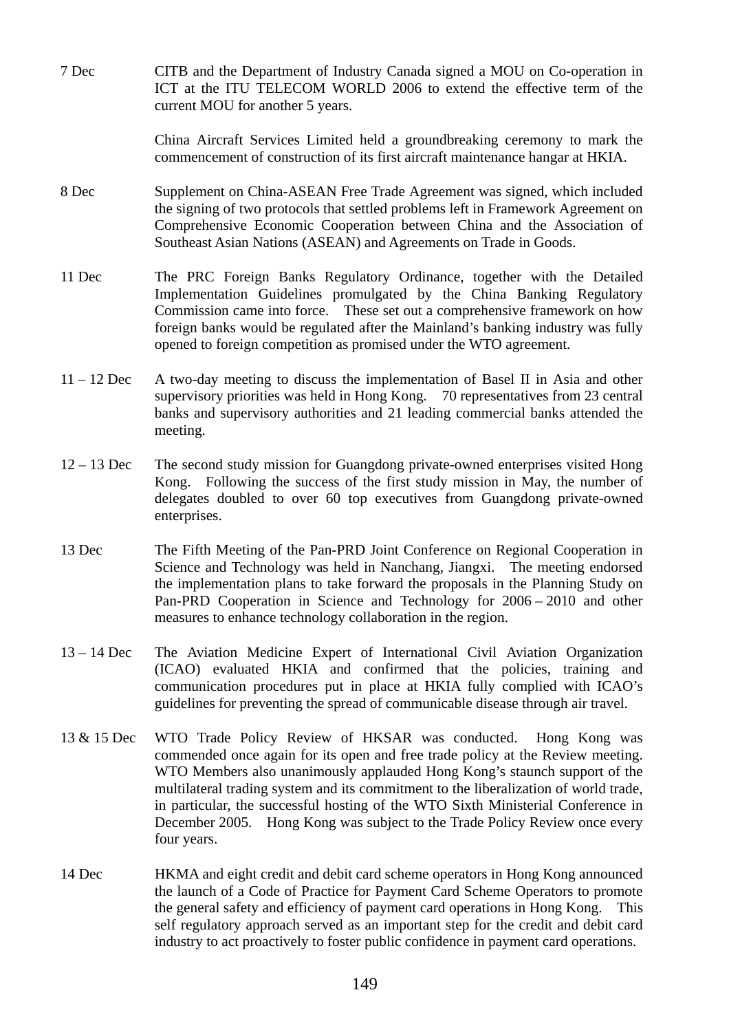| | |
|---|---|
| 7 Dec | CITB and the Department of Industry Canada signed a MOU on Co-operation in ICT at the ITU TELECOM WORLD 2006 to extend the effective term of the current MOU for another 5 years. |
| | China Aircraft Services Limited held a groundbreaking ceremony to mark the commencement of construction of its first aircraft maintenance hangar at HKIA. |
| 8 Dec | Supplement on China-ASEAN Free Trade Agreement was signed, which included the signing of two protocols that settled problems left in Framework Agreement on Comprehensive Economic Cooperation between China and the Association of Southeast Asian Nations (ASEAN) and Agreements on Trade in Goods. |
| 11 Dec | The PRC Foreign Banks Regulatory Ordinance, together with the Detailed Implementation Guidelines promulgated by the China Banking Regulatory Commission came into force. These set out a comprehensive framework on how foreign banks would be regulated after the Mainland's banking industry was fully opened to foreign competition as promised under the WTO agreement. |
| 11 – 12 Dec | A two-day meeting to discuss the implementation of Basel II in Asia and other supervisory priorities was held in Hong Kong. 70 representatives from 23 central banks and supervisory authorities and 21 leading commercial banks attended the meeting. |
| 12 – 13 Dec | The second study mission for Guangdong private-owned enterprises visited Hong Kong. Following the success of the first study mission in May, the number of delegates doubled to over 60 top executives from Guangdong private-owned enterprises. |
| 13 Dec | The Fifth Meeting of the Pan-PRD Joint Conference on Regional Cooperation in Science and Technology was held in Nanchang, Jiangxi. The meeting endorsed the implementation plans to take forward the proposals in the Planning Study on Pan-PRD Cooperation in Science and Technology for 2006 – 2010 and other measures to enhance technology collaboration in the region. |
| 13 – 14 Dec | The Aviation Medicine Expert of International Civil Aviation Organization (ICAO) evaluated HKIA and confirmed that the policies, training and communication procedures put in place at HKIA fully complied with ICAO's guidelines for preventing the spread of communicable disease through air travel. |
| 13 & 15 Dec | WTO Trade Policy Review of HKSAR was conducted. Hong Kong was commended once again for its open and free trade policy at the Review meeting. WTO Members also unanimously applauded Hong Kong's staunch support of the multilateral trading system and its commitment to the liberalization of world trade, in particular, the successful hosting of the WTO Sixth Ministerial Conference in December 2005. Hong Kong was subject to the Trade Policy Review once every four years. |
| 14 Dec | HKMA and eight credit and debit card scheme operators in Hong Kong announced the launch of a Code of Practice for Payment Card Scheme Operators to promote the general safety and efficiency of payment card operations in Hong Kong. This self regulatory approach served as an important step for the credit and debit card industry to act proactively to foster public confidence in payment card operations. |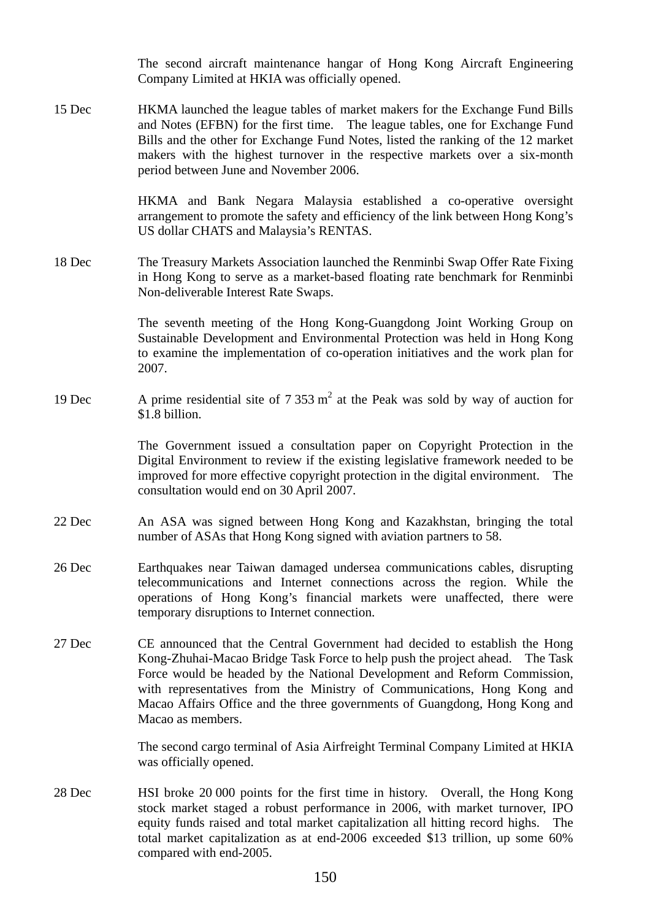The second aircraft maintenance hangar of Hong Kong Aircraft Engineering Company Limited at HKIA was officially opened.

15 Dec HKMA launched the league tables of market makers for the Exchange Fund Bills and Notes (EFBN) for the first time. The league tables, one for Exchange Fund Bills and the other for Exchange Fund Notes, listed the ranking of the 12 market makers with the highest turnover in the respective markets over a six-month period between June and November 2006.

HKMA and Bank Negara Malaysia established a co-operative oversight arrangement to promote the safety and efficiency of the link between Hong Kong's US dollar CHATS and Malaysia's RENTAS.

18 Dec The Treasury Markets Association launched the Renminbi Swap Offer Rate Fixing in Hong Kong to serve as a market-based floating rate benchmark for Renminbi Non-deliverable Interest Rate Swaps.

The seventh meeting of the Hong Kong-Guangdong Joint Working Group on Sustainable Development and Environmental Protection was held in Hong Kong to examine the implementation of co-operation initiatives and the work plan for 2007.

19 Dec A prime residential site of 7 353 $m^2$ at the Peak was sold by way of auction for \$1.8 billion.

The Government issued a consultation paper on Copyright Protection in the Digital Environment to review if the existing legislative framework needed to be improved for more effective copyright protection in the digital environment. The consultation would end on 30 April 2007.

22 Dec An ASA was signed between Hong Kong and Kazakhstan, bringing the total number of ASAs that Hong Kong signed with aviation partners to 58.

26 Dec Earthquakes near Taiwan damaged undersea communications cables, disrupting telecommunications and Internet connections across the region. While the operations of Hong Kong's financial markets were unaffected, there were temporary disruptions to Internet connection.

27 Dec CE announced that the Central Government had decided to establish the Hong Kong-Zhuhai-Macao Bridge Task Force to help push the project ahead. The Task Force would be headed by the National Development and Reform Commission, with representatives from the Ministry of Communications, Hong Kong and Macao Affairs Office and the three governments of Guangdong, Hong Kong and Macao as members.

The second cargo terminal of Asia Airfreight Terminal Company Limited at HKIA was officially opened.

28 Dec HSI broke 20 000 points for the first time in history. Overall, the Hong Kong stock market staged a robust performance in 2006, with market turnover, IPO equity funds raised and total market capitalization all hitting record highs. The total market capitalization as at end-2006 exceeded \$13 trillion, up some 60% compared with end-2005.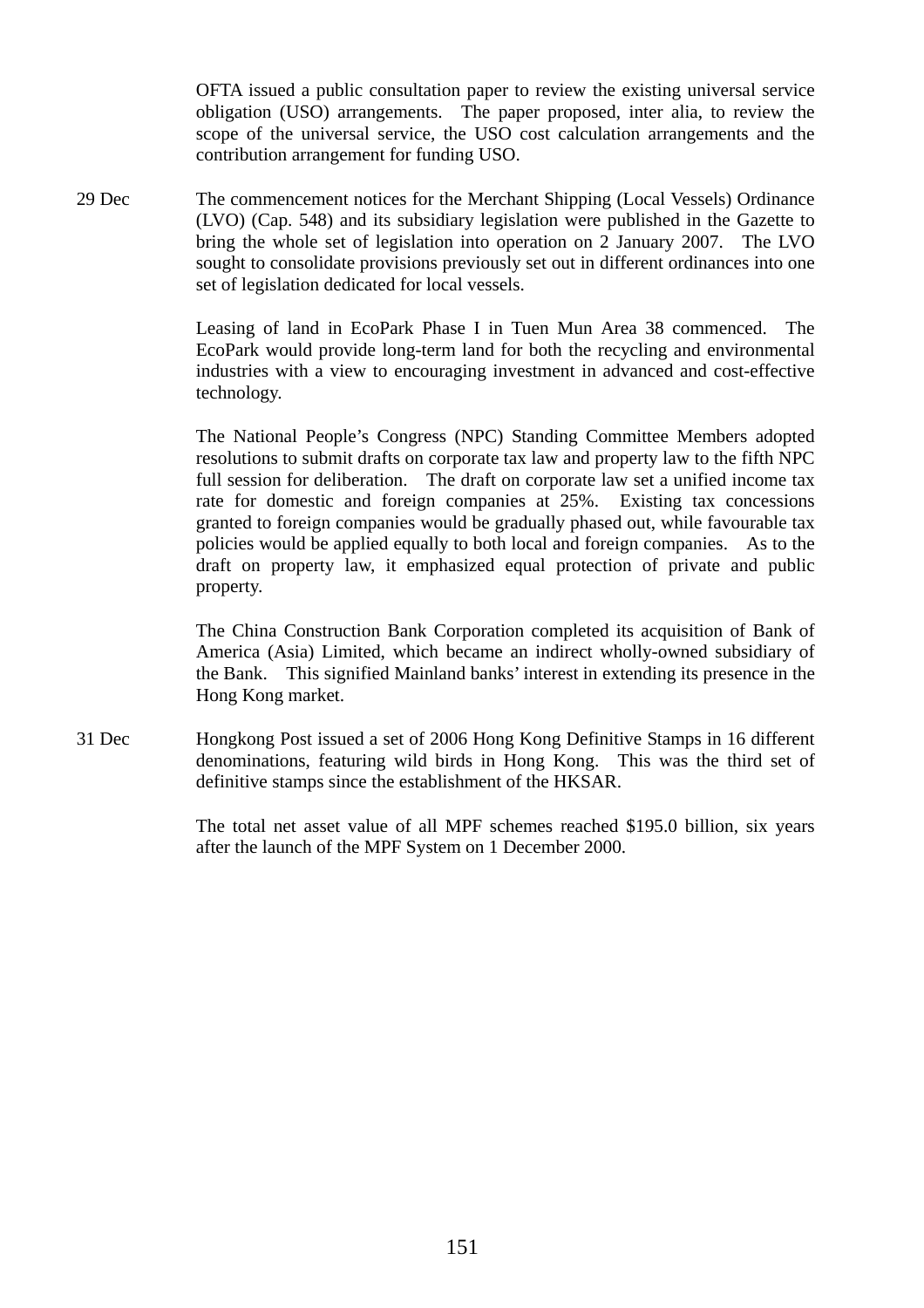OFTA issued a public consultation paper to review the existing universal service obligation (USO) arrangements. The paper proposed, inter alia, to review the scope of the universal service, the USO cost calculation arrangements and the contribution arrangement for funding USO.

29 Dec

The commencement notices for the Merchant Shipping (Local Vessels) Ordinance (LVO) (Cap. 548) and its subsidiary legislation were published in the Gazette to bring the whole set of legislation into operation on 2 January 2007. The LVO sought to consolidate provisions previously set out in different ordinances into one set of legislation dedicated for local vessels.

Leasing of land in EcoPark Phase I in Tuen Mun Area 38 commenced. The EcoPark would provide long-term land for both the recycling and environmental industries with a view to encouraging investment in advanced and cost-effective technology.

The National People's Congress (NPC) Standing Committee Members adopted resolutions to submit drafts on corporate tax law and property law to the fifth NPC full session for deliberation. The draft on corporate law set a unified income tax rate for domestic and foreign companies at 25%. Existing tax concessions granted to foreign companies would be gradually phased out, while favourable tax policies would be applied equally to both local and foreign companies. As to the draft on property law, it emphasized equal protection of private and public property.

The China Construction Bank Corporation completed its acquisition of Bank of America (Asia) Limited, which became an indirect wholly-owned subsidiary of the Bank. This signified Mainland banks' interest in extending its presence in the Hong Kong market.

31 Dec

Hongkong Post issued a set of 2006 Hong Kong Definitive Stamps in 16 different denominations, featuring wild birds in Hong Kong. This was the third set of definitive stamps since the establishment of the HKSAR.

The total net asset value of all MPF schemes reached $195.0 billion, six years after the launch of the MPF System on 1 December 2000.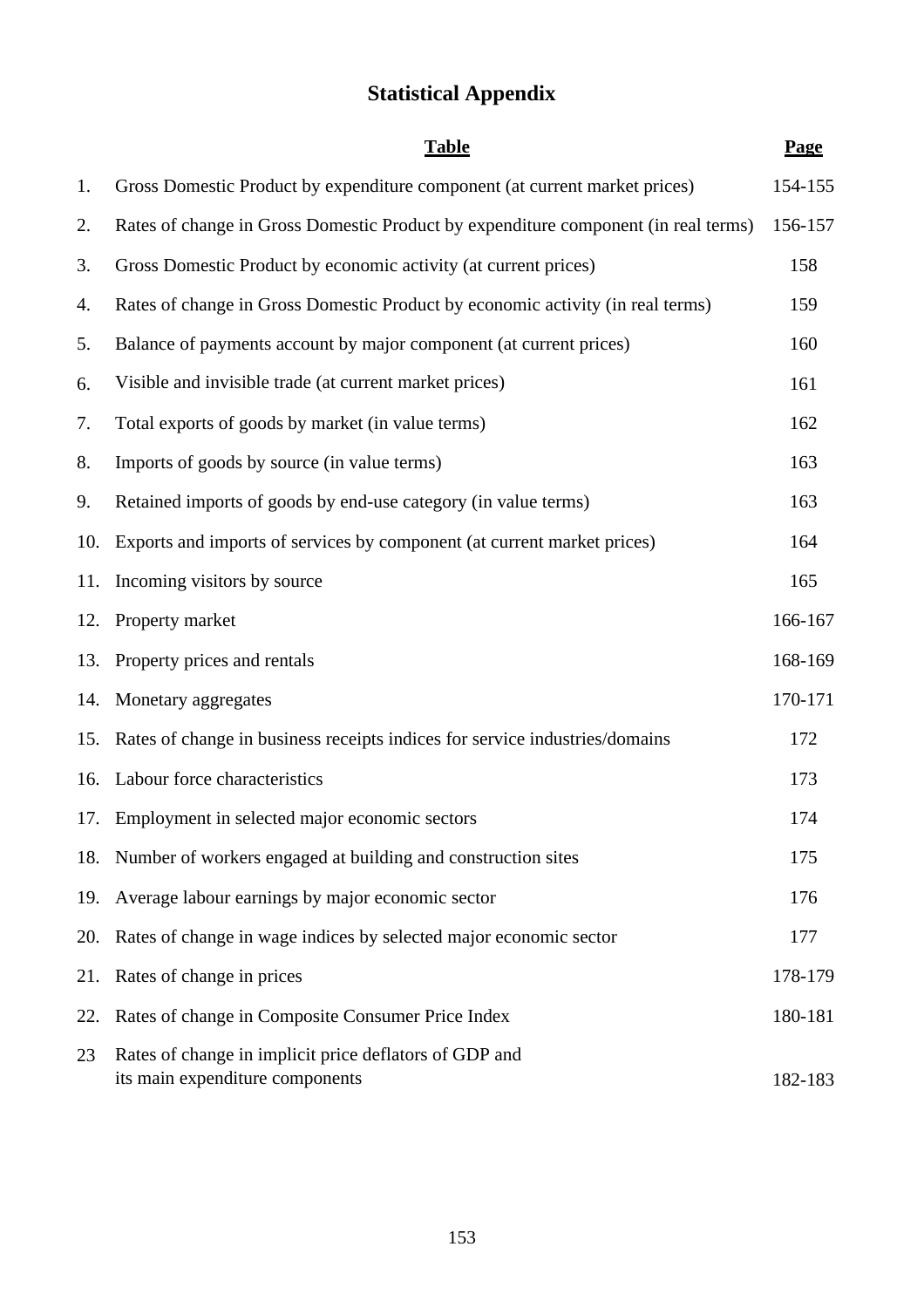# Statistical Appendix

| | Table | Page |
|---|---|---|
| 1. | Gross Domestic Product by expenditure component (at current market prices) | 154-155 |
| 2. | Rates of change in Gross Domestic Product by expenditure component (in real terms) | 156-157 |
| 3. | Gross Domestic Product by economic activity (at current prices) | 158 |
| 4. | Rates of change in Gross Domestic Product by economic activity (in real terms) | 159 |
| 5. | Balance of payments account by major component (at current prices) | 160 |
| 6. | Visible and invisible trade (at current market prices) | 161 |
| 7. | Total exports of goods by market (in value terms) | 162 |
| 8. | Imports of goods by source (in value terms) | 163 |
| 9. | Retained imports of goods by end-use category (in value terms) | 163 |
| 10. | Exports and imports of services by component (at current market prices) | 164 |
| 11. | Incoming visitors by source | 165 |
| 12. | Property market | 166-167 |
| 13. | Property prices and rentals | 168-169 |
| 14. | Monetary aggregates | 170-171 |
| 15. | Rates of change in business receipts indices for service industries/domains | 172 |
| 16. | Labour force characteristics | 173 |
| 17. | Employment in selected major economic sectors | 174 |
| 18. | Number of workers engaged at building and construction sites | 175 |
| 19. | Average labour earnings by major economic sector | 176 |
| 20. | Rates of change in wage indices by selected major economic sector | 177 |
| 21. | Rates of change in prices | 178-179 |
| 22. | Rates of change in Composite Consumer Price Index | 180-181 |
| 23 | Rates of change in implicit price deflators of GDP and its main expenditure components | 182-183 |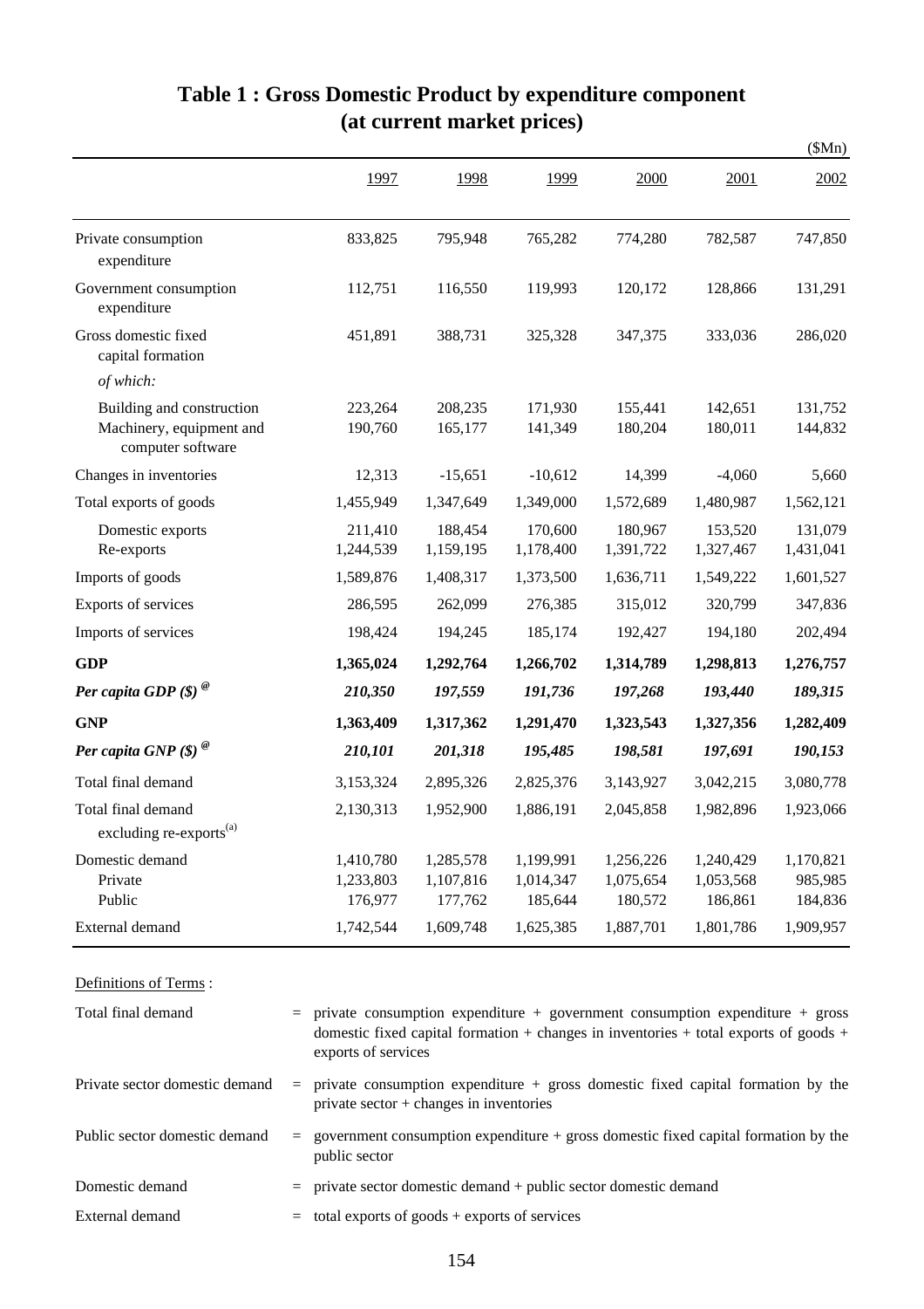# Table 1 : Gross Domestic Product by expenditure component (at current market prices)

($Mn)

| | 1997 | 1998 | 1999 | 2000 | 2001 | 2002 |
|---|---|---|---|---|---|---|
| Private consumption expenditure | 833,825 | 795,948 | 765,282 | 774,280 | 782,587 | 747,850 |
| Government consumption expenditure | 112,751 | 116,550 | 119,993 | 120,172 | 128,866 | 131,291 |
| Gross domestic fixed capital formation | 451,891 | 388,731 | 325,328 | 347,375 | 333,036 | 286,020 |
| *of which:* | | | | | | |
| Building and construction | 223,264 | 208,235 | 171,930 | 155,441 | 142,651 | 131,752 |
| Machinery, equipment and computer software | 190,760 | 165,177 | 141,349 | 180,204 | 180,011 | 144,832 |
| Changes in inventories | 12,313 | -15,651 | -10,612 | 14,399 | -4,060 | 5,660 |
| Total exports of goods | 1,455,949 | 1,347,649 | 1,349,000 | 1,572,689 | 1,480,987 | 1,562,121 |
| Domestic exports | 211,410 | 188,454 | 170,600 | 180,967 | 153,520 | 131,079 |
| Re-exports | 1,244,539 | 1,159,195 | 1,178,400 | 1,391,722 | 1,327,467 | 1,431,041 |
| Imports of goods | 1,589,876 | 1,408,317 | 1,373,500 | 1,636,711 | 1,549,222 | 1,601,527 |
| Exports of services | 286,595 | 262,099 | 276,385 | 315,012 | 320,799 | 347,836 |
| Imports of services | 198,424 | 194,245 | 185,174 | 192,427 | 194,180 | 202,494 |
| **GDP** | **1,365,024** | **1,292,764** | **1,266,702** | **1,314,789** | **1,298,813** | **1,276,757** |
| ***Per capita GDP ($)*** [@] | ***210,350*** | ***197,559*** | ***191,736*** | ***197,268*** | ***193,440*** | ***189,315*** |
| **GNP** | **1,363,409** | **1,317,362** | **1,291,470** | **1,323,543** | **1,327,356** | **1,282,409** |
| ***Per capita GNP ($)*** [@] | ***210,101*** | ***201,318*** | ***195,485*** | ***198,581*** | ***197,691*** | ***190,153*** |
| Total final demand | 3,153,324 | 2,895,326 | 2,825,376 | 3,143,927 | 3,042,215 | 3,080,778 |
| Total final demand excluding re-exports[(a)] | 2,130,313 | 1,952,900 | 1,886,191 | 2,045,858 | 1,982,896 | 1,923,066 |
| Domestic demand | 1,410,780 | 1,285,578 | 1,199,991 | 1,256,226 | 1,240,429 | 1,170,821 |
| Private | 1,233,803 | 1,107,816 | 1,014,347 | 1,075,654 | 1,053,568 | 985,985 |
| Public | 176,977 | 177,762 | 185,644 | 180,572 | 186,861 | 184,836 |
| External demand | 1,742,544 | 1,609,748 | 1,625,385 | 1,887,701 | 1,801,786 | 1,909,957 |

Definitions of Terms :

| | |
|---|---|
| Total final demand | = private consumption expenditure + government consumption expenditure + gross domestic fixed capital formation + changes in inventories + total exports of goods + exports of services |
| Private sector domestic demand | = private consumption expenditure + gross domestic fixed capital formation by the private sector + changes in inventories |
| Public sector domestic demand | = government consumption expenditure + gross domestic fixed capital formation by the public sector |
| Domestic demand | = private sector domestic demand + public sector domestic demand |
| External demand | = total exports of goods + exports of services |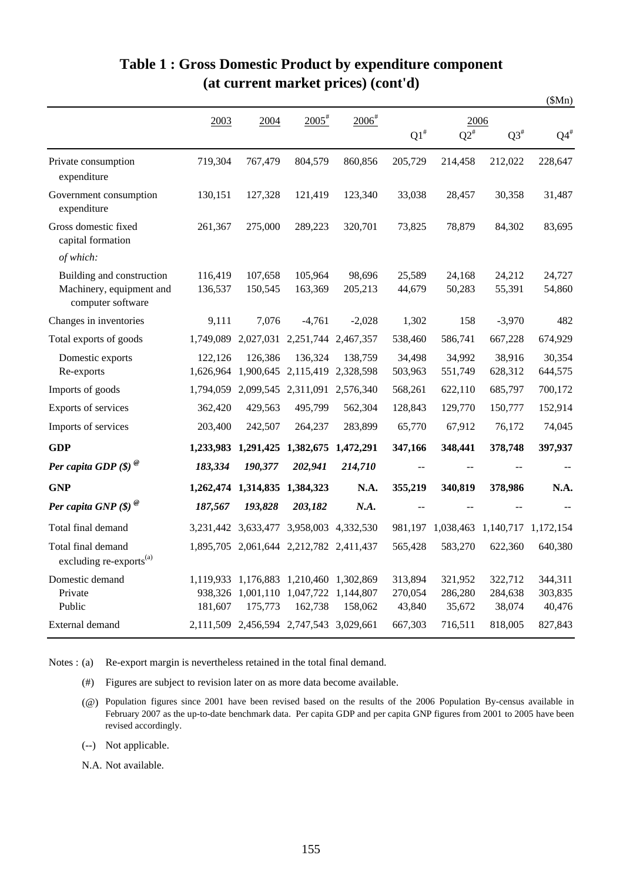# Table 1 : Gross Domestic Product by expenditure component (at current market prices) (cont'd)

($Mn)

| | 2003 | 2004 | 2005# | 2006# | 2006 Q1# | Q2# | Q3# | Q4# |
|---|---|---|---|---|---|---|---|---|
| Private consumption expenditure | 719,304 | 767,479 | 804,579 | 860,856 | 205,729 | 214,458 | 212,022 | 228,647 |
| Government consumption expenditure | 130,151 | 127,328 | 121,419 | 123,340 | 33,038 | 28,457 | 30,358 | 31,487 |
| Gross domestic fixed capital formation | 261,367 | 275,000 | 289,223 | 320,701 | 73,825 | 78,879 | 84,302 | 83,695 |
| *of which:* | | | | | | | | |
| Building and construction | 116,419 | 107,658 | 105,964 | 98,696 | 25,589 | 24,168 | 24,212 | 24,727 |
| Machinery, equipment and computer software | 136,537 | 150,545 | 163,369 | 205,213 | 44,679 | 50,283 | 55,391 | 54,860 |
| Changes in inventories | 9,111 | 7,076 | -4,761 | -2,028 | 1,302 | 158 | -3,970 | 482 |
| Total exports of goods | 1,749,089 | 2,027,031 | 2,251,744 | 2,467,357 | 538,460 | 586,741 | 667,228 | 674,929 |
| Domestic exports | 122,126 | 126,386 | 136,324 | 138,759 | 34,498 | 34,992 | 38,916 | 30,354 |
| Re-exports | 1,626,964 | 1,900,645 | 2,115,419 | 2,328,598 | 503,963 | 551,749 | 628,312 | 644,575 |
| Imports of goods | 1,794,059 | 2,099,545 | 2,311,091 | 2,576,340 | 568,261 | 622,110 | 685,797 | 700,172 |
| Exports of services | 362,420 | 429,563 | 495,799 | 562,304 | 128,843 | 129,770 | 150,777 | 152,914 |
| Imports of services | 203,400 | 242,507 | 264,237 | 283,899 | 65,770 | 67,912 | 76,172 | 74,045 |
| **GDP** | **1,233,983** | **1,291,425** | **1,382,675** | **1,472,291** | **347,166** | **348,441** | **378,748** | **397,937** |
| ***Per capita GDP ($) @*** | ***183,334*** | ***190,377*** | ***202,941*** | ***214,710*** | -- | -- | -- | -- |
| **GNP** | **1,262,474** | **1,314,835** | **1,384,323** | **N.A.** | **355,219** | **340,819** | **378,986** | **N.A.** |
| ***Per capita GNP ($) @*** | ***187,567*** | ***193,828*** | ***203,182*** | ***N.A.*** | -- | -- | -- | -- |
| Total final demand | 3,231,442 | 3,633,477 | 3,958,003 | 4,332,530 | 981,197 | 1,038,463 | 1,140,717 | 1,172,154 |
| Total final demand excluding re-exports(a) | 1,895,705 | 2,061,644 | 2,212,782 | 2,411,437 | 565,428 | 583,270 | 622,360 | 640,380 |
| Domestic demand | 1,119,933 | 1,176,883 | 1,210,460 | 1,302,869 | 313,894 | 321,952 | 322,712 | 344,311 |
| Private | 938,326 | 1,001,110 | 1,047,722 | 1,144,807 | 270,054 | 286,280 | 284,638 | 303,835 |
| Public | 181,607 | 175,773 | 162,738 | 158,062 | 43,840 | 35,672 | 38,074 | 40,476 |
| External demand | 2,111,509 | 2,456,594 | 2,747,543 | 3,029,661 | 667,303 | 716,511 | 818,005 | 827,843 |

Notes : (a) Re-export margin is nevertheless retained in the total final demand.

(#) Figures are subject to revision later on as more data become available.

(@) Population figures since 2001 have been revised based on the results of the 2006 Population By-census available in February 2007 as the up-to-date benchmark data. Per capita GDP and per capita GNP figures from 2001 to 2005 have been revised accordingly.

(--) Not applicable.

N.A. Not available.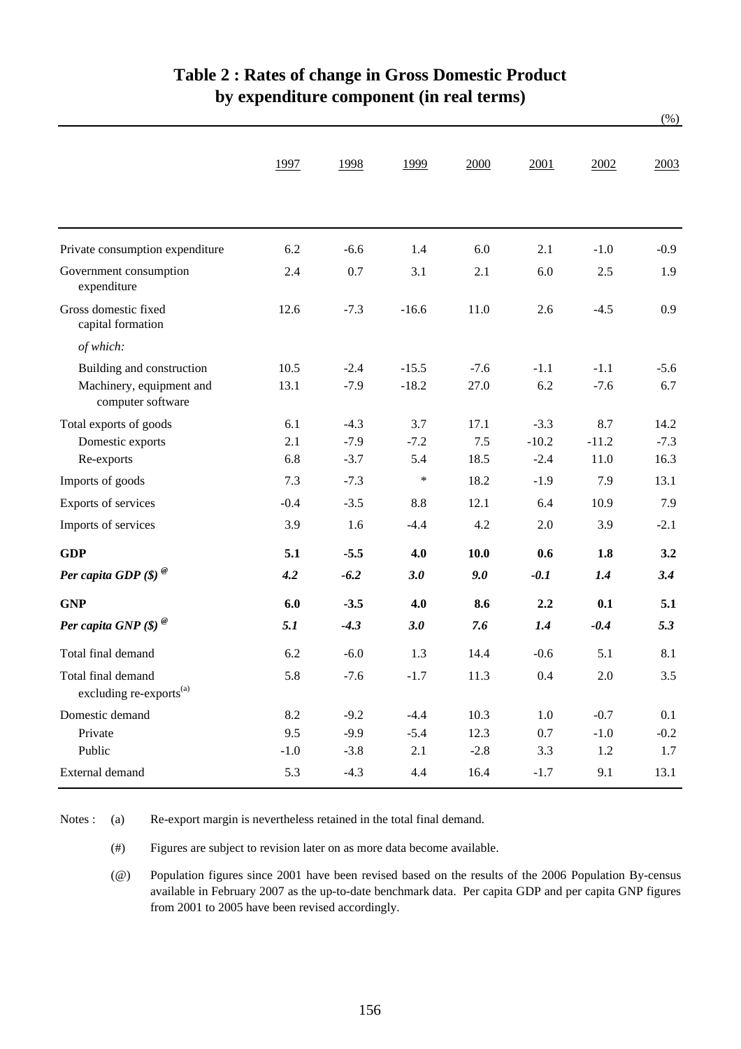# Table 2 : Rates of change in Gross Domestic Product by expenditure component (in real terms)

(%)

| | 1997 | 1998 | 1999 | 2000 | 2001 | 2002 | 2003 |
|---|---|---|---|---|---|---|---|
| Private consumption expenditure | 6.2 | -6.6 | 1.4 | 6.0 | 2.1 | -1.0 | -0.9 |
| Government consumption expenditure | 2.4 | 0.7 | 3.1 | 2.1 | 6.0 | 2.5 | 1.9 |
| Gross domestic fixed capital formation | 12.6 | -7.3 | -16.6 | 11.0 | 2.6 | -4.5 | 0.9 |
| *of which:* | | | | | | | |
| Building and construction | 10.5 | -2.4 | -15.5 | -7.6 | -1.1 | -1.1 | -5.6 |
| Machinery, equipment and computer software | 13.1 | -7.9 | -18.2 | 27.0 | 6.2 | -7.6 | 6.7 |
| Total exports of goods | 6.1 | -4.3 | 3.7 | 17.1 | -3.3 | 8.7 | 14.2 |
| Domestic exports | 2.1 | -7.9 | -7.2 | 7.5 | -10.2 | -11.2 | -7.3 |
| Re-exports | 6.8 | -3.7 | 5.4 | 18.5 | -2.4 | 11.0 | 16.3 |
| Imports of goods | 7.3 | -7.3 | * | 18.2 | -1.9 | 7.9 | 13.1 |
| Exports of services | -0.4 | -3.5 | 8.8 | 12.1 | 6.4 | 10.9 | 7.9 |
| Imports of services | 3.9 | 1.6 | -4.4 | 4.2 | 2.0 | 3.9 | -2.1 |
| **GDP** | **5.1** | **-5.5** | **4.0** | **10.0** | **0.6** | **1.8** | **3.2** |
| ***Per capita GDP ($)*** [@] | ***4.2*** | ***-6.2*** | ***3.0*** | ***9.0*** | ***-0.1*** | ***1.4*** | ***3.4*** |
| **GNP** | **6.0** | **-3.5** | **4.0** | **8.6** | **2.2** | **0.1** | **5.1** |
| ***Per capita GNP ($)*** [@] | ***5.1*** | ***-4.3*** | ***3.0*** | ***7.6*** | ***1.4*** | ***-0.4*** | ***5.3*** |
| Total final demand | 6.2 | -6.0 | 1.3 | 14.4 | -0.6 | 5.1 | 8.1 |
| Total final demand excluding re-exports[(a)] | 5.8 | -7.6 | -1.7 | 11.3 | 0.4 | 2.0 | 3.5 |
| Domestic demand | 8.2 | -9.2 | -4.4 | 10.3 | 1.0 | -0.7 | 0.1 |
| Private | 9.5 | -9.9 | -5.4 | 12.3 | 0.7 | -1.0 | -0.2 |
| Public | -1.0 | -3.8 | 2.1 | -2.8 | 3.3 | 1.2 | 1.7 |
| External demand | 5.3 | -4.3 | 4.4 | 16.4 | -1.7 | 9.1 | 13.1 |

Notes :
(a) Re-export margin is nevertheless retained in the total final demand.

(#) Figures are subject to revision later on as more data become available.

(@) Population figures since 2001 have been revised based on the results of the 2006 Population By-census available in February 2007 as the up-to-date benchmark data. Per capita GDP and per capita GNP figures from 2001 to 2005 have been revised accordingly.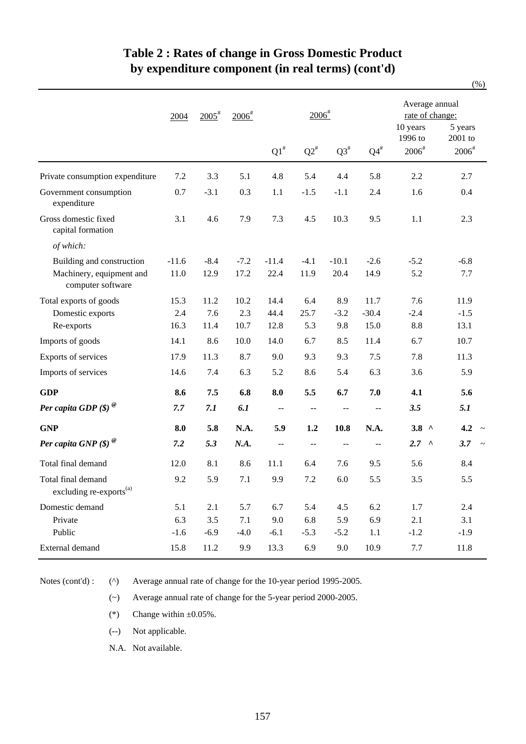## Table 2 : Rates of change in Gross Domestic Product by expenditure component (in real terms) (cont'd)

(%)

| | 2004 | 2005# | 2006# | 2006# | | | | Average annual rate of change: | |
|---|---|---|---|---|---|---|---|---|---|
| | | | | Q1# | Q2# | Q3# | Q4# | 10 years 1996 to 2006# | 5 years 2001 to 2006# |
| Private consumption expenditure | 7.2 | 3.3 | 5.1 | 4.8 | 5.4 | 4.4 | 5.8 | 2.2 | 2.7 |
| Government consumption expenditure | 0.7 | -3.1 | 0.3 | 1.1 | -1.5 | -1.1 | 2.4 | 1.6 | 0.4 |
| Gross domestic fixed capital formation | 3.1 | 4.6 | 7.9 | 7.3 | 4.5 | 10.3 | 9.5 | 1.1 | 2.3 |
| *of which:* | | | | | | | | | |
| Building and construction | -11.6 | -8.4 | -7.2 | -11.4 | -4.1 | -10.1 | -2.6 | -5.2 | -6.8 |
| Machinery, equipment and computer software | 11.0 | 12.9 | 17.2 | 22.4 | 11.9 | 20.4 | 14.9 | 5.2 | 7.7 |
| Total exports of goods | 15.3 | 11.2 | 10.2 | 14.4 | 6.4 | 8.9 | 11.7 | 7.6 | 11.9 |
| Domestic exports | 2.4 | 7.6 | 2.3 | 44.4 | 25.7 | -3.2 | -30.4 | -2.4 | -1.5 |
| Re-exports | 16.3 | 11.4 | 10.7 | 12.8 | 5.3 | 9.8 | 15.0 | 8.8 | 13.1 |
| Imports of goods | 14.1 | 8.6 | 10.0 | 14.0 | 6.7 | 8.5 | 11.4 | 6.7 | 10.7 |
| Exports of services | 17.9 | 11.3 | 8.7 | 9.0 | 9.3 | 9.3 | 7.5 | 7.8 | 11.3 |
| Imports of services | 14.6 | 7.4 | 6.3 | 5.2 | 8.6 | 5.4 | 6.3 | 3.6 | 5.9 |
| **GDP** | **8.6** | **7.5** | **6.8** | **8.0** | **5.5** | **6.7** | **7.0** | **4.1** | **5.6** |
| ***Per capita GDP ($)*** @ | ***7.7*** | ***7.1*** | ***6.1*** | -- | -- | -- | -- | ***3.5*** | ***5.1*** |
| **GNP** | **8.0** | **5.8** | **N.A.** | **5.9** | **1.2** | **10.8** | **N.A.** | **3.8** ^ | **4.2** ~ |
| ***Per capita GNP ($)*** @ | ***7.2*** | ***5.3*** | ***N.A.*** | -- | -- | -- | -- | ***2.7*** ^ | ***3.7*** ~ |
| Total final demand | 12.0 | 8.1 | 8.6 | 11.1 | 6.4 | 7.6 | 9.5 | 5.6 | 8.4 |
| Total final demand excluding re-exports(a) | 9.2 | 5.9 | 7.1 | 9.9 | 7.2 | 6.0 | 5.5 | 3.5 | 5.5 |
| Domestic demand | 5.1 | 2.1 | 5.7 | 6.7 | 5.4 | 4.5 | 6.2 | 1.7 | 2.4 |
| Private | 6.3 | 3.5 | 7.1 | 9.0 | 6.8 | 5.9 | 6.9 | 2.1 | 3.1 |
| Public | -1.6 | -6.9 | -4.0 | -6.1 | -5.3 | -5.2 | 1.1 | -1.2 | -1.9 |
| External demand | 15.8 | 11.2 | 9.9 | 13.3 | 6.9 | 9.0 | 10.9 | 7.7 | 11.8 |

Notes (cont'd) :

(^) Average annual rate of change for the 10-year period 1995-2005.

(~) Average annual rate of change for the 5-year period 2000-2005.

(*) Change within ±0.05%.

(--) Not applicable.

N.A. Not available.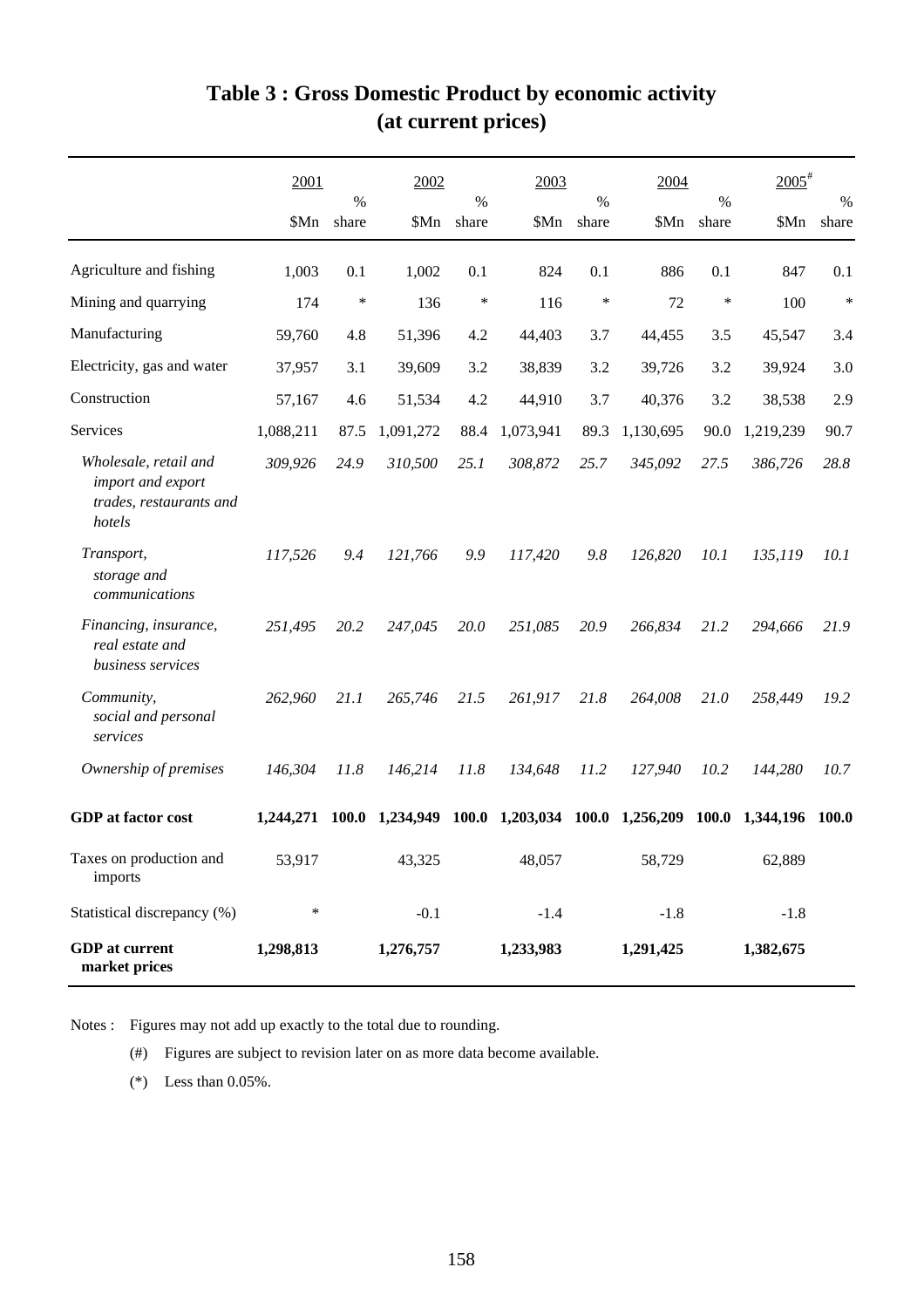# Table 3 : Gross Domestic Product by economic activity (at current prices)

| | 2001 | | 2002 | | 2003 | | 2004 | | 2005# | |
|---|---|---|---|---|---|---|---|---|---|---|
| | $Mn | % share | $Mn | % share | $Mn | % share | $Mn | % share | $Mn | % share |
| Agriculture and fishing | 1,003 | 0.1 | 1,002 | 0.1 | 824 | 0.1 | 886 | 0.1 | 847 | 0.1 |
| Mining and quarrying | 174 | * | 136 | * | 116 | * | 72 | * | 100 | * |
| Manufacturing | 59,760 | 4.8 | 51,396 | 4.2 | 44,403 | 3.7 | 44,455 | 3.5 | 45,547 | 3.4 |
| Electricity, gas and water | 37,957 | 3.1 | 39,609 | 3.2 | 38,839 | 3.2 | 39,726 | 3.2 | 39,924 | 3.0 |
| Construction | 57,167 | 4.6 | 51,534 | 4.2 | 44,910 | 3.7 | 40,376 | 3.2 | 38,538 | 2.9 |
| Services | 1,088,211 | 87.5 | 1,091,272 | 88.4 | 1,073,941 | 89.3 | 1,130,695 | 90.0 | 1,219,239 | 90.7 |
| *Wholesale, retail and import and export trades, restaurants and hotels* | *309,926* | *24.9* | *310,500* | *25.1* | *308,872* | *25.7* | *345,092* | *27.5* | *386,726* | *28.8* |
| *Transport, storage and communications* | *117,526* | *9.4* | *121,766* | *9.9* | *117,420* | *9.8* | *126,820* | *10.1* | *135,119* | *10.1* |
| *Financing, insurance, real estate and business services* | *251,495* | *20.2* | *247,045* | *20.0* | *251,085* | *20.9* | *266,834* | *21.2* | *294,666* | *21.9* |
| *Community, social and personal services* | *262,960* | *21.1* | *265,746* | *21.5* | *261,917* | *21.8* | *264,008* | *21.0* | *258,449* | *19.2* |
| *Ownership of premises* | *146,304* | *11.8* | *146,214* | *11.8* | *134,648* | *11.2* | *127,940* | *10.2* | *144,280* | *10.7* |
| **GDP at factor cost** | **1,244,271** | **100.0** | **1,234,949** | **100.0** | **1,203,034** | **100.0** | **1,256,209** | **100.0** | **1,344,196** | **100.0** |
| Taxes on production and imports | 53,917 | | 43,325 | | 48,057 | | 58,729 | | 62,889 | |
| Statistical discrepancy (%) | * | | -0.1 | | -1.4 | | -1.8 | | -1.8 | |
| **GDP at current market prices** | **1,298,813** | | **1,276,757** | | **1,233,983** | | **1,291,425** | | **1,382,675** | |

Notes : Figures may not add up exactly to the total due to rounding.

(#) Figures are subject to revision later on as more data become available.

(*) Less than 0.05%.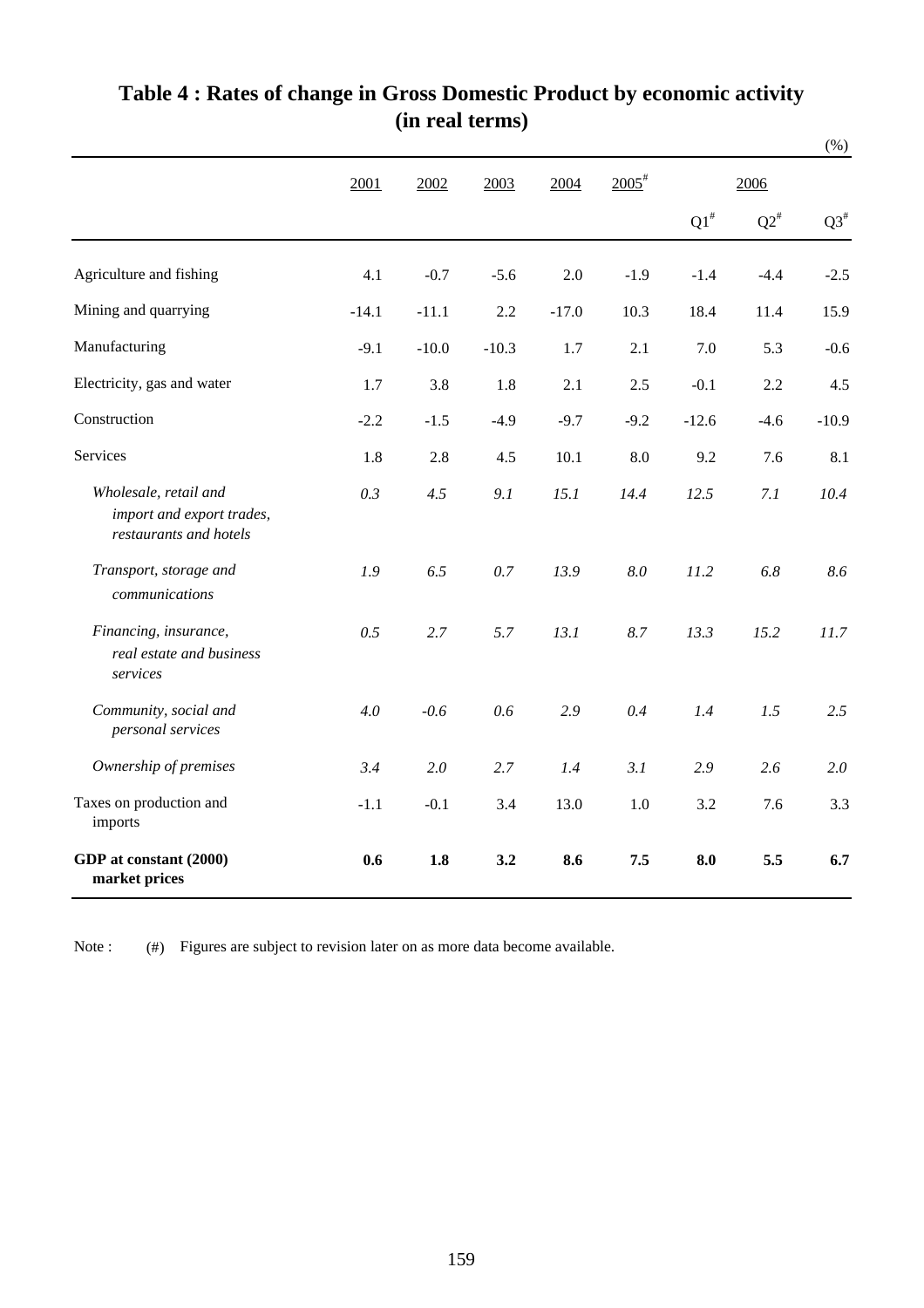# Table 4 : Rates of change in Gross Domestic Product by economic activity (in real terms)

(%)

| | 2001 | 2002 | 2003 | 2004 | 2005[#] | 2006 | | |
|---|---|---|---|---|---|---|---|---|
| | | | | | | Q1[#] | Q2[#] | Q3[#] |
| Agriculture and fishing | 4.1 | -0.7 | -5.6 | 2.0 | -1.9 | -1.4 | -4.4 | -2.5 |
| Mining and quarrying | -14.1 | -11.1 | 2.2 | -17.0 | 10.3 | 18.4 | 11.4 | 15.9 |
| Manufacturing | -9.1 | -10.0 | -10.3 | 1.7 | 2.1 | 7.0 | 5.3 | -0.6 |
| Electricity, gas and water | 1.7 | 3.8 | 1.8 | 2.1 | 2.5 | -0.1 | 2.2 | 4.5 |
| Construction | -2.2 | -1.5 | -4.9 | -9.7 | -9.2 | -12.6 | -4.6 | -10.9 |
| Services | 1.8 | 2.8 | 4.5 | 10.1 | 8.0 | 9.2 | 7.6 | 8.1 |
| *Wholesale, retail and import and export trades, restaurants and hotels* | *0.3* | *4.5* | *9.1* | *15.1* | *14.4* | *12.5* | *7.1* | *10.4* |
| *Transport, storage and communications* | *1.9* | *6.5* | *0.7* | *13.9* | *8.0* | *11.2* | *6.8* | *8.6* |
| *Financing, insurance, real estate and business services* | *0.5* | *2.7* | *5.7* | *13.1* | *8.7* | *13.3* | *15.2* | *11.7* |
| *Community, social and personal services* | *4.0* | *-0.6* | *0.6* | *2.9* | *0.4* | *1.4* | *1.5* | *2.5* |
| *Ownership of premises* | *3.4* | *2.0* | *2.7* | *1.4* | *3.1* | *2.9* | *2.6* | *2.0* |
| Taxes on production and imports | -1.1 | -0.1 | 3.4 | 13.0 | 1.0 | 3.2 | 7.6 | 3.3 |
| **GDP at constant (2000) market prices** | **0.6** | **1.8** | **3.2** | **8.6** | **7.5** | **8.0** | **5.5** | **6.7** |

Note : (#) Figures are subject to revision later on as more data become available.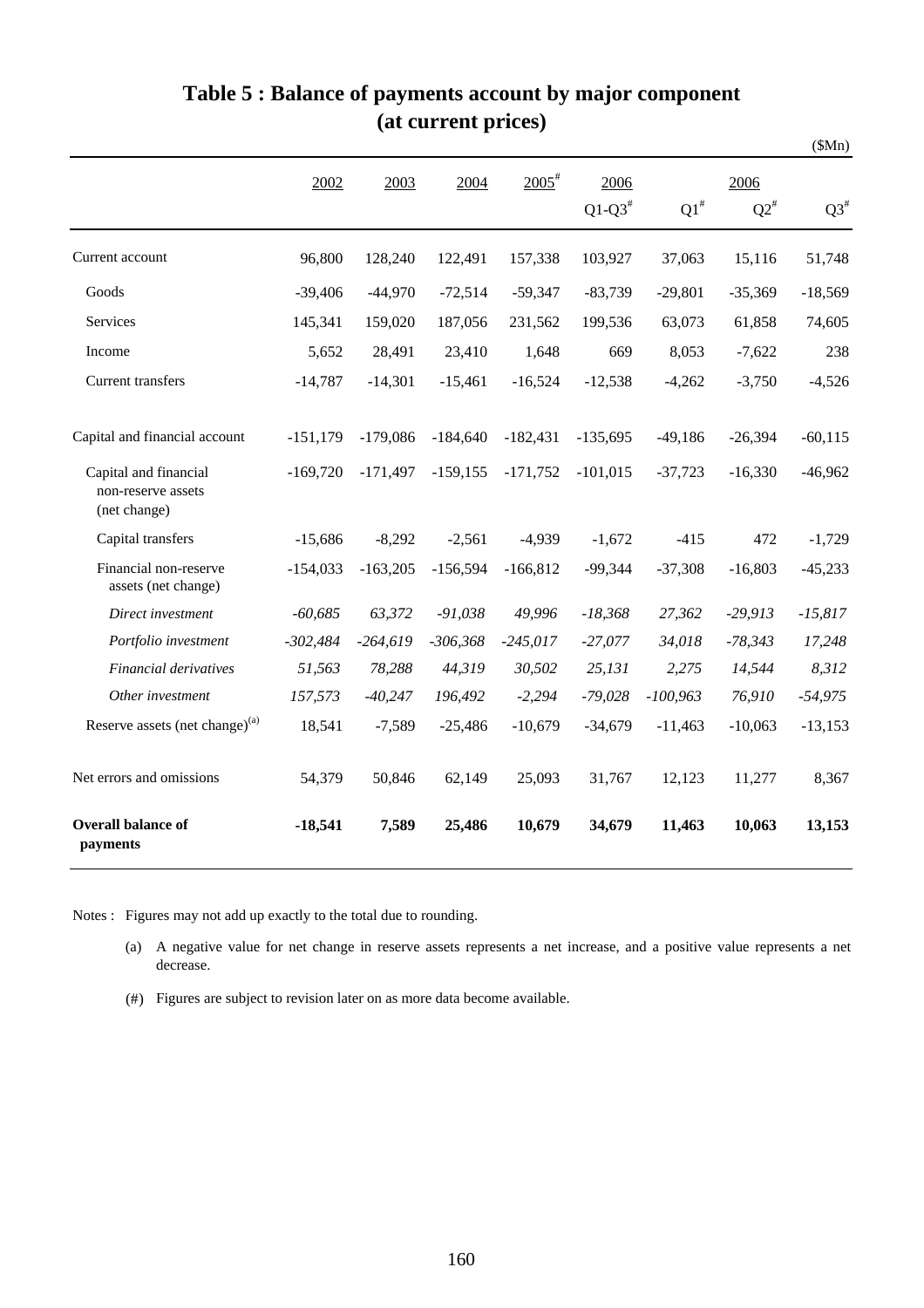# Table 5 : Balance of payments account by major component (at current prices)

($Mn)

| | 2002 | 2003 | 2004 | 2005# | 2006 Q1-Q3# | 2006 Q1# | 2006 Q2# | 2006 Q3# |
|---|---|---|---|---|---|---|---|---|
| Current account | 96,800 | 128,240 | 122,491 | 157,338 | 103,927 | 37,063 | 15,116 | 51,748 |
| Goods | -39,406 | -44,970 | -72,514 | -59,347 | -83,739 | -29,801 | -35,369 | -18,569 |
| Services | 145,341 | 159,020 | 187,056 | 231,562 | 199,536 | 63,073 | 61,858 | 74,605 |
| Income | 5,652 | 28,491 | 23,410 | 1,648 | 669 | 8,053 | -7,622 | 238 |
| Current transfers | -14,787 | -14,301 | -15,461 | -16,524 | -12,538 | -4,262 | -3,750 | -4,526 |
| Capital and financial account | -151,179 | -179,086 | -184,640 | -182,431 | -135,695 | -49,186 | -26,394 | -60,115 |
| Capital and financial non-reserve assets (net change) | -169,720 | -171,497 | -159,155 | -171,752 | -101,015 | -37,723 | -16,330 | -46,962 |
| Capital transfers | -15,686 | -8,292 | -2,561 | -4,939 | -1,672 | -415 | 472 | -1,729 |
| Financial non-reserve assets (net change) | -154,033 | -163,205 | -156,594 | -166,812 | -99,344 | -37,308 | -16,803 | -45,233 |
| *Direct investment* | *-60,685* | *63,372* | *-91,038* | *49,996* | *-18,368* | *27,362* | *-29,913* | *-15,817* |
| *Portfolio investment* | *-302,484* | *-264,619* | *-306,368* | *-245,017* | *-27,077* | *34,018* | *-78,343* | *17,248* |
| *Financial derivatives* | *51,563* | *78,288* | *44,319* | *30,502* | *25,131* | *2,275* | *14,544* | *8,312* |
| *Other investment* | *157,573* | *-40,247* | *196,492* | *-2,294* | *-79,028* | *-100,963* | *76,910* | *-54,975* |
| Reserve assets (net change)(a) | 18,541 | -7,589 | -25,486 | -10,679 | -34,679 | -11,463 | -10,063 | -13,153 |
| Net errors and omissions | 54,379 | 50,846 | 62,149 | 25,093 | 31,767 | 12,123 | 11,277 | 8,367 |
| **Overall balance of payments** | **-18,541** | **7,589** | **25,486** | **10,679** | **34,679** | **11,463** | **10,063** | **13,153** |

Notes : Figures may not add up exactly to the total due to rounding.

(a) A negative value for net change in reserve assets represents a net increase, and a positive value represents a net decrease.

(#) Figures are subject to revision later on as more data become available.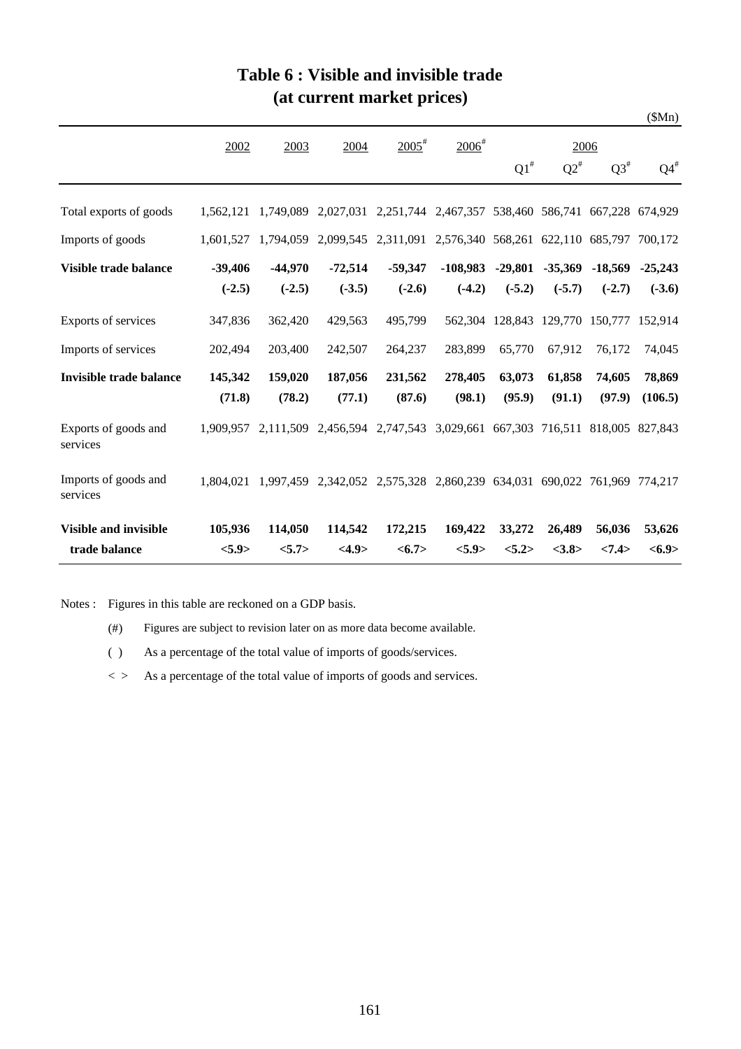# Table 6 : Visible and invisible trade (at current market prices)

($Mn)

| | 2002 | 2003 | 2004 | 2005[#] | 2006[#] | 2006 | | | |
|---|---|---|---|---|---|---|---|---|---|
| | | | | | | Q1[#] | Q2[#] | Q3[#] | Q4[#] |
| Total exports of goods | 1,562,121 | 1,749,089 | 2,027,031 | 2,251,744 | 2,467,357 | 538,460 | 586,741 | 667,228 | 674,929 |
| Imports of goods | 1,601,527 | 1,794,059 | 2,099,545 | 2,311,091 | 2,576,340 | 568,261 | 622,110 | 685,797 | 700,172 |
| **Visible trade balance** | **-39,406** | **-44,970** | **-72,514** | **-59,347** | **-108,983** | **-29,801** | **-35,369** | **-18,569** | **-25,243** |
| | **(-2.5)** | **(-2.5)** | **(-3.5)** | **(-2.6)** | **(-4.2)** | **(-5.2)** | **(-5.7)** | **(-2.7)** | **(-3.6)** |
| Exports of services | 347,836 | 362,420 | 429,563 | 495,799 | 562,304 | 128,843 | 129,770 | 150,777 | 152,914 |
| Imports of services | 202,494 | 203,400 | 242,507 | 264,237 | 283,899 | 65,770 | 67,912 | 76,172 | 74,045 |
| **Invisible trade balance** | **145,342** | **159,020** | **187,056** | **231,562** | **278,405** | **63,073** | **61,858** | **74,605** | **78,869** |
| | **(71.8)** | **(78.2)** | **(77.1)** | **(87.6)** | **(98.1)** | **(95.9)** | **(91.1)** | **(97.9)** | **(106.5)** |
| Exports of goods and services | 1,909,957 | 2,111,509 | 2,456,594 | 2,747,543 | 3,029,661 | 667,303 | 716,511 | 818,005 | 827,843 |
| Imports of goods and services | 1,804,021 | 1,997,459 | 2,342,052 | 2,575,328 | 2,860,239 | 634,031 | 690,022 | 761,969 | 774,217 |
| **Visible and invisible trade balance** | **105,936** | **114,050** | **114,542** | **172,215** | **169,422** | **33,272** | **26,489** | **56,036** | **53,626** |
| | **<5.9>** | **<5.7>** | **<4.9>** | **<6.7>** | **<5.9>** | **<5.2>** | **<3.8>** | **<7.4>** | **<6.9>** |

Notes : Figures in this table are reckoned on a GDP basis.

(#) Figures are subject to revision later on as more data become available.

( ) As a percentage of the total value of imports of goods/services.

< > As a percentage of the total value of imports of goods and services.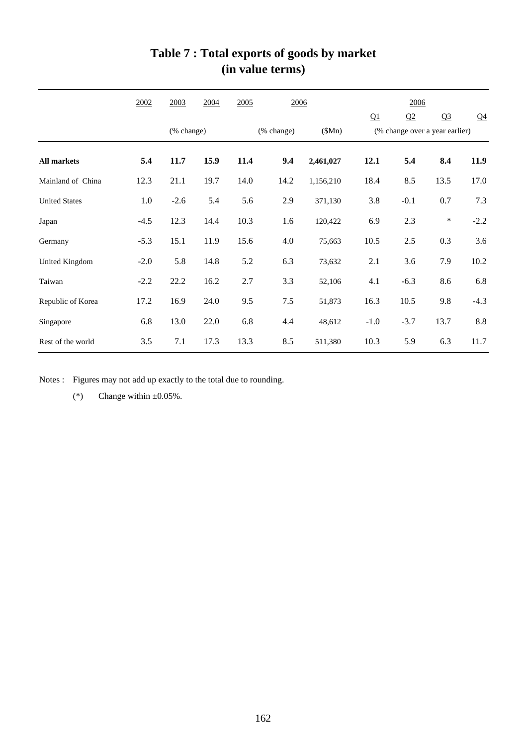# Table 7 : Total exports of goods by market (in value terms)

| | 2002 | 2003 | 2004 | 2005 | 2006 | | 2006 | | | |
|---|---|---|---|---|---|---|---|---|---|---|
| | | | | | | | Q1 | Q2 | Q3 | Q4 |
| | | (% change) | | | (% change) | ($Mn) | (% change over a year earlier) | | | |
| **All markets** | **5.4** | **11.7** | **15.9** | **11.4** | **9.4** | **2,461,027** | **12.1** | **5.4** | **8.4** | **11.9** |
| Mainland of China | 12.3 | 21.1 | 19.7 | 14.0 | 14.2 | 1,156,210 | 18.4 | 8.5 | 13.5 | 17.0 |
| United States | 1.0 | -2.6 | 5.4 | 5.6 | 2.9 | 371,130 | 3.8 | -0.1 | 0.7 | 7.3 |
| Japan | -4.5 | 12.3 | 14.4 | 10.3 | 1.6 | 120,422 | 6.9 | 2.3 | * | -2.2 |
| Germany | -5.3 | 15.1 | 11.9 | 15.6 | 4.0 | 75,663 | 10.5 | 2.5 | 0.3 | 3.6 |
| United Kingdom | -2.0 | 5.8 | 14.8 | 5.2 | 6.3 | 73,632 | 2.1 | 3.6 | 7.9 | 10.2 |
| Taiwan | -2.2 | 22.2 | 16.2 | 2.7 | 3.3 | 52,106 | 4.1 | -6.3 | 8.6 | 6.8 |
| Republic of Korea | 17.2 | 16.9 | 24.0 | 9.5 | 7.5 | 51,873 | 16.3 | 10.5 | 9.8 | -4.3 |
| Singapore | 6.8 | 13.0 | 22.0 | 6.8 | 4.4 | 48,612 | -1.0 | -3.7 | 13.7 | 8.8 |
| Rest of the world | 3.5 | 7.1 | 17.3 | 13.3 | 8.5 | 511,380 | 10.3 | 5.9 | 6.3 | 11.7 |

Notes : Figures may not add up exactly to the total due to rounding.

(*) Change within ±0.05%.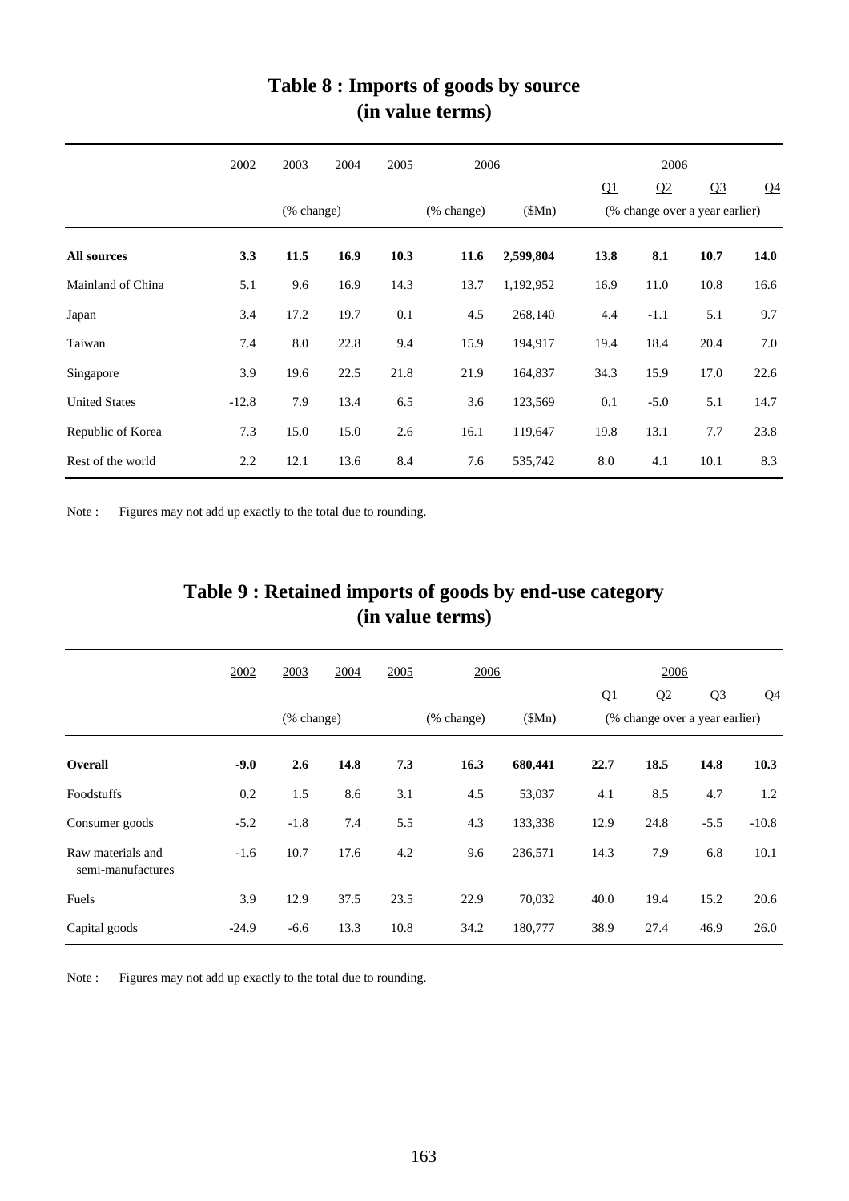# Table 8 : Imports of goods by source (in value terms)

| | 2002 | 2003 | 2004 | 2005 | 2006 | | 2006 | | | |
|---|---|---|---|---|---|---|---|---|---|---|
| | | | | | | | Q1 | Q2 | Q3 | Q4 |
| | | (% change) | | | (% change) | ($Mn) | (% change over a year earlier) | | | |
| **All sources** | **3.3** | **11.5** | **16.9** | **10.3** | **11.6** | **2,599,804** | **13.8** | **8.1** | **10.7** | **14.0** |
| Mainland of China | 5.1 | 9.6 | 16.9 | 14.3 | 13.7 | 1,192,952 | 16.9 | 11.0 | 10.8 | 16.6 |
| Japan | 3.4 | 17.2 | 19.7 | 0.1 | 4.5 | 268,140 | 4.4 | -1.1 | 5.1 | 9.7 |
| Taiwan | 7.4 | 8.0 | 22.8 | 9.4 | 15.9 | 194,917 | 19.4 | 18.4 | 20.4 | 7.0 |
| Singapore | 3.9 | 19.6 | 22.5 | 21.8 | 21.9 | 164,837 | 34.3 | 15.9 | 17.0 | 22.6 |
| United States | -12.8 | 7.9 | 13.4 | 6.5 | 3.6 | 123,569 | 0.1 | -5.0 | 5.1 | 14.7 |
| Republic of Korea | 7.3 | 15.0 | 15.0 | 2.6 | 16.1 | 119,647 | 19.8 | 13.1 | 7.7 | 23.8 |
| Rest of the world | 2.2 | 12.1 | 13.6 | 8.4 | 7.6 | 535,742 | 8.0 | 4.1 | 10.1 | 8.3 |

Note : Figures may not add up exactly to the total due to rounding.

# Table 9 : Retained imports of goods by end-use category (in value terms)

| | 2002 | 2003 | 2004 | 2005 | 2006 | | 2006 | | | |
|---|---|---|---|---|---|---|---|---|---|---|
| | | | | | | | Q1 | Q2 | Q3 | Q4 |
| | | (% change) | | | (% change) | ($Mn) | (% change over a year earlier) | | | |
| **Overall** | **-9.0** | **2.6** | **14.8** | **7.3** | **16.3** | **680,441** | **22.7** | **18.5** | **14.8** | **10.3** |
| Foodstuffs | 0.2 | 1.5 | 8.6 | 3.1 | 4.5 | 53,037 | 4.1 | 8.5 | 4.7 | 1.2 |
| Consumer goods | -5.2 | -1.8 | 7.4 | 5.5 | 4.3 | 133,338 | 12.9 | 24.8 | -5.5 | -10.8 |
| Raw materials and semi-manufactures | -1.6 | 10.7 | 17.6 | 4.2 | 9.6 | 236,571 | 14.3 | 7.9 | 6.8 | 10.1 |
| Fuels | 3.9 | 12.9 | 37.5 | 23.5 | 22.9 | 70,032 | 40.0 | 19.4 | 15.2 | 20.6 |
| Capital goods | -24.9 | -6.6 | 13.3 | 10.8 | 34.2 | 180,777 | 38.9 | 27.4 | 46.9 | 26.0 |

Note : Figures may not add up exactly to the total due to rounding.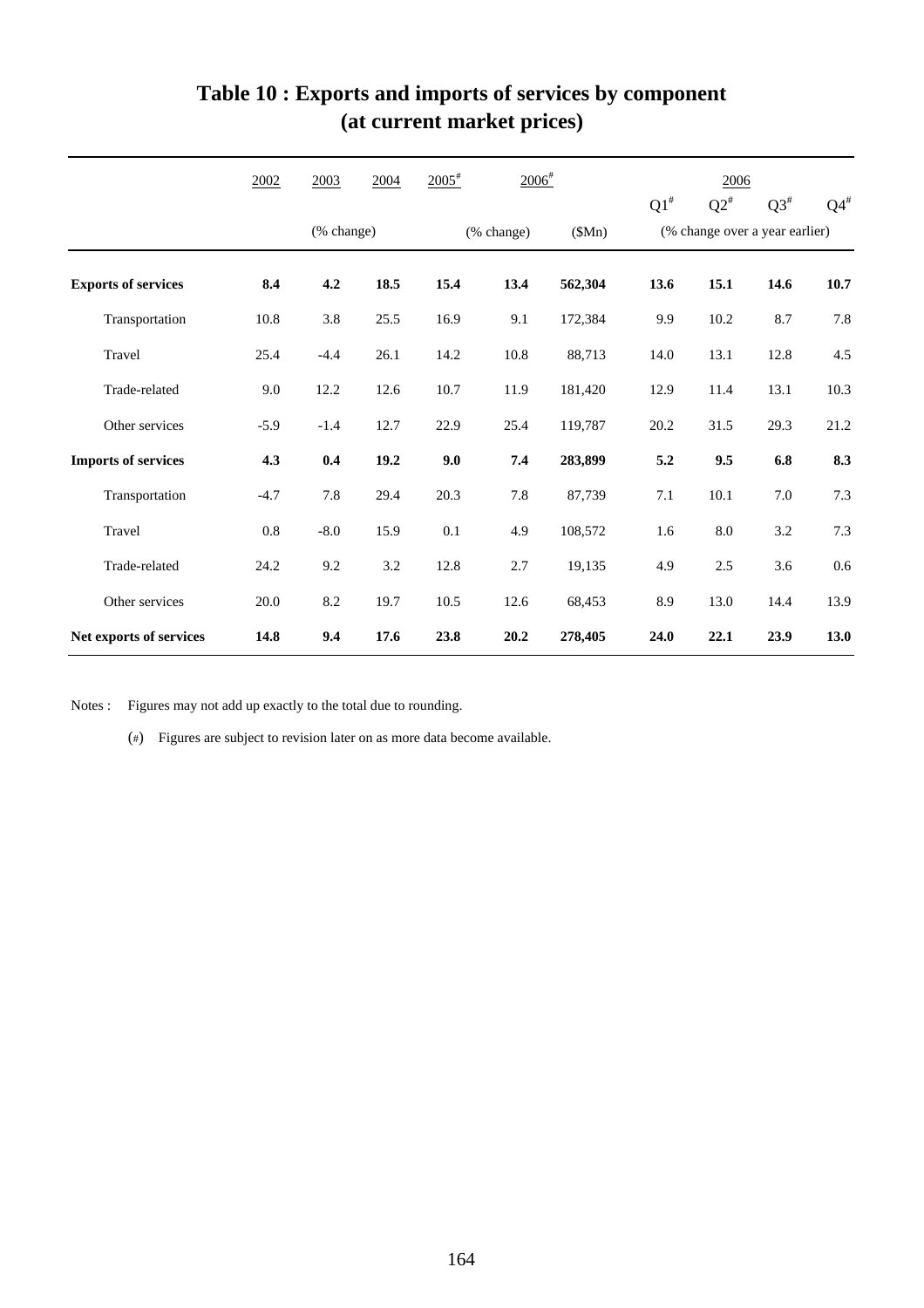# Table 10 : Exports and imports of services by component (at current market prices)

| | 2002 | 2003 | 2004 | 2005# | 2006# | | 2006 | | | |
|---|---|---|---|---|---|---|---|---|---|---|
| | | | | | | | Q1# | Q2# | Q3# | Q4# |
| | | (% change) | | | (% change) | ($Mn) | (% change over a year earlier) | | | |
| **Exports of services** | **8.4** | **4.2** | **18.5** | **15.4** | **13.4** | **562,304** | **13.6** | **15.1** | **14.6** | **10.7** |
| Transportation | 10.8 | 3.8 | 25.5 | 16.9 | 9.1 | 172,384 | 9.9 | 10.2 | 8.7 | 7.8 |
| Travel | 25.4 | -4.4 | 26.1 | 14.2 | 10.8 | 88,713 | 14.0 | 13.1 | 12.8 | 4.5 |
| Trade-related | 9.0 | 12.2 | 12.6 | 10.7 | 11.9 | 181,420 | 12.9 | 11.4 | 13.1 | 10.3 |
| Other services | -5.9 | -1.4 | 12.7 | 22.9 | 25.4 | 119,787 | 20.2 | 31.5 | 29.3 | 21.2 |
| **Imports of services** | **4.3** | **0.4** | **19.2** | **9.0** | **7.4** | **283,899** | **5.2** | **9.5** | **6.8** | **8.3** |
| Transportation | -4.7 | 7.8 | 29.4 | 20.3 | 7.8 | 87,739 | 7.1 | 10.1 | 7.0 | 7.3 |
| Travel | 0.8 | -8.0 | 15.9 | 0.1 | 4.9 | 108,572 | 1.6 | 8.0 | 3.2 | 7.3 |
| Trade-related | 24.2 | 9.2 | 3.2 | 12.8 | 2.7 | 19,135 | 4.9 | 2.5 | 3.6 | 0.6 |
| Other services | 20.0 | 8.2 | 19.7 | 10.5 | 12.6 | 68,453 | 8.9 | 13.0 | 14.4 | 13.9 |
| **Net exports of services** | **14.8** | **9.4** | **17.6** | **23.8** | **20.2** | **278,405** | **24.0** | **22.1** | **23.9** | **13.0** |

Notes : Figures may not add up exactly to the total due to rounding.

(#) Figures are subject to revision later on as more data become available.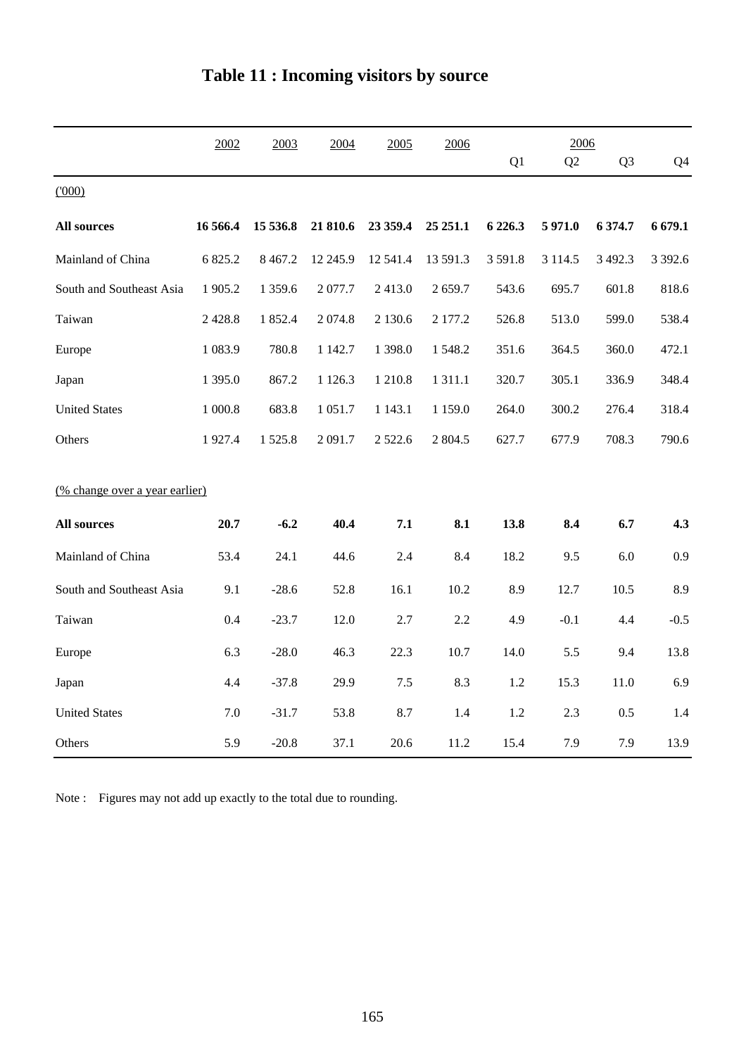# Table 11 : Incoming visitors by source

| | 2002 | 2003 | 2004 | 2005 | 2006 | 2006 | | | |
|---|---|---|---|---|---|---|---|---|---|
| | | | | | | Q1 | Q2 | Q3 | Q4 |
| ('000) | | | | | | | | | |
| **All sources** | **16 566.4** | **15 536.8** | **21 810.6** | **23 359.4** | **25 251.1** | **6 226.3** | **5 971.0** | **6 374.7** | **6 679.1** |
| Mainland of China | 6 825.2 | 8 467.2 | 12 245.9 | 12 541.4 | 13 591.3 | 3 591.8 | 3 114.5 | 3 492.3 | 3 392.6 |
| South and Southeast Asia | 1 905.2 | 1 359.6 | 2 077.7 | 2 413.0 | 2 659.7 | 543.6 | 695.7 | 601.8 | 818.6 |
| Taiwan | 2 428.8 | 1 852.4 | 2 074.8 | 2 130.6 | 2 177.2 | 526.8 | 513.0 | 599.0 | 538.4 |
| Europe | 1 083.9 | 780.8 | 1 142.7 | 1 398.0 | 1 548.2 | 351.6 | 364.5 | 360.0 | 472.1 |
| Japan | 1 395.0 | 867.2 | 1 126.3 | 1 210.8 | 1 311.1 | 320.7 | 305.1 | 336.9 | 348.4 |
| United States | 1 000.8 | 683.8 | 1 051.7 | 1 143.1 | 1 159.0 | 264.0 | 300.2 | 276.4 | 318.4 |
| Others | 1 927.4 | 1 525.8 | 2 091.7 | 2 522.6 | 2 804.5 | 627.7 | 677.9 | 708.3 | 790.6 |
| (% change over a year earlier) | | | | | | | | | |
| **All sources** | **20.7** | **-6.2** | **40.4** | **7.1** | **8.1** | **13.8** | **8.4** | **6.7** | **4.3** |
| Mainland of China | 53.4 | 24.1 | 44.6 | 2.4 | 8.4 | 18.2 | 9.5 | 6.0 | 0.9 |
| South and Southeast Asia | 9.1 | -28.6 | 52.8 | 16.1 | 10.2 | 8.9 | 12.7 | 10.5 | 8.9 |
| Taiwan | 0.4 | -23.7 | 12.0 | 2.7 | 2.2 | 4.9 | -0.1 | 4.4 | -0.5 |
| Europe | 6.3 | -28.0 | 46.3 | 22.3 | 10.7 | 14.0 | 5.5 | 9.4 | 13.8 |
| Japan | 4.4 | -37.8 | 29.9 | 7.5 | 8.3 | 1.2 | 15.3 | 11.0 | 6.9 |
| United States | 7.0 | -31.7 | 53.8 | 8.7 | 1.4 | 1.2 | 2.3 | 0.5 | 1.4 |
| Others | 5.9 | -20.8 | 37.1 | 20.6 | 11.2 | 15.4 | 7.9 | 7.9 | 13.9 |

Note : Figures may not add up exactly to the total due to rounding.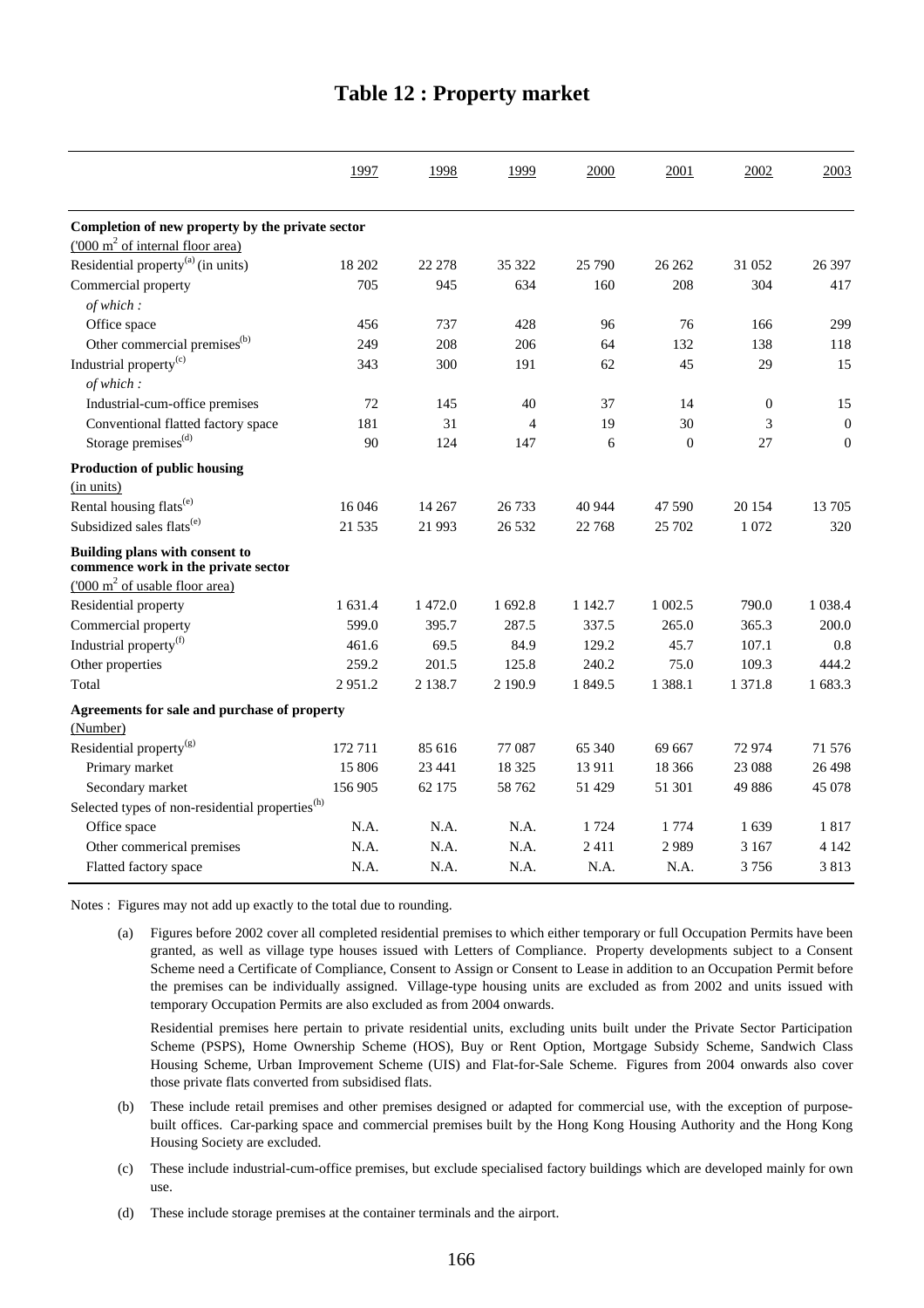# Table 12 : Property market

| | 1997 | 1998 | 1999 | 2000 | 2001 | 2002 | 2003 |
|---|---|---|---|---|---|---|---|
| **Completion of new property by the private sector** | | | | | | | |
| ('000 $m^2$ of internal floor area) | | | | | | | |
| Residential property[(a)] (in units) | 18 202 | 22 278 | 35 322 | 25 790 | 26 262 | 31 052 | 26 397 |
| Commercial property | 705 | 945 | 634 | 160 | 208 | 304 | 417 |
| *of which :* | | | | | | | |
| Office space | 456 | 737 | 428 | 96 | 76 | 166 | 299 |
| Other commercial premises[(b)] | 249 | 208 | 206 | 64 | 132 | 138 | 118 |
| Industrial property[(c)] | 343 | 300 | 191 | 62 | 45 | 29 | 15 |
| *of which :* | | | | | | | |
| Industrial-cum-office premises | 72 | 145 | 40 | 37 | 14 | 0 | 15 |
| Conventional flatted factory space | 181 | 31 | 4 | 19 | 30 | 3 | 0 |
| Storage premises[(d)] | 90 | 124 | 147 | 6 | 0 | 27 | 0 |
| **Production of public housing** | | | | | | | |
| (in units) | | | | | | | |
| Rental housing flats[(e)] | 16 046 | 14 267 | 26 733 | 40 944 | 47 590 | 20 154 | 13 705 |
| Subsidized sales flats[(e)] | 21 535 | 21 993 | 26 532 | 22 768 | 25 702 | 1 072 | 320 |
| **Building plans with consent to commence work in the private sector** | | | | | | | |
| ('000 $m^2$ of usable floor area) | | | | | | | |
| Residential property | 1 631.4 | 1 472.0 | 1 692.8 | 1 142.7 | 1 002.5 | 790.0 | 1 038.4 |
| Commercial property | 599.0 | 395.7 | 287.5 | 337.5 | 265.0 | 365.3 | 200.0 |
| Industrial property[(f)] | 461.6 | 69.5 | 84.9 | 129.2 | 45.7 | 107.1 | 0.8 |
| Other properties | 259.2 | 201.5 | 125.8 | 240.2 | 75.0 | 109.3 | 444.2 |
| Total | 2 951.2 | 2 138.7 | 2 190.9 | 1 849.5 | 1 388.1 | 1 371.8 | 1 683.3 |
| **Agreements for sale and purchase of property** | | | | | | | |
| (Number) | | | | | | | |
| Residential property[(g)] | 172 711 | 85 616 | 77 087 | 65 340 | 69 667 | 72 974 | 71 576 |
| Primary market | 15 806 | 23 441 | 18 325 | 13 911 | 18 366 | 23 088 | 26 498 |
| Secondary market | 156 905 | 62 175 | 58 762 | 51 429 | 51 301 | 49 886 | 45 078 |
| Selected types of non-residential properties[(h)] | | | | | | | |
| Office space | N.A. | N.A. | N.A. | 1 724 | 1 774 | 1 639 | 1 817 |
| Other commerical premises | N.A. | N.A. | N.A. | 2 411 | 2 989 | 3 167 | 4 142 |
| Flatted factory space | N.A. | N.A. | N.A. | N.A. | N.A. | 3 756 | 3 813 |

Notes : Figures may not add up exactly to the total due to rounding.

(a) Figures before 2002 cover all completed residential premises to which either temporary or full Occupation Permits have been granted, as well as village type houses issued with Letters of Compliance. Property developments subject to a Consent Scheme need a Certificate of Compliance, Consent to Assign or Consent to Lease in addition to an Occupation Permit before the premises can be individually assigned. Village-type housing units are excluded as from 2002 and units issued with temporary Occupation Permits are also excluded as from 2004 onwards.

Residential premises here pertain to private residential units, excluding units built under the Private Sector Participation Scheme (PSPS), Home Ownership Scheme (HOS), Buy or Rent Option, Mortgage Subsidy Scheme, Sandwich Class Housing Scheme, Urban Improvement Scheme (UIS) and Flat-for-Sale Scheme. Figures from 2004 onwards also cover those private flats converted from subsidised flats.

(b) These include retail premises and other premises designed or adapted for commercial use, with the exception of purpose-built offices. Car-parking space and commercial premises built by the Hong Kong Housing Authority and the Hong Kong Housing Society are excluded.

(c) These include industrial-cum-office premises, but exclude specialised factory buildings which are developed mainly for own use.

(d) These include storage premises at the container terminals and the airport.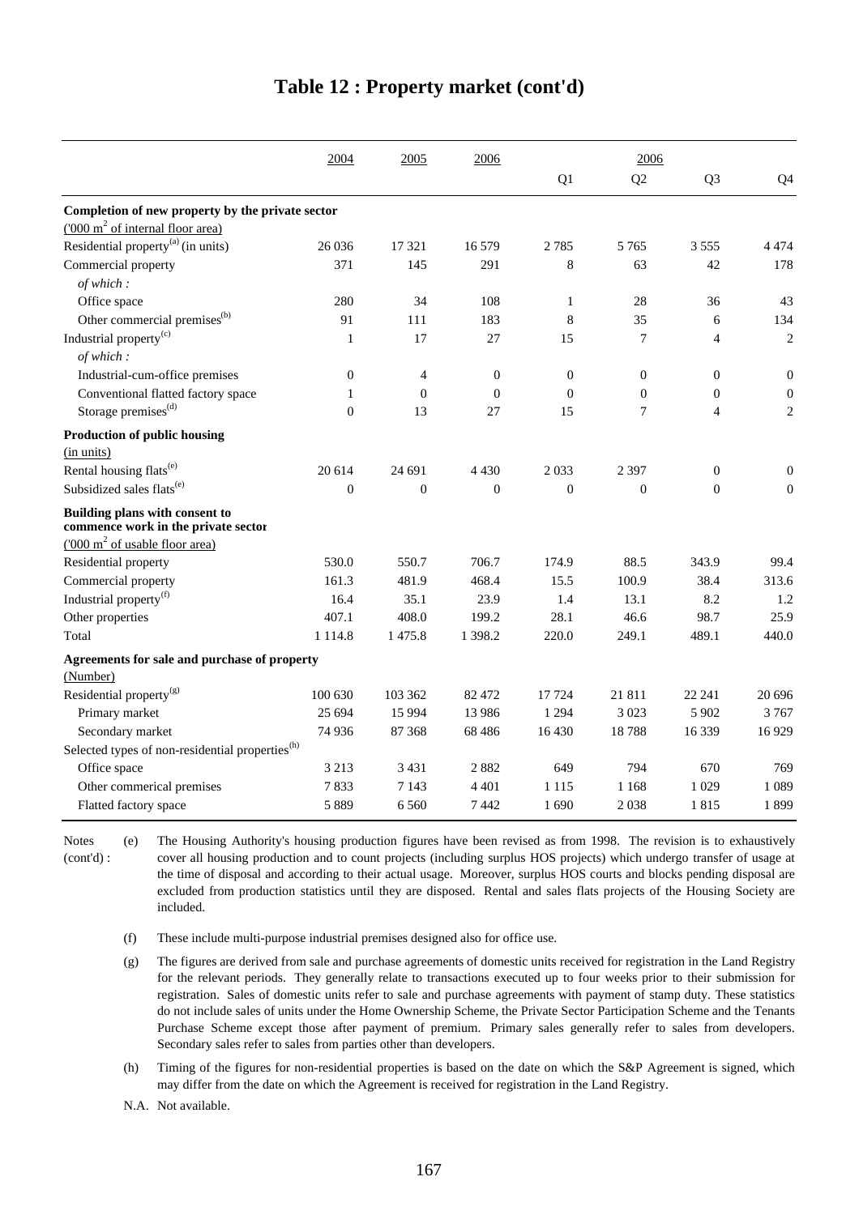# Table 12 : Property market (cont'd)

| | 2004 | 2005 | 2006 | 2006 Q1 | Q2 | Q3 | Q4 |
|---|---|---|---|---|---|---|---|
| **Completion of new property by the private sector** ('000 $m^2$ of internal floor area) | | | | | | | |
| Residential property[(a)] (in units) | 26 036 | 17 321 | 16 579 | 2 785 | 5 765 | 3 555 | 4 474 |
| Commercial property | 371 | 145 | 291 | 8 | 63 | 42 | 178 |
| *of which :* | | | | | | | |
| Office space | 280 | 34 | 108 | 1 | 28 | 36 | 43 |
| Other commercial premises[(b)] | 91 | 111 | 183 | 8 | 35 | 6 | 134 |
| Industrial property[(c)] | 1 | 17 | 27 | 15 | 7 | 4 | 2 |
| *of which :* | | | | | | | |
| Industrial-cum-office premises | 0 | 4 | 0 | 0 | 0 | 0 | 0 |
| Conventional flatted factory space | 1 | 0 | 0 | 0 | 0 | 0 | 0 |
| Storage premises[(d)] | 0 | 13 | 27 | 15 | 7 | 4 | 2 |
| **Production of public housing** (in units) | | | | | | | |
| Rental housing flats[(e)] | 20 614 | 24 691 | 4 430 | 2 033 | 2 397 | 0 | 0 |
| Subsidized sales flats[(e)] | 0 | 0 | 0 | 0 | 0 | 0 | 0 |
| **Building plans with consent to commence work in the private sector** ('000 $m^2$ of usable floor area) | | | | | | | |
| Residential property | 530.0 | 550.7 | 706.7 | 174.9 | 88.5 | 343.9 | 99.4 |
| Commercial property | 161.3 | 481.9 | 468.4 | 15.5 | 100.9 | 38.4 | 313.6 |
| Industrial property[(f)] | 16.4 | 35.1 | 23.9 | 1.4 | 13.1 | 8.2 | 1.2 |
| Other properties | 407.1 | 408.0 | 199.2 | 28.1 | 46.6 | 98.7 | 25.9 |
| Total | 1 114.8 | 1 475.8 | 1 398.2 | 220.0 | 249.1 | 489.1 | 440.0 |
| **Agreements for sale and purchase of property** (Number) | | | | | | | |
| Residential property[(g)] | 100 630 | 103 362 | 82 472 | 17 724 | 21 811 | 22 241 | 20 696 |
| Primary market | 25 694 | 15 994 | 13 986 | 1 294 | 3 023 | 5 902 | 3 767 |
| Secondary market | 74 936 | 87 368 | 68 486 | 16 430 | 18 788 | 16 339 | 16 929 |
| Selected types of non-residential properties[(h)] | | | | | | | |
| Office space | 3 213 | 3 431 | 2 882 | 649 | 794 | 670 | 769 |
| Other commerical premises | 7 833 | 7 143 | 4 401 | 1 115 | 1 168 | 1 029 | 1 089 |
| Flatted factory space | 5 889 | 6 560 | 7 442 | 1 690 | 2 038 | 1 815 | 1 899 |

Notes (cont'd) :

(e) The Housing Authority's housing production figures have been revised as from 1998. The revision is to exhaustively cover all housing production and to count projects (including surplus HOS projects) which undergo transfer of usage at the time of disposal and according to their actual usage. Moreover, surplus HOS courts and blocks pending disposal are excluded from production statistics until they are disposed. Rental and sales flats projects of the Housing Society are included.

(f) These include multi-purpose industrial premises designed also for office use.

(g) The figures are derived from sale and purchase agreements of domestic units received for registration in the Land Registry for the relevant periods. They generally relate to transactions executed up to four weeks prior to their submission for registration. Sales of domestic units refer to sale and purchase agreements with payment of stamp duty. These statistics do not include sales of units under the Home Ownership Scheme, the Private Sector Participation Scheme and the Tenants Purchase Scheme except those after payment of premium. Primary sales generally refer to sales from developers. Secondary sales refer to sales from parties other than developers.

(h) Timing of the figures for non-residential properties is based on the date on which the S&P Agreement is signed, which may differ from the date on which the Agreement is received for registration in the Land Registry.

N.A. Not available.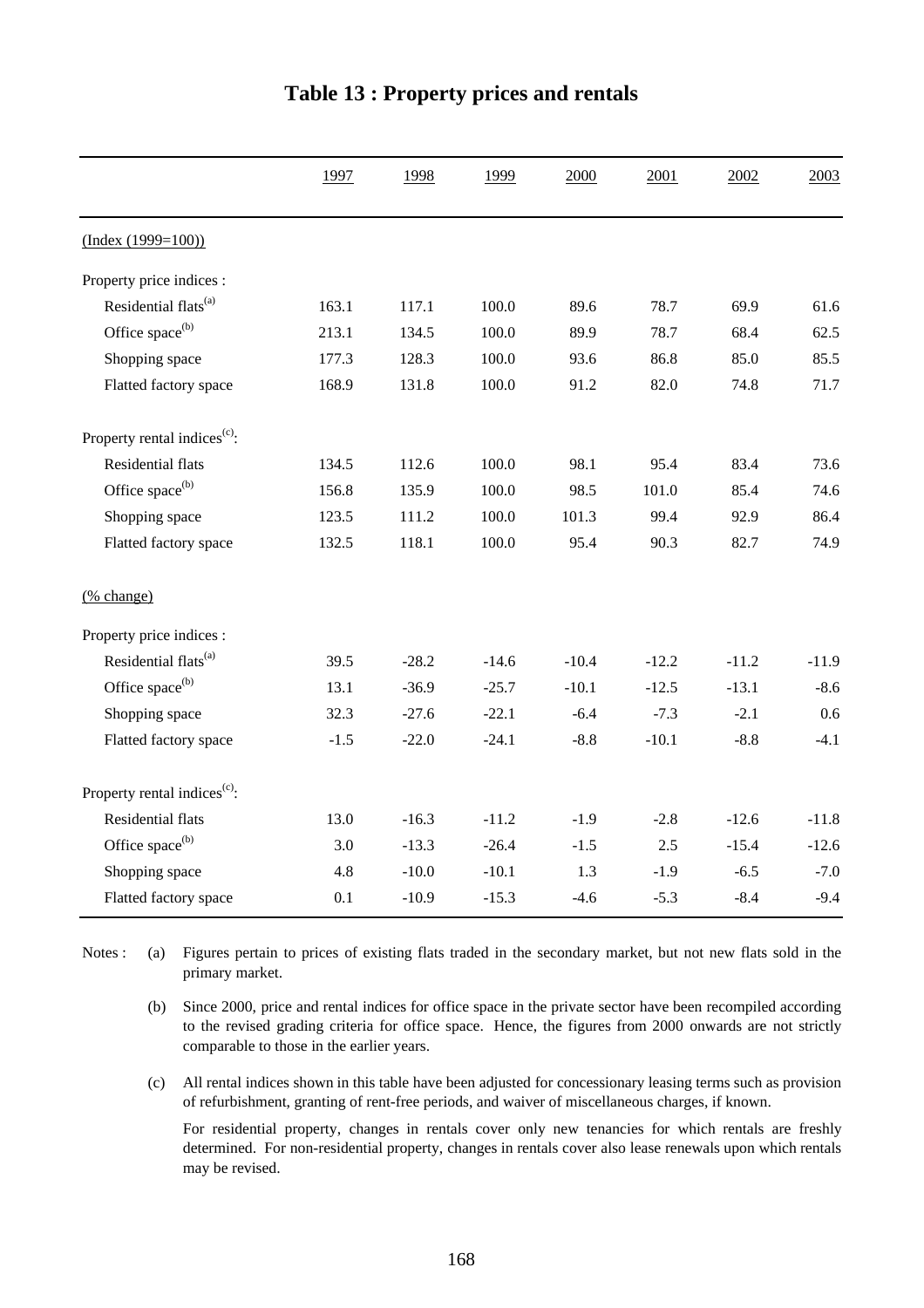# Table 13 : Property prices and rentals

| | 1997 | 1998 | 1999 | 2000 | 2001 | 2002 | 2003 |
|---|---|---|---|---|---|---|---|
| (Index (1999=100)) | | | | | | | |
| Property price indices : | | | | | | | |
| Residential flats[(a)] | 163.1 | 117.1 | 100.0 | 89.6 | 78.7 | 69.9 | 61.6 |
| Office space[(b)] | 213.1 | 134.5 | 100.0 | 89.9 | 78.7 | 68.4 | 62.5 |
| Shopping space | 177.3 | 128.3 | 100.0 | 93.6 | 86.8 | 85.0 | 85.5 |
| Flatted factory space | 168.9 | 131.8 | 100.0 | 91.2 | 82.0 | 74.8 | 71.7 |
| Property rental indices[(c)]: | | | | | | | |
| Residential flats | 134.5 | 112.6 | 100.0 | 98.1 | 95.4 | 83.4 | 73.6 |
| Office space[(b)] | 156.8 | 135.9 | 100.0 | 98.5 | 101.0 | 85.4 | 74.6 |
| Shopping space | 123.5 | 111.2 | 100.0 | 101.3 | 99.4 | 92.9 | 86.4 |
| Flatted factory space | 132.5 | 118.1 | 100.0 | 95.4 | 90.3 | 82.7 | 74.9 |
| (% change) | | | | | | | |
| Property price indices : | | | | | | | |
| Residential flats[(a)] | 39.5 | -28.2 | -14.6 | -10.4 | -12.2 | -11.2 | -11.9 |
| Office space[(b)] | 13.1 | -36.9 | -25.7 | -10.1 | -12.5 | -13.1 | -8.6 |
| Shopping space | 32.3 | -27.6 | -22.1 | -6.4 | -7.3 | -2.1 | 0.6 |
| Flatted factory space | -1.5 | -22.0 | -24.1 | -8.8 | -10.1 | -8.8 | -4.1 |
| Property rental indices[(c)]: | | | | | | | |
| Residential flats | 13.0 | -16.3 | -11.2 | -1.9 | -2.8 | -12.6 | -11.8 |
| Office space[(b)] | 3.0 | -13.3 | -26.4 | -1.5 | 2.5 | -15.4 | -12.6 |
| Shopping space | 4.8 | -10.0 | -10.1 | 1.3 | -1.9 | -6.5 | -7.0 |
| Flatted factory space | 0.1 | -10.9 | -15.3 | -4.6 | -5.3 | -8.4 | -9.4 |

Notes :

(a) Figures pertain to prices of existing flats traded in the secondary market, but not new flats sold in the primary market.

(b) Since 2000, price and rental indices for office space in the private sector have been recompiled according to the revised grading criteria for office space. Hence, the figures from 2000 onwards are not strictly comparable to those in the earlier years.

(c) All rental indices shown in this table have been adjusted for concessionary leasing terms such as provision of refurbishment, granting of rent-free periods, and waiver of miscellaneous charges, if known.

For residential property, changes in rentals cover only new tenancies for which rentals are freshly determined. For non-residential property, changes in rentals cover also lease renewals upon which rentals may be revised.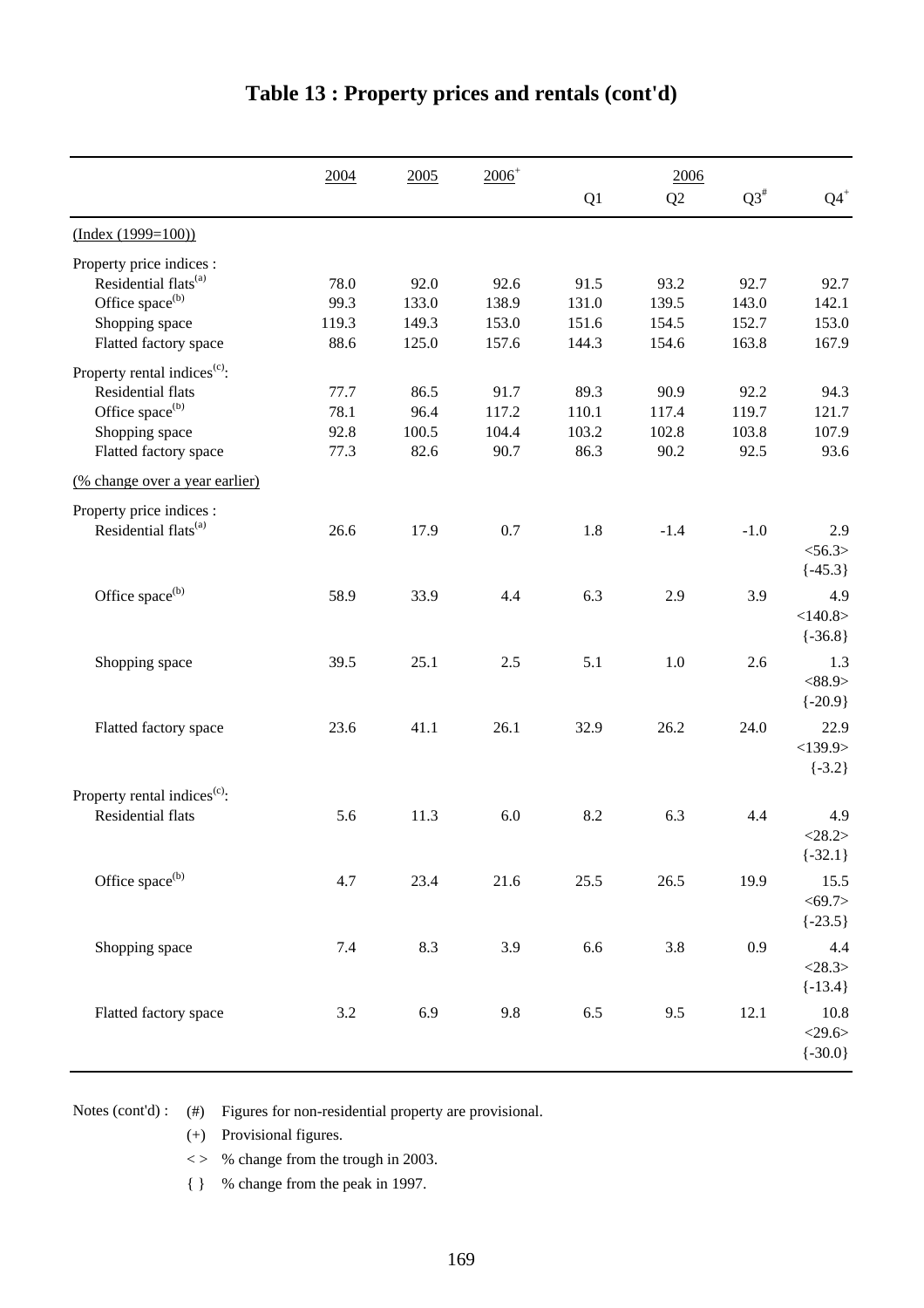# Table 13 : Property prices and rentals (cont'd)

| | 2004 | 2005 | 2006+ | 2006 Q1 | Q2 | Q3# | Q4+ |
|---|---|---|---|---|---|---|---|
| (Index (1999=100)) | | | | | | | |
| Property price indices : | | | | | | | |
| Residential flats(a) | 78.0 | 92.0 | 92.6 | 91.5 | 93.2 | 92.7 | 92.7 |
| Office space(b) | 99.3 | 133.0 | 138.9 | 131.0 | 139.5 | 143.0 | 142.1 |
| Shopping space | 119.3 | 149.3 | 153.0 | 151.6 | 154.5 | 152.7 | 153.0 |
| Flatted factory space | 88.6 | 125.0 | 157.6 | 144.3 | 154.6 | 163.8 | 167.9 |
| Property rental indices(c): | | | | | | | |
| Residential flats | 77.7 | 86.5 | 91.7 | 89.3 | 90.9 | 92.2 | 94.3 |
| Office space(b) | 78.1 | 96.4 | 117.2 | 110.1 | 117.4 | 119.7 | 121.7 |
| Shopping space | 92.8 | 100.5 | 104.4 | 103.2 | 102.8 | 103.8 | 107.9 |
| Flatted factory space | 77.3 | 82.6 | 90.7 | 86.3 | 90.2 | 92.5 | 93.6 |
| (% change over a year earlier) | | | | | | | |
| Property price indices : | | | | | | | |
| Residential flats(a) | 26.6 | 17.9 | 0.7 | 1.8 | -1.4 | -1.0 | 2.9 <56.3> {-45.3} |
| Office space(b) | 58.9 | 33.9 | 4.4 | 6.3 | 2.9 | 3.9 | 4.9 <140.8> {-36.8} |
| Shopping space | 39.5 | 25.1 | 2.5 | 5.1 | 1.0 | 2.6 | 1.3 <88.9> {-20.9} |
| Flatted factory space | 23.6 | 41.1 | 26.1 | 32.9 | 26.2 | 24.0 | 22.9 <139.9> {-3.2} |
| Property rental indices(c): | | | | | | | |
| Residential flats | 5.6 | 11.3 | 6.0 | 8.2 | 6.3 | 4.4 | 4.9 <28.2> {-32.1} |
| Office space(b) | 4.7 | 23.4 | 21.6 | 25.5 | 26.5 | 19.9 | 15.5 <69.7> {-23.5} |
| Shopping space | 7.4 | 8.3 | 3.9 | 6.6 | 3.8 | 0.9 | 4.4 <28.3> {-13.4} |
| Flatted factory space | 3.2 | 6.9 | 9.8 | 6.5 | 9.5 | 12.1 | 10.8 <29.6> {-30.0} |

Notes (cont'd) :
- (#) Figures for non-residential property are provisional.
- (+) Provisional figures.
- < > % change from the trough in 2003.
- { } % change from the peak in 1997.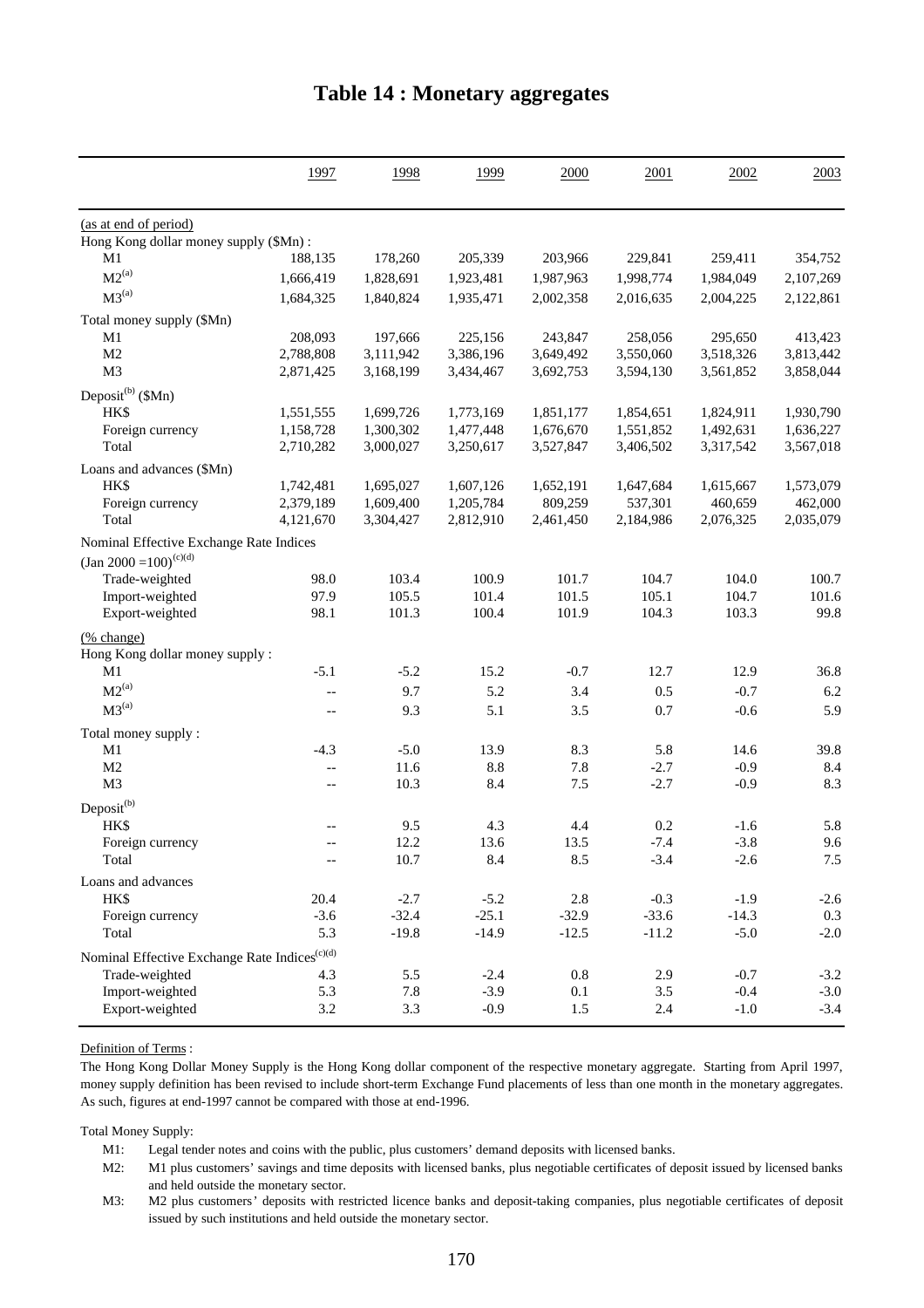# Table 14 : Monetary aggregates

| | 1997 | 1998 | 1999 | 2000 | 2001 | 2002 | 2003 |
|---|---|---|---|---|---|---|---|
| (as at end of period) | | | | | | | |
| Hong Kong dollar money supply ($Mn) : | | | | | | | |
| M1 | 188,135 | 178,260 | 205,339 | 203,966 | 229,841 | 259,411 | 354,752 |
| M2[(a)] | 1,666,419 | 1,828,691 | 1,923,481 | 1,987,963 | 1,998,774 | 1,984,049 | 2,107,269 |
| M3[(a)] | 1,684,325 | 1,840,824 | 1,935,471 | 2,002,358 | 2,016,635 | 2,004,225 | 2,122,861 |
| Total money supply ($Mn) | | | | | | | |
| M1 | 208,093 | 197,666 | 225,156 | 243,847 | 258,056 | 295,650 | 413,423 |
| M2 | 2,788,808 | 3,111,942 | 3,386,196 | 3,649,492 | 3,550,060 | 3,518,326 | 3,813,442 |
| M3 | 2,871,425 | 3,168,199 | 3,434,467 | 3,692,753 | 3,594,130 | 3,561,852 | 3,858,044 |
| Deposit[(b)] ($Mn) | | | | | | | |
| HK$ | 1,551,555 | 1,699,726 | 1,773,169 | 1,851,177 | 1,854,651 | 1,824,911 | 1,930,790 |
| Foreign currency | 1,158,728 | 1,300,302 | 1,477,448 | 1,676,670 | 1,551,852 | 1,492,631 | 1,636,227 |
| Total | 2,710,282 | 3,000,027 | 3,250,617 | 3,527,847 | 3,406,502 | 3,317,542 | 3,567,018 |
| Loans and advances ($Mn) | | | | | | | |
| HK$ | 1,742,481 | 1,695,027 | 1,607,126 | 1,652,191 | 1,647,684 | 1,615,667 | 1,573,079 |
| Foreign currency | 2,379,189 | 1,609,400 | 1,205,784 | 809,259 | 537,301 | 460,659 | 462,000 |
| Total | 4,121,670 | 3,304,427 | 2,812,910 | 2,461,450 | 2,184,986 | 2,076,325 | 2,035,079 |
| Nominal Effective Exchange Rate Indices (Jan 2000 =100)[(c)(d)] | | | | | | | |
| Trade-weighted | 98.0 | 103.4 | 100.9 | 101.7 | 104.7 | 104.0 | 100.7 |
| Import-weighted | 97.9 | 105.5 | 101.4 | 101.5 | 105.1 | 104.7 | 101.6 |
| Export-weighted | 98.1 | 101.3 | 100.4 | 101.9 | 104.3 | 103.3 | 99.8 |
| (% change) | | | | | | | |
| Hong Kong dollar money supply : | | | | | | | |
| M1 | -5.1 | -5.2 | 15.2 | -0.7 | 12.7 | 12.9 | 36.8 |
| M2[(a)] | -- | 9.7 | 5.2 | 3.4 | 0.5 | -0.7 | 6.2 |
| M3[(a)] | -- | 9.3 | 5.1 | 3.5 | 0.7 | -0.6 | 5.9 |
| Total money supply : | | | | | | | |
| M1 | -4.3 | -5.0 | 13.9 | 8.3 | 5.8 | 14.6 | 39.8 |
| M2 | -- | 11.6 | 8.8 | 7.8 | -2.7 | -0.9 | 8.4 |
| M3 | -- | 10.3 | 8.4 | 7.5 | -2.7 | -0.9 | 8.3 |
| Deposit[(b)] | | | | | | | |
| HK$ | -- | 9.5 | 4.3 | 4.4 | 0.2 | -1.6 | 5.8 |
| Foreign currency | -- | 12.2 | 13.6 | 13.5 | -7.4 | -3.8 | 9.6 |
| Total | -- | 10.7 | 8.4 | 8.5 | -3.4 | -2.6 | 7.5 |
| Loans and advances | | | | | | | |
| HK$ | 20.4 | -2.7 | -5.2 | 2.8 | -0.3 | -1.9 | -2.6 |
| Foreign currency | -3.6 | -32.4 | -25.1 | -32.9 | -33.6 | -14.3 | 0.3 |
| Total | 5.3 | -19.8 | -14.9 | -12.5 | -11.2 | -5.0 | -2.0 |
| Nominal Effective Exchange Rate Indices[(c)(d)] | | | | | | | |
| Trade-weighted | 4.3 | 5.5 | -2.4 | 0.8 | 2.9 | -0.7 | -3.2 |
| Import-weighted | 5.3 | 7.8 | -3.9 | 0.1 | 3.5 | -0.4 | -3.0 |
| Export-weighted | 3.2 | 3.3 | -0.9 | 1.5 | 2.4 | -1.0 | -3.4 |

Definition of Terms :

The Hong Kong Dollar Money Supply is the Hong Kong dollar component of the respective monetary aggregate. Starting from April 1997, money supply definition has been revised to include short-term Exchange Fund placements of less than one month in the monetary aggregates. As such, figures at end-1997 cannot be compared with those at end-1996.

Total Money Supply:

- M1: Legal tender notes and coins with the public, plus customers' demand deposits with licensed banks.
- M2: M1 plus customers' savings and time deposits with licensed banks, plus negotiable certificates of deposit issued by licensed banks and held outside the monetary sector.
- M3: M2 plus customers' deposits with restricted licence banks and deposit-taking companies, plus negotiable certificates of deposit issued by such institutions and held outside the monetary sector.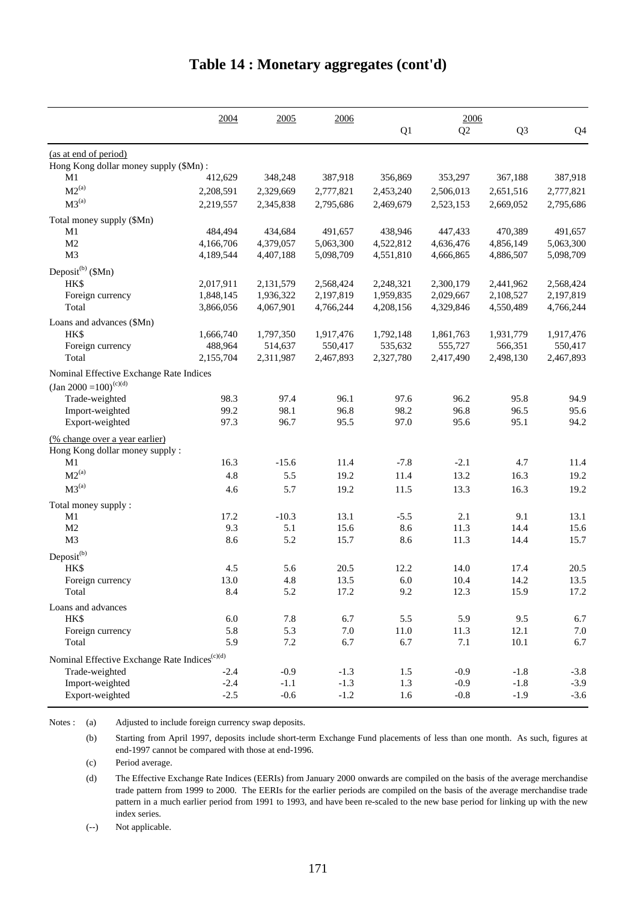# Table 14 : Monetary aggregates (cont'd)

| | 2004 | 2005 | 2006 | 2006 Q1 | Q2 | Q3 | Q4 |
|---|---|---|---|---|---|---|---|
| (as at end of period) | | | | | | | |
| Hong Kong dollar money supply ($Mn) : | | | | | | | |
| M1 | 412,629 | 348,248 | 387,918 | 356,869 | 353,297 | 367,188 | 387,918 |
| M2[(a)] | 2,208,591 | 2,329,669 | 2,777,821 | 2,453,240 | 2,506,013 | 2,651,516 | 2,777,821 |
| M3[(a)] | 2,219,557 | 2,345,838 | 2,795,686 | 2,469,679 | 2,523,153 | 2,669,052 | 2,795,686 |
| Total money supply ($Mn) | | | | | | | |
| M1 | 484,494 | 434,684 | 491,657 | 438,946 | 447,433 | 470,389 | 491,657 |
| M2 | 4,166,706 | 4,379,057 | 5,063,300 | 4,522,812 | 4,636,476 | 4,856,149 | 5,063,300 |
| M3 | 4,189,544 | 4,407,188 | 5,098,709 | 4,551,810 | 4,666,865 | 4,886,507 | 5,098,709 |
| Deposit[(b)] ($Mn) | | | | | | | |
| HK$ | 2,017,911 | 2,131,579 | 2,568,424 | 2,248,321 | 2,300,179 | 2,441,962 | 2,568,424 |
| Foreign currency | 1,848,145 | 1,936,322 | 2,197,819 | 1,959,835 | 2,029,667 | 2,108,527 | 2,197,819 |
| Total | 3,866,056 | 4,067,901 | 4,766,244 | 4,208,156 | 4,329,846 | 4,550,489 | 4,766,244 |
| Loans and advances ($Mn) | | | | | | | |
| HK$ | 1,666,740 | 1,797,350 | 1,917,476 | 1,792,148 | 1,861,763 | 1,931,779 | 1,917,476 |
| Foreign currency | 488,964 | 514,637 | 550,417 | 535,632 | 555,727 | 566,351 | 550,417 |
| Total | 2,155,704 | 2,311,987 | 2,467,893 | 2,327,780 | 2,417,490 | 2,498,130 | 2,467,893 |
| Nominal Effective Exchange Rate Indices (Jan 2000 =100)[(c)(d)] | | | | | | | |
| Trade-weighted | 98.3 | 97.4 | 96.1 | 97.6 | 96.2 | 95.8 | 94.9 |
| Import-weighted | 99.2 | 98.1 | 96.8 | 98.2 | 96.8 | 96.5 | 95.6 |
| Export-weighted | 97.3 | 96.7 | 95.5 | 97.0 | 95.6 | 95.1 | 94.2 |
| (% change over a year earlier) | | | | | | | |
| Hong Kong dollar money supply : | | | | | | | |
| M1 | 16.3 | -15.6 | 11.4 | -7.8 | -2.1 | 4.7 | 11.4 |
| M2[(a)] | 4.8 | 5.5 | 19.2 | 11.4 | 13.2 | 16.3 | 19.2 |
| M3[(a)] | 4.6 | 5.7 | 19.2 | 11.5 | 13.3 | 16.3 | 19.2 |
| Total money supply : | | | | | | | |
| M1 | 17.2 | -10.3 | 13.1 | -5.5 | 2.1 | 9.1 | 13.1 |
| M2 | 9.3 | 5.1 | 15.6 | 8.6 | 11.3 | 14.4 | 15.6 |
| M3 | 8.6 | 5.2 | 15.7 | 8.6 | 11.3 | 14.4 | 15.7 |
| Deposit[(b)] | | | | | | | |
| HK$ | 4.5 | 5.6 | 20.5 | 12.2 | 14.0 | 17.4 | 20.5 |
| Foreign currency | 13.0 | 4.8 | 13.5 | 6.0 | 10.4 | 14.2 | 13.5 |
| Total | 8.4 | 5.2 | 17.2 | 9.2 | 12.3 | 15.9 | 17.2 |
| Loans and advances | | | | | | | |
| HK$ | 6.0 | 7.8 | 6.7 | 5.5 | 5.9 | 9.5 | 6.7 |
| Foreign currency | 5.8 | 5.3 | 7.0 | 11.0 | 11.3 | 12.1 | 7.0 |
| Total | 5.9 | 7.2 | 6.7 | 6.7 | 7.1 | 10.1 | 6.7 |
| Nominal Effective Exchange Rate Indices[(c)(d)] | | | | | | | |
| Trade-weighted | -2.4 | -0.9 | -1.3 | 1.5 | -0.9 | -1.8 | -3.8 |
| Import-weighted | -2.4 | -1.1 | -1.3 | 1.3 | -0.9 | -1.8 | -3.9 |
| Export-weighted | -2.5 | -0.6 | -1.2 | 1.6 | -0.8 | -1.9 | -3.6 |

Notes :
(a) Adjusted to include foreign currency swap deposits.

(b) Starting from April 1997, deposits include short-term Exchange Fund placements of less than one month. As such, figures at end-1997 cannot be compared with those at end-1996.

(c) Period average.

(d) The Effective Exchange Rate Indices (EERIs) from January 2000 onwards are compiled on the basis of the average merchandise trade pattern from 1999 to 2000. The EERIs for the earlier periods are compiled on the basis of the average merchandise trade pattern in a much earlier period from 1991 to 1993, and have been re-scaled to the new base period for linking up with the new index series.

(--) Not applicable.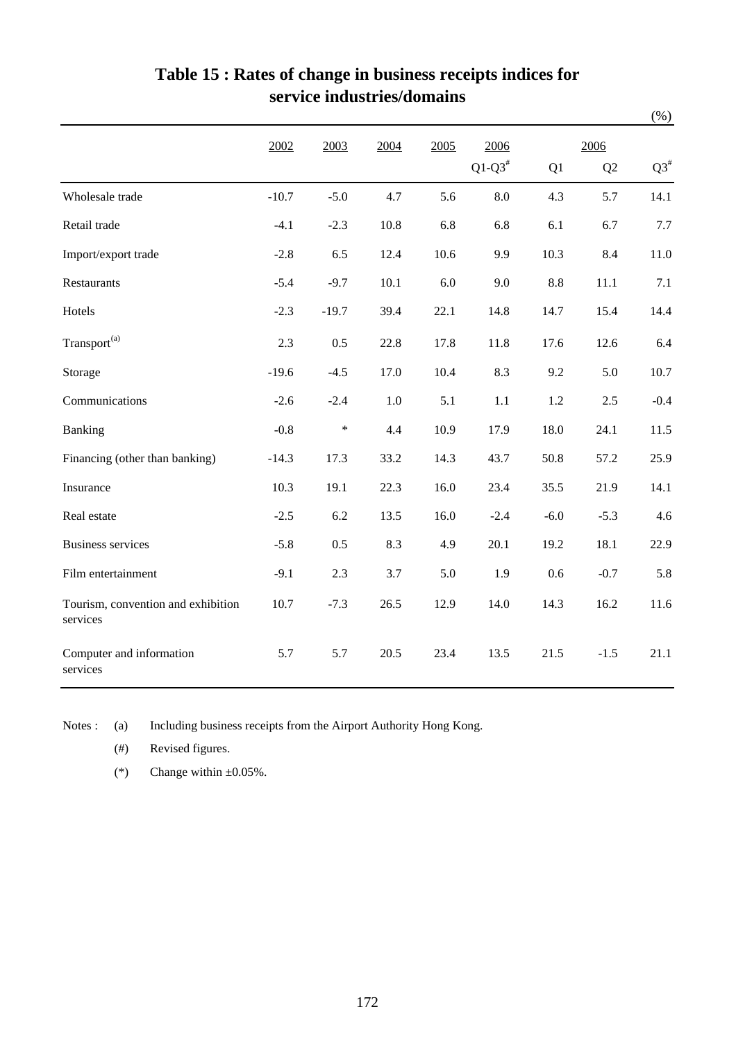# Table 15 : Rates of change in business receipts indices for service industries/domains

(%)

| | 2002 | 2003 | 2004 | 2005 | 2006 Q1-Q3[#] | 2006 Q1 | 2006 Q2 | 2006 Q3[#] |
|---|---|---|---|---|---|---|---|---|
| Wholesale trade | -10.7 | -5.0 | 4.7 | 5.6 | 8.0 | 4.3 | 5.7 | 14.1 |
| Retail trade | -4.1 | -2.3 | 10.8 | 6.8 | 6.8 | 6.1 | 6.7 | 7.7 |
| Import/export trade | -2.8 | 6.5 | 12.4 | 10.6 | 9.9 | 10.3 | 8.4 | 11.0 |
| Restaurants | -5.4 | -9.7 | 10.1 | 6.0 | 9.0 | 8.8 | 11.1 | 7.1 |
| Hotels | -2.3 | -19.7 | 39.4 | 22.1 | 14.8 | 14.7 | 15.4 | 14.4 |
| Transport[(a)] | 2.3 | 0.5 | 22.8 | 17.8 | 11.8 | 17.6 | 12.6 | 6.4 |
| Storage | -19.6 | -4.5 | 17.0 | 10.4 | 8.3 | 9.2 | 5.0 | 10.7 |
| Communications | -2.6 | -2.4 | 1.0 | 5.1 | 1.1 | 1.2 | 2.5 | -0.4 |
| Banking | -0.8 | * | 4.4 | 10.9 | 17.9 | 18.0 | 24.1 | 11.5 |
| Financing (other than banking) | -14.3 | 17.3 | 33.2 | 14.3 | 43.7 | 50.8 | 57.2 | 25.9 |
| Insurance | 10.3 | 19.1 | 22.3 | 16.0 | 23.4 | 35.5 | 21.9 | 14.1 |
| Real estate | -2.5 | 6.2 | 13.5 | 16.0 | -2.4 | -6.0 | -5.3 | 4.6 |
| Business services | -5.8 | 0.5 | 8.3 | 4.9 | 20.1 | 19.2 | 18.1 | 22.9 |
| Film entertainment | -9.1 | 2.3 | 3.7 | 5.0 | 1.9 | 0.6 | -0.7 | 5.8 |
| Tourism, convention and exhibition services | 10.7 | -7.3 | 26.5 | 12.9 | 14.0 | 14.3 | 16.2 | 11.6 |
| Computer and information services | 5.7 | 5.7 | 20.5 | 23.4 | 13.5 | 21.5 | -1.5 | 21.1 |

Notes : (a) Including business receipts from the Airport Authority Hong Kong.

(#) Revised figures.

(*) Change within ±0.05%.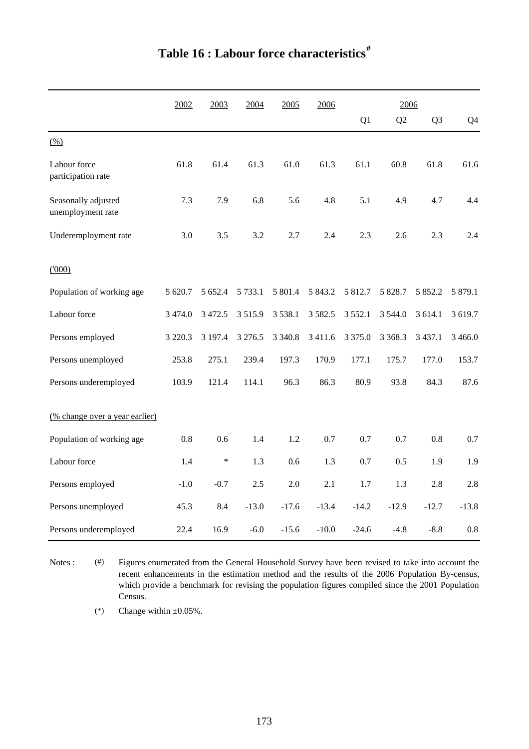# Table 16 : Labour force characteristics[#]

| | 2002 | 2003 | 2004 | 2005 | 2006 | 2006 Q1 | Q2 | Q3 | Q4 |
|---|---|---|---|---|---|---|---|---|---|
| (%) | | | | | | | | | |
| Labour force participation rate | 61.8 | 61.4 | 61.3 | 61.0 | 61.3 | 61.1 | 60.8 | 61.8 | 61.6 |
| Seasonally adjusted unemployment rate | 7.3 | 7.9 | 6.8 | 5.6 | 4.8 | 5.1 | 4.9 | 4.7 | 4.4 |
| Underemployment rate | 3.0 | 3.5 | 3.2 | 2.7 | 2.4 | 2.3 | 2.6 | 2.3 | 2.4 |
| ('000) | | | | | | | | | |
| Population of working age | 5 620.7 | 5 652.4 | 5 733.1 | 5 801.4 | 5 843.2 | 5 812.7 | 5 828.7 | 5 852.2 | 5 879.1 |
| Labour force | 3 474.0 | 3 472.5 | 3 515.9 | 3 538.1 | 3 582.5 | 3 552.1 | 3 544.0 | 3 614.1 | 3 619.7 |
| Persons employed | 3 220.3 | 3 197.4 | 3 276.5 | 3 340.8 | 3 411.6 | 3 375.0 | 3 368.3 | 3 437.1 | 3 466.0 |
| Persons unemployed | 253.8 | 275.1 | 239.4 | 197.3 | 170.9 | 177.1 | 175.7 | 177.0 | 153.7 |
| Persons underemployed | 103.9 | 121.4 | 114.1 | 96.3 | 86.3 | 80.9 | 93.8 | 84.3 | 87.6 |
| (% change over a year earlier) | | | | | | | | | |
| Population of working age | 0.8 | 0.6 | 1.4 | 1.2 | 0.7 | 0.7 | 0.7 | 0.8 | 0.7 |
| Labour force | 1.4 | * | 1.3 | 0.6 | 1.3 | 0.7 | 0.5 | 1.9 | 1.9 |
| Persons employed | -1.0 | -0.7 | 2.5 | 2.0 | 2.1 | 1.7 | 1.3 | 2.8 | 2.8 |
| Persons unemployed | 45.3 | 8.4 | -13.0 | -17.6 | -13.4 | -14.2 | -12.9 | -12.7 | -13.8 |
| Persons underemployed | 22.4 | 16.9 | -6.0 | -15.6 | -10.0 | -24.6 | -4.8 | -8.8 | 0.8 |

Notes : (#) Figures enumerated from the General Household Survey have been revised to take into account the recent enhancements in the estimation method and the results of the 2006 Population By-census, which provide a benchmark for revising the population figures compiled since the 2001 Population Census.

(*) Change within ±0.05%.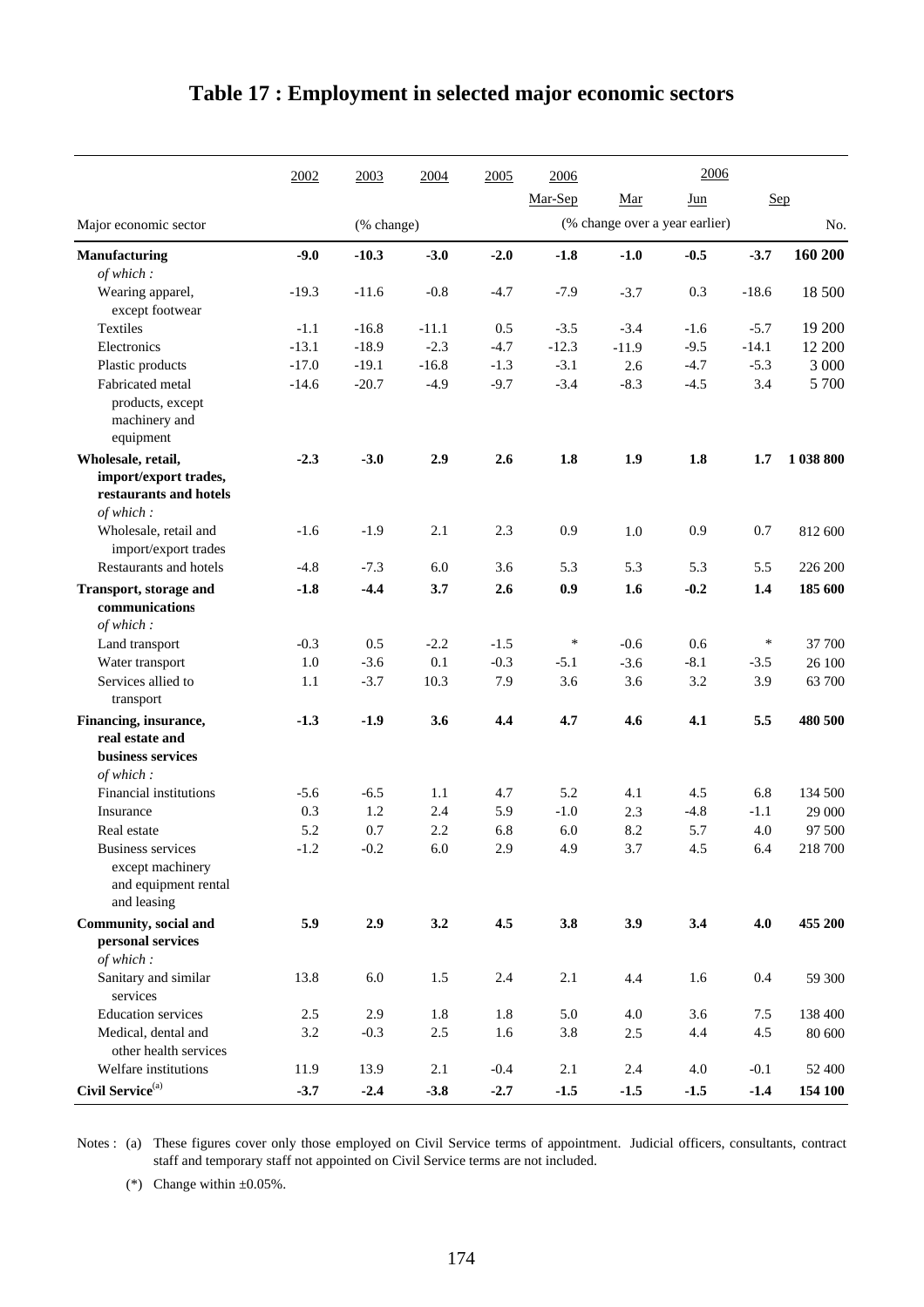# Table 17 : Employment in selected major economic sectors

| Major economic sector | 2002 | 2003 | 2004 | 2005 | 2006 Mar-Sep | 2006 Mar | 2006 Jun | 2006 Sep | 2006 Sep |
|---|---|---|---|---|---|---|---|---|---|
| | | (% change) | | | | (% change over a year earlier) | | | No. |
| **Manufacturing** | **-9.0** | **-10.3** | **-3.0** | **-2.0** | **-1.8** | **-1.0** | **-0.5** | **-3.7** | **160 200** |
| *of which :* | | | | | | | | | |
| Wearing apparel, except footwear | -19.3 | -11.6 | -0.8 | -4.7 | -7.9 | -3.7 | 0.3 | -18.6 | 18 500 |
| Textiles | -1.1 | -16.8 | -11.1 | 0.5 | -3.5 | -3.4 | -1.6 | -5.7 | 19 200 |
| Electronics | -13.1 | -18.9 | -2.3 | -4.7 | -12.3 | -11.9 | -9.5 | -14.1 | 12 200 |
| Plastic products | -17.0 | -19.1 | -16.8 | -1.3 | -3.1 | 2.6 | -4.7 | -5.3 | 3 000 |
| Fabricated metal products, except machinery and equipment | -14.6 | -20.7 | -4.9 | -9.7 | -3.4 | -8.3 | -4.5 | 3.4 | 5 700 |
| **Wholesale, retail, import/export trades, restaurants and hotels** | **-2.3** | **-3.0** | **2.9** | **2.6** | **1.8** | **1.9** | **1.8** | **1.7** | **1 038 800** |
| *of which :* | | | | | | | | | |
| Wholesale, retail and import/export trades | -1.6 | -1.9 | 2.1 | 2.3 | 0.9 | 1.0 | 0.9 | 0.7 | 812 600 |
| Restaurants and hotels | -4.8 | -7.3 | 6.0 | 3.6 | 5.3 | 5.3 | 5.3 | 5.5 | 226 200 |
| **Transport, storage and communications** | **-1.8** | **-4.4** | **3.7** | **2.6** | **0.9** | **1.6** | **-0.2** | **1.4** | **185 600** |
| *of which :* | | | | | | | | | |
| Land transport | -0.3 | 0.5 | -2.2 | -1.5 | * | -0.6 | 0.6 | * | 37 700 |
| Water transport | 1.0 | -3.6 | 0.1 | -0.3 | -5.1 | -3.6 | -8.1 | -3.5 | 26 100 |
| Services allied to transport | 1.1 | -3.7 | 10.3 | 7.9 | 3.6 | 3.6 | 3.2 | 3.9 | 63 700 |
| **Financing, insurance, real estate and business services** | **-1.3** | **-1.9** | **3.6** | **4.4** | **4.7** | **4.6** | **4.1** | **5.5** | **480 500** |
| *of which :* | | | | | | | | | |
| Financial institutions | -5.6 | -6.5 | 1.1 | 4.7 | 5.2 | 4.1 | 4.5 | 6.8 | 134 500 |
| Insurance | 0.3 | 1.2 | 2.4 | 5.9 | -1.0 | 2.3 | -4.8 | -1.1 | 29 000 |
| Real estate | 5.2 | 0.7 | 2.2 | 6.8 | 6.0 | 8.2 | 5.7 | 4.0 | 97 500 |
| Business services except machinery and equipment rental and leasing | -1.2 | -0.2 | 6.0 | 2.9 | 4.9 | 3.7 | 4.5 | 6.4 | 218 700 |
| **Community, social and personal services** | **5.9** | **2.9** | **3.2** | **4.5** | **3.8** | **3.9** | **3.4** | **4.0** | **455 200** |
| *of which :* | | | | | | | | | |
| Sanitary and similar services | 13.8 | 6.0 | 1.5 | 2.4 | 2.1 | 4.4 | 1.6 | 0.4 | 59 300 |
| Education services | 2.5 | 2.9 | 1.8 | 1.8 | 5.0 | 4.0 | 3.6 | 7.5 | 138 400 |
| Medical, dental and other health services | 3.2 | -0.3 | 2.5 | 1.6 | 3.8 | 2.5 | 4.4 | 4.5 | 80 600 |
| Welfare institutions | 11.9 | 13.9 | 2.1 | -0.4 | 2.1 | 2.4 | 4.0 | -0.1 | 52 400 |
| **Civil Service**[(a)] | **-3.7** | **-2.4** | **-3.8** | **-2.7** | **-1.5** | **-1.5** | **-1.5** | **-1.4** | **154 100** |

Notes : (a) These figures cover only those employed on Civil Service terms of appointment. Judicial officers, consultants, contract staff and temporary staff not appointed on Civil Service terms are not included.

(*) Change within ±0.05%.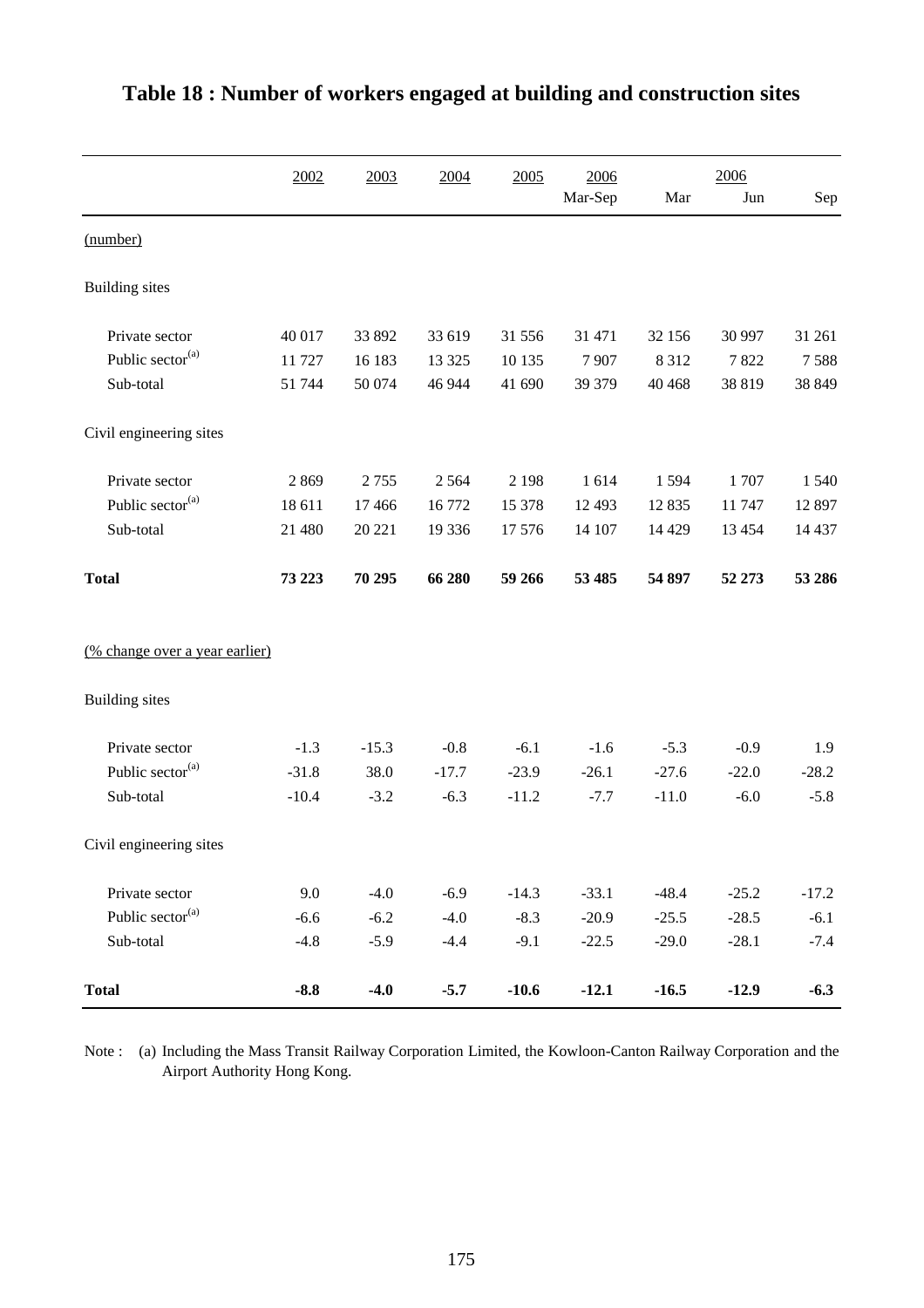# Table 18 : Number of workers engaged at building and construction sites

| | 2002 | 2003 | 2004 | 2005 | 2006 Mar-Sep | 2006 Mar | Jun | Sep |
|---|---|---|---|---|---|---|---|---|
| (number) | | | | | | | | |
| Building sites | | | | | | | | |
| Private sector | 40 017 | 33 892 | 33 619 | 31 556 | 31 471 | 32 156 | 30 997 | 31 261 |
| Public sector[(a)] | 11 727 | 16 183 | 13 325 | 10 135 | 7 907 | 8 312 | 7 822 | 7 588 |
| Sub-total | 51 744 | 50 074 | 46 944 | 41 690 | 39 379 | 40 468 | 38 819 | 38 849 |
| Civil engineering sites | | | | | | | | |
| Private sector | 2 869 | 2 755 | 2 564 | 2 198 | 1 614 | 1 594 | 1 707 | 1 540 |
| Public sector[(a)] | 18 611 | 17 466 | 16 772 | 15 378 | 12 493 | 12 835 | 11 747 | 12 897 |
| Sub-total | 21 480 | 20 221 | 19 336 | 17 576 | 14 107 | 14 429 | 13 454 | 14 437 |
| **Total** | **73 223** | **70 295** | **66 280** | **59 266** | **53 485** | **54 897** | **52 273** | **53 286** |
| (% change over a year earlier) | | | | | | | | |
| Building sites | | | | | | | | |
| Private sector | -1.3 | -15.3 | -0.8 | -6.1 | -1.6 | -5.3 | -0.9 | 1.9 |
| Public sector[(a)] | -31.8 | 38.0 | -17.7 | -23.9 | -26.1 | -27.6 | -22.0 | -28.2 |
| Sub-total | -10.4 | -3.2 | -6.3 | -11.2 | -7.7 | -11.0 | -6.0 | -5.8 |
| Civil engineering sites | | | | | | | | |
| Private sector | 9.0 | -4.0 | -6.9 | -14.3 | -33.1 | -48.4 | -25.2 | -17.2 |
| Public sector[(a)] | -6.6 | -6.2 | -4.0 | -8.3 | -20.9 | -25.5 | -28.5 | -6.1 |
| Sub-total | -4.8 | -5.9 | -4.4 | -9.1 | -22.5 | -29.0 | -28.1 | -7.4 |
| **Total** | **-8.8** | **-4.0** | **-5.7** | **-10.6** | **-12.1** | **-16.5** | **-12.9** | **-6.3** |

Note : (a) Including the Mass Transit Railway Corporation Limited, the Kowloon-Canton Railway Corporation and the Airport Authority Hong Kong.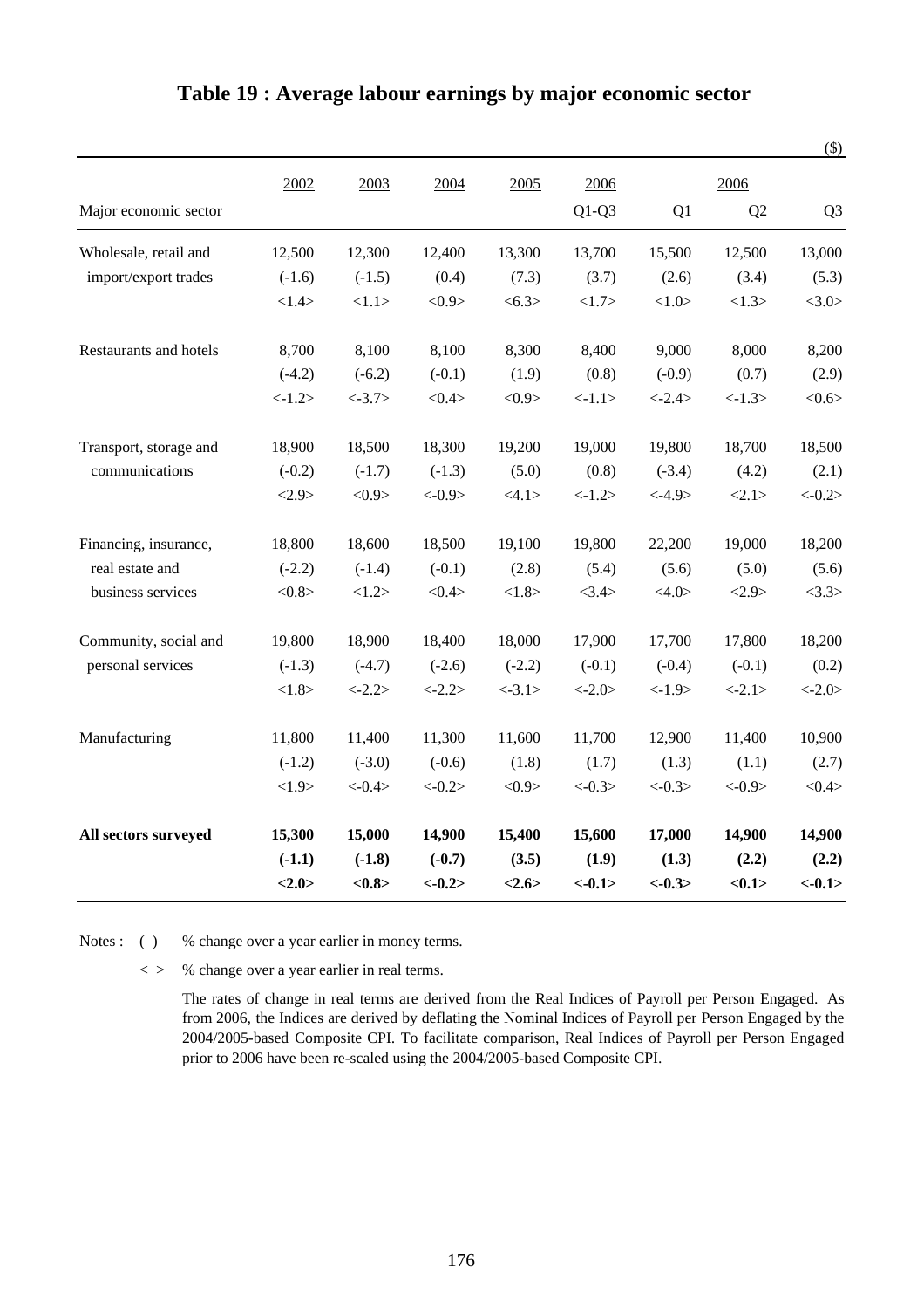# Table 19 : Average labour earnings by major economic sector

($)

| Major economic sector | 2002 | 2003 | 2004 | 2005 | 2006 Q1-Q3 | 2006 Q1 | 2006 Q2 | 2006 Q3 |
|---|---|---|---|---|---|---|---|---|
| Wholesale, retail and import/export trades | 12,500 | 12,300 | 12,400 | 13,300 | 13,700 | 15,500 | 12,500 | 13,000 |
| | (-1.6) | (-1.5) | (0.4) | (7.3) | (3.7) | (2.6) | (3.4) | (5.3) |
| | <1.4> | <1.1> | <0.9> | <6.3> | <1.7> | <1.0> | <1.3> | <3.0> |
| Restaurants and hotels | 8,700 | 8,100 | 8,100 | 8,300 | 8,400 | 9,000 | 8,000 | 8,200 |
| | (-4.2) | (-6.2) | (-0.1) | (1.9) | (0.8) | (-0.9) | (0.7) | (2.9) |
| | <-1.2> | <-3.7> | <0.4> | <0.9> | <-1.1> | <-2.4> | <-1.3> | <0.6> |
| Transport, storage and communications | 18,900 | 18,500 | 18,300 | 19,200 | 19,000 | 19,800 | 18,700 | 18,500 |
| | (-0.2) | (-1.7) | (-1.3) | (5.0) | (0.8) | (-3.4) | (4.2) | (2.1) |
| | <2.9> | <0.9> | <-0.9> | <4.1> | <-1.2> | <-4.9> | <2.1> | <-0.2> |
| Financing, insurance, real estate and business services | 18,800 | 18,600 | 18,500 | 19,100 | 19,800 | 22,200 | 19,000 | 18,200 |
| | (-2.2) | (-1.4) | (-0.1) | (2.8) | (5.4) | (5.6) | (5.0) | (5.6) |
| | <0.8> | <1.2> | <0.4> | <1.8> | <3.4> | <4.0> | <2.9> | <3.3> |
| Community, social and personal services | 19,800 | 18,900 | 18,400 | 18,000 | 17,900 | 17,700 | 17,800 | 18,200 |
| | (-1.3) | (-4.7) | (-2.6) | (-2.2) | (-0.1) | (-0.4) | (-0.1) | (0.2) |
| | <1.8> | <-2.2> | <-2.2> | <-3.1> | <-2.0> | <-1.9> | <-2.1> | <-2.0> |
| Manufacturing | 11,800 | 11,400 | 11,300 | 11,600 | 11,700 | 12,900 | 11,400 | 10,900 |
| | (-1.2) | (-3.0) | (-0.6) | (1.8) | (1.7) | (1.3) | (1.1) | (2.7) |
| | <1.9> | <-0.4> | <-0.2> | <0.9> | <-0.3> | <-0.3> | <-0.9> | <0.4> |
| **All sectors surveyed** | **15,300** | **15,000** | **14,900** | **15,400** | **15,600** | **17,000** | **14,900** | **14,900** |
| | **(-1.1)** | **(-1.8)** | **(-0.7)** | **(3.5)** | **(1.9)** | **(1.3)** | **(2.2)** | **(2.2)** |
| | **<2.0>** | **<0.8>** | **<-0.2>** | **<2.6>** | **<-0.1>** | **<-0.3>** | **<0.1>** | **<-0.1>** |

Notes : ( ) % change over a year earlier in money terms.

< > % change over a year earlier in real terms.

The rates of change in real terms are derived from the Real Indices of Payroll per Person Engaged. As from 2006, the Indices are derived by deflating the Nominal Indices of Payroll per Person Engaged by the 2004/2005-based Composite CPI. To facilitate comparison, Real Indices of Payroll per Person Engaged prior to 2006 have been re-scaled using the 2004/2005-based Composite CPI.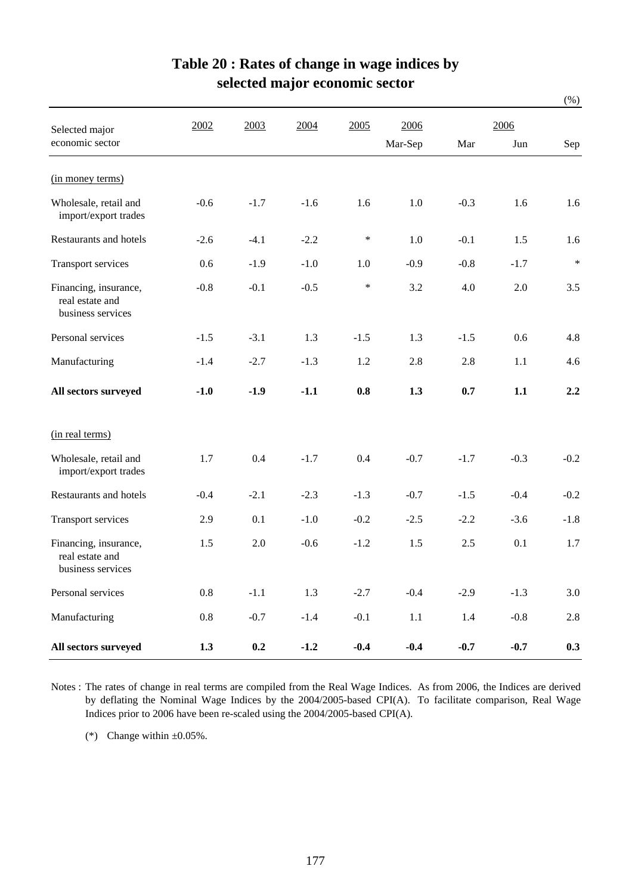# Table 20 : Rates of change in wage indices by selected major economic sector

(%)

| Selected major economic sector | 2002 | 2003 | 2004 | 2005 | 2006 | 2006 | | |
|---|---|---|---|---|---|---|---|---|
| | | | | | Mar-Sep | Mar | Jun | Sep |
| (in money terms) | | | | | | | | |
| Wholesale, retail and import/export trades | -0.6 | -1.7 | -1.6 | 1.6 | 1.0 | -0.3 | 1.6 | 1.6 |
| Restaurants and hotels | -2.6 | -4.1 | -2.2 | * | 1.0 | -0.1 | 1.5 | 1.6 |
| Transport services | 0.6 | -1.9 | -1.0 | 1.0 | -0.9 | -0.8 | -1.7 | * |
| Financing, insurance, real estate and business services | -0.8 | -0.1 | -0.5 | * | 3.2 | 4.0 | 2.0 | 3.5 |
| Personal services | -1.5 | -3.1 | 1.3 | -1.5 | 1.3 | -1.5 | 0.6 | 4.8 |
| Manufacturing | -1.4 | -2.7 | -1.3 | 1.2 | 2.8 | 2.8 | 1.1 | 4.6 |
| **All sectors surveyed** | **-1.0** | **-1.9** | **-1.1** | **0.8** | **1.3** | **0.7** | **1.1** | **2.2** |
| (in real terms) | | | | | | | | |
| Wholesale, retail and import/export trades | 1.7 | 0.4 | -1.7 | 0.4 | -0.7 | -1.7 | -0.3 | -0.2 |
| Restaurants and hotels | -0.4 | -2.1 | -2.3 | -1.3 | -0.7 | -1.5 | -0.4 | -0.2 |
| Transport services | 2.9 | 0.1 | -1.0 | -0.2 | -2.5 | -2.2 | -3.6 | -1.8 |
| Financing, insurance, real estate and business services | 1.5 | 2.0 | -0.6 | -1.2 | 1.5 | 2.5 | 0.1 | 1.7 |
| Personal services | 0.8 | -1.1 | 1.3 | -2.7 | -0.4 | -2.9 | -1.3 | 3.0 |
| Manufacturing | 0.8 | -0.7 | -1.4 | -0.1 | 1.1 | 1.4 | -0.8 | 2.8 |
| **All sectors surveyed** | **1.3** | **0.2** | **-1.2** | **-0.4** | **-0.4** | **-0.7** | **-0.7** | **0.3** |

Notes : The rates of change in real terms are compiled from the Real Wage Indices. As from 2006, the Indices are derived by deflating the Nominal Wage Indices by the 2004/2005-based CPI(A). To facilitate comparison, Real Wage Indices prior to 2006 have been re-scaled using the 2004/2005-based CPI(A).

(*) Change within ±0.05%.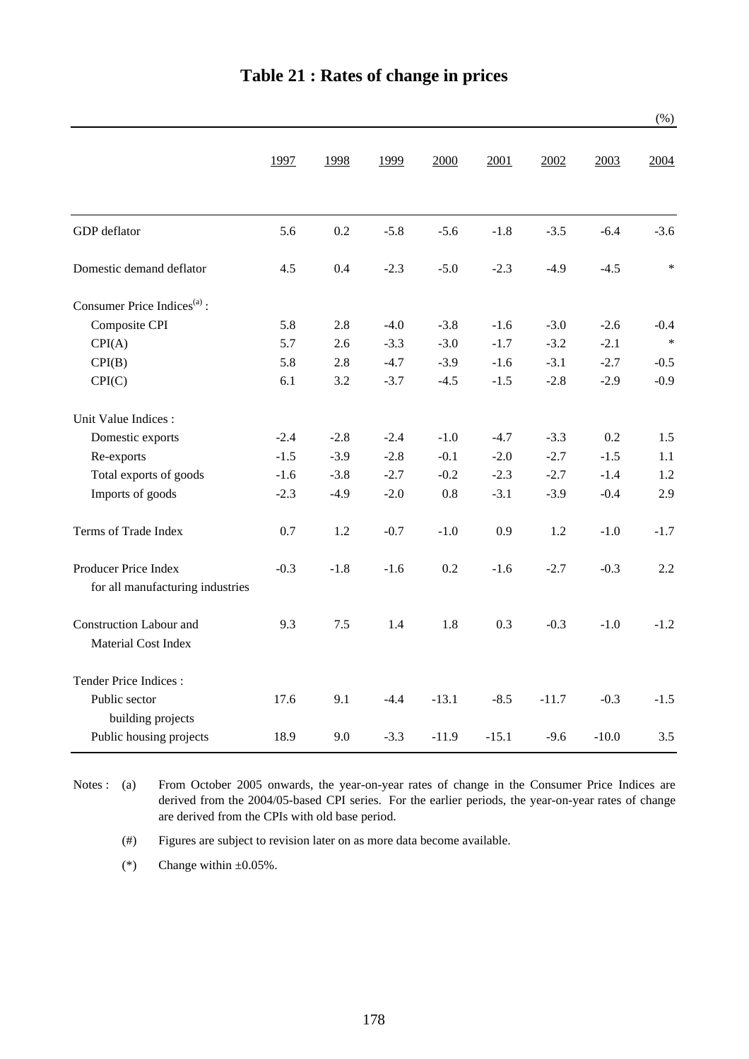# Table 21 : Rates of change in prices

(%)

| | 1997 | 1998 | 1999 | 2000 | 2001 | 2002 | 2003 | 2004 |
|---|---|---|---|---|---|---|---|---|
| GDP deflator | 5.6 | 0.2 | -5.8 | -5.6 | -1.8 | -3.5 | -6.4 | -3.6 |
| Domestic demand deflator | 4.5 | 0.4 | -2.3 | -5.0 | -2.3 | -4.9 | -4.5 | * |
| Consumer Price Indices[(a)] : | | | | | | | | |
| Composite CPI | 5.8 | 2.8 | -4.0 | -3.8 | -1.6 | -3.0 | -2.6 | -0.4 |
| CPI(A) | 5.7 | 2.6 | -3.3 | -3.0 | -1.7 | -3.2 | -2.1 | * |
| CPI(B) | 5.8 | 2.8 | -4.7 | -3.9 | -1.6 | -3.1 | -2.7 | -0.5 |
| CPI(C) | 6.1 | 3.2 | -3.7 | -4.5 | -1.5 | -2.8 | -2.9 | -0.9 |
| Unit Value Indices : | | | | | | | | |
| Domestic exports | -2.4 | -2.8 | -2.4 | -1.0 | -4.7 | -3.3 | 0.2 | 1.5 |
| Re-exports | -1.5 | -3.9 | -2.8 | -0.1 | -2.0 | -2.7 | -1.5 | 1.1 |
| Total exports of goods | -1.6 | -3.8 | -2.7 | -0.2 | -2.3 | -2.7 | -1.4 | 1.2 |
| Imports of goods | -2.3 | -4.9 | -2.0 | 0.8 | -3.1 | -3.9 | -0.4 | 2.9 |
| Terms of Trade Index | 0.7 | 1.2 | -0.7 | -1.0 | 0.9 | 1.2 | -1.0 | -1.7 |
| Producer Price Index for all manufacturing industries | -0.3 | -1.8 | -1.6 | 0.2 | -1.6 | -2.7 | -0.3 | 2.2 |
| Construction Labour and Material Cost Index | 9.3 | 7.5 | 1.4 | 1.8 | 0.3 | -0.3 | -1.0 | -1.2 |
| Tender Price Indices : | | | | | | | | |
| Public sector building projects | 17.6 | 9.1 | -4.4 | -13.1 | -8.5 | -11.7 | -0.3 | -1.5 |
| Public housing projects | 18.9 | 9.0 | -3.3 | -11.9 | -15.1 | -9.6 | -10.0 | 3.5 |

Notes : (a) From October 2005 onwards, the year-on-year rates of change in the Consumer Price Indices are derived from the 2004/05-based CPI series. For the earlier periods, the year-on-year rates of change are derived from the CPIs with old base period.

(#) Figures are subject to revision later on as more data become available.

(*) Change within ±0.05%.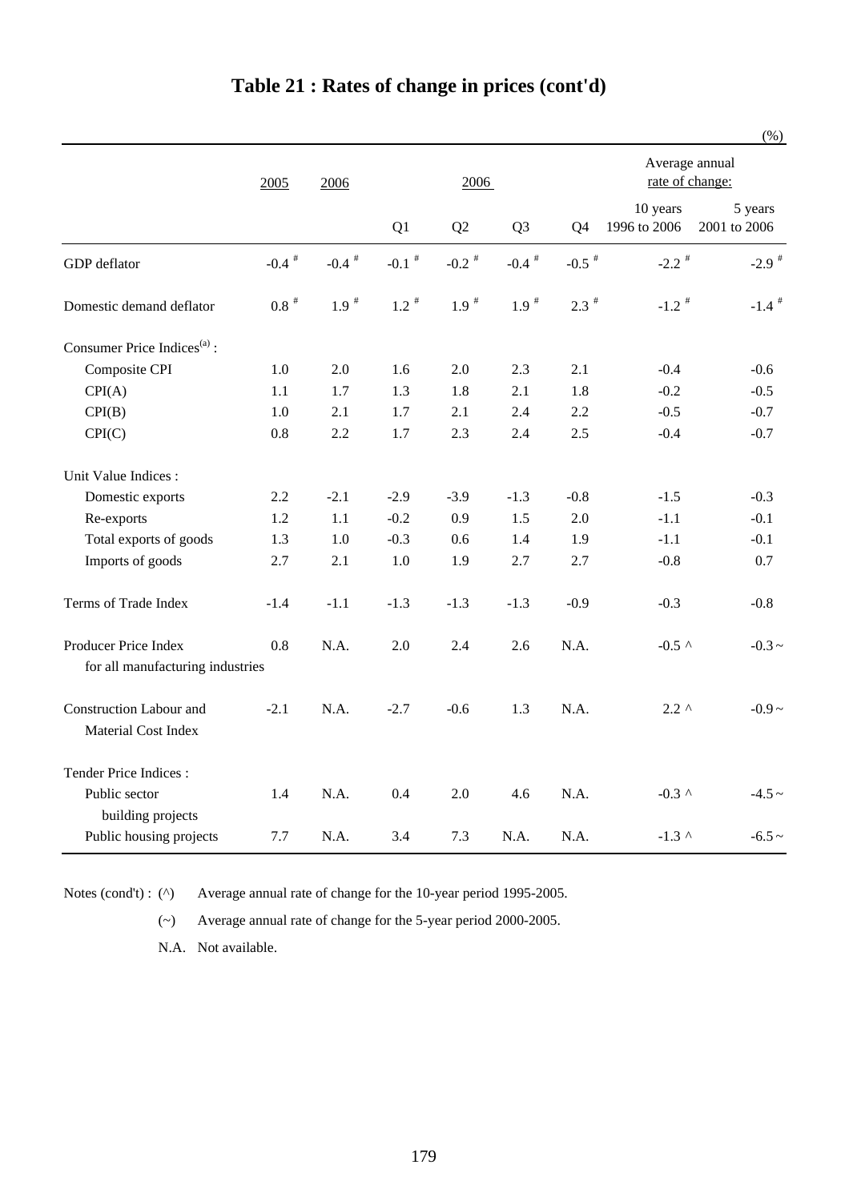# Table 21 : Rates of change in prices (cont'd)

(%)

| | 2005 | 2006 | 2006 | | | | Average annual rate of change: | |
|---|---|---|---|---|---|---|---|---|
| | | | Q1 | Q2 | Q3 | Q4 | 10 years 1996 to 2006 | 5 years 2001 to 2006 |
| GDP deflator | -0.4 # | -0.4 # | -0.1 # | -0.2 # | -0.4 # | -0.5 # | -2.2 # | -2.9 # |
| Domestic demand deflator | 0.8 # | 1.9 # | 1.2 # | 1.9 # | 1.9 # | 2.3 # | -1.2 # | -1.4 # |
| Consumer Price Indices[(a)] : | | | | | | | | |
| Composite CPI | 1.0 | 2.0 | 1.6 | 2.0 | 2.3 | 2.1 | -0.4 | -0.6 |
| CPI(A) | 1.1 | 1.7 | 1.3 | 1.8 | 2.1 | 1.8 | -0.2 | -0.5 |
| CPI(B) | 1.0 | 2.1 | 1.7 | 2.1 | 2.4 | 2.2 | -0.5 | -0.7 |
| CPI(C) | 0.8 | 2.2 | 1.7 | 2.3 | 2.4 | 2.5 | -0.4 | -0.7 |
| Unit Value Indices : | | | | | | | | |
| Domestic exports | 2.2 | -2.1 | -2.9 | -3.9 | -1.3 | -0.8 | -1.5 | -0.3 |
| Re-exports | 1.2 | 1.1 | -0.2 | 0.9 | 1.5 | 2.0 | -1.1 | -0.1 |
| Total exports of goods | 1.3 | 1.0 | -0.3 | 0.6 | 1.4 | 1.9 | -1.1 | -0.1 |
| Imports of goods | 2.7 | 2.1 | 1.0 | 1.9 | 2.7 | 2.7 | -0.8 | 0.7 |
| Terms of Trade Index | -1.4 | -1.1 | -1.3 | -1.3 | -1.3 | -0.9 | -0.3 | -0.8 |
| Producer Price Index for all manufacturing industries | 0.8 | N.A. | 2.0 | 2.4 | 2.6 | N.A. | -0.5 ^ | -0.3 ~ |
| Construction Labour and Material Cost Index | -2.1 | N.A. | -2.7 | -0.6 | 1.3 | N.A. | 2.2 ^ | -0.9 ~ |
| Tender Price Indices : | | | | | | | | |
| Public sector building projects | 1.4 | N.A. | 0.4 | 2.0 | 4.6 | N.A. | -0.3 ^ | -4.5 ~ |
| Public housing projects | 7.7 | N.A. | 3.4 | 7.3 | N.A. | N.A. | -1.3 ^ | -6.5 ~ |

Notes (cond't) : (^) Average annual rate of change for the 10-year period 1995-2005.

(~) Average annual rate of change for the 5-year period 2000-2005.

N.A. Not available.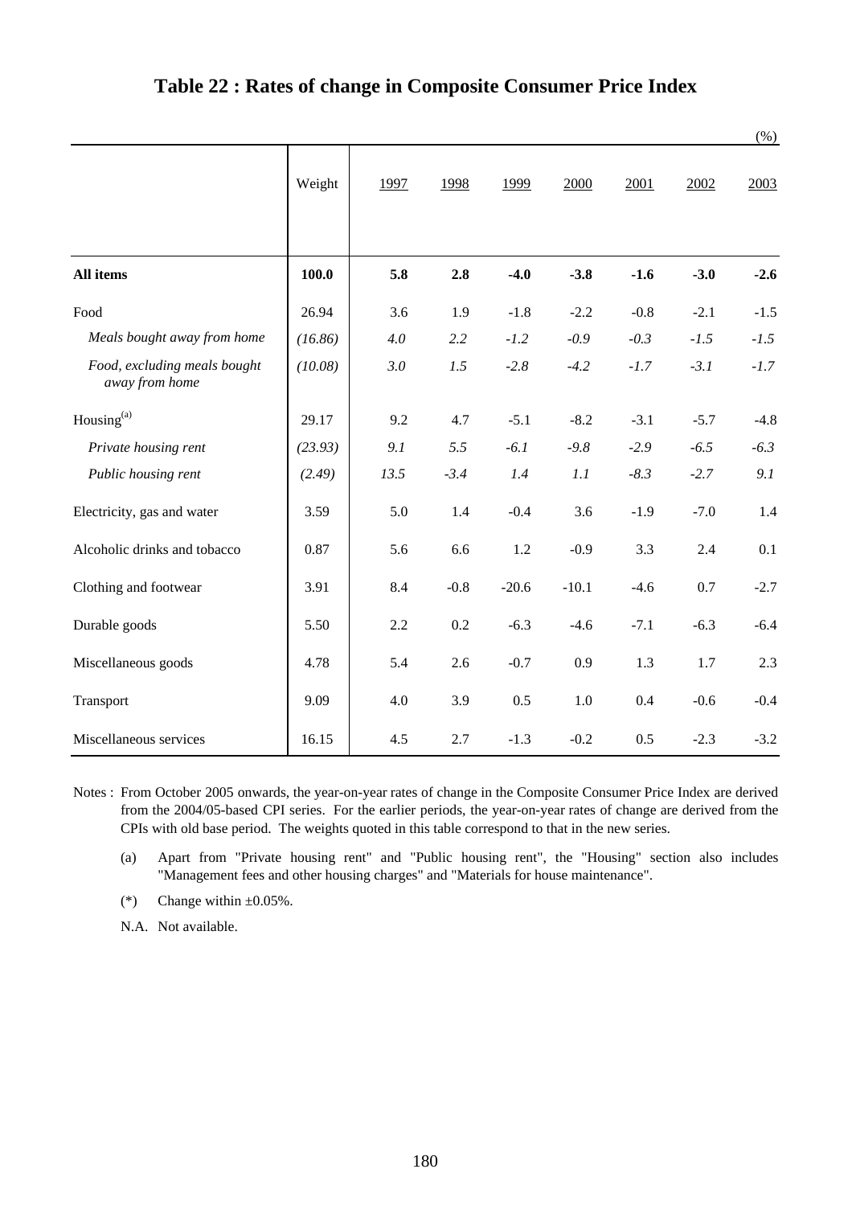# Table 22 : Rates of change in Composite Consumer Price Index

(%)

| | Weight | 1997 | 1998 | 1999 | 2000 | 2001 | 2002 | 2003 |
|---|---|---|---|---|---|---|---|---|
| **All items** | **100.0** | **5.8** | **2.8** | **-4.0** | **-3.8** | **-1.6** | **-3.0** | **-2.6** |
| Food | 26.94 | 3.6 | 1.9 | -1.8 | -2.2 | -0.8 | -2.1 | -1.5 |
| *Meals bought away from home* | *(16.86)* | *4.0* | *2.2* | *-1.2* | *-0.9* | *-0.3* | *-1.5* | *-1.5* |
| *Food, excluding meals bought away from home* | *(10.08)* | *3.0* | *1.5* | *-2.8* | *-4.2* | *-1.7* | *-3.1* | *-1.7* |
| Housing[(a)] | 29.17 | 9.2 | 4.7 | -5.1 | -8.2 | -3.1 | -5.7 | -4.8 |
| *Private housing rent* | *(23.93)* | *9.1* | *5.5* | *-6.1* | *-9.8* | *-2.9* | *-6.5* | *-6.3* |
| *Public housing rent* | *(2.49)* | *13.5* | *-3.4* | *1.4* | *1.1* | *-8.3* | *-2.7* | *9.1* |
| Electricity, gas and water | 3.59 | 5.0 | 1.4 | -0.4 | 3.6 | -1.9 | -7.0 | 1.4 |
| Alcoholic drinks and tobacco | 0.87 | 5.6 | 6.6 | 1.2 | -0.9 | 3.3 | 2.4 | 0.1 |
| Clothing and footwear | 3.91 | 8.4 | -0.8 | -20.6 | -10.1 | -4.6 | 0.7 | -2.7 |
| Durable goods | 5.50 | 2.2 | 0.2 | -6.3 | -4.6 | -7.1 | -6.3 | -6.4 |
| Miscellaneous goods | 4.78 | 5.4 | 2.6 | -0.7 | 0.9 | 1.3 | 1.7 | 2.3 |
| Transport | 9.09 | 4.0 | 3.9 | 0.5 | 1.0 | 0.4 | -0.6 | -0.4 |
| Miscellaneous services | 16.15 | 4.5 | 2.7 | -1.3 | -0.2 | 0.5 | -2.3 | -3.2 |

Notes : From October 2005 onwards, the year-on-year rates of change in the Composite Consumer Price Index are derived from the 2004/05-based CPI series. For the earlier periods, the year-on-year rates of change are derived from the CPIs with old base period. The weights quoted in this table correspond to that in the new series.

(a) Apart from "Private housing rent" and "Public housing rent", the "Housing" section also includes "Management fees and other housing charges" and "Materials for house maintenance".

(*) Change within ±0.05%.

N.A. Not available.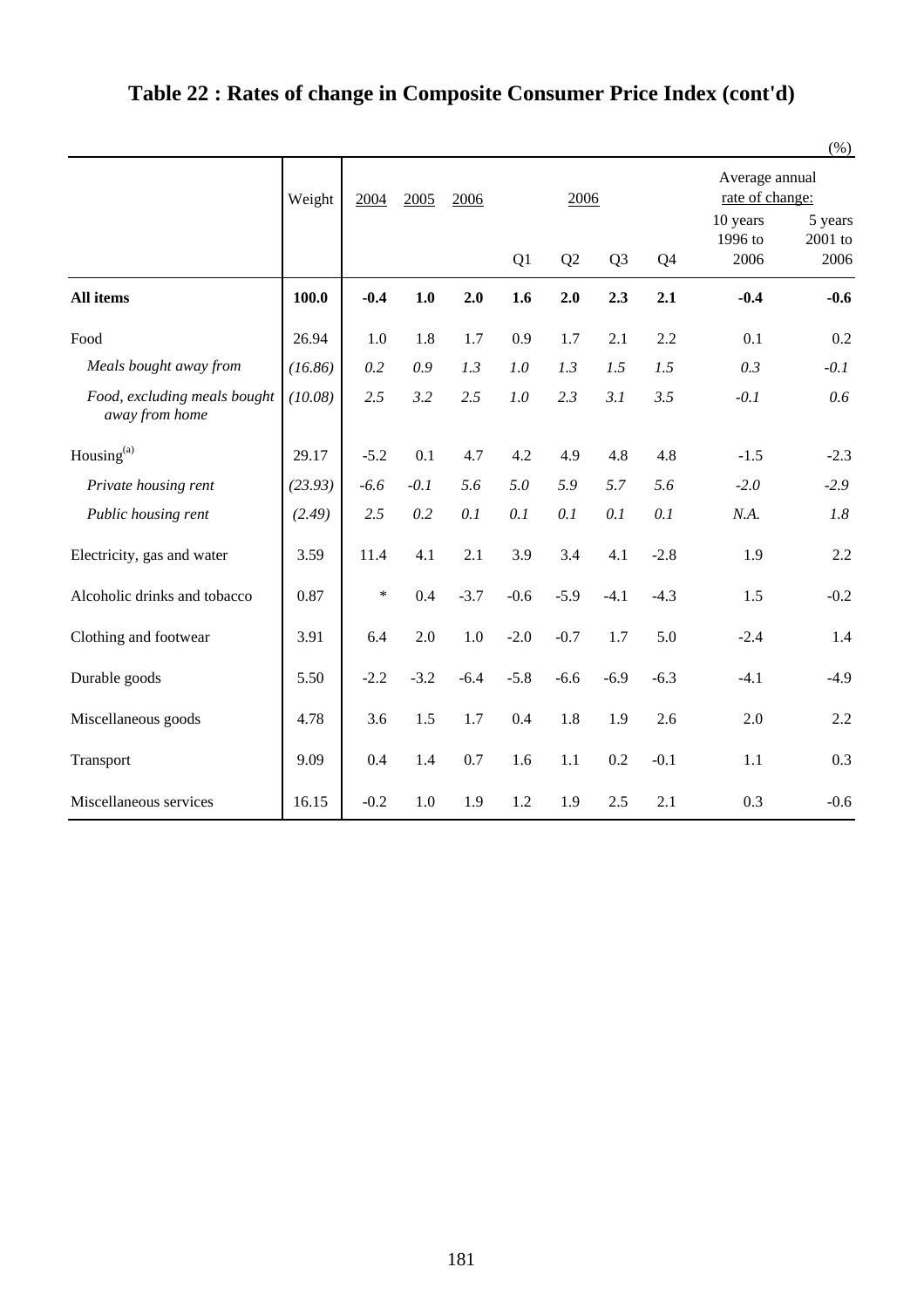# Table 22 : Rates of change in Composite Consumer Price Index (cont'd)

(%)

| | Weight | 2004 | 2005 | 2006 | 2006 | | | | Average annual rate of change: | |
|---|---|---|---|---|---|---|---|---|---|---|
| | | | | | Q1 | Q2 | Q3 | Q4 | 10 years 1996 to 2006 | 5 years 2001 to 2006 |
| **All items** | **100.0** | **-0.4** | **1.0** | **2.0** | **1.6** | **2.0** | **2.3** | **2.1** | **-0.4** | **-0.6** |
| Food | 26.94 | 1.0 | 1.8 | 1.7 | 0.9 | 1.7 | 2.1 | 2.2 | 0.1 | 0.2 |
| *Meals bought away from* | *(16.86)* | *0.2* | *0.9* | *1.3* | *1.0* | *1.3* | *1.5* | *1.5* | *0.3* | *-0.1* |
| *Food, excluding meals bought away from home* | *(10.08)* | *2.5* | *3.2* | *2.5* | *1.0* | *2.3* | *3.1* | *3.5* | *-0.1* | *0.6* |
| Housing[(a)] | 29.17 | -5.2 | 0.1 | 4.7 | 4.2 | 4.9 | 4.8 | 4.8 | -1.5 | -2.3 |
| *Private housing rent* | *(23.93)* | *-6.6* | *-0.1* | *5.6* | *5.0* | *5.9* | *5.7* | *5.6* | *-2.0* | *-2.9* |
| *Public housing rent* | *(2.49)* | *2.5* | *0.2* | *0.1* | *0.1* | *0.1* | *0.1* | *0.1* | *N.A.* | *1.8* |
| Electricity, gas and water | 3.59 | 11.4 | 4.1 | 2.1 | 3.9 | 3.4 | 4.1 | -2.8 | 1.9 | 2.2 |
| Alcoholic drinks and tobacco | 0.87 | * | 0.4 | -3.7 | -0.6 | -5.9 | -4.1 | -4.3 | 1.5 | -0.2 |
| Clothing and footwear | 3.91 | 6.4 | 2.0 | 1.0 | -2.0 | -0.7 | 1.7 | 5.0 | -2.4 | 1.4 |
| Durable goods | 5.50 | -2.2 | -3.2 | -6.4 | -5.8 | -6.6 | -6.9 | -6.3 | -4.1 | -4.9 |
| Miscellaneous goods | 4.78 | 3.6 | 1.5 | 1.7 | 0.4 | 1.8 | 1.9 | 2.6 | 2.0 | 2.2 |
| Transport | 9.09 | 0.4 | 1.4 | 0.7 | 1.6 | 1.1 | 0.2 | -0.1 | 1.1 | 0.3 |
| Miscellaneous services | 16.15 | -0.2 | 1.0 | 1.9 | 1.2 | 1.9 | 2.5 | 2.1 | 0.3 | -0.6 |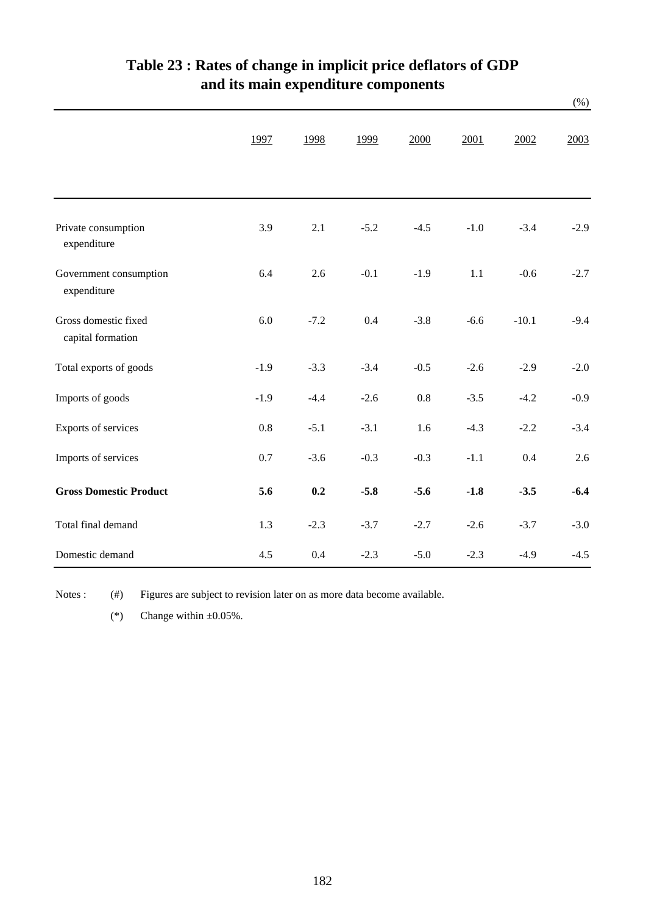# Table 23 : Rates of change in implicit price deflators of GDP and its main expenditure components

(%)

| | 1997 | 1998 | 1999 | 2000 | 2001 | 2002 | 2003 |
|---|---|---|---|---|---|---|---|
| Private consumption expenditure | 3.9 | 2.1 | -5.2 | -4.5 | -1.0 | -3.4 | -2.9 |
| Government consumption expenditure | 6.4 | 2.6 | -0.1 | -1.9 | 1.1 | -0.6 | -2.7 |
| Gross domestic fixed capital formation | 6.0 | -7.2 | 0.4 | -3.8 | -6.6 | -10.1 | -9.4 |
| Total exports of goods | -1.9 | -3.3 | -3.4 | -0.5 | -2.6 | -2.9 | -2.0 |
| Imports of goods | -1.9 | -4.4 | -2.6 | 0.8 | -3.5 | -4.2 | -0.9 |
| Exports of services | 0.8 | -5.1 | -3.1 | 1.6 | -4.3 | -2.2 | -3.4 |
| Imports of services | 0.7 | -3.6 | -0.3 | -0.3 | -1.1 | 0.4 | 2.6 |
| **Gross Domestic Product** | **5.6** | **0.2** | **-5.8** | **-5.6** | **-1.8** | **-3.5** | **-6.4** |
| Total final demand | 1.3 | -2.3 | -3.7 | -2.7 | -2.6 | -3.7 | -3.0 |
| Domestic demand | 4.5 | 0.4 | -2.3 | -5.0 | -2.3 | -4.9 | -4.5 |

Notes : (#) Figures are subject to revision later on as more data become available.

(*) Change within ±0.05%.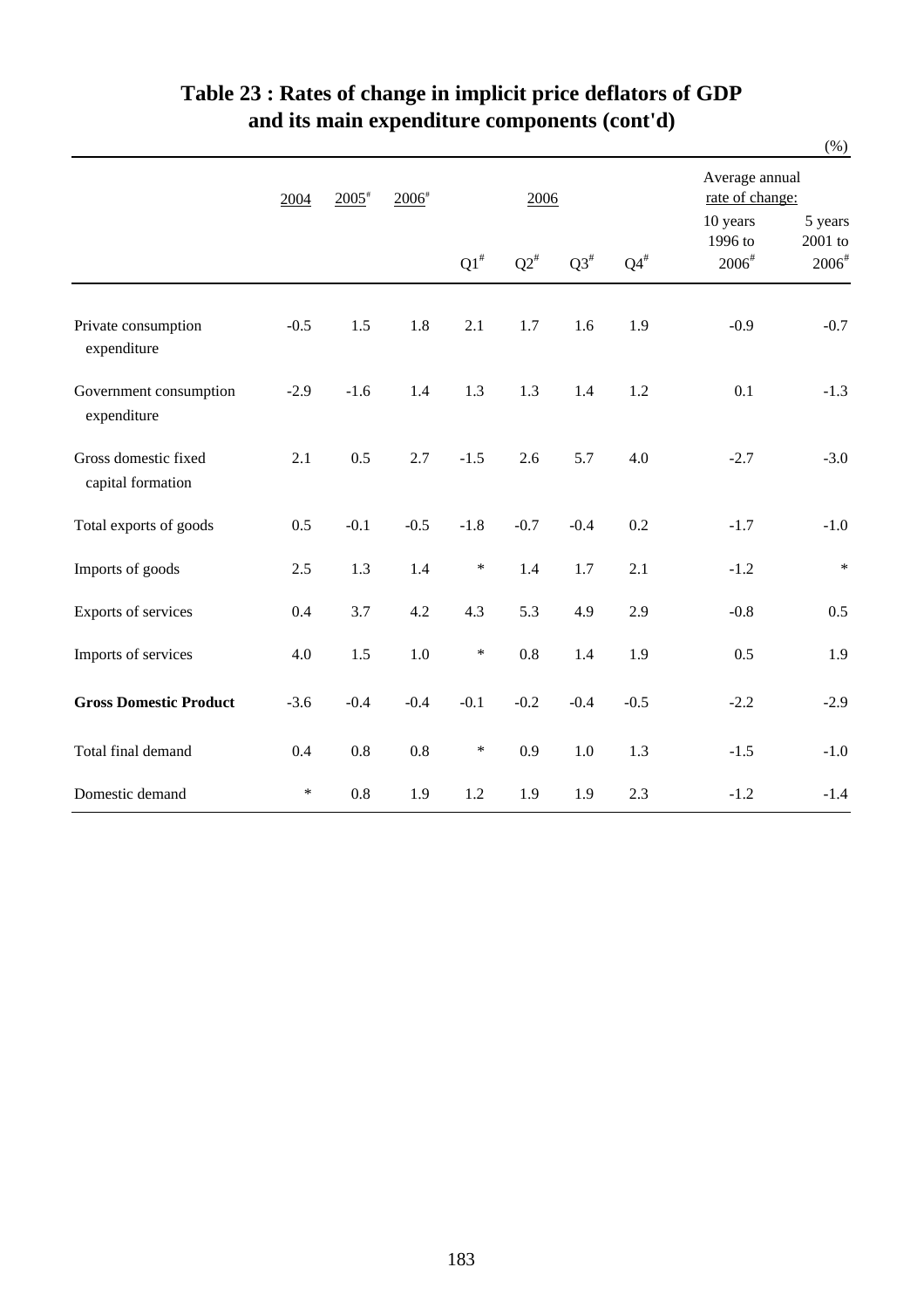# Table 23 : Rates of change in implicit price deflators of GDP and its main expenditure components (cont'd)

(%)

| | 2004 | 2005# | 2006# | 2006 | | | | Average annual rate of change: | |
|---|---|---|---|---|---|---|---|---|---|
| | | | | Q1# | Q2# | Q3# | Q4# | 10 years 1996 to 2006# | 5 years 2001 to 2006# |
| Private consumption expenditure | -0.5 | 1.5 | 1.8 | 2.1 | 1.7 | 1.6 | 1.9 | -0.9 | -0.7 |
| Government consumption expenditure | -2.9 | -1.6 | 1.4 | 1.3 | 1.3 | 1.4 | 1.2 | 0.1 | -1.3 |
| Gross domestic fixed capital formation | 2.1 | 0.5 | 2.7 | -1.5 | 2.6 | 5.7 | 4.0 | -2.7 | -3.0 |
| Total exports of goods | 0.5 | -0.1 | -0.5 | -1.8 | -0.7 | -0.4 | 0.2 | -1.7 | -1.0 |
| Imports of goods | 2.5 | 1.3 | 1.4 | * | 1.4 | 1.7 | 2.1 | -1.2 | * |
| Exports of services | 0.4 | 3.7 | 4.2 | 4.3 | 5.3 | 4.9 | 2.9 | -0.8 | 0.5 |
| Imports of services | 4.0 | 1.5 | 1.0 | * | 0.8 | 1.4 | 1.9 | 0.5 | 1.9 |
| **Gross Domestic Product** | -3.6 | -0.4 | -0.4 | -0.1 | -0.2 | -0.4 | -0.5 | -2.2 | -2.9 |
| Total final demand | 0.4 | 0.8 | 0.8 | * | 0.9 | 1.0 | 1.3 | -1.5 | -1.0 |
| Domestic demand | * | 0.8 | 1.9 | 1.2 | 1.9 | 1.9 | 2.3 | -1.2 | -1.4 |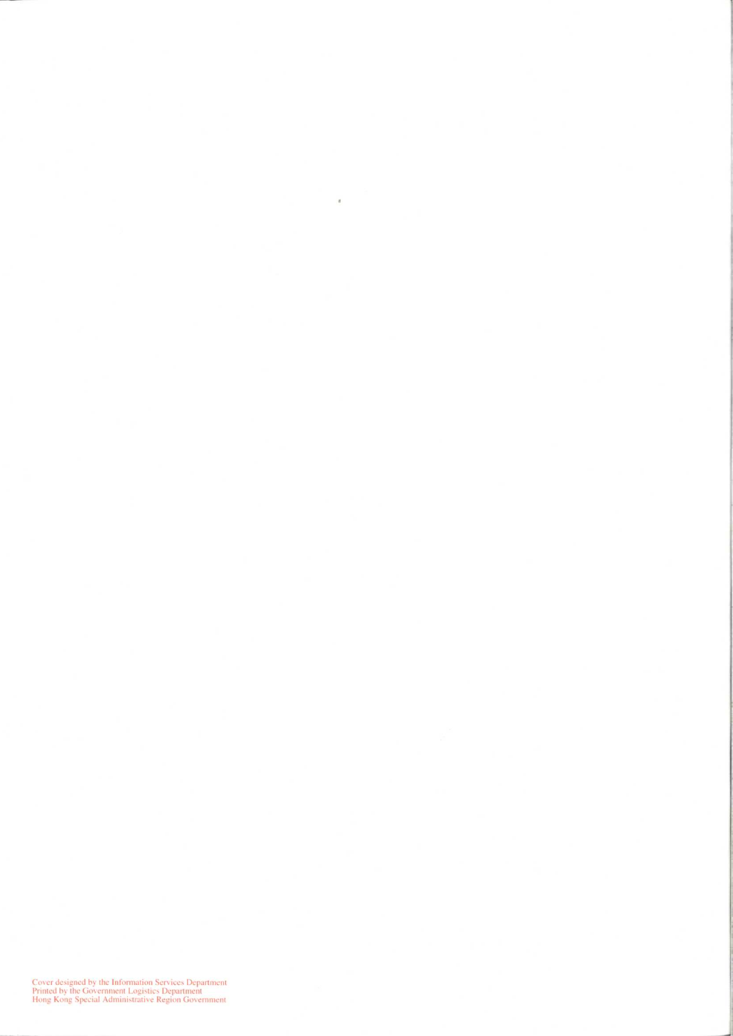Cover designed by the Information Services Department
Printed by the Government Logistics Department
Hong Kong Special Administrative Region Government